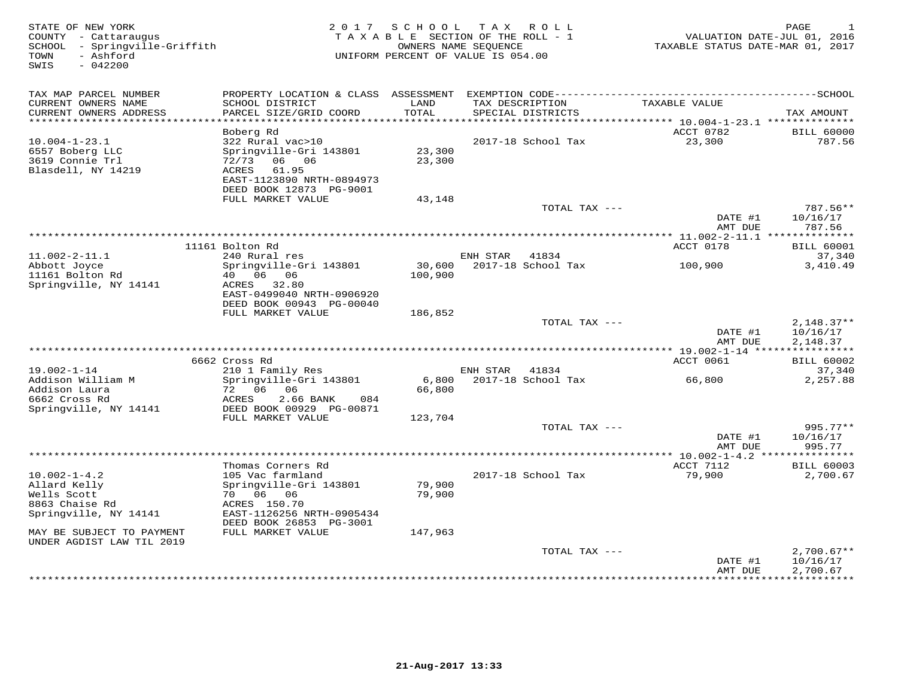STATE OF NEW YORK
COUNTY - Cattaraugus
SCHOOL - Springville-Griffith
TOWN - Ashford
SWIS - 042200

2017 SCHOOL TAX ROLL
TAXABLE SECTION OF THE ROLL - 1
OWNERS NAME SEQUENCE
UNIFORM PERCENT OF VALUE IS 054.00

VALUATION DATE-JUL 01, 2016
TAXABLE STATUS DATE-MAR 01, 2017

| TAX MAP PARCEL NUMBER / CURRENT OWNERS NAME / CURRENT OWNERS ADDRESS | PROPERTY LOCATION & CLASS / SCHOOL DISTRICT / PARCEL SIZE/GRID COORD | ASSESSMENT LAND / TOTAL | EXEMPTION CODE / TAX DESCRIPTION / SPECIAL DISTRICTS | TAXABLE VALUE | SCHOOL TAX AMOUNT |
|---|---|---|---|---|---|
| | Boberg Rd | | | ACCT 0782 | BILL 60000 |
| 10.004-1-23.1 | 322 Rural vac>10 | | 2017-18 School Tax | 23,300 | 787.56 |
| 6557 Boberg LLC | Springville-Gri 143801 | 23,300 | | | |
| 3619 Connie Trl | 72/73 06 06 | 23,300 | | | |
| Blasdell, NY 14219 | ACRES 61.95 | | | | |
| | EAST-1123890 NRTH-0894973 | | | | |
| | DEED BOOK 12873 PG-9001 | | | | |
| | FULL MARKET VALUE | 43,148 | | | |
| | | | TOTAL TAX --- | | 787.56** |
| | | | | DATE #1 | 10/16/17 |
| | | | | AMT DUE | 787.56 |
| | 11161 Bolton Rd | | | ACCT 0178 | BILL 60001 |
| 11.002-2-11.1 | 240 Rural res | | ENH STAR 41834 | | 37,340 |
| Abbott Joyce | Springville-Gri 143801 | 30,600 | 2017-18 School Tax | 100,900 | 3,410.49 |
| 11161 Bolton Rd | 40 06 06 | 100,900 | | | |
| Springville, NY 14141 | ACRES 32.80 | | | | |
| | EAST-0499040 NRTH-0906920 | | | | |
| | DEED BOOK 00943 PG-00040 | | | | |
| | FULL MARKET VALUE | 186,852 | | | |
| | | | TOTAL TAX --- | | 2,148.37** |
| | | | | DATE #1 | 10/16/17 |
| | | | | AMT DUE | 2,148.37 |
| | 6662 Cross Rd | | | ACCT 0061 | BILL 60002 |
| 19.002-1-14 | 210 1 Family Res | | ENH STAR 41834 | | 37,340 |
| Addison William M | Springville-Gri 143801 | 6,800 | 2017-18 School Tax | 66,800 | 2,257.88 |
| Addison Laura | 72 06 06 | 66,800 | | | |
| 6662 Cross Rd | ACRES 2.66 BANK 084 | | | | |
| Springville, NY 14141 | DEED BOOK 00929 PG-00871 | | | | |
| | FULL MARKET VALUE | 123,704 | | | |
| | | | TOTAL TAX --- | | 995.77** |
| | | | | DATE #1 | 10/16/17 |
| | | | | AMT DUE | 995.77 |
| | Thomas Corners Rd | | | ACCT 7112 | BILL 60003 |
| 10.002-1-4.2 | 105 Vac farmland | | 2017-18 School Tax | 79,900 | 2,700.67 |
| Allard Kelly | Springville-Gri 143801 | 79,900 | | | |
| Wells Scott | 70 06 06 | 79,900 | | | |
| 8863 Chaise Rd | ACRES 150.70 | | | | |
| Springville, NY 14141 | EAST-1126256 NRTH-0905434 | | | | |
| | DEED BOOK 26853 PG-3001 | | | | |
| MAY BE SUBJECT TO PAYMENT | FULL MARKET VALUE | 147,963 | | | |
| UNDER AGDIST LAW TIL 2019 | | | | | |
| | | | TOTAL TAX --- | | 2,700.67** |
| | | | | DATE #1 | 10/16/17 |
| | | | | AMT DUE | 2,700.67 |

21-Aug-2017 13:33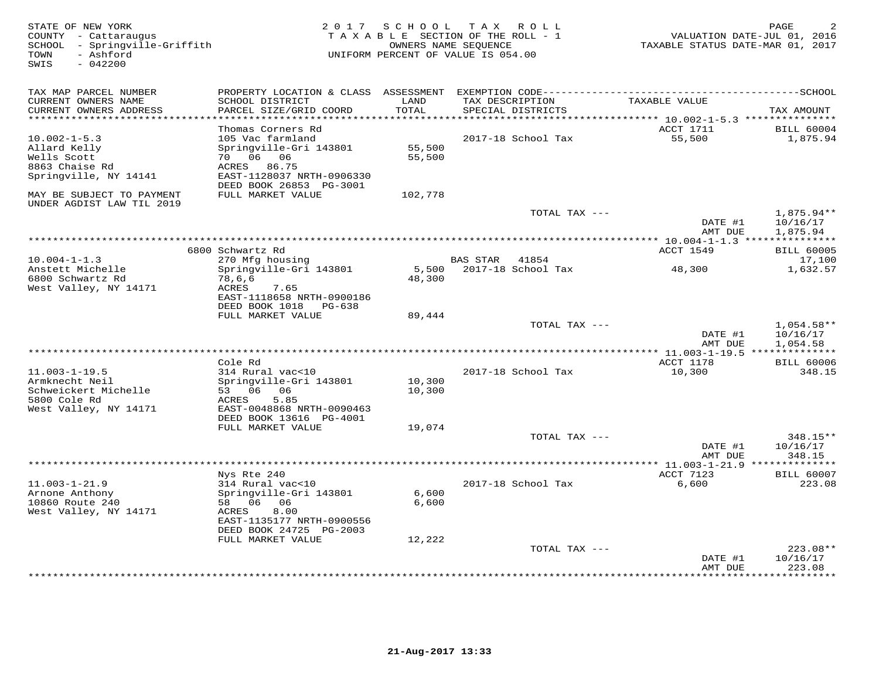STATE OF NEW YORK
COUNTY - Cattaraugus
SCHOOL - Springville-Griffith
TOWN - Ashford
SWIS - 042200

2 0 1 7 S C H O O L T A X R O L L
T A X A B L E SECTION OF THE ROLL - 1
OWNERS NAME SEQUENCE
UNIFORM PERCENT OF VALUE IS 054.00

VALUATION DATE-JUL 01, 2016
TAXABLE STATUS DATE-MAR 01, 2017

| TAX MAP PARCEL NUMBER / CURRENT OWNERS NAME / CURRENT OWNERS ADDRESS | PROPERTY LOCATION & CLASS / SCHOOL DISTRICT / PARCEL SIZE/GRID COORD | ASSESSMENT LAND / TOTAL | EXEMPTION CODE / TAX DESCRIPTION / SPECIAL DISTRICTS | TAXABLE VALUE | TAX AMOUNT |
|---|---|---|---|---|---|
| **10.002-1-5.3** | Thomas Corners Rd | | | ACCT 1711 | BILL 60004 |
| 10.002-1-5.3 | 105 Vac farmland | | 2017-18 School Tax | 55,500 | 1,875.94 |
| Allard Kelly | Springville-Gri 143801 | 55,500 | | | |
| Wells Scott | 70 06 06 | 55,500 | | | |
| 8863 Chaise Rd | ACRES 86.75 | | | | |
| Springville, NY 14141 | EAST-1128037 NRTH-0906330 | | | | |
| | DEED BOOK 26853 PG-3001 | | | | |
| MAY BE SUBJECT TO PAYMENT UNDER AGDIST LAW TIL 2019 | FULL MARKET VALUE | 102,778 | | | |
| | | | TOTAL TAX --- | | 1,875.94** |
| | | | | DATE #1 | 10/16/17 |
| | | | | AMT DUE | 1,875.94 |
| **10.004-1-1.3** | 6800 Schwartz Rd | | | ACCT 1549 | BILL 60005 |
| 10.004-1-1.3 | 270 Mfg housing | | BAS STAR 41854 | | 17,100 |
| Anstett Michelle | Springville-Gri 143801 | 5,500 | 2017-18 School Tax | 48,300 | 1,632.57 |
| 6800 Schwartz Rd | 78,6,6 | 48,300 | | | |
| West Valley, NY 14171 | ACRES 7.65 | | | | |
| | EAST-1118658 NRTH-0900186 | | | | |
| | DEED BOOK 1018 PG-638 | | | | |
| | FULL MARKET VALUE | 89,444 | | | |
| | | | TOTAL TAX --- | | 1,054.58** |
| | | | | DATE #1 | 10/16/17 |
| | | | | AMT DUE | 1,054.58 |
| **11.003-1-19.5** | Cole Rd | | | ACCT 1178 | BILL 60006 |
| 11.003-1-19.5 | 314 Rural vac<10 | | 2017-18 School Tax | 10,300 | 348.15 |
| Armknecht Neil | Springville-Gri 143801 | 10,300 | | | |
| Schweickert Michelle | 53 06 06 | 10,300 | | | |
| 5800 Cole Rd | ACRES 5.85 | | | | |
| West Valley, NY 14171 | EAST-0048868 NRTH-0090463 | | | | |
| | DEED BOOK 13616 PG-4001 | | | | |
| | FULL MARKET VALUE | 19,074 | | | |
| | | | TOTAL TAX --- | | 348.15** |
| | | | | DATE #1 | 10/16/17 |
| | | | | AMT DUE | 348.15 |
| **11.003-1-21.9** | Nys Rte 240 | | | ACCT 7123 | BILL 60007 |
| 11.003-1-21.9 | 314 Rural vac<10 | | 2017-18 School Tax | 6,600 | 223.08 |
| Arnone Anthony | Springville-Gri 143801 | 6,600 | | | |
| 10860 Route 240 | 58 06 06 | 6,600 | | | |
| West Valley, NY 14171 | ACRES 8.00 | | | | |
| | EAST-1135177 NRTH-0900556 | | | | |
| | DEED BOOK 24725 PG-2003 | | | | |
| | FULL MARKET VALUE | 12,222 | | | |
| | | | TOTAL TAX --- | | 223.08** |
| | | | | DATE #1 | 10/16/17 |
| | | | | AMT DUE | 223.08 |

21-Aug-2017 13:33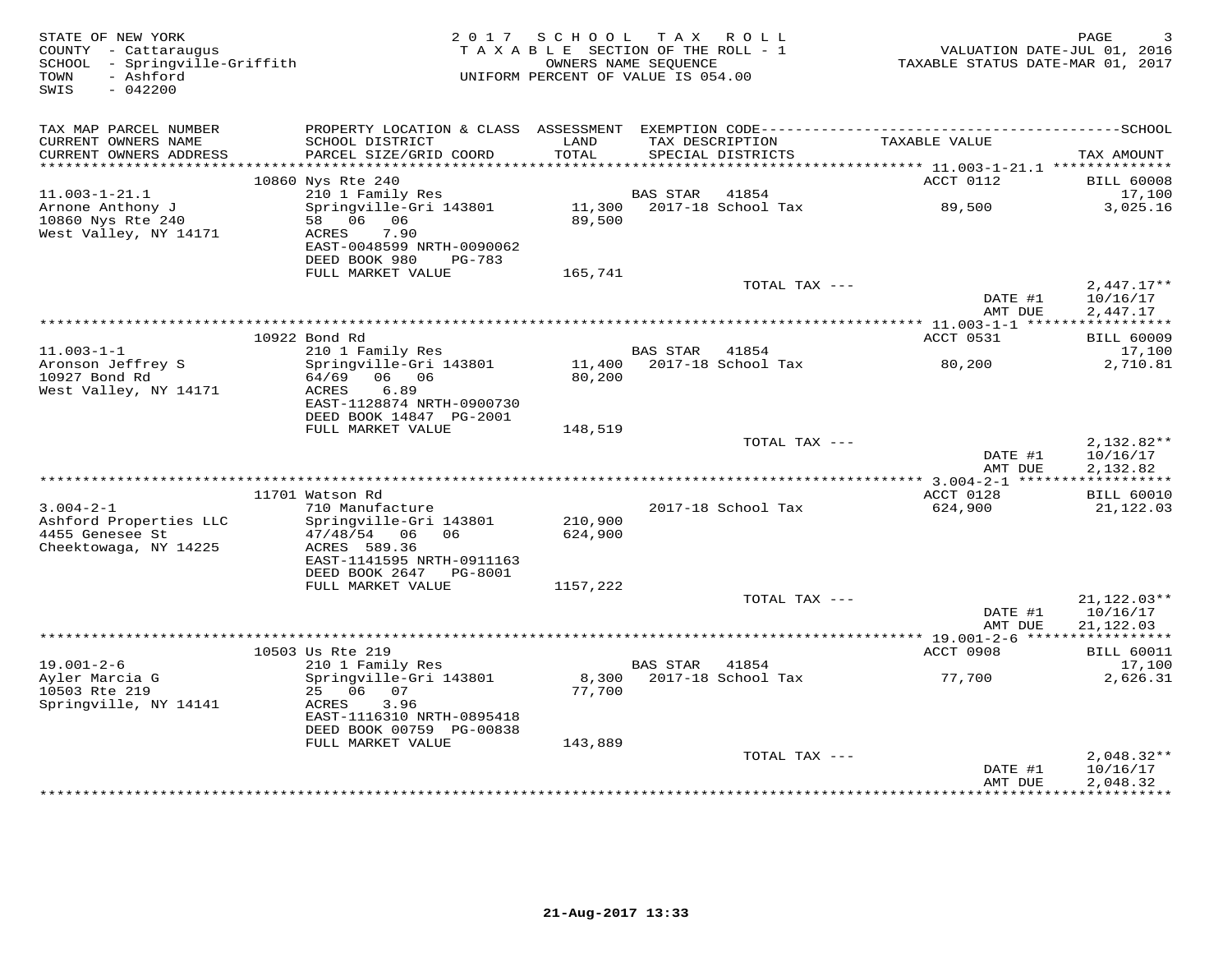STATE OF NEW YORK
COUNTY - Cattaraugus
SCHOOL - Springville-Griffith
TOWN - Ashford
SWIS - 042200

2017 SCHOOL TAX ROLL
TAXABLE SECTION OF THE ROLL - 1
OWNERS NAME SEQUENCE
UNIFORM PERCENT OF VALUE IS 054.00

VALUATION DATE-JUL 01, 2016
TAXABLE STATUS DATE-MAR 01, 2017

| TAX MAP PARCEL NUMBER / CURRENT OWNERS NAME / CURRENT OWNERS ADDRESS | PROPERTY LOCATION & CLASS / SCHOOL DISTRICT / PARCEL SIZE/GRID COORD | ASSESSMENT LAND / TOTAL | EXEMPTION CODE / TAX DESCRIPTION / SPECIAL DISTRICTS | TAXABLE VALUE | TAX AMOUNT |
|---|---|---|---|---|---|
| | 10860 Nys Rte 240 | | | ACCT 0112 | BILL 60008 |
| 11.003-1-21.1 | 210 1 Family Res | | BAS STAR 41854 | | 17,100 |
| Arnone Anthony J | Springville-Gri 143801 | 11,300 | 2017-18 School Tax | 89,500 | 3,025.16 |
| 10860 Nys Rte 240 | 58 06 06 | 89,500 | | | |
| West Valley, NY 14171 | ACRES 7.90 | | | | |
| | EAST-0048599 NRTH-0090062 | | | | |
| | DEED BOOK 980 PG-783 | | | | |
| | FULL MARKET VALUE | 165,741 | | | |
| | | | TOTAL TAX --- | | 2,447.17** |
| | | | | DATE #1 | 10/16/17 |
| | | | | AMT DUE | 2,447.17 |
| | 10922 Bond Rd | | | ACCT 0531 | BILL 60009 |
| 11.003-1-1 | 210 1 Family Res | | BAS STAR 41854 | | 17,100 |
| Aronson Jeffrey S | Springville-Gri 143801 | 11,400 | 2017-18 School Tax | 80,200 | 2,710.81 |
| 10927 Bond Rd | 64/69 06 06 | 80,200 | | | |
| West Valley, NY 14171 | ACRES 6.89 | | | | |
| | EAST-1128874 NRTH-0900730 | | | | |
| | DEED BOOK 14847 PG-2001 | | | | |
| | FULL MARKET VALUE | 148,519 | | | |
| | | | TOTAL TAX --- | | 2,132.82** |
| | | | | DATE #1 | 10/16/17 |
| | | | | AMT DUE | 2,132.82 |
| | 11701 Watson Rd | | | ACCT 0128 | BILL 60010 |
| 3.004-2-1 | 710 Manufacture | | 2017-18 School Tax | 624,900 | 21,122.03 |
| Ashford Properties LLC | Springville-Gri 143801 | 210,900 | | | |
| 4455 Genesee St | 47/48/54 06 06 | 624,900 | | | |
| Cheektowaga, NY 14225 | ACRES 589.36 | | | | |
| | EAST-1141595 NRTH-0911163 | | | | |
| | DEED BOOK 2647 PG-8001 | | | | |
| | FULL MARKET VALUE | 1157,222 | | | |
| | | | TOTAL TAX --- | | 21,122.03** |
| | | | | DATE #1 | 10/16/17 |
| | | | | AMT DUE | 21,122.03 |
| | 10503 Us Rte 219 | | | ACCT 0908 | BILL 60011 |
| 19.001-2-6 | 210 1 Family Res | | BAS STAR 41854 | | 17,100 |
| Ayler Marcia G | Springville-Gri 143801 | 8,300 | 2017-18 School Tax | 77,700 | 2,626.31 |
| 10503 Rte 219 | 25 06 07 | 77,700 | | | |
| Springville, NY 14141 | ACRES 3.96 | | | | |
| | EAST-1116310 NRTH-0895418 | | | | |
| | DEED BOOK 00759 PG-00838 | | | | |
| | FULL MARKET VALUE | 143,889 | | | |
| | | | TOTAL TAX --- | | 2,048.32** |
| | | | | DATE #1 | 10/16/17 |
| | | | | AMT DUE | 2,048.32 |

21-Aug-2017 13:33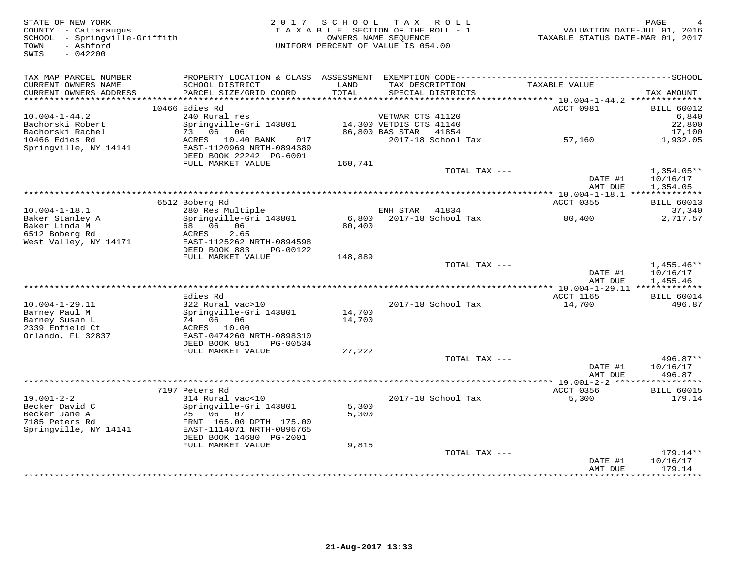STATE OF NEW YORK
COUNTY - Cattaraugus
SCHOOL - Springville-Griffith
TOWN - Ashford
SWIS - 042200

2 0 1 7 S C H O O L T A X R O L L
T A X A B L E SECTION OF THE ROLL - 1
OWNERS NAME SEQUENCE
UNIFORM PERCENT OF VALUE IS 054.00

VALUATION DATE-JUL 01, 2016
TAXABLE STATUS DATE-MAR 01, 2017

| TAX MAP PARCEL NUMBER / CURRENT OWNERS NAME / CURRENT OWNERS ADDRESS | PROPERTY LOCATION & CLASS / SCHOOL DISTRICT / PARCEL SIZE/GRID COORD | ASSESSMENT LAND / TOTAL | EXEMPTION CODE / TAX DESCRIPTION / SPECIAL DISTRICTS | TAXABLE VALUE | TAX AMOUNT |
|---|---|---|---|---|---|
| | 10466 Edies Rd | | | ACCT 0981 | BILL 60012 |
| 10.004-1-44.2 | 240 Rural res | | VETWAR CTS 41120 | | 6,840 |
| Bachorski Robert | Springville-Gri 143801 | 14,300 | VETDIS CTS 41140 | | 22,800 |
| Bachorski Rachel | 73 06 06 | 86,800 | BAS STAR 41854 | | 17,100 |
| 10466 Edies Rd | ACRES 10.40 BANK 017 | | 2017-18 School Tax | 57,160 | 1,932.05 |
| Springville, NY 14141 | EAST-1120969 NRTH-0894389 | | | | |
| | DEED BOOK 22242 PG-6001 | | | | |
| | FULL MARKET VALUE | 160,741 | | | |
| | | | TOTAL TAX --- | | 1,354.05** |
| | | | | DATE #1 | 10/16/17 |
| | | | | AMT DUE | 1,354.05 |
| | 6512 Boberg Rd | | | ACCT 0355 | BILL 60013 |
| 10.004-1-18.1 | 280 Res Multiple | | ENH STAR 41834 | | 37,340 |
| Baker Stanley A | Springville-Gri 143801 | 6,800 | 2017-18 School Tax | 80,400 | 2,717.57 |
| Baker Linda M | 68 06 06 | 80,400 | | | |
| 6512 Boberg Rd | ACRES 2.65 | | | | |
| West Valley, NY 14171 | EAST-1125262 NRTH-0894598 | | | | |
| | DEED BOOK 883 PG-00122 | | | | |
| | FULL MARKET VALUE | 148,889 | | | |
| | | | TOTAL TAX --- | | 1,455.46** |
| | | | | DATE #1 | 10/16/17 |
| | | | | AMT DUE | 1,455.46 |
| | Edies Rd | | | ACCT 1165 | BILL 60014 |
| 10.004-1-29.11 | 322 Rural vac>10 | | 2017-18 School Tax | 14,700 | 496.87 |
| Barney Paul M | Springville-Gri 143801 | 14,700 | | | |
| Barney Susan L | 74 06 06 | 14,700 | | | |
| 2339 Enfield Ct | ACRES 10.00 | | | | |
| Orlando, FL 32837 | EAST-0474260 NRTH-0898310 | | | | |
| | DEED BOOK 851 PG-00534 | | | | |
| | FULL MARKET VALUE | 27,222 | | | |
| | | | TOTAL TAX --- | | 496.87** |
| | | | | DATE #1 | 10/16/17 |
| | | | | AMT DUE | 496.87 |
| | 7197 Peters Rd | | | ACCT 0356 | BILL 60015 |
| 19.001-2-2 | 314 Rural vac<10 | | 2017-18 School Tax | 5,300 | 179.14 |
| Becker David C | Springville-Gri 143801 | 5,300 | | | |
| Becker Jane A | 25 06 07 | 5,300 | | | |
| 7185 Peters Rd | FRNT 165.00 DPTH 175.00 | | | | |
| Springville, NY 14141 | EAST-1114071 NRTH-0896765 | | | | |
| | DEED BOOK 14680 PG-2001 | | | | |
| | FULL MARKET VALUE | 9,815 | | | |
| | | | TOTAL TAX --- | | 179.14** |
| | | | | DATE #1 | 10/16/17 |
| | | | | AMT DUE | 179.14 |

21-Aug-2017 13:33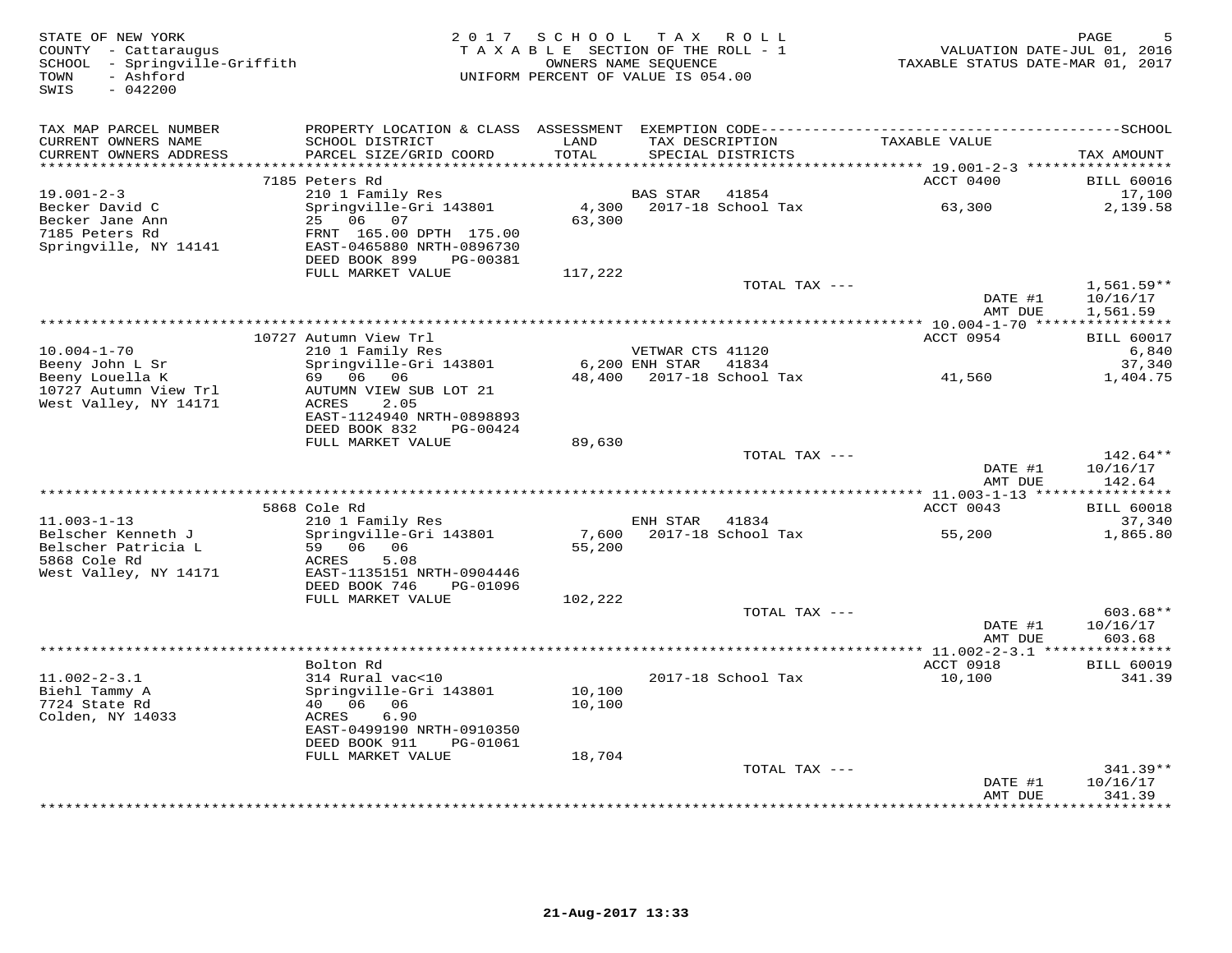STATE OF NEW YORK
COUNTY - Cattaraugus
SCHOOL - Springville-Griffith
TOWN - Ashford
SWIS - 042200

2017 SCHOOL TAX ROLL
TAXABLE SECTION OF THE ROLL - 1
OWNERS NAME SEQUENCE
UNIFORM PERCENT OF VALUE IS 054.00

VALUATION DATE-JUL 01, 2016
TAXABLE STATUS DATE-MAR 01, 2017

| TAX MAP PARCEL NUMBER / CURRENT OWNERS NAME / CURRENT OWNERS ADDRESS | PROPERTY LOCATION & CLASS / SCHOOL DISTRICT / PARCEL SIZE/GRID COORD | ASSESSMENT LAND / TOTAL | EXEMPTION CODE / TAX DESCRIPTION / SPECIAL DISTRICTS | TAXABLE VALUE | SCHOOL TAX AMOUNT |
|---|---|---|---|---|---|
| 19.001-2-3 | 7185 Peters Rd | | | ACCT 0400 | BILL 60016 |
| | 210 1 Family Res | | BAS STAR 41854 | | 17,100 |
| Becker David C | Springville-Gri 143801 | 4,300 | 2017-18 School Tax | 63,300 | 2,139.58 |
| Becker Jane Ann | 25 06 07 | 63,300 | | | |
| 7185 Peters Rd | FRNT 165.00 DPTH 175.00 | | | | |
| Springville, NY 14141 | EAST-0465880 NRTH-0896730 | | | | |
| | DEED BOOK 899 PG-00381 | | | | |
| | FULL MARKET VALUE | 117,222 | | | |
| | | | TOTAL TAX --- | | 1,561.59** |
| | | | | DATE #1 | 10/16/17 |
| | | | | AMT DUE | 1,561.59 |
| 10.004-1-70 | 10727 Autumn View Trl | | | ACCT 0954 | BILL 60017 |
| | 210 1 Family Res | | VETWAR CTS 41120 | | 6,840 |
| Beeny John L Sr | Springville-Gri 143801 | 6,200 | ENH STAR 41834 | | 37,340 |
| Beeny Louella K | 69 06 06 | 48,400 | 2017-18 School Tax | 41,560 | 1,404.75 |
| 10727 Autumn View Trl | AUTUMN VIEW SUB LOT 21 | | | | |
| West Valley, NY 14171 | ACRES 2.05 | | | | |
| | EAST-1124940 NRTH-0898893 | | | | |
| | DEED BOOK 832 PG-00424 | | | | |
| | FULL MARKET VALUE | 89,630 | | | |
| | | | TOTAL TAX --- | | 142.64** |
| | | | | DATE #1 | 10/16/17 |
| | | | | AMT DUE | 142.64 |
| 11.003-1-13 | 5868 Cole Rd | | | ACCT 0043 | BILL 60018 |
| | 210 1 Family Res | | ENH STAR 41834 | | 37,340 |
| Belscher Kenneth J | Springville-Gri 143801 | 7,600 | 2017-18 School Tax | 55,200 | 1,865.80 |
| Belscher Patricia L | 59 06 06 | 55,200 | | | |
| 5868 Cole Rd | ACRES 5.08 | | | | |
| West Valley, NY 14171 | EAST-1135151 NRTH-0904446 | | | | |
| | DEED BOOK 746 PG-01096 | | | | |
| | FULL MARKET VALUE | 102,222 | | | |
| | | | TOTAL TAX --- | | 603.68** |
| | | | | DATE #1 | 10/16/17 |
| | | | | AMT DUE | 603.68 |
| 11.002-2-3.1 | Bolton Rd | | | ACCT 0918 | BILL 60019 |
| | 314 Rural vac<10 | | 2017-18 School Tax | 10,100 | 341.39 |
| Biehl Tammy A | Springville-Gri 143801 | 10,100 | | | |
| 7724 State Rd | 40 06 06 | 10,100 | | | |
| Colden, NY 14033 | ACRES 6.90 | | | | |
| | EAST-0499190 NRTH-0910350 | | | | |
| | DEED BOOK 911 PG-01061 | | | | |
| | FULL MARKET VALUE | 18,704 | | | |
| | | | TOTAL TAX --- | | 341.39** |
| | | | | DATE #1 | 10/16/17 |
| | | | | AMT DUE | 341.39 |

21-Aug-2017 13:33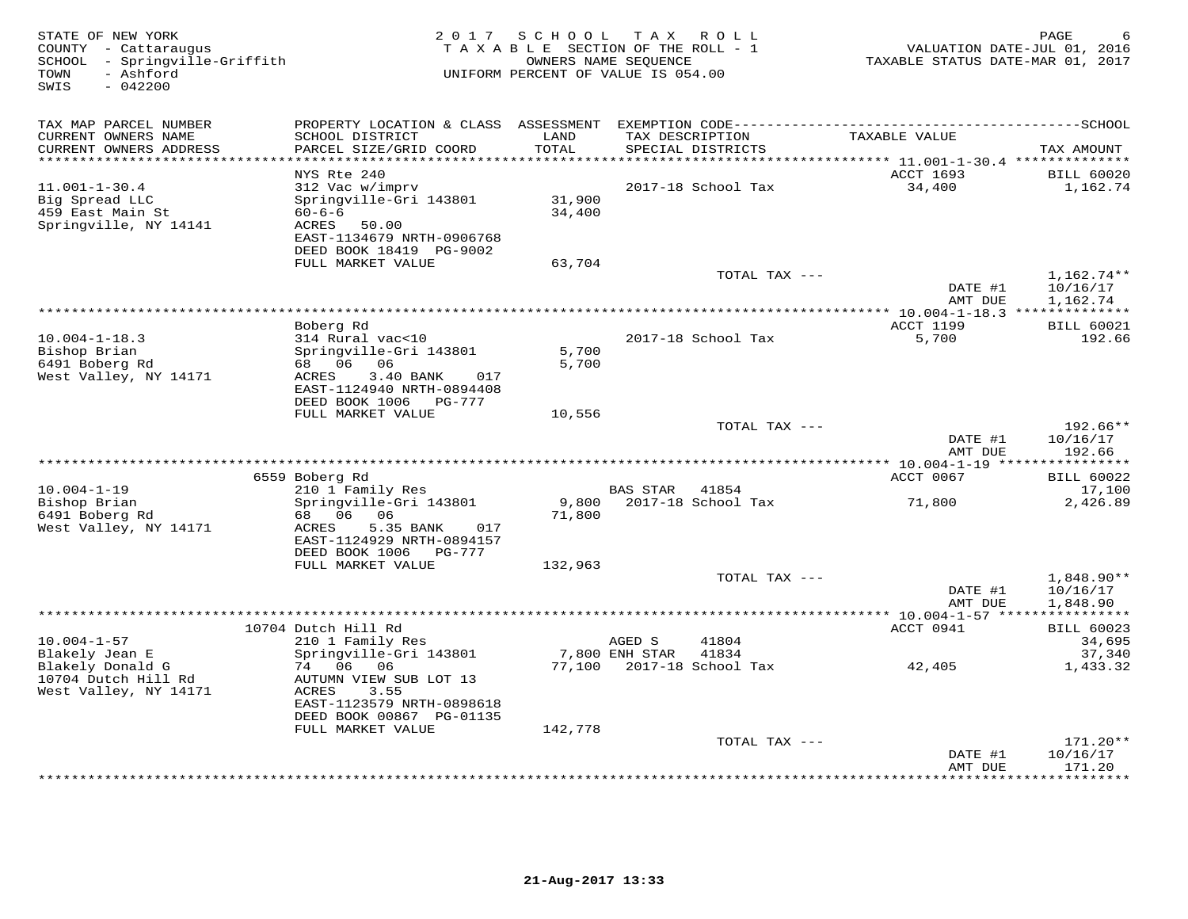STATE OF NEW YORK
COUNTY - Cattaraugus
SCHOOL - Springville-Griffith
TOWN - Ashford
SWIS - 042200

2017 SCHOOL TAX ROLL
TAXABLE SECTION OF THE ROLL - 1
OWNERS NAME SEQUENCE
UNIFORM PERCENT OF VALUE IS 054.00

VALUATION DATE-JUL 01, 2016
TAXABLE STATUS DATE-MAR 01, 2017

| TAX MAP PARCEL NUMBER / CURRENT OWNERS NAME / CURRENT OWNERS ADDRESS | PROPERTY LOCATION & CLASS / SCHOOL DISTRICT / PARCEL SIZE/GRID COORD | ASSESSMENT LAND / TOTAL | EXEMPTION CODE / TAX DESCRIPTION / SPECIAL DISTRICTS | TAXABLE VALUE | TAX AMOUNT |
|---|---|---|---|---|---|
| **11.001-1-30.4** | NYS Rte 240 | | | ACCT 1693 | BILL 60020 |
| 11.001-1-30.4 | 312 Vac w/imprv | | 2017-18 School Tax | 34,400 | 1,162.74 |
| Big Spread LLC | Springville-Gri 143801 | 31,900 | | | |
| 459 East Main St | 60-6-6 | 34,400 | | | |
| Springville, NY 14141 | ACRES 50.00 | | | | |
| | EAST-1134679 NRTH-0906768 | | | | |
| | DEED BOOK 18419 PG-9002 | | | | |
| | FULL MARKET VALUE | 63,704 | | | |
| | | | TOTAL TAX --- | | 1,162.74** |
| | | | | DATE #1 | 10/16/17 |
| | | | | AMT DUE | 1,162.74 |
| **10.004-1-18.3** | Boberg Rd | | | ACCT 1199 | BILL 60021 |
| 10.004-1-18.3 | 314 Rural vac<10 | | 2017-18 School Tax | 5,700 | 192.66 |
| Bishop Brian | Springville-Gri 143801 | 5,700 | | | |
| 6491 Boberg Rd | 68 06 06 | 5,700 | | | |
| West Valley, NY 14171 | ACRES 3.40 BANK 017 | | | | |
| | EAST-1124940 NRTH-0894408 | | | | |
| | DEED BOOK 1006 PG-777 | | | | |
| | FULL MARKET VALUE | 10,556 | | | |
| | | | TOTAL TAX --- | | 192.66** |
| | | | | DATE #1 | 10/16/17 |
| | | | | AMT DUE | 192.66 |
| **10.004-1-19** | 6559 Boberg Rd | | | ACCT 0067 | BILL 60022 |
| 10.004-1-19 | 210 1 Family Res | | BAS STAR 41854 | | 17,100 |
| Bishop Brian | Springville-Gri 143801 | 9,800 | 2017-18 School Tax | 71,800 | 2,426.89 |
| 6491 Boberg Rd | 68 06 06 | 71,800 | | | |
| West Valley, NY 14171 | ACRES 5.35 BANK 017 | | | | |
| | EAST-1124929 NRTH-0894157 | | | | |
| | DEED BOOK 1006 PG-777 | | | | |
| | FULL MARKET VALUE | 132,963 | | | |
| | | | TOTAL TAX --- | | 1,848.90** |
| | | | | DATE #1 | 10/16/17 |
| | | | | AMT DUE | 1,848.90 |
| **10.004-1-57** | 10704 Dutch Hill Rd | | | ACCT 0941 | BILL 60023 |
| 10.004-1-57 | 210 1 Family Res | | AGED S 41804 | | 34,695 |
| Blakely Jean E | Springville-Gri 143801 | 7,800 | ENH STAR 41834 | | 37,340 |
| Blakely Donald G | 74 06 06 | 77,100 | 2017-18 School Tax | 42,405 | 1,433.32 |
| 10704 Dutch Hill Rd | AUTUMN VIEW SUB LOT 13 | | | | |
| West Valley, NY 14171 | ACRES 3.55 | | | | |
| | EAST-1123579 NRTH-0898618 | | | | |
| | DEED BOOK 00867 PG-01135 | | | | |
| | FULL MARKET VALUE | 142,778 | | | |
| | | | TOTAL TAX --- | | 171.20** |
| | | | | DATE #1 | 10/16/17 |
| | | | | AMT DUE | 171.20 |

21-Aug-2017 13:33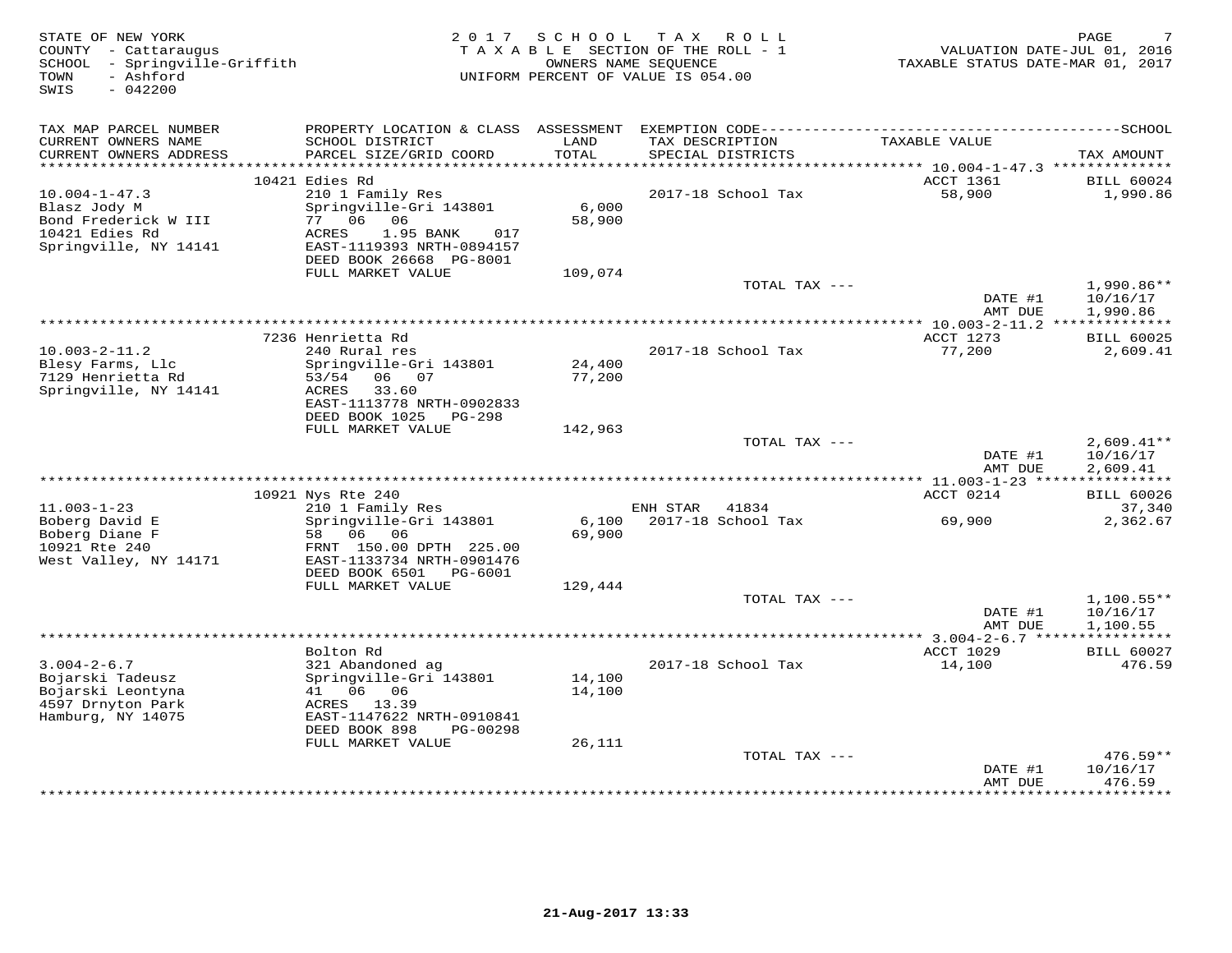STATE OF NEW YORK
COUNTY - Cattaraugus
SCHOOL - Springville-Griffith
TOWN - Ashford
SWIS - 042200

2 0 1 7 S C H O O L T A X R O L L
T A X A B L E SECTION OF THE ROLL - 1
OWNERS NAME SEQUENCE
UNIFORM PERCENT OF VALUE IS 054.00

VALUATION DATE-JUL 01, 2016
TAXABLE STATUS DATE-MAR 01, 2017

| TAX MAP PARCEL NUMBER / CURRENT OWNERS NAME / CURRENT OWNERS ADDRESS | PROPERTY LOCATION & CLASS / SCHOOL DISTRICT / PARCEL SIZE/GRID COORD | ASSESSMENT LAND / TOTAL | EXEMPTION CODE / TAX DESCRIPTION / SPECIAL DISTRICTS | TAXABLE VALUE | TAX AMOUNT |
|---|---|---|---|---|---|
| | 10421 Edies Rd | | | ACCT 1361 | BILL 60024 |
| 10.004-1-47.3 | 210 1 Family Res | | 2017-18 School Tax | 58,900 | 1,990.86 |
| Blasz Jody M | Springville-Gri 143801 | 6,000 | | | |
| Bond Frederick W III | 77 06 06 | 58,900 | | | |
| 10421 Edies Rd | ACRES 1.95 BANK 017 | | | | |
| Springville, NY 14141 | EAST-1119393 NRTH-0894157 | | | | |
| | DEED BOOK 26668 PG-8001 | | | | |
| | FULL MARKET VALUE | 109,074 | | | |
| | | | TOTAL TAX --- | | 1,990.86** |
| | | | | DATE #1 | 10/16/17 |
| | | | | AMT DUE | 1,990.86 |
| | 7236 Henrietta Rd | | | ACCT 1273 | BILL 60025 |
| 10.003-2-11.2 | 240 Rural res | | 2017-18 School Tax | 77,200 | 2,609.41 |
| Blesy Farms, Llc | Springville-Gri 143801 | 24,400 | | | |
| 7129 Henrietta Rd | 53/54 06 07 | 77,200 | | | |
| Springville, NY 14141 | ACRES 33.60 | | | | |
| | EAST-1113778 NRTH-0902833 | | | | |
| | DEED BOOK 1025 PG-298 | | | | |
| | FULL MARKET VALUE | 142,963 | | | |
| | | | TOTAL TAX --- | | 2,609.41** |
| | | | | DATE #1 | 10/16/17 |
| | | | | AMT DUE | 2,609.41 |
| | 10921 Nys Rte 240 | | | ACCT 0214 | BILL 60026 |
| 11.003-1-23 | 210 1 Family Res | | ENH STAR 41834 | | 37,340 |
| Boberg David E | Springville-Gri 143801 | 6,100 | 2017-18 School Tax | 69,900 | 2,362.67 |
| Boberg Diane F | 58 06 06 | 69,900 | | | |
| 10921 Rte 240 | FRNT 150.00 DPTH 225.00 | | | | |
| West Valley, NY 14171 | EAST-1133734 NRTH-0901476 | | | | |
| | DEED BOOK 6501 PG-6001 | | | | |
| | FULL MARKET VALUE | 129,444 | | | |
| | | | TOTAL TAX --- | | 1,100.55** |
| | | | | DATE #1 | 10/16/17 |
| | | | | AMT DUE | 1,100.55 |
| | Bolton Rd | | | ACCT 1029 | BILL 60027 |
| 3.004-2-6.7 | 321 Abandoned ag | | 2017-18 School Tax | 14,100 | 476.59 |
| Bojarski Tadeusz | Springville-Gri 143801 | 14,100 | | | |
| Bojarski Leontyna | 41 06 06 | 14,100 | | | |
| 4597 Drnyton Park | ACRES 13.39 | | | | |
| Hamburg, NY 14075 | EAST-1147622 NRTH-0910841 | | | | |
| | DEED BOOK 898 PG-00298 | | | | |
| | FULL MARKET VALUE | 26,111 | | | |
| | | | TOTAL TAX --- | | 476.59** |
| | | | | DATE #1 | 10/16/17 |
| | | | | AMT DUE | 476.59 |

21-Aug-2017 13:33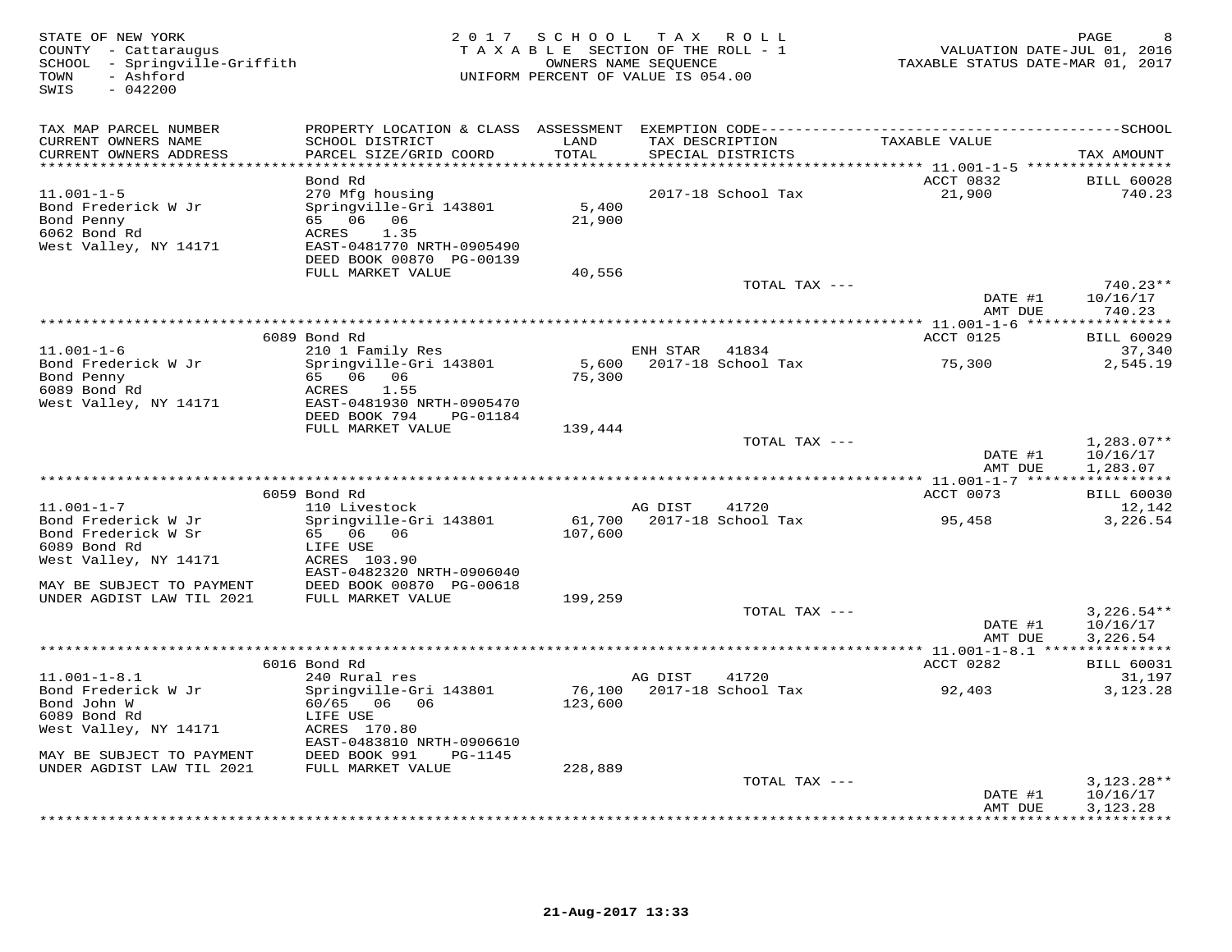STATE OF NEW YORK
COUNTY - Cattaraugus
SCHOOL - Springville-Griffith
TOWN - Ashford
SWIS - 042200

2017 SCHOOL TAX ROLL
TAXABLE SECTION OF THE ROLL - 1
OWNERS NAME SEQUENCE
UNIFORM PERCENT OF VALUE IS 054.00

VALUATION DATE-JUL 01, 2016
TAXABLE STATUS DATE-MAR 01, 2017

| TAX MAP PARCEL NUMBER / CURRENT OWNERS NAME / CURRENT OWNERS ADDRESS | PROPERTY LOCATION & CLASS / SCHOOL DISTRICT / PARCEL SIZE/GRID COORD | ASSESSMENT LAND / TOTAL | EXEMPTION CODE / TAX DESCRIPTION / SPECIAL DISTRICTS | TAXABLE VALUE | TAX AMOUNT |
|---|---|---|---|---|---|
| 11.001-1-5 | Bond Rd | | | ACCT 0832 | BILL 60028 |
| | 270 Mfg housing | | 2017-18 School Tax | 21,900 | 740.23 |
| Bond Frederick W Jr | Springville-Gri 143801 | 5,400 | | | |
| Bond Penny | 65 06 06 | 21,900 | | | |
| 6062 Bond Rd | ACRES 1.35 | | | | |
| West Valley, NY 14171 | EAST-0481770 NRTH-0905490 | | | | |
| | DEED BOOK 00870 PG-00139 | | | | |
| | FULL MARKET VALUE | 40,556 | | | |
| | | | TOTAL TAX --- | | 740.23** |
| | | | | DATE #1 | 10/16/17 |
| | | | | AMT DUE | 740.23 |
| 11.001-1-6 | 6089 Bond Rd | | | ACCT 0125 | BILL 60029 |
| | 210 1 Family Res | | ENH STAR 41834 | | 37,340 |
| Bond Frederick W Jr | Springville-Gri 143801 | 5,600 | 2017-18 School Tax | 75,300 | 2,545.19 |
| Bond Penny | 65 06 06 | 75,300 | | | |
| 6089 Bond Rd | ACRES 1.55 | | | | |
| West Valley, NY 14171 | EAST-0481930 NRTH-0905470 | | | | |
| | DEED BOOK 794 PG-01184 | | | | |
| | FULL MARKET VALUE | 139,444 | | | |
| | | | TOTAL TAX --- | | 1,283.07** |
| | | | | DATE #1 | 10/16/17 |
| | | | | AMT DUE | 1,283.07 |
| 11.001-1-7 | 6059 Bond Rd | | | ACCT 0073 | BILL 60030 |
| | 110 Livestock | | AG DIST 41720 | | 12,142 |
| Bond Frederick W Jr | Springville-Gri 143801 | 61,700 | 2017-18 School Tax | 95,458 | 3,226.54 |
| Bond Frederick W Sr | 65 06 06 | 107,600 | | | |
| 6089 Bond Rd | LIFE USE | | | | |
| West Valley, NY 14171 | ACRES 103.90 | | | | |
| | EAST-0482320 NRTH-0906040 | | | | |
| MAY BE SUBJECT TO PAYMENT | DEED BOOK 00870 PG-00618 | | | | |
| UNDER AGDIST LAW TIL 2021 | FULL MARKET VALUE | 199,259 | | | |
| | | | TOTAL TAX --- | | 3,226.54** |
| | | | | DATE #1 | 10/16/17 |
| | | | | AMT DUE | 3,226.54 |
| 11.001-1-8.1 | 6016 Bond Rd | | | ACCT 0282 | BILL 60031 |
| | 240 Rural res | | AG DIST 41720 | | 31,197 |
| Bond Frederick W Jr | Springville-Gri 143801 | 76,100 | 2017-18 School Tax | 92,403 | 3,123.28 |
| Bond John W | 60/65 06 06 | 123,600 | | | |
| 6089 Bond Rd | LIFE USE | | | | |
| West Valley, NY 14171 | ACRES 170.80 | | | | |
| | EAST-0483810 NRTH-0906610 | | | | |
| MAY BE SUBJECT TO PAYMENT | DEED BOOK 991 PG-1145 | | | | |
| UNDER AGDIST LAW TIL 2021 | FULL MARKET VALUE | 228,889 | | | |
| | | | TOTAL TAX --- | | 3,123.28** |
| | | | | DATE #1 | 10/16/17 |
| | | | | AMT DUE | 3,123.28 |

21-Aug-2017 13:33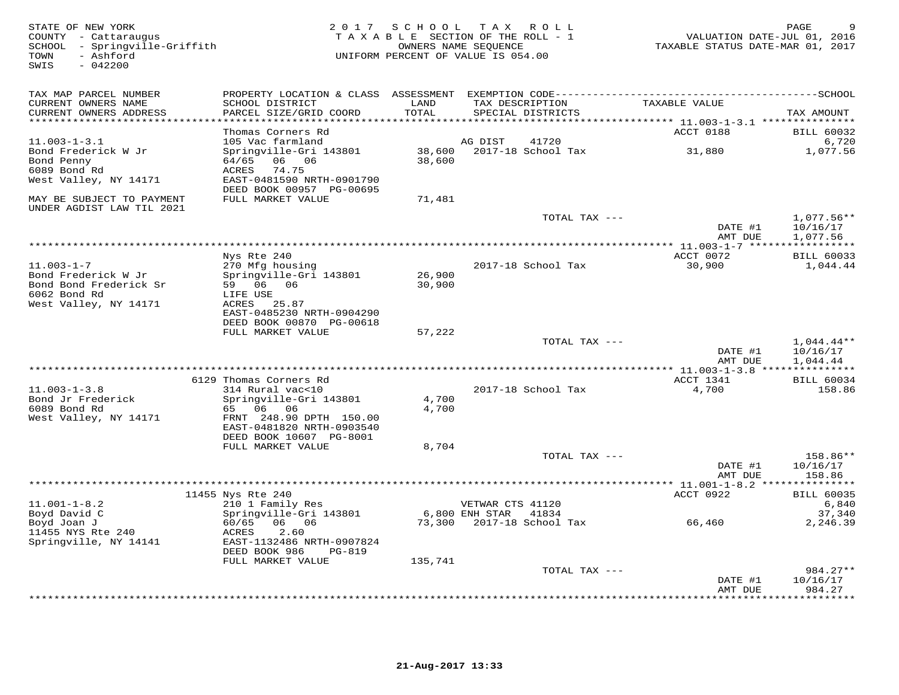STATE OF NEW YORK
COUNTY - Cattaraugus
SCHOOL - Springville-Griffith
TOWN - Ashford
SWIS - 042200

2017 SCHOOL TAX ROLL
TAXABLE SECTION OF THE ROLL - 1
OWNERS NAME SEQUENCE
UNIFORM PERCENT OF VALUE IS 054.00

VALUATION DATE-JUL 01, 2016
TAXABLE STATUS DATE-MAR 01, 2017

| TAX MAP PARCEL NUMBER / CURRENT OWNERS NAME / CURRENT OWNERS ADDRESS | PROPERTY LOCATION & CLASS / SCHOOL DISTRICT / PARCEL SIZE/GRID COORD | ASSESSMENT LAND / TOTAL | EXEMPTION CODE / TAX DESCRIPTION / SPECIAL DISTRICTS | TAXABLE VALUE | TAX AMOUNT |
|---|---|---|---|---|---|
| | Thomas Corners Rd | | | ACCT 0188 | BILL 60032 |
| 11.003-1-3.1 | 105 Vac farmland | | AG DIST 41720 | | 6,720 |
| Bond Frederick W Jr | Springville-Gri 143801 | 38,600 | 2017-18 School Tax | 31,880 | 1,077.56 |
| Bond Penny | 64/65 06 06 | 38,600 | | | |
| 6089 Bond Rd | ACRES 74.75 | | | | |
| West Valley, NY 14171 | EAST-0481590 NRTH-0901790 | | | | |
| | DEED BOOK 00957 PG-00695 | | | | |
| MAY BE SUBJECT TO PAYMENT UNDER AGDIST LAW TIL 2021 | FULL MARKET VALUE | 71,481 | | | |
| | | | TOTAL TAX --- | | 1,077.56** |
| | | | | DATE #1 | 10/16/17 |
| | | | | AMT DUE | 1,077.56 |
| | Nys Rte 240 | | | ACCT 0072 | BILL 60033 |
| 11.003-1-7 | 270 Mfg housing | | 2017-18 School Tax | 30,900 | 1,044.44 |
| Bond Frederick W Jr | Springville-Gri 143801 | 26,900 | | | |
| Bond Bond Frederick Sr | 59 06 06 | 30,900 | | | |
| 6062 Bond Rd | LIFE USE | | | | |
| West Valley, NY 14171 | ACRES 25.87 | | | | |
| | EAST-0485230 NRTH-0904290 | | | | |
| | DEED BOOK 00870 PG-00618 | | | | |
| | FULL MARKET VALUE | 57,222 | | | |
| | | | TOTAL TAX --- | | 1,044.44** |
| | | | | DATE #1 | 10/16/17 |
| | | | | AMT DUE | 1,044.44 |
| | 6129 Thomas Corners Rd | | | ACCT 1341 | BILL 60034 |
| 11.003-1-3.8 | 314 Rural vac<10 | | 2017-18 School Tax | 4,700 | 158.86 |
| Bond Jr Frederick | Springville-Gri 143801 | 4,700 | | | |
| 6089 Bond Rd | 65 06 06 | 4,700 | | | |
| West Valley, NY 14171 | FRNT 248.90 DPTH 150.00 | | | | |
| | EAST-0481820 NRTH-0903540 | | | | |
| | DEED BOOK 10607 PG-8001 | | | | |
| | FULL MARKET VALUE | 8,704 | | | |
| | | | TOTAL TAX --- | | 158.86** |
| | | | | DATE #1 | 10/16/17 |
| | | | | AMT DUE | 158.86 |
| | 11455 Nys Rte 240 | | | ACCT 0922 | BILL 60035 |
| 11.001-1-8.2 | 210 1 Family Res | | VETWAR CTS 41120 | | 6,840 |
| Boyd David C | Springville-Gri 143801 | 6,800 | ENH STAR 41834 | | 37,340 |
| Boyd Joan J | 60/65 06 06 | 73,300 | 2017-18 School Tax | 66,460 | 2,246.39 |
| 11455 NYS Rte 240 | ACRES 2.60 | | | | |
| Springville, NY 14141 | EAST-1132486 NRTH-0907824 | | | | |
| | DEED BOOK 986 PG-819 | | | | |
| | FULL MARKET VALUE | 135,741 | | | |
| | | | TOTAL TAX --- | | 984.27** |
| | | | | DATE #1 | 10/16/17 |
| | | | | AMT DUE | 984.27 |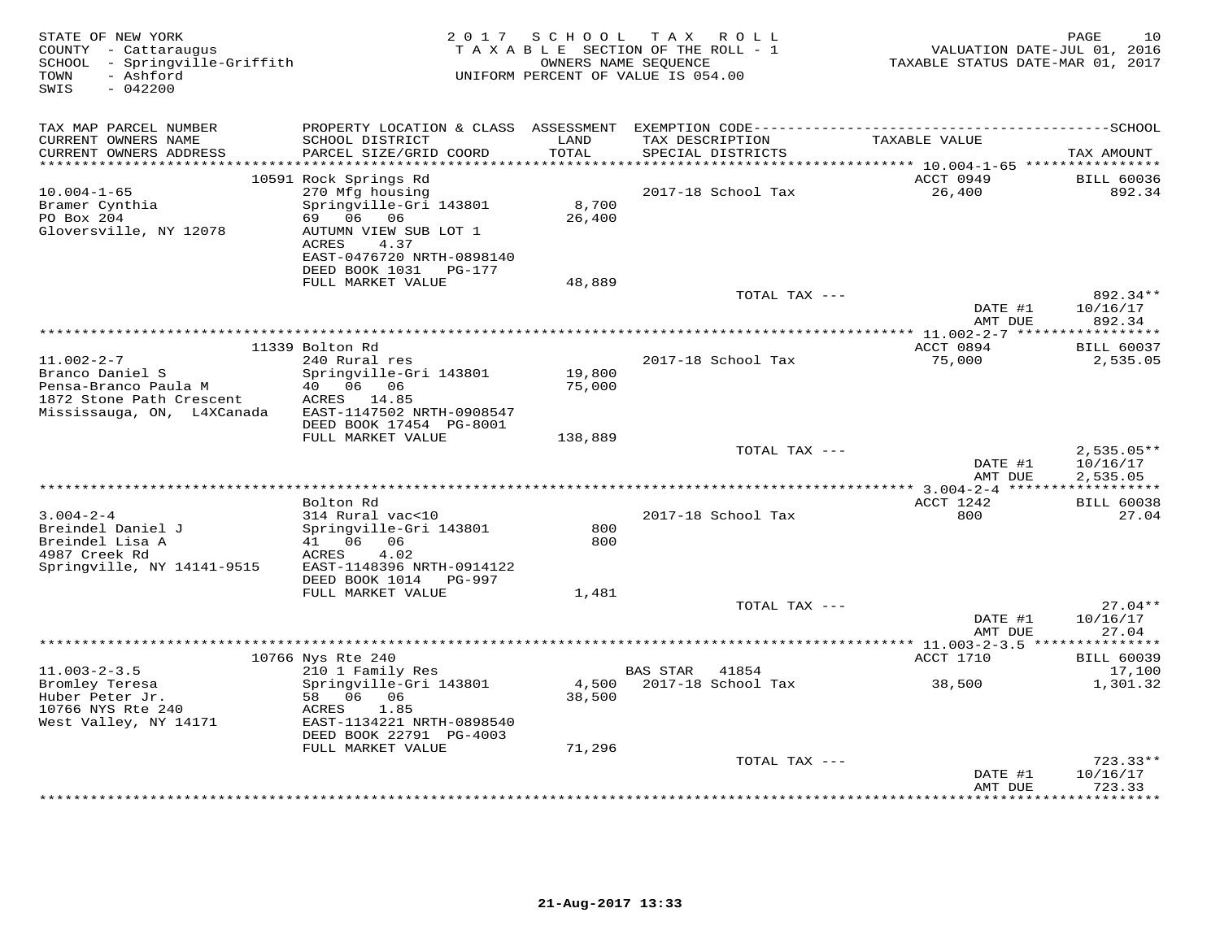STATE OF NEW YORK
COUNTY - Cattaraugus
SCHOOL - Springville-Griffith
TOWN - Ashford
SWIS - 042200

2 0 1 7 S C H O O L T A X R O L L
T A X A B L E SECTION OF THE ROLL - 1
OWNERS NAME SEQUENCE
UNIFORM PERCENT OF VALUE IS 054.00

VALUATION DATE-JUL 01, 2016
TAXABLE STATUS DATE-MAR 01, 2017

| TAX MAP PARCEL NUMBER / CURRENT OWNERS NAME / CURRENT OWNERS ADDRESS | PROPERTY LOCATION & CLASS / SCHOOL DISTRICT / PARCEL SIZE/GRID COORD | ASSESSMENT LAND / TOTAL | EXEMPTION CODE / TAX DESCRIPTION / SPECIAL DISTRICTS | TAXABLE VALUE | SCHOOL TAX AMOUNT |
|---|---|---|---|---|---|
| | 10591 Rock Springs Rd | | | ACCT 0949 | BILL 60036 |
| 10.004-1-65 | 270 Mfg housing | | 2017-18 School Tax | 26,400 | 892.34 |
| Bramer Cynthia | Springville-Gri 143801 | 8,700 | | | |
| PO Box 204 | 69 06 06 | 26,400 | | | |
| Gloversville, NY 12078 | AUTUMN VIEW SUB LOT 1 | | | | |
| | ACRES 4.37 | | | | |
| | EAST-0476720 NRTH-0898140 | | | | |
| | DEED BOOK 1031 PG-177 | | | | |
| | FULL MARKET VALUE | 48,889 | | | |
| | | | TOTAL TAX --- | | 892.34** |
| | | | | DATE #1 | 10/16/17 |
| | | | | AMT DUE | 892.34 |
| | 11339 Bolton Rd | | | ACCT 0894 | BILL 60037 |
| 11.002-2-7 | 240 Rural res | | 2017-18 School Tax | 75,000 | 2,535.05 |
| Branco Daniel S | Springville-Gri 143801 | 19,800 | | | |
| Pensa-Branco Paula M | 40 06 06 | 75,000 | | | |
| 1872 Stone Path Crescent | ACRES 14.85 | | | | |
| Mississauga, ON, L4XCanada | EAST-1147502 NRTH-0908547 | | | | |
| | DEED BOOK 17454 PG-8001 | | | | |
| | FULL MARKET VALUE | 138,889 | | | |
| | | | TOTAL TAX --- | | 2,535.05** |
| | | | | DATE #1 | 10/16/17 |
| | | | | AMT DUE | 2,535.05 |
| | Bolton Rd | | | ACCT 1242 | BILL 60038 |
| 3.004-2-4 | 314 Rural vac<10 | | 2017-18 School Tax | 800 | 27.04 |
| Breindel Daniel J | Springville-Gri 143801 | 800 | | | |
| Breindel Lisa A | 41 06 06 | 800 | | | |
| 4987 Creek Rd | ACRES 4.02 | | | | |
| Springville, NY 14141-9515 | EAST-1148396 NRTH-0914122 | | | | |
| | DEED BOOK 1014 PG-997 | | | | |
| | FULL MARKET VALUE | 1,481 | | | |
| | | | TOTAL TAX --- | | 27.04** |
| | | | | DATE #1 | 10/16/17 |
| | | | | AMT DUE | 27.04 |
| | 10766 Nys Rte 240 | | | ACCT 1710 | BILL 60039 |
| 11.003-2-3.5 | 210 1 Family Res | | BAS STAR 41854 | | 17,100 |
| Bromley Teresa | Springville-Gri 143801 | 4,500 | 2017-18 School Tax | 38,500 | 1,301.32 |
| Huber Peter Jr. | 58 06 06 | 38,500 | | | |
| 10766 NYS Rte 240 | ACRES 1.85 | | | | |
| West Valley, NY 14171 | EAST-1134221 NRTH-0898540 | | | | |
| | DEED BOOK 22791 PG-4003 | | | | |
| | FULL MARKET VALUE | 71,296 | | | |
| | | | TOTAL TAX --- | | 723.33** |
| | | | | DATE #1 | 10/16/17 |
| | | | | AMT DUE | 723.33 |

21-Aug-2017 13:33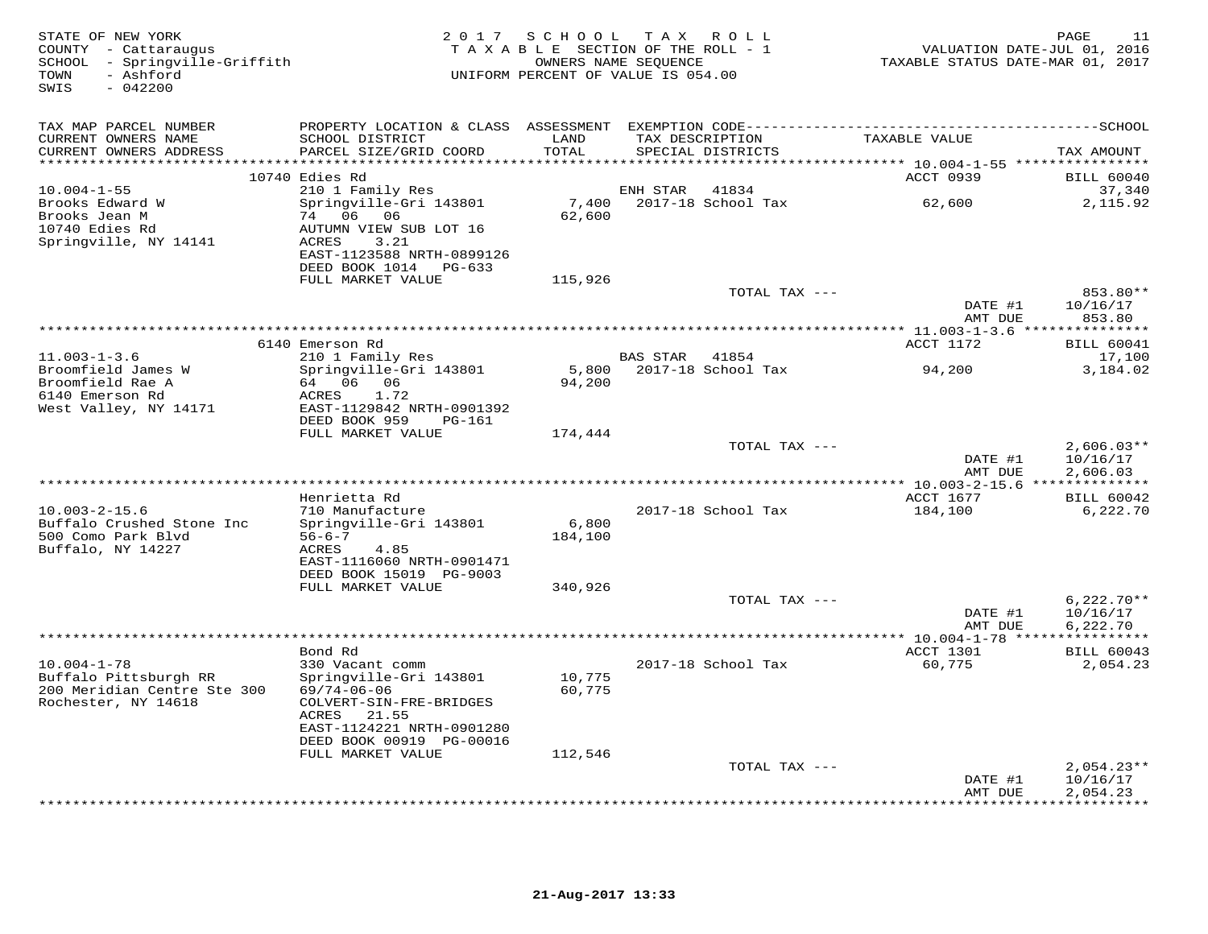STATE OF NEW YORK
COUNTY - Cattaraugus
SCHOOL - Springville-Griffith
TOWN - Ashford
SWIS - 042200

2 0 1 7 S C H O O L T A X R O L L
T A X A B L E SECTION OF THE ROLL - 1
OWNERS NAME SEQUENCE
UNIFORM PERCENT OF VALUE IS 054.00

VALUATION DATE-JUL 01, 2016
TAXABLE STATUS DATE-MAR 01, 2017

| TAX MAP PARCEL NUMBER / CURRENT OWNERS NAME / CURRENT OWNERS ADDRESS | PROPERTY LOCATION & CLASS / SCHOOL DISTRICT / PARCEL SIZE/GRID COORD | ASSESSMENT LAND / TOTAL | EXEMPTION CODE / TAX DESCRIPTION / SPECIAL DISTRICTS | TAXABLE VALUE | TAX AMOUNT |
|---|---|---|---|---|---|
| | 10740 Edies Rd | | | ACCT 0939 | BILL 60040 |
| 10.004-1-55 | 210 1 Family Res | | ENH STAR 41834 | | 37,340 |
| Brooks Edward W | Springville-Gri 143801 | 7,400 | 2017-18 School Tax | 62,600 | 2,115.92 |
| Brooks Jean M | 74 06 06 | 62,600 | | | |
| 10740 Edies Rd | AUTUMN VIEW SUB LOT 16 | | | | |
| Springville, NY 14141 | ACRES 3.21 | | | | |
| | EAST-1123588 NRTH-0899126 | | | | |
| | DEED BOOK 1014 PG-633 | | | | |
| | FULL MARKET VALUE | 115,926 | | | |
| | | | TOTAL TAX --- | | 853.80** |
| | | | | DATE #1 | 10/16/17 |
| | | | | AMT DUE | 853.80 |
| | 6140 Emerson Rd | | | ACCT 1172 | BILL 60041 |
| 11.003-1-3.6 | 210 1 Family Res | | BAS STAR 41854 | | 17,100 |
| Broomfield James W | Springville-Gri 143801 | 5,800 | 2017-18 School Tax | 94,200 | 3,184.02 |
| Broomfield Rae A | 64 06 06 | 94,200 | | | |
| 6140 Emerson Rd | ACRES 1.72 | | | | |
| West Valley, NY 14171 | EAST-1129842 NRTH-0901392 | | | | |
| | DEED BOOK 959 PG-161 | | | | |
| | FULL MARKET VALUE | 174,444 | | | |
| | | | TOTAL TAX --- | | 2,606.03** |
| | | | | DATE #1 | 10/16/17 |
| | | | | AMT DUE | 2,606.03 |
| | Henrietta Rd | | | ACCT 1677 | BILL 60042 |
| 10.003-2-15.6 | 710 Manufacture | | 2017-18 School Tax | 184,100 | 6,222.70 |
| Buffalo Crushed Stone Inc | Springville-Gri 143801 | 6,800 | | | |
| 500 Como Park Blvd | 56-6-7 | 184,100 | | | |
| Buffalo, NY 14227 | ACRES 4.85 | | | | |
| | EAST-1116060 NRTH-0901471 | | | | |
| | DEED BOOK 15019 PG-9003 | | | | |
| | FULL MARKET VALUE | 340,926 | | | |
| | | | TOTAL TAX --- | | 6,222.70** |
| | | | | DATE #1 | 10/16/17 |
| | | | | AMT DUE | 6,222.70 |
| | Bond Rd | | | ACCT 1301 | BILL 60043 |
| 10.004-1-78 | 330 Vacant comm | | 2017-18 School Tax | 60,775 | 2,054.23 |
| Buffalo Pittsburgh RR | Springville-Gri 143801 | 10,775 | | | |
| 200 Meridian Centre Ste 300 | 69/74-06-06 | 60,775 | | | |
| Rochester, NY 14618 | COLVERT-SIN-FRE-BRIDGES | | | | |
| | ACRES 21.55 | | | | |
| | EAST-1124221 NRTH-0901280 | | | | |
| | DEED BOOK 00919 PG-00016 | | | | |
| | FULL MARKET VALUE | 112,546 | | | |
| | | | TOTAL TAX --- | | 2,054.23** |
| | | | | DATE #1 | 10/16/17 |
| | | | | AMT DUE | 2,054.23 |

21-Aug-2017 13:33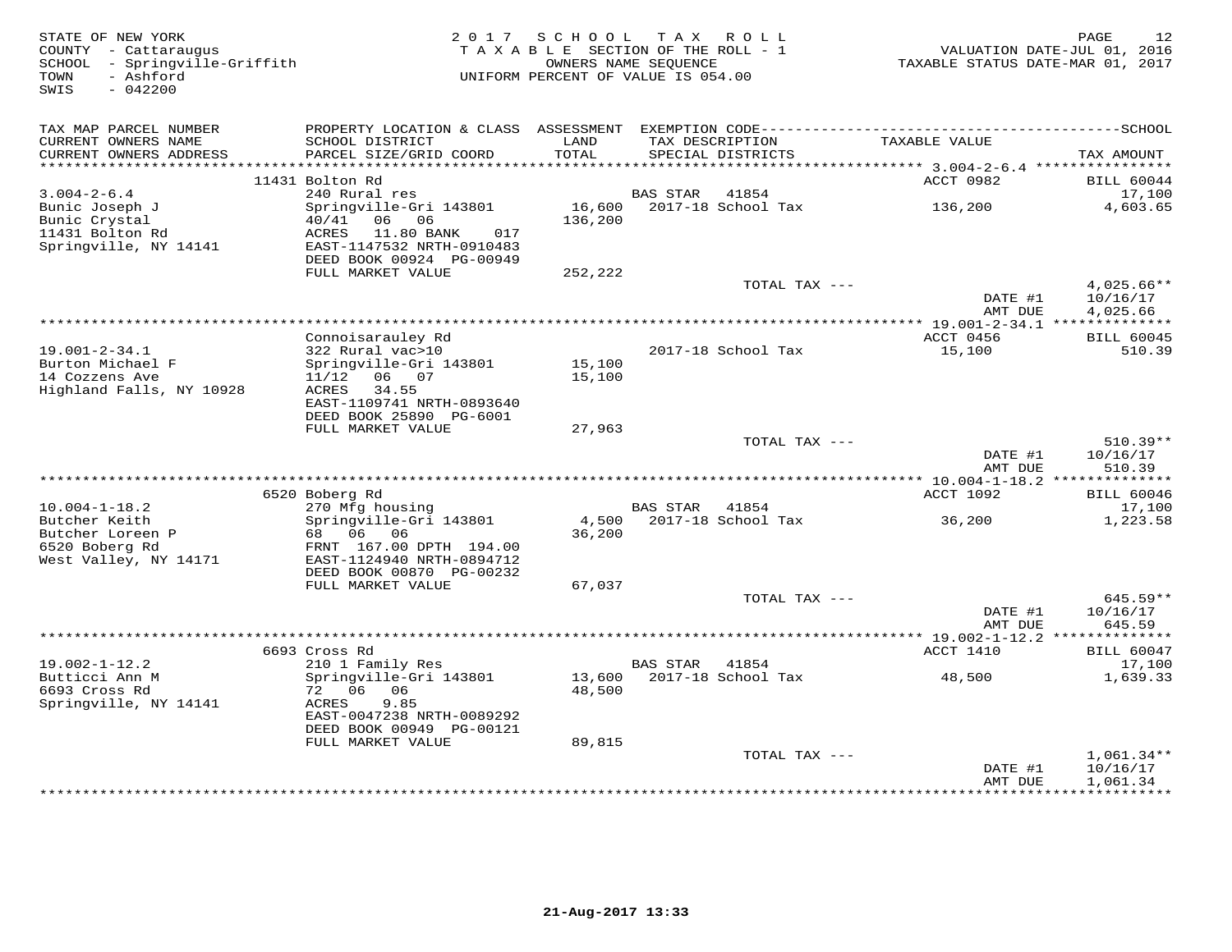STATE OF NEW YORK
COUNTY - Cattaraugus
SCHOOL - Springville-Griffith
TOWN - Ashford
SWIS - 042200

2017 SCHOOL TAX ROLL
TAXABLE SECTION OF THE ROLL - 1
OWNERS NAME SEQUENCE
UNIFORM PERCENT OF VALUE IS 054.00

VALUATION DATE-JUL 01, 2016
TAXABLE STATUS DATE-MAR 01, 2017

| TAX MAP PARCEL NUMBER / CURRENT OWNERS NAME / CURRENT OWNERS ADDRESS | PROPERTY LOCATION & CLASS / SCHOOL DISTRICT / PARCEL SIZE/GRID COORD | ASSESSMENT LAND / TOTAL | EXEMPTION CODE / TAX DESCRIPTION / SPECIAL DISTRICTS | TAXABLE VALUE | SCHOOL TAX AMOUNT |
|---|---|---|---|---|---|
| 3.004-2-6.4 | 11431 Bolton Rd | | | ACCT 0982 | BILL 60044 |
| 3.004-2-6.4 | 240 Rural res | | BAS STAR 41854 | | 17,100 |
| Bunic Joseph J | Springville-Gri 143801 | 16,600 | 2017-18 School Tax | 136,200 | 4,603.65 |
| Bunic Crystal | 40/41 06 06 | 136,200 | | | |
| 11431 Bolton Rd | ACRES 11.80 BANK 017 | | | | |
| Springville, NY 14141 | EAST-1147532 NRTH-0910483 | | | | |
| | DEED BOOK 00924 PG-00949 | | | | |
| | FULL MARKET VALUE | 252,222 | | | |
| | | | TOTAL TAX --- | | 4,025.66** |
| | | | | DATE #1 | 10/16/17 |
| | | | | AMT DUE | 4,025.66 |
| 19.001-2-34.1 | Connoisarauley Rd | | | ACCT 0456 | BILL 60045 |
| 19.001-2-34.1 | 322 Rural vac>10 | | 2017-18 School Tax | 15,100 | 510.39 |
| Burton Michael F | Springville-Gri 143801 | 15,100 | | | |
| 14 Cozzens Ave | 11/12 06 07 | 15,100 | | | |
| Highland Falls, NY 10928 | ACRES 34.55 | | | | |
| | EAST-1109741 NRTH-0893640 | | | | |
| | DEED BOOK 25890 PG-6001 | | | | |
| | FULL MARKET VALUE | 27,963 | | | |
| | | | TOTAL TAX --- | | 510.39** |
| | | | | DATE #1 | 10/16/17 |
| | | | | AMT DUE | 510.39 |
| 10.004-1-18.2 | 6520 Boberg Rd | | | ACCT 1092 | BILL 60046 |
| 10.004-1-18.2 | 270 Mfg housing | | BAS STAR 41854 | | 17,100 |
| Butcher Keith | Springville-Gri 143801 | 4,500 | 2017-18 School Tax | 36,200 | 1,223.58 |
| Butcher Loreen P | 68 06 06 | 36,200 | | | |
| 6520 Boberg Rd | FRNT 167.00 DPTH 194.00 | | | | |
| West Valley, NY 14171 | EAST-1124940 NRTH-0894712 | | | | |
| | DEED BOOK 00870 PG-00232 | | | | |
| | FULL MARKET VALUE | 67,037 | | | |
| | | | TOTAL TAX --- | | 645.59** |
| | | | | DATE #1 | 10/16/17 |
| | | | | AMT DUE | 645.59 |
| 19.002-1-12.2 | 6693 Cross Rd | | | ACCT 1410 | BILL 60047 |
| 19.002-1-12.2 | 210 1 Family Res | | BAS STAR 41854 | | 17,100 |
| Butticci Ann M | Springville-Gri 143801 | 13,600 | 2017-18 School Tax | 48,500 | 1,639.33 |
| 6693 Cross Rd | 72 06 06 | 48,500 | | | |
| Springville, NY 14141 | ACRES 9.85 | | | | |
| | EAST-0047238 NRTH-0089292 | | | | |
| | DEED BOOK 00949 PG-00121 | | | | |
| | FULL MARKET VALUE | 89,815 | | | |
| | | | TOTAL TAX --- | | 1,061.34** |
| | | | | DATE #1 | 10/16/17 |
| | | | | AMT DUE | 1,061.34 |

21-Aug-2017 13:33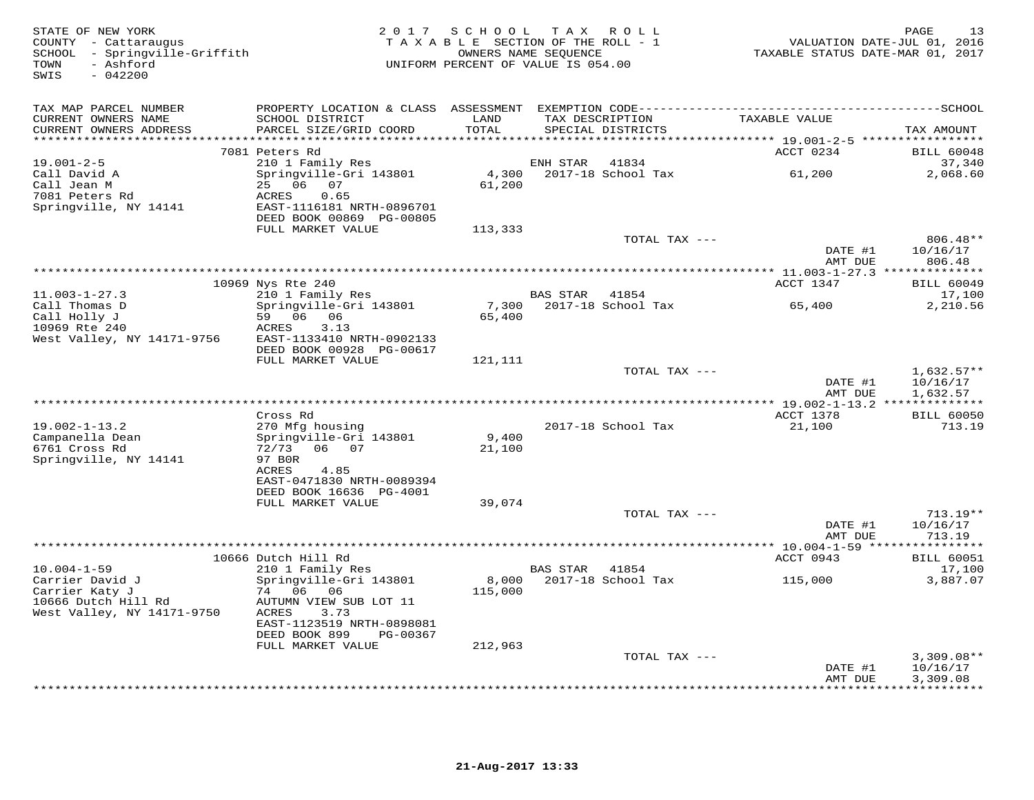STATE OF NEW YORK
COUNTY - Cattaraugus
SCHOOL - Springville-Griffith
TOWN - Ashford
SWIS - 042200

2 0 1 7 S C H O O L T A X R O L L
T A X A B L E SECTION OF THE ROLL - 1
OWNERS NAME SEQUENCE
UNIFORM PERCENT OF VALUE IS 054.00

VALUATION DATE-JUL 01, 2016
TAXABLE STATUS DATE-MAR 01, 2017

| TAX MAP PARCEL NUMBER / CURRENT OWNERS NAME / CURRENT OWNERS ADDRESS | PROPERTY LOCATION & CLASS / SCHOOL DISTRICT / PARCEL SIZE/GRID COORD | ASSESSMENT LAND / TOTAL | EXEMPTION CODE / TAX DESCRIPTION / SPECIAL DISTRICTS | TAXABLE VALUE | SCHOOL / TAX AMOUNT |
|---|---|---|---|---|---|
| 19.001-2-5 | 7081 Peters Rd | | | ACCT 0234 | BILL 60048 |
| Call David A | 210 1 Family Res | | ENH STAR 41834 | | 37,340 |
| Call Jean M | Springville-Gri 143801 | 4,300 | 2017-18 School Tax | 61,200 | 2,068.60 |
| 7081 Peters Rd | 25 06 07 | 61,200 | | | |
| Springville, NY 14141 | ACRES 0.65 | | | | |
| | EAST-1116181 NRTH-0896701 | | | | |
| | DEED BOOK 00869 PG-00805 | | | | |
| | FULL MARKET VALUE | 113,333 | | | |
| | | | TOTAL TAX --- | | 806.48** |
| | | | | DATE #1 | 10/16/17 |
| | | | | AMT DUE | 806.48 |
| 11.003-1-27.3 | 10969 Nys Rte 240 | | | ACCT 1347 | BILL 60049 |
| Call Thomas D | 210 1 Family Res | | BAS STAR 41854 | | 17,100 |
| Call Holly J | Springville-Gri 143801 | 7,300 | 2017-18 School Tax | 65,400 | 2,210.56 |
| 10969 Rte 240 | 59 06 06 | 65,400 | | | |
| West Valley, NY 14171-9756 | ACRES 3.13 | | | | |
| | EAST-1133410 NRTH-0902133 | | | | |
| | DEED BOOK 00928 PG-00617 | | | | |
| | FULL MARKET VALUE | 121,111 | | | |
| | | | TOTAL TAX --- | | 1,632.57** |
| | | | | DATE #1 | 10/16/17 |
| | | | | AMT DUE | 1,632.57 |
| 19.002-1-13.2 | Cross Rd | | | ACCT 1378 | BILL 60050 |
| Campanella Dean | 270 Mfg housing | | 2017-18 School Tax | 21,100 | 713.19 |
| 6761 Cross Rd | Springville-Gri 143801 | 9,400 | | | |
| Springville, NY 14141 | 72/73 06 07 | 21,100 | | | |
| | 97 B0R | | | | |
| | ACRES 4.85 | | | | |
| | EAST-0471830 NRTH-0089394 | | | | |
| | DEED BOOK 16636 PG-4001 | | | | |
| | FULL MARKET VALUE | 39,074 | | | |
| | | | TOTAL TAX --- | | 713.19** |
| | | | | DATE #1 | 10/16/17 |
| | | | | AMT DUE | 713.19 |
| 10.004-1-59 | 10666 Dutch Hill Rd | | | ACCT 0943 | BILL 60051 |
| Carrier David J | 210 1 Family Res | | BAS STAR 41854 | | 17,100 |
| Carrier Katy J | Springville-Gri 143801 | 8,000 | 2017-18 School Tax | 115,000 | 3,887.07 |
| 10666 Dutch Hill Rd | 74 06 06 | 115,000 | | | |
| West Valley, NY 14171-9750 | AUTUMN VIEW SUB LOT 11 | | | | |
| | ACRES 3.73 | | | | |
| | EAST-1123519 NRTH-0898081 | | | | |
| | DEED BOOK 899 PG-00367 | | | | |
| | FULL MARKET VALUE | 212,963 | | | |
| | | | TOTAL TAX --- | | 3,309.08** |
| | | | | DATE #1 | 10/16/17 |
| | | | | AMT DUE | 3,309.08 |

21-Aug-2017 13:33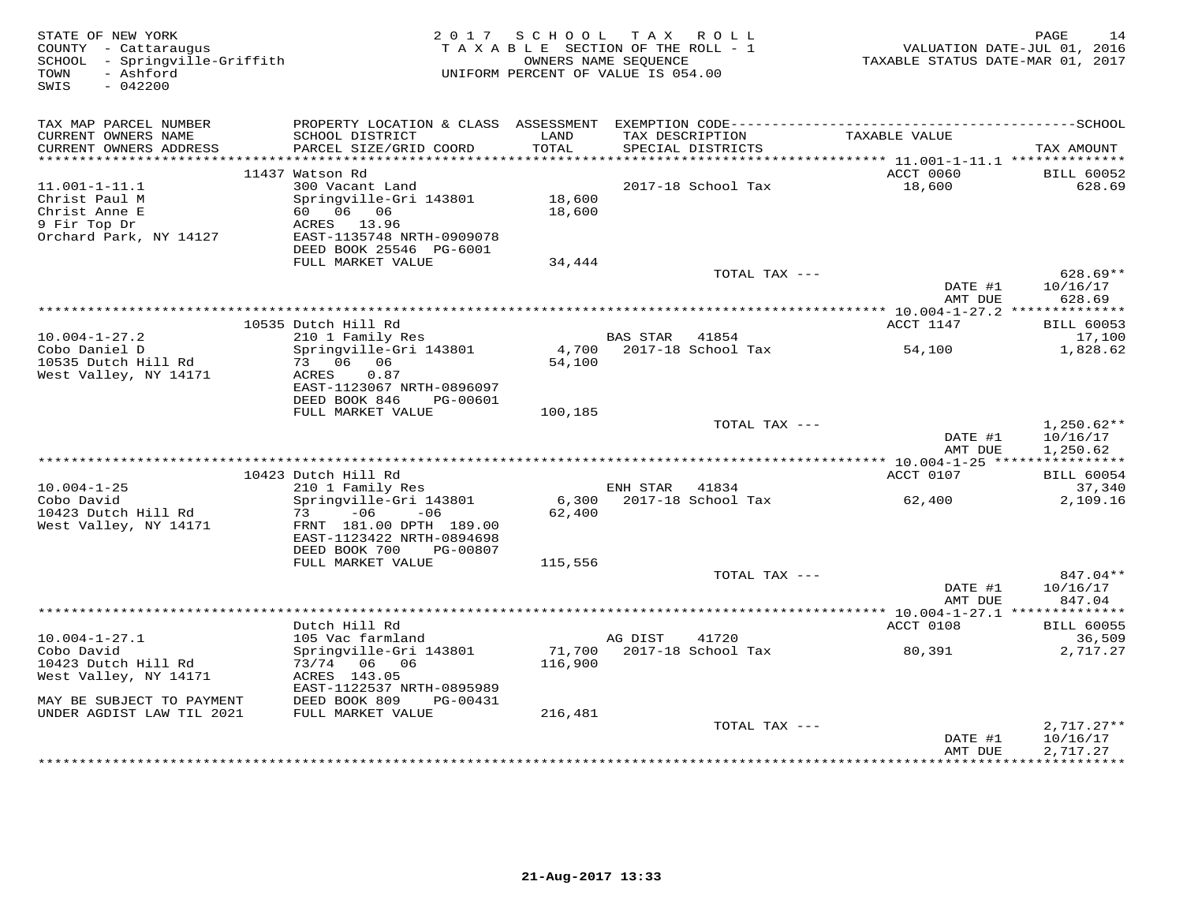STATE OF NEW YORK
COUNTY - Cattaraugus
SCHOOL - Springville-Griffith
TOWN - Ashford
SWIS - 042200

2017 SCHOOL TAX ROLL
TAXABLE SECTION OF THE ROLL - 1
OWNERS NAME SEQUENCE
UNIFORM PERCENT OF VALUE IS 054.00

VALUATION DATE-JUL 01, 2016
TAXABLE STATUS DATE-MAR 01, 2017

| TAX MAP PARCEL NUMBER / CURRENT OWNERS NAME / CURRENT OWNERS ADDRESS | PROPERTY LOCATION & CLASS / SCHOOL DISTRICT / PARCEL SIZE/GRID COORD | ASSESSMENT LAND / TOTAL | EXEMPTION CODE / TAX DESCRIPTION / SPECIAL DISTRICTS | TAXABLE VALUE | SCHOOL / TAX AMOUNT |
|---|---|---|---|---|---|
| 11.001-1-11.1 | 11437 Watson Rd | | | ACCT 0060 | BILL 60052 |
| Christ Paul M | 300 Vacant Land | | 2017-18 School Tax | 18,600 | 628.69 |
| Christ Anne E | Springville-Gri 143801 | 18,600 | | | |
| 9 Fir Top Dr | 60 06 06 | 18,600 | | | |
| Orchard Park, NY 14127 | ACRES 13.96 | | | | |
| | EAST-1135748 NRTH-0909078 | | | | |
| | DEED BOOK 25546 PG-6001 | | | | |
| | FULL MARKET VALUE | 34,444 | | | |
| | | | TOTAL TAX --- | | 628.69** |
| | | | | DATE #1 | 10/16/17 |
| | | | | AMT DUE | 628.69 |
| 10.004-1-27.2 | 10535 Dutch Hill Rd | | | ACCT 1147 | BILL 60053 |
| Cobo Daniel D | 210 1 Family Res | | BAS STAR 41854 | | 17,100 |
| 10535 Dutch Hill Rd | Springville-Gri 143801 | 4,700 | 2017-18 School Tax | 54,100 | 1,828.62 |
| West Valley, NY 14171 | 73 06 06 | 54,100 | | | |
| | ACRES 0.87 | | | | |
| | EAST-1123067 NRTH-0896097 | | | | |
| | DEED BOOK 846 PG-00601 | | | | |
| | FULL MARKET VALUE | 100,185 | | | |
| | | | TOTAL TAX --- | | 1,250.62** |
| | | | | DATE #1 | 10/16/17 |
| | | | | AMT DUE | 1,250.62 |
| 10.004-1-25 | 10423 Dutch Hill Rd | | | ACCT 0107 | BILL 60054 |
| Cobo David | 210 1 Family Res | | ENH STAR 41834 | | 37,340 |
| 10423 Dutch Hill Rd | Springville-Gri 143801 | 6,300 | 2017-18 School Tax | 62,400 | 2,109.16 |
| West Valley, NY 14171 | 73 -06 -06 | 62,400 | | | |
| | FRNT 181.00 DPTH 189.00 | | | | |
| | EAST-1123422 NRTH-0894698 | | | | |
| | DEED BOOK 700 PG-00807 | | | | |
| | FULL MARKET VALUE | 115,556 | | | |
| | | | TOTAL TAX --- | | 847.04** |
| | | | | DATE #1 | 10/16/17 |
| | | | | AMT DUE | 847.04 |
| 10.004-1-27.1 | Dutch Hill Rd | | | ACCT 0108 | BILL 60055 |
| Cobo David | 105 Vac farmland | | AG DIST 41720 | | 36,509 |
| 10423 Dutch Hill Rd | Springville-Gri 143801 | 71,700 | 2017-18 School Tax | 80,391 | 2,717.27 |
| West Valley, NY 14171 | 73/74 06 06 | 116,900 | | | |
| | ACRES 143.05 | | | | |
| | EAST-1122537 NRTH-0895989 | | | | |
| MAY BE SUBJECT TO PAYMENT | DEED BOOK 809 PG-00431 | | | | |
| UNDER AGDIST LAW TIL 2021 | FULL MARKET VALUE | 216,481 | | | |
| | | | TOTAL TAX --- | | 2,717.27** |
| | | | | DATE #1 | 10/16/17 |
| | | | | AMT DUE | 2,717.27 |

21-Aug-2017 13:33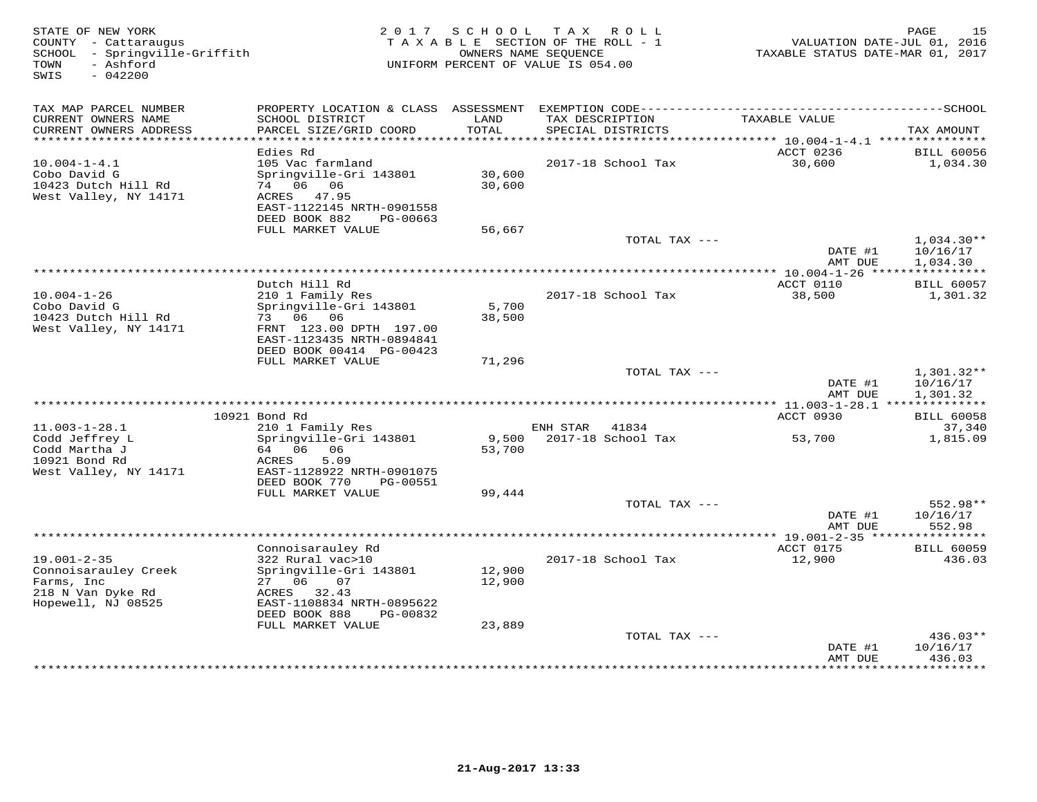STATE OF NEW YORK
COUNTY - Cattaraugus
SCHOOL - Springville-Griffith
TOWN - Ashford
SWIS - 042200

2 0 1 7 S C H O O L T A X R O L L
T A X A B L E SECTION OF THE ROLL - 1
OWNERS NAME SEQUENCE
UNIFORM PERCENT OF VALUE IS 054.00

VALUATION DATE-JUL 01, 2016
TAXABLE STATUS DATE-MAR 01, 2017

| TAX MAP PARCEL NUMBER / CURRENT OWNERS NAME / CURRENT OWNERS ADDRESS | PROPERTY LOCATION & CLASS / SCHOOL DISTRICT / PARCEL SIZE/GRID COORD | ASSESSMENT LAND / TOTAL | EXEMPTION CODE / TAX DESCRIPTION / SPECIAL DISTRICTS | TAXABLE VALUE | TAX AMOUNT |
|---|---|---|---|---|---|
| 10.004-1-4.1 | Edies Rd | | | ACCT 0236 | BILL 60056 |
| | 105 Vac farmland | | 2017-18 School Tax | 30,600 | 1,034.30 |
| Cobo David G | Springville-Gri 143801 | 30,600 | | | |
| 10423 Dutch Hill Rd | 74 06 06 | 30,600 | | | |
| West Valley, NY 14171 | ACRES 47.95 | | | | |
| | EAST-1122145 NRTH-0901558 | | | | |
| | DEED BOOK 882 PG-00663 | | | | |
| | FULL MARKET VALUE | 56,667 | | | |
| | | | TOTAL TAX --- | | 1,034.30** |
| | | | | DATE #1 | 10/16/17 |
| | | | | AMT DUE | 1,034.30 |
| 10.004-1-26 | Dutch Hill Rd | | | ACCT 0110 | BILL 60057 |
| | 210 1 Family Res | | 2017-18 School Tax | 38,500 | 1,301.32 |
| Cobo David G | Springville-Gri 143801 | 5,700 | | | |
| 10423 Dutch Hill Rd | 73 06 06 | 38,500 | | | |
| West Valley, NY 14171 | FRNT 123.00 DPTH 197.00 | | | | |
| | EAST-1123435 NRTH-0894841 | | | | |
| | DEED BOOK 00414 PG-00423 | | | | |
| | FULL MARKET VALUE | 71,296 | | | |
| | | | TOTAL TAX --- | | 1,301.32** |
| | | | | DATE #1 | 10/16/17 |
| | | | | AMT DUE | 1,301.32 |
| 11.003-1-28.1 | 10921 Bond Rd | | | ACCT 0930 | BILL 60058 |
| | 210 1 Family Res | | ENH STAR 41834 | | 37,340 |
| Codd Jeffrey L | Springville-Gri 143801 | 9,500 | 2017-18 School Tax | 53,700 | 1,815.09 |
| Codd Martha J | 64 06 06 | 53,700 | | | |
| 10921 Bond Rd | ACRES 5.09 | | | | |
| West Valley, NY 14171 | EAST-1128922 NRTH-0901075 | | | | |
| | DEED BOOK 770 PG-00551 | | | | |
| | FULL MARKET VALUE | 99,444 | | | |
| | | | TOTAL TAX --- | | 552.98** |
| | | | | DATE #1 | 10/16/17 |
| | | | | AMT DUE | 552.98 |
| 19.001-2-35 | Connoisarauley Rd | | | ACCT 0175 | BILL 60059 |
| | 322 Rural vac>10 | | 2017-18 School Tax | 12,900 | 436.03 |
| Connoisarauley Creek | Springville-Gri 143801 | 12,900 | | | |
| Farms, Inc | 27 06 07 | 12,900 | | | |
| 218 N Van Dyke Rd | ACRES 32.43 | | | | |
| Hopewell, NJ 08525 | EAST-1108834 NRTH-0895622 | | | | |
| | DEED BOOK 888 PG-00832 | | | | |
| | FULL MARKET VALUE | 23,889 | | | |
| | | | TOTAL TAX --- | | 436.03** |
| | | | | DATE #1 | 10/16/17 |
| | | | | AMT DUE | 436.03 |

21-Aug-2017 13:33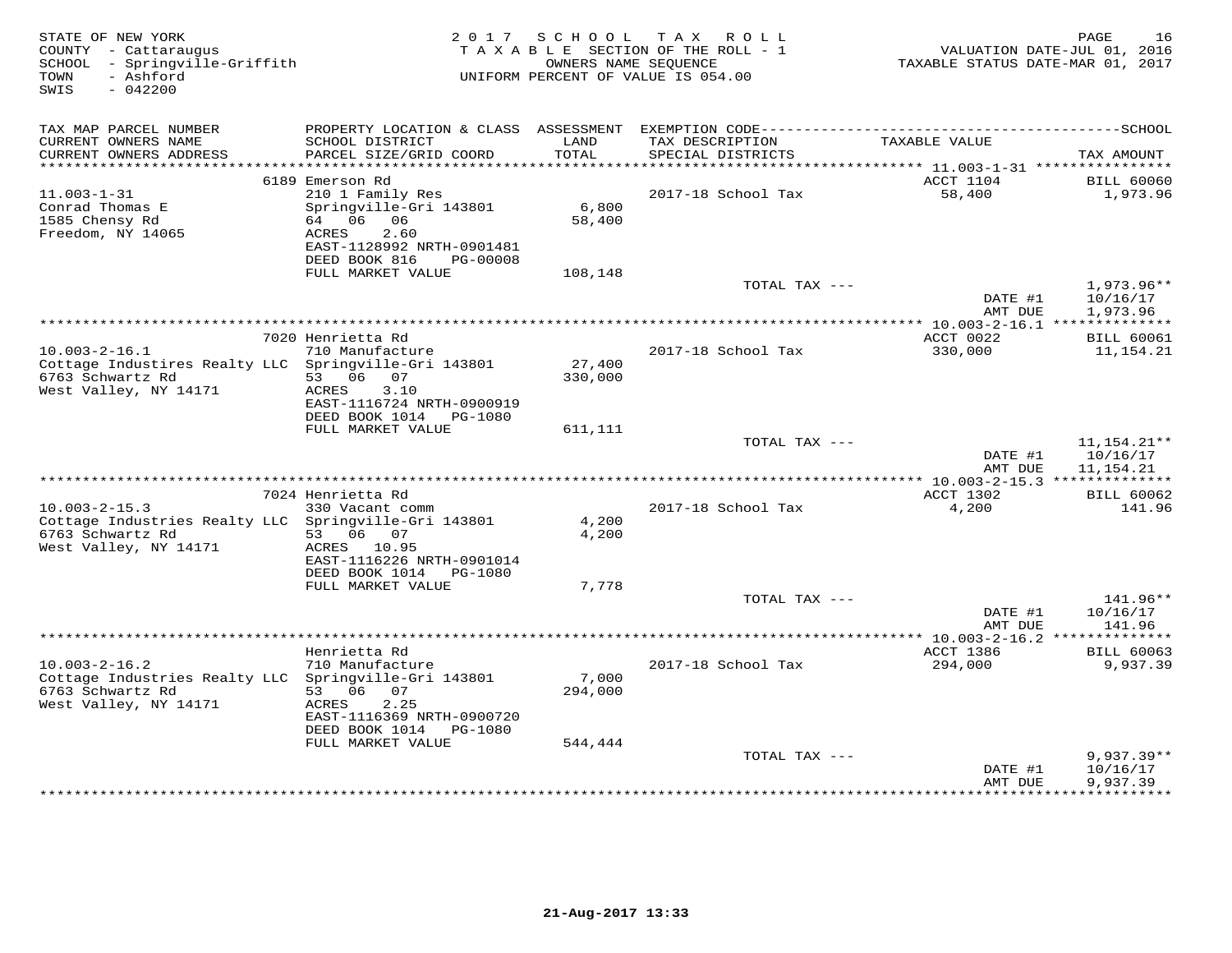STATE OF NEW YORK
COUNTY - Cattaraugus
SCHOOL - Springville-Griffith
TOWN - Ashford
SWIS - 042200

2017 SCHOOL TAX ROLL
TAXABLE SECTION OF THE ROLL - 1
OWNERS NAME SEQUENCE
UNIFORM PERCENT OF VALUE IS 054.00

VALUATION DATE-JUL 01, 2016
TAXABLE STATUS DATE-MAR 01, 2017

| TAX MAP PARCEL NUMBER / CURRENT OWNERS NAME / CURRENT OWNERS ADDRESS | PROPERTY LOCATION & CLASS / SCHOOL DISTRICT / PARCEL SIZE/GRID COORD | ASSESSMENT LAND / TOTAL | EXEMPTION CODE / TAX DESCRIPTION / SPECIAL DISTRICTS | TAXABLE VALUE | SCHOOL TAX AMOUNT |
|---|---|---|---|---|---|
| 11.003-1-31 | 6189 Emerson Rd | | | ACCT 1104 | BILL 60060 |
| Conrad Thomas E | 210 1 Family Res | | 2017-18 School Tax | 58,400 | 1,973.96 |
| 1585 Chensy Rd | Springville-Gri 143801 | 6,800 | | | |
| Freedom, NY 14065 | 64 06 06 | 58,400 | | | |
| | ACRES 2.60 | | | | |
| | EAST-1128992 NRTH-0901481 | | | | |
| | DEED BOOK 816 PG-00008 | | | | |
| | FULL MARKET VALUE | 108,148 | | | |
| | | | TOTAL TAX --- | | 1,973.96** |
| | | | | DATE #1 | 10/16/17 |
| | | | | AMT DUE | 1,973.96 |
| 10.003-2-16.1 | 7020 Henrietta Rd | | | ACCT 0022 | BILL 60061 |
| Cottage Industires Realty LLC | 710 Manufacture | | 2017-18 School Tax | 330,000 | 11,154.21 |
| 6763 Schwartz Rd | Springville-Gri 143801 | 27,400 | | | |
| West Valley, NY 14171 | 53 06 07 | 330,000 | | | |
| | ACRES 3.10 | | | | |
| | EAST-1116724 NRTH-0900919 | | | | |
| | DEED BOOK 1014 PG-1080 | | | | |
| | FULL MARKET VALUE | 611,111 | | | |
| | | | TOTAL TAX --- | | 11,154.21** |
| | | | | DATE #1 | 10/16/17 |
| | | | | AMT DUE | 11,154.21 |
| 10.003-2-15.3 | 7024 Henrietta Rd | | | ACCT 1302 | BILL 60062 |
| Cottage Industries Realty LLC | 330 Vacant comm | | 2017-18 School Tax | 4,200 | 141.96 |
| 6763 Schwartz Rd | Springville-Gri 143801 | 4,200 | | | |
| West Valley, NY 14171 | 53 06 07 | 4,200 | | | |
| | ACRES 10.95 | | | | |
| | EAST-1116226 NRTH-0901014 | | | | |
| | DEED BOOK 1014 PG-1080 | | | | |
| | FULL MARKET VALUE | 7,778 | | | |
| | | | TOTAL TAX --- | | 141.96** |
| | | | | DATE #1 | 10/16/17 |
| | | | | AMT DUE | 141.96 |
| 10.003-2-16.2 | Henrietta Rd | | | ACCT 1386 | BILL 60063 |
| Cottage Industries Realty LLC | 710 Manufacture | | 2017-18 School Tax | 294,000 | 9,937.39 |
| 6763 Schwartz Rd | Springville-Gri 143801 | 7,000 | | | |
| West Valley, NY 14171 | 53 06 07 | 294,000 | | | |
| | ACRES 2.25 | | | | |
| | EAST-1116369 NRTH-0900720 | | | | |
| | DEED BOOK 1014 PG-1080 | | | | |
| | FULL MARKET VALUE | 544,444 | | | |
| | | | TOTAL TAX --- | | 9,937.39** |
| | | | | DATE #1 | 10/16/17 |
| | | | | AMT DUE | 9,937.39 |

21-Aug-2017 13:33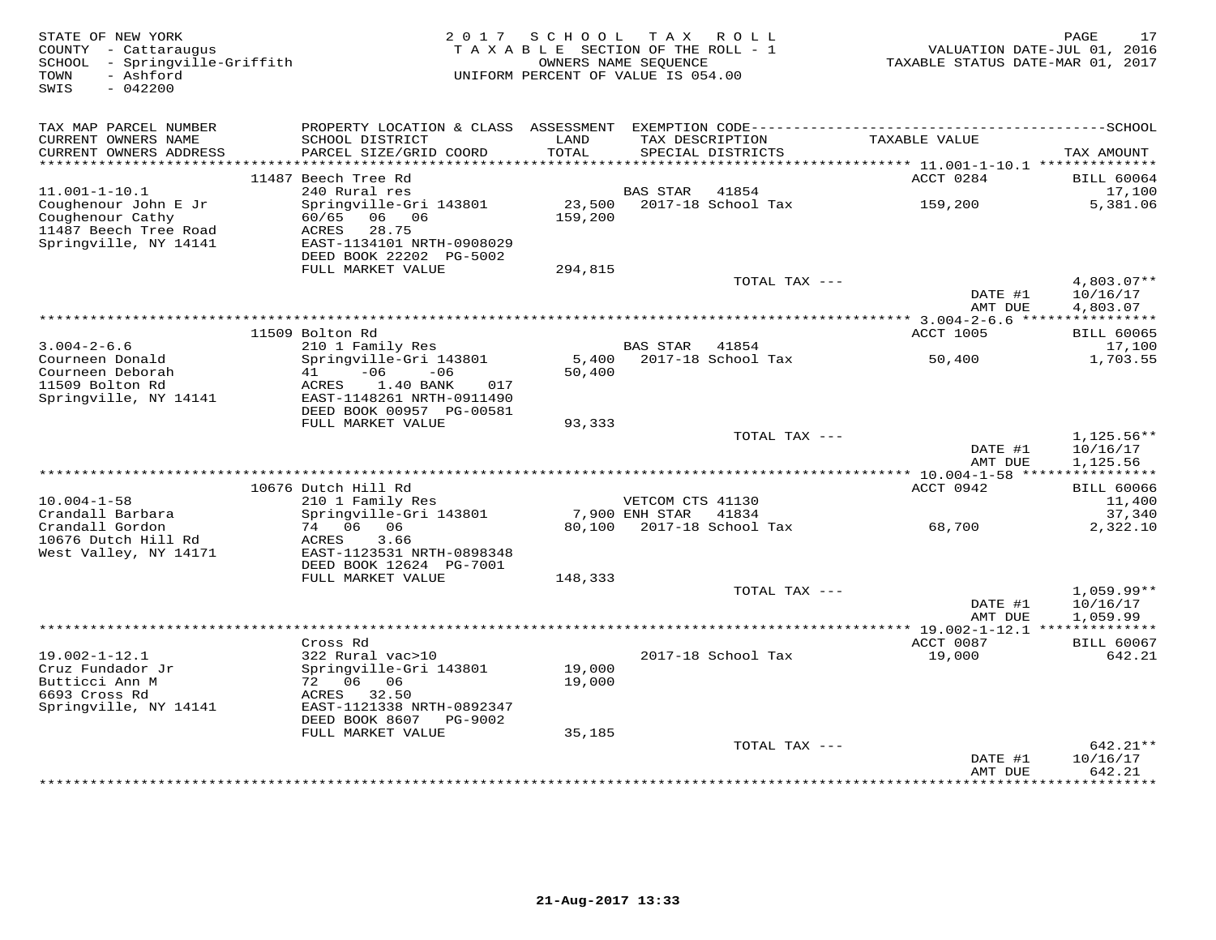STATE OF NEW YORK
COUNTY - Cattaraugus
SCHOOL - Springville-Griffith
TOWN - Ashford
SWIS - 042200

2017 SCHOOL TAX ROLL
TAXABLE SECTION OF THE ROLL - 1
OWNERS NAME SEQUENCE
UNIFORM PERCENT OF VALUE IS 054.00

VALUATION DATE-JUL 01, 2016
TAXABLE STATUS DATE-MAR 01, 2017

| TAX MAP PARCEL NUMBER / CURRENT OWNERS NAME / CURRENT OWNERS ADDRESS | PROPERTY LOCATION & CLASS / SCHOOL DISTRICT / PARCEL SIZE/GRID COORD | ASSESSMENT LAND / TOTAL | EXEMPTION CODE / TAX DESCRIPTION / SPECIAL DISTRICTS | TAXABLE VALUE | TAX AMOUNT |
|---|---|---|---|---|---|
| **11.001-1-10.1** | 11487 Beech Tree Rd | | | ACCT 0284 | BILL 60064 |
| | 240 Rural res | | BAS STAR 41854 | | 17,100 |
| Coughenour John E Jr | Springville-Gri 143801 | 23,500 | 2017-18 School Tax | 159,200 | 5,381.06 |
| Coughenour Cathy | 60/65 06 06 | 159,200 | | | |
| 11487 Beech Tree Road | ACRES 28.75 | | | | |
| Springville, NY 14141 | EAST-1134101 NRTH-0908029 | | | | |
| | DEED BOOK 22202 PG-5002 | | | | |
| | FULL MARKET VALUE | 294,815 | | | |
| | | | TOTAL TAX --- | | 4,803.07** |
| | | | | DATE #1 | 10/16/17 |
| | | | | AMT DUE | 4,803.07 |
| **3.004-2-6.6** | 11509 Bolton Rd | | | ACCT 1005 | BILL 60065 |
| | 210 1 Family Res | | BAS STAR 41854 | | 17,100 |
| Courneen Donald | Springville-Gri 143801 | 5,400 | 2017-18 School Tax | 50,400 | 1,703.55 |
| Courneen Deborah | 41 -06 -06 | 50,400 | | | |
| 11509 Bolton Rd | ACRES 1.40 BANK 017 | | | | |
| Springville, NY 14141 | EAST-1148261 NRTH-0911490 | | | | |
| | DEED BOOK 00957 PG-00581 | | | | |
| | FULL MARKET VALUE | 93,333 | | | |
| | | | TOTAL TAX --- | | 1,125.56** |
| | | | | DATE #1 | 10/16/17 |
| | | | | AMT DUE | 1,125.56 |
| **10.004-1-58** | 10676 Dutch Hill Rd | | | ACCT 0942 | BILL 60066 |
| | 210 1 Family Res | | VETCOM CTS 41130 | | 11,400 |
| Crandall Barbara | Springville-Gri 143801 | 7,900 | ENH STAR 41834 | | 37,340 |
| Crandall Gordon | 74 06 06 | 80,100 | 2017-18 School Tax | 68,700 | 2,322.10 |
| 10676 Dutch Hill Rd | ACRES 3.66 | | | | |
| West Valley, NY 14171 | EAST-1123531 NRTH-0898348 | | | | |
| | DEED BOOK 12624 PG-7001 | | | | |
| | FULL MARKET VALUE | 148,333 | | | |
| | | | TOTAL TAX --- | | 1,059.99** |
| | | | | DATE #1 | 10/16/17 |
| | | | | AMT DUE | 1,059.99 |
| **19.002-1-12.1** | Cross Rd | | | ACCT 0087 | BILL 60067 |
| | 322 Rural vac>10 | | 2017-18 School Tax | 19,000 | 642.21 |
| Cruz Fundador Jr | Springville-Gri 143801 | 19,000 | | | |
| Butticci Ann M | 72 06 06 | 19,000 | | | |
| 6693 Cross Rd | ACRES 32.50 | | | | |
| Springville, NY 14141 | EAST-1121338 NRTH-0892347 | | | | |
| | DEED BOOK 8607 PG-9002 | | | | |
| | FULL MARKET VALUE | 35,185 | | | |
| | | | TOTAL TAX --- | | 642.21** |
| | | | | DATE #1 | 10/16/17 |
| | | | | AMT DUE | 642.21 |

21-Aug-2017 13:33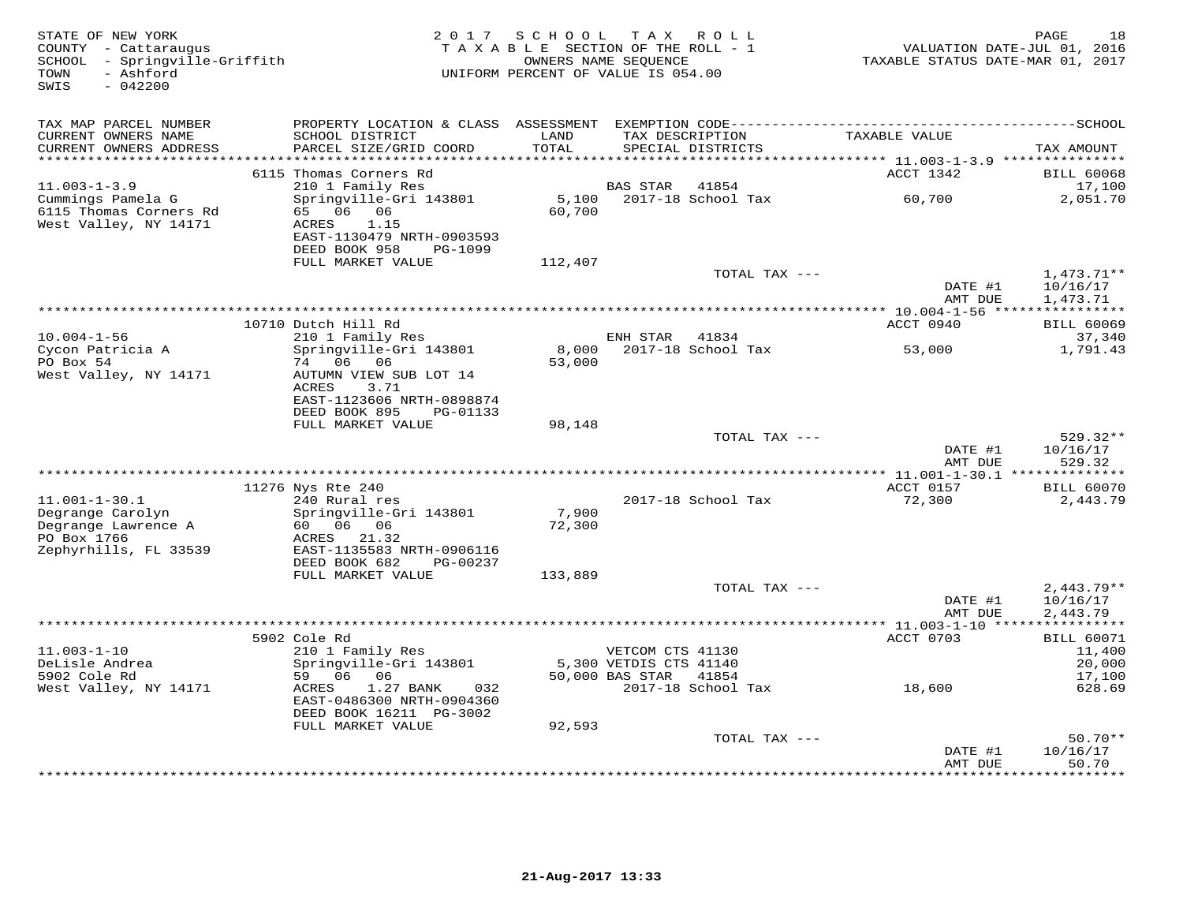STATE OF NEW YORK
COUNTY - Cattaraugus
SCHOOL - Springville-Griffith
TOWN - Ashford
SWIS - 042200

2017 SCHOOL TAX ROLL
TAXABLE SECTION OF THE ROLL - 1
OWNERS NAME SEQUENCE
UNIFORM PERCENT OF VALUE IS 054.00

VALUATION DATE-JUL 01, 2016
TAXABLE STATUS DATE-MAR 01, 2017

| TAX MAP PARCEL NUMBER / CURRENT OWNERS NAME / CURRENT OWNERS ADDRESS | PROPERTY LOCATION & CLASS / SCHOOL DISTRICT / PARCEL SIZE/GRID COORD | ASSESSMENT LAND / TOTAL | EXEMPTION CODE / TAX DESCRIPTION / SPECIAL DISTRICTS | TAXABLE VALUE | SCHOOL TAX AMOUNT |
|---|---|---|---|---|---|
| | 6115 Thomas Corners Rd | | | ACCT 1342 | BILL 60068 |
| 11.003-1-3.9 | 210 1 Family Res | | BAS STAR 41854 | | 17,100 |
| Cummings Pamela G | Springville-Gri 143801 | 5,100 | 2017-18 School Tax | 60,700 | 2,051.70 |
| 6115 Thomas Corners Rd | 65 06 06 | 60,700 | | | |
| West Valley, NY 14171 | ACRES 1.15 | | | | |
| | EAST-1130479 NRTH-0903593 | | | | |
| | DEED BOOK 958 PG-1099 | | | | |
| | FULL MARKET VALUE | 112,407 | | | |
| | | | TOTAL TAX --- | | 1,473.71** |
| | | | | DATE #1 | 10/16/17 |
| | | | | AMT DUE | 1,473.71 |
| | 10710 Dutch Hill Rd | | | ACCT 0940 | BILL 60069 |
| 10.004-1-56 | 210 1 Family Res | | ENH STAR 41834 | | 37,340 |
| Cycon Patricia A | Springville-Gri 143801 | 8,000 | 2017-18 School Tax | 53,000 | 1,791.43 |
| PO Box 54 | 74 06 06 | 53,000 | | | |
| West Valley, NY 14171 | AUTUMN VIEW SUB LOT 14 | | | | |
| | ACRES 3.71 | | | | |
| | EAST-1123606 NRTH-0898874 | | | | |
| | DEED BOOK 895 PG-01133 | | | | |
| | FULL MARKET VALUE | 98,148 | | | |
| | | | TOTAL TAX --- | | 529.32** |
| | | | | DATE #1 | 10/16/17 |
| | | | | AMT DUE | 529.32 |
| | 11276 Nys Rte 240 | | | ACCT 0157 | BILL 60070 |
| 11.001-1-30.1 | 240 Rural res | | 2017-18 School Tax | 72,300 | 2,443.79 |
| Degrange Carolyn | Springville-Gri 143801 | 7,900 | | | |
| Degrange Lawrence A | 60 06 06 | 72,300 | | | |
| PO Box 1766 | ACRES 21.32 | | | | |
| Zephyrhills, FL 33539 | EAST-1135583 NRTH-0906116 | | | | |
| | DEED BOOK 682 PG-00237 | | | | |
| | FULL MARKET VALUE | 133,889 | | | |
| | | | TOTAL TAX --- | | 2,443.79** |
| | | | | DATE #1 | 10/16/17 |
| | | | | AMT DUE | 2,443.79 |
| | 5902 Cole Rd | | | ACCT 0703 | BILL 60071 |
| 11.003-1-10 | 210 1 Family Res | | VETCOM CTS 41130 | | 11,400 |
| DeLisle Andrea | Springville-Gri 143801 | 5,300 | VETDIS CTS 41140 | | 20,000 |
| 5902 Cole Rd | 59 06 06 | 50,000 | BAS STAR 41854 | | 17,100 |
| West Valley, NY 14171 | ACRES 1.27 BANK 032 | | 2017-18 School Tax | 18,600 | 628.69 |
| | EAST-0486300 NRTH-0904360 | | | | |
| | DEED BOOK 16211 PG-3002 | | | | |
| | FULL MARKET VALUE | 92,593 | | | |
| | | | TOTAL TAX --- | | 50.70** |
| | | | | DATE #1 | 10/16/17 |
| | | | | AMT DUE | 50.70 |

21-Aug-2017 13:33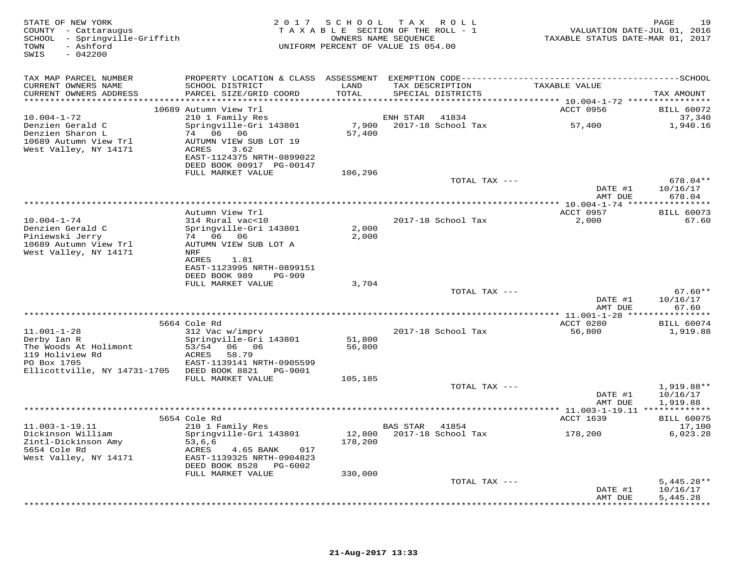STATE OF NEW YORK
COUNTY - Cattaraugus
SCHOOL - Springville-Griffith
TOWN - Ashford
SWIS - 042200

2 0 1 7 S C H O O L T A X R O L L
T A X A B L E SECTION OF THE ROLL - 1
OWNERS NAME SEQUENCE
UNIFORM PERCENT OF VALUE IS 054.00

VALUATION DATE-JUL 01, 2016
TAXABLE STATUS DATE-MAR 01, 2017

| TAX MAP PARCEL NUMBER / CURRENT OWNERS NAME / CURRENT OWNERS ADDRESS | PROPERTY LOCATION & CLASS / SCHOOL DISTRICT / PARCEL SIZE/GRID COORD | ASSESSMENT LAND / TOTAL | EXEMPTION CODE / TAX DESCRIPTION / SPECIAL DISTRICTS | TAXABLE VALUE | TAX AMOUNT |
|---|---|---|---|---|---|
| | 10689 Autumn View Trl | | | ACCT 0956 | BILL 60072 |
| 10.004-1-72 | 210 1 Family Res | | ENH STAR 41834 | | 37,340 |
| Denzien Gerald C | Springville-Gri 143801 | 7,900 | 2017-18 School Tax | 57,400 | 1,940.16 |
| Denzien Sharon L | 74 06 06 | 57,400 | | | |
| 10689 Autumn View Trl | AUTUMN VIEW SUB LOT 19 | | | | |
| West Valley, NY 14171 | ACRES 3.62 | | | | |
| | EAST-1124375 NRTH-0899022 | | | | |
| | DEED BOOK 00917 PG-00147 | | | | |
| | FULL MARKET VALUE | 106,296 | | | |
| | | | TOTAL TAX --- | | 678.04** |
| | | | | DATE #1 | 10/16/17 |
| | | | | AMT DUE | 678.04 |
| | Autumn View Trl | | | ACCT 0957 | BILL 60073 |
| 10.004-1-74 | 314 Rural vac<10 | | 2017-18 School Tax | 2,000 | 67.60 |
| Denzien Gerald C | Springville-Gri 143801 | 2,000 | | | |
| Piniewski Jerry | 74 06 06 | 2,000 | | | |
| 10689 Autumn View Trl | AUTUMN VIEW SUB LOT A | | | | |
| West Valley, NY 14171 | NRF | | | | |
| | ACRES 1.81 | | | | |
| | EAST-1123995 NRTH-0899151 | | | | |
| | DEED BOOK 989 PG-909 | | | | |
| | FULL MARKET VALUE | 3,704 | | | |
| | | | TOTAL TAX --- | | 67.60** |
| | | | | DATE #1 | 10/16/17 |
| | | | | AMT DUE | 67.60 |
| | 5664 Cole Rd | | | ACCT 0280 | BILL 60074 |
| 11.001-1-28 | 312 Vac w/imprv | | 2017-18 School Tax | 56,800 | 1,919.88 |
| Derby Ian R | Springville-Gri 143801 | 51,800 | | | |
| The Woods At Holimont | 53/54 06 06 | 56,800 | | | |
| 119 Holiview Rd | ACRES 58.79 | | | | |
| PO Box 1705 | EAST-1139141 NRTH-0905599 | | | | |
| Ellicottville, NY 14731-1705 | DEED BOOK 8821 PG-9001 | | | | |
| | FULL MARKET VALUE | 105,185 | | | |
| | | | TOTAL TAX --- | | 1,919.88** |
| | | | | DATE #1 | 10/16/17 |
| | | | | AMT DUE | 1,919.88 |
| | 5654 Cole Rd | | | ACCT 1639 | BILL 60075 |
| 11.003-1-19.11 | 210 1 Family Res | | BAS STAR 41854 | | 17,100 |
| Dickinson William | Springville-Gri 143801 | 12,800 | 2017-18 School Tax | 178,200 | 6,023.28 |
| Zintl-Dickinson Amy | 53,6,6 | 178,200 | | | |
| 5654 Cole Rd | ACRES 4.65 BANK 017 | | | | |
| West Valley, NY 14171 | EAST-1139325 NRTH-0904823 | | | | |
| | DEED BOOK 8528 PG-6002 | | | | |
| | FULL MARKET VALUE | 330,000 | | | |
| | | | TOTAL TAX --- | | 5,445.28** |
| | | | | DATE #1 | 10/16/17 |
| | | | | AMT DUE | 5,445.28 |

21-Aug-2017 13:33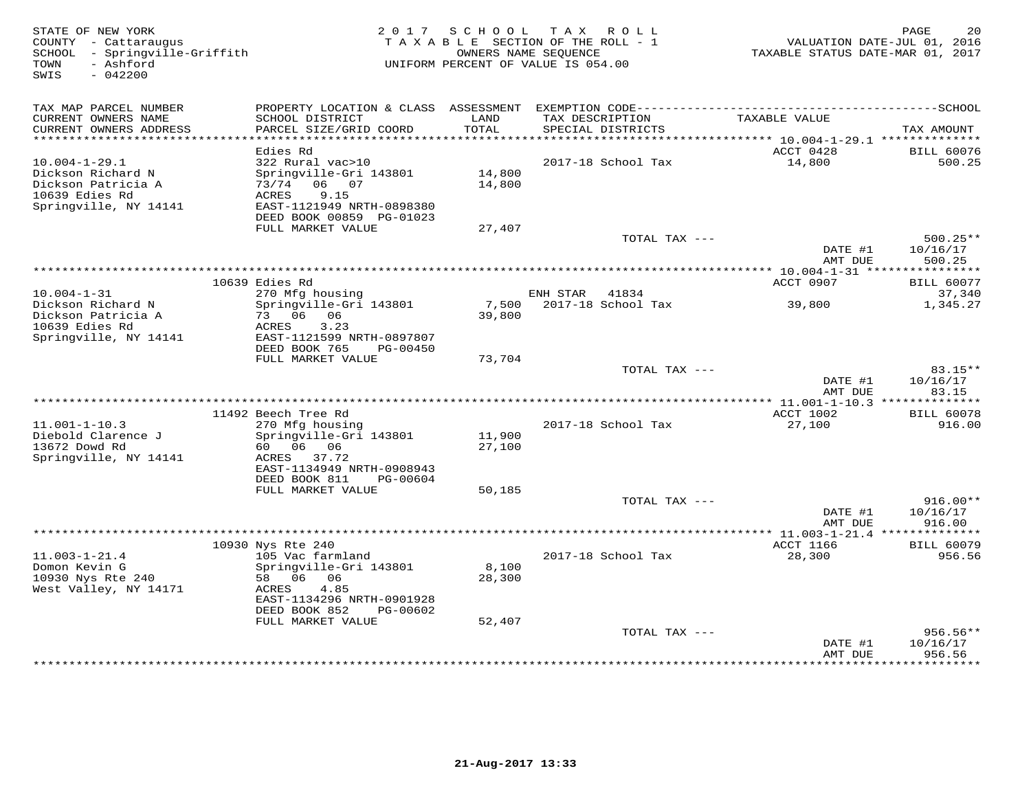STATE OF NEW YORK
COUNTY - Cattaraugus
SCHOOL - Springville-Griffith
TOWN - Ashford
SWIS - 042200

2 0 1 7 S C H O O L T A X R O L L
T A X A B L E SECTION OF THE ROLL - 1
OWNERS NAME SEQUENCE
UNIFORM PERCENT OF VALUE IS 054.00

VALUATION DATE-JUL 01, 2016
TAXABLE STATUS DATE-MAR 01, 2017

| TAX MAP PARCEL NUMBER / CURRENT OWNERS NAME / CURRENT OWNERS ADDRESS | PROPERTY LOCATION & CLASS / SCHOOL DISTRICT / PARCEL SIZE/GRID COORD | ASSESSMENT LAND / TOTAL | EXEMPTION CODE / TAX DESCRIPTION / SPECIAL DISTRICTS | TAXABLE VALUE | TAX AMOUNT |
|---|---|---|---|---|---|
| 10.004-1-29.1 | Edies Rd | | | ACCT 0428 | BILL 60076 |
| Dickson Richard N | 322 Rural vac>10 | | 2017-18 School Tax | 14,800 | 500.25 |
| Dickson Patricia A | Springville-Gri 143801 | 14,800 | | | |
| 10639 Edies Rd | 73/74 06 07 | 14,800 | | | |
| Springville, NY 14141 | ACRES 9.15 | | | | |
| | EAST-1121949 NRTH-0898380 | | | | |
| | DEED BOOK 00859 PG-01023 | | | | |
| | FULL MARKET VALUE | 27,407 | | | |
| | | | TOTAL TAX --- | | 500.25** |
| | | | | DATE #1 | 10/16/17 |
| | | | | AMT DUE | 500.25 |
| 10.004-1-31 | 10639 Edies Rd | | | ACCT 0907 | BILL 60077 |
| Dickson Richard N | 270 Mfg housing | | ENH STAR 41834 | | 37,340 |
| Dickson Patricia A | Springville-Gri 143801 | 7,500 | 2017-18 School Tax | 39,800 | 1,345.27 |
| 10639 Edies Rd | 73 06 06 | 39,800 | | | |
| Springville, NY 14141 | ACRES 3.23 | | | | |
| | EAST-1121599 NRTH-0897807 | | | | |
| | DEED BOOK 765 PG-00450 | | | | |
| | FULL MARKET VALUE | 73,704 | | | |
| | | | TOTAL TAX --- | | 83.15** |
| | | | | DATE #1 | 10/16/17 |
| | | | | AMT DUE | 83.15 |
| 11.001-1-10.3 | 11492 Beech Tree Rd | | | ACCT 1002 | BILL 60078 |
| Diebold Clarence J | 270 Mfg housing | | 2017-18 School Tax | 27,100 | 916.00 |
| 13672 Dowd Rd | Springville-Gri 143801 | 11,900 | | | |
| Springville, NY 14141 | 60 06 06 | 27,100 | | | |
| | ACRES 37.72 | | | | |
| | EAST-1134949 NRTH-0908943 | | | | |
| | DEED BOOK 811 PG-00604 | | | | |
| | FULL MARKET VALUE | 50,185 | | | |
| | | | TOTAL TAX --- | | 916.00** |
| | | | | DATE #1 | 10/16/17 |
| | | | | AMT DUE | 916.00 |
| 11.003-1-21.4 | 10930 Nys Rte 240 | | | ACCT 1166 | BILL 60079 |
| Domon Kevin G | 105 Vac farmland | | 2017-18 School Tax | 28,300 | 956.56 |
| 10930 Nys Rte 240 | Springville-Gri 143801 | 8,100 | | | |
| West Valley, NY 14171 | 58 06 06 | 28,300 | | | |
| | ACRES 4.85 | | | | |
| | EAST-1134296 NRTH-0901928 | | | | |
| | DEED BOOK 852 PG-00602 | | | | |
| | FULL MARKET VALUE | 52,407 | | | |
| | | | TOTAL TAX --- | | 956.56** |
| | | | | DATE #1 | 10/16/17 |
| | | | | AMT DUE | 956.56 |

21-Aug-2017 13:33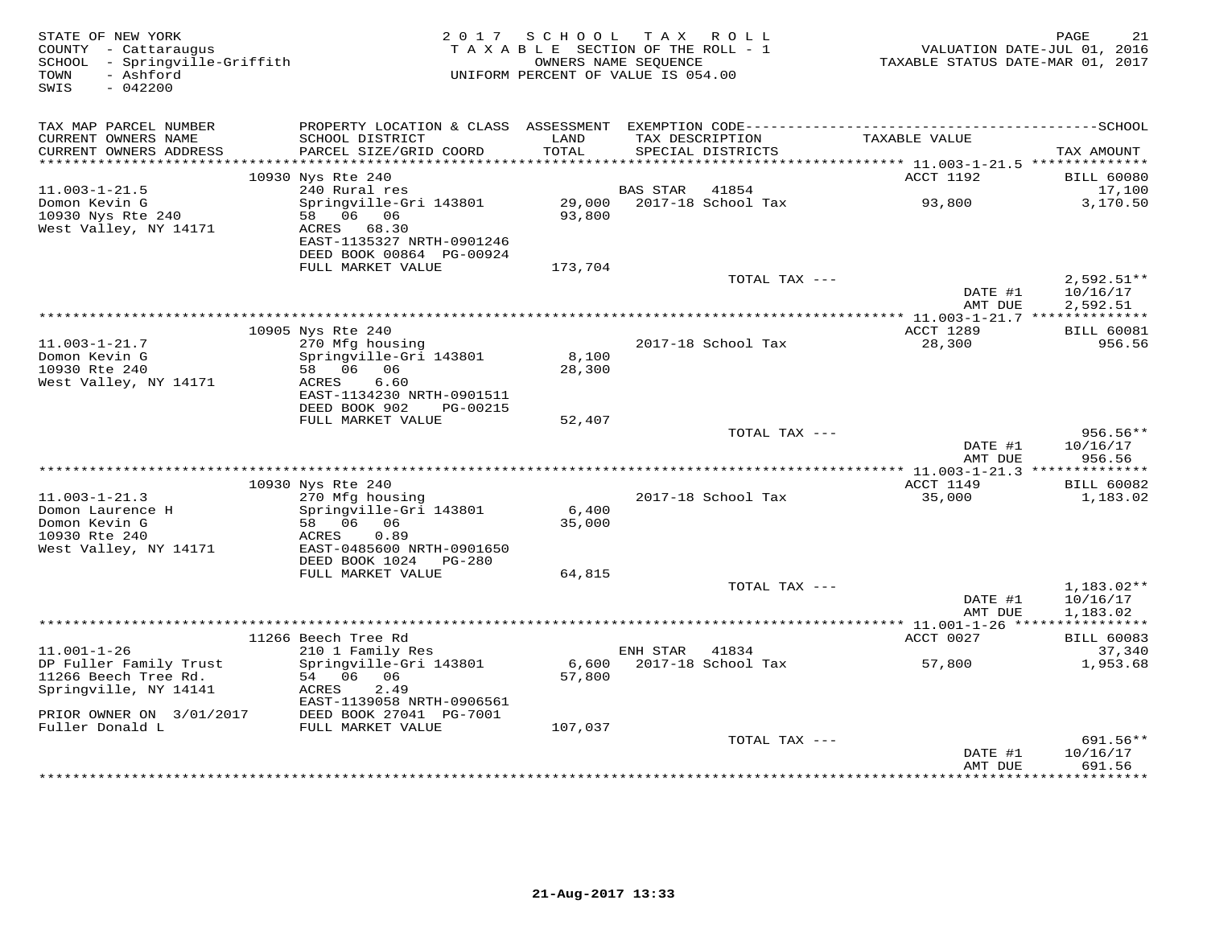STATE OF NEW YORK
COUNTY - Cattaraugus
SCHOOL - Springville-Griffith
TOWN - Ashford
SWIS - 042200

2017 SCHOOL TAX ROLL
TAXABLE SECTION OF THE ROLL - 1
OWNERS NAME SEQUENCE
UNIFORM PERCENT OF VALUE IS 054.00

VALUATION DATE-JUL 01, 2016
TAXABLE STATUS DATE-MAR 01, 2017

| TAX MAP PARCEL NUMBER / CURRENT OWNERS NAME / CURRENT OWNERS ADDRESS | PROPERTY LOCATION & CLASS / SCHOOL DISTRICT / PARCEL SIZE/GRID COORD | ASSESSMENT LAND / TOTAL | EXEMPTION CODE / TAX DESCRIPTION / SPECIAL DISTRICTS | TAXABLE VALUE | TAX AMOUNT |
|---|---|---|---|---|---|
| | 10930 Nys Rte 240 | | | ACCT 1192 | BILL 60080 |
| 11.003-1-21.5 | 240 Rural res | | BAS STAR 41854 | | 17,100 |
| Domon Kevin G | Springville-Gri 143801 | 29,000 | 2017-18 School Tax | 93,800 | 3,170.50 |
| 10930 Nys Rte 240 | 58 06 06 | 93,800 | | | |
| West Valley, NY 14171 | ACRES 68.30 | | | | |
| | EAST-1135327 NRTH-0901246 | | | | |
| | DEED BOOK 00864 PG-00924 | | | | |
| | FULL MARKET VALUE | 173,704 | | | |
| | | | TOTAL TAX --- | | 2,592.51** |
| | | | | DATE #1 | 10/16/17 |
| | | | | AMT DUE | 2,592.51 |
| | 10905 Nys Rte 240 | | | ACCT 1289 | BILL 60081 |
| 11.003-1-21.7 | 270 Mfg housing | | 2017-18 School Tax | 28,300 | 956.56 |
| Domon Kevin G | Springville-Gri 143801 | 8,100 | | | |
| 10930 Rte 240 | 58 06 06 | 28,300 | | | |
| West Valley, NY 14171 | ACRES 6.60 | | | | |
| | EAST-1134230 NRTH-0901511 | | | | |
| | DEED BOOK 902 PG-00215 | | | | |
| | FULL MARKET VALUE | 52,407 | | | |
| | | | TOTAL TAX --- | | 956.56** |
| | | | | DATE #1 | 10/16/17 |
| | | | | AMT DUE | 956.56 |
| | 10930 Nys Rte 240 | | | ACCT 1149 | BILL 60082 |
| 11.003-1-21.3 | 270 Mfg housing | | 2017-18 School Tax | 35,000 | 1,183.02 |
| Domon Laurence H | Springville-Gri 143801 | 6,400 | | | |
| Domon Kevin G | 58 06 06 | 35,000 | | | |
| 10930 Rte 240 | ACRES 0.89 | | | | |
| West Valley, NY 14171 | EAST-0485600 NRTH-0901650 | | | | |
| | DEED BOOK 1024 PG-280 | | | | |
| | FULL MARKET VALUE | 64,815 | | | |
| | | | TOTAL TAX --- | | 1,183.02** |
| | | | | DATE #1 | 10/16/17 |
| | | | | AMT DUE | 1,183.02 |
| | 11266 Beech Tree Rd | | | ACCT 0027 | BILL 60083 |
| 11.001-1-26 | 210 1 Family Res | | ENH STAR 41834 | | 37,340 |
| DP Fuller Family Trust | Springville-Gri 143801 | 6,600 | 2017-18 School Tax | 57,800 | 1,953.68 |
| 11266 Beech Tree Rd. | 54 06 06 | 57,800 | | | |
| Springville, NY 14141 | ACRES 2.49 | | | | |
| | EAST-1139058 NRTH-0906561 | | | | |
| PRIOR OWNER ON 3/01/2017 | DEED BOOK 27041 PG-7001 | | | | |
| Fuller Donald L | FULL MARKET VALUE | 107,037 | | | |
| | | | TOTAL TAX --- | | 691.56** |
| | | | | DATE #1 | 10/16/17 |
| | | | | AMT DUE | 691.56 |

21-Aug-2017 13:33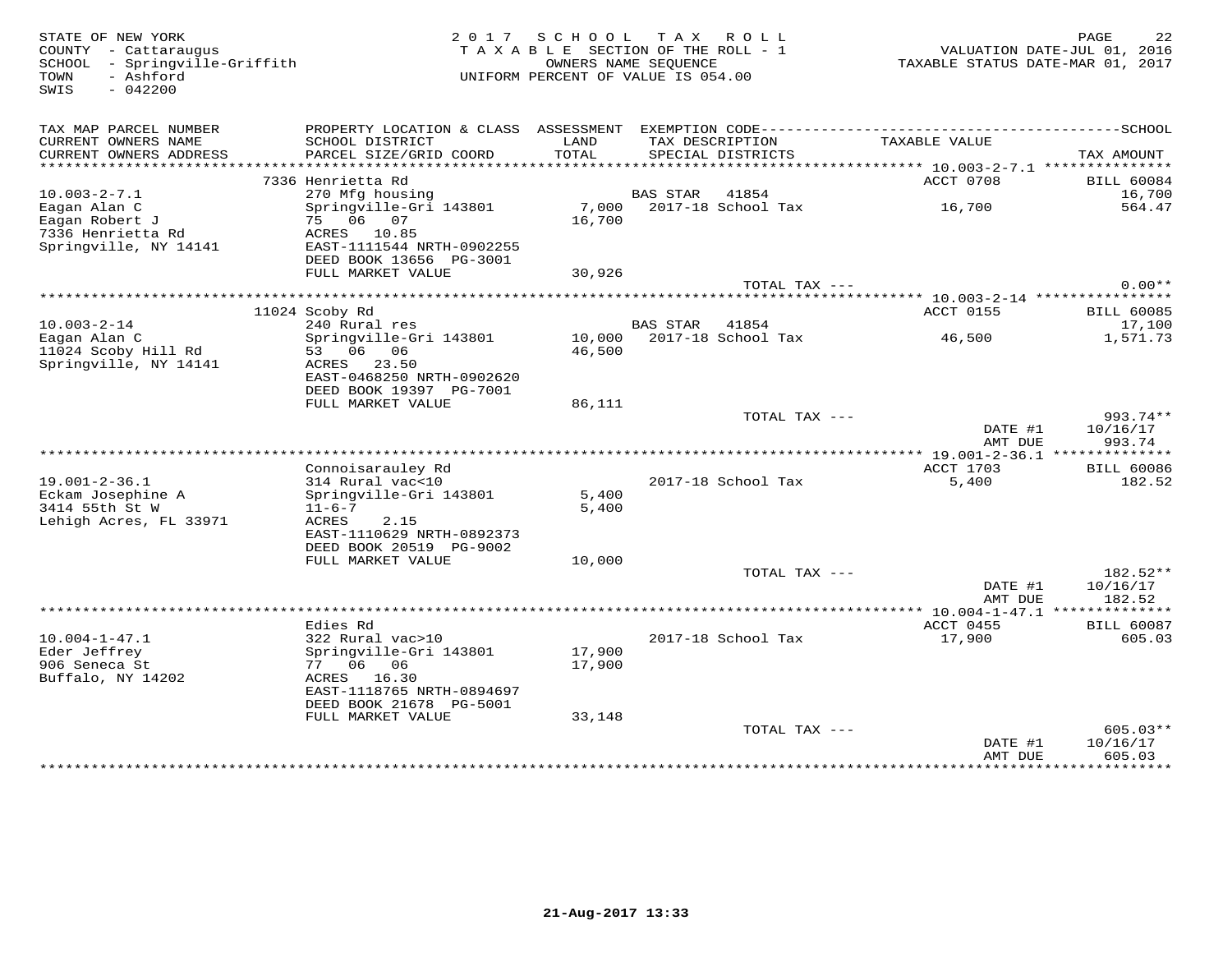STATE OF NEW YORK
COUNTY - Cattaraugus
SCHOOL - Springville-Griffith
TOWN - Ashford
SWIS - 042200

2017 SCHOOL TAX ROLL
TAXABLE SECTION OF THE ROLL - 1
OWNERS NAME SEQUENCE
UNIFORM PERCENT OF VALUE IS 054.00

VALUATION DATE-JUL 01, 2016
TAXABLE STATUS DATE-MAR 01, 2017

| TAX MAP PARCEL NUMBER / CURRENT OWNERS NAME / CURRENT OWNERS ADDRESS | PROPERTY LOCATION & CLASS / SCHOOL DISTRICT / PARCEL SIZE/GRID COORD | ASSESSMENT LAND / TOTAL | EXEMPTION CODE / TAX DESCRIPTION / SPECIAL DISTRICTS | TAXABLE VALUE | SCHOOL TAX AMOUNT |
|---|---|---|---|---|---|
| 10.003-2-7.1 | 7336 Henrietta Rd | | | ACCT 0708 | BILL 60084 |
| 10.003-2-7.1 | 270 Mfg housing | | BAS STAR 41854 | | 16,700 |
| Eagan Alan C | Springville-Gri 143801 | 7,000 | 2017-18 School Tax | 16,700 | 564.47 |
| Eagan Robert J | 75 06 07 | 16,700 | | | |
| 7336 Henrietta Rd | ACRES 10.85 | | | | |
| Springville, NY 14141 | EAST-1111544 NRTH-0902255 | | | | |
| | DEED BOOK 13656 PG-3001 | | | | |
| | FULL MARKET VALUE | 30,926 | | | |
| | | | TOTAL TAX --- | | 0.00** |
| 10.003-2-14 | 11024 Scoby Rd | | | ACCT 0155 | BILL 60085 |
| 10.003-2-14 | 240 Rural res | | BAS STAR 41854 | | 17,100 |
| Eagan Alan C | Springville-Gri 143801 | 10,000 | 2017-18 School Tax | 46,500 | 1,571.73 |
| 11024 Scoby Hill Rd | 53 06 06 | 46,500 | | | |
| Springville, NY 14141 | ACRES 23.50 | | | | |
| | EAST-0468250 NRTH-0902620 | | | | |
| | DEED BOOK 19397 PG-7001 | | | | |
| | FULL MARKET VALUE | 86,111 | | | |
| | | | TOTAL TAX --- | | 993.74** |
| | | | | DATE #1 | 10/16/17 |
| | | | | AMT DUE | 993.74 |
| 19.001-2-36.1 | Connoisarauley Rd | | | ACCT 1703 | BILL 60086 |
| 19.001-2-36.1 | 314 Rural vac<10 | | 2017-18 School Tax | 5,400 | 182.52 |
| Eckam Josephine A | Springville-Gri 143801 | 5,400 | | | |
| 3414 55th St W | 11-6-7 | 5,400 | | | |
| Lehigh Acres, FL 33971 | ACRES 2.15 | | | | |
| | EAST-1110629 NRTH-0892373 | | | | |
| | DEED BOOK 20519 PG-9002 | | | | |
| | FULL MARKET VALUE | 10,000 | | | |
| | | | TOTAL TAX --- | | 182.52** |
| | | | | DATE #1 | 10/16/17 |
| | | | | AMT DUE | 182.52 |
| 10.004-1-47.1 | Edies Rd | | | ACCT 0455 | BILL 60087 |
| 10.004-1-47.1 | 322 Rural vac>10 | | 2017-18 School Tax | 17,900 | 605.03 |
| Eder Jeffrey | Springville-Gri 143801 | 17,900 | | | |
| 906 Seneca St | 77 06 06 | 17,900 | | | |
| Buffalo, NY 14202 | ACRES 16.30 | | | | |
| | EAST-1118765 NRTH-0894697 | | | | |
| | DEED BOOK 21678 PG-5001 | | | | |
| | FULL MARKET VALUE | 33,148 | | | |
| | | | TOTAL TAX --- | | 605.03** |
| | | | | DATE #1 | 10/16/17 |
| | | | | AMT DUE | 605.03 |

21-Aug-2017 13:33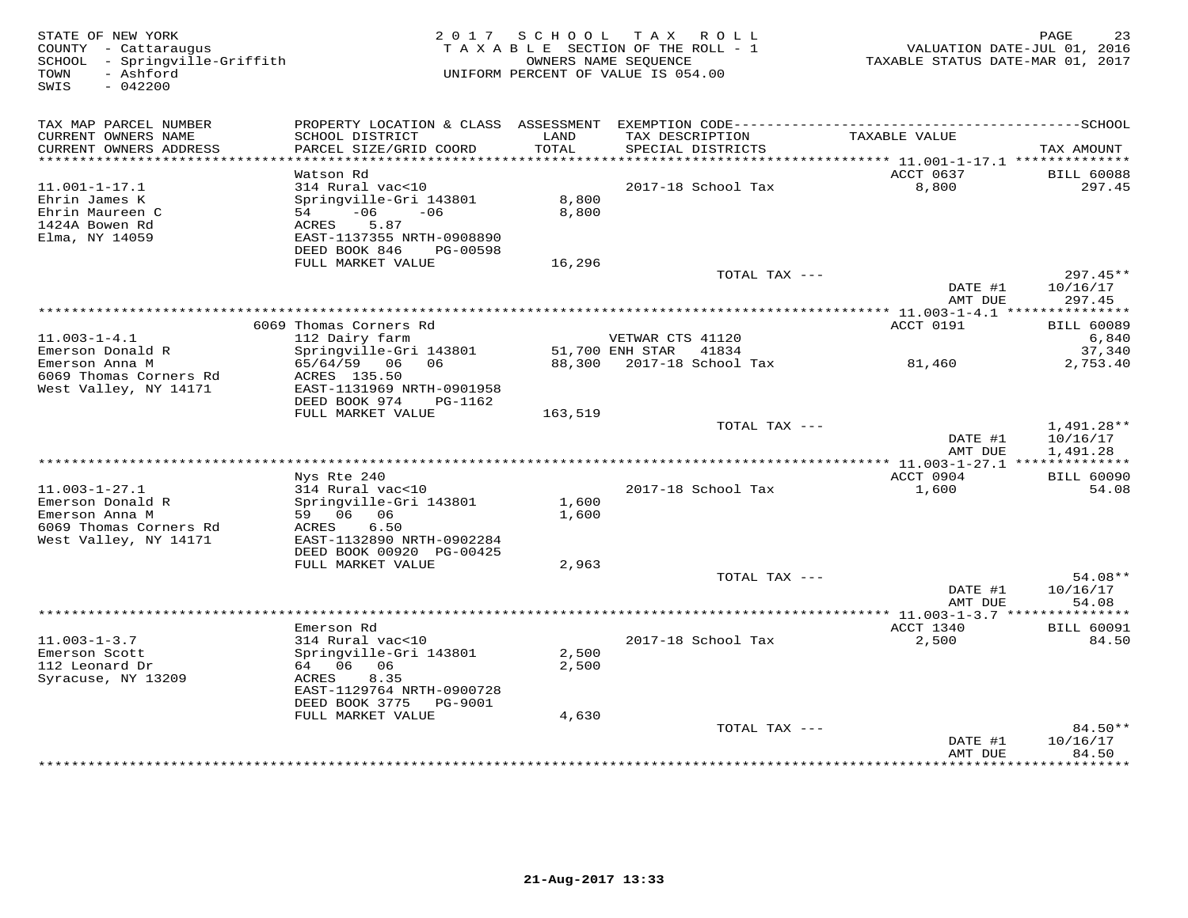STATE OF NEW YORK
COUNTY - Cattaraugus
SCHOOL - Springville-Griffith
TOWN - Ashford
SWIS - 042200

2017 SCHOOL TAX ROLL
TAXABLE SECTION OF THE ROLL - 1
OWNERS NAME SEQUENCE
UNIFORM PERCENT OF VALUE IS 054.00

VALUATION DATE-JUL 01, 2016
TAXABLE STATUS DATE-MAR 01, 2017

| TAX MAP PARCEL NUMBER / CURRENT OWNERS NAME / CURRENT OWNERS ADDRESS | PROPERTY LOCATION & CLASS / SCHOOL DISTRICT / PARCEL SIZE/GRID COORD | ASSESSMENT LAND / TOTAL | EXEMPTION CODE / TAX DESCRIPTION / SPECIAL DISTRICTS | TAXABLE VALUE | TAX AMOUNT |
|---|---|---|---|---|---|
| **11.001-1-17.1** | Watson Rd | | | ACCT 0637 | BILL 60088 |
| 11.001-1-17.1 | 314 Rural vac<10 | | 2017-18 School Tax | 8,800 | 297.45 |
| Ehrin James K | Springville-Gri 143801 | 8,800 | | | |
| Ehrin Maureen C | 54 -06 -06 | 8,800 | | | |
| 1424A Bowen Rd | ACRES 5.87 | | | | |
| Elma, NY 14059 | EAST-1137355 NRTH-0908890 | | | | |
| | DEED BOOK 846 PG-00598 | | | | |
| | FULL MARKET VALUE | 16,296 | | | |
| | | | TOTAL TAX --- | | 297.45** |
| | | | | DATE #1 | 10/16/17 |
| | | | | AMT DUE | 297.45 |
| **11.003-1-4.1** | 6069 Thomas Corners Rd | | | ACCT 0191 | BILL 60089 |
| 11.003-1-4.1 | 112 Dairy farm | | VETWAR CTS 41120 | | 6,840 |
| Emerson Donald R | Springville-Gri 143801 | 51,700 | ENH STAR 41834 | | 37,340 |
| Emerson Anna M | 65/64/59 06 06 | 88,300 | 2017-18 School Tax | 81,460 | 2,753.40 |
| 6069 Thomas Corners Rd | ACRES 135.50 | | | | |
| West Valley, NY 14171 | EAST-1131969 NRTH-0901958 | | | | |
| | DEED BOOK 974 PG-1162 | | | | |
| | FULL MARKET VALUE | 163,519 | | | |
| | | | TOTAL TAX --- | | 1,491.28** |
| | | | | DATE #1 | 10/16/17 |
| | | | | AMT DUE | 1,491.28 |
| **11.003-1-27.1** | Nys Rte 240 | | | ACCT 0904 | BILL 60090 |
| 11.003-1-27.1 | 314 Rural vac<10 | | 2017-18 School Tax | 1,600 | 54.08 |
| Emerson Donald R | Springville-Gri 143801 | 1,600 | | | |
| Emerson Anna M | 59 06 06 | 1,600 | | | |
| 6069 Thomas Corners Rd | ACRES 6.50 | | | | |
| West Valley, NY 14171 | EAST-1132890 NRTH-0902284 | | | | |
| | DEED BOOK 00920 PG-00425 | | | | |
| | FULL MARKET VALUE | 2,963 | | | |
| | | | TOTAL TAX --- | | 54.08** |
| | | | | DATE #1 | 10/16/17 |
| | | | | AMT DUE | 54.08 |
| **11.003-1-3.7** | Emerson Rd | | | ACCT 1340 | BILL 60091 |
| 11.003-1-3.7 | 314 Rural vac<10 | | 2017-18 School Tax | 2,500 | 84.50 |
| Emerson Scott | Springville-Gri 143801 | 2,500 | | | |
| 112 Leonard Dr | 64 06 06 | 2,500 | | | |
| Syracuse, NY 13209 | ACRES 8.35 | | | | |
| | EAST-1129764 NRTH-0900728 | | | | |
| | DEED BOOK 3775 PG-9001 | | | | |
| | FULL MARKET VALUE | 4,630 | | | |
| | | | TOTAL TAX --- | | 84.50** |
| | | | | DATE #1 | 10/16/17 |
| | | | | AMT DUE | 84.50 |

21-Aug-2017 13:33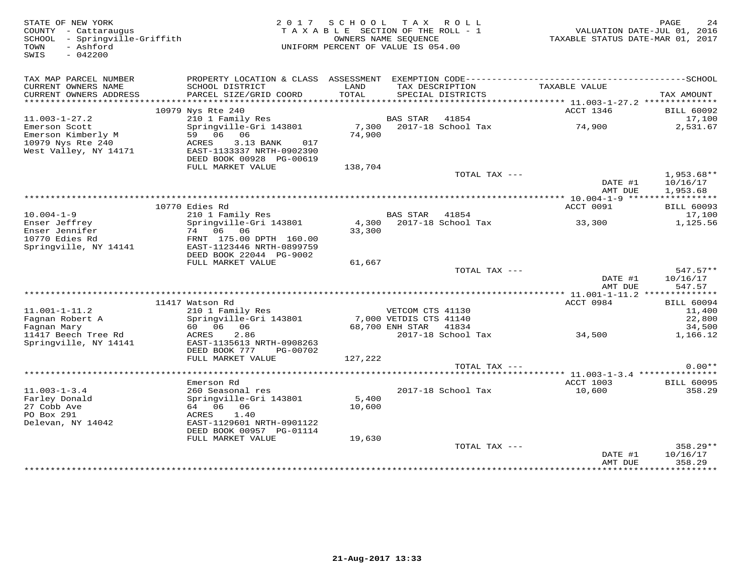STATE OF NEW YORK
COUNTY - Cattaraugus
SCHOOL - Springville-Griffith
TOWN - Ashford
SWIS - 042200

2017 SCHOOL TAX ROLL
TAXABLE SECTION OF THE ROLL - 1
OWNERS NAME SEQUENCE
UNIFORM PERCENT OF VALUE IS 054.00

VALUATION DATE-JUL 01, 2016
TAXABLE STATUS DATE-MAR 01, 2017

| TAX MAP PARCEL NUMBER / CURRENT OWNERS NAME / CURRENT OWNERS ADDRESS | PROPERTY LOCATION & CLASS / SCHOOL DISTRICT / PARCEL SIZE/GRID COORD | ASSESSMENT LAND / TOTAL | EXEMPTION CODE / TAX DESCRIPTION / SPECIAL DISTRICTS | TAXABLE VALUE | SCHOOL TAX AMOUNT |
|---|---|---|---|---|---|
| | 10979 Nys Rte 240 | | | ACCT 1346 | BILL 60092 |
| 11.003-1-27.2 | 210 1 Family Res | | BAS STAR 41854 | | 17,100 |
| Emerson Scott | Springville-Gri 143801 | 7,300 | 2017-18 School Tax | 74,900 | 2,531.67 |
| Emerson Kimberly M | 59 06 06 | 74,900 | | | |
| 10979 Nys Rte 240 | ACRES 3.13 BANK 017 | | | | |
| West Valley, NY 14171 | EAST-1133337 NRTH-0902390 | | | | |
| | DEED BOOK 00928 PG-00619 | | | | |
| | FULL MARKET VALUE | 138,704 | | | |
| | | | TOTAL TAX --- | | 1,953.68** |
| | | | | DATE #1 | 10/16/17 |
| | | | | AMT DUE | 1,953.68 |
| | 10770 Edies Rd | | | ACCT 0091 | BILL 60093 |
| 10.004-1-9 | 210 1 Family Res | | BAS STAR 41854 | | 17,100 |
| Enser Jeffrey | Springville-Gri 143801 | 4,300 | 2017-18 School Tax | 33,300 | 1,125.56 |
| Enser Jennifer | 74 06 06 | 33,300 | | | |
| 10770 Edies Rd | FRNT 175.00 DPTH 160.00 | | | | |
| Springville, NY 14141 | EAST-1123446 NRTH-0899759 | | | | |
| | DEED BOOK 22044 PG-9002 | | | | |
| | FULL MARKET VALUE | 61,667 | | | |
| | | | TOTAL TAX --- | | 547.57** |
| | | | | DATE #1 | 10/16/17 |
| | | | | AMT DUE | 547.57 |
| | 11417 Watson Rd | | | ACCT 0984 | BILL 60094 |
| 11.001-1-11.2 | 210 1 Family Res | | VETCOM CTS 41130 | | 11,400 |
| Fagnan Robert A | Springville-Gri 143801 | 7,000 | VETDIS CTS 41140 | | 22,800 |
| Fagnan Mary | 60 06 06 | 68,700 | ENH STAR 41834 | | 34,500 |
| 11417 Beech Tree Rd | ACRES 2.86 | | 2017-18 School Tax | 34,500 | 1,166.12 |
| Springville, NY 14141 | EAST-1135613 NRTH-0908263 | | | | |
| | DEED BOOK 777 PG-00702 | | | | |
| | FULL MARKET VALUE | 127,222 | | | |
| | | | TOTAL TAX --- | | 0.00** |
| | Emerson Rd | | | ACCT 1003 | BILL 60095 |
| 11.003-1-3.4 | 260 Seasonal res | | 2017-18 School Tax | 10,600 | 358.29 |
| Farley Donald | Springville-Gri 143801 | 5,400 | | | |
| 27 Cobb Ave | 64 06 06 | 10,600 | | | |
| PO Box 291 | ACRES 1.40 | | | | |
| Delevan, NY 14042 | EAST-1129601 NRTH-0901122 | | | | |
| | DEED BOOK 00957 PG-01114 | | | | |
| | FULL MARKET VALUE | 19,630 | | | |
| | | | TOTAL TAX --- | | 358.29** |
| | | | | DATE #1 | 10/16/17 |
| | | | | AMT DUE | 358.29 |

21-Aug-2017 13:33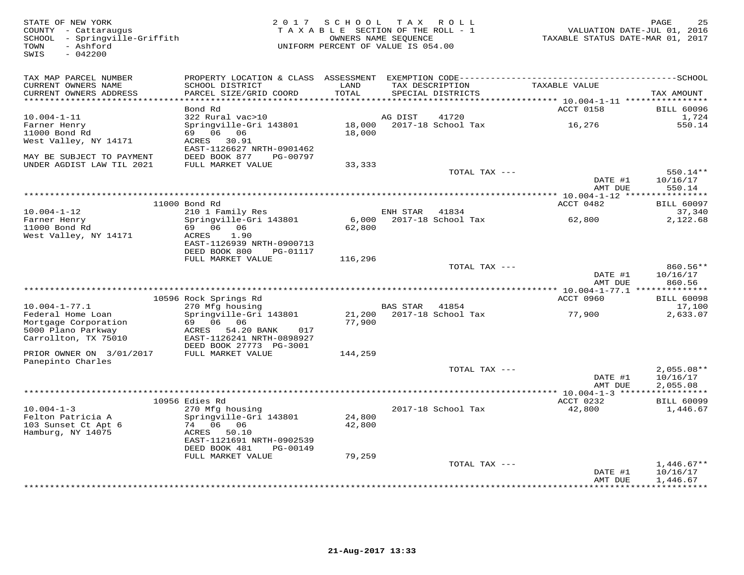STATE OF NEW YORK
COUNTY - Cattaraugus
SCHOOL - Springville-Griffith
TOWN - Ashford
SWIS - 042200

2 0 1 7 S C H O O L T A X R O L L
T A X A B L E SECTION OF THE ROLL - 1
OWNERS NAME SEQUENCE
UNIFORM PERCENT OF VALUE IS 054.00

VALUATION DATE-JUL 01, 2016
TAXABLE STATUS DATE-MAR 01, 2017

| TAX MAP PARCEL NUMBER / CURRENT OWNERS NAME / CURRENT OWNERS ADDRESS | PROPERTY LOCATION & CLASS / SCHOOL DISTRICT / PARCEL SIZE/GRID COORD | ASSESSMENT LAND / TOTAL | EXEMPTION CODE / TAX DESCRIPTION / SPECIAL DISTRICTS | TAXABLE VALUE | SCHOOL TAX AMOUNT |
|---|---|---|---|---|---|
| **10.004-1-11** | Bond Rd | | | ACCT 0158 | BILL 60096 |
| 10.004-1-11 | 322 Rural vac>10 | | AG DIST 41720 | | 1,724 |
| Farner Henry | Springville-Gri 143801 | 18,000 | 2017-18 School Tax | 16,276 | 550.14 |
| 11000 Bond Rd | 69 06 06 | 18,000 | | | |
| West Valley, NY 14171 | ACRES 30.91 | | | | |
| | EAST-1126627 NRTH-0901462 | | | | |
| MAY BE SUBJECT TO PAYMENT | DEED BOOK 877 PG-00797 | | | | |
| UNDER AGDIST LAW TIL 2021 | FULL MARKET VALUE | 33,333 | | | |
| | | | TOTAL TAX --- | | 550.14** |
| | | | | DATE #1 | 10/16/17 |
| | | | | AMT DUE | 550.14 |
| **10.004-1-12** | 11000 Bond Rd | | | ACCT 0482 | BILL 60097 |
| 10.004-1-12 | 210 1 Family Res | | ENH STAR 41834 | | 37,340 |
| Farner Henry | Springville-Gri 143801 | 6,000 | 2017-18 School Tax | 62,800 | 2,122.68 |
| 11000 Bond Rd | 69 06 06 | 62,800 | | | |
| West Valley, NY 14171 | ACRES 1.90 | | | | |
| | EAST-1126939 NRTH-0900713 | | | | |
| | DEED BOOK 800 PG-01117 | | | | |
| | FULL MARKET VALUE | 116,296 | | | |
| | | | TOTAL TAX --- | | 860.56** |
| | | | | DATE #1 | 10/16/17 |
| | | | | AMT DUE | 860.56 |
| **10.004-1-77.1** | 10596 Rock Springs Rd | | | ACCT 0960 | BILL 60098 |
| 10.004-1-77.1 | 270 Mfg housing | | BAS STAR 41854 | | 17,100 |
| Federal Home Loan | Springville-Gri 143801 | 21,200 | 2017-18 School Tax | 77,900 | 2,633.07 |
| Mortgage Corporation | 69 06 06 | 77,900 | | | |
| 5000 Plano Parkway | ACRES 54.20 BANK 017 | | | | |
| Carrollton, TX 75010 | EAST-1126241 NRTH-0898927 | | | | |
| | DEED BOOK 27773 PG-3001 | | | | |
| PRIOR OWNER ON 3/01/2017 | FULL MARKET VALUE | 144,259 | | | |
| Panepinto Charles | | | | | |
| | | | TOTAL TAX --- | | 2,055.08** |
| | | | | DATE #1 | 10/16/17 |
| | | | | AMT DUE | 2,055.08 |
| **10.004-1-3** | 10956 Edies Rd | | | ACCT 0232 | BILL 60099 |
| 10.004-1-3 | 270 Mfg housing | | 2017-18 School Tax | 42,800 | 1,446.67 |
| Felton Patricia A | Springville-Gri 143801 | 24,800 | | | |
| 103 Sunset Ct Apt 6 | 74 06 06 | 42,800 | | | |
| Hamburg, NY 14075 | ACRES 50.10 | | | | |
| | EAST-1121691 NRTH-0902539 | | | | |
| | DEED BOOK 481 PG-00149 | | | | |
| | FULL MARKET VALUE | 79,259 | | | |
| | | | TOTAL TAX --- | | 1,446.67** |
| | | | | DATE #1 | 10/16/17 |
| | | | | AMT DUE | 1,446.67 |

21-Aug-2017 13:33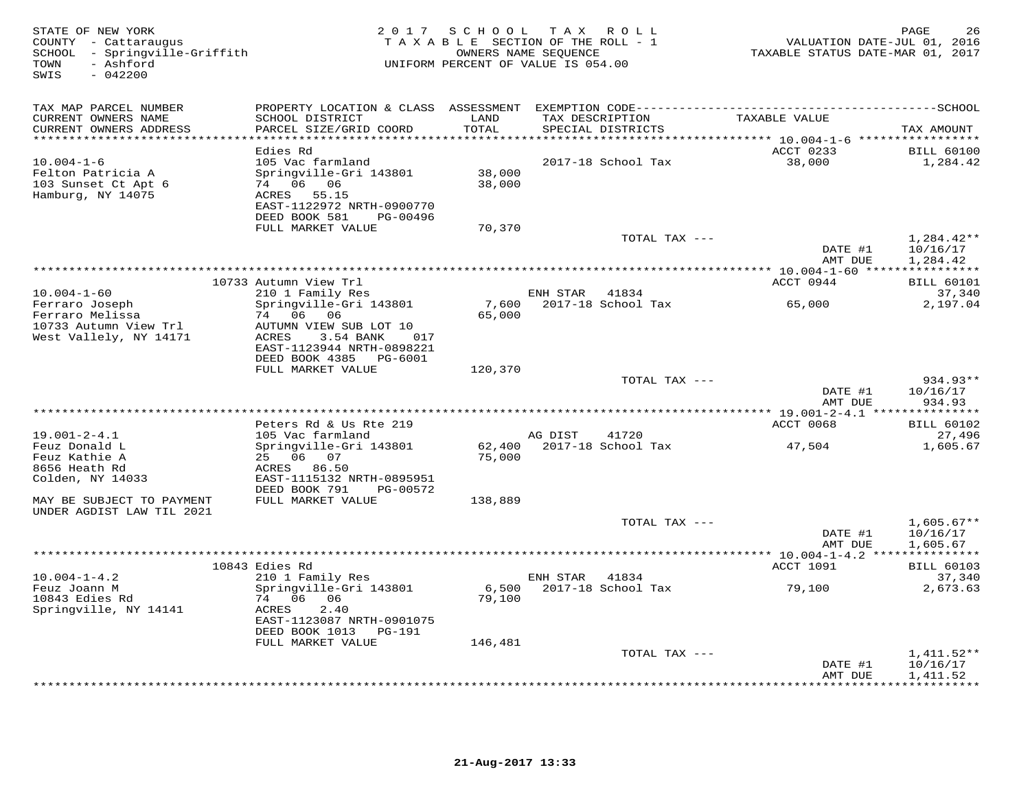STATE OF NEW YORK
COUNTY - Cattaraugus
SCHOOL - Springville-Griffith
TOWN - Ashford
SWIS - 042200

2 0 1 7 S C H O O L T A X R O L L
T A X A B L E SECTION OF THE ROLL - 1
OWNERS NAME SEQUENCE
UNIFORM PERCENT OF VALUE IS 054.00

VALUATION DATE-JUL 01, 2016
TAXABLE STATUS DATE-MAR 01, 2017

| TAX MAP PARCEL NUMBER / CURRENT OWNERS NAME / CURRENT OWNERS ADDRESS | PROPERTY LOCATION & CLASS / SCHOOL DISTRICT / PARCEL SIZE/GRID COORD | ASSESSMENT LAND / TOTAL | EXEMPTION CODE / TAX DESCRIPTION / SPECIAL DISTRICTS | TAXABLE VALUE | TAX AMOUNT |
|---|---|---|---|---|---|
| | Edies Rd | | | ACCT 0233 | BILL 60100 |
| 10.004-1-6 | 105 Vac farmland | | 2017-18 School Tax | 38,000 | 1,284.42 |
| Felton Patricia A | Springville-Gri 143801 | 38,000 | | | |
| 103 Sunset Ct Apt 6 | 74 06 06 | 38,000 | | | |
| Hamburg, NY 14075 | ACRES 55.15 | | | | |
| | EAST-1122972 NRTH-0900770 | | | | |
| | DEED BOOK 581 PG-00496 | | | | |
| | FULL MARKET VALUE | 70,370 | | | |
| | | | TOTAL TAX --- | | 1,284.42** |
| | | | | DATE #1 | 10/16/17 |
| | | | | AMT DUE | 1,284.42 |
| | 10733 Autumn View Trl | | | ACCT 0944 | BILL 60101 |
| 10.004-1-60 | 210 1 Family Res | | ENH STAR 41834 | | 37,340 |
| Ferraro Joseph | Springville-Gri 143801 | 7,600 | 2017-18 School Tax | 65,000 | 2,197.04 |
| Ferraro Melissa | 74 06 06 | 65,000 | | | |
| 10733 Autumn View Trl | AUTUMN VIEW SUB LOT 10 | | | | |
| West Vallely, NY 14171 | ACRES 3.54 BANK 017 | | | | |
| | EAST-1123944 NRTH-0898221 | | | | |
| | DEED BOOK 4385 PG-6001 | | | | |
| | FULL MARKET VALUE | 120,370 | | | |
| | | | TOTAL TAX --- | | 934.93** |
| | | | | DATE #1 | 10/16/17 |
| | | | | AMT DUE | 934.93 |
| | Peters Rd & Us Rte 219 | | | ACCT 0068 | BILL 60102 |
| 19.001-2-4.1 | 105 Vac farmland | | AG DIST 41720 | | 27,496 |
| Feuz Donald L | Springville-Gri 143801 | 62,400 | 2017-18 School Tax | 47,504 | 1,605.67 |
| Feuz Kathie A | 25 06 07 | 75,000 | | | |
| 8656 Heath Rd | ACRES 86.50 | | | | |
| Colden, NY 14033 | EAST-1115132 NRTH-0895951 | | | | |
| | DEED BOOK 791 PG-00572 | | | | |
| MAY BE SUBJECT TO PAYMENT | FULL MARKET VALUE | 138,889 | | | |
| UNDER AGDIST LAW TIL 2021 | | | | | |
| | | | TOTAL TAX --- | | 1,605.67** |
| | | | | DATE #1 | 10/16/17 |
| | | | | AMT DUE | 1,605.67 |
| | 10843 Edies Rd | | | ACCT 1091 | BILL 60103 |
| 10.004-1-4.2 | 210 1 Family Res | | ENH STAR 41834 | | 37,340 |
| Feuz Joann M | Springville-Gri 143801 | 6,500 | 2017-18 School Tax | 79,100 | 2,673.63 |
| 10843 Edies Rd | 74 06 06 | 79,100 | | | |
| Springville, NY 14141 | ACRES 2.40 | | | | |
| | EAST-1123087 NRTH-0901075 | | | | |
| | DEED BOOK 1013 PG-191 | | | | |
| | FULL MARKET VALUE | 146,481 | | | |
| | | | TOTAL TAX --- | | 1,411.52** |
| | | | | DATE #1 | 10/16/17 |
| | | | | AMT DUE | 1,411.52 |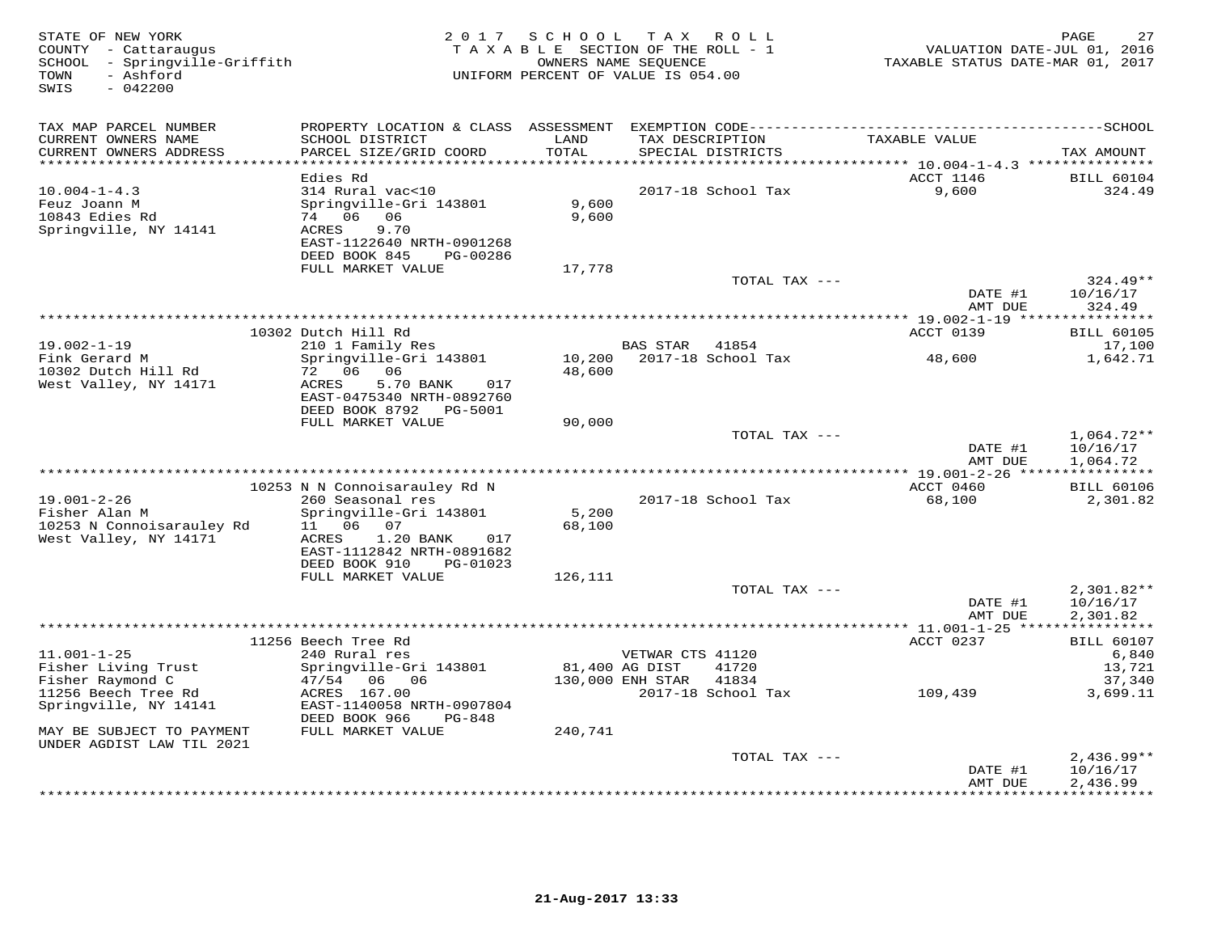STATE OF NEW YORK
COUNTY - Cattaraugus
SCHOOL - Springville-Griffith
TOWN - Ashford
SWIS - 042200

2 0 1 7 S C H O O L T A X R O L L
T A X A B L E SECTION OF THE ROLL - 1
OWNERS NAME SEQUENCE
UNIFORM PERCENT OF VALUE IS 054.00

VALUATION DATE-JUL 01, 2016
TAXABLE STATUS DATE-MAR 01, 2017

| TAX MAP PARCEL NUMBER / CURRENT OWNERS NAME / CURRENT OWNERS ADDRESS | PROPERTY LOCATION & CLASS / SCHOOL DISTRICT / PARCEL SIZE/GRID COORD | ASSESSMENT LAND / TOTAL | EXEMPTION CODE / TAX DESCRIPTION / SPECIAL DISTRICTS | TAXABLE VALUE | TAX AMOUNT |
|---|---|---|---|---|---|
| **10.004-1-4.3** | Edies Rd | | | ACCT 1146 | BILL 60104 |
| 10.004-1-4.3 | 314 Rural vac<10 | | 2017-18 School Tax | 9,600 | 324.49 |
| Feuz Joann M | Springville-Gri 143801 | 9,600 | | | |
| 10843 Edies Rd | 74 06 06 | 9,600 | | | |
| Springville, NY 14141 | ACRES 9.70 | | | | |
| | EAST-1122640 NRTH-0901268 | | | | |
| | DEED BOOK 845 PG-00286 | | | | |
| | FULL MARKET VALUE | 17,778 | | | |
| | | | TOTAL TAX --- | | 324.49** |
| | | | | DATE #1 | 10/16/17 |
| | | | | AMT DUE | 324.49 |
| **19.002-1-19** | 10302 Dutch Hill Rd | | | ACCT 0139 | BILL 60105 |
| 19.002-1-19 | 210 1 Family Res | | BAS STAR 41854 | | 17,100 |
| Fink Gerard M | Springville-Gri 143801 | 10,200 | 2017-18 School Tax | 48,600 | 1,642.71 |
| 10302 Dutch Hill Rd | 72 06 06 | 48,600 | | | |
| West Valley, NY 14171 | ACRES 5.70 BANK 017 | | | | |
| | EAST-0475340 NRTH-0892760 | | | | |
| | DEED BOOK 8792 PG-5001 | | | | |
| | FULL MARKET VALUE | 90,000 | | | |
| | | | TOTAL TAX --- | | 1,064.72** |
| | | | | DATE #1 | 10/16/17 |
| | | | | AMT DUE | 1,064.72 |
| **19.001-2-26** | 10253 N N Connoisarauley Rd N | | | ACCT 0460 | BILL 60106 |
| 19.001-2-26 | 260 Seasonal res | | 2017-18 School Tax | 68,100 | 2,301.82 |
| Fisher Alan M | Springville-Gri 143801 | 5,200 | | | |
| 10253 N Connoisarauley Rd | 11 06 07 | 68,100 | | | |
| West Valley, NY 14171 | ACRES 1.20 BANK 017 | | | | |
| | EAST-1112842 NRTH-0891682 | | | | |
| | DEED BOOK 910 PG-01023 | | | | |
| | FULL MARKET VALUE | 126,111 | | | |
| | | | TOTAL TAX --- | | 2,301.82** |
| | | | | DATE #1 | 10/16/17 |
| | | | | AMT DUE | 2,301.82 |
| **11.001-1-25** | 11256 Beech Tree Rd | | | ACCT 0237 | BILL 60107 |
| 11.001-1-25 | 240 Rural res | | VETWAR CTS 41120 | | 6,840 |
| Fisher Living Trust | Springville-Gri 143801 | 81,400 | AG DIST 41720 | | 13,721 |
| Fisher Raymond C | 47/54 06 06 | 130,000 | ENH STAR 41834 | | 37,340 |
| 11256 Beech Tree Rd | ACRES 167.00 | | 2017-18 School Tax | 109,439 | 3,699.11 |
| Springville, NY 14141 | EAST-1140058 NRTH-0907804 | | | | |
| | DEED BOOK 966 PG-848 | | | | |
| MAY BE SUBJECT TO PAYMENT | FULL MARKET VALUE | 240,741 | | | |
| UNDER AGDIST LAW TIL 2021 | | | | | |
| | | | TOTAL TAX --- | | 2,436.99** |
| | | | | DATE #1 | 10/16/17 |
| | | | | AMT DUE | 2,436.99 |

21-Aug-2017 13:33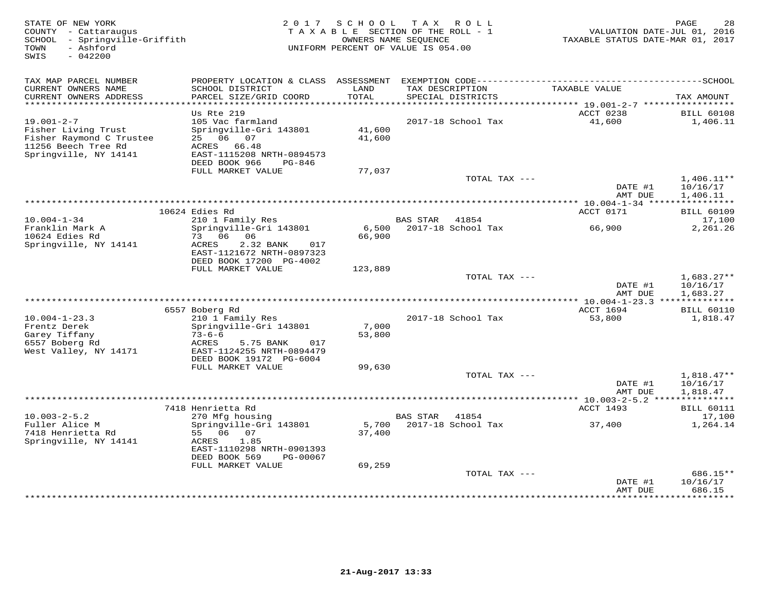STATE OF NEW YORK
COUNTY - Cattaraugus
SCHOOL - Springville-Griffith
TOWN - Ashford
SWIS - 042200

2 0 1 7 S C H O O L T A X R O L L
T A X A B L E SECTION OF THE ROLL - 1
OWNERS NAME SEQUENCE
UNIFORM PERCENT OF VALUE IS 054.00

VALUATION DATE-JUL 01, 2016
TAXABLE STATUS DATE-MAR 01, 2017

| TAX MAP PARCEL NUMBER<br>CURRENT OWNERS NAME<br>CURRENT OWNERS ADDRESS | PROPERTY LOCATION & CLASS<br>SCHOOL DISTRICT<br>PARCEL SIZE/GRID COORD | ASSESSMENT<br>LAND<br>TOTAL | EXEMPTION CODE<br>TAX DESCRIPTION<br>SPECIAL DISTRICTS | TAXABLE VALUE | SCHOOL<br>TAX AMOUNT |
|---|---|---|---|---|---|
| 19.001-2-7 | Us Rte 219 | | | ACCT 0238 | BILL 60108 |
| Fisher Living Trust | 105 Vac farmland | | 2017-18 School Tax | 41,600 | 1,406.11 |
| Fisher Raymond C Trustee | Springville-Gri 143801 | 41,600 | | | |
| 11256 Beech Tree Rd | 25 06 07 | 41,600 | | | |
| Springville, NY 14141 | ACRES 66.48 | | | | |
| | EAST-1115208 NRTH-0894573 | | | | |
| | DEED BOOK 966 PG-846 | | | | |
| | FULL MARKET VALUE | 77,037 | | | |
| | | | TOTAL TAX --- | | 1,406.11** |
| | | | | DATE #1 | 10/16/17 |
| | | | | AMT DUE | 1,406.11 |
| 10.004-1-34 | 10624 Edies Rd | | | ACCT 0171 | BILL 60109 |
| Franklin Mark A | 210 1 Family Res | | BAS STAR 41854 | | 17,100 |
| 10624 Edies Rd | Springville-Gri 143801 | 6,500 | 2017-18 School Tax | 66,900 | 2,261.26 |
| Springville, NY 14141 | 73 06 06 | 66,900 | | | |
| | ACRES 2.32 BANK 017 | | | | |
| | EAST-1121672 NRTH-0897323 | | | | |
| | DEED BOOK 17200 PG-4002 | | | | |
| | FULL MARKET VALUE | 123,889 | | | |
| | | | TOTAL TAX --- | | 1,683.27** |
| | | | | DATE #1 | 10/16/17 |
| | | | | AMT DUE | 1,683.27 |
| 10.004-1-23.3 | 6557 Boberg Rd | | | ACCT 1694 | BILL 60110 |
| Frentz Derek | 210 1 Family Res | | 2017-18 School Tax | 53,800 | 1,818.47 |
| Garey Tiffany | Springville-Gri 143801 | 7,000 | | | |
| 6557 Boberg Rd | 73-6-6 | 53,800 | | | |
| West Valley, NY 14171 | ACRES 5.75 BANK 017 | | | | |
| | EAST-1124255 NRTH-0894479 | | | | |
| | DEED BOOK 19172 PG-6004 | | | | |
| | FULL MARKET VALUE | 99,630 | | | |
| | | | TOTAL TAX --- | | 1,818.47** |
| | | | | DATE #1 | 10/16/17 |
| | | | | AMT DUE | 1,818.47 |
| 10.003-2-5.2 | 7418 Henrietta Rd | | | ACCT 1493 | BILL 60111 |
| Fuller Alice M | 270 Mfg housing | | BAS STAR 41854 | | 17,100 |
| 7418 Henrietta Rd | Springville-Gri 143801 | 5,700 | 2017-18 School Tax | 37,400 | 1,264.14 |
| Springville, NY 14141 | 55 06 07 | 37,400 | | | |
| | ACRES 1.85 | | | | |
| | EAST-1110298 NRTH-0901393 | | | | |
| | DEED BOOK 569 PG-00067 | | | | |
| | FULL MARKET VALUE | 69,259 | | | |
| | | | TOTAL TAX --- | | 686.15** |
| | | | | DATE #1 | 10/16/17 |
| | | | | AMT DUE | 686.15 |

21-Aug-2017 13:33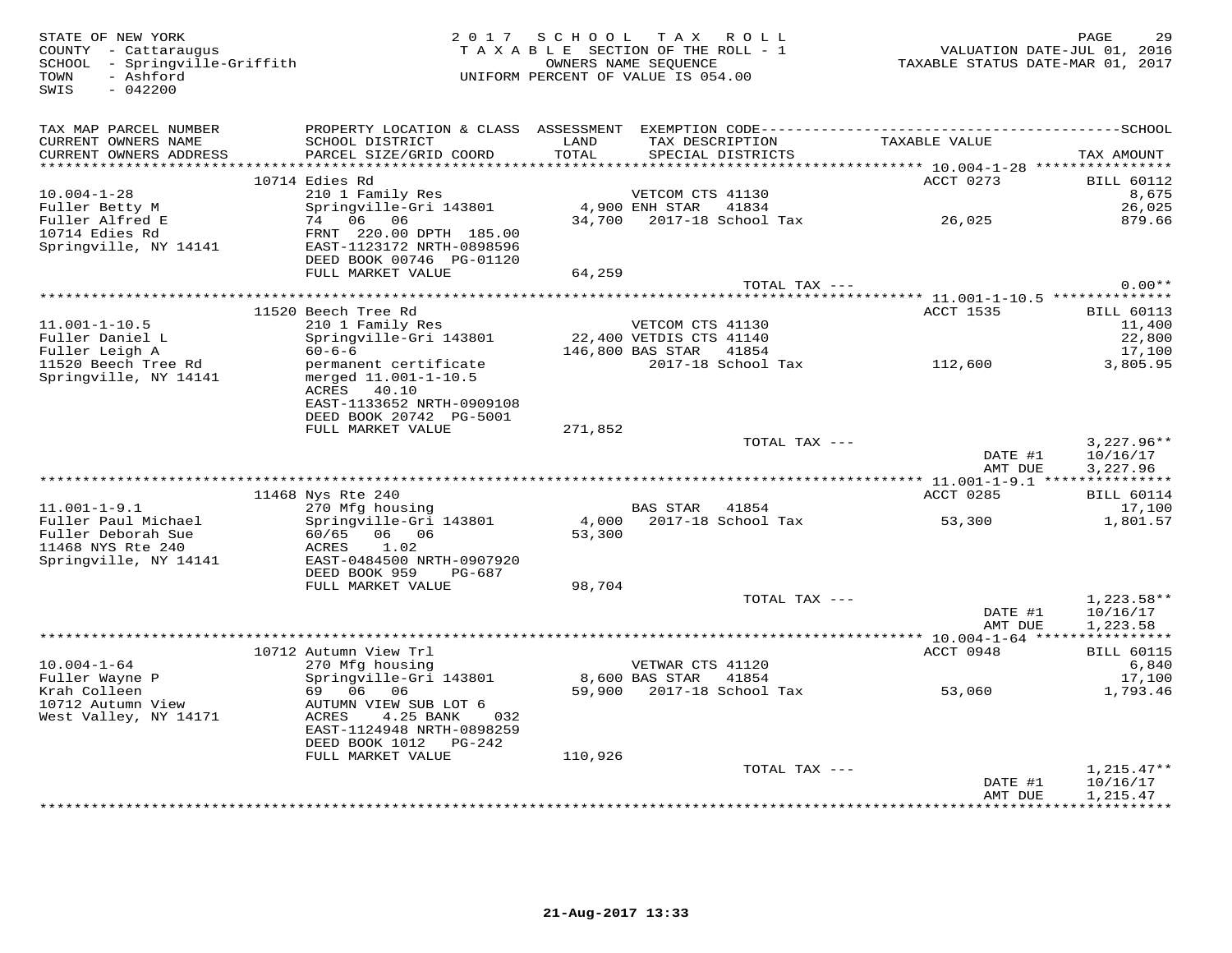STATE OF NEW YORK
COUNTY - Cattaraugus
SCHOOL - Springville-Griffith
TOWN - Ashford
SWIS - 042200

2017 SCHOOL TAX ROLL
TAXABLE SECTION OF THE ROLL - 1
OWNERS NAME SEQUENCE
UNIFORM PERCENT OF VALUE IS 054.00

VALUATION DATE-JUL 01, 2016
TAXABLE STATUS DATE-MAR 01, 2017

| TAX MAP PARCEL NUMBER / CURRENT OWNERS NAME / CURRENT OWNERS ADDRESS | PROPERTY LOCATION & CLASS / SCHOOL DISTRICT / PARCEL SIZE/GRID COORD | ASSESSMENT LAND / TOTAL | EXEMPTION CODE / TAX DESCRIPTION / SPECIAL DISTRICTS | TAXABLE VALUE | TAX AMOUNT |
|---|---|---|---|---|---|
| 10.004-1-28 | 10714 Edies Rd | | | ACCT 0273 | BILL 60112 |
| Fuller Betty M | 210 1 Family Res | | VETCOM CTS 41130 | | 8,675 |
| Fuller Alfred E | Springville-Gri 143801 | 4,900 | ENH STAR 41834 | | 26,025 |
| 10714 Edies Rd | 74 06 06 | 34,700 | 2017-18 School Tax | 26,025 | 879.66 |
| Springville, NY 14141 | FRNT 220.00 DPTH 185.00 | | | | |
| | EAST-1123172 NRTH-0898596 | | | | |
| | DEED BOOK 00746 PG-01120 | | | | |
| | FULL MARKET VALUE | 64,259 | | | |
| | | | TOTAL TAX --- | | 0.00** |
| 11.001-1-10.5 | 11520 Beech Tree Rd | | | ACCT 1535 | BILL 60113 |
| Fuller Daniel L | 210 1 Family Res | | VETCOM CTS 41130 | | 11,400 |
| Fuller Leigh A | Springville-Gri 143801 | 22,400 | VETDIS CTS 41140 | | 22,800 |
| 11520 Beech Tree Rd | 60-6-6 | 146,800 | BAS STAR 41854 | | 17,100 |
| Springville, NY 14141 | permanent certificate | | 2017-18 School Tax | 112,600 | 3,805.95 |
| | merged 11.001-1-10.5 | | | | |
| | ACRES 40.10 | | | | |
| | EAST-1133652 NRTH-0909108 | | | | |
| | DEED BOOK 20742 PG-5001 | | | | |
| | FULL MARKET VALUE | 271,852 | | | |
| | | | TOTAL TAX --- | | 3,227.96** |
| | | | | DATE #1 | 10/16/17 |
| | | | | AMT DUE | 3,227.96 |
| 11.001-1-9.1 | 11468 Nys Rte 240 | | | ACCT 0285 | BILL 60114 |
| Fuller Paul Michael | 270 Mfg housing | | BAS STAR 41854 | | 17,100 |
| Fuller Deborah Sue | Springville-Gri 143801 | 4,000 | 2017-18 School Tax | 53,300 | 1,801.57 |
| 11468 NYS Rte 240 | 60/65 06 06 | 53,300 | | | |
| Springville, NY 14141 | ACRES 1.02 | | | | |
| | EAST-0484500 NRTH-0907920 | | | | |
| | DEED BOOK 959 PG-687 | | | | |
| | FULL MARKET VALUE | 98,704 | | | |
| | | | TOTAL TAX --- | | 1,223.58** |
| | | | | DATE #1 | 10/16/17 |
| | | | | AMT DUE | 1,223.58 |
| 10.004-1-64 | 10712 Autumn View Trl | | | ACCT 0948 | BILL 60115 |
| Fuller Wayne P | 270 Mfg housing | | VETWAR CTS 41120 | | 6,840 |
| Krah Colleen | Springville-Gri 143801 | 8,600 | BAS STAR 41854 | | 17,100 |
| 10712 Autumn View | 69 06 06 | 59,900 | 2017-18 School Tax | 53,060 | 1,793.46 |
| West Valley, NY 14171 | AUTUMN VIEW SUB LOT 6 | | | | |
| | ACRES 4.25 BANK 032 | | | | |
| | EAST-1124948 NRTH-0898259 | | | | |
| | DEED BOOK 1012 PG-242 | | | | |
| | FULL MARKET VALUE | 110,926 | | | |
| | | | TOTAL TAX --- | | 1,215.47** |
| | | | | DATE #1 | 10/16/17 |
| | | | | AMT DUE | 1,215.47 |

21-Aug-2017 13:33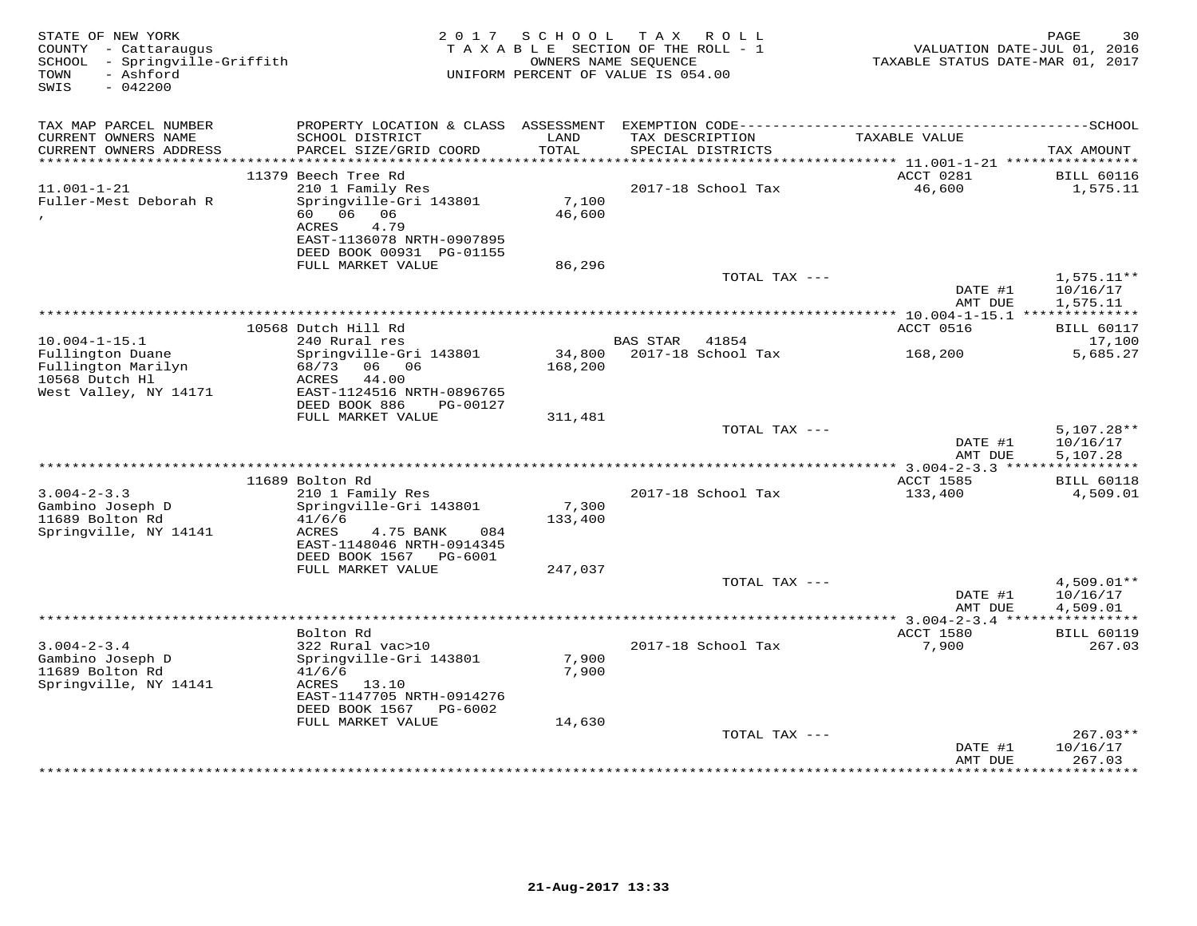STATE OF NEW YORK
COUNTY - Cattaraugus
SCHOOL - Springville-Griffith
TOWN - Ashford
SWIS - 042200

2 0 1 7 S C H O O L T A X R O L L
T A X A B L E SECTION OF THE ROLL - 1
OWNERS NAME SEQUENCE
UNIFORM PERCENT OF VALUE IS 054.00

VALUATION DATE-JUL 01, 2016
TAXABLE STATUS DATE-MAR 01, 2017

| TAX MAP PARCEL NUMBER<br>CURRENT OWNERS NAME<br>CURRENT OWNERS ADDRESS | PROPERTY LOCATION & CLASS<br>SCHOOL DISTRICT<br>PARCEL SIZE/GRID COORD | ASSESSMENT<br>LAND<br>TOTAL | EXEMPTION CODE<br>TAX DESCRIPTION<br>SPECIAL DISTRICTS | TAXABLE VALUE | SCHOOL<br>TAX AMOUNT |
|---|---|---|---|---|---|
| | 11379 Beech Tree Rd | | | ACCT 0281 | BILL 60116 |
| 11.001-1-21 | 210 1 Family Res | | 2017-18 School Tax | 46,600 | 1,575.11 |
| Fuller-Mest Deborah R | Springville-Gri 143801 | 7,100 | | | |
| , | 60 06 06 | 46,600 | | | |
| | ACRES 4.79 | | | | |
| | EAST-1136078 NRTH-0907895 | | | | |
| | DEED BOOK 00931 PG-01155 | | | | |
| | FULL MARKET VALUE | 86,296 | | | |
| | | | TOTAL TAX --- | | 1,575.11** |
| | | | | DATE #1 | 10/16/17 |
| | | | | AMT DUE | 1,575.11 |
| | 10568 Dutch Hill Rd | | | ACCT 0516 | BILL 60117 |
| 10.004-1-15.1 | 240 Rural res | | BAS STAR 41854 | | 17,100 |
| Fullington Duane | Springville-Gri 143801 | 34,800 | 2017-18 School Tax | 168,200 | 5,685.27 |
| Fullington Marilyn | 68/73 06 06 | 168,200 | | | |
| 10568 Dutch Hl | ACRES 44.00 | | | | |
| West Valley, NY 14171 | EAST-1124516 NRTH-0896765 | | | | |
| | DEED BOOK 886 PG-00127 | | | | |
| | FULL MARKET VALUE | 311,481 | | | |
| | | | TOTAL TAX --- | | 5,107.28** |
| | | | | DATE #1 | 10/16/17 |
| | | | | AMT DUE | 5,107.28 |
| | 11689 Bolton Rd | | | ACCT 1585 | BILL 60118 |
| 3.004-2-3.3 | 210 1 Family Res | | 2017-18 School Tax | 133,400 | 4,509.01 |
| Gambino Joseph D | Springville-Gri 143801 | 7,300 | | | |
| 11689 Bolton Rd | 41/6/6 | 133,400 | | | |
| Springville, NY 14141 | ACRES 4.75 BANK 084 | | | | |
| | EAST-1148046 NRTH-0914345 | | | | |
| | DEED BOOK 1567 PG-6001 | | | | |
| | FULL MARKET VALUE | 247,037 | | | |
| | | | TOTAL TAX --- | | 4,509.01** |
| | | | | DATE #1 | 10/16/17 |
| | | | | AMT DUE | 4,509.01 |
| | Bolton Rd | | | ACCT 1580 | BILL 60119 |
| 3.004-2-3.4 | 322 Rural vac>10 | | 2017-18 School Tax | 7,900 | 267.03 |
| Gambino Joseph D | Springville-Gri 143801 | 7,900 | | | |
| 11689 Bolton Rd | 41/6/6 | 7,900 | | | |
| Springville, NY 14141 | ACRES 13.10 | | | | |
| | EAST-1147705 NRTH-0914276 | | | | |
| | DEED BOOK 1567 PG-6002 | | | | |
| | FULL MARKET VALUE | 14,630 | | | |
| | | | TOTAL TAX --- | | 267.03** |
| | | | | DATE #1 | 10/16/17 |
| | | | | AMT DUE | 267.03 |

21-Aug-2017 13:33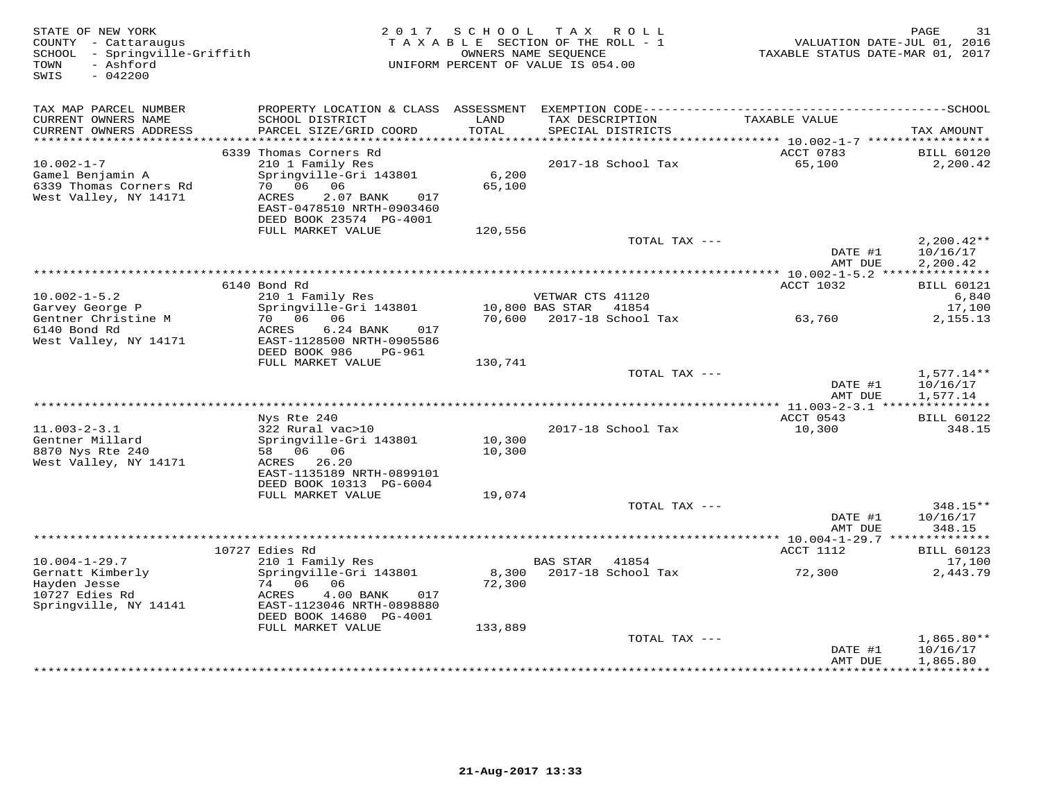STATE OF NEW YORK
COUNTY - Cattaraugus
SCHOOL - Springville-Griffith
TOWN - Ashford
SWIS - 042200

2017 SCHOOL TAX ROLL
TAXABLE SECTION OF THE ROLL - 1
OWNERS NAME SEQUENCE
UNIFORM PERCENT OF VALUE IS 054.00

VALUATION DATE-JUL 01, 2016
TAXABLE STATUS DATE-MAR 01, 2017

| TAX MAP PARCEL NUMBER / CURRENT OWNERS NAME / CURRENT OWNERS ADDRESS | PROPERTY LOCATION & CLASS / SCHOOL DISTRICT / PARCEL SIZE/GRID COORD | ASSESSMENT LAND / TOTAL | EXEMPTION CODE / TAX DESCRIPTION / SPECIAL DISTRICTS | TAXABLE VALUE | TAX AMOUNT |
|---|---|---|---|---|---|
| | 6339 Thomas Corners Rd | | | ACCT 0783 | BILL 60120 |
| 10.002-1-7 | 210 1 Family Res | | 2017-18 School Tax | 65,100 | 2,200.42 |
| Gamel Benjamin A | Springville-Gri 143801 | 6,200 | | | |
| 6339 Thomas Corners Rd | 70 06 06 | 65,100 | | | |
| West Valley, NY 14171 | ACRES 2.07 BANK 017 | | | | |
| | EAST-0478510 NRTH-0903460 | | | | |
| | DEED BOOK 23574 PG-4001 | | | | |
| | FULL MARKET VALUE | 120,556 | | | |
| | | | TOTAL TAX --- | | 2,200.42** |
| | | | | DATE #1 | 10/16/17 |
| | | | | AMT DUE | 2,200.42 |
| | 6140 Bond Rd | | | ACCT 1032 | BILL 60121 |
| 10.002-1-5.2 | 210 1 Family Res | | VETWAR CTS 41120 | | 6,840 |
| Garvey George P | Springville-Gri 143801 | 10,800 | BAS STAR 41854 | | 17,100 |
| Gentner Christine M | 70 06 06 | 70,600 | 2017-18 School Tax | 63,760 | 2,155.13 |
| 6140 Bond Rd | ACRES 6.24 BANK 017 | | | | |
| West Valley, NY 14171 | EAST-1128500 NRTH-0905586 | | | | |
| | DEED BOOK 986 PG-961 | | | | |
| | FULL MARKET VALUE | 130,741 | | | |
| | | | TOTAL TAX --- | | 1,577.14** |
| | | | | DATE #1 | 10/16/17 |
| | | | | AMT DUE | 1,577.14 |
| | Nys Rte 240 | | | ACCT 0543 | BILL 60122 |
| 11.003-2-3.1 | 322 Rural vac>10 | | 2017-18 School Tax | 10,300 | 348.15 |
| Gentner Millard | Springville-Gri 143801 | 10,300 | | | |
| 8870 Nys Rte 240 | 58 06 06 | 10,300 | | | |
| West Valley, NY 14171 | ACRES 26.20 | | | | |
| | EAST-1135189 NRTH-0899101 | | | | |
| | DEED BOOK 10313 PG-6004 | | | | |
| | FULL MARKET VALUE | 19,074 | | | |
| | | | TOTAL TAX --- | | 348.15** |
| | | | | DATE #1 | 10/16/17 |
| | | | | AMT DUE | 348.15 |
| | 10727 Edies Rd | | | ACCT 1112 | BILL 60123 |
| 10.004-1-29.7 | 210 1 Family Res | | BAS STAR 41854 | | 17,100 |
| Gernatt Kimberly | Springville-Gri 143801 | 8,300 | 2017-18 School Tax | 72,300 | 2,443.79 |
| Hayden Jesse | 74 06 06 | 72,300 | | | |
| 10727 Edies Rd | ACRES 4.00 BANK 017 | | | | |
| Springville, NY 14141 | EAST-1123046 NRTH-0898880 | | | | |
| | DEED BOOK 14680 PG-4001 | | | | |
| | FULL MARKET VALUE | 133,889 | | | |
| | | | TOTAL TAX --- | | 1,865.80** |
| | | | | DATE #1 | 10/16/17 |
| | | | | AMT DUE | 1,865.80 |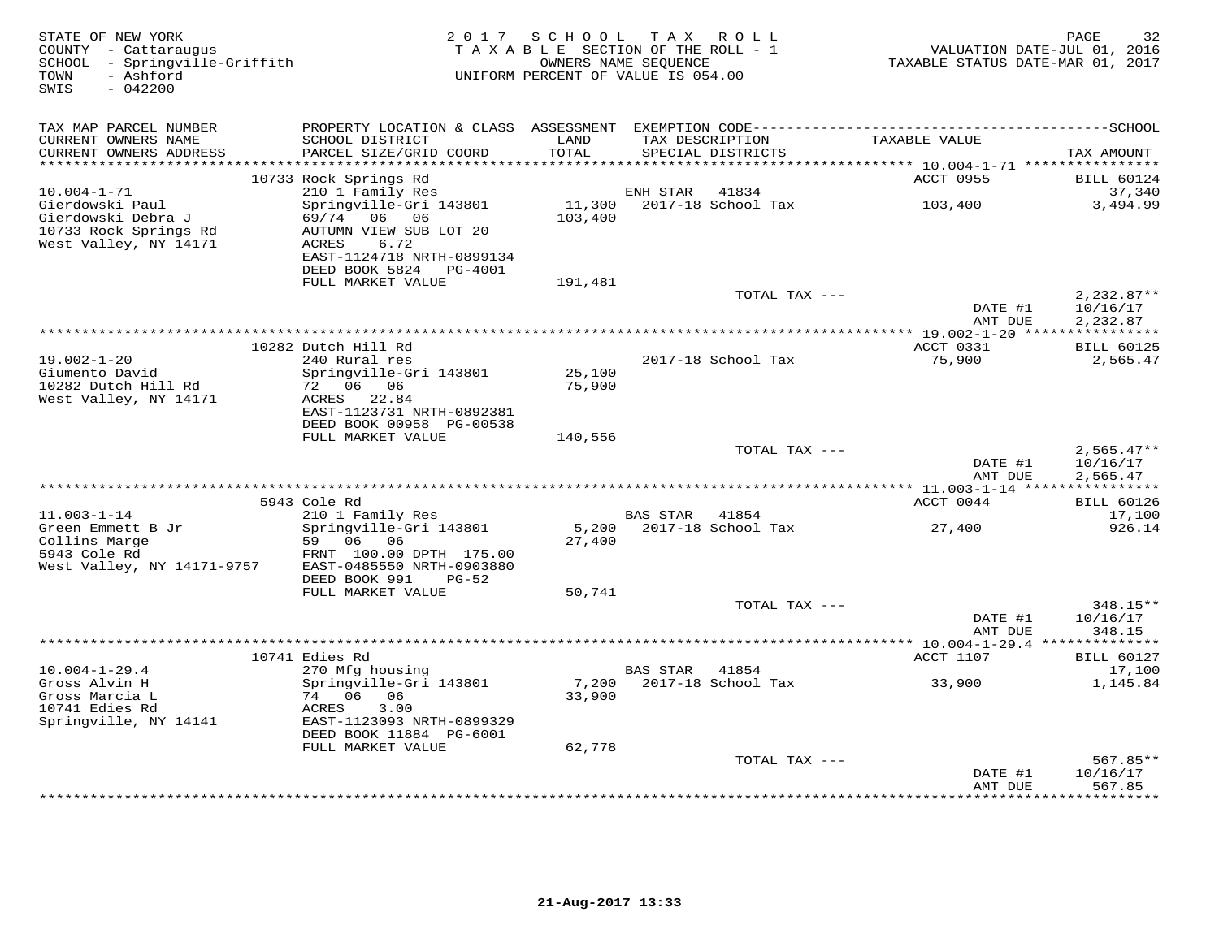STATE OF NEW YORK
COUNTY - Cattaraugus
SCHOOL - Springville-Griffith
TOWN - Ashford
SWIS - 042200

2017 SCHOOL TAX ROLL
TAXABLE SECTION OF THE ROLL - 1
OWNERS NAME SEQUENCE
UNIFORM PERCENT OF VALUE IS 054.00

VALUATION DATE-JUL 01, 2016
TAXABLE STATUS DATE-MAR 01, 2017

| TAX MAP PARCEL NUMBER / CURRENT OWNERS NAME / CURRENT OWNERS ADDRESS | PROPERTY LOCATION & CLASS / SCHOOL DISTRICT / PARCEL SIZE/GRID COORD | ASSESSMENT LAND / TOTAL | EXEMPTION CODE / TAX DESCRIPTION / SPECIAL DISTRICTS | TAXABLE VALUE | TAX AMOUNT (SCHOOL) |
|---|---|---|---|---|---|
| | 10733 Rock Springs Rd | | | ACCT 0955 | BILL 60124 |
| 10.004-1-71 | 210 1 Family Res | | ENH STAR 41834 | | 37,340 |
| Gierdowski Paul | Springville-Gri 143801 | 11,300 | 2017-18 School Tax | 103,400 | 3,494.99 |
| Gierdowski Debra J | 69/74 06 06 | 103,400 | | | |
| 10733 Rock Springs Rd | AUTUMN VIEW SUB LOT 20 | | | | |
| West Valley, NY 14171 | ACRES 6.72 | | | | |
| | EAST-1124718 NRTH-0899134 | | | | |
| | DEED BOOK 5824 PG-4001 | | | | |
| | FULL MARKET VALUE | 191,481 | | | |
| | | | TOTAL TAX --- | | 2,232.87** |
| | | | | DATE #1 | 10/16/17 |
| | | | | AMT DUE | 2,232.87 |
| | 10282 Dutch Hill Rd | | | ACCT 0331 | BILL 60125 |
| 19.002-1-20 | 240 Rural res | | 2017-18 School Tax | 75,900 | 2,565.47 |
| Giumento David | Springville-Gri 143801 | 25,100 | | | |
| 10282 Dutch Hill Rd | 72 06 06 | 75,900 | | | |
| West Valley, NY 14171 | ACRES 22.84 | | | | |
| | EAST-1123731 NRTH-0892381 | | | | |
| | DEED BOOK 00958 PG-00538 | | | | |
| | FULL MARKET VALUE | 140,556 | | | |
| | | | TOTAL TAX --- | | 2,565.47** |
| | | | | DATE #1 | 10/16/17 |
| | | | | AMT DUE | 2,565.47 |
| | 5943 Cole Rd | | | ACCT 0044 | BILL 60126 |
| 11.003-1-14 | 210 1 Family Res | | BAS STAR 41854 | | 17,100 |
| Green Emmett B Jr | Springville-Gri 143801 | 5,200 | 2017-18 School Tax | 27,400 | 926.14 |
| Collins Marge | 59 06 06 | 27,400 | | | |
| 5943 Cole Rd | FRNT 100.00 DPTH 175.00 | | | | |
| West Valley, NY 14171-9757 | EAST-0485550 NRTH-0903880 | | | | |
| | DEED BOOK 991 PG-52 | | | | |
| | FULL MARKET VALUE | 50,741 | | | |
| | | | TOTAL TAX --- | | 348.15** |
| | | | | DATE #1 | 10/16/17 |
| | | | | AMT DUE | 348.15 |
| | 10741 Edies Rd | | | ACCT 1107 | BILL 60127 |
| 10.004-1-29.4 | 270 Mfg housing | | BAS STAR 41854 | | 17,100 |
| Gross Alvin H | Springville-Gri 143801 | 7,200 | 2017-18 School Tax | 33,900 | 1,145.84 |
| Gross Marcia L | 74 06 06 | 33,900 | | | |
| 10741 Edies Rd | ACRES 3.00 | | | | |
| Springville, NY 14141 | EAST-1123093 NRTH-0899329 | | | | |
| | DEED BOOK 11884 PG-6001 | | | | |
| | FULL MARKET VALUE | 62,778 | | | |
| | | | TOTAL TAX --- | | 567.85** |
| | | | | DATE #1 | 10/16/17 |
| | | | | AMT DUE | 567.85 |

21-Aug-2017 13:33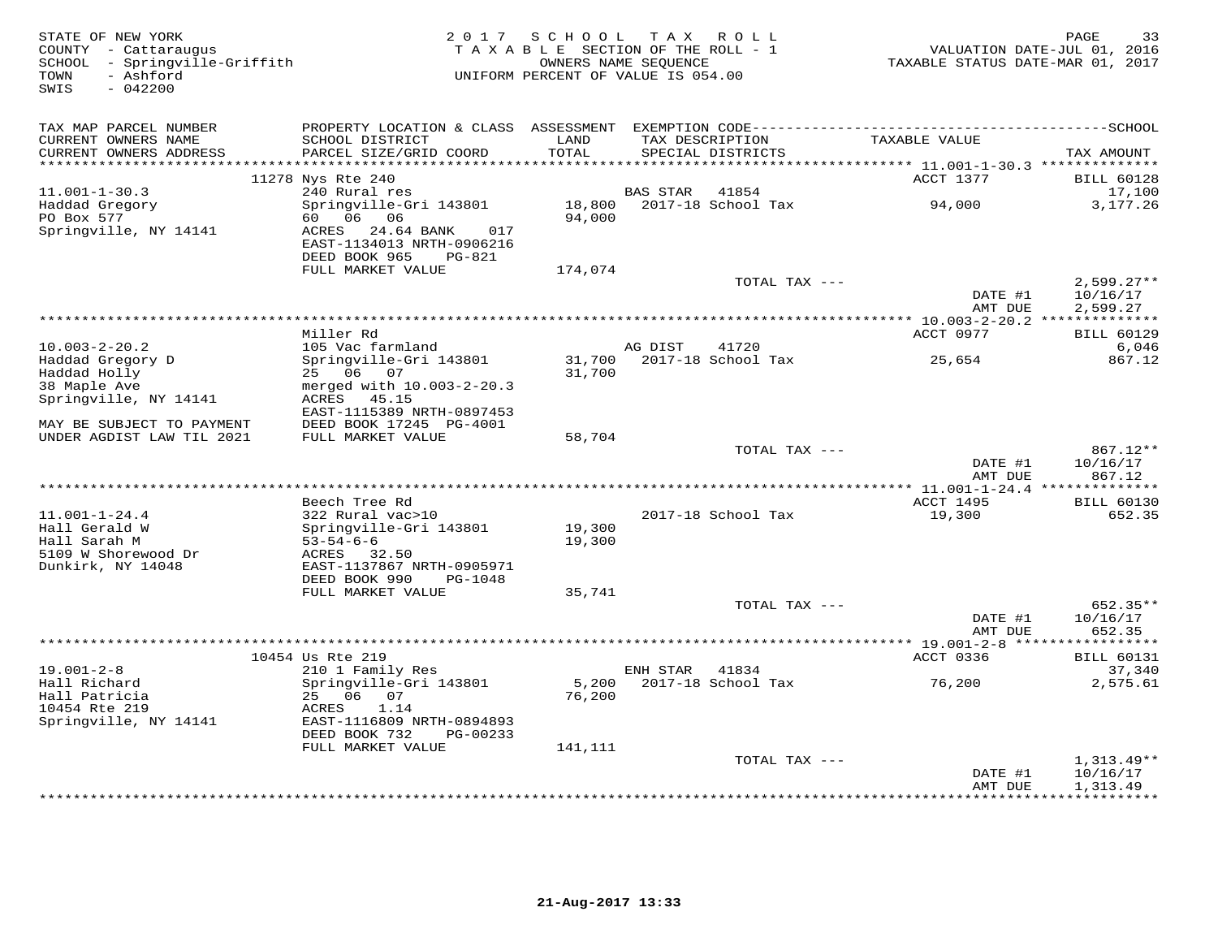STATE OF NEW YORK
COUNTY - Cattaraugus
SCHOOL - Springville-Griffith
TOWN - Ashford
SWIS - 042200

2 0 1 7 S C H O O L T A X R O L L
T A X A B L E SECTION OF THE ROLL - 1
OWNERS NAME SEQUENCE
UNIFORM PERCENT OF VALUE IS 054.00

VALUATION DATE-JUL 01, 2016
TAXABLE STATUS DATE-MAR 01, 2017

| TAX MAP PARCEL NUMBER / CURRENT OWNERS NAME / CURRENT OWNERS ADDRESS | PROPERTY LOCATION & CLASS / SCHOOL DISTRICT / PARCEL SIZE/GRID COORD | ASSESSMENT LAND / TOTAL | EXEMPTION CODE / TAX DESCRIPTION / SPECIAL DISTRICTS | TAXABLE VALUE | SCHOOL TAX AMOUNT |
|---|---|---|---|---|---|
| **11.001-1-30.3** | 11278 Nys Rte 240 | | | ACCT 1377 | BILL 60128 |
| 11.001-1-30.3 | 240 Rural res | | BAS STAR 41854 | | 17,100 |
| Haddad Gregory | Springville-Gri 143801 | 18,800 | 2017-18 School Tax | 94,000 | 3,177.26 |
| PO Box 577 | 60 06 06 | 94,000 | | | |
| Springville, NY 14141 | ACRES 24.64 BANK 017 | | | | |
| | EAST-1134013 NRTH-0906216 | | | | |
| | DEED BOOK 965 PG-821 | | | | |
| | FULL MARKET VALUE | 174,074 | | | |
| | | | TOTAL TAX --- | | 2,599.27** |
| | | | | DATE #1 | 10/16/17 |
| | | | | AMT DUE | 2,599.27 |
| **10.003-2-20.2** | Miller Rd | | | ACCT 0977 | BILL 60129 |
| 10.003-2-20.2 | 105 Vac farmland | | AG DIST 41720 | | 6,046 |
| Haddad Gregory D | Springville-Gri 143801 | 31,700 | 2017-18 School Tax | 25,654 | 867.12 |
| Haddad Holly | 25 06 07 | 31,700 | | | |
| 38 Maple Ave | merged with 10.003-2-20.3 | | | | |
| Springville, NY 14141 | ACRES 45.15 | | | | |
| | EAST-1115389 NRTH-0897453 | | | | |
| MAY BE SUBJECT TO PAYMENT | DEED BOOK 17245 PG-4001 | | | | |
| UNDER AGDIST LAW TIL 2021 | FULL MARKET VALUE | 58,704 | | | |
| | | | TOTAL TAX --- | | 867.12** |
| | | | | DATE #1 | 10/16/17 |
| | | | | AMT DUE | 867.12 |
| **11.001-1-24.4** | Beech Tree Rd | | | ACCT 1495 | BILL 60130 |
| 11.001-1-24.4 | 322 Rural vac>10 | | 2017-18 School Tax | 19,300 | 652.35 |
| Hall Gerald W | Springville-Gri 143801 | 19,300 | | | |
| Hall Sarah M | 53-54-6-6 | 19,300 | | | |
| 5109 W Shorewood Dr | ACRES 32.50 | | | | |
| Dunkirk, NY 14048 | EAST-1137867 NRTH-0905971 | | | | |
| | DEED BOOK 990 PG-1048 | | | | |
| | FULL MARKET VALUE | 35,741 | | | |
| | | | TOTAL TAX --- | | 652.35** |
| | | | | DATE #1 | 10/16/17 |
| | | | | AMT DUE | 652.35 |
| **19.001-2-8** | 10454 Us Rte 219 | | | ACCT 0336 | BILL 60131 |
| 19.001-2-8 | 210 1 Family Res | | ENH STAR 41834 | | 37,340 |
| Hall Richard | Springville-Gri 143801 | 5,200 | 2017-18 School Tax | 76,200 | 2,575.61 |
| Hall Patricia | 25 06 07 | 76,200 | | | |
| 10454 Rte 219 | ACRES 1.14 | | | | |
| Springville, NY 14141 | EAST-1116809 NRTH-0894893 | | | | |
| | DEED BOOK 732 PG-00233 | | | | |
| | FULL MARKET VALUE | 141,111 | | | |
| | | | TOTAL TAX --- | | 1,313.49** |
| | | | | DATE #1 | 10/16/17 |
| | | | | AMT DUE | 1,313.49 |

21-Aug-2017 13:33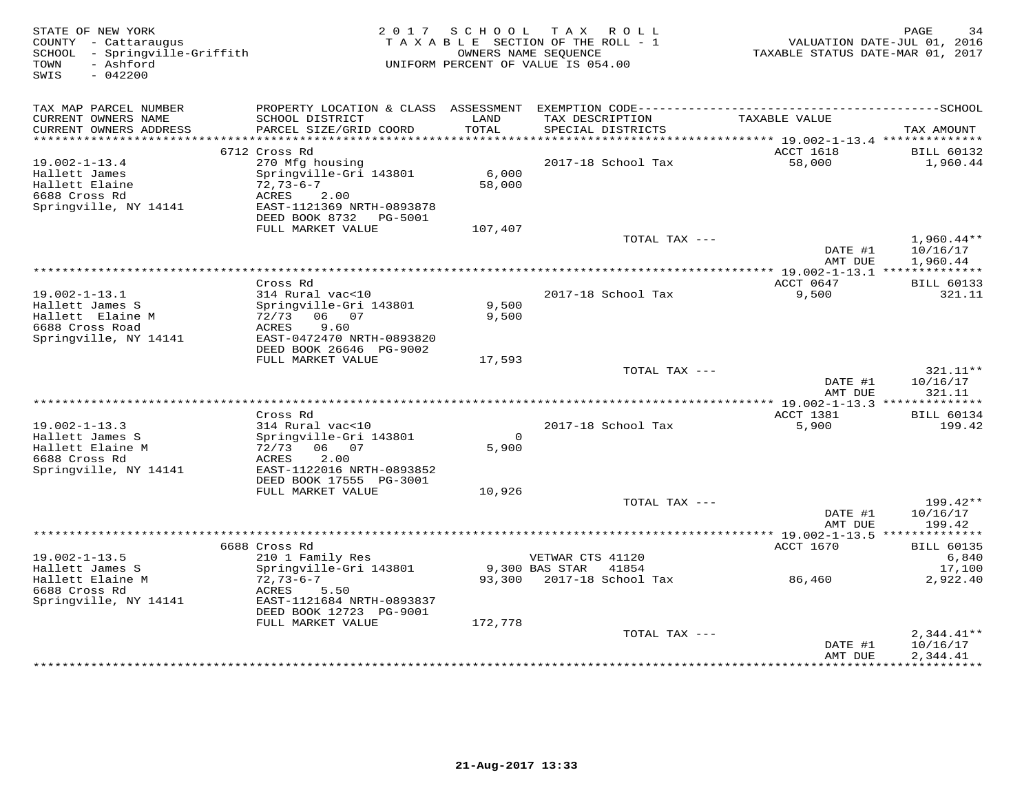STATE OF NEW YORK
COUNTY - Cattaraugus
SCHOOL - Springville-Griffith
TOWN - Ashford
SWIS - 042200

2017 SCHOOL TAX ROLL
TAXABLE SECTION OF THE ROLL - 1
OWNERS NAME SEQUENCE
UNIFORM PERCENT OF VALUE IS 054.00

VALUATION DATE-JUL 01, 2016
TAXABLE STATUS DATE-MAR 01, 2017

| TAX MAP PARCEL NUMBER / CURRENT OWNERS NAME / CURRENT OWNERS ADDRESS | PROPERTY LOCATION & CLASS / SCHOOL DISTRICT / PARCEL SIZE/GRID COORD | ASSESSMENT LAND / TOTAL | EXEMPTION CODE / TAX DESCRIPTION / SPECIAL DISTRICTS | TAXABLE VALUE | TAX AMOUNT |
|---|---|---|---|---|---|
| 19.002-1-13.4 | 6712 Cross Rd | | | ACCT 1618 | BILL 60132 |
| Hallett James | 270 Mfg housing | | 2017-18 School Tax | 58,000 | 1,960.44 |
| Hallett Elaine | Springville-Gri 143801 | 6,000 | | | |
| 6688 Cross Rd | 72,73-6-7 | 58,000 | | | |
| Springville, NY 14141 | ACRES 2.00 | | | | |
| | EAST-1121369 NRTH-0893878 | | | | |
| | DEED BOOK 8732 PG-5001 | | | | |
| | FULL MARKET VALUE | 107,407 | | | |
| | | | TOTAL TAX --- | | 1,960.44** |
| | | | | DATE #1 | 10/16/17 |
| | | | | AMT DUE | 1,960.44 |
| 19.002-1-13.1 | Cross Rd | | | ACCT 0647 | BILL 60133 |
| Hallett James S | 314 Rural vac<10 | | 2017-18 School Tax | 9,500 | 321.11 |
| Hallett Elaine M | Springville-Gri 143801 | 9,500 | | | |
| 6688 Cross Road | 72/73 06 07 | 9,500 | | | |
| Springville, NY 14141 | ACRES 9.60 | | | | |
| | EAST-0472470 NRTH-0893820 | | | | |
| | DEED BOOK 26646 PG-9002 | | | | |
| | FULL MARKET VALUE | 17,593 | | | |
| | | | TOTAL TAX --- | | 321.11** |
| | | | | DATE #1 | 10/16/17 |
| | | | | AMT DUE | 321.11 |
| 19.002-1-13.3 | Cross Rd | | | ACCT 1381 | BILL 60134 |
| Hallett James S | 314 Rural vac<10 | | 2017-18 School Tax | 5,900 | 199.42 |
| Hallett Elaine M | Springville-Gri 143801 | 0 | | | |
| 6688 Cross Rd | 72/73 06 07 | 5,900 | | | |
| Springville, NY 14141 | ACRES 2.00 | | | | |
| | EAST-1122016 NRTH-0893852 | | | | |
| | DEED BOOK 17555 PG-3001 | | | | |
| | FULL MARKET VALUE | 10,926 | | | |
| | | | TOTAL TAX --- | | 199.42** |
| | | | | DATE #1 | 10/16/17 |
| | | | | AMT DUE | 199.42 |
| 19.002-1-13.5 | 6688 Cross Rd | | | ACCT 1670 | BILL 60135 |
| Hallett James S | 210 1 Family Res | | VETWAR CTS 41120 | | 6,840 |
| Hallett Elaine M | Springville-Gri 143801 | 9,300 | BAS STAR 41854 | | 17,100 |
| 6688 Cross Rd | 72,73-6-7 | 93,300 | 2017-18 School Tax | 86,460 | 2,922.40 |
| Springville, NY 14141 | ACRES 5.50 | | | | |
| | EAST-1121684 NRTH-0893837 | | | | |
| | DEED BOOK 12723 PG-9001 | | | | |
| | FULL MARKET VALUE | 172,778 | | | |
| | | | TOTAL TAX --- | | 2,344.41** |
| | | | | DATE #1 | 10/16/17 |
| | | | | AMT DUE | 2,344.41 |

21-Aug-2017 13:33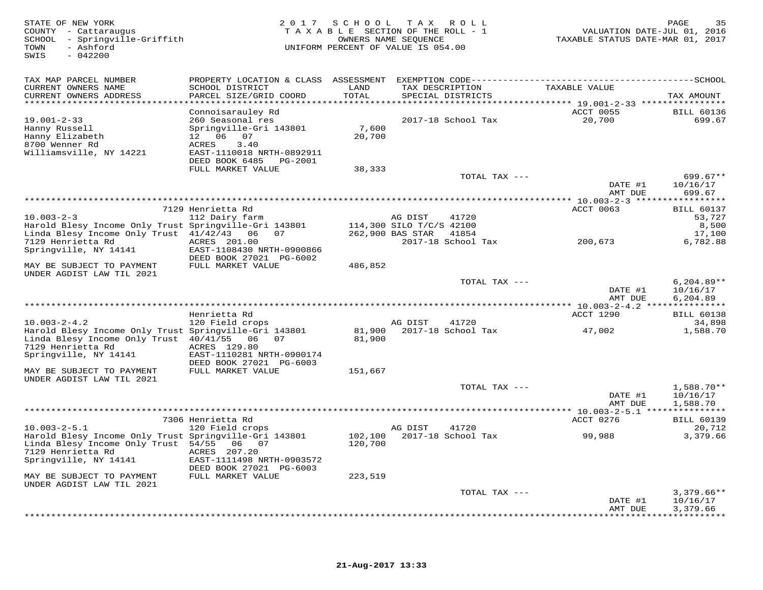STATE OF NEW YORK
COUNTY - Cattaraugus
SCHOOL - Springville-Griffith
TOWN - Ashford
SWIS - 042200

2017 SCHOOL TAX ROLL
TAXABLE SECTION OF THE ROLL - 1
OWNERS NAME SEQUENCE
UNIFORM PERCENT OF VALUE IS 054.00

VALUATION DATE-JUL 01, 2016
TAXABLE STATUS DATE-MAR 01, 2017

| TAX MAP PARCEL NUMBER / CURRENT OWNERS NAME / CURRENT OWNERS ADDRESS | PROPERTY LOCATION & CLASS / SCHOOL DISTRICT / PARCEL SIZE/GRID COORD | ASSESSMENT LAND / TOTAL | EXEMPTION CODE / TAX DESCRIPTION / SPECIAL DISTRICTS | TAXABLE VALUE | SCHOOL TAX AMOUNT |
|---|---|---|---|---|---|
| | Connoisarauley Rd | | | ACCT 0055 | BILL 60136 |
| 19.001-2-33 | 260 Seasonal res | | 2017-18 School Tax | 20,700 | 699.67 |
| Hanny Russell | Springville-Gri 143801 | 7,600 | | | |
| Hanny Elizabeth | 12 06 07 | 20,700 | | | |
| 8700 Wenner Rd | ACRES 3.40 | | | | |
| Williamsville, NY 14221 | EAST-1110018 NRTH-0892911 | | | | |
| | DEED BOOK 6485 PG-2001 | | | | |
| | FULL MARKET VALUE | 38,333 | | | |
| | | | TOTAL TAX --- | | 699.67** |
| | | | | DATE #1 | 10/16/17 |
| | | | | AMT DUE | 699.67 |
| | 7129 Henrietta Rd | | | ACCT 0063 | BILL 60137 |
| 10.003-2-3 | 112 Dairy farm | | AG DIST 41720 | | 53,727 |
| Harold Blesy Income Only Trust | Springville-Gri 143801 | 114,300 | SILO T/C/S 42100 | | 8,500 |
| Linda Blesy Income Only Trust | 41/42/43 06 07 | 262,900 | BAS STAR 41854 | | 17,100 |
| 7129 Henrietta Rd | ACRES 201.00 | | 2017-18 School Tax | 200,673 | 6,782.88 |
| Springville, NY 14141 | EAST-1108430 NRTH-0900866 | | | | |
| | DEED BOOK 27021 PG-6002 | | | | |
| MAY BE SUBJECT TO PAYMENT UNDER AGDIST LAW TIL 2021 | FULL MARKET VALUE | 486,852 | | | |
| | | | TOTAL TAX --- | | 6,204.89** |
| | | | | DATE #1 | 10/16/17 |
| | | | | AMT DUE | 6,204.89 |
| | Henrietta Rd | | | ACCT 1290 | BILL 60138 |
| 10.003-2-4.2 | 120 Field crops | | AG DIST 41720 | | 34,898 |
| Harold Blesy Income Only Trust | Springville-Gri 143801 | 81,900 | 2017-18 School Tax | 47,002 | 1,588.70 |
| Linda Blesy Income Only Trust | 40/41/55 06 07 | 81,900 | | | |
| 7129 Henrietta Rd | ACRES 129.80 | | | | |
| Springville, NY 14141 | EAST-1110281 NRTH-0900174 | | | | |
| | DEED BOOK 27021 PG-6003 | | | | |
| MAY BE SUBJECT TO PAYMENT UNDER AGDIST LAW TIL 2021 | FULL MARKET VALUE | 151,667 | | | |
| | | | TOTAL TAX --- | | 1,588.70** |
| | | | | DATE #1 | 10/16/17 |
| | | | | AMT DUE | 1,588.70 |
| | 7306 Henrietta Rd | | | ACCT 0276 | BILL 60139 |
| 10.003-2-5.1 | 120 Field crops | | AG DIST 41720 | | 20,712 |
| Harold Blesy Income Only Trust | Springville-Gri 143801 | 102,100 | 2017-18 School Tax | 99,988 | 3,379.66 |
| Linda Blesy Income Only Trust | 54/55 06 07 | 120,700 | | | |
| 7129 Henrietta Rd | ACRES 207.20 | | | | |
| Springville, NY 14141 | EAST-1111498 NRTH-0903572 | | | | |
| | DEED BOOK 27021 PG-6003 | | | | |
| MAY BE SUBJECT TO PAYMENT UNDER AGDIST LAW TIL 2021 | FULL MARKET VALUE | 223,519 | | | |
| | | | TOTAL TAX --- | | 3,379.66** |
| | | | | DATE #1 | 10/16/17 |
| | | | | AMT DUE | 3,379.66 |

21-Aug-2017 13:33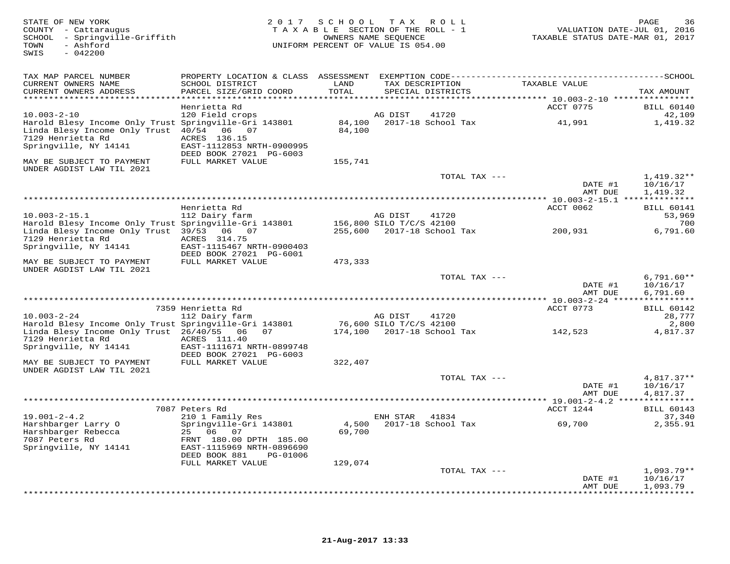STATE OF NEW YORK
COUNTY - Cattaraugus
SCHOOL - Springville-Griffith
TOWN - Ashford
SWIS - 042200

2017 SCHOOL TAX ROLL
TAXABLE SECTION OF THE ROLL - 1
OWNERS NAME SEQUENCE
UNIFORM PERCENT OF VALUE IS 054.00

VALUATION DATE-JUL 01, 2016
TAXABLE STATUS DATE-MAR 01, 2017

```
TAX MAP PARCEL NUMBER          PROPERTY LOCATION & CLASS  ASSESSMENT  EXEMPTION CODE------------------------------------------------SCHOOL
CURRENT OWNERS NAME            SCHOOL DISTRICT               LAND      TAX DESCRIPTION              TAXABLE VALUE
CURRENT OWNERS ADDRESS         PARCEL SIZE/GRID COORD        TOTAL     SPECIAL DISTRICTS                                        TAX AMOUNT
****************************************************************************************************** 10.003-2-10 ****************
                               Henrietta Rd                                                         ACCT 0775          BILL 60140
10.003-2-10                    120 Field crops                         AG DIST     41720                                       42,109
Harold Blesy Income Only Trust Springville-Gri 143801      84,100     2017-18 School Tax               41,991               1,419.32
Linda Blesy Income Only Trust  40/54   06   07             84,100
7129 Henrietta Rd              ACRES  136.15
Springville, NY 14141          EAST-1112853 NRTH-0900995
                               DEED BOOK 27021  PG-6003
MAY BE SUBJECT TO PAYMENT      FULL MARKET VALUE          155,741
UNDER AGDIST LAW TIL 2021
                                                                   TOTAL TAX ---                                       1,419.32**
                                                                                                DATE #1             10/16/17
                                                                                                AMT DUE             1,419.32
****************************************************************************************************** 10.003-2-15.1 **************
                               Henrietta Rd                                                         ACCT 0062          BILL 60141
10.003-2-15.1                  112 Dairy farm                          AG DIST     41720                                       53,969
Harold Blesy Income Only Trust Springville-Gri 143801     156,800 SILO T/C/S 42100                                                700
Linda Blesy Income Only Trust  39/53   06   07            255,600     2017-18 School Tax              200,931               6,791.60
7129 Henrietta Rd              ACRES  314.75
Springville, NY 14141          EAST-1115467 NRTH-0900403
                               DEED BOOK 27021  PG-6001
MAY BE SUBJECT TO PAYMENT      FULL MARKET VALUE          473,333
UNDER AGDIST LAW TIL 2021
                                                                   TOTAL TAX ---                                       6,791.60**
                                                                                                DATE #1             10/16/17
                                                                                                AMT DUE             6,791.60
****************************************************************************************************** 10.003-2-24 ****************
                          7359 Henrietta Rd                                                         ACCT 0773          BILL 60142
10.003-2-24                    112 Dairy farm                          AG DIST     41720                                       28,777
Harold Blesy Income Only Trust Springville-Gri 143801      76,600 SILO T/C/S 42100                                              2,800
Linda Blesy Income Only Trust  26/40/55   06   07         174,100     2017-18 School Tax              142,523               4,817.37
7129 Henrietta Rd              ACRES  111.40
Springville, NY 14141          EAST-1111671 NRTH-0899748
                               DEED BOOK 27021  PG-6003
MAY BE SUBJECT TO PAYMENT      FULL MARKET VALUE          322,407
UNDER AGDIST LAW TIL 2021
                                                                   TOTAL TAX ---                                       4,817.37**
                                                                                                DATE #1             10/16/17
                                                                                                AMT DUE             4,817.37
****************************************************************************************************** 19.001-2-4.2 ***************
                          7087 Peters Rd                                                            ACCT 1244          BILL 60143
19.001-2-4.2                   210 1 Family Res                        ENH STAR    41834                                       37,340
Harshbarger Larry O            Springville-Gri 143801       4,500     2017-18 School Tax               69,700               2,355.91
Harshbarger Rebecca            25   06   07                69,700
7087 Peters Rd                 FRNT 180.00 DPTH 185.00
Springville, NY 14141          EAST-1115969 NRTH-0896690
                               DEED BOOK 881     PG-01006
                               FULL MARKET VALUE          129,074
                                                                   TOTAL TAX ---                                       1,093.79**
                                                                                                DATE #1             10/16/17
                                                                                                AMT DUE             1,093.79
************************************************************************************************************************************
```

21-Aug-2017 13:33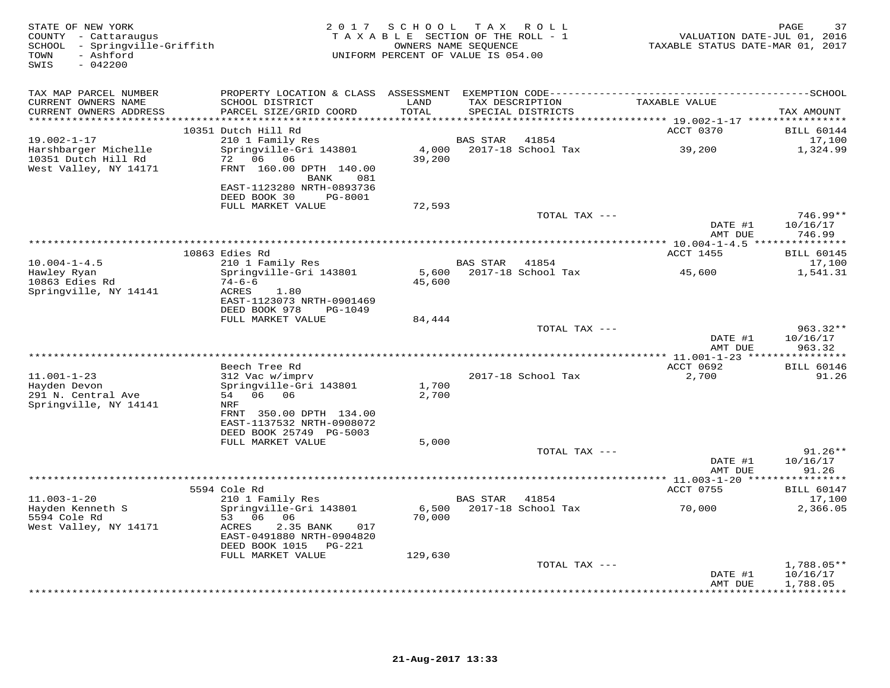STATE OF NEW YORK
COUNTY - Cattaraugus
SCHOOL - Springville-Griffith
TOWN - Ashford
SWIS - 042200

2 0 1 7 S C H O O L T A X R O L L
T A X A B L E SECTION OF THE ROLL - 1
OWNERS NAME SEQUENCE
UNIFORM PERCENT OF VALUE IS 054.00

VALUATION DATE-JUL 01, 2016
TAXABLE STATUS DATE-MAR 01, 2017

| TAX MAP PARCEL NUMBER / CURRENT OWNERS NAME / CURRENT OWNERS ADDRESS | PROPERTY LOCATION & CLASS / SCHOOL DISTRICT / PARCEL SIZE/GRID COORD | ASSESSMENT LAND / TOTAL | EXEMPTION CODE / TAX DESCRIPTION / SPECIAL DISTRICTS | TAXABLE VALUE | SCHOOL TAX AMOUNT |
|---|---|---|---|---|---|
| | 10351 Dutch Hill Rd | | | ACCT 0370 | BILL 60144 |
| 19.002-1-17 | 210 1 Family Res | | BAS STAR 41854 | | 17,100 |
| Harshbarger Michelle | Springville-Gri 143801 | 4,000 | 2017-18 School Tax | 39,200 | 1,324.99 |
| 10351 Dutch Hill Rd | 72 06 06 | 39,200 | | | |
| West Valley, NY 14171 | FRNT 160.00 DPTH 140.00 BANK 081 | | | | |
| | EAST-1123280 NRTH-0893736 | | | | |
| | DEED BOOK 30 PG-8001 | | | | |
| | FULL MARKET VALUE | 72,593 | | | |
| | | | TOTAL TAX --- | | 746.99** |
| | | | | DATE #1 | 10/16/17 |
| | | | | AMT DUE | 746.99 |
| | 10863 Edies Rd | | | ACCT 1455 | BILL 60145 |
| 10.004-1-4.5 | 210 1 Family Res | | BAS STAR 41854 | | 17,100 |
| Hawley Ryan | Springville-Gri 143801 | 5,600 | 2017-18 School Tax | 45,600 | 1,541.31 |
| 10863 Edies Rd | 74-6-6 | 45,600 | | | |
| Springville, NY 14141 | ACRES 1.80 | | | | |
| | EAST-1123073 NRTH-0901469 | | | | |
| | DEED BOOK 978 PG-1049 | | | | |
| | FULL MARKET VALUE | 84,444 | | | |
| | | | TOTAL TAX --- | | 963.32** |
| | | | | DATE #1 | 10/16/17 |
| | | | | AMT DUE | 963.32 |
| | Beech Tree Rd | | | ACCT 0692 | BILL 60146 |
| 11.001-1-23 | 312 Vac w/imprv | | 2017-18 School Tax | 2,700 | 91.26 |
| Hayden Devon | Springville-Gri 143801 | 1,700 | | | |
| 291 N. Central Ave | 54 06 06 | 2,700 | | | |
| Springville, NY 14141 | NRF | | | | |
| | FRNT 350.00 DPTH 134.00 | | | | |
| | EAST-1137532 NRTH-0908072 | | | | |
| | DEED BOOK 25749 PG-5003 | | | | |
| | FULL MARKET VALUE | 5,000 | | | |
| | | | TOTAL TAX --- | | 91.26** |
| | | | | DATE #1 | 10/16/17 |
| | | | | AMT DUE | 91.26 |
| | 5594 Cole Rd | | | ACCT 0755 | BILL 60147 |
| 11.003-1-20 | 210 1 Family Res | | BAS STAR 41854 | | 17,100 |
| Hayden Kenneth S | Springville-Gri 143801 | 6,500 | 2017-18 School Tax | 70,000 | 2,366.05 |
| 5594 Cole Rd | 53 06 06 | 70,000 | | | |
| West Valley, NY 14171 | ACRES 2.35 BANK 017 | | | | |
| | EAST-0491880 NRTH-0904820 | | | | |
| | DEED BOOK 1015 PG-221 | | | | |
| | FULL MARKET VALUE | 129,630 | | | |
| | | | TOTAL TAX --- | | 1,788.05** |
| | | | | DATE #1 | 10/16/17 |
| | | | | AMT DUE | 1,788.05 |

21-Aug-2017 13:33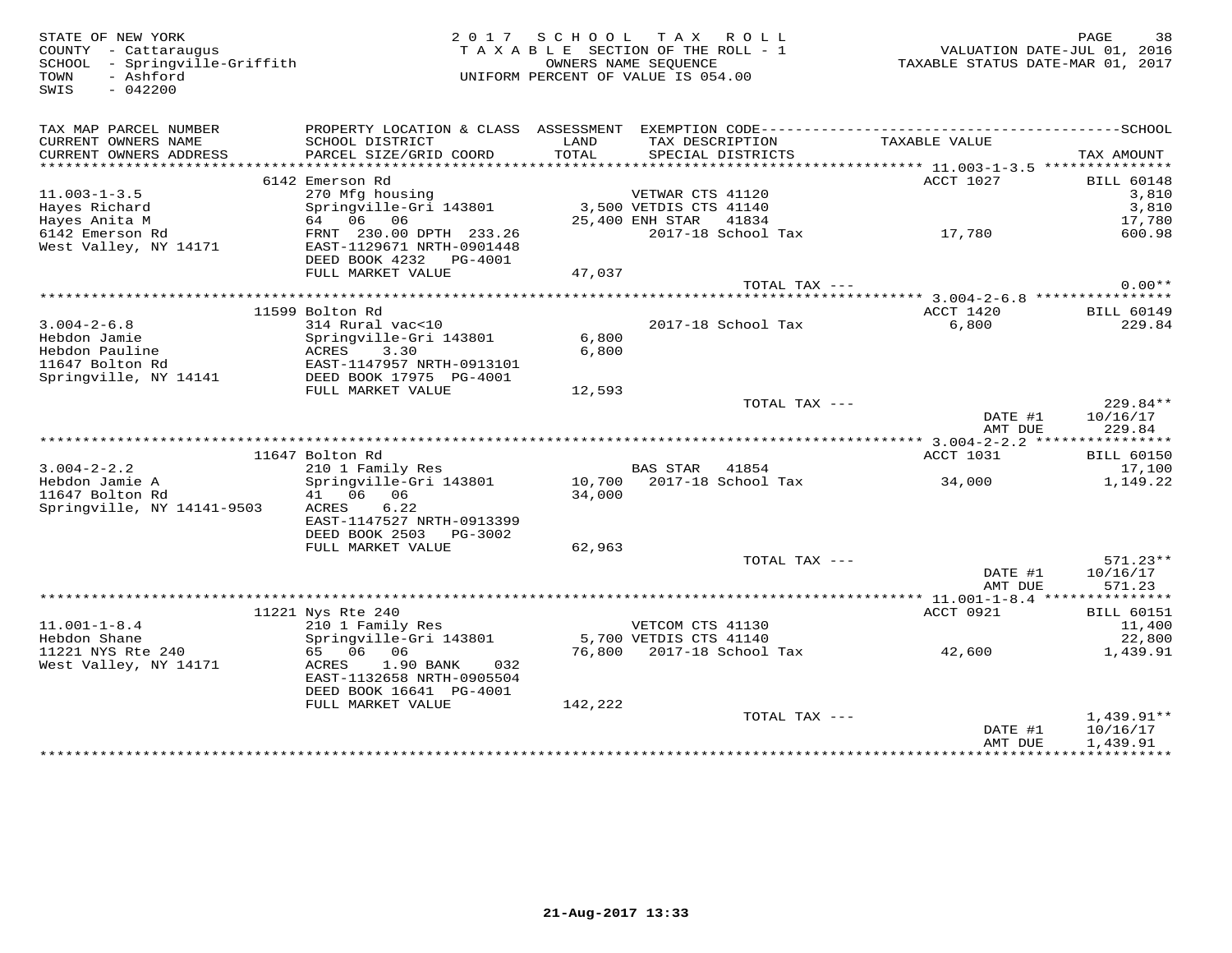STATE OF NEW YORK
COUNTY - Cattaraugus
SCHOOL - Springville-Griffith
TOWN - Ashford
SWIS - 042200

2 0 1 7 S C H O O L T A X R O L L
T A X A B L E SECTION OF THE ROLL - 1
OWNERS NAME SEQUENCE
UNIFORM PERCENT OF VALUE IS 054.00

VALUATION DATE-JUL 01, 2016
TAXABLE STATUS DATE-MAR 01, 2017

| TAX MAP PARCEL NUMBER / CURRENT OWNERS NAME / CURRENT OWNERS ADDRESS | PROPERTY LOCATION & CLASS / SCHOOL DISTRICT / PARCEL SIZE/GRID COORD | ASSESSMENT LAND / TOTAL | EXEMPTION CODE / TAX DESCRIPTION / SPECIAL DISTRICTS | TAXABLE VALUE | SCHOOL TAX AMOUNT |
|---|---|---|---|---|---|
| **11.003-1-3.5** | 6142 Emerson Rd | | | ACCT 1027 | BILL 60148 |
| 11.003-1-3.5 | 270 Mfg housing | | VETWAR CTS 41120 | | 3,810 |
| Hayes Richard | Springville-Gri 143801 | 3,500 | VETDIS CTS 41140 | | 3,810 |
| Hayes Anita M | 64 06 06 | 25,400 | ENH STAR 41834 | | 17,780 |
| 6142 Emerson Rd | FRNT 230.00 DPTH 233.26 | | 2017-18 School Tax | 17,780 | 600.98 |
| West Valley, NY 14171 | EAST-1129671 NRTH-0901448 | | | | |
| | DEED BOOK 4232 PG-4001 | | | | |
| | FULL MARKET VALUE | 47,037 | | | |
| | | | TOTAL TAX --- | | 0.00** |
| **3.004-2-6.8** | 11599 Bolton Rd | | | ACCT 1420 | BILL 60149 |
| 3.004-2-6.8 | 314 Rural vac<10 | | 2017-18 School Tax | 6,800 | 229.84 |
| Hebdon Jamie | Springville-Gri 143801 | 6,800 | | | |
| Hebdon Pauline | ACRES 3.30 | 6,800 | | | |
| 11647 Bolton Rd | EAST-1147957 NRTH-0913101 | | | | |
| Springville, NY 14141 | DEED BOOK 17975 PG-4001 | | | | |
| | FULL MARKET VALUE | 12,593 | | | |
| | | | TOTAL TAX --- | | 229.84** |
| | | | | DATE #1 | 10/16/17 |
| | | | | AMT DUE | 229.84 |
| **3.004-2-2.2** | 11647 Bolton Rd | | | ACCT 1031 | BILL 60150 |
| 3.004-2-2.2 | 210 1 Family Res | | BAS STAR 41854 | | 17,100 |
| Hebdon Jamie A | Springville-Gri 143801 | 10,700 | 2017-18 School Tax | 34,000 | 1,149.22 |
| 11647 Bolton Rd | 41 06 06 | 34,000 | | | |
| Springville, NY 14141-9503 | ACRES 6.22 | | | | |
| | EAST-1147527 NRTH-0913399 | | | | |
| | DEED BOOK 2503 PG-3002 | | | | |
| | FULL MARKET VALUE | 62,963 | | | |
| | | | TOTAL TAX --- | | 571.23** |
| | | | | DATE #1 | 10/16/17 |
| | | | | AMT DUE | 571.23 |
| **11.001-1-8.4** | 11221 Nys Rte 240 | | | ACCT 0921 | BILL 60151 |
| 11.001-1-8.4 | 210 1 Family Res | | VETCOM CTS 41130 | | 11,400 |
| Hebdon Shane | Springville-Gri 143801 | 5,700 | VETDIS CTS 41140 | | 22,800 |
| 11221 NYS Rte 240 | 65 06 06 | 76,800 | 2017-18 School Tax | 42,600 | 1,439.91 |
| West Valley, NY 14171 | ACRES 1.90 BANK 032 | | | | |
| | EAST-1132658 NRTH-0905504 | | | | |
| | DEED BOOK 16641 PG-4001 | | | | |
| | FULL MARKET VALUE | 142,222 | | | |
| | | | TOTAL TAX --- | | 1,439.91** |
| | | | | DATE #1 | 10/16/17 |
| | | | | AMT DUE | 1,439.91 |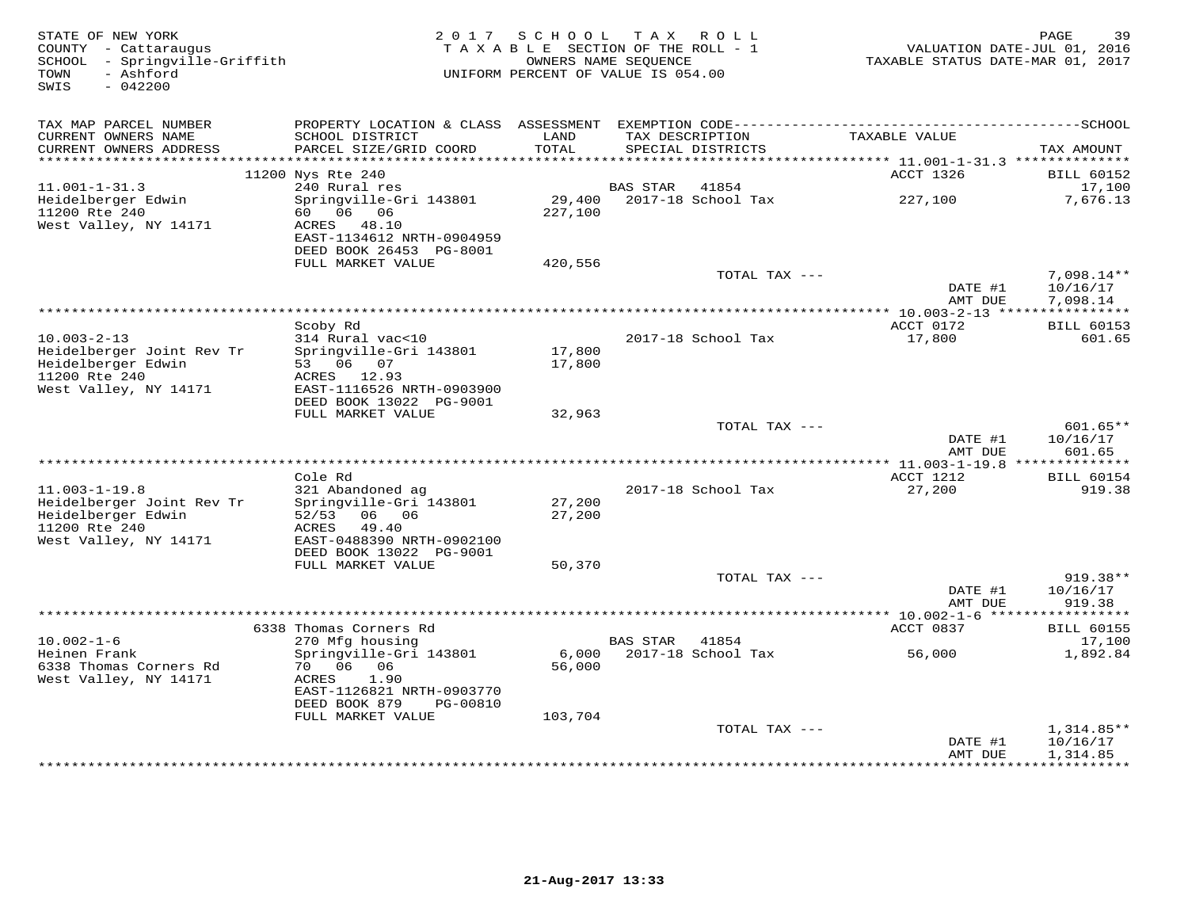STATE OF NEW YORK
COUNTY - Cattaraugus
SCHOOL - Springville-Griffith
TOWN - Ashford
SWIS - 042200

2 0 1 7 S C H O O L T A X R O L L
T A X A B L E SECTION OF THE ROLL - 1
OWNERS NAME SEQUENCE
UNIFORM PERCENT OF VALUE IS 054.00

VALUATION DATE-JUL 01, 2016
TAXABLE STATUS DATE-MAR 01, 2017

| TAX MAP PARCEL NUMBER / CURRENT OWNERS NAME / CURRENT OWNERS ADDRESS | PROPERTY LOCATION & CLASS / SCHOOL DISTRICT / PARCEL SIZE/GRID COORD | ASSESSMENT LAND / TOTAL | EXEMPTION CODE / TAX DESCRIPTION / SPECIAL DISTRICTS | TAXABLE VALUE | SCHOOL TAX AMOUNT |
|---|---|---|---|---|---|
| 11.001-1-31.3 | 11200 Nys Rte 240 | | | ACCT 1326 | BILL 60152 |
| Heidelberger Edwin | 240 Rural res | | BAS STAR 41854 | | 17,100 |
| 11200 Rte 240 | Springville-Gri 143801 | 29,400 | 2017-18 School Tax | 227,100 | 7,676.13 |
| West Valley, NY 14171 | 60 06 06 | 227,100 | | | |
| | ACRES 48.10 | | | | |
| | EAST-1134612 NRTH-0904959 | | | | |
| | DEED BOOK 26453 PG-8001 | | | | |
| | FULL MARKET VALUE | 420,556 | | | |
| | | | TOTAL TAX --- | | 7,098.14** |
| | | | | DATE #1 | 10/16/17 |
| | | | | AMT DUE | 7,098.14 |
| 10.003-2-13 | Scoby Rd | | | ACCT 0172 | BILL 60153 |
| Heidelberger Joint Rev Tr | 314 Rural vac<10 | | 2017-18 School Tax | 17,800 | 601.65 |
| Heidelberger Edwin | Springville-Gri 143801 | 17,800 | | | |
| 11200 Rte 240 | 53 06 07 | 17,800 | | | |
| West Valley, NY 14171 | ACRES 12.93 | | | | |
| | EAST-1116526 NRTH-0903900 | | | | |
| | DEED BOOK 13022 PG-9001 | | | | |
| | FULL MARKET VALUE | 32,963 | | | |
| | | | TOTAL TAX --- | | 601.65** |
| | | | | DATE #1 | 10/16/17 |
| | | | | AMT DUE | 601.65 |
| 11.003-1-19.8 | Cole Rd | | | ACCT 1212 | BILL 60154 |
| Heidelberger Joint Rev Tr | 321 Abandoned ag | | 2017-18 School Tax | 27,200 | 919.38 |
| Heidelberger Edwin | Springville-Gri 143801 | 27,200 | | | |
| 11200 Rte 240 | 52/53 06 06 | 27,200 | | | |
| West Valley, NY 14171 | ACRES 49.40 | | | | |
| | EAST-0488390 NRTH-0902100 | | | | |
| | DEED BOOK 13022 PG-9001 | | | | |
| | FULL MARKET VALUE | 50,370 | | | |
| | | | TOTAL TAX --- | | 919.38** |
| | | | | DATE #1 | 10/16/17 |
| | | | | AMT DUE | 919.38 |
| 10.002-1-6 | 6338 Thomas Corners Rd | | | ACCT 0837 | BILL 60155 |
| Heinen Frank | 270 Mfg housing | | BAS STAR 41854 | | 17,100 |
| 6338 Thomas Corners Rd | Springville-Gri 143801 | 6,000 | 2017-18 School Tax | 56,000 | 1,892.84 |
| West Valley, NY 14171 | 70 06 06 | 56,000 | | | |
| | ACRES 1.90 | | | | |
| | EAST-1126821 NRTH-0903770 | | | | |
| | DEED BOOK 879 PG-00810 | | | | |
| | FULL MARKET VALUE | 103,704 | | | |
| | | | TOTAL TAX --- | | 1,314.85** |
| | | | | DATE #1 | 10/16/17 |
| | | | | AMT DUE | 1,314.85 |

21-Aug-2017 13:33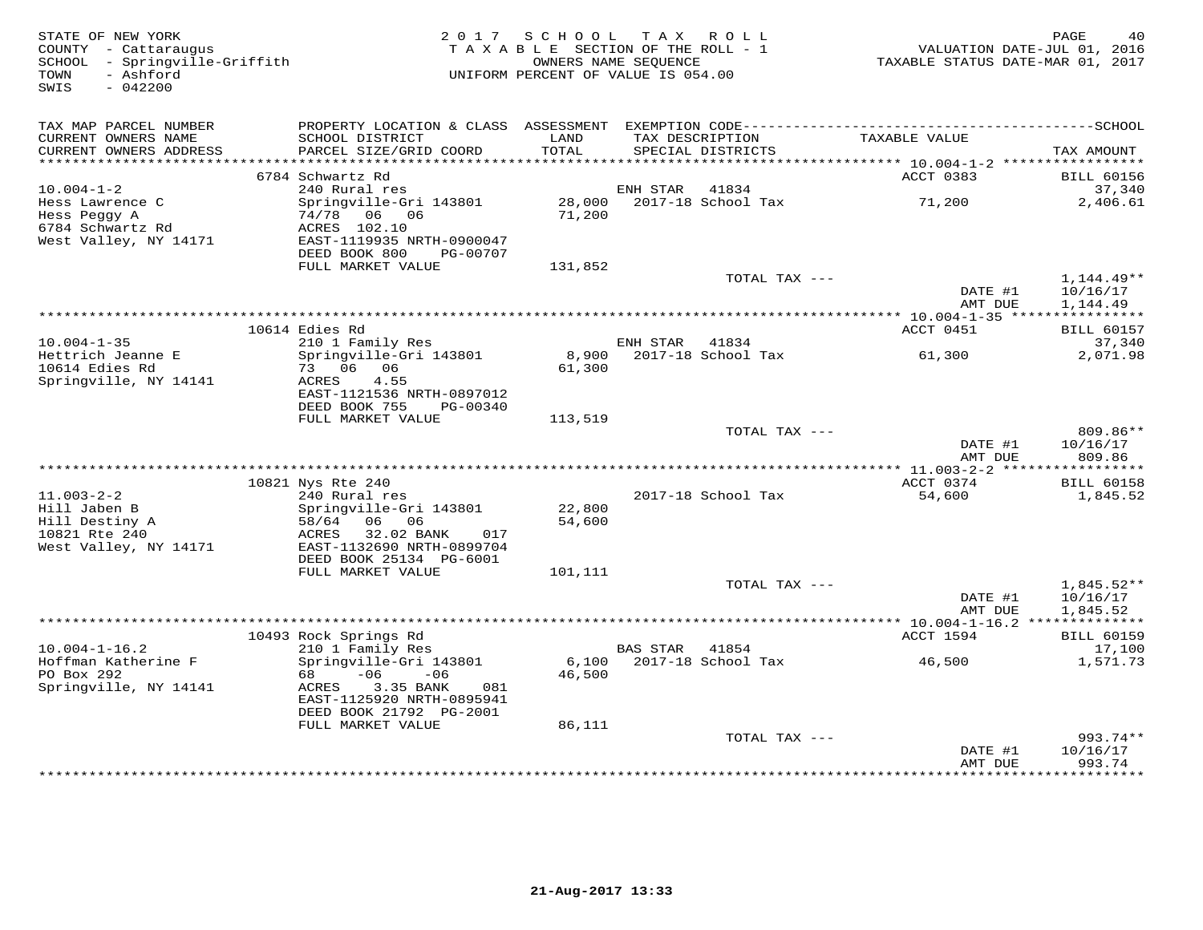STATE OF NEW YORK
COUNTY - Cattaraugus
SCHOOL - Springville-Griffith
TOWN - Ashford
SWIS - 042200

2017 SCHOOL TAX ROLL
TAXABLE SECTION OF THE ROLL - 1
OWNERS NAME SEQUENCE
UNIFORM PERCENT OF VALUE IS 054.00

VALUATION DATE-JUL 01, 2016
TAXABLE STATUS DATE-MAR 01, 2017

| TAX MAP PARCEL NUMBER / CURRENT OWNERS NAME / CURRENT OWNERS ADDRESS | PROPERTY LOCATION & CLASS / SCHOOL DISTRICT / PARCEL SIZE/GRID COORD | ASSESSMENT LAND / TOTAL | EXEMPTION CODE / TAX DESCRIPTION / SPECIAL DISTRICTS | TAXABLE VALUE | TAX AMOUNT |
|---|---|---|---|---|---|
| | 6784 Schwartz Rd | | | ACCT 0383 | BILL 60156 |
| 10.004-1-2 | 240 Rural res | | ENH STAR 41834 | | 37,340 |
| Hess Lawrence C | Springville-Gri 143801 | 28,000 | 2017-18 School Tax | 71,200 | 2,406.61 |
| Hess Peggy A | 74/78 06 06 | 71,200 | | | |
| 6784 Schwartz Rd | ACRES 102.10 | | | | |
| West Valley, NY 14171 | EAST-1119935 NRTH-0900047 | | | | |
| | DEED BOOK 800 PG-00707 | | | | |
| | FULL MARKET VALUE | 131,852 | | | |
| | | | TOTAL TAX --- | | 1,144.49** |
| | | | | DATE #1 | 10/16/17 |
| | | | | AMT DUE | 1,144.49 |
| | 10614 Edies Rd | | | ACCT 0451 | BILL 60157 |
| 10.004-1-35 | 210 1 Family Res | | ENH STAR 41834 | | 37,340 |
| Hettrich Jeanne E | Springville-Gri 143801 | 8,900 | 2017-18 School Tax | 61,300 | 2,071.98 |
| 10614 Edies Rd | 73 06 06 | 61,300 | | | |
| Springville, NY 14141 | ACRES 4.55 | | | | |
| | EAST-1121536 NRTH-0897012 | | | | |
| | DEED BOOK 755 PG-00340 | | | | |
| | FULL MARKET VALUE | 113,519 | | | |
| | | | TOTAL TAX --- | | 809.86** |
| | | | | DATE #1 | 10/16/17 |
| | | | | AMT DUE | 809.86 |
| | 10821 Nys Rte 240 | | | ACCT 0374 | BILL 60158 |
| 11.003-2-2 | 240 Rural res | | 2017-18 School Tax | 54,600 | 1,845.52 |
| Hill Jaben B | Springville-Gri 143801 | 22,800 | | | |
| Hill Destiny A | 58/64 06 06 | 54,600 | | | |
| 10821 Rte 240 | ACRES 32.02 BANK 017 | | | | |
| West Valley, NY 14171 | EAST-1132690 NRTH-0899704 | | | | |
| | DEED BOOK 25134 PG-6001 | | | | |
| | FULL MARKET VALUE | 101,111 | | | |
| | | | TOTAL TAX --- | | 1,845.52** |
| | | | | DATE #1 | 10/16/17 |
| | | | | AMT DUE | 1,845.52 |
| | 10493 Rock Springs Rd | | | ACCT 1594 | BILL 60159 |
| 10.004-1-16.2 | 210 1 Family Res | | BAS STAR 41854 | | 17,100 |
| Hoffman Katherine F | Springville-Gri 143801 | 6,100 | 2017-18 School Tax | 46,500 | 1,571.73 |
| PO Box 292 | 68 -06 -06 | 46,500 | | | |
| Springville, NY 14141 | ACRES 3.35 BANK 081 | | | | |
| | EAST-1125920 NRTH-0895941 | | | | |
| | DEED BOOK 21792 PG-2001 | | | | |
| | FULL MARKET VALUE | 86,111 | | | |
| | | | TOTAL TAX --- | | 993.74** |
| | | | | DATE #1 | 10/16/17 |
| | | | | AMT DUE | 993.74 |

21-Aug-2017 13:33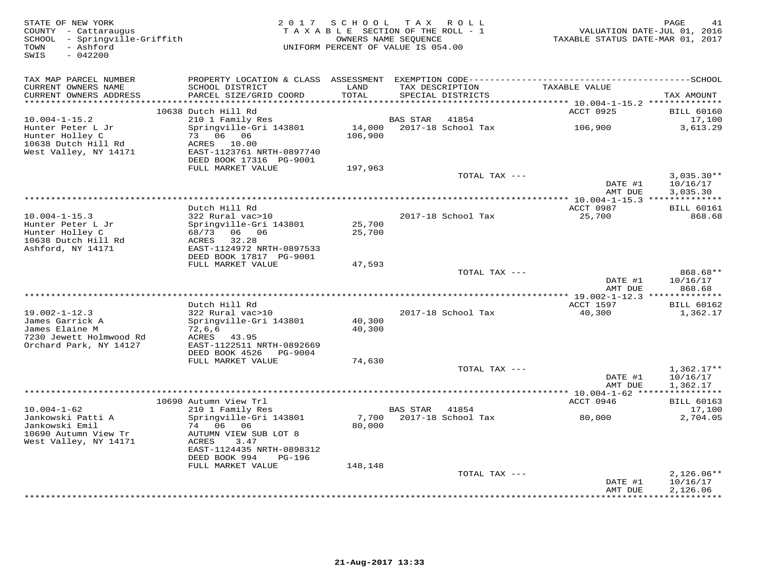STATE OF NEW YORK
COUNTY - Cattaraugus
SCHOOL - Springville-Griffith
TOWN - Ashford
SWIS - 042200

2 0 1 7 S C H O O L T A X R O L L
T A X A B L E SECTION OF THE ROLL - 1
OWNERS NAME SEQUENCE
UNIFORM PERCENT OF VALUE IS 054.00

VALUATION DATE-JUL 01, 2016
TAXABLE STATUS DATE-MAR 01, 2017

| TAX MAP PARCEL NUMBER / CURRENT OWNERS NAME / CURRENT OWNERS ADDRESS | PROPERTY LOCATION & CLASS / SCHOOL DISTRICT / PARCEL SIZE/GRID COORD | ASSESSMENT LAND / TOTAL | EXEMPTION CODE / TAX DESCRIPTION / SPECIAL DISTRICTS | TAXABLE VALUE | TAX AMOUNT |
|---|---|---|---|---|---|
| | 10638 Dutch Hill Rd | | | ACCT 0925 | BILL 60160 |
| 10.004-1-15.2 | 210 1 Family Res | | BAS STAR 41854 | | 17,100 |
| Hunter Peter L Jr | Springville-Gri 143801 | 14,000 | 2017-18 School Tax | 106,900 | 3,613.29 |
| Hunter Holley C | 73 06 06 | 106,900 | | | |
| 10638 Dutch Hill Rd | ACRES 10.00 | | | | |
| West Valley, NY 14171 | EAST-1123761 NRTH-0897740 | | | | |
| | DEED BOOK 17316 PG-9001 | | | | |
| | FULL MARKET VALUE | 197,963 | | | |
| | | | TOTAL TAX --- | | 3,035.30** |
| | | | | DATE #1 | 10/16/17 |
| | | | | AMT DUE | 3,035.30 |
| | Dutch Hill Rd | | | ACCT 0987 | BILL 60161 |
| 10.004-1-15.3 | 322 Rural vac>10 | | 2017-18 School Tax | 25,700 | 868.68 |
| Hunter Peter L Jr | Springville-Gri 143801 | 25,700 | | | |
| Hunter Holley C | 68/73 06 06 | 25,700 | | | |
| 10638 Dutch Hill Rd | ACRES 32.28 | | | | |
| Ashford, NY 14171 | EAST-1124972 NRTH-0897533 | | | | |
| | DEED BOOK 17817 PG-9001 | | | | |
| | FULL MARKET VALUE | 47,593 | | | |
| | | | TOTAL TAX --- | | 868.68** |
| | | | | DATE #1 | 10/16/17 |
| | | | | AMT DUE | 868.68 |
| | Dutch Hill Rd | | | ACCT 1597 | BILL 60162 |
| 19.002-1-12.3 | 322 Rural vac>10 | | 2017-18 School Tax | 40,300 | 1,362.17 |
| James Garrick A | Springville-Gri 143801 | 40,300 | | | |
| James Elaine M | 72,6,6 | 40,300 | | | |
| 7230 Jewett Holmwood Rd | ACRES 43.95 | | | | |
| Orchard Park, NY 14127 | EAST-1122511 NRTH-0892669 | | | | |
| | DEED BOOK 4526 PG-9004 | | | | |
| | FULL MARKET VALUE | 74,630 | | | |
| | | | TOTAL TAX --- | | 1,362.17** |
| | | | | DATE #1 | 10/16/17 |
| | | | | AMT DUE | 1,362.17 |
| | 10690 Autumn View Trl | | | ACCT 0946 | BILL 60163 |
| 10.004-1-62 | 210 1 Family Res | | BAS STAR 41854 | | 17,100 |
| Jankowski Patti A | Springville-Gri 143801 | 7,700 | 2017-18 School Tax | 80,000 | 2,704.05 |
| Jankowski Emil | 74 06 06 | 80,000 | | | |
| 10690 Autumn View Tr | AUTUMN VIEW SUB LOT 8 | | | | |
| West Valley, NY 14171 | ACRES 3.47 | | | | |
| | EAST-1124435 NRTH-0898312 | | | | |
| | DEED BOOK 994 PG-196 | | | | |
| | FULL MARKET VALUE | 148,148 | | | |
| | | | TOTAL TAX --- | | 2,126.06** |
| | | | | DATE #1 | 10/16/17 |
| | | | | AMT DUE | 2,126.06 |

21-Aug-2017 13:33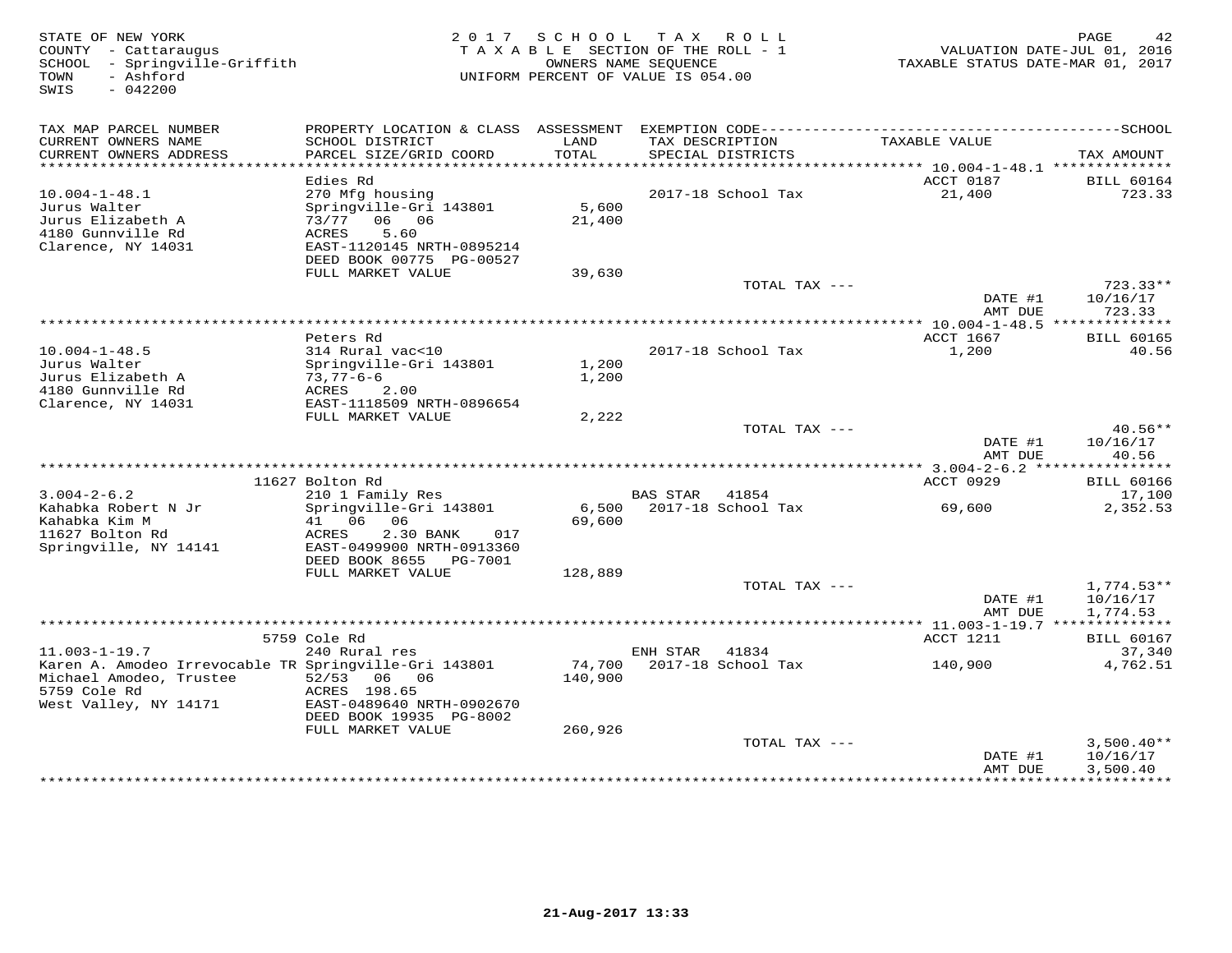STATE OF NEW YORK
COUNTY - Cattaraugus
SCHOOL - Springville-Griffith
TOWN - Ashford
SWIS - 042200

2017 SCHOOL TAX ROLL
TAXABLE SECTION OF THE ROLL - 1
OWNERS NAME SEQUENCE
UNIFORM PERCENT OF VALUE IS 054.00

VALUATION DATE-JUL 01, 2016
TAXABLE STATUS DATE-MAR 01, 2017

| TAX MAP PARCEL NUMBER / CURRENT OWNERS NAME / CURRENT OWNERS ADDRESS | PROPERTY LOCATION & CLASS / SCHOOL DISTRICT / PARCEL SIZE/GRID COORD | ASSESSMENT LAND / TOTAL | EXEMPTION CODE / TAX DESCRIPTION / SPECIAL DISTRICTS | TAXABLE VALUE | TAX AMOUNT |
|---|---|---|---|---|---|
| 10.004-1-48.1 | Edies Rd | | | ACCT 0187 | BILL 60164 |
| Jurus Walter | 270 Mfg housing | | | | |
| Jurus Elizabeth A | Springville-Gri 143801 | 5,600 | 2017-18 School Tax | 21,400 | 723.33 |
| 4180 Gunnville Rd | 73/77 06 06 | 21,400 | | | |
| Clarence, NY 14031 | ACRES 5.60 | | | | |
| | EAST-1120145 NRTH-0895214 | | | | |
| | DEED BOOK 00775 PG-00527 | | | | |
| | FULL MARKET VALUE | 39,630 | | | |
| | | | TOTAL TAX --- | | 723.33** |
| | | | | DATE #1 | 10/16/17 |
| | | | | AMT DUE | 723.33 |
| 10.004-1-48.5 | Peters Rd | | | ACCT 1667 | BILL 60165 |
| Jurus Walter | 314 Rural vac<10 | | | | |
| Jurus Elizabeth A | Springville-Gri 143801 | 1,200 | 2017-18 School Tax | 1,200 | 40.56 |
| 4180 Gunnville Rd | 73,77-6-6 | 1,200 | | | |
| Clarence, NY 14031 | ACRES 2.00 | | | | |
| | EAST-1118509 NRTH-0896654 | | | | |
| | FULL MARKET VALUE | 2,222 | | | |
| | | | TOTAL TAX --- | | 40.56** |
| | | | | DATE #1 | 10/16/17 |
| | | | | AMT DUE | 40.56 |
| 3.004-2-6.2 | 11627 Bolton Rd | | | ACCT 0929 | BILL 60166 |
| Kahabka Robert N Jr | 210 1 Family Res | | BAS STAR 41854 | | 17,100 |
| Kahabka Kim M | Springville-Gri 143801 | 6,500 | 2017-18 School Tax | 69,600 | 2,352.53 |
| 11627 Bolton Rd | 41 06 06 | 69,600 | | | |
| Springville, NY 14141 | ACRES 2.30 BANK 017 | | | | |
| | EAST-0499900 NRTH-0913360 | | | | |
| | DEED BOOK 8655 PG-7001 | | | | |
| | FULL MARKET VALUE | 128,889 | | | |
| | | | TOTAL TAX --- | | 1,774.53** |
| | | | | DATE #1 | 10/16/17 |
| | | | | AMT DUE | 1,774.53 |
| 11.003-1-19.7 | 5759 Cole Rd | | | ACCT 1211 | BILL 60167 |
| Karen A. Amodeo Irrevocable TR | 240 Rural res | | ENH STAR 41834 | | 37,340 |
| Michael Amodeo, Trustee | Springville-Gri 143801 | 74,700 | 2017-18 School Tax | 140,900 | 4,762.51 |
| 5759 Cole Rd | 52/53 06 06 | 140,900 | | | |
| West Valley, NY 14171 | ACRES 198.65 | | | | |
| | EAST-0489640 NRTH-0902670 | | | | |
| | DEED BOOK 19935 PG-8002 | | | | |
| | FULL MARKET VALUE | 260,926 | | | |
| | | | TOTAL TAX --- | | 3,500.40** |
| | | | | DATE #1 | 10/16/17 |
| | | | | AMT DUE | 3,500.40 |

21-Aug-2017 13:33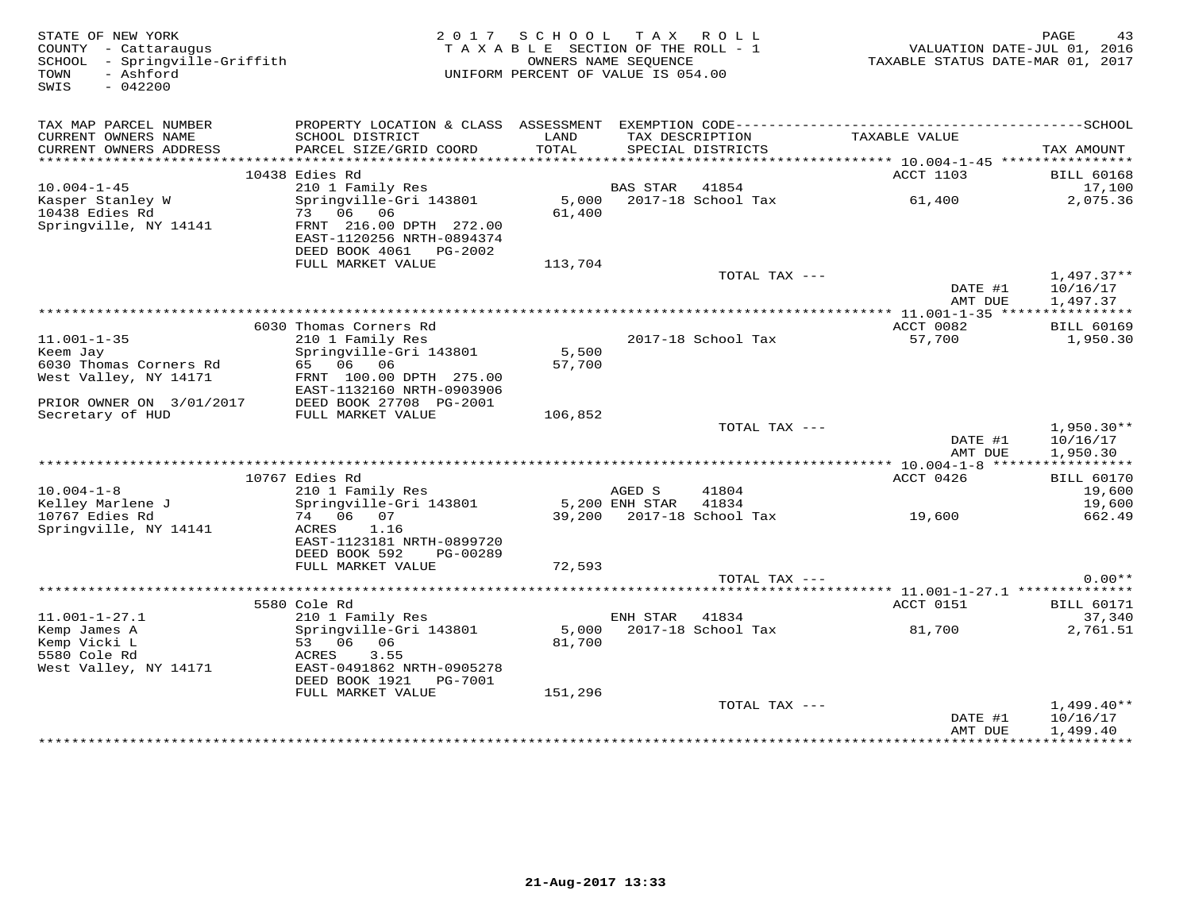STATE OF NEW YORK
COUNTY - Cattaraugus
SCHOOL - Springville-Griffith
TOWN - Ashford
SWIS - 042200

2017 SCHOOL TAX ROLL
TAXABLE SECTION OF THE ROLL - 1
OWNERS NAME SEQUENCE
UNIFORM PERCENT OF VALUE IS 054.00

VALUATION DATE-JUL 01, 2016
TAXABLE STATUS DATE-MAR 01, 2017

| TAX MAP PARCEL NUMBER / CURRENT OWNERS NAME / CURRENT OWNERS ADDRESS | PROPERTY LOCATION & CLASS / SCHOOL DISTRICT / PARCEL SIZE/GRID COORD | ASSESSMENT LAND / TOTAL | EXEMPTION CODE / TAX DESCRIPTION / SPECIAL DISTRICTS | TAXABLE VALUE | TAX AMOUNT |
|---|---|---|---|---|---|
| | 10438 Edies Rd | | | ACCT 1103 | BILL 60168 |
| 10.004-1-45 | 210 1 Family Res | | BAS STAR 41854 | | 17,100 |
| Kasper Stanley W | Springville-Gri 143801 | 5,000 | 2017-18 School Tax | 61,400 | 2,075.36 |
| 10438 Edies Rd | 73 06 06 | 61,400 | | | |
| Springville, NY 14141 | FRNT 216.00 DPTH 272.00 | | | | |
| | EAST-1120256 NRTH-0894374 | | | | |
| | DEED BOOK 4061 PG-2002 | | | | |
| | FULL MARKET VALUE | 113,704 | | | |
| | | | TOTAL TAX --- | | 1,497.37** |
| | | | | DATE #1 | 10/16/17 |
| | | | | AMT DUE | 1,497.37 |
| | 6030 Thomas Corners Rd | | | ACCT 0082 | BILL 60169 |
| 11.001-1-35 | 210 1 Family Res | | 2017-18 School Tax | 57,700 | 1,950.30 |
| Keem Jay | Springville-Gri 143801 | 5,500 | | | |
| 6030 Thomas Corners Rd | 65 06 06 | 57,700 | | | |
| West Valley, NY 14171 | FRNT 100.00 DPTH 275.00 | | | | |
| | EAST-1132160 NRTH-0903906 | | | | |
| PRIOR OWNER ON 3/01/2017 | DEED BOOK 27708 PG-2001 | | | | |
| Secretary of HUD | FULL MARKET VALUE | 106,852 | | | |
| | | | TOTAL TAX --- | | 1,950.30** |
| | | | | DATE #1 | 10/16/17 |
| | | | | AMT DUE | 1,950.30 |
| | 10767 Edies Rd | | | ACCT 0426 | BILL 60170 |
| 10.004-1-8 | 210 1 Family Res | | AGED S 41804 | | 19,600 |
| Kelley Marlene J | Springville-Gri 143801 | 5,200 | ENH STAR 41834 | | 19,600 |
| 10767 Edies Rd | 74 06 07 | 39,200 | 2017-18 School Tax | 19,600 | 662.49 |
| Springville, NY 14141 | ACRES 1.16 | | | | |
| | EAST-1123181 NRTH-0899720 | | | | |
| | DEED BOOK 592 PG-00289 | | | | |
| | FULL MARKET VALUE | 72,593 | | | |
| | | | TOTAL TAX --- | | 0.00** |
| | 5580 Cole Rd | | | ACCT 0151 | BILL 60171 |
| 11.001-1-27.1 | 210 1 Family Res | | ENH STAR 41834 | | 37,340 |
| Kemp James A | Springville-Gri 143801 | 5,000 | 2017-18 School Tax | 81,700 | 2,761.51 |
| Kemp Vicki L | 53 06 06 | 81,700 | | | |
| 5580 Cole Rd | ACRES 3.55 | | | | |
| West Valley, NY 14171 | EAST-0491862 NRTH-0905278 | | | | |
| | DEED BOOK 1921 PG-7001 | | | | |
| | FULL MARKET VALUE | 151,296 | | | |
| | | | TOTAL TAX --- | | 1,499.40** |
| | | | | DATE #1 | 10/16/17 |
| | | | | AMT DUE | 1,499.40 |

21-Aug-2017 13:33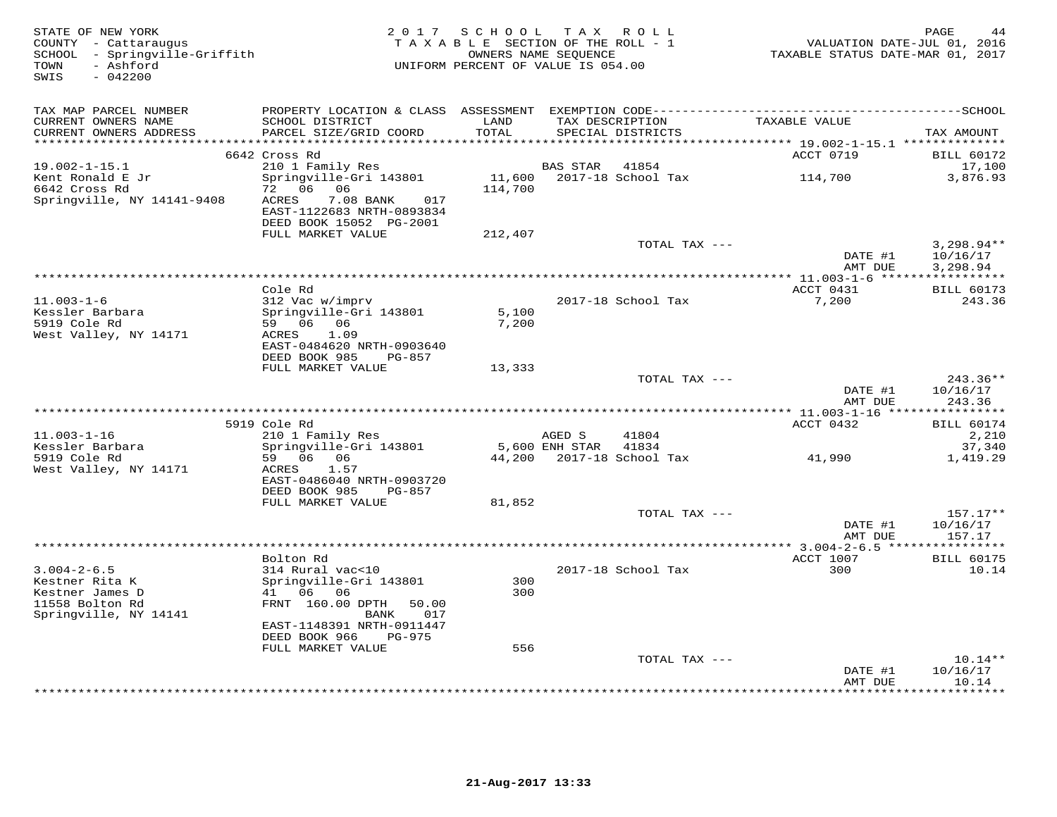STATE OF NEW YORK
COUNTY - Cattaraugus
SCHOOL - Springville-Griffith
TOWN - Ashford
SWIS - 042200

2 0 1 7 S C H O O L T A X R O L L
T A X A B L E SECTION OF THE ROLL - 1
OWNERS NAME SEQUENCE
UNIFORM PERCENT OF VALUE IS 054.00

VALUATION DATE-JUL 01, 2016
TAXABLE STATUS DATE-MAR 01, 2017

| TAX MAP PARCEL NUMBER / CURRENT OWNERS NAME / CURRENT OWNERS ADDRESS | PROPERTY LOCATION & CLASS / SCHOOL DISTRICT / PARCEL SIZE/GRID COORD | ASSESSMENT LAND / TOTAL | EXEMPTION CODE / TAX DESCRIPTION / SPECIAL DISTRICTS | | TAXABLE VALUE | TAX AMOUNT |
|---|---|---|---|---|---|---|
| | 6642 Cross Rd | | | | ACCT 0719 | BILL 60172 |
| 19.002-1-15.1 | 210 1 Family Res | | BAS STAR | 41854 | | 17,100 |
| Kent Ronald E Jr | Springville-Gri 143801 | 11,600 | 2017-18 School Tax | | 114,700 | 3,876.93 |
| 6642 Cross Rd | 72 06 06 | 114,700 | | | | |
| Springville, NY 14141-9408 | ACRES 7.08 BANK 017 | | | | | |
| | EAST-1122683 NRTH-0893834 | | | | | |
| | DEED BOOK 15052 PG-2001 | | | | | |
| | FULL MARKET VALUE | 212,407 | | | | |
| | | | TOTAL TAX --- | | | 3,298.94** |
| | | | | | DATE #1 | 10/16/17 |
| | | | | | AMT DUE | 3,298.94 |
| | Cole Rd | | | | ACCT 0431 | BILL 60173 |
| 11.003-1-6 | 312 Vac w/imprv | | 2017-18 School Tax | | 7,200 | 243.36 |
| Kessler Barbara | Springville-Gri 143801 | 5,100 | | | | |
| 5919 Cole Rd | 59 06 06 | 7,200 | | | | |
| West Valley, NY 14171 | ACRES 1.09 | | | | | |
| | EAST-0484620 NRTH-0903640 | | | | | |
| | DEED BOOK 985 PG-857 | | | | | |
| | FULL MARKET VALUE | 13,333 | | | | |
| | | | TOTAL TAX --- | | | 243.36** |
| | | | | | DATE #1 | 10/16/17 |
| | | | | | AMT DUE | 243.36 |
| | 5919 Cole Rd | | | | ACCT 0432 | BILL 60174 |
| 11.003-1-16 | 210 1 Family Res | | AGED S | 41804 | | 2,210 |
| Kessler Barbara | Springville-Gri 143801 | 5,600 | ENH STAR | 41834 | | 37,340 |
| 5919 Cole Rd | 59 06 06 | 44,200 | 2017-18 School Tax | | 41,990 | 1,419.29 |
| West Valley, NY 14171 | ACRES 1.57 | | | | | |
| | EAST-0486040 NRTH-0903720 | | | | | |
| | DEED BOOK 985 PG-857 | | | | | |
| | FULL MARKET VALUE | 81,852 | | | | |
| | | | TOTAL TAX --- | | | 157.17** |
| | | | | | DATE #1 | 10/16/17 |
| | | | | | AMT DUE | 157.17 |
| | Bolton Rd | | | | ACCT 1007 | BILL 60175 |
| 3.004-2-6.5 | 314 Rural vac<10 | | 2017-18 School Tax | | 300 | 10.14 |
| Kestner Rita K | Springville-Gri 143801 | 300 | | | | |
| Kestner James D | 41 06 06 | 300 | | | | |
| 11558 Bolton Rd | FRNT 160.00 DPTH 50.00 | | | | | |
| Springville, NY 14141 | BANK 017 | | | | | |
| | EAST-1148391 NRTH-0911447 | | | | | |
| | DEED BOOK 966 PG-975 | | | | | |
| | FULL MARKET VALUE | 556 | | | | |
| | | | TOTAL TAX --- | | | 10.14** |
| | | | | | DATE #1 | 10/16/17 |
| | | | | | AMT DUE | 10.14 |

21-Aug-2017 13:33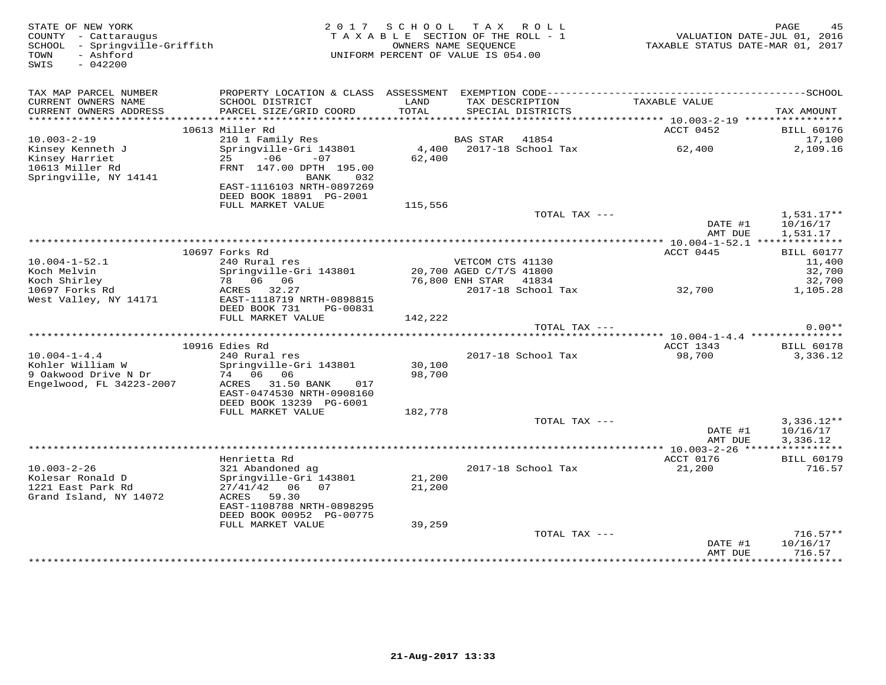STATE OF NEW YORK
COUNTY - Cattaraugus
SCHOOL - Springville-Griffith
TOWN - Ashford
SWIS - 042200

2017 SCHOOL TAX ROLL
TAXABLE SECTION OF THE ROLL - 1
OWNERS NAME SEQUENCE
UNIFORM PERCENT OF VALUE IS 054.00

VALUATION DATE-JUL 01, 2016
TAXABLE STATUS DATE-MAR 01, 2017

| TAX MAP PARCEL NUMBER / CURRENT OWNERS NAME / CURRENT OWNERS ADDRESS | PROPERTY LOCATION & CLASS / SCHOOL DISTRICT / PARCEL SIZE/GRID COORD | ASSESSMENT LAND / TOTAL | EXEMPTION CODE / TAX DESCRIPTION / SPECIAL DISTRICTS | TAXABLE VALUE | TAX AMOUNT |
|---|---|---|---|---|---|
| | 10613 Miller Rd | | | ACCT 0452 | BILL 60176 |
| 10.003-2-19 | 210 1 Family Res | | BAS STAR 41854 | | 17,100 |
| Kinsey Kenneth J | Springville-Gri 143801 | 4,400 | 2017-18 School Tax | 62,400 | 2,109.16 |
| Kinsey Harriet | 25 -06 -07 | 62,400 | | | |
| 10613 Miller Rd | FRNT 147.00 DPTH 195.00 | | | | |
| Springville, NY 14141 | BANK 032 | | | | |
| | EAST-1116103 NRTH-0897269 | | | | |
| | DEED BOOK 18891 PG-2001 | | | | |
| | FULL MARKET VALUE | 115,556 | | | |
| | | | TOTAL TAX --- | | 1,531.17** |
| | | | | DATE #1 | 10/16/17 |
| | | | | AMT DUE | 1,531.17 |
| | 10697 Forks Rd | | | ACCT 0445 | BILL 60177 |
| 10.004-1-52.1 | 240 Rural res | | VETCOM CTS 41130 | | 11,400 |
| Koch Melvin | Springville-Gri 143801 | 20,700 | AGED C/T/S 41800 | | 32,700 |
| Koch Shirley | 78 06 06 | 76,800 | ENH STAR 41834 | | 32,700 |
| 10697 Forks Rd | ACRES 32.27 | | 2017-18 School Tax | 32,700 | 1,105.28 |
| West Valley, NY 14171 | EAST-1118719 NRTH-0898815 | | | | |
| | DEED BOOK 731 PG-00831 | | | | |
| | FULL MARKET VALUE | 142,222 | | | |
| | | | TOTAL TAX --- | | 0.00** |
| | 10916 Edies Rd | | | ACCT 1343 | BILL 60178 |
| 10.004-1-4.4 | 240 Rural res | | 2017-18 School Tax | 98,700 | 3,336.12 |
| Kohler William W | Springville-Gri 143801 | 30,100 | | | |
| 9 Oakwood Drive N Dr | 74 06 06 | 98,700 | | | |
| Engelwood, FL 34223-2007 | ACRES 31.50 BANK 017 | | | | |
| | EAST-0474530 NRTH-0908160 | | | | |
| | DEED BOOK 13239 PG-6001 | | | | |
| | FULL MARKET VALUE | 182,778 | | | |
| | | | TOTAL TAX --- | | 3,336.12** |
| | | | | DATE #1 | 10/16/17 |
| | | | | AMT DUE | 3,336.12 |
| | Henrietta Rd | | | ACCT 0176 | BILL 60179 |
| 10.003-2-26 | 321 Abandoned ag | | 2017-18 School Tax | 21,200 | 716.57 |
| Kolesar Ronald D | Springville-Gri 143801 | 21,200 | | | |
| 1221 East Park Rd | 27/41/42 06 07 | 21,200 | | | |
| Grand Island, NY 14072 | ACRES 59.30 | | | | |
| | EAST-1108788 NRTH-0898295 | | | | |
| | DEED BOOK 00952 PG-00775 | | | | |
| | FULL MARKET VALUE | 39,259 | | | |
| | | | TOTAL TAX --- | | 716.57** |
| | | | | DATE #1 | 10/16/17 |
| | | | | AMT DUE | 716.57 |

21-Aug-2017 13:33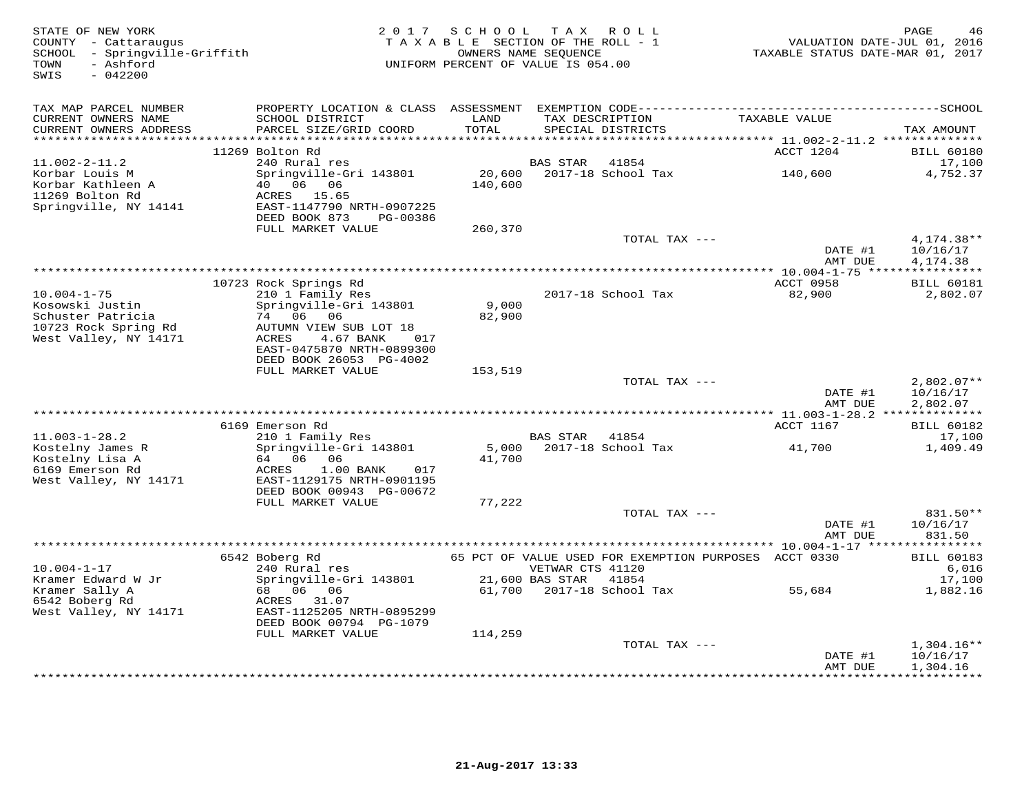STATE OF NEW YORK
COUNTY - Cattaraugus
SCHOOL - Springville-Griffith
TOWN - Ashford
SWIS - 042200

2017 SCHOOL TAX ROLL
TAXABLE SECTION OF THE ROLL - 1
OWNERS NAME SEQUENCE
UNIFORM PERCENT OF VALUE IS 054.00

VALUATION DATE-JUL 01, 2016
TAXABLE STATUS DATE-MAR 01, 2017

| TAX MAP PARCEL NUMBER / CURRENT OWNERS NAME / CURRENT OWNERS ADDRESS | PROPERTY LOCATION & CLASS / SCHOOL DISTRICT / PARCEL SIZE/GRID COORD | ASSESSMENT LAND / TOTAL | EXEMPTION CODE / TAX DESCRIPTION / SPECIAL DISTRICTS | TAXABLE VALUE | TAX AMOUNT |
|---|---|---|---|---|---|
| 11.002-2-11.2 | 11269 Bolton Rd | | | ACCT 1204 | BILL 60180 |
| Korbar Louis M | 240 Rural res | | BAS STAR 41854 | | 17,100 |
| Korbar Kathleen A | Springville-Gri 143801 | 20,600 | 2017-18 School Tax | 140,600 | 4,752.37 |
| 11269 Bolton Rd | 40 06 06 | 140,600 | | | |
| Springville, NY 14141 | ACRES 15.65 | | | | |
| | EAST-1147790 NRTH-0907225 | | | | |
| | DEED BOOK 873 PG-00386 | | | | |
| | FULL MARKET VALUE | 260,370 | | | |
| | | | TOTAL TAX --- | | 4,174.38** |
| | | | | DATE #1 | 10/16/17 |
| | | | | AMT DUE | 4,174.38 |
| 10.004-1-75 | 10723 Rock Springs Rd | | | ACCT 0958 | BILL 60181 |
| Kosowski Justin | 210 1 Family Res | | 2017-18 School Tax | 82,900 | 2,802.07 |
| Schuster Patricia | Springville-Gri 143801 | 9,000 | | | |
| 10723 Rock Spring Rd | 74 06 06 | 82,900 | | | |
| West Valley, NY 14171 | AUTUMN VIEW SUB LOT 18 | | | | |
| | ACRES 4.67 BANK 017 | | | | |
| | EAST-0475870 NRTH-0899300 | | | | |
| | DEED BOOK 26053 PG-4002 | | | | |
| | FULL MARKET VALUE | 153,519 | | | |
| | | | TOTAL TAX --- | | 2,802.07** |
| | | | | DATE #1 | 10/16/17 |
| | | | | AMT DUE | 2,802.07 |
| 11.003-1-28.2 | 6169 Emerson Rd | | | ACCT 1167 | BILL 60182 |
| Kostelny James R | 210 1 Family Res | | BAS STAR 41854 | | 17,100 |
| Kostelny Lisa A | Springville-Gri 143801 | 5,000 | 2017-18 School Tax | 41,700 | 1,409.49 |
| 6169 Emerson Rd | 64 06 06 | 41,700 | | | |
| West Valley, NY 14171 | ACRES 1.00 BANK 017 | | | | |
| | EAST-1129175 NRTH-0901195 | | | | |
| | DEED BOOK 00943 PG-00672 | | | | |
| | FULL MARKET VALUE | 77,222 | | | |
| | | | TOTAL TAX --- | | 831.50** |
| | | | | DATE #1 | 10/16/17 |
| | | | | AMT DUE | 831.50 |
| 10.004-1-17 | 6542 Boberg Rd | | 65 PCT OF VALUE USED FOR EXEMPTION PURPOSES | ACCT 0330 | BILL 60183 |
| Kramer Edward W Jr | 240 Rural res | | VETWAR CTS 41120 | | 6,016 |
| Kramer Sally A | Springville-Gri 143801 | 21,600 | BAS STAR 41854 | | 17,100 |
| 6542 Boberg Rd | 68 06 06 | 61,700 | 2017-18 School Tax | 55,684 | 1,882.16 |
| West Valley, NY 14171 | ACRES 31.07 | | | | |
| | EAST-1125205 NRTH-0895299 | | | | |
| | DEED BOOK 00794 PG-1079 | | | | |
| | FULL MARKET VALUE | 114,259 | | | |
| | | | TOTAL TAX --- | | 1,304.16** |
| | | | | DATE #1 | 10/16/17 |
| | | | | AMT DUE | 1,304.16 |

21-Aug-2017 13:33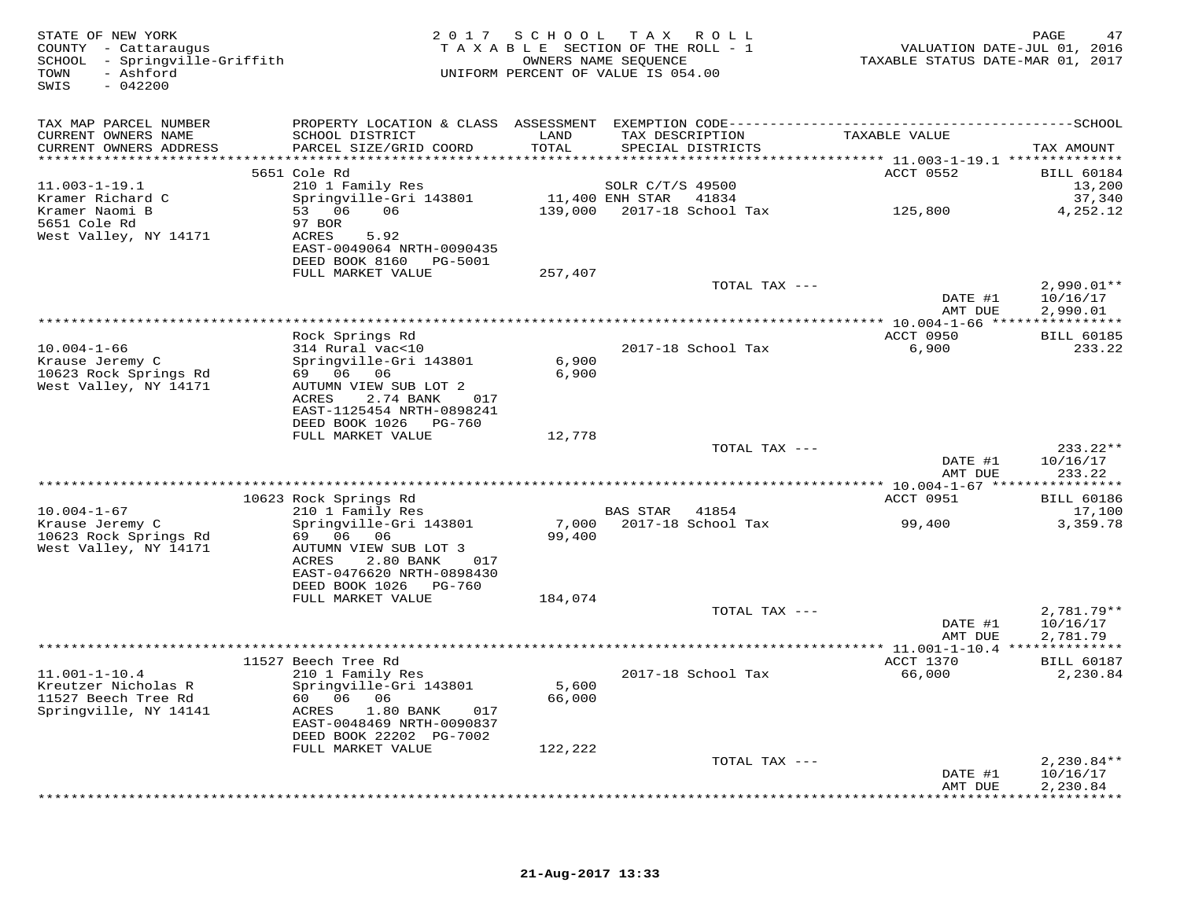STATE OF NEW YORK
COUNTY - Cattaraugus
SCHOOL - Springville-Griffith
TOWN - Ashford
SWIS - 042200

2017 SCHOOL TAX ROLL
TAXABLE SECTION OF THE ROLL - 1
OWNERS NAME SEQUENCE
UNIFORM PERCENT OF VALUE IS 054.00

VALUATION DATE-JUL 01, 2016
TAXABLE STATUS DATE-MAR 01, 2017

| TAX MAP PARCEL NUMBER / CURRENT OWNERS NAME / CURRENT OWNERS ADDRESS | PROPERTY LOCATION & CLASS / SCHOOL DISTRICT / PARCEL SIZE/GRID COORD | ASSESSMENT LAND / TOTAL | EXEMPTION CODE / TAX DESCRIPTION / SPECIAL DISTRICTS | TAXABLE VALUE | TAX AMOUNT |
|---|---|---|---|---|---|
| | 5651 Cole Rd | | | ACCT 0552 | BILL 60184 |
| 11.003-1-19.1 | 210 1 Family Res | | SOLR C/T/S 49500 | | 13,200 |
| Kramer Richard C | Springville-Gri 143801 | 11,400 | ENH STAR 41834 | | 37,340 |
| Kramer Naomi B | 53 06 06 | 139,000 | 2017-18 School Tax | 125,800 | 4,252.12 |
| 5651 Cole Rd | 97 BOR | | | | |
| West Valley, NY 14171 | ACRES 5.92 | | | | |
| | EAST-0049064 NRTH-0090435 | | | | |
| | DEED BOOK 8160 PG-5001 | | | | |
| | FULL MARKET VALUE | 257,407 | | | |
| | | | TOTAL TAX --- | | 2,990.01** |
| | | | | DATE #1 | 10/16/17 |
| | | | | AMT DUE | 2,990.01 |
| | Rock Springs Rd | | | ACCT 0950 | BILL 60185 |
| 10.004-1-66 | 314 Rural vac<10 | | 2017-18 School Tax | 6,900 | 233.22 |
| Krause Jeremy C | Springville-Gri 143801 | 6,900 | | | |
| 10623 Rock Springs Rd | 69 06 06 | 6,900 | | | |
| West Valley, NY 14171 | AUTUMN VIEW SUB LOT 2 | | | | |
| | ACRES 2.74 BANK 017 | | | | |
| | EAST-1125454 NRTH-0898241 | | | | |
| | DEED BOOK 1026 PG-760 | | | | |
| | FULL MARKET VALUE | 12,778 | | | |
| | | | TOTAL TAX --- | | 233.22** |
| | | | | DATE #1 | 10/16/17 |
| | | | | AMT DUE | 233.22 |
| | 10623 Rock Springs Rd | | | ACCT 0951 | BILL 60186 |
| 10.004-1-67 | 210 1 Family Res | | BAS STAR 41854 | | 17,100 |
| Krause Jeremy C | Springville-Gri 143801 | 7,000 | 2017-18 School Tax | 99,400 | 3,359.78 |
| 10623 Rock Springs Rd | 69 06 06 | 99,400 | | | |
| West Valley, NY 14171 | AUTUMN VIEW SUB LOT 3 | | | | |
| | ACRES 2.80 BANK 017 | | | | |
| | EAST-0476620 NRTH-0898430 | | | | |
| | DEED BOOK 1026 PG-760 | | | | |
| | FULL MARKET VALUE | 184,074 | | | |
| | | | TOTAL TAX --- | | 2,781.79** |
| | | | | DATE #1 | 10/16/17 |
| | | | | AMT DUE | 2,781.79 |
| | 11527 Beech Tree Rd | | | ACCT 1370 | BILL 60187 |
| 11.001-1-10.4 | 210 1 Family Res | | 2017-18 School Tax | 66,000 | 2,230.84 |
| Kreutzer Nicholas R | Springville-Gri 143801 | 5,600 | | | |
| 11527 Beech Tree Rd | 60 06 06 | 66,000 | | | |
| Springville, NY 14141 | ACRES 1.80 BANK 017 | | | | |
| | EAST-0048469 NRTH-0090837 | | | | |
| | DEED BOOK 22202 PG-7002 | | | | |
| | FULL MARKET VALUE | 122,222 | | | |
| | | | TOTAL TAX --- | | 2,230.84** |
| | | | | DATE #1 | 10/16/17 |
| | | | | AMT DUE | 2,230.84 |

21-Aug-2017 13:33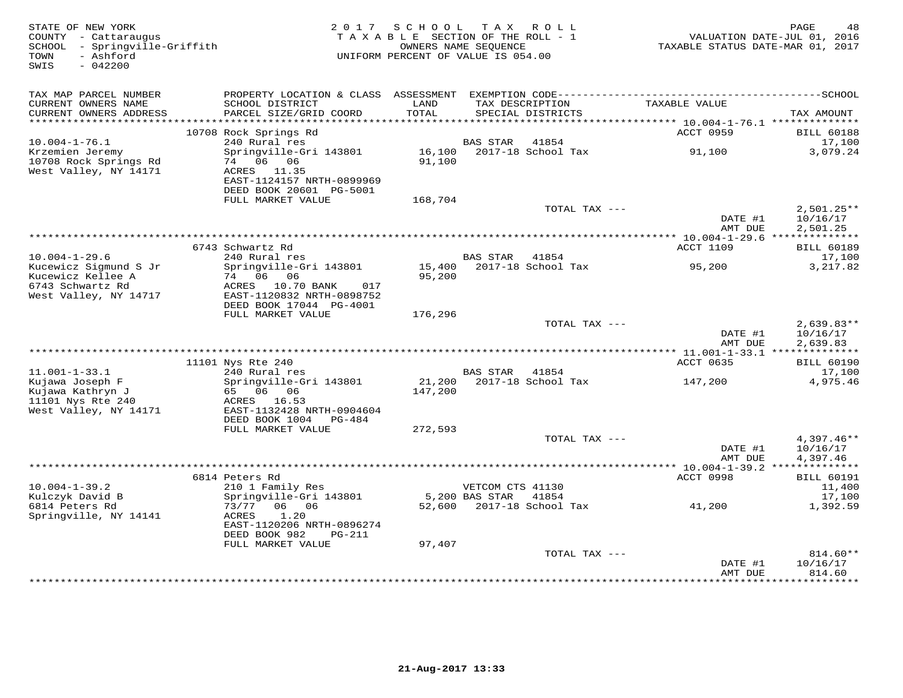STATE OF NEW YORK
COUNTY - Cattaraugus
SCHOOL - Springville-Griffith
TOWN - Ashford
SWIS - 042200

2017 SCHOOL TAX ROLL
TAXABLE SECTION OF THE ROLL - 1
OWNERS NAME SEQUENCE
UNIFORM PERCENT OF VALUE IS 054.00

VALUATION DATE-JUL 01, 2016
TAXABLE STATUS DATE-MAR 01, 2017

| TAX MAP PARCEL NUMBER / CURRENT OWNERS NAME / CURRENT OWNERS ADDRESS | PROPERTY LOCATION & CLASS / SCHOOL DISTRICT / PARCEL SIZE/GRID COORD | ASSESSMENT LAND / TOTAL | EXEMPTION CODE / TAX DESCRIPTION / SPECIAL DISTRICTS | TAXABLE VALUE | TAX AMOUNT |
|---|---|---|---|---|---|
| 10.004-1-76.1 | 10708 Rock Springs Rd | | | ACCT 0959 | BILL 60188 |
| Krzemien Jeremy | 240 Rural res | | BAS STAR 41854 | | 17,100 |
| 10708 Rock Springs Rd | Springville-Gri 143801 | 16,100 | 2017-18 School Tax | 91,100 | 3,079.24 |
| West Valley, NY 14171 | 74 06 06 | 91,100 | | | |
| | ACRES 11.35 | | | | |
| | EAST-1124157 NRTH-0899969 | | | | |
| | DEED BOOK 20601 PG-5001 | | | | |
| | FULL MARKET VALUE | 168,704 | | | |
| | | | TOTAL TAX --- | | 2,501.25** |
| | | | | DATE #1 | 10/16/17 |
| | | | | AMT DUE | 2,501.25 |
| 10.004-1-29.6 | 6743 Schwartz Rd | | | ACCT 1109 | BILL 60189 |
| Kucewicz Sigmund S Jr | 240 Rural res | | BAS STAR 41854 | | 17,100 |
| Kucewicz Kellee A | Springville-Gri 143801 | 15,400 | 2017-18 School Tax | 95,200 | 3,217.82 |
| 6743 Schwartz Rd | 74 06 06 | 95,200 | | | |
| West Valley, NY 14717 | ACRES 10.70 BANK 017 | | | | |
| | EAST-1120832 NRTH-0898752 | | | | |
| | DEED BOOK 17044 PG-4001 | | | | |
| | FULL MARKET VALUE | 176,296 | | | |
| | | | TOTAL TAX --- | | 2,639.83** |
| | | | | DATE #1 | 10/16/17 |
| | | | | AMT DUE | 2,639.83 |
| 11.001-1-33.1 | 11101 Nys Rte 240 | | | ACCT 0635 | BILL 60190 |
| Kujawa Joseph F | 240 Rural res | | BAS STAR 41854 | | 17,100 |
| Kujawa Kathryn J | Springville-Gri 143801 | 21,200 | 2017-18 School Tax | 147,200 | 4,975.46 |
| 11101 Nys Rte 240 | 65 06 06 | 147,200 | | | |
| West Valley, NY 14171 | ACRES 16.53 | | | | |
| | EAST-1132428 NRTH-0904604 | | | | |
| | DEED BOOK 1004 PG-484 | | | | |
| | FULL MARKET VALUE | 272,593 | | | |
| | | | TOTAL TAX --- | | 4,397.46** |
| | | | | DATE #1 | 10/16/17 |
| | | | | AMT DUE | 4,397.46 |
| 10.004-1-39.2 | 6814 Peters Rd | | | ACCT 0998 | BILL 60191 |
| Kulczyk David B | 210 1 Family Res | | VETCOM CTS 41130 | | 11,400 |
| 6814 Peters Rd | Springville-Gri 143801 | 5,200 | BAS STAR 41854 | | 17,100 |
| Springville, NY 14141 | 73/77 06 06 | 52,600 | 2017-18 School Tax | 41,200 | 1,392.59 |
| | ACRES 1.20 | | | | |
| | EAST-1120206 NRTH-0896274 | | | | |
| | DEED BOOK 982 PG-211 | | | | |
| | FULL MARKET VALUE | 97,407 | | | |
| | | | TOTAL TAX --- | | 814.60** |
| | | | | DATE #1 | 10/16/17 |
| | | | | AMT DUE | 814.60 |

21-Aug-2017 13:33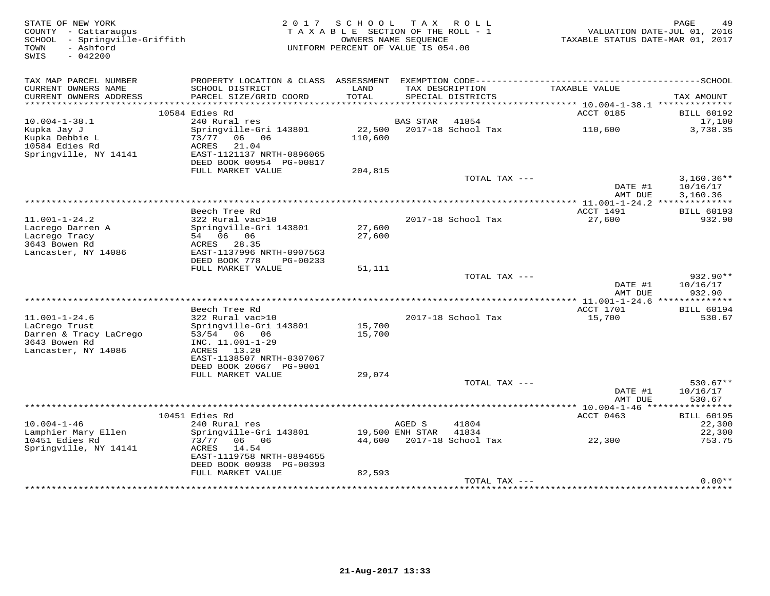STATE OF NEW YORK
COUNTY - Cattaraugus
SCHOOL - Springville-Griffith
TOWN - Ashford
SWIS - 042200

2017 SCHOOL TAX ROLL
TAXABLE SECTION OF THE ROLL - 1
OWNERS NAME SEQUENCE
UNIFORM PERCENT OF VALUE IS 054.00

VALUATION DATE-JUL 01, 2016
TAXABLE STATUS DATE-MAR 01, 2017

| TAX MAP PARCEL NUMBER / CURRENT OWNERS NAME / CURRENT OWNERS ADDRESS | PROPERTY LOCATION & CLASS / SCHOOL DISTRICT / PARCEL SIZE/GRID COORD | ASSESSMENT LAND / TOTAL | EXEMPTION CODE / TAX DESCRIPTION / SPECIAL DISTRICTS | TAXABLE VALUE | SCHOOL TAX AMOUNT |
|---|---|---|---|---|---|
| | 10584 Edies Rd | | | ACCT 0185 | BILL 60192 |
| 10.004-1-38.1 | 240 Rural res | | BAS STAR 41854 | | 17,100 |
| Kupka Jay J | Springville-Gri 143801 | 22,500 | 2017-18 School Tax | 110,600 | 3,738.35 |
| Kupka Debbie L | 73/77 06 06 | 110,600 | | | |
| 10584 Edies Rd | ACRES 21.04 | | | | |
| Springville, NY 14141 | EAST-1121137 NRTH-0896065 | | | | |
| | DEED BOOK 00954 PG-00817 | | | | |
| | FULL MARKET VALUE | 204,815 | | | |
| | | | TOTAL TAX --- | | 3,160.36** |
| | | | | DATE #1 | 10/16/17 |
| | | | | AMT DUE | 3,160.36 |
| | Beech Tree Rd | | | ACCT 1491 | BILL 60193 |
| 11.001-1-24.2 | 322 Rural vac>10 | | 2017-18 School Tax | 27,600 | 932.90 |
| Lacrego Darren A | Springville-Gri 143801 | 27,600 | | | |
| Lacrego Tracy | 54 06 06 | 27,600 | | | |
| 3643 Bowen Rd | ACRES 28.35 | | | | |
| Lancaster, NY 14086 | EAST-1137996 NRTH-0907563 | | | | |
| | DEED BOOK 778 PG-00233 | | | | |
| | FULL MARKET VALUE | 51,111 | | | |
| | | | TOTAL TAX --- | | 932.90** |
| | | | | DATE #1 | 10/16/17 |
| | | | | AMT DUE | 932.90 |
| | Beech Tree Rd | | | ACCT 1701 | BILL 60194 |
| 11.001-1-24.6 | 322 Rural vac>10 | | 2017-18 School Tax | 15,700 | 530.67 |
| LaCrego Trust | Springville-Gri 143801 | 15,700 | | | |
| Darren & Tracy LaCrego | 53/54 06 06 | 15,700 | | | |
| 3643 Bowen Rd | INC. 11.001-1-29 | | | | |
| Lancaster, NY 14086 | ACRES 13.20 | | | | |
| | EAST-1138507 NRTH-0307067 | | | | |
| | DEED BOOK 20667 PG-9001 | | | | |
| | FULL MARKET VALUE | 29,074 | | | |
| | | | TOTAL TAX --- | | 530.67** |
| | | | | DATE #1 | 10/16/17 |
| | | | | AMT DUE | 530.67 |
| | 10451 Edies Rd | | | ACCT 0463 | BILL 60195 |
| 10.004-1-46 | 240 Rural res | | AGED S 41804 | | 22,300 |
| Lamphier Mary Ellen | Springville-Gri 143801 | 19,500 | ENH STAR 41834 | | 22,300 |
| 10451 Edies Rd | 73/77 06 06 | 44,600 | 2017-18 School Tax | 22,300 | 753.75 |
| Springville, NY 14141 | ACRES 14.54 | | | | |
| | EAST-1119758 NRTH-0894655 | | | | |
| | DEED BOOK 00938 PG-00393 | | | | |
| | FULL MARKET VALUE | 82,593 | | | |
| | | | TOTAL TAX --- | | 0.00** |

21-Aug-2017 13:33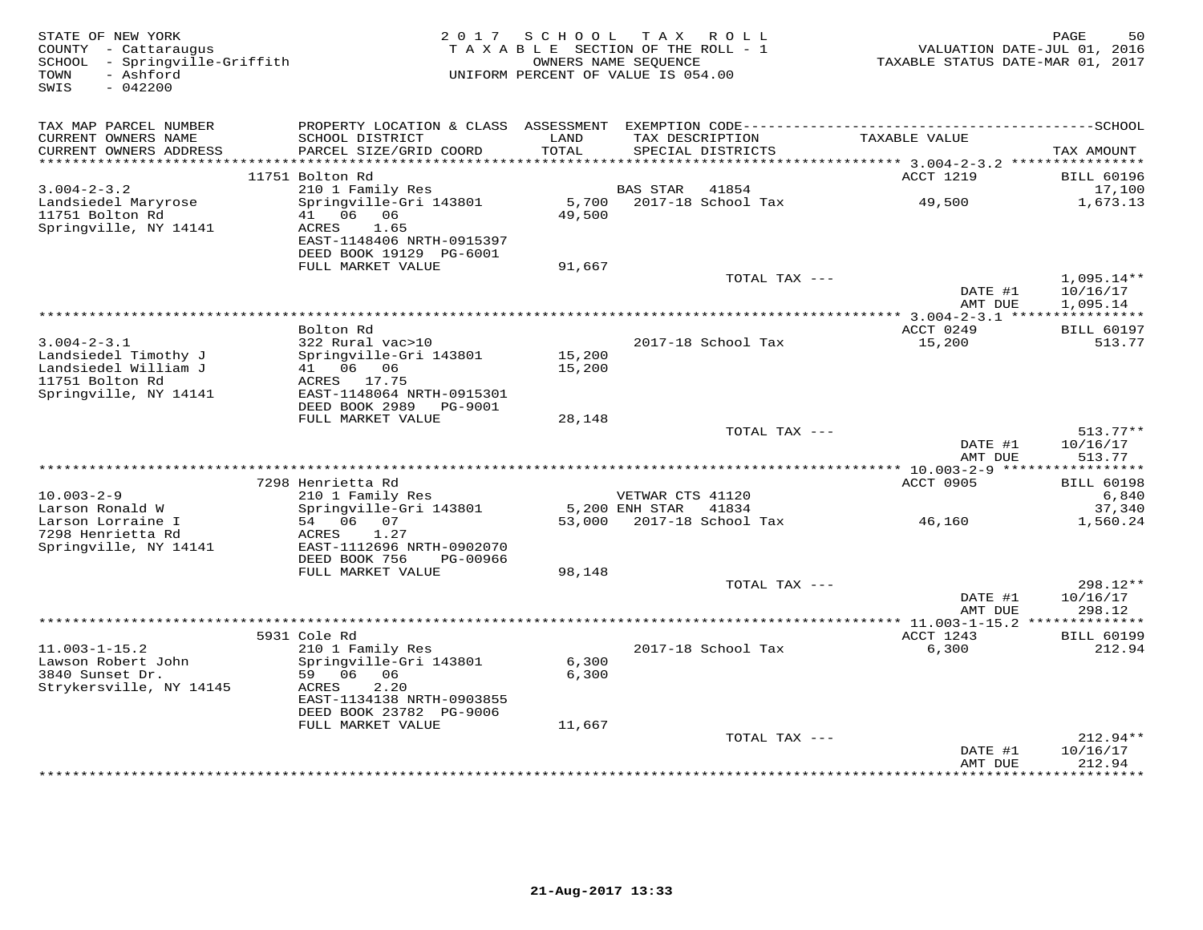STATE OF NEW YORK
COUNTY - Cattaraugus
SCHOOL - Springville-Griffith
TOWN - Ashford
SWIS - 042200

2017 SCHOOL TAX ROLL
TAXABLE SECTION OF THE ROLL - 1
OWNERS NAME SEQUENCE
UNIFORM PERCENT OF VALUE IS 054.00

VALUATION DATE-JUL 01, 2016
TAXABLE STATUS DATE-MAR 01, 2017

| TAX MAP PARCEL NUMBER / CURRENT OWNERS NAME / CURRENT OWNERS ADDRESS | PROPERTY LOCATION & CLASS / SCHOOL DISTRICT / PARCEL SIZE/GRID COORD | ASSESSMENT LAND / TOTAL | EXEMPTION CODE / TAX DESCRIPTION / SPECIAL DISTRICTS | TAXABLE VALUE | TAX AMOUNT |
|---|---|---|---|---|---|
| | 11751 Bolton Rd | | | ACCT 1219 | BILL 60196 |
| 3.004-2-3.2 | 210 1 Family Res | | BAS STAR 41854 | | 17,100 |
| Landsiedel Maryrose | Springville-Gri 143801 | 5,700 | 2017-18 School Tax | 49,500 | 1,673.13 |
| 11751 Bolton Rd | 41 06 06 | 49,500 | | | |
| Springville, NY 14141 | ACRES 1.65 | | | | |
| | EAST-1148406 NRTH-0915397 | | | | |
| | DEED BOOK 19129 PG-6001 | | | | |
| | FULL MARKET VALUE | 91,667 | | | |
| | | | TOTAL TAX --- | | 1,095.14** |
| | | | | DATE #1 | 10/16/17 |
| | | | | AMT DUE | 1,095.14 |
| | Bolton Rd | | | ACCT 0249 | BILL 60197 |
| 3.004-2-3.1 | 322 Rural vac>10 | | 2017-18 School Tax | 15,200 | 513.77 |
| Landsiedel Timothy J | Springville-Gri 143801 | 15,200 | | | |
| Landsiedel William J | 41 06 06 | 15,200 | | | |
| 11751 Bolton Rd | ACRES 17.75 | | | | |
| Springville, NY 14141 | EAST-1148064 NRTH-0915301 | | | | |
| | DEED BOOK 2989 PG-9001 | | | | |
| | FULL MARKET VALUE | 28,148 | | | |
| | | | TOTAL TAX --- | | 513.77** |
| | | | | DATE #1 | 10/16/17 |
| | | | | AMT DUE | 513.77 |
| | 7298 Henrietta Rd | | | ACCT 0905 | BILL 60198 |
| 10.003-2-9 | 210 1 Family Res | | VETWAR CTS 41120 | | 6,840 |
| Larson Ronald W | Springville-Gri 143801 | 5,200 | ENH STAR 41834 | | 37,340 |
| Larson Lorraine I | 54 06 07 | 53,000 | 2017-18 School Tax | 46,160 | 1,560.24 |
| 7298 Henrietta Rd | ACRES 1.27 | | | | |
| Springville, NY 14141 | EAST-1112696 NRTH-0902070 | | | | |
| | DEED BOOK 756 PG-00966 | | | | |
| | FULL MARKET VALUE | 98,148 | | | |
| | | | TOTAL TAX --- | | 298.12** |
| | | | | DATE #1 | 10/16/17 |
| | | | | AMT DUE | 298.12 |
| | 5931 Cole Rd | | | ACCT 1243 | BILL 60199 |
| 11.003-1-15.2 | 210 1 Family Res | | 2017-18 School Tax | 6,300 | 212.94 |
| Lawson Robert John | Springville-Gri 143801 | 6,300 | | | |
| 3840 Sunset Dr. | 59 06 06 | 6,300 | | | |
| Strykersville, NY 14145 | ACRES 2.20 | | | | |
| | EAST-1134138 NRTH-0903855 | | | | |
| | DEED BOOK 23782 PG-9006 | | | | |
| | FULL MARKET VALUE | 11,667 | | | |
| | | | TOTAL TAX --- | | 212.94** |
| | | | | DATE #1 | 10/16/17 |
| | | | | AMT DUE | 212.94 |

21-Aug-2017 13:33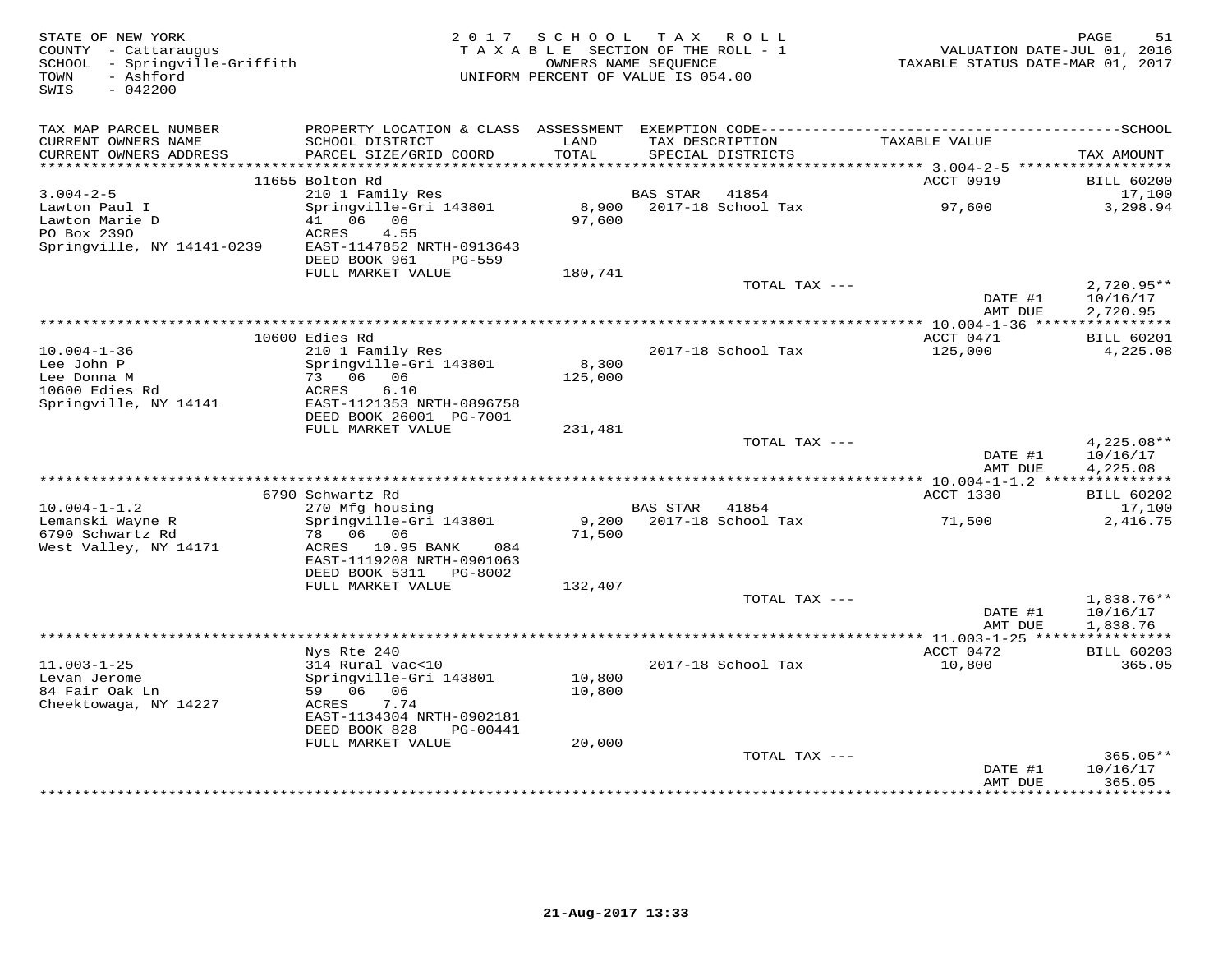STATE OF NEW YORK
COUNTY - Cattaraugus
SCHOOL - Springville-Griffith
TOWN - Ashford
SWIS - 042200

2017 SCHOOL TAX ROLL
TAXABLE SECTION OF THE ROLL - 1
OWNERS NAME SEQUENCE
UNIFORM PERCENT OF VALUE IS 054.00

VALUATION DATE-JUL 01, 2016
TAXABLE STATUS DATE-MAR 01, 2017

| TAX MAP PARCEL NUMBER / CURRENT OWNERS NAME / CURRENT OWNERS ADDRESS | PROPERTY LOCATION & CLASS / SCHOOL DISTRICT / PARCEL SIZE/GRID COORD | ASSESSMENT LAND / TOTAL | EXEMPTION CODE / TAX DESCRIPTION / SPECIAL DISTRICTS | TAXABLE VALUE | SCHOOL TAX AMOUNT |
|---|---|---|---|---|---|
| 3.004-2-5 | 11655 Bolton Rd | | | ACCT 0919 | BILL 60200 |
| Lawton Paul I | 210 1 Family Res | | BAS STAR 41854 | | 17,100 |
| Lawton Marie D | Springville-Gri 143801 | 8,900 | 2017-18 School Tax | 97,600 | 3,298.94 |
| PO Box 239O | 41 06 06 | 97,600 | | | |
| Springville, NY 14141-0239 | ACRES 4.55 | | | | |
| | EAST-1147852 NRTH-0913643 | | | | |
| | DEED BOOK 961 PG-559 | | | | |
| | FULL MARKET VALUE | 180,741 | | | |
| | | | TOTAL TAX --- | | 2,720.95** |
| | | | | DATE #1 | 10/16/17 |
| | | | | AMT DUE | 2,720.95 |
| 10.004-1-36 | 10600 Edies Rd | | | ACCT 0471 | BILL 60201 |
| Lee John P | 210 1 Family Res | | 2017-18 School Tax | 125,000 | 4,225.08 |
| Lee Donna M | Springville-Gri 143801 | 8,300 | | | |
| 10600 Edies Rd | 73 06 06 | 125,000 | | | |
| Springville, NY 14141 | ACRES 6.10 | | | | |
| | EAST-1121353 NRTH-0896758 | | | | |
| | DEED BOOK 26001 PG-7001 | | | | |
| | FULL MARKET VALUE | 231,481 | | | |
| | | | TOTAL TAX --- | | 4,225.08** |
| | | | | DATE #1 | 10/16/17 |
| | | | | AMT DUE | 4,225.08 |
| 10.004-1-1.2 | 6790 Schwartz Rd | | | ACCT 1330 | BILL 60202 |
| Lemanski Wayne R | 270 Mfg housing | | BAS STAR 41854 | | 17,100 |
| 6790 Schwartz Rd | Springville-Gri 143801 | 9,200 | 2017-18 School Tax | 71,500 | 2,416.75 |
| West Valley, NY 14171 | 78 06 06 | 71,500 | | | |
| | ACRES 10.95 BANK 084 | | | | |
| | EAST-1119208 NRTH-0901063 | | | | |
| | DEED BOOK 5311 PG-8002 | | | | |
| | FULL MARKET VALUE | 132,407 | | | |
| | | | TOTAL TAX --- | | 1,838.76** |
| | | | | DATE #1 | 10/16/17 |
| | | | | AMT DUE | 1,838.76 |
| 11.003-1-25 | Nys Rte 240 | | | ACCT 0472 | BILL 60203 |
| Levan Jerome | 314 Rural vac<10 | | 2017-18 School Tax | 10,800 | 365.05 |
| 84 Fair Oak Ln | Springville-Gri 143801 | 10,800 | | | |
| Cheektowaga, NY 14227 | 59 06 06 | 10,800 | | | |
| | ACRES 7.74 | | | | |
| | EAST-1134304 NRTH-0902181 | | | | |
| | DEED BOOK 828 PG-00441 | | | | |
| | FULL MARKET VALUE | 20,000 | | | |
| | | | TOTAL TAX --- | | 365.05** |
| | | | | DATE #1 | 10/16/17 |
| | | | | AMT DUE | 365.05 |

21-Aug-2017 13:33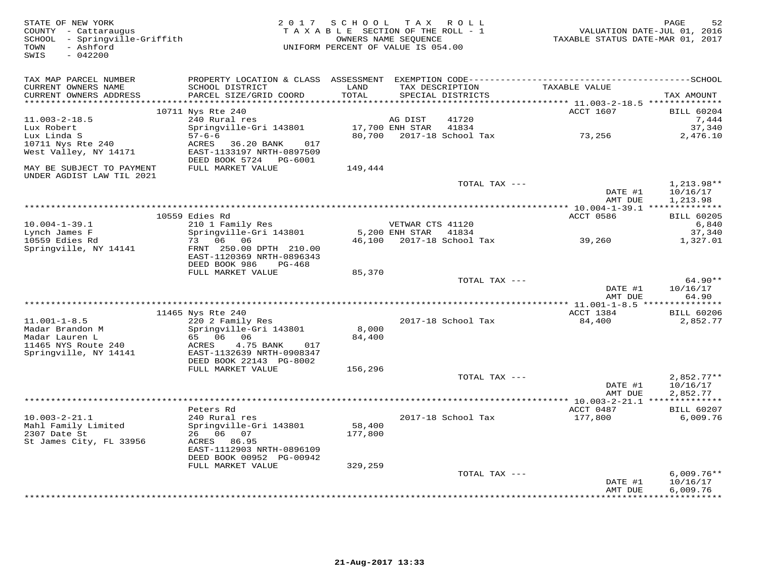STATE OF NEW YORK
COUNTY - Cattaraugus
SCHOOL - Springville-Griffith
TOWN - Ashford
SWIS - 042200

2017 SCHOOL TAX ROLL
TAXABLE SECTION OF THE ROLL - 1
OWNERS NAME SEQUENCE
UNIFORM PERCENT OF VALUE IS 054.00

VALUATION DATE-JUL 01, 2016
TAXABLE STATUS DATE-MAR 01, 2017

| TAX MAP PARCEL NUMBER / CURRENT OWNERS NAME / CURRENT OWNERS ADDRESS | PROPERTY LOCATION & CLASS / SCHOOL DISTRICT / PARCEL SIZE/GRID COORD | ASSESSMENT LAND / TOTAL | EXEMPTION CODE / TAX DESCRIPTION / SPECIAL DISTRICTS | TAXABLE VALUE | TAX AMOUNT |
|---|---|---|---|---|---|
| | 10711 Nys Rte 240 | | | ACCT 1607 | BILL 60204 |
| 11.003-2-18.5 | 240 Rural res | | AG DIST 41720 | | 7,444 |
| Lux Robert | Springville-Gri 143801 | 17,700 | ENH STAR 41834 | | 37,340 |
| Lux Linda S | 57-6-6 | 80,700 | 2017-18 School Tax | 73,256 | 2,476.10 |
| 10711 Nys Rte 240 | ACRES 36.20 BANK 017 | | | | |
| West Valley, NY 14171 | EAST-1133197 NRTH-0897509 | | | | |
| | DEED BOOK 5724 PG-6001 | | | | |
| MAY BE SUBJECT TO PAYMENT UNDER AGDIST LAW TIL 2021 | FULL MARKET VALUE | 149,444 | | | |
| | | | TOTAL TAX --- | | 1,213.98** |
| | | | | DATE #1 | 10/16/17 |
| | | | | AMT DUE | 1,213.98 |
| | 10559 Edies Rd | | | ACCT 0586 | BILL 60205 |
| 10.004-1-39.1 | 210 1 Family Res | | VETWAR CTS 41120 | | 6,840 |
| Lynch James F | Springville-Gri 143801 | 5,200 | ENH STAR 41834 | | 37,340 |
| 10559 Edies Rd | 73 06 06 | 46,100 | 2017-18 School Tax | 39,260 | 1,327.01 |
| Springville, NY 14141 | FRNT 250.00 DPTH 210.00 | | | | |
| | EAST-1120369 NRTH-0896343 | | | | |
| | DEED BOOK 986 PG-468 | | | | |
| | FULL MARKET VALUE | 85,370 | | | |
| | | | TOTAL TAX --- | | 64.90** |
| | | | | DATE #1 | 10/16/17 |
| | | | | AMT DUE | 64.90 |
| | 11465 Nys Rte 240 | | | ACCT 1384 | BILL 60206 |
| 11.001-1-8.5 | 220 2 Family Res | | 2017-18 School Tax | 84,400 | 2,852.77 |
| Madar Brandon M | Springville-Gri 143801 | 8,000 | | | |
| Madar Lauren L | 65 06 06 | 84,400 | | | |
| 11465 NYS Route 240 | ACRES 4.75 BANK 017 | | | | |
| Springville, NY 14141 | EAST-1132639 NRTH-0908347 | | | | |
| | DEED BOOK 22143 PG-8002 | | | | |
| | FULL MARKET VALUE | 156,296 | | | |
| | | | TOTAL TAX --- | | 2,852.77** |
| | | | | DATE #1 | 10/16/17 |
| | | | | AMT DUE | 2,852.77 |
| | Peters Rd | | | ACCT 0487 | BILL 60207 |
| 10.003-2-21.1 | 240 Rural res | | 2017-18 School Tax | 177,800 | 6,009.76 |
| Mahl Family Limited | Springville-Gri 143801 | 58,400 | | | |
| 2307 Date St | 26 06 07 | 177,800 | | | |
| St James City, FL 33956 | ACRES 86.95 | | | | |
| | EAST-1112903 NRTH-0896109 | | | | |
| | DEED BOOK 00952 PG-00942 | | | | |
| | FULL MARKET VALUE | 329,259 | | | |
| | | | TOTAL TAX --- | | 6,009.76** |
| | | | | DATE #1 | 10/16/17 |
| | | | | AMT DUE | 6,009.76 |

21-Aug-2017 13:33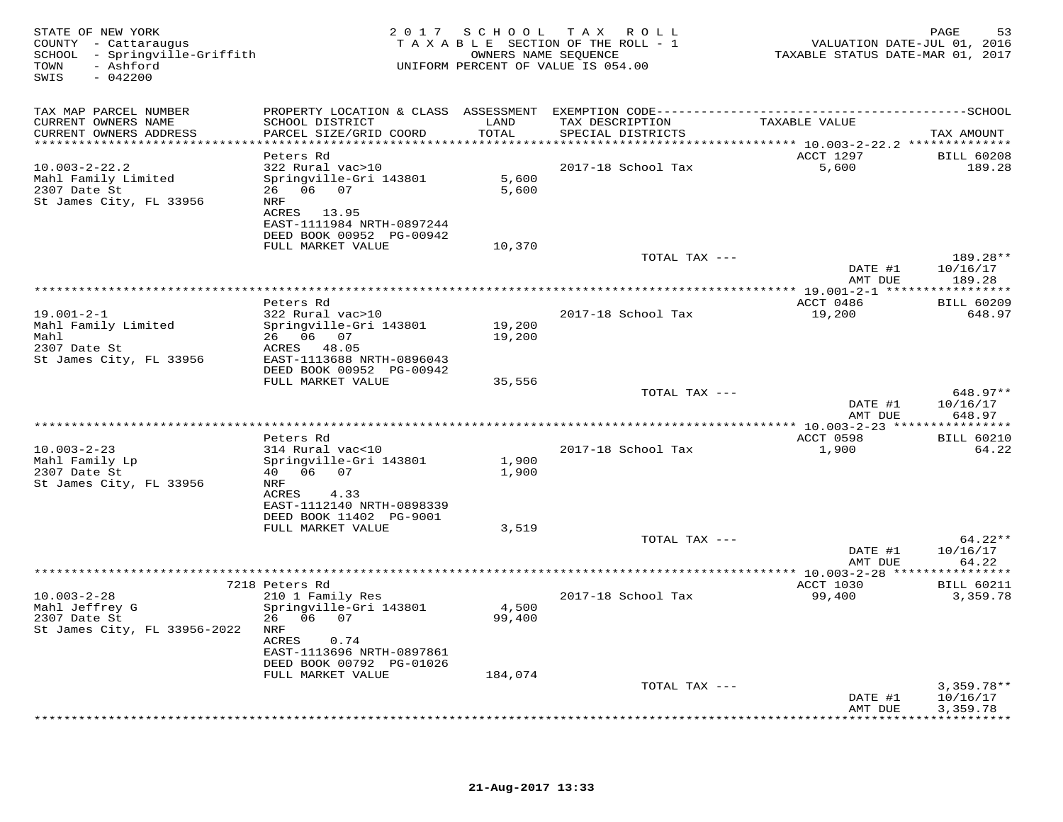STATE OF NEW YORK
COUNTY - Cattaraugus
SCHOOL - Springville-Griffith
TOWN - Ashford
SWIS - 042200

2017 SCHOOL TAX ROLL
TAXABLE SECTION OF THE ROLL - 1
OWNERS NAME SEQUENCE
UNIFORM PERCENT OF VALUE IS 054.00

VALUATION DATE-JUL 01, 2016
TAXABLE STATUS DATE-MAR 01, 2017

| TAX MAP PARCEL NUMBER / CURRENT OWNERS NAME / CURRENT OWNERS ADDRESS | PROPERTY LOCATION & CLASS / SCHOOL DISTRICT / PARCEL SIZE/GRID COORD | ASSESSMENT LAND / TOTAL | EXEMPTION CODE / TAX DESCRIPTION / SPECIAL DISTRICTS | TAXABLE VALUE | TAX AMOUNT |
|---|---|---|---|---|---|
| 10.003-2-22.2 | Peters Rd | | | ACCT 1297 | BILL 60208 |
| Mahl Family Limited | 322 Rural vac>10 | | 2017-18 School Tax | 5,600 | 189.28 |
| 2307 Date St | Springville-Gri 143801 | 5,600 | | | |
| St James City, FL 33956 | 26 06 07 | 5,600 | | | |
| | NRF | | | | |
| | ACRES 13.95 | | | | |
| | EAST-1111984 NRTH-0897244 | | | | |
| | DEED BOOK 00952 PG-00942 | | | | |
| | FULL MARKET VALUE | 10,370 | | | |
| | | | TOTAL TAX --- | | 189.28** |
| | | | | DATE #1 | 10/16/17 |
| | | | | AMT DUE | 189.28 |
| 19.001-2-1 | Peters Rd | | | ACCT 0486 | BILL 60209 |
| Mahl Family Limited | 322 Rural vac>10 | | 2017-18 School Tax | 19,200 | 648.97 |
| Mahl | Springville-Gri 143801 | 19,200 | | | |
| 2307 Date St | 26 06 07 | 19,200 | | | |
| St James City, FL 33956 | ACRES 48.05 | | | | |
| | EAST-1113688 NRTH-0896043 | | | | |
| | DEED BOOK 00952 PG-00942 | | | | |
| | FULL MARKET VALUE | 35,556 | | | |
| | | | TOTAL TAX --- | | 648.97** |
| | | | | DATE #1 | 10/16/17 |
| | | | | AMT DUE | 648.97 |
| 10.003-2-23 | Peters Rd | | | ACCT 0598 | BILL 60210 |
| Mahl Family Lp | 314 Rural vac<10 | | 2017-18 School Tax | 1,900 | 64.22 |
| 2307 Date St | Springville-Gri 143801 | 1,900 | | | |
| St James City, FL 33956 | 40 06 07 | 1,900 | | | |
| | NRF | | | | |
| | ACRES 4.33 | | | | |
| | EAST-1112140 NRTH-0898339 | | | | |
| | DEED BOOK 11402 PG-9001 | | | | |
| | FULL MARKET VALUE | 3,519 | | | |
| | | | TOTAL TAX --- | | 64.22** |
| | | | | DATE #1 | 10/16/17 |
| | | | | AMT DUE | 64.22 |
| 10.003-2-28 | 7218 Peters Rd | | | ACCT 1030 | BILL 60211 |
| Mahl Jeffrey G | 210 1 Family Res | | 2017-18 School Tax | 99,400 | 3,359.78 |
| 2307 Date St | Springville-Gri 143801 | 4,500 | | | |
| St James City, FL 33956-2022 | 26 06 07 | 99,400 | | | |
| | NRF | | | | |
| | ACRES 0.74 | | | | |
| | EAST-1113696 NRTH-0897861 | | | | |
| | DEED BOOK 00792 PG-01026 | | | | |
| | FULL MARKET VALUE | 184,074 | | | |
| | | | TOTAL TAX --- | | 3,359.78** |
| | | | | DATE #1 | 10/16/17 |
| | | | | AMT DUE | 3,359.78 |

21-Aug-2017 13:33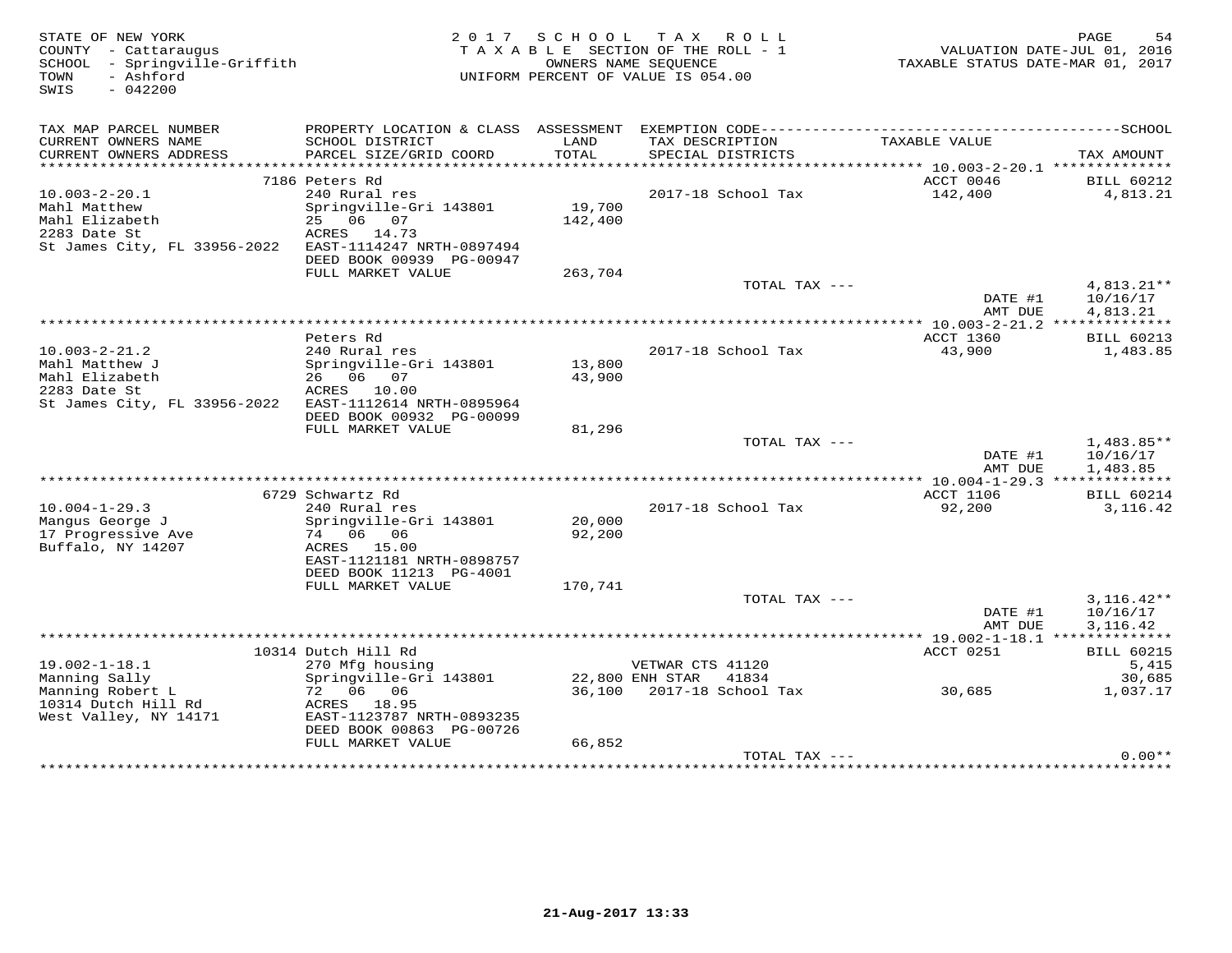STATE OF NEW YORK
COUNTY - Cattaraugus
SCHOOL - Springville-Griffith
TOWN - Ashford
SWIS - 042200

2017 SCHOOL TAX ROLL
TAXABLE SECTION OF THE ROLL - 1
OWNERS NAME SEQUENCE
UNIFORM PERCENT OF VALUE IS 054.00

VALUATION DATE-JUL 01, 2016
TAXABLE STATUS DATE-MAR 01, 2017

| TAX MAP PARCEL NUMBER / CURRENT OWNERS NAME / CURRENT OWNERS ADDRESS | PROPERTY LOCATION & CLASS / SCHOOL DISTRICT / PARCEL SIZE/GRID COORD | ASSESSMENT LAND / TOTAL | EXEMPTION CODE / TAX DESCRIPTION / SPECIAL DISTRICTS | TAXABLE VALUE | TAX AMOUNT |
|---|---|---|---|---|---|
| 10.003-2-20.1 | 7186 Peters Rd | | | ACCT 0046 | BILL 60212 |
| Mahl Matthew | 240 Rural res | | 2017-18 School Tax | 142,400 | 4,813.21 |
| Mahl Elizabeth | Springville-Gri 143801 | 19,700 | | | |
| 2283 Date St | 25 06 07 | 142,400 | | | |
| St James City, FL 33956-2022 | ACRES 14.73 | | | | |
| | EAST-1114247 NRTH-0897494 | | | | |
| | DEED BOOK 00939 PG-00947 | | | | |
| | FULL MARKET VALUE | 263,704 | | | |
| | | | TOTAL TAX --- | | 4,813.21** |
| | | | | DATE #1 | 10/16/17 |
| | | | | AMT DUE | 4,813.21 |
| 10.003-2-21.2 | Peters Rd | | | ACCT 1360 | BILL 60213 |
| Mahl Matthew J | 240 Rural res | | 2017-18 School Tax | 43,900 | 1,483.85 |
| Mahl Elizabeth | Springville-Gri 143801 | 13,800 | | | |
| 2283 Date St | 26 06 07 | 43,900 | | | |
| St James City, FL 33956-2022 | ACRES 10.00 | | | | |
| | EAST-1112614 NRTH-0895964 | | | | |
| | DEED BOOK 00932 PG-00099 | | | | |
| | FULL MARKET VALUE | 81,296 | | | |
| | | | TOTAL TAX --- | | 1,483.85** |
| | | | | DATE #1 | 10/16/17 |
| | | | | AMT DUE | 1,483.85 |
| 10.004-1-29.3 | 6729 Schwartz Rd | | | ACCT 1106 | BILL 60214 |
| Mangus George J | 240 Rural res | | 2017-18 School Tax | 92,200 | 3,116.42 |
| 17 Progressive Ave | Springville-Gri 143801 | 20,000 | | | |
| Buffalo, NY 14207 | 74 06 06 | 92,200 | | | |
| | ACRES 15.00 | | | | |
| | EAST-1121181 NRTH-0898757 | | | | |
| | DEED BOOK 11213 PG-4001 | | | | |
| | FULL MARKET VALUE | 170,741 | | | |
| | | | TOTAL TAX --- | | 3,116.42** |
| | | | | DATE #1 | 10/16/17 |
| | | | | AMT DUE | 3,116.42 |
| 19.002-1-18.1 | 10314 Dutch Hill Rd | | | ACCT 0251 | BILL 60215 |
| Manning Sally | 270 Mfg housing | | VETWAR CTS 41120 | | 5,415 |
| Manning Robert L | Springville-Gri 143801 | 22,800 | ENH STAR 41834 | | 30,685 |
| 10314 Dutch Hill Rd | 72 06 06 | 36,100 | 2017-18 School Tax | 30,685 | 1,037.17 |
| West Valley, NY 14171 | ACRES 18.95 | | | | |
| | EAST-1123787 NRTH-0893235 | | | | |
| | DEED BOOK 00863 PG-00726 | | | | |
| | FULL MARKET VALUE | 66,852 | | | |
| | | | TOTAL TAX --- | | 0.00** |

21-Aug-2017 13:33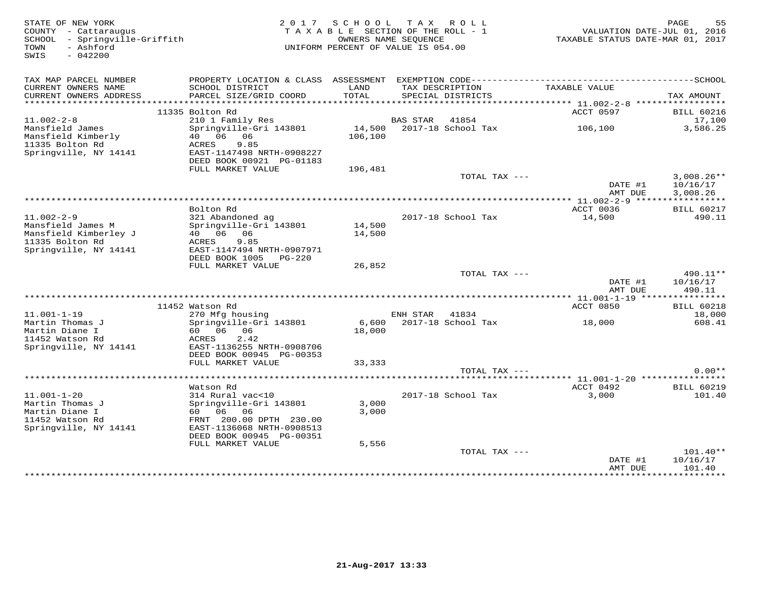STATE OF NEW YORK
COUNTY - Cattaraugus
SCHOOL - Springville-Griffith
TOWN - Ashford
SWIS - 042200

2017 SCHOOL TAX ROLL
TAXABLE SECTION OF THE ROLL - 1
OWNERS NAME SEQUENCE
UNIFORM PERCENT OF VALUE IS 054.00

VALUATION DATE-JUL 01, 2016
TAXABLE STATUS DATE-MAR 01, 2017

| TAX MAP PARCEL NUMBER / CURRENT OWNERS NAME / CURRENT OWNERS ADDRESS | PROPERTY LOCATION & CLASS / SCHOOL DISTRICT / PARCEL SIZE/GRID COORD | ASSESSMENT LAND / TOTAL | EXEMPTION CODE / TAX DESCRIPTION / SPECIAL DISTRICTS | TAXABLE VALUE | TAX AMOUNT |
|---|---|---|---|---|---|
| | 11335 Bolton Rd | | | ACCT 0597 | BILL 60216 |
| 11.002-2-8 | 210 1 Family Res | | BAS STAR 41854 | | 17,100 |
| Mansfield James | Springville-Gri 143801 | 14,500 | 2017-18 School Tax | 106,100 | 3,586.25 |
| Mansfield Kimberly | 40 06 06 | 106,100 | | | |
| 11335 Bolton Rd | ACRES 9.85 | | | | |
| Springville, NY 14141 | EAST-1147498 NRTH-0908227 | | | | |
| | DEED BOOK 00921 PG-01183 | | | | |
| | FULL MARKET VALUE | 196,481 | | | |
| | | | TOTAL TAX --- | | 3,008.26** |
| | | | | DATE #1 | 10/16/17 |
| | | | | AMT DUE | 3,008.26 |
| | Bolton Rd | | | ACCT 0036 | BILL 60217 |
| 11.002-2-9 | 321 Abandoned ag | | 2017-18 School Tax | 14,500 | 490.11 |
| Mansfield James M | Springville-Gri 143801 | 14,500 | | | |
| Mansfield Kimberley J | 40 06 06 | 14,500 | | | |
| 11335 Bolton Rd | ACRES 9.85 | | | | |
| Springville, NY 14141 | EAST-1147494 NRTH-0907971 | | | | |
| | DEED BOOK 1005 PG-220 | | | | |
| | FULL MARKET VALUE | 26,852 | | | |
| | | | TOTAL TAX --- | | 490.11** |
| | | | | DATE #1 | 10/16/17 |
| | | | | AMT DUE | 490.11 |
| | 11452 Watson Rd | | | ACCT 0850 | BILL 60218 |
| 11.001-1-19 | 270 Mfg housing | | ENH STAR 41834 | | 18,000 |
| Martin Thomas J | Springville-Gri 143801 | 6,600 | 2017-18 School Tax | 18,000 | 608.41 |
| Martin Diane I | 60 06 06 | 18,000 | | | |
| 11452 Watson Rd | ACRES 2.42 | | | | |
| Springville, NY 14141 | EAST-1136255 NRTH-0908706 | | | | |
| | DEED BOOK 00945 PG-00353 | | | | |
| | FULL MARKET VALUE | 33,333 | | | |
| | | | TOTAL TAX --- | | 0.00** |
| | Watson Rd | | | ACCT 0492 | BILL 60219 |
| 11.001-1-20 | 314 Rural vac<10 | | 2017-18 School Tax | 3,000 | 101.40 |
| Martin Thomas J | Springville-Gri 143801 | 3,000 | | | |
| Martin Diane I | 60 06 06 | 3,000 | | | |
| 11452 Watson Rd | FRNT 200.00 DPTH 230.00 | | | | |
| Springville, NY 14141 | EAST-1136068 NRTH-0908513 | | | | |
| | DEED BOOK 00945 PG-00351 | | | | |
| | FULL MARKET VALUE | 5,556 | | | |
| | | | TOTAL TAX --- | | 101.40** |
| | | | | DATE #1 | 10/16/17 |
| | | | | AMT DUE | 101.40 |

21-Aug-2017 13:33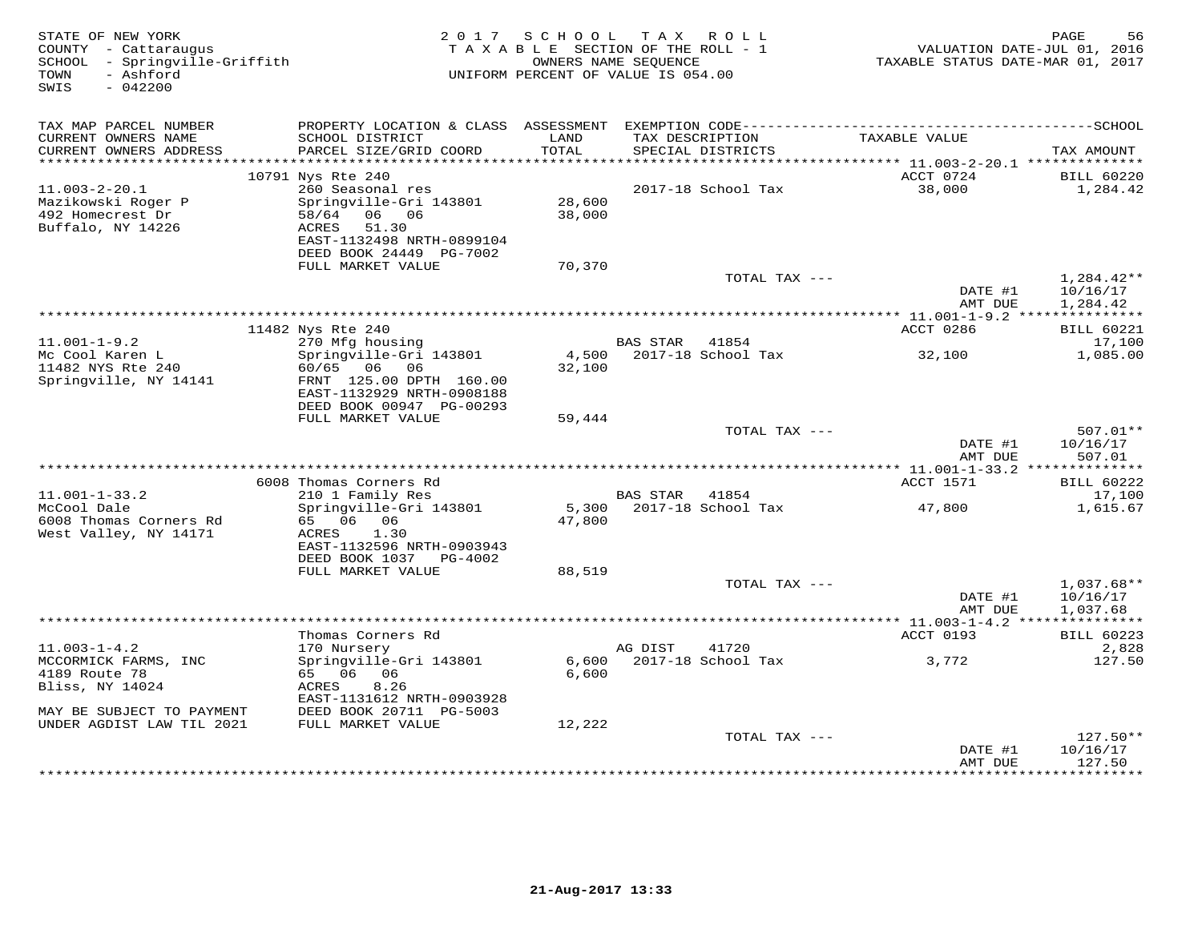STATE OF NEW YORK
COUNTY - Cattaraugus
SCHOOL - Springville-Griffith
TOWN - Ashford
SWIS - 042200

2 0 1 7 S C H O O L T A X R O L L
T A X A B L E SECTION OF THE ROLL - 1
OWNERS NAME SEQUENCE
UNIFORM PERCENT OF VALUE IS 054.00

VALUATION DATE-JUL 01, 2016
TAXABLE STATUS DATE-MAR 01, 2017

| TAX MAP PARCEL NUMBER / CURRENT OWNERS NAME / CURRENT OWNERS ADDRESS | PROPERTY LOCATION & CLASS / SCHOOL DISTRICT / PARCEL SIZE/GRID COORD | ASSESSMENT LAND / TOTAL | EXEMPTION CODE / TAX DESCRIPTION / SPECIAL DISTRICTS | TAXABLE VALUE | TAX AMOUNT |
|---|---|---|---|---|---|
| 11.003-2-20.1 | 10791 Nys Rte 240 | | | ACCT 0724 | BILL 60220 |
| Mazikowski Roger P | 260 Seasonal res | | 2017-18 School Tax | 38,000 | 1,284.42 |
| 492 Homecrest Dr | Springville-Gri 143801 | 28,600 | | | |
| Buffalo, NY 14226 | 58/64 06 06 | 38,000 | | | |
| | ACRES 51.30 | | | | |
| | EAST-1132498 NRTH-0899104 | | | | |
| | DEED BOOK 24449 PG-7002 | | | | |
| | FULL MARKET VALUE | 70,370 | | | |
| | | | TOTAL TAX --- | | 1,284.42** |
| | | | | DATE #1 | 10/16/17 |
| | | | | AMT DUE | 1,284.42 |
| 11.001-1-9.2 | 11482 Nys Rte 240 | | | ACCT 0286 | BILL 60221 |
| Mc Cool Karen L | 270 Mfg housing | | BAS STAR 41854 | | 17,100 |
| 11482 NYS Rte 240 | Springville-Gri 143801 | 4,500 | 2017-18 School Tax | 32,100 | 1,085.00 |
| Springville, NY 14141 | 60/65 06 06 | 32,100 | | | |
| | FRNT 125.00 DPTH 160.00 | | | | |
| | EAST-1132929 NRTH-0908188 | | | | |
| | DEED BOOK 00947 PG-00293 | | | | |
| | FULL MARKET VALUE | 59,444 | | | |
| | | | TOTAL TAX --- | | 507.01** |
| | | | | DATE #1 | 10/16/17 |
| | | | | AMT DUE | 507.01 |
| 11.001-1-33.2 | 6008 Thomas Corners Rd | | | ACCT 1571 | BILL 60222 |
| McCool Dale | 210 1 Family Res | | BAS STAR 41854 | | 17,100 |
| 6008 Thomas Corners Rd | Springville-Gri 143801 | 5,300 | 2017-18 School Tax | 47,800 | 1,615.67 |
| West Valley, NY 14171 | 65 06 06 | 47,800 | | | |
| | ACRES 1.30 | | | | |
| | EAST-1132596 NRTH-0903943 | | | | |
| | DEED BOOK 1037 PG-4002 | | | | |
| | FULL MARKET VALUE | 88,519 | | | |
| | | | TOTAL TAX --- | | 1,037.68** |
| | | | | DATE #1 | 10/16/17 |
| | | | | AMT DUE | 1,037.68 |
| 11.003-1-4.2 | Thomas Corners Rd | | | ACCT 0193 | BILL 60223 |
| MCCORMICK FARMS, INC | 170 Nursery | | AG DIST 41720 | | 2,828 |
| 4189 Route 78 | Springville-Gri 143801 | 6,600 | 2017-18 School Tax | 3,772 | 127.50 |
| Bliss, NY 14024 | 65 06 06 | 6,600 | | | |
| | ACRES 8.26 | | | | |
| | EAST-1131612 NRTH-0903928 | | | | |
| MAY BE SUBJECT TO PAYMENT | DEED BOOK 20711 PG-5003 | | | | |
| UNDER AGDIST LAW TIL 2021 | FULL MARKET VALUE | 12,222 | | | |
| | | | TOTAL TAX --- | | 127.50** |
| | | | | DATE #1 | 10/16/17 |
| | | | | AMT DUE | 127.50 |

21-Aug-2017 13:33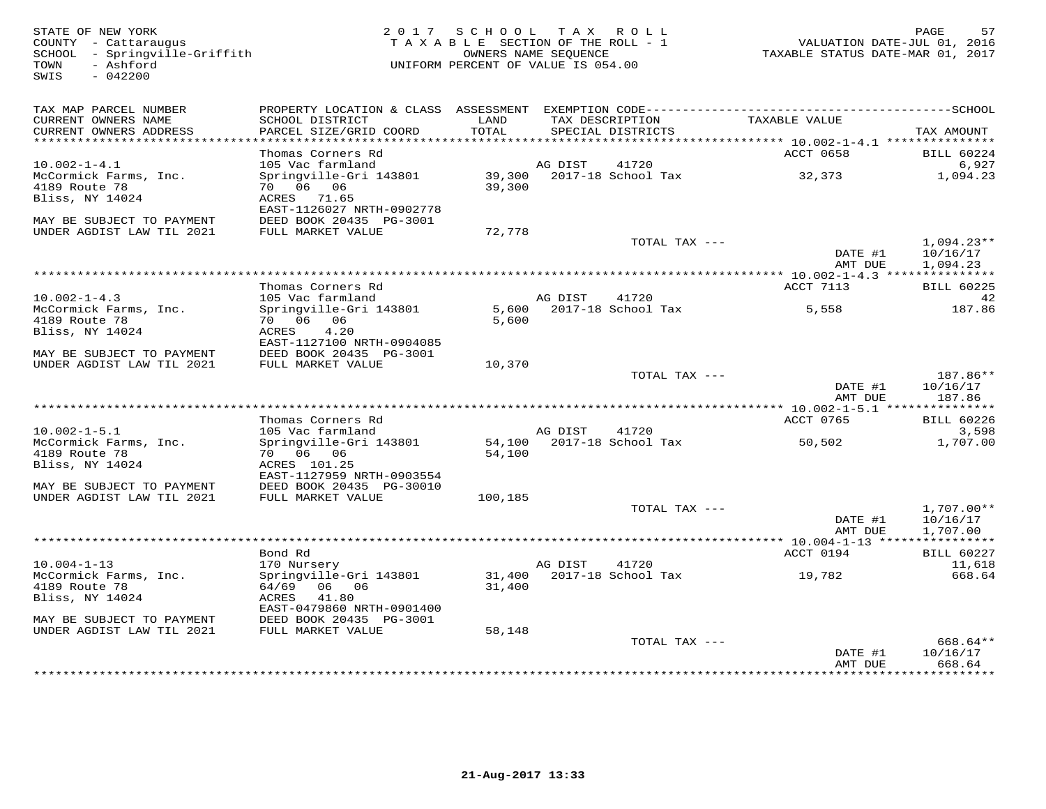STATE OF NEW YORK
COUNTY - Cattaraugus
SCHOOL - Springville-Griffith
TOWN - Ashford
SWIS - 042200

2017 SCHOOL TAX ROLL
TAXABLE SECTION OF THE ROLL - 1
OWNERS NAME SEQUENCE
UNIFORM PERCENT OF VALUE IS 054.00

VALUATION DATE-JUL 01, 2016
TAXABLE STATUS DATE-MAR 01, 2017

| TAX MAP PARCEL NUMBER / CURRENT OWNERS NAME / CURRENT OWNERS ADDRESS | PROPERTY LOCATION & CLASS / SCHOOL DISTRICT / PARCEL SIZE/GRID COORD | ASSESSMENT LAND / TOTAL | EXEMPTION CODE / TAX DESCRIPTION / SPECIAL DISTRICTS | TAXABLE VALUE | SCHOOL / TAX AMOUNT |
|---|---|---|---|---|---|
| | Thomas Corners Rd | | | ACCT 0658 | BILL 60224 |
| 10.002-1-4.1 | 105 Vac farmland | | AG DIST 41720 | | 6,927 |
| McCormick Farms, Inc. | Springville-Gri 143801 | 39,300 | 2017-18 School Tax | 32,373 | 1,094.23 |
| 4189 Route 78 | 70 06 06 | 39,300 | | | |
| Bliss, NY 14024 | ACRES 71.65 | | | | |
| | EAST-1126027 NRTH-0902778 | | | | |
| MAY BE SUBJECT TO PAYMENT | DEED BOOK 20435 PG-3001 | | | | |
| UNDER AGDIST LAW TIL 2021 | FULL MARKET VALUE | 72,778 | | | |
| | | | TOTAL TAX --- | | 1,094.23** |
| | | | | DATE #1 | 10/16/17 |
| | | | | AMT DUE | 1,094.23 |
| | Thomas Corners Rd | | | ACCT 7113 | BILL 60225 |
| 10.002-1-4.3 | 105 Vac farmland | | AG DIST 41720 | | 42 |
| McCormick Farms, Inc. | Springville-Gri 143801 | 5,600 | 2017-18 School Tax | 5,558 | 187.86 |
| 4189 Route 78 | 70 06 06 | 5,600 | | | |
| Bliss, NY 14024 | ACRES 4.20 | | | | |
| | EAST-1127100 NRTH-0904085 | | | | |
| MAY BE SUBJECT TO PAYMENT | DEED BOOK 20435 PG-3001 | | | | |
| UNDER AGDIST LAW TIL 2021 | FULL MARKET VALUE | 10,370 | | | |
| | | | TOTAL TAX --- | | 187.86** |
| | | | | DATE #1 | 10/16/17 |
| | | | | AMT DUE | 187.86 |
| | Thomas Corners Rd | | | ACCT 0765 | BILL 60226 |
| 10.002-1-5.1 | 105 Vac farmland | | AG DIST 41720 | | 3,598 |
| McCormick Farms, Inc. | Springville-Gri 143801 | 54,100 | 2017-18 School Tax | 50,502 | 1,707.00 |
| 4189 Route 78 | 70 06 06 | 54,100 | | | |
| Bliss, NY 14024 | ACRES 101.25 | | | | |
| | EAST-1127959 NRTH-0903554 | | | | |
| MAY BE SUBJECT TO PAYMENT | DEED BOOK 20435 PG-30010 | | | | |
| UNDER AGDIST LAW TIL 2021 | FULL MARKET VALUE | 100,185 | | | |
| | | | TOTAL TAX --- | | 1,707.00** |
| | | | | DATE #1 | 10/16/17 |
| | | | | AMT DUE | 1,707.00 |
| | Bond Rd | | | ACCT 0194 | BILL 60227 |
| 10.004-1-13 | 170 Nursery | | AG DIST 41720 | | 11,618 |
| McCormick Farms, Inc. | Springville-Gri 143801 | 31,400 | 2017-18 School Tax | 19,782 | 668.64 |
| 4189 Route 78 | 64/69 06 06 | 31,400 | | | |
| Bliss, NY 14024 | ACRES 41.80 | | | | |
| | EAST-0479860 NRTH-0901400 | | | | |
| MAY BE SUBJECT TO PAYMENT | DEED BOOK 20435 PG-3001 | | | | |
| UNDER AGDIST LAW TIL 2021 | FULL MARKET VALUE | 58,148 | | | |
| | | | TOTAL TAX --- | | 668.64** |
| | | | | DATE #1 | 10/16/17 |
| | | | | AMT DUE | 668.64 |

21-Aug-2017 13:33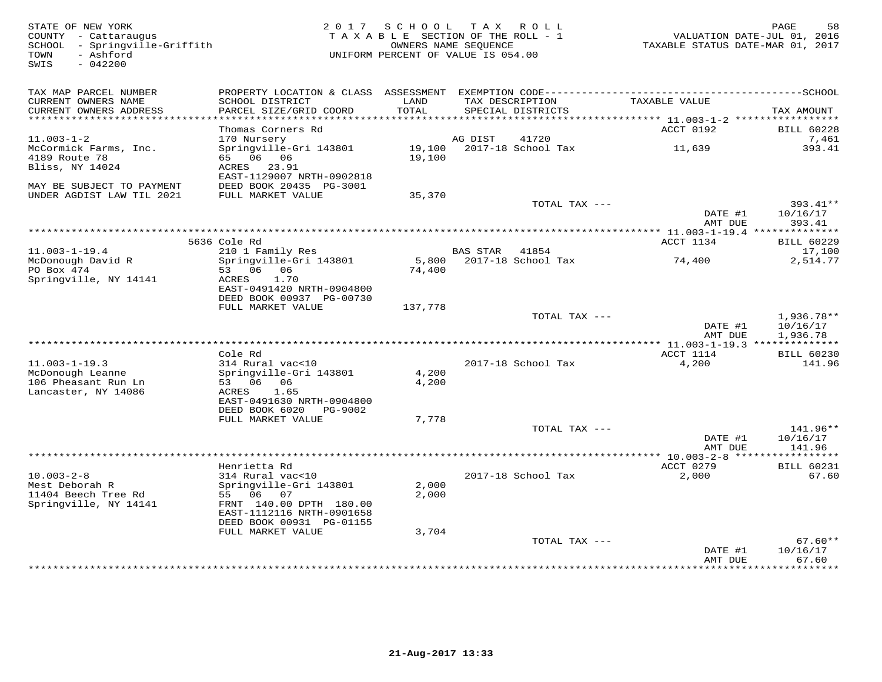STATE OF NEW YORK
COUNTY - Cattaraugus
SCHOOL - Springville-Griffith
TOWN - Ashford
SWIS - 042200

2017 SCHOOL TAX ROLL
TAXABLE SECTION OF THE ROLL - 1
OWNERS NAME SEQUENCE
UNIFORM PERCENT OF VALUE IS 054.00

VALUATION DATE-JUL 01, 2016
TAXABLE STATUS DATE-MAR 01, 2017

| TAX MAP PARCEL NUMBER / CURRENT OWNERS NAME / CURRENT OWNERS ADDRESS | PROPERTY LOCATION & CLASS / SCHOOL DISTRICT / PARCEL SIZE/GRID COORD | ASSESSMENT LAND / TOTAL | EXEMPTION CODE / TAX DESCRIPTION / SPECIAL DISTRICTS | TAXABLE VALUE | TAX AMOUNT |
|---|---|---|---|---|---|
| 11.003-1-2 | Thomas Corners Rd | | | ACCT 0192 | BILL 60228 |
| | 170 Nursery | | AG DIST 41720 | | 7,461 |
| McCormick Farms, Inc. | Springville-Gri 143801 | 19,100 | 2017-18 School Tax | 11,639 | 393.41 |
| 4189 Route 78 | 65 06 06 | 19,100 | | | |
| Bliss, NY 14024 | ACRES 23.91 | | | | |
| | EAST-1129007 NRTH-0902818 | | | | |
| MAY BE SUBJECT TO PAYMENT | DEED BOOK 20435 PG-3001 | | | | |
| UNDER AGDIST LAW TIL 2021 | FULL MARKET VALUE | 35,370 | | | |
| | | | TOTAL TAX --- | | 393.41** |
| | | | | DATE #1 | 10/16/17 |
| | | | | AMT DUE | 393.41 |
| 11.003-1-19.4 | 5636 Cole Rd | | | ACCT 1134 | BILL 60229 |
| | 210 1 Family Res | | BAS STAR 41854 | | 17,100 |
| McDonough David R | Springville-Gri 143801 | 5,800 | 2017-18 School Tax | 74,400 | 2,514.77 |
| PO Box 474 | 53 06 06 | 74,400 | | | |
| Springville, NY 14141 | ACRES 1.70 | | | | |
| | EAST-0491420 NRTH-0904800 | | | | |
| | DEED BOOK 00937 PG-00730 | | | | |
| | FULL MARKET VALUE | 137,778 | | | |
| | | | TOTAL TAX --- | | 1,936.78** |
| | | | | DATE #1 | 10/16/17 |
| | | | | AMT DUE | 1,936.78 |
| 11.003-1-19.3 | Cole Rd | | | ACCT 1114 | BILL 60230 |
| | 314 Rural vac<10 | | 2017-18 School Tax | 4,200 | 141.96 |
| McDonough Leanne | Springville-Gri 143801 | 4,200 | | | |
| 106 Pheasant Run Ln | 53 06 06 | 4,200 | | | |
| Lancaster, NY 14086 | ACRES 1.65 | | | | |
| | EAST-0491630 NRTH-0904800 | | | | |
| | DEED BOOK 6020 PG-9002 | | | | |
| | FULL MARKET VALUE | 7,778 | | | |
| | | | TOTAL TAX --- | | 141.96** |
| | | | | DATE #1 | 10/16/17 |
| | | | | AMT DUE | 141.96 |
| 10.003-2-8 | Henrietta Rd | | | ACCT 0279 | BILL 60231 |
| | 314 Rural vac<10 | | 2017-18 School Tax | 2,000 | 67.60 |
| Mest Deborah R | Springville-Gri 143801 | 2,000 | | | |
| 11404 Beech Tree Rd | 55 06 07 | 2,000 | | | |
| Springville, NY 14141 | FRNT 140.00 DPTH 180.00 | | | | |
| | EAST-1112116 NRTH-0901658 | | | | |
| | DEED BOOK 00931 PG-01155 | | | | |
| | FULL MARKET VALUE | 3,704 | | | |
| | | | TOTAL TAX --- | | 67.60** |
| | | | | DATE #1 | 10/16/17 |
| | | | | AMT DUE | 67.60 |

21-Aug-2017 13:33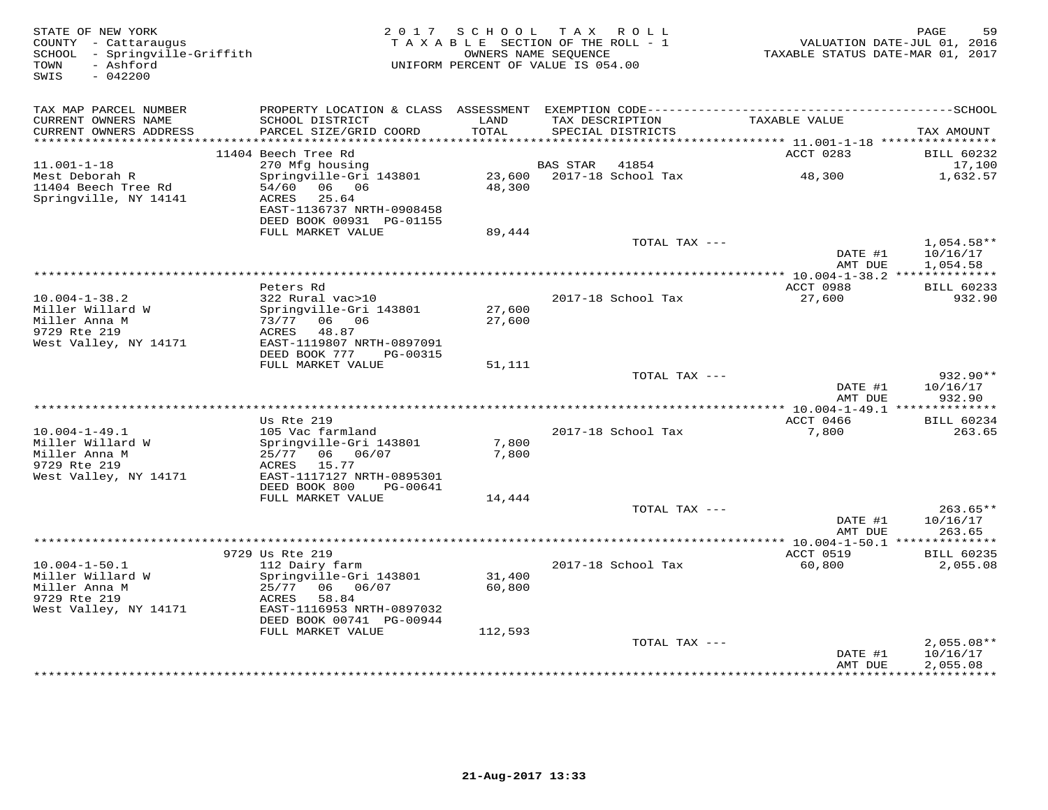STATE OF NEW YORK
COUNTY - Cattaraugus
SCHOOL - Springville-Griffith
TOWN - Ashford
SWIS - 042200

2 0 1 7 S C H O O L T A X R O L L
T A X A B L E SECTION OF THE ROLL - 1
OWNERS NAME SEQUENCE
UNIFORM PERCENT OF VALUE IS 054.00

VALUATION DATE-JUL 01, 2016
TAXABLE STATUS DATE-MAR 01, 2017

| TAX MAP PARCEL NUMBER / CURRENT OWNERS NAME / CURRENT OWNERS ADDRESS | PROPERTY LOCATION & CLASS / SCHOOL DISTRICT / PARCEL SIZE/GRID COORD | ASSESSMENT LAND / TOTAL | EXEMPTION CODE / TAX DESCRIPTION / SPECIAL DISTRICTS | TAXABLE VALUE | SCHOOL TAX AMOUNT |
|---|---|---|---|---|---|
| 11.001-1-18 | 11404 Beech Tree Rd | | | ACCT 0283 | BILL 60232 |
| Mest Deborah R | 270 Mfg housing | | BAS STAR 41854 | | 17,100 |
| 11404 Beech Tree Rd | Springville-Gri 143801 | 23,600 | 2017-18 School Tax | 48,300 | 1,632.57 |
| Springville, NY 14141 | 54/60 06 06 | 48,300 | | | |
| | ACRES 25.64 | | | | |
| | EAST-1136737 NRTH-0908458 | | | | |
| | DEED BOOK 00931 PG-01155 | | | | |
| | FULL MARKET VALUE | 89,444 | | | |
| | | | TOTAL TAX --- | | 1,054.58** |
| | | | | DATE #1 | 10/16/17 |
| | | | | AMT DUE | 1,054.58 |
| 10.004-1-38.2 | Peters Rd | | | ACCT 0988 | BILL 60233 |
| Miller Willard W | 322 Rural vac>10 | | 2017-18 School Tax | 27,600 | 932.90 |
| Miller Anna M | Springville-Gri 143801 | 27,600 | | | |
| 9729 Rte 219 | 73/77 06 06 | 27,600 | | | |
| West Valley, NY 14171 | ACRES 48.87 | | | | |
| | EAST-1119807 NRTH-0897091 | | | | |
| | DEED BOOK 777 PG-00315 | | | | |
| | FULL MARKET VALUE | 51,111 | | | |
| | | | TOTAL TAX --- | | 932.90** |
| | | | | DATE #1 | 10/16/17 |
| | | | | AMT DUE | 932.90 |
| 10.004-1-49.1 | Us Rte 219 | | | ACCT 0466 | BILL 60234 |
| Miller Willard W | 105 Vac farmland | | 2017-18 School Tax | 7,800 | 263.65 |
| Miller Anna M | Springville-Gri 143801 | 7,800 | | | |
| 9729 Rte 219 | 25/77 06 06/07 | 7,800 | | | |
| West Valley, NY 14171 | ACRES 15.77 | | | | |
| | EAST-1117127 NRTH-0895301 | | | | |
| | DEED BOOK 800 PG-00641 | | | | |
| | FULL MARKET VALUE | 14,444 | | | |
| | | | TOTAL TAX --- | | 263.65** |
| | | | | DATE #1 | 10/16/17 |
| | | | | AMT DUE | 263.65 |
| 10.004-1-50.1 | 9729 Us Rte 219 | | | ACCT 0519 | BILL 60235 |
| Miller Willard W | 112 Dairy farm | | 2017-18 School Tax | 60,800 | 2,055.08 |
| Miller Anna M | Springville-Gri 143801 | 31,400 | | | |
| 9729 Rte 219 | 25/77 06 06/07 | 60,800 | | | |
| West Valley, NY 14171 | ACRES 58.84 | | | | |
| | EAST-1116953 NRTH-0897032 | | | | |
| | DEED BOOK 00741 PG-00944 | | | | |
| | FULL MARKET VALUE | 112,593 | | | |
| | | | TOTAL TAX --- | | 2,055.08** |
| | | | | DATE #1 | 10/16/17 |
| | | | | AMT DUE | 2,055.08 |

21-Aug-2017 13:33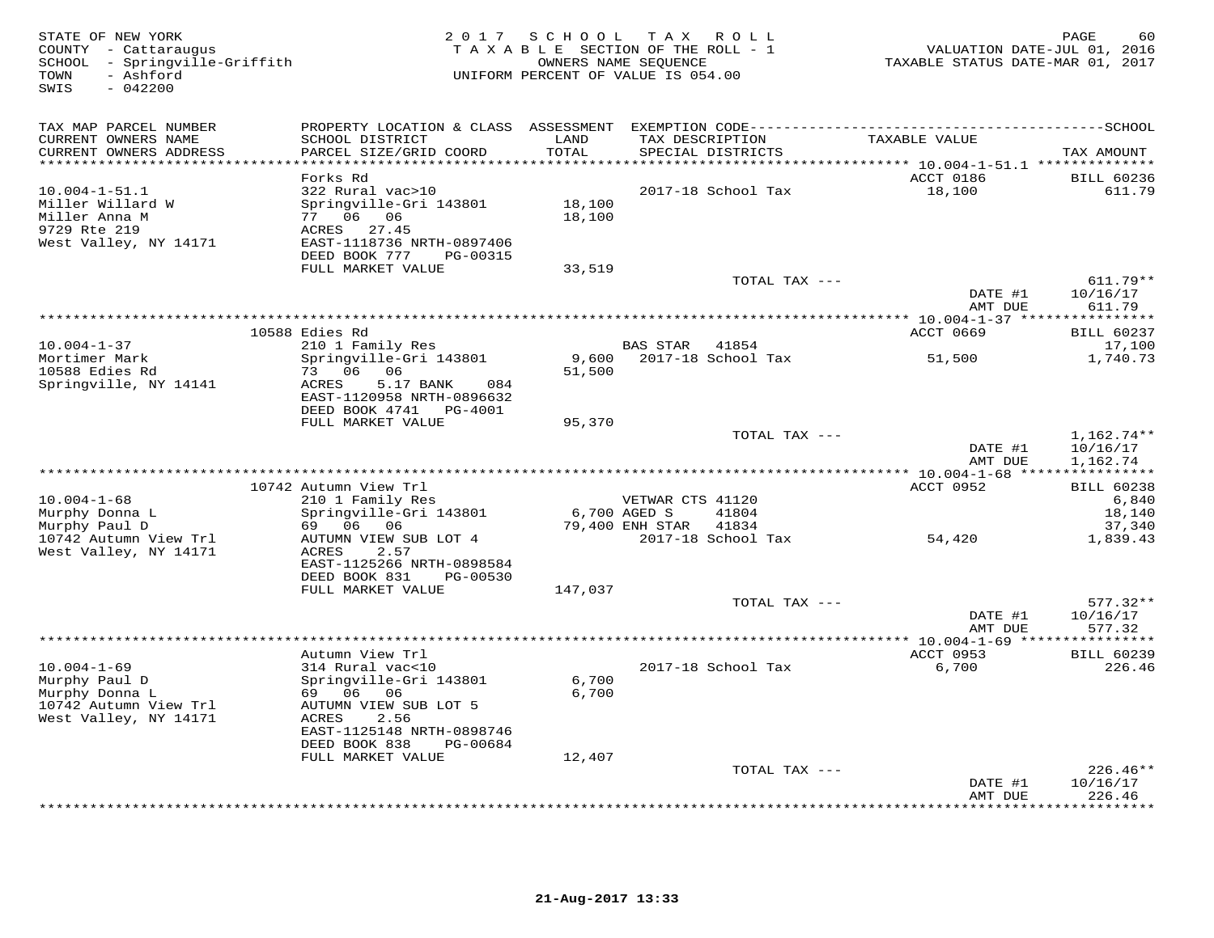STATE OF NEW YORK
COUNTY - Cattaraugus
SCHOOL - Springville-Griffith
TOWN - Ashford
SWIS - 042200

2017 SCHOOL TAX ROLL
TAXABLE SECTION OF THE ROLL - 1
OWNERS NAME SEQUENCE
UNIFORM PERCENT OF VALUE IS 054.00

VALUATION DATE-JUL 01, 2016
TAXABLE STATUS DATE-MAR 01, 2017

| TAX MAP PARCEL NUMBER / CURRENT OWNERS NAME / CURRENT OWNERS ADDRESS | PROPERTY LOCATION & CLASS / SCHOOL DISTRICT / PARCEL SIZE/GRID COORD | ASSESSMENT LAND / TOTAL | EXEMPTION CODE / TAX DESCRIPTION / SPECIAL DISTRICTS | TAXABLE VALUE | SCHOOL TAX AMOUNT |
|---|---|---|---|---|---|
| **10.004-1-51.1** | Forks Rd | | | ACCT 0186 | BILL 60236 |
| Miller Willard W | 322 Rural vac>10 | | 2017-18 School Tax | 18,100 | 611.79 |
| Miller Anna M | Springville-Gri 143801 | 18,100 | | | |
| 9729 Rte 219 | 77 06 06 | 18,100 | | | |
| West Valley, NY 14171 | ACRES 27.45 | | | | |
| | EAST-1118736 NRTH-0897406 | | | | |
| | DEED BOOK 777 PG-00315 | | | | |
| | FULL MARKET VALUE | 33,519 | | | |
| | | | TOTAL TAX --- | | 611.79** |
| | | | | DATE #1 | 10/16/17 |
| | | | | AMT DUE | 611.79 |
| **10.004-1-37** | 10588 Edies Rd | | | ACCT 0669 | BILL 60237 |
| Mortimer Mark | 210 1 Family Res | | BAS STAR 41854 | | 17,100 |
| 10588 Edies Rd | Springville-Gri 143801 | 9,600 | 2017-18 School Tax | 51,500 | 1,740.73 |
| Springville, NY 14141 | 73 06 06 | 51,500 | | | |
| | ACRES 5.17 BANK 084 | | | | |
| | EAST-1120958 NRTH-0896632 | | | | |
| | DEED BOOK 4741 PG-4001 | | | | |
| | FULL MARKET VALUE | 95,370 | | | |
| | | | TOTAL TAX --- | | 1,162.74** |
| | | | | DATE #1 | 10/16/17 |
| | | | | AMT DUE | 1,162.74 |
| **10.004-1-68** | 10742 Autumn View Trl | | | ACCT 0952 | BILL 60238 |
| Murphy Donna L | 210 1 Family Res | | VETWAR CTS 41120 | | 6,840 |
| Murphy Paul D | Springville-Gri 143801 | 6,700 | AGED S 41804 | | 18,140 |
| 10742 Autumn View Trl | 69 06 06 | 79,400 | ENH STAR 41834 | | 37,340 |
| West Valley, NY 14171 | AUTUMN VIEW SUB LOT 4 | | 2017-18 School Tax | 54,420 | 1,839.43 |
| | ACRES 2.57 | | | | |
| | EAST-1125266 NRTH-0898584 | | | | |
| | DEED BOOK 831 PG-00530 | | | | |
| | FULL MARKET VALUE | 147,037 | | | |
| | | | TOTAL TAX --- | | 577.32** |
| | | | | DATE #1 | 10/16/17 |
| | | | | AMT DUE | 577.32 |
| **10.004-1-69** | Autumn View Trl | | | ACCT 0953 | BILL 60239 |
| Murphy Paul D | 314 Rural vac<10 | | 2017-18 School Tax | 6,700 | 226.46 |
| Murphy Donna L | Springville-Gri 143801 | 6,700 | | | |
| 10742 Autumn View Trl | 69 06 06 | 6,700 | | | |
| West Valley, NY 14171 | AUTUMN VIEW SUB LOT 5 | | | | |
| | ACRES 2.56 | | | | |
| | EAST-1125148 NRTH-0898746 | | | | |
| | DEED BOOK 838 PG-00684 | | | | |
| | FULL MARKET VALUE | 12,407 | | | |
| | | | TOTAL TAX --- | | 226.46** |
| | | | | DATE #1 | 10/16/17 |
| | | | | AMT DUE | 226.46 |

21-Aug-2017 13:33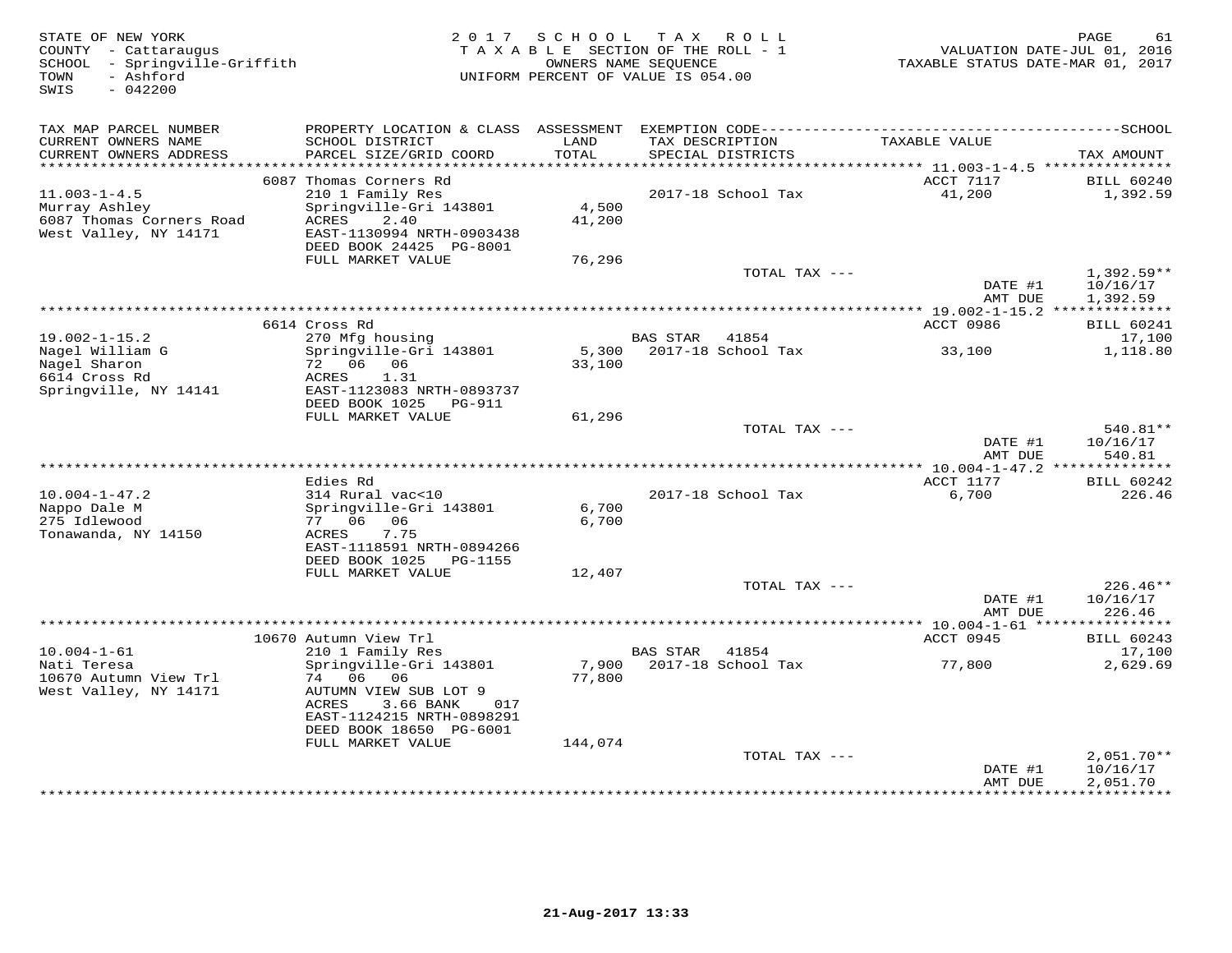STATE OF NEW YORK
COUNTY - Cattaraugus
SCHOOL - Springville-Griffith
TOWN - Ashford
SWIS - 042200

2017 SCHOOL TAX ROLL
TAXABLE SECTION OF THE ROLL - 1
OWNERS NAME SEQUENCE
UNIFORM PERCENT OF VALUE IS 054.00

VALUATION DATE-JUL 01, 2016
TAXABLE STATUS DATE-MAR 01, 2017

| TAX MAP PARCEL NUMBER / CURRENT OWNERS NAME / CURRENT OWNERS ADDRESS | PROPERTY LOCATION & CLASS / SCHOOL DISTRICT / PARCEL SIZE/GRID COORD | ASSESSMENT LAND / TOTAL | EXEMPTION CODE / TAX DESCRIPTION / SPECIAL DISTRICTS | TAXABLE VALUE | TAX AMOUNT |
|---|---|---|---|---|---|
| | 6087 Thomas Corners Rd | | | ACCT 7117 | BILL 60240 |
| 11.003-1-4.5 | 210 1 Family Res | | 2017-18 School Tax | 41,200 | 1,392.59 |
| Murray Ashley | Springville-Gri 143801 | 4,500 | | | |
| 6087 Thomas Corners Road | ACRES 2.40 | 41,200 | | | |
| West Valley, NY 14171 | EAST-1130994 NRTH-0903438 | | | | |
| | DEED BOOK 24425 PG-8001 | | | | |
| | FULL MARKET VALUE | 76,296 | | | |
| | | | TOTAL TAX --- | | 1,392.59** |
| | | | | DATE #1 | 10/16/17 |
| | | | | AMT DUE | 1,392.59 |
| | 6614 Cross Rd | | | ACCT 0986 | BILL 60241 |
| 19.002-1-15.2 | 270 Mfg housing | | BAS STAR 41854 | | 17,100 |
| Nagel William G | Springville-Gri 143801 | 5,300 | 2017-18 School Tax | 33,100 | 1,118.80 |
| Nagel Sharon | 72 06 06 | 33,100 | | | |
| 6614 Cross Rd | ACRES 1.31 | | | | |
| Springville, NY 14141 | EAST-1123083 NRTH-0893737 | | | | |
| | DEED BOOK 1025 PG-911 | | | | |
| | FULL MARKET VALUE | 61,296 | | | |
| | | | TOTAL TAX --- | | 540.81** |
| | | | | DATE #1 | 10/16/17 |
| | | | | AMT DUE | 540.81 |
| | Edies Rd | | | ACCT 1177 | BILL 60242 |
| 10.004-1-47.2 | 314 Rural vac<10 | | 2017-18 School Tax | 6,700 | 226.46 |
| Nappo Dale M | Springville-Gri 143801 | 6,700 | | | |
| 275 Idlewood | 77 06 06 | 6,700 | | | |
| Tonawanda, NY 14150 | ACRES 7.75 | | | | |
| | EAST-1118591 NRTH-0894266 | | | | |
| | DEED BOOK 1025 PG-1155 | | | | |
| | FULL MARKET VALUE | 12,407 | | | |
| | | | TOTAL TAX --- | | 226.46** |
| | | | | DATE #1 | 10/16/17 |
| | | | | AMT DUE | 226.46 |
| | 10670 Autumn View Trl | | | ACCT 0945 | BILL 60243 |
| 10.004-1-61 | 210 1 Family Res | | BAS STAR 41854 | | 17,100 |
| Nati Teresa | Springville-Gri 143801 | 7,900 | 2017-18 School Tax | 77,800 | 2,629.69 |
| 10670 Autumn View Trl | 74 06 06 | 77,800 | | | |
| West Valley, NY 14171 | AUTUMN VIEW SUB LOT 9 | | | | |
| | ACRES 3.66 BANK 017 | | | | |
| | EAST-1124215 NRTH-0898291 | | | | |
| | DEED BOOK 18650 PG-6001 | | | | |
| | FULL MARKET VALUE | 144,074 | | | |
| | | | TOTAL TAX --- | | 2,051.70** |
| | | | | DATE #1 | 10/16/17 |
| | | | | AMT DUE | 2,051.70 |

21-Aug-2017 13:33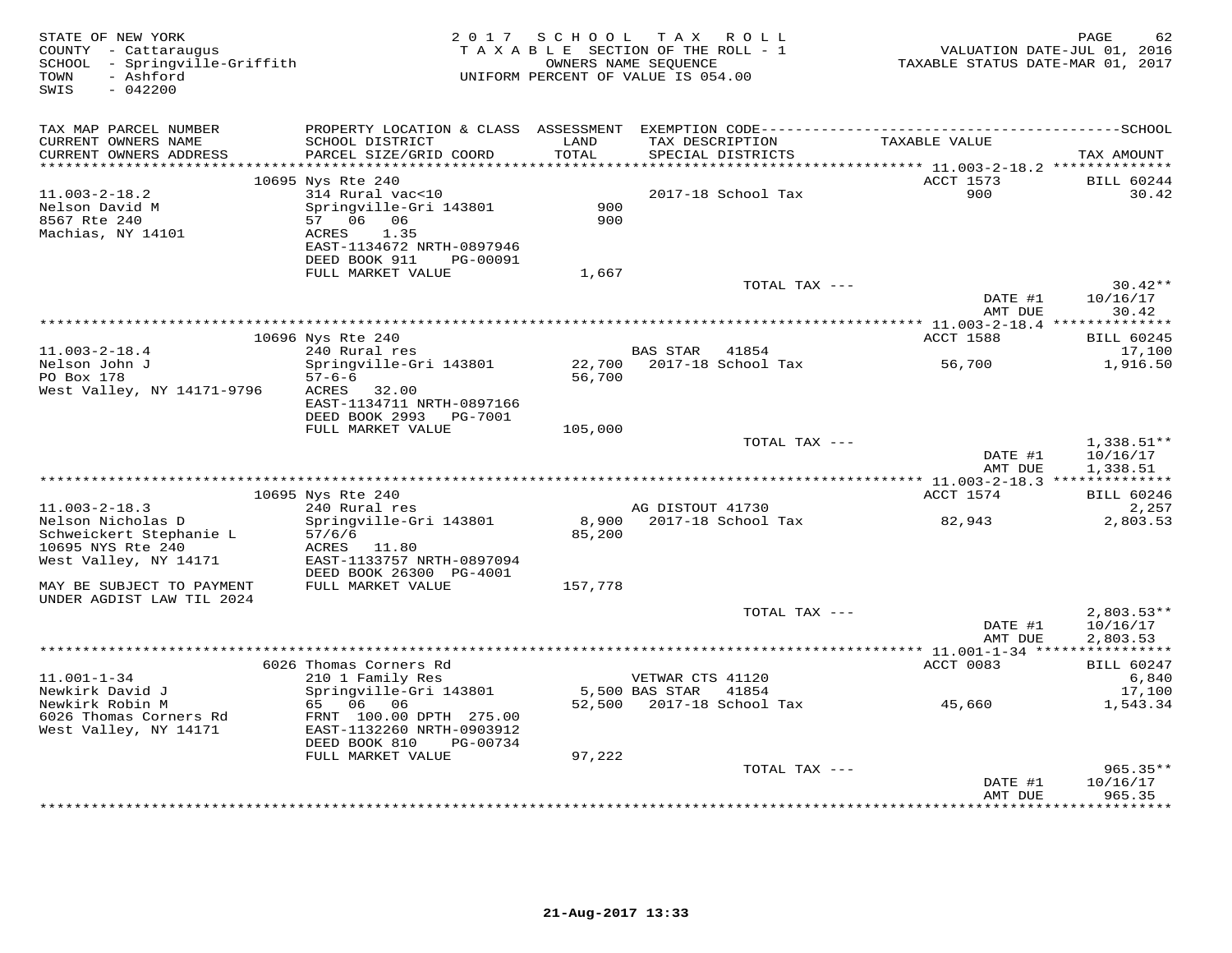STATE OF NEW YORK
COUNTY - Cattaraugus
SCHOOL - Springville-Griffith
TOWN - Ashford
SWIS - 042200

2 0 1 7 S C H O O L T A X R O L L
T A X A B L E SECTION OF THE ROLL - 1
OWNERS NAME SEQUENCE
UNIFORM PERCENT OF VALUE IS 054.00

VALUATION DATE-JUL 01, 2016
TAXABLE STATUS DATE-MAR 01, 2017

| TAX MAP PARCEL NUMBER / CURRENT OWNERS NAME / CURRENT OWNERS ADDRESS | PROPERTY LOCATION & CLASS / SCHOOL DISTRICT / PARCEL SIZE/GRID COORD | ASSESSMENT LAND / TOTAL | EXEMPTION CODE / TAX DESCRIPTION / SPECIAL DISTRICTS | TAXABLE VALUE | SCHOOL TAX AMOUNT |
|---|---|---|---|---|---|
| | 10695 Nys Rte 240 | | | ACCT 1573 | BILL 60244 |
| 11.003-2-18.2 | 314 Rural vac<10 | | 2017-18 School Tax | 900 | 30.42 |
| Nelson David M | Springville-Gri 143801 | 900 | | | |
| 8567 Rte 240 | 57 06 06 | 900 | | | |
| Machias, NY 14101 | ACRES 1.35 | | | | |
| | EAST-1134672 NRTH-0897946 | | | | |
| | DEED BOOK 911 PG-00091 | | | | |
| | FULL MARKET VALUE | 1,667 | | | |
| | | | TOTAL TAX --- | | 30.42** |
| | | | | DATE #1 | 10/16/17 |
| | | | | AMT DUE | 30.42 |
| | 10696 Nys Rte 240 | | | ACCT 1588 | BILL 60245 |
| 11.003-2-18.4 | 240 Rural res | | BAS STAR 41854 | | 17,100 |
| Nelson John J | Springville-Gri 143801 | 22,700 | 2017-18 School Tax | 56,700 | 1,916.50 |
| PO Box 178 | 57-6-6 | 56,700 | | | |
| West Valley, NY 14171-9796 | ACRES 32.00 | | | | |
| | EAST-1134711 NRTH-0897166 | | | | |
| | DEED BOOK 2993 PG-7001 | | | | |
| | FULL MARKET VALUE | 105,000 | | | |
| | | | TOTAL TAX --- | | 1,338.51** |
| | | | | DATE #1 | 10/16/17 |
| | | | | AMT DUE | 1,338.51 |
| | 10695 Nys Rte 240 | | | ACCT 1574 | BILL 60246 |
| 11.003-2-18.3 | 240 Rural res | | AG DISTOUT 41730 | | 2,257 |
| Nelson Nicholas D | Springville-Gri 143801 | 8,900 | 2017-18 School Tax | 82,943 | 2,803.53 |
| Schweickert Stephanie L | 57/6/6 | 85,200 | | | |
| 10695 NYS Rte 240 | ACRES 11.80 | | | | |
| West Valley, NY 14171 | EAST-1133757 NRTH-0897094 | | | | |
| | DEED BOOK 26300 PG-4001 | | | | |
| MAY BE SUBJECT TO PAYMENT UNDER AGDIST LAW TIL 2024 | FULL MARKET VALUE | 157,778 | | | |
| | | | TOTAL TAX --- | | 2,803.53** |
| | | | | DATE #1 | 10/16/17 |
| | | | | AMT DUE | 2,803.53 |
| | 6026 Thomas Corners Rd | | | ACCT 0083 | BILL 60247 |
| 11.001-1-34 | 210 1 Family Res | | VETWAR CTS 41120 | | 6,840 |
| Newkirk David J | Springville-Gri 143801 | 5,500 | BAS STAR 41854 | | 17,100 |
| Newkirk Robin M | 65 06 06 | 52,500 | 2017-18 School Tax | 45,660 | 1,543.34 |
| 6026 Thomas Corners Rd | FRNT 100.00 DPTH 275.00 | | | | |
| West Valley, NY 14171 | EAST-1132260 NRTH-0903912 | | | | |
| | DEED BOOK 810 PG-00734 | | | | |
| | FULL MARKET VALUE | 97,222 | | | |
| | | | TOTAL TAX --- | | 965.35** |
| | | | | DATE #1 | 10/16/17 |
| | | | | AMT DUE | 965.35 |

21-Aug-2017 13:33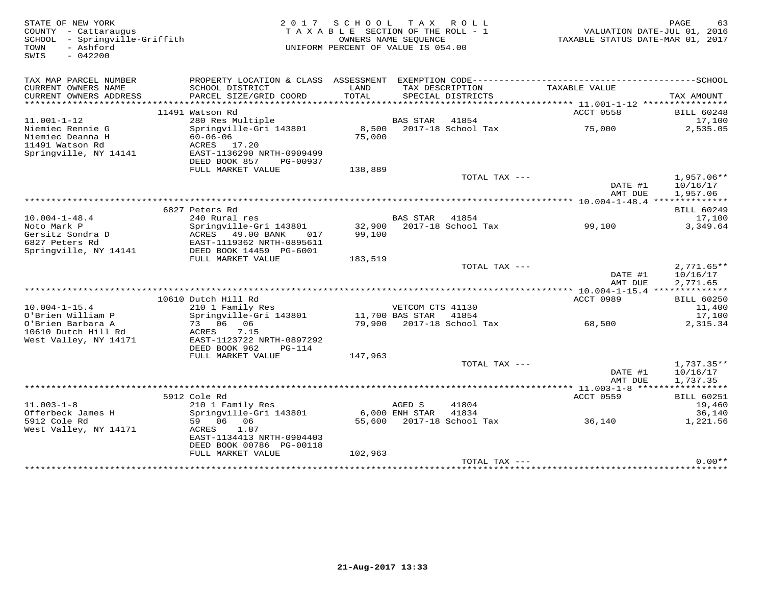STATE OF NEW YORK
COUNTY - Cattaraugus
SCHOOL - Springville-Griffith
TOWN - Ashford
SWIS - 042200

2 0 1 7 S C H O O L T A X R O L L
T A X A B L E SECTION OF THE ROLL - 1
OWNERS NAME SEQUENCE
UNIFORM PERCENT OF VALUE IS 054.00

VALUATION DATE-JUL 01, 2016
TAXABLE STATUS DATE-MAR 01, 2017

| TAX MAP PARCEL NUMBER / CURRENT OWNERS NAME / CURRENT OWNERS ADDRESS | PROPERTY LOCATION & CLASS / SCHOOL DISTRICT / PARCEL SIZE/GRID COORD | ASSESSMENT LAND / TOTAL | EXEMPTION CODE / TAX DESCRIPTION / SPECIAL DISTRICTS | TAXABLE VALUE | SCHOOL TAX AMOUNT |
|---|---|---|---|---|---|
| | 11491 Watson Rd | | | ACCT 0558 | BILL 60248 |
| 11.001-1-12 | 280 Res Multiple | | BAS STAR 41854 | | 17,100 |
| Niemiec Rennie G | Springville-Gri 143801 | 8,500 | 2017-18 School Tax | 75,000 | 2,535.05 |
| Niemiec Deanna H | 60-06-06 | 75,000 | | | |
| 11491 Watson Rd | ACRES 17.20 | | | | |
| Springville, NY 14141 | EAST-1136290 NRTH-0909499 | | | | |
| | DEED BOOK 857 PG-00937 | | | | |
| | FULL MARKET VALUE | 138,889 | | | |
| | | | TOTAL TAX --- | | 1,957.06** |
| | | | | DATE #1 | 10/16/17 |
| | | | | AMT DUE | 1,957.06 |
| | 6827 Peters Rd | | | | BILL 60249 |
| 10.004-1-48.4 | 240 Rural res | | BAS STAR 41854 | | 17,100 |
| Noto Mark P | Springville-Gri 143801 | 32,900 | 2017-18 School Tax | 99,100 | 3,349.64 |
| Gersitz Sondra D | ACRES 49.00 BANK 017 | 99,100 | | | |
| 6827 Peters Rd | EAST-1119362 NRTH-0895611 | | | | |
| Springville, NY 14141 | DEED BOOK 14459 PG-6001 | | | | |
| | FULL MARKET VALUE | 183,519 | | | |
| | | | TOTAL TAX --- | | 2,771.65** |
| | | | | DATE #1 | 10/16/17 |
| | | | | AMT DUE | 2,771.65 |
| | 10610 Dutch Hill Rd | | | ACCT 0989 | BILL 60250 |
| 10.004-1-15.4 | 210 1 Family Res | | VETCOM CTS 41130 | | 11,400 |
| O'Brien William P | Springville-Gri 143801 | 11,700 | BAS STAR 41854 | | 17,100 |
| O'Brien Barbara A | 73 06 06 | 79,900 | 2017-18 School Tax | 68,500 | 2,315.34 |
| 10610 Dutch Hill Rd | ACRES 7.15 | | | | |
| West Valley, NY 14171 | EAST-1123722 NRTH-0897292 | | | | |
| | DEED BOOK 962 PG-114 | | | | |
| | FULL MARKET VALUE | 147,963 | | | |
| | | | TOTAL TAX --- | | 1,737.35** |
| | | | | DATE #1 | 10/16/17 |
| | | | | AMT DUE | 1,737.35 |
| | 5912 Cole Rd | | | ACCT 0559 | BILL 60251 |
| 11.003-1-8 | 210 1 Family Res | | AGED S 41804 | | 19,460 |
| Offerbeck James H | Springville-Gri 143801 | 6,000 | ENH STAR 41834 | | 36,140 |
| 5912 Cole Rd | 59 06 06 | 55,600 | 2017-18 School Tax | 36,140 | 1,221.56 |
| West Valley, NY 14171 | ACRES 1.87 | | | | |
| | EAST-1134413 NRTH-0904403 | | | | |
| | DEED BOOK 00786 PG-00118 | | | | |
| | FULL MARKET VALUE | 102,963 | | | |
| | | | TOTAL TAX --- | | 0.00** |

21-Aug-2017 13:33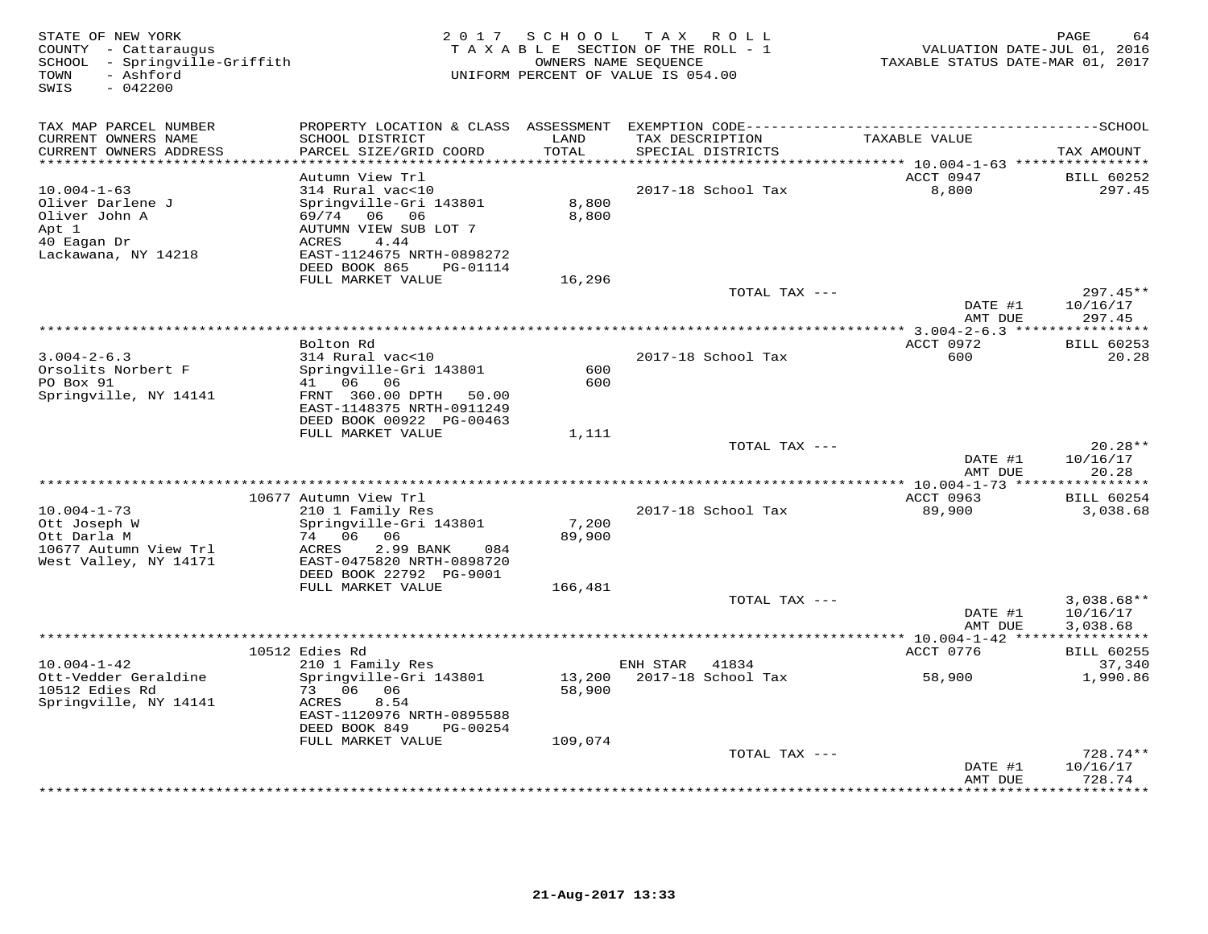STATE OF NEW YORK
COUNTY - Cattaraugus
SCHOOL - Springville-Griffith
TOWN - Ashford
SWIS - 042200

2 0 1 7 S C H O O L T A X R O L L
T A X A B L E SECTION OF THE ROLL - 1
OWNERS NAME SEQUENCE
UNIFORM PERCENT OF VALUE IS 054.00

VALUATION DATE-JUL 01, 2016
TAXABLE STATUS DATE-MAR 01, 2017

| TAX MAP PARCEL NUMBER / CURRENT OWNERS NAME / CURRENT OWNERS ADDRESS | PROPERTY LOCATION & CLASS / SCHOOL DISTRICT / PARCEL SIZE/GRID COORD | ASSESSMENT LAND / TOTAL | EXEMPTION CODE / TAX DESCRIPTION / SPECIAL DISTRICTS | TAXABLE VALUE | TAX AMOUNT |
|---|---|---|---|---|---|
| 10.004-1-63 | Autumn View Trl | | | ACCT 0947 | BILL 60252 |
| Oliver Darlene J | 314 Rural vac<10 | | 2017-18 School Tax | 8,800 | 297.45 |
| Oliver John A | Springville-Gri 143801 | 8,800 | | | |
| Apt 1 | 69/74 06 06 | 8,800 | | | |
| 40 Eagan Dr | AUTUMN VIEW SUB LOT 7 | | | | |
| Lackawana, NY 14218 | ACRES 4.44 | | | | |
| | EAST-1124675 NRTH-0898272 | | | | |
| | DEED BOOK 865 PG-01114 | | | | |
| | FULL MARKET VALUE | 16,296 | | | |
| | | | TOTAL TAX --- | | 297.45** |
| | | | | DATE #1 | 10/16/17 |
| | | | | AMT DUE | 297.45 |
| 3.004-2-6.3 | Bolton Rd | | | ACCT 0972 | BILL 60253 |
| Orsolits Norbert F | 314 Rural vac<10 | | 2017-18 School Tax | 600 | 20.28 |
| PO Box 91 | Springville-Gri 143801 | 600 | | | |
| Springville, NY 14141 | 41 06 06 | 600 | | | |
| | FRNT 360.00 DPTH 50.00 | | | | |
| | EAST-1148375 NRTH-0911249 | | | | |
| | DEED BOOK 00922 PG-00463 | | | | |
| | FULL MARKET VALUE | 1,111 | | | |
| | | | TOTAL TAX --- | | 20.28** |
| | | | | DATE #1 | 10/16/17 |
| | | | | AMT DUE | 20.28 |
| 10.004-1-73 | 10677 Autumn View Trl | | | ACCT 0963 | BILL 60254 |
| Ott Joseph W | 210 1 Family Res | | 2017-18 School Tax | 89,900 | 3,038.68 |
| Ott Darla M | Springville-Gri 143801 | 7,200 | | | |
| 10677 Autumn View Trl | 74 06 06 | 89,900 | | | |
| West Valley, NY 14171 | ACRES 2.99 BANK 084 | | | | |
| | EAST-0475820 NRTH-0898720 | | | | |
| | DEED BOOK 22792 PG-9001 | | | | |
| | FULL MARKET VALUE | 166,481 | | | |
| | | | TOTAL TAX --- | | 3,038.68** |
| | | | | DATE #1 | 10/16/17 |
| | | | | AMT DUE | 3,038.68 |
| 10.004-1-42 | 10512 Edies Rd | | | ACCT 0776 | BILL 60255 |
| Ott-Vedder Geraldine | 210 1 Family Res | | ENH STAR 41834 | | 37,340 |
| 10512 Edies Rd | Springville-Gri 143801 | 13,200 | 2017-18 School Tax | 58,900 | 1,990.86 |
| Springville, NY 14141 | 73 06 06 | 58,900 | | | |
| | ACRES 8.54 | | | | |
| | EAST-1120976 NRTH-0895588 | | | | |
| | DEED BOOK 849 PG-00254 | | | | |
| | FULL MARKET VALUE | 109,074 | | | |
| | | | TOTAL TAX --- | | 728.74** |
| | | | | DATE #1 | 10/16/17 |
| | | | | AMT DUE | 728.74 |

21-Aug-2017 13:33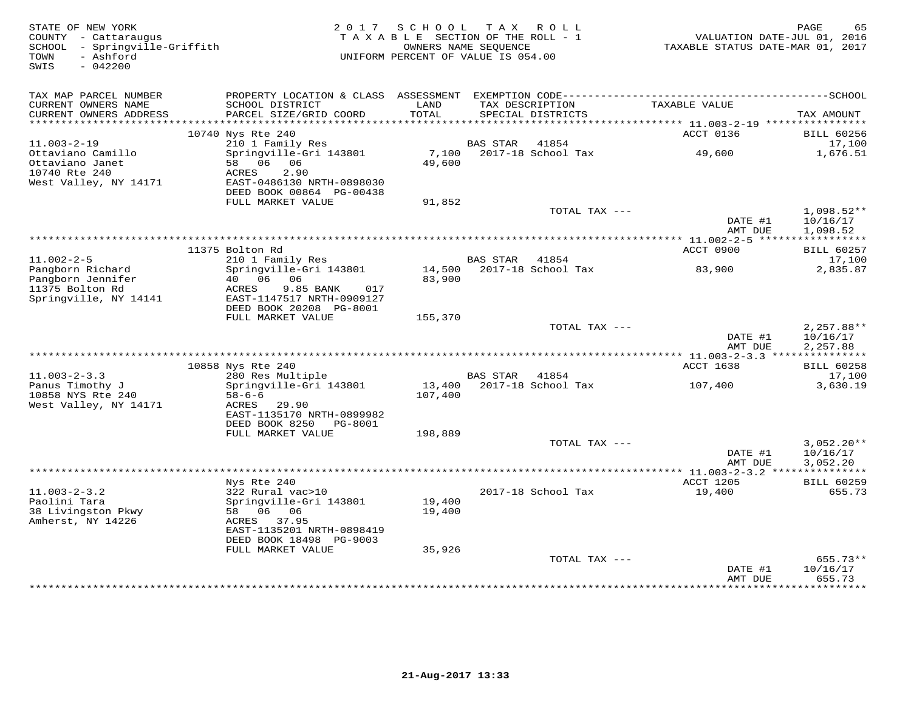STATE OF NEW YORK
COUNTY - Cattaraugus
SCHOOL - Springville-Griffith
TOWN - Ashford
SWIS - 042200

2 0 1 7 S C H O O L T A X R O L L
T A X A B L E SECTION OF THE ROLL - 1
OWNERS NAME SEQUENCE
UNIFORM PERCENT OF VALUE IS 054.00

VALUATION DATE-JUL 01, 2016
TAXABLE STATUS DATE-MAR 01, 2017

| TAX MAP PARCEL NUMBER / CURRENT OWNERS NAME / CURRENT OWNERS ADDRESS | PROPERTY LOCATION & CLASS / SCHOOL DISTRICT / PARCEL SIZE/GRID COORD | ASSESSMENT LAND / TOTAL | EXEMPTION CODE / TAX DESCRIPTION / SPECIAL DISTRICTS | TAXABLE VALUE | SCHOOL / TAX AMOUNT |
|---|---|---|---|---|---|
| | 10740 Nys Rte 240 | | | ACCT 0136 | BILL 60256 |
| 11.003-2-19 | 210 1 Family Res | | BAS STAR 41854 | | 17,100 |
| Ottaviano Camillo | Springville-Gri 143801 | 7,100 | 2017-18 School Tax | 49,600 | 1,676.51 |
| Ottaviano Janet | 58 06 06 | 49,600 | | | |
| 10740 Rte 240 | ACRES 2.90 | | | | |
| West Valley, NY 14171 | EAST-0486130 NRTH-0898030 | | | | |
| | DEED BOOK 00864 PG-00438 | | | | |
| | FULL MARKET VALUE | 91,852 | | | |
| | | | TOTAL TAX --- | | 1,098.52** |
| | | | | DATE #1 | 10/16/17 |
| | | | | AMT DUE | 1,098.52 |
| | 11375 Bolton Rd | | | ACCT 0900 | BILL 60257 |
| 11.002-2-5 | 210 1 Family Res | | BAS STAR 41854 | | 17,100 |
| Pangborn Richard | Springville-Gri 143801 | 14,500 | 2017-18 School Tax | 83,900 | 2,835.87 |
| Pangborn Jennifer | 40 06 06 | 83,900 | | | |
| 11375 Bolton Rd | ACRES 9.85 BANK 017 | | | | |
| Springville, NY 14141 | EAST-1147517 NRTH-0909127 | | | | |
| | DEED BOOK 20208 PG-8001 | | | | |
| | FULL MARKET VALUE | 155,370 | | | |
| | | | TOTAL TAX --- | | 2,257.88** |
| | | | | DATE #1 | 10/16/17 |
| | | | | AMT DUE | 2,257.88 |
| | 10858 Nys Rte 240 | | | ACCT 1638 | BILL 60258 |
| 11.003-2-3.3 | 280 Res Multiple | | BAS STAR 41854 | | 17,100 |
| Panus Timothy J | Springville-Gri 143801 | 13,400 | 2017-18 School Tax | 107,400 | 3,630.19 |
| 10858 NYS Rte 240 | 58-6-6 | 107,400 | | | |
| West Valley, NY 14171 | ACRES 29.90 | | | | |
| | EAST-1135170 NRTH-0899982 | | | | |
| | DEED BOOK 8250 PG-8001 | | | | |
| | FULL MARKET VALUE | 198,889 | | | |
| | | | TOTAL TAX --- | | 3,052.20** |
| | | | | DATE #1 | 10/16/17 |
| | | | | AMT DUE | 3,052.20 |
| | Nys Rte 240 | | | ACCT 1205 | BILL 60259 |
| 11.003-2-3.2 | 322 Rural vac>10 | | 2017-18 School Tax | 19,400 | 655.73 |
| Paolini Tara | Springville-Gri 143801 | 19,400 | | | |
| 38 Livingston Pkwy | 58 06 06 | 19,400 | | | |
| Amherst, NY 14226 | ACRES 37.95 | | | | |
| | EAST-1135201 NRTH-0898419 | | | | |
| | DEED BOOK 18498 PG-9003 | | | | |
| | FULL MARKET VALUE | 35,926 | | | |
| | | | TOTAL TAX --- | | 655.73** |
| | | | | DATE #1 | 10/16/17 |
| | | | | AMT DUE | 655.73 |

21-Aug-2017 13:33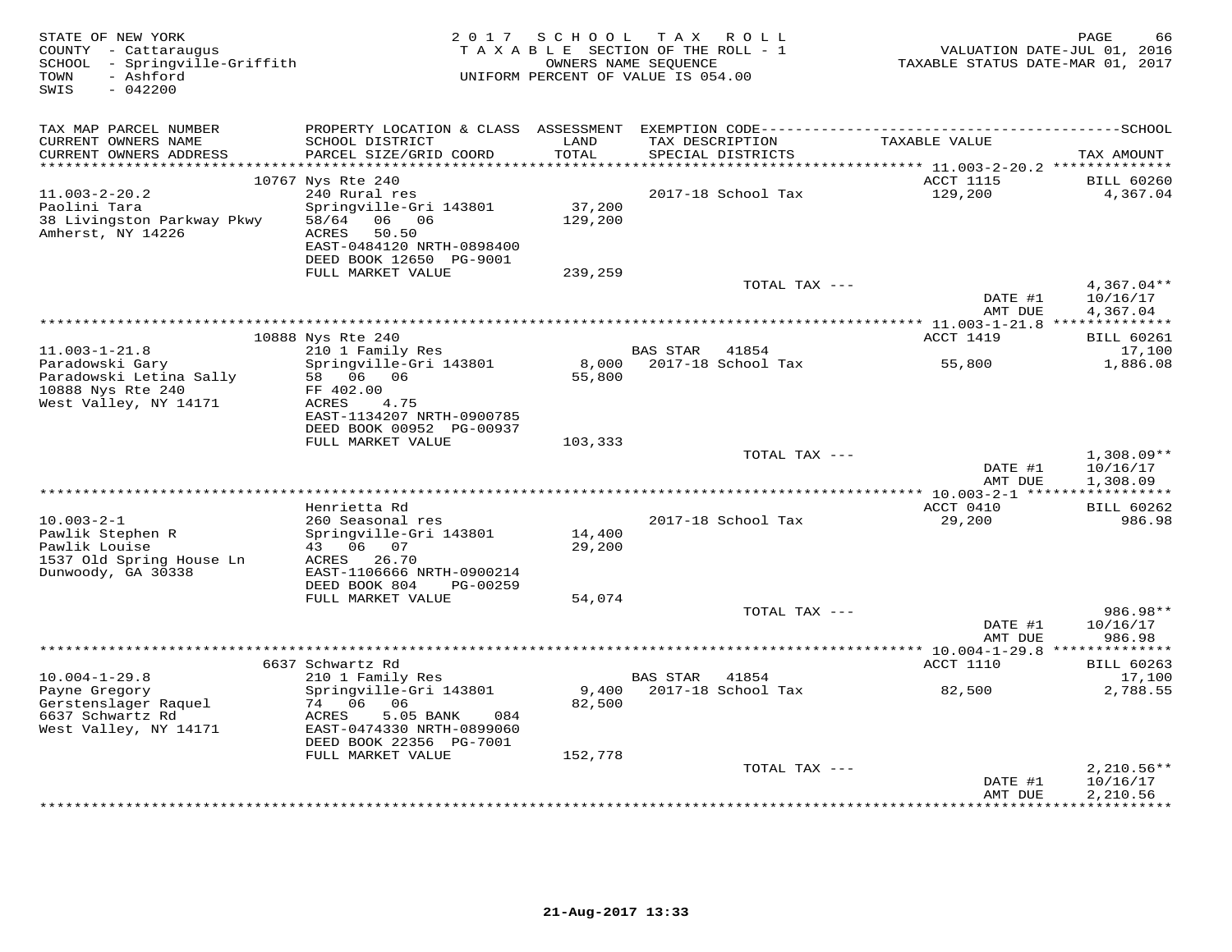STATE OF NEW YORK | 2017 SCHOOL TAX ROLL | PAGE 66
COUNTY - Cattaraugus | TAXABLE SECTION OF THE ROLL - 1 | VALUATION DATE-JUL 01, 2016
SCHOOL - Springville-Griffith | OWNERS NAME SEQUENCE | TAXABLE STATUS DATE-MAR 01, 2017
TOWN - Ashford | UNIFORM PERCENT OF VALUE IS 054.00
SWIS - 042200

| TAX MAP PARCEL NUMBER / CURRENT OWNERS NAME / CURRENT OWNERS ADDRESS | PROPERTY LOCATION & CLASS / SCHOOL DISTRICT / PARCEL SIZE/GRID COORD | ASSESSMENT LAND / TOTAL | EXEMPTION CODE / TAX DESCRIPTION / SPECIAL DISTRICTS | TAXABLE VALUE | TAX AMOUNT |
|---|---|---|---|---|---|
| 11.003-2-20.2 | 10767 Nys Rte 240 | | | ACCT 1115 | BILL 60260 |
| Paolini Tara | 240 Rural res | | 2017-18 School Tax | 129,200 | 4,367.04 |
| 38 Livingston Parkway Pkwy | Springville-Gri 143801 | 37,200 | | | |
| Amherst, NY 14226 | 58/64 06 06 | 129,200 | | | |
| | ACRES 50.50 | | | | |
| | EAST-0484120 NRTH-0898400 | | | | |
| | DEED BOOK 12650 PG-9001 | | | | |
| | FULL MARKET VALUE | 239,259 | | | |
| | | | TOTAL TAX --- | | 4,367.04** |
| | | | | DATE #1 | 10/16/17 |
| | | | | AMT DUE | 4,367.04 |
| 11.003-1-21.8 | 10888 Nys Rte 240 | | | ACCT 1419 | BILL 60261 |
| Paradowski Gary | 210 1 Family Res | | BAS STAR 41854 | | 17,100 |
| Paradowski Letina Sally | Springville-Gri 143801 | 8,000 | 2017-18 School Tax | 55,800 | 1,886.08 |
| 10888 Nys Rte 240 | 58 06 06 | 55,800 | | | |
| West Valley, NY 14171 | FF 402.00 | | | | |
| | ACRES 4.75 | | | | |
| | EAST-1134207 NRTH-0900785 | | | | |
| | DEED BOOK 00952 PG-00937 | | | | |
| | FULL MARKET VALUE | 103,333 | | | |
| | | | TOTAL TAX --- | | 1,308.09** |
| | | | | DATE #1 | 10/16/17 |
| | | | | AMT DUE | 1,308.09 |
| 10.003-2-1 | Henrietta Rd | | | ACCT 0410 | BILL 60262 |
| Pawlik Stephen R | 260 Seasonal res | | 2017-18 School Tax | 29,200 | 986.98 |
| Pawlik Louise | Springville-Gri 143801 | 14,400 | | | |
| 1537 Old Spring House Ln | 43 06 07 | 29,200 | | | |
| Dunwoody, GA 30338 | ACRES 26.70 | | | | |
| | EAST-1106666 NRTH-0900214 | | | | |
| | DEED BOOK 804 PG-00259 | | | | |
| | FULL MARKET VALUE | 54,074 | | | |
| | | | TOTAL TAX --- | | 986.98** |
| | | | | DATE #1 | 10/16/17 |
| | | | | AMT DUE | 986.98 |
| 10.004-1-29.8 | 6637 Schwartz Rd | | | ACCT 1110 | BILL 60263 |
| Payne Gregory | 210 1 Family Res | | BAS STAR 41854 | | 17,100 |
| Gerstenslager Raquel | Springville-Gri 143801 | 9,400 | 2017-18 School Tax | 82,500 | 2,788.55 |
| 6637 Schwartz Rd | 74 06 06 | 82,500 | | | |
| West Valley, NY 14171 | ACRES 5.05 BANK 084 | | | | |
| | EAST-0474330 NRTH-0899060 | | | | |
| | DEED BOOK 22356 PG-7001 | | | | |
| | FULL MARKET VALUE | 152,778 | | | |
| | | | TOTAL TAX --- | | 2,210.56** |
| | | | | DATE #1 | 10/16/17 |
| | | | | AMT DUE | 2,210.56 |

21-Aug-2017 13:33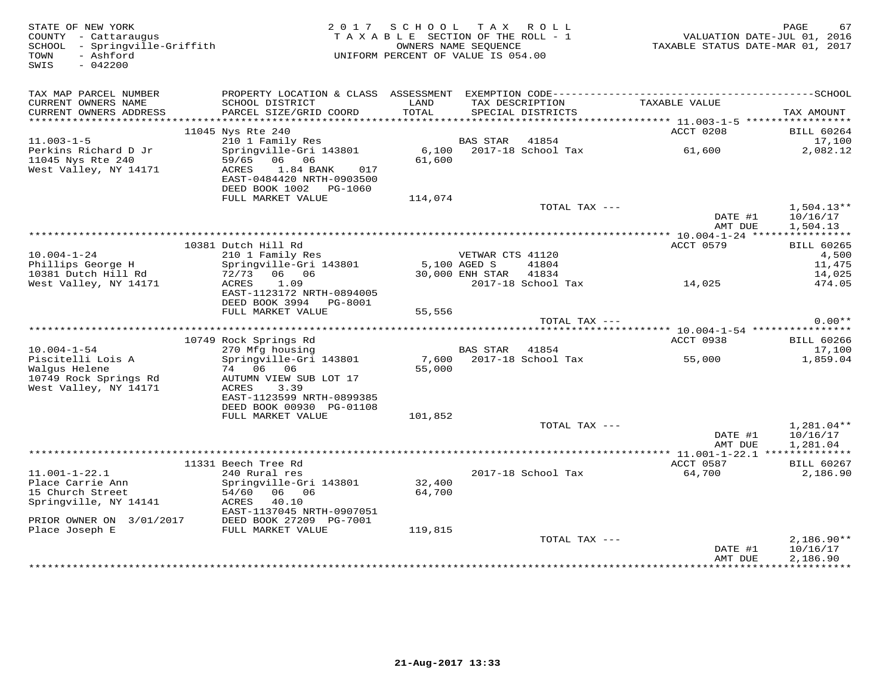STATE OF NEW YORK
COUNTY - Cattaraugus
SCHOOL - Springville-Griffith
TOWN - Ashford
SWIS - 042200

2 0 1 7 S C H O O L T A X R O L L
T A X A B L E SECTION OF THE ROLL - 1
OWNERS NAME SEQUENCE
UNIFORM PERCENT OF VALUE IS 054.00

VALUATION DATE-JUL 01, 2016
TAXABLE STATUS DATE-MAR 01, 2017

| TAX MAP PARCEL NUMBER / CURRENT OWNERS NAME / CURRENT OWNERS ADDRESS | PROPERTY LOCATION & CLASS / SCHOOL DISTRICT / PARCEL SIZE/GRID COORD | ASSESSMENT LAND / TOTAL | EXEMPTION CODE / TAX DESCRIPTION / SPECIAL DISTRICTS | TAXABLE VALUE | TAX AMOUNT |
|---|---|---|---|---|---|
| | 11045 Nys Rte 240 | | | ACCT 0208 | BILL 60264 |
| 11.003-1-5 | 210 1 Family Res | | BAS STAR 41854 | | 17,100 |
| Perkins Richard D Jr | Springville-Gri 143801 | 6,100 | 2017-18 School Tax | 61,600 | 2,082.12 |
| 11045 Nys Rte 240 | 59/65 06 06 | 61,600 | | | |
| West Valley, NY 14171 | ACRES 1.84 BANK 017 | | | | |
| | EAST-0484420 NRTH-0903500 | | | | |
| | DEED BOOK 1002 PG-1060 | | | | |
| | FULL MARKET VALUE | 114,074 | | | |
| | | | TOTAL TAX --- | | 1,504.13** |
| | | | | DATE #1 | 10/16/17 |
| | | | | AMT DUE | 1,504.13 |
| | 10381 Dutch Hill Rd | | | ACCT 0579 | BILL 60265 |
| 10.004-1-24 | 210 1 Family Res | | VETWAR CTS 41120 | | 4,500 |
| Phillips George H | Springville-Gri 143801 | 5,100 | AGED S 41804 | | 11,475 |
| 10381 Dutch Hill Rd | 72/73 06 06 | 30,000 | ENH STAR 41834 | | 14,025 |
| West Valley, NY 14171 | ACRES 1.09 | | 2017-18 School Tax | 14,025 | 474.05 |
| | EAST-1123172 NRTH-0894005 | | | | |
| | DEED BOOK 3994 PG-8001 | | | | |
| | FULL MARKET VALUE | 55,556 | | | |
| | | | TOTAL TAX --- | | 0.00** |
| | 10749 Rock Springs Rd | | | ACCT 0938 | BILL 60266 |
| 10.004-1-54 | 270 Mfg housing | | BAS STAR 41854 | | 17,100 |
| Piscitelli Lois A | Springville-Gri 143801 | 7,600 | 2017-18 School Tax | 55,000 | 1,859.04 |
| Walgus Helene | 74 06 06 | 55,000 | | | |
| 10749 Rock Springs Rd | AUTUMN VIEW SUB LOT 17 | | | | |
| West Valley, NY 14171 | ACRES 3.39 | | | | |
| | EAST-1123599 NRTH-0899385 | | | | |
| | DEED BOOK 00930 PG-01108 | | | | |
| | FULL MARKET VALUE | 101,852 | | | |
| | | | TOTAL TAX --- | | 1,281.04** |
| | | | | DATE #1 | 10/16/17 |
| | | | | AMT DUE | 1,281.04 |
| | 11331 Beech Tree Rd | | | ACCT 0587 | BILL 60267 |
| 11.001-1-22.1 | 240 Rural res | | 2017-18 School Tax | 64,700 | 2,186.90 |
| Place Carrie Ann | Springville-Gri 143801 | 32,400 | | | |
| 15 Church Street | 54/60 06 06 | 64,700 | | | |
| Springville, NY 14141 | ACRES 40.10 | | | | |
| | EAST-1137045 NRTH-0907051 | | | | |
| PRIOR OWNER ON 3/01/2017 | DEED BOOK 27209 PG-7001 | | | | |
| Place Joseph E | FULL MARKET VALUE | 119,815 | | | |
| | | | TOTAL TAX --- | | 2,186.90** |
| | | | | DATE #1 | 10/16/17 |
| | | | | AMT DUE | 2,186.90 |

21-Aug-2017 13:33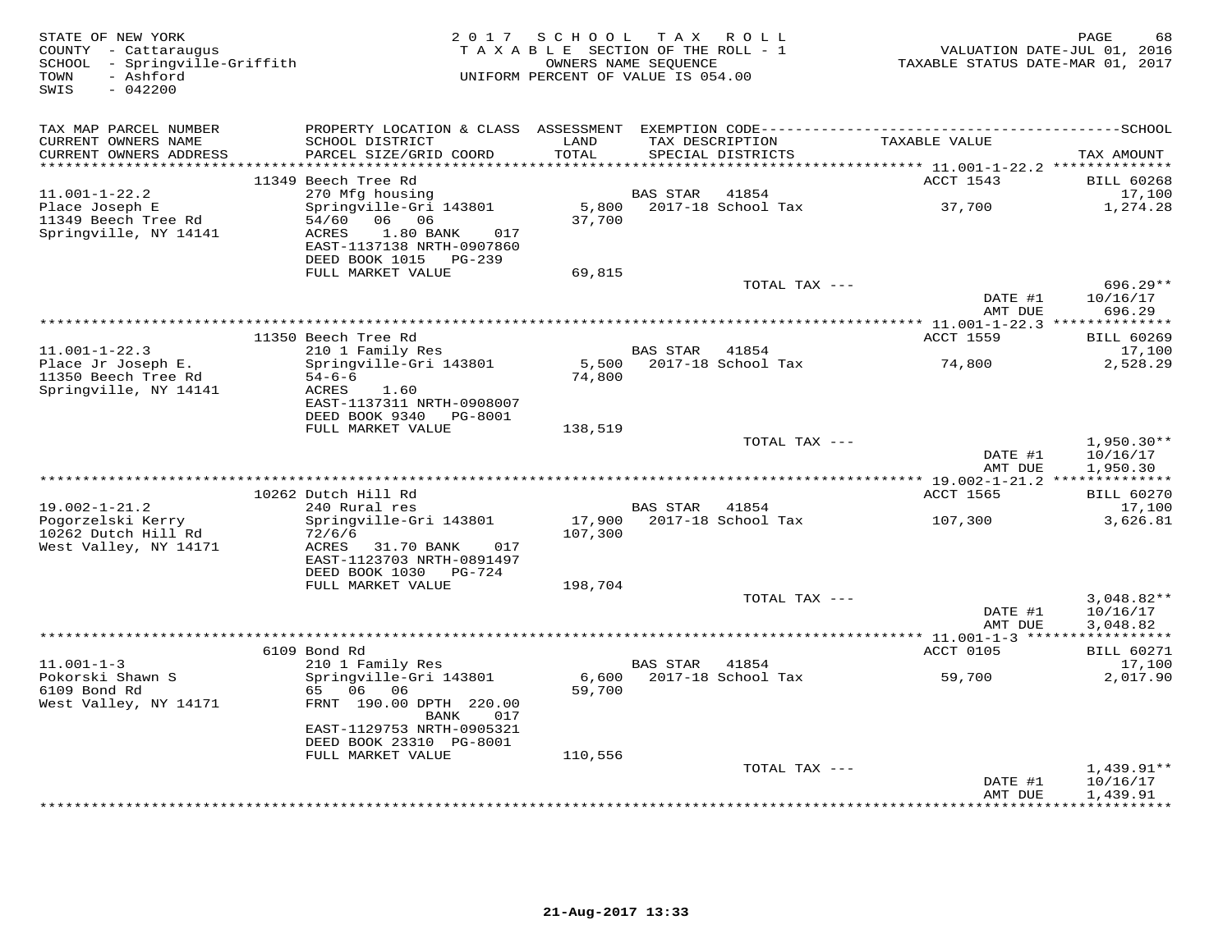STATE OF NEW YORK
COUNTY - Cattaraugus
SCHOOL - Springville-Griffith
TOWN - Ashford
SWIS - 042200

2017 SCHOOL TAX ROLL
TAXABLE SECTION OF THE ROLL - 1
OWNERS NAME SEQUENCE
UNIFORM PERCENT OF VALUE IS 054.00

VALUATION DATE-JUL 01, 2016
TAXABLE STATUS DATE-MAR 01, 2017

| TAX MAP PARCEL NUMBER / CURRENT OWNERS NAME / CURRENT OWNERS ADDRESS | PROPERTY LOCATION & CLASS / SCHOOL DISTRICT / PARCEL SIZE/GRID COORD | ASSESSMENT LAND / TOTAL | EXEMPTION CODE / TAX DESCRIPTION / SPECIAL DISTRICTS | TAXABLE VALUE | TAX AMOUNT |
|---|---|---|---|---|---|
| | 11349 Beech Tree Rd | | | ACCT 1543 | BILL 60268 |
| 11.001-1-22.2 | 270 Mfg housing | | BAS STAR 41854 | | 17,100 |
| Place Joseph E | Springville-Gri 143801 | 5,800 | 2017-18 School Tax | 37,700 | 1,274.28 |
| 11349 Beech Tree Rd | 54/60 06 06 | 37,700 | | | |
| Springville, NY 14141 | ACRES 1.80 BANK 017 | | | | |
| | EAST-1137138 NRTH-0907860 | | | | |
| | DEED BOOK 1015 PG-239 | | | | |
| | FULL MARKET VALUE | 69,815 | | | |
| | | | TOTAL TAX --- | | 696.29** |
| | | | | DATE #1 | 10/16/17 |
| | | | | AMT DUE | 696.29 |
| | 11350 Beech Tree Rd | | | ACCT 1559 | BILL 60269 |
| 11.001-1-22.3 | 210 1 Family Res | | BAS STAR 41854 | | 17,100 |
| Place Jr Joseph E. | Springville-Gri 143801 | 5,500 | 2017-18 School Tax | 74,800 | 2,528.29 |
| 11350 Beech Tree Rd | 54-6-6 | 74,800 | | | |
| Springville, NY 14141 | ACRES 1.60 | | | | |
| | EAST-1137311 NRTH-0908007 | | | | |
| | DEED BOOK 9340 PG-8001 | | | | |
| | FULL MARKET VALUE | 138,519 | | | |
| | | | TOTAL TAX --- | | 1,950.30** |
| | | | | DATE #1 | 10/16/17 |
| | | | | AMT DUE | 1,950.30 |
| | 10262 Dutch Hill Rd | | | ACCT 1565 | BILL 60270 |
| 19.002-1-21.2 | 240 Rural res | | BAS STAR 41854 | | 17,100 |
| Pogorzelski Kerry | Springville-Gri 143801 | 17,900 | 2017-18 School Tax | 107,300 | 3,626.81 |
| 10262 Dutch Hill Rd | 72/6/6 | 107,300 | | | |
| West Valley, NY 14171 | ACRES 31.70 BANK 017 | | | | |
| | EAST-1123703 NRTH-0891497 | | | | |
| | DEED BOOK 1030 PG-724 | | | | |
| | FULL MARKET VALUE | 198,704 | | | |
| | | | TOTAL TAX --- | | 3,048.82** |
| | | | | DATE #1 | 10/16/17 |
| | | | | AMT DUE | 3,048.82 |
| | 6109 Bond Rd | | | ACCT 0105 | BILL 60271 |
| 11.001-1-3 | 210 1 Family Res | | BAS STAR 41854 | | 17,100 |
| Pokorski Shawn S | Springville-Gri 143801 | 6,600 | 2017-18 School Tax | 59,700 | 2,017.90 |
| 6109 Bond Rd | 65 06 06 | 59,700 | | | |
| West Valley, NY 14171 | FRNT 190.00 DPTH 220.00 BANK 017 | | | | |
| | EAST-1129753 NRTH-0905321 | | | | |
| | DEED BOOK 23310 PG-8001 | | | | |
| | FULL MARKET VALUE | 110,556 | | | |
| | | | TOTAL TAX --- | | 1,439.91** |
| | | | | DATE #1 | 10/16/17 |
| | | | | AMT DUE | 1,439.91 |

21-Aug-2017 13:33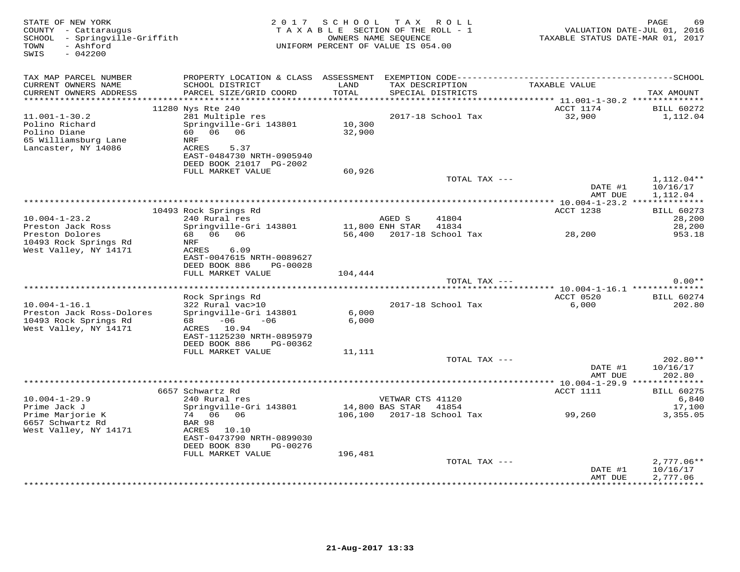STATE OF NEW YORK
COUNTY - Cattaraugus
SCHOOL - Springville-Griffith
TOWN - Ashford
SWIS - 042200

2 0 1 7 S C H O O L T A X R O L L
T A X A B L E SECTION OF THE ROLL - 1
OWNERS NAME SEQUENCE
UNIFORM PERCENT OF VALUE IS 054.00

VALUATION DATE-JUL 01, 2016
TAXABLE STATUS DATE-MAR 01, 2017

| TAX MAP PARCEL NUMBER / CURRENT OWNERS NAME / CURRENT OWNERS ADDRESS | PROPERTY LOCATION & CLASS / SCHOOL DISTRICT / PARCEL SIZE/GRID COORD | ASSESSMENT LAND / TOTAL | EXEMPTION CODE / TAX DESCRIPTION / SPECIAL DISTRICTS | TAXABLE VALUE | TAX AMOUNT |
|---|---|---|---|---|---|
| 11.001-1-30.2 | 11280 Nys Rte 240 | | | ACCT 1174 | BILL 60272 |
| Polino Richard | 281 Multiple res | | | | |
| Polino Diane | Springville-Gri 143801 | 10,300 | 2017-18 School Tax | 32,900 | 1,112.04 |
| 65 Williamsburg Lane | 60 06 06 | 32,900 | | | |
| Lancaster, NY 14086 | NRF | | | | |
| | ACRES 5.37 | | | | |
| | EAST-0484730 NRTH-0905940 | | | | |
| | DEED BOOK 21017 PG-2002 | | | | |
| | FULL MARKET VALUE | 60,926 | | | |
| | | | TOTAL TAX --- | | 1,112.04** |
| | | | | DATE #1 | 10/16/17 |
| | | | | AMT DUE | 1,112.04 |
| 10.004-1-23.2 | 10493 Rock Springs Rd | | | ACCT 1238 | BILL 60273 |
| Preston Jack Ross | 240 Rural res | | AGED S 41804 | | 28,200 |
| Preston Dolores | Springville-Gri 143801 | 11,800 | ENH STAR 41834 | | 28,200 |
| 10493 Rock Springs Rd | 68 06 06 | 56,400 | 2017-18 School Tax | 28,200 | 953.18 |
| West Valley, NY 14171 | NRF | | | | |
| | ACRES 6.09 | | | | |
| | EAST-0047615 NRTH-0089627 | | | | |
| | DEED BOOK 886 PG-00028 | | | | |
| | FULL MARKET VALUE | 104,444 | | | |
| | | | TOTAL TAX --- | | 0.00** |
| 10.004-1-16.1 | Rock Springs Rd | | | ACCT 0520 | BILL 60274 |
| Preston Jack Ross-Dolores | 322 Rural vac>10 | | 2017-18 School Tax | 6,000 | 202.80 |
| 10493 Rock Springs Rd | Springville-Gri 143801 | 6,000 | | | |
| West Valley, NY 14171 | 68 -06 -06 | 6,000 | | | |
| | ACRES 10.94 | | | | |
| | EAST-1125230 NRTH-0895979 | | | | |
| | DEED BOOK 886 PG-00362 | | | | |
| | FULL MARKET VALUE | 11,111 | | | |
| | | | TOTAL TAX --- | | 202.80** |
| | | | | DATE #1 | 10/16/17 |
| | | | | AMT DUE | 202.80 |
| 10.004-1-29.9 | 6657 Schwartz Rd | | | ACCT 1111 | BILL 60275 |
| Prime Jack J | 240 Rural res | | VETWAR CTS 41120 | | 6,840 |
| Prime Marjorie K | Springville-Gri 143801 | 14,800 | BAS STAR 41854 | | 17,100 |
| 6657 Schwartz Rd | 74 06 06 | 106,100 | 2017-18 School Tax | 99,260 | 3,355.05 |
| West Valley, NY 14171 | BAR 98 | | | | |
| | ACRES 10.10 | | | | |
| | EAST-0473790 NRTH-0899030 | | | | |
| | DEED BOOK 830 PG-00276 | | | | |
| | FULL MARKET VALUE | 196,481 | | | |
| | | | TOTAL TAX --- | | 2,777.06** |
| | | | | DATE #1 | 10/16/17 |
| | | | | AMT DUE | 2,777.06 |

21-Aug-2017 13:33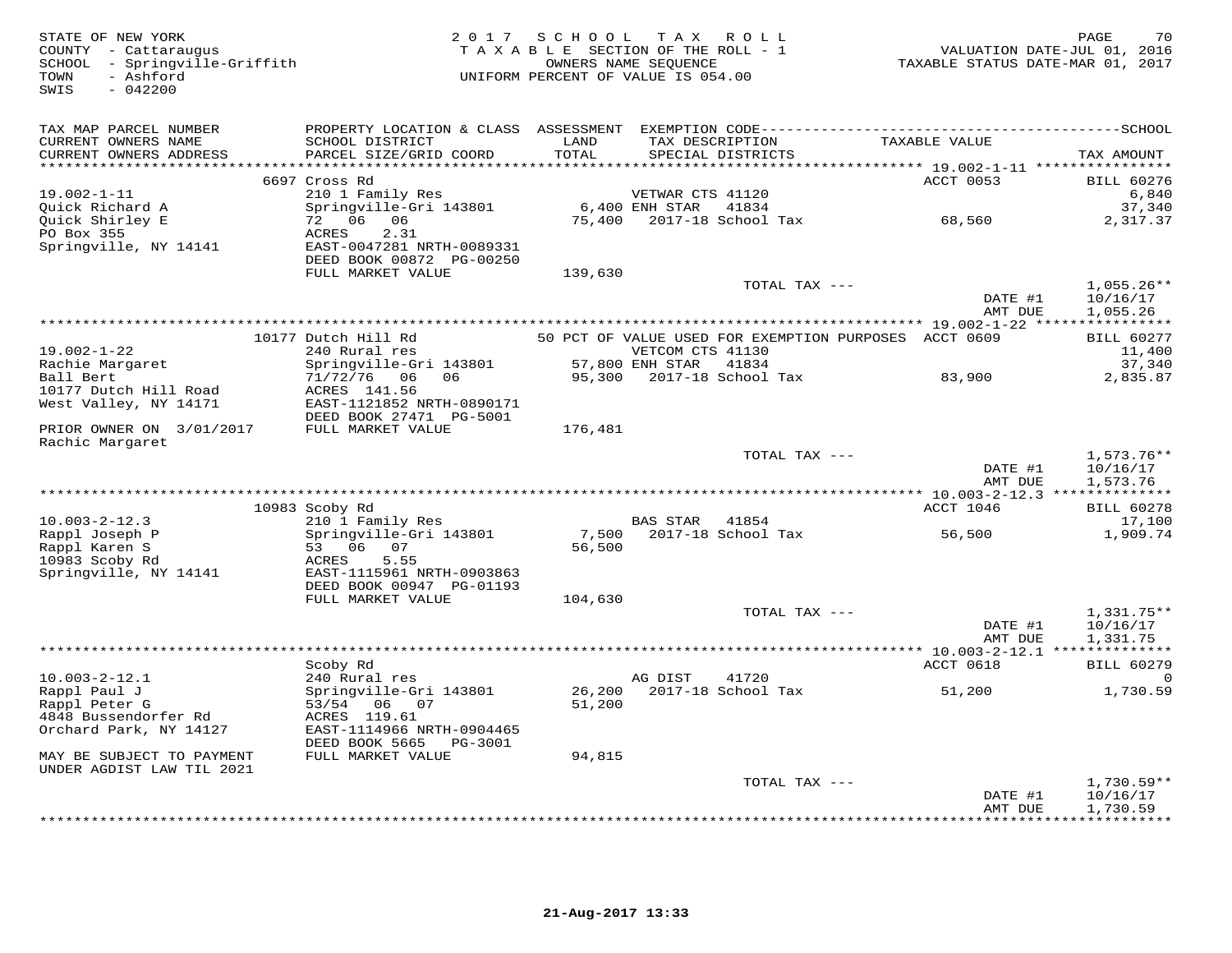STATE OF NEW YORK
COUNTY - Cattaraugus
SCHOOL - Springville-Griffith
TOWN - Ashford
SWIS - 042200

2017 SCHOOL TAX ROLL
TAXABLE SECTION OF THE ROLL - 1
OWNERS NAME SEQUENCE
UNIFORM PERCENT OF VALUE IS 054.00

VALUATION DATE-JUL 01, 2016
TAXABLE STATUS DATE-MAR 01, 2017

| TAX MAP PARCEL NUMBER / CURRENT OWNERS NAME / CURRENT OWNERS ADDRESS | PROPERTY LOCATION & CLASS / SCHOOL DISTRICT / PARCEL SIZE/GRID COORD | ASSESSMENT LAND / TOTAL | EXEMPTION CODE / TAX DESCRIPTION / SPECIAL DISTRICTS | TAXABLE VALUE | SCHOOL TAX AMOUNT |
|---|---|---|---|---|---|
| 19.002-1-11 | 6697 Cross Rd | | | ACCT 0053 | BILL 60276 |
| Quick Richard A | 210 1 Family Res | | VETWAR CTS 41120 | | 6,840 |
| Quick Shirley E | Springville-Gri 143801 | 6,400 | ENH STAR 41834 | | 37,340 |
| PO Box 355 | 72 06 06 | 75,400 | 2017-18 School Tax | 68,560 | 2,317.37 |
| Springville, NY 14141 | ACRES 2.31 | | | | |
| | EAST-0047281 NRTH-0089331 | | | | |
| | DEED BOOK 00872 PG-00250 | | | | |
| | FULL MARKET VALUE | 139,630 | | | |
| | | | TOTAL TAX --- | | 1,055.26** |
| | | | | DATE #1 | 10/16/17 |
| | | | | AMT DUE | 1,055.26 |
| 19.002-1-22 | 10177 Dutch Hill Rd | | 50 PCT OF VALUE USED FOR EXEMPTION PURPOSES | ACCT 0609 | BILL 60277 |
| Rachie Margaret | 240 Rural res | | VETCOM CTS 41130 | | 11,400 |
| Ball Bert | Springville-Gri 143801 | 57,800 | ENH STAR 41834 | | 37,340 |
| 10177 Dutch Hill Road | 71/72/76 06 06 | 95,300 | 2017-18 School Tax | 83,900 | 2,835.87 |
| West Valley, NY 14171 | ACRES 141.56 | | | | |
| | EAST-1121852 NRTH-0890171 | | | | |
| | DEED BOOK 27471 PG-5001 | | | | |
| PRIOR OWNER ON 3/01/2017 Rachic Margaret | FULL MARKET VALUE | 176,481 | | | |
| | | | TOTAL TAX --- | | 1,573.76** |
| | | | | DATE #1 | 10/16/17 |
| | | | | AMT DUE | 1,573.76 |
| 10.003-2-12.3 | 10983 Scoby Rd | | | ACCT 1046 | BILL 60278 |
| Rappl Joseph P | 210 1 Family Res | | BAS STAR 41854 | | 17,100 |
| Rappl Karen S | Springville-Gri 143801 | 7,500 | 2017-18 School Tax | 56,500 | 1,909.74 |
| 10983 Scoby Rd | 53 06 07 | 56,500 | | | |
| Springville, NY 14141 | ACRES 5.55 | | | | |
| | EAST-1115961 NRTH-0903863 | | | | |
| | DEED BOOK 00947 PG-01193 | | | | |
| | FULL MARKET VALUE | 104,630 | | | |
| | | | TOTAL TAX --- | | 1,331.75** |
| | | | | DATE #1 | 10/16/17 |
| | | | | AMT DUE | 1,331.75 |
| 10.003-2-12.1 | Scoby Rd | | | ACCT 0618 | BILL 60279 |
| Rappl Paul J | 240 Rural res | | AG DIST 41720 | | 0 |
| Rappl Peter G | Springville-Gri 143801 | 26,200 | 2017-18 School Tax | 51,200 | 1,730.59 |
| 4848 Bussendorfer Rd | 53/54 06 07 | 51,200 | | | |
| Orchard Park, NY 14127 | ACRES 119.61 | | | | |
| | EAST-1114966 NRTH-0904465 | | | | |
| | DEED BOOK 5665 PG-3001 | | | | |
| MAY BE SUBJECT TO PAYMENT UNDER AGDIST LAW TIL 2021 | FULL MARKET VALUE | 94,815 | | | |
| | | | TOTAL TAX --- | | 1,730.59** |
| | | | | DATE #1 | 10/16/17 |
| | | | | AMT DUE | 1,730.59 |

21-Aug-2017 13:33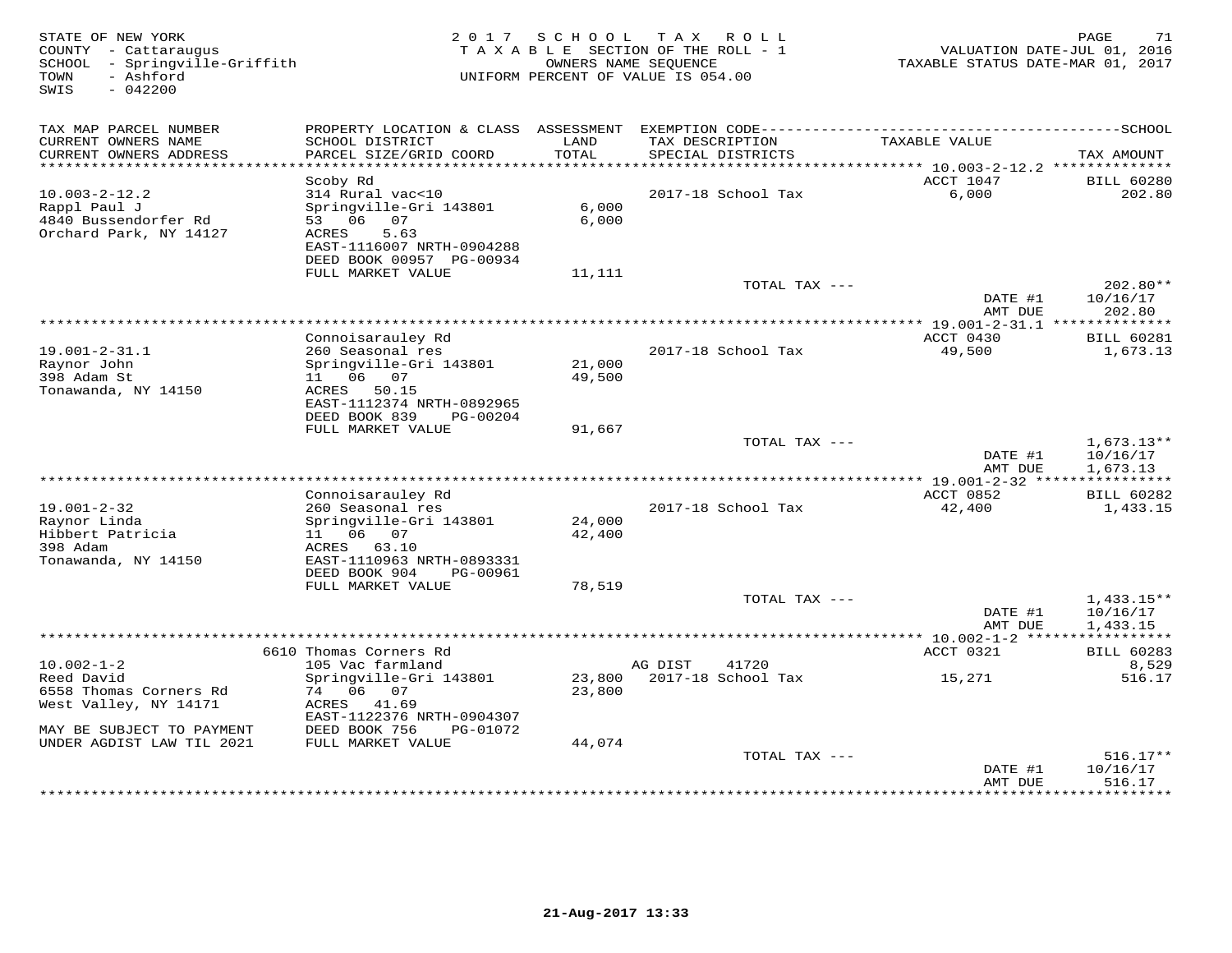STATE OF NEW YORK
COUNTY - Cattaraugus
SCHOOL - Springville-Griffith
TOWN - Ashford
SWIS - 042200

2 0 1 7 S C H O O L T A X R O L L
T A X A B L E SECTION OF THE ROLL - 1
OWNERS NAME SEQUENCE
UNIFORM PERCENT OF VALUE IS 054.00

VALUATION DATE-JUL 01, 2016
TAXABLE STATUS DATE-MAR 01, 2017

| TAX MAP PARCEL NUMBER / CURRENT OWNERS NAME / CURRENT OWNERS ADDRESS | PROPERTY LOCATION & CLASS / SCHOOL DISTRICT / PARCEL SIZE/GRID COORD | ASSESSMENT LAND / TOTAL | EXEMPTION CODE / TAX DESCRIPTION / SPECIAL DISTRICTS | TAXABLE VALUE | TAX AMOUNT |
|---|---|---|---|---|---|
| | Scoby Rd | | | ACCT 1047 | BILL 60280 |
| 10.003-2-12.2 | 314 Rural vac<10 | | 2017-18 School Tax | 6,000 | 202.80 |
| Rappl Paul J | Springville-Gri 143801 | 6,000 | | | |
| 4840 Bussendorfer Rd | 53 06 07 | 6,000 | | | |
| Orchard Park, NY 14127 | ACRES 5.63 | | | | |
| | EAST-1116007 NRTH-0904288 | | | | |
| | DEED BOOK 00957 PG-00934 | | | | |
| | FULL MARKET VALUE | 11,111 | | | |
| | | | TOTAL TAX --- | | 202.80** |
| | | | | DATE #1 | 10/16/17 |
| | | | | AMT DUE | 202.80 |
| | Connoisarauley Rd | | | ACCT 0430 | BILL 60281 |
| 19.001-2-31.1 | 260 Seasonal res | | 2017-18 School Tax | 49,500 | 1,673.13 |
| Raynor John | Springville-Gri 143801 | 21,000 | | | |
| 398 Adam St | 11 06 07 | 49,500 | | | |
| Tonawanda, NY 14150 | ACRES 50.15 | | | | |
| | EAST-1112374 NRTH-0892965 | | | | |
| | DEED BOOK 839 PG-00204 | | | | |
| | FULL MARKET VALUE | 91,667 | | | |
| | | | TOTAL TAX --- | | 1,673.13** |
| | | | | DATE #1 | 10/16/17 |
| | | | | AMT DUE | 1,673.13 |
| | Connoisarauley Rd | | | ACCT 0852 | BILL 60282 |
| 19.001-2-32 | 260 Seasonal res | | 2017-18 School Tax | 42,400 | 1,433.15 |
| Raynor Linda | Springville-Gri 143801 | 24,000 | | | |
| Hibbert Patricia | 11 06 07 | 42,400 | | | |
| 398 Adam | ACRES 63.10 | | | | |
| Tonawanda, NY 14150 | EAST-1110963 NRTH-0893331 | | | | |
| | DEED BOOK 904 PG-00961 | | | | |
| | FULL MARKET VALUE | 78,519 | | | |
| | | | TOTAL TAX --- | | 1,433.15** |
| | | | | DATE #1 | 10/16/17 |
| | | | | AMT DUE | 1,433.15 |
| | 6610 Thomas Corners Rd | | | ACCT 0321 | BILL 60283 |
| 10.002-1-2 | 105 Vac farmland | | AG DIST 41720 | | 8,529 |
| Reed David | Springville-Gri 143801 | 23,800 | 2017-18 School Tax | 15,271 | 516.17 |
| 6558 Thomas Corners Rd | 74 06 07 | 23,800 | | | |
| West Valley, NY 14171 | ACRES 41.69 | | | | |
| | EAST-1122376 NRTH-0904307 | | | | |
| MAY BE SUBJECT TO PAYMENT | DEED BOOK 756 PG-01072 | | | | |
| UNDER AGDIST LAW TIL 2021 | FULL MARKET VALUE | 44,074 | | | |
| | | | TOTAL TAX --- | | 516.17** |
| | | | | DATE #1 | 10/16/17 |
| | | | | AMT DUE | 516.17 |

21-Aug-2017 13:33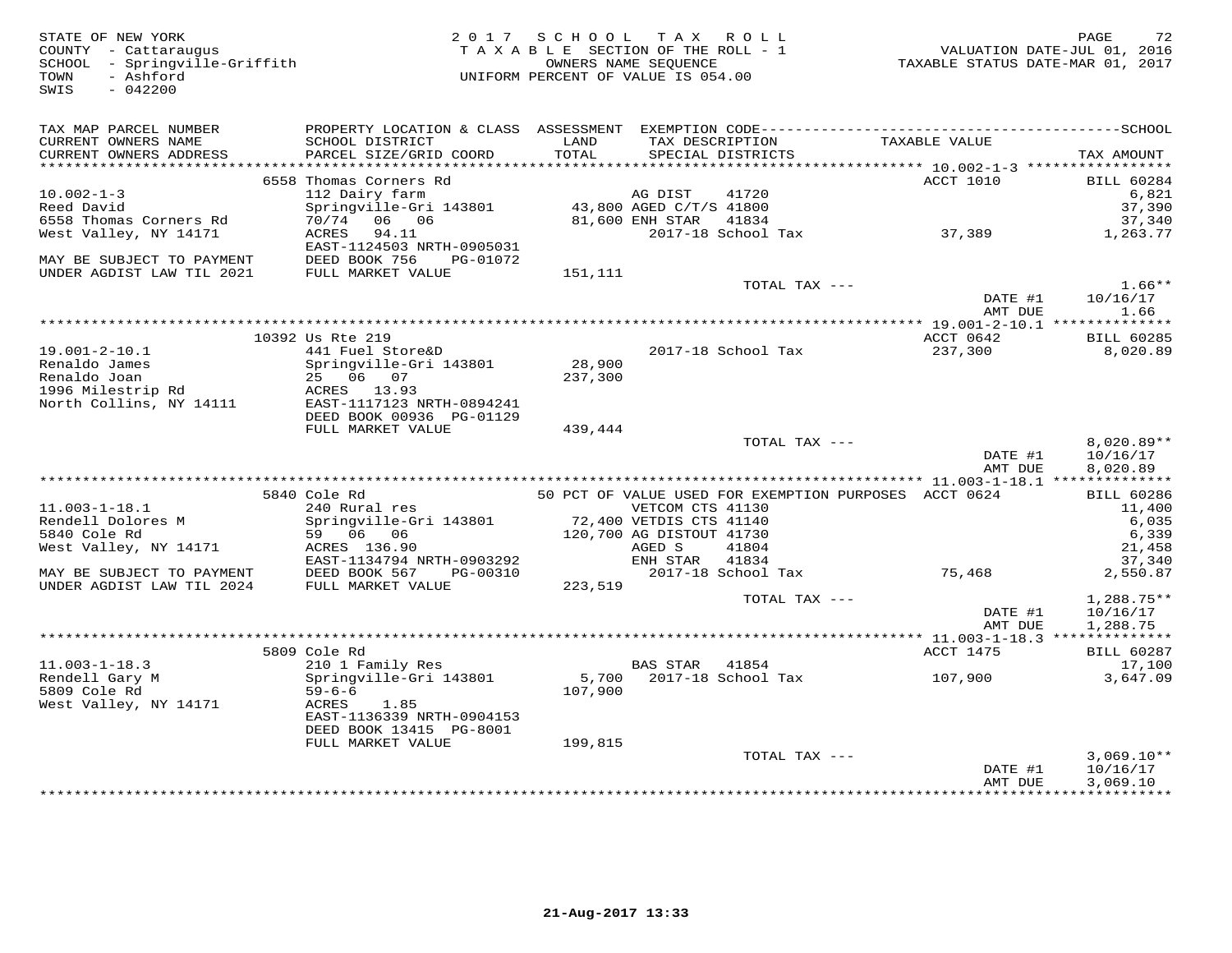STATE OF NEW YORK
COUNTY - Cattaraugus
SCHOOL - Springville-Griffith
TOWN - Ashford
SWIS - 042200

2 0 1 7 S C H O O L T A X R O L L
T A X A B L E SECTION OF THE ROLL - 1
OWNERS NAME SEQUENCE
UNIFORM PERCENT OF VALUE IS 054.00

VALUATION DATE-JUL 01, 2016
TAXABLE STATUS DATE-MAR 01, 2017

| TAX MAP PARCEL NUMBER / CURRENT OWNERS NAME / CURRENT OWNERS ADDRESS | PROPERTY LOCATION & CLASS / SCHOOL DISTRICT / PARCEL SIZE/GRID COORD | ASSESSMENT LAND / TOTAL | EXEMPTION CODE / TAX DESCRIPTION / SPECIAL DISTRICTS | TAXABLE VALUE | TAX AMOUNT |
|---|---|---|---|---|---|
| 10.002-1-3 | 6558 Thomas Corners Rd | | | ACCT 1010 | BILL 60284 |
| Reed David | 112 Dairy farm | | AG DIST 41720 | | 6,821 |
| 6558 Thomas Corners Rd | Springville-Gri 143801 | 43,800 | AGED C/T/S 41800 | | 37,390 |
| West Valley, NY 14171 | 70/74 06 06 | 81,600 | ENH STAR 41834 | | 37,340 |
| | ACRES 94.11 | | 2017-18 School Tax | 37,389 | 1,263.77 |
| | EAST-1124503 NRTH-0905031 | | | | |
| MAY BE SUBJECT TO PAYMENT | DEED BOOK 756 PG-01072 | | | | |
| UNDER AGDIST LAW TIL 2021 | FULL MARKET VALUE | 151,111 | | | |
| | | | TOTAL TAX --- | | 1.66** |
| | | | | DATE #1 | 10/16/17 |
| | | | | AMT DUE | 1.66 |
| 19.001-2-10.1 | 10392 Us Rte 219 | | | ACCT 0642 | BILL 60285 |
| Renaldo James | 441 Fuel Store&D | | 2017-18 School Tax | 237,300 | 8,020.89 |
| Renaldo Joan | Springville-Gri 143801 | 28,900 | | | |
| 1996 Milestrip Rd | 25 06 07 | 237,300 | | | |
| North Collins, NY 14111 | ACRES 13.93 | | | | |
| | EAST-1117123 NRTH-0894241 | | | | |
| | DEED BOOK 00936 PG-01129 | | | | |
| | FULL MARKET VALUE | 439,444 | | | |
| | | | TOTAL TAX --- | | 8,020.89** |
| | | | | DATE #1 | 10/16/17 |
| | | | | AMT DUE | 8,020.89 |
| 11.003-1-18.1 | 5840 Cole Rd | | 50 PCT OF VALUE USED FOR EXEMPTION PURPOSES | ACCT 0624 | BILL 60286 |
| Rendell Dolores M | 240 Rural res | | VETCOM CTS 41130 | | 11,400 |
| 5840 Cole Rd | Springville-Gri 143801 | 72,400 | VETDIS CTS 41140 | | 6,035 |
| West Valley, NY 14171 | 59 06 06 | 120,700 | AG DISTOUT 41730 | | 6,339 |
| | ACRES 136.90 | | AGED S 41804 | | 21,458 |
| | EAST-1134794 NRTH-0903292 | | ENH STAR 41834 | | 37,340 |
| MAY BE SUBJECT TO PAYMENT | DEED BOOK 567 PG-00310 | | 2017-18 School Tax | 75,468 | 2,550.87 |
| UNDER AGDIST LAW TIL 2024 | FULL MARKET VALUE | 223,519 | | | |
| | | | TOTAL TAX --- | | 1,288.75** |
| | | | | DATE #1 | 10/16/17 |
| | | | | AMT DUE | 1,288.75 |
| 11.003-1-18.3 | 5809 Cole Rd | | | ACCT 1475 | BILL 60287 |
| Rendell Gary M | 210 1 Family Res | | BAS STAR 41854 | | 17,100 |
| 5809 Cole Rd | Springville-Gri 143801 | 5,700 | 2017-18 School Tax | 107,900 | 3,647.09 |
| West Valley, NY 14171 | 59-6-6 | 107,900 | | | |
| | ACRES 1.85 | | | | |
| | EAST-1136339 NRTH-0904153 | | | | |
| | DEED BOOK 13415 PG-8001 | | | | |
| | FULL MARKET VALUE | 199,815 | | | |
| | | | TOTAL TAX --- | | 3,069.10** |
| | | | | DATE #1 | 10/16/17 |
| | | | | AMT DUE | 3,069.10 |

21-Aug-2017 13:33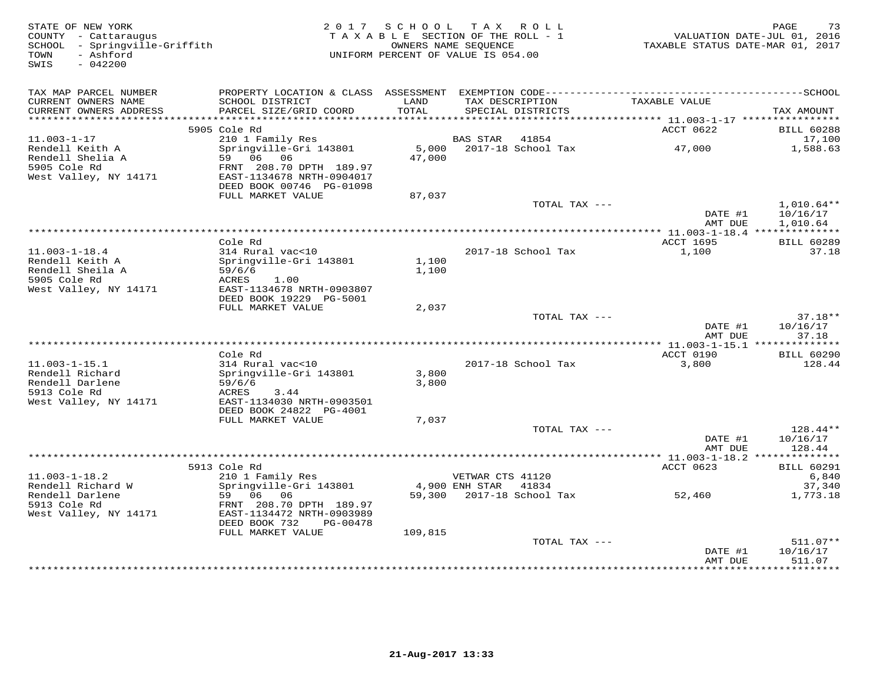STATE OF NEW YORK
COUNTY - Cattaraugus
SCHOOL - Springville-Griffith
TOWN - Ashford
SWIS - 042200

2 0 1 7 S C H O O L T A X R O L L
T A X A B L E SECTION OF THE ROLL - 1
OWNERS NAME SEQUENCE
UNIFORM PERCENT OF VALUE IS 054.00

VALUATION DATE-JUL 01, 2016
TAXABLE STATUS DATE-MAR 01, 2017

| TAX MAP PARCEL NUMBER / CURRENT OWNERS NAME / CURRENT OWNERS ADDRESS | PROPERTY LOCATION & CLASS / SCHOOL DISTRICT / PARCEL SIZE/GRID COORD | ASSESSMENT LAND / TOTAL | EXEMPTION CODE / TAX DESCRIPTION / SPECIAL DISTRICTS | TAXABLE VALUE | SCHOOL TAX AMOUNT |
|---|---|---|---|---|---|
| 11.003-1-17 | 5905 Cole Rd | | | ACCT 0622 | BILL 60288 |
| | 210 1 Family Res | | BAS STAR 41854 | | 17,100 |
| Rendell Keith A | Springville-Gri 143801 | 5,000 | 2017-18 School Tax | 47,000 | 1,588.63 |
| Rendell Shelia A | 59 06 06 | 47,000 | | | |
| 5905 Cole Rd | FRNT 208.70 DPTH 189.97 | | | | |
| West Valley, NY 14171 | EAST-1134678 NRTH-0904017 | | | | |
| | DEED BOOK 00746 PG-01098 | | | | |
| | FULL MARKET VALUE | 87,037 | | | |
| | | | TOTAL TAX --- | | 1,010.64** |
| | | | | DATE #1 | 10/16/17 |
| | | | | AMT DUE | 1,010.64 |
| 11.003-1-18.4 | Cole Rd | | | ACCT 1695 | BILL 60289 |
| | 314 Rural vac<10 | | 2017-18 School Tax | 1,100 | 37.18 |
| Rendell Keith A | Springville-Gri 143801 | 1,100 | | | |
| Rendell Sheila A | 59/6/6 | 1,100 | | | |
| 5905 Cole Rd | ACRES 1.00 | | | | |
| West Valley, NY 14171 | EAST-1134678 NRTH-0903807 | | | | |
| | DEED BOOK 19229 PG-5001 | | | | |
| | FULL MARKET VALUE | 2,037 | | | |
| | | | TOTAL TAX --- | | 37.18** |
| | | | | DATE #1 | 10/16/17 |
| | | | | AMT DUE | 37.18 |
| 11.003-1-15.1 | Cole Rd | | | ACCT 0190 | BILL 60290 |
| | 314 Rural vac<10 | | 2017-18 School Tax | 3,800 | 128.44 |
| Rendell Richard | Springville-Gri 143801 | 3,800 | | | |
| Rendell Darlene | 59/6/6 | 3,800 | | | |
| 5913 Cole Rd | ACRES 3.44 | | | | |
| West Valley, NY 14171 | EAST-1134030 NRTH-0903501 | | | | |
| | DEED BOOK 24822 PG-4001 | | | | |
| | FULL MARKET VALUE | 7,037 | | | |
| | | | TOTAL TAX --- | | 128.44** |
| | | | | DATE #1 | 10/16/17 |
| | | | | AMT DUE | 128.44 |
| 11.003-1-18.2 | 5913 Cole Rd | | | ACCT 0623 | BILL 60291 |
| | 210 1 Family Res | | VETWAR CTS 41120 | | 6,840 |
| Rendell Richard W | Springville-Gri 143801 | 4,900 | ENH STAR 41834 | | 37,340 |
| Rendell Darlene | 59 06 06 | 59,300 | 2017-18 School Tax | 52,460 | 1,773.18 |
| 5913 Cole Rd | FRNT 208.70 DPTH 189.97 | | | | |
| West Valley, NY 14171 | EAST-1134472 NRTH-0903989 | | | | |
| | DEED BOOK 732 PG-00478 | | | | |
| | FULL MARKET VALUE | 109,815 | | | |
| | | | TOTAL TAX --- | | 511.07** |
| | | | | DATE #1 | 10/16/17 |
| | | | | AMT DUE | 511.07 |

21-Aug-2017 13:33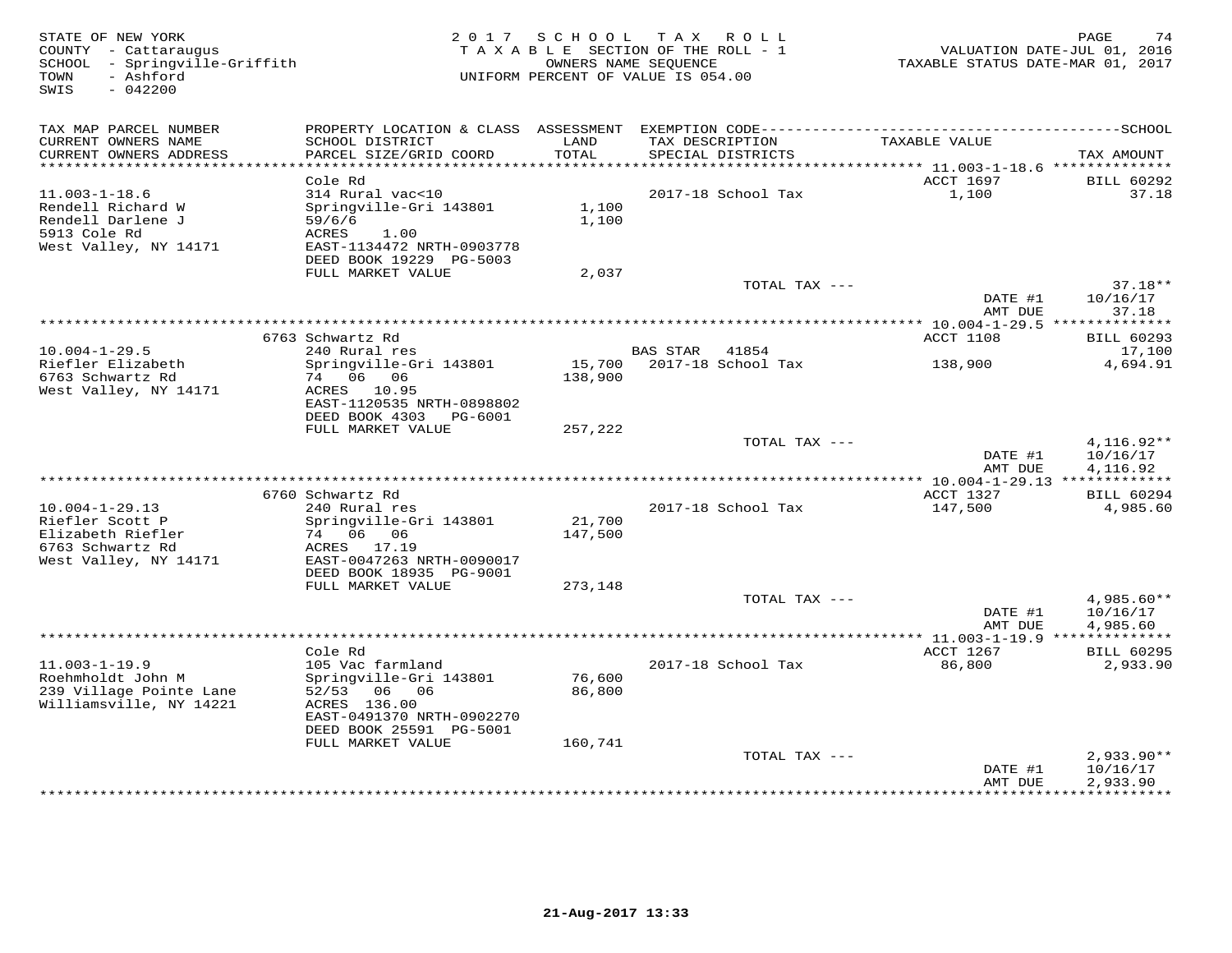STATE OF NEW YORK
COUNTY - Cattaraugus
SCHOOL - Springville-Griffith
TOWN - Ashford
SWIS - 042200

2 0 1 7 S C H O O L T A X R O L L
T A X A B L E SECTION OF THE ROLL - 1
OWNERS NAME SEQUENCE
UNIFORM PERCENT OF VALUE IS 054.00

VALUATION DATE-JUL 01, 2016
TAXABLE STATUS DATE-MAR 01, 2017

| TAX MAP PARCEL NUMBER / CURRENT OWNERS NAME / CURRENT OWNERS ADDRESS | PROPERTY LOCATION & CLASS / SCHOOL DISTRICT / PARCEL SIZE/GRID COORD | ASSESSMENT LAND / TOTAL | EXEMPTION CODE / TAX DESCRIPTION / SPECIAL DISTRICTS | TAXABLE VALUE | TAX AMOUNT |
|---|---|---|---|---|---|
| | Cole Rd | | | ACCT 1697 | BILL 60292 |
| 11.003-1-18.6 | 314 Rural vac<10 | | 2017-18 School Tax | 1,100 | 37.18 |
| Rendell Richard W | Springville-Gri 143801 | 1,100 | | | |
| Rendell Darlene J | 59/6/6 | 1,100 | | | |
| 5913 Cole Rd | ACRES 1.00 | | | | |
| West Valley, NY 14171 | EAST-1134472 NRTH-0903778 | | | | |
| | DEED BOOK 19229 PG-5003 | | | | |
| | FULL MARKET VALUE | 2,037 | | | |
| | | | TOTAL TAX --- | | 37.18** |
| | | | | DATE #1 | 10/16/17 |
| | | | | AMT DUE | 37.18 |
| | 6763 Schwartz Rd | | | ACCT 1108 | BILL 60293 |
| 10.004-1-29.5 | 240 Rural res | | BAS STAR 41854 | | 17,100 |
| Riefler Elizabeth | Springville-Gri 143801 | 15,700 | 2017-18 School Tax | 138,900 | 4,694.91 |
| 6763 Schwartz Rd | 74 06 06 | 138,900 | | | |
| West Valley, NY 14171 | ACRES 10.95 | | | | |
| | EAST-1120535 NRTH-0898802 | | | | |
| | DEED BOOK 4303 PG-6001 | | | | |
| | FULL MARKET VALUE | 257,222 | | | |
| | | | TOTAL TAX --- | | 4,116.92** |
| | | | | DATE #1 | 10/16/17 |
| | | | | AMT DUE | 4,116.92 |
| | 6760 Schwartz Rd | | | ACCT 1327 | BILL 60294 |
| 10.004-1-29.13 | 240 Rural res | | 2017-18 School Tax | 147,500 | 4,985.60 |
| Riefler Scott P | Springville-Gri 143801 | 21,700 | | | |
| Elizabeth Riefler | 74 06 06 | 147,500 | | | |
| 6763 Schwartz Rd | ACRES 17.19 | | | | |
| West Valley, NY 14171 | EAST-0047263 NRTH-0090017 | | | | |
| | DEED BOOK 18935 PG-9001 | | | | |
| | FULL MARKET VALUE | 273,148 | | | |
| | | | TOTAL TAX --- | | 4,985.60** |
| | | | | DATE #1 | 10/16/17 |
| | | | | AMT DUE | 4,985.60 |
| | Cole Rd | | | ACCT 1267 | BILL 60295 |
| 11.003-1-19.9 | 105 Vac farmland | | 2017-18 School Tax | 86,800 | 2,933.90 |
| Roehmholdt John M | Springville-Gri 143801 | 76,600 | | | |
| 239 Village Pointe Lane | 52/53 06 06 | 86,800 | | | |
| Williamsville, NY 14221 | ACRES 136.00 | | | | |
| | EAST-0491370 NRTH-0902270 | | | | |
| | DEED BOOK 25591 PG-5001 | | | | |
| | FULL MARKET VALUE | 160,741 | | | |
| | | | TOTAL TAX --- | | 2,933.90** |
| | | | | DATE #1 | 10/16/17 |
| | | | | AMT DUE | 2,933.90 |

21-Aug-2017 13:33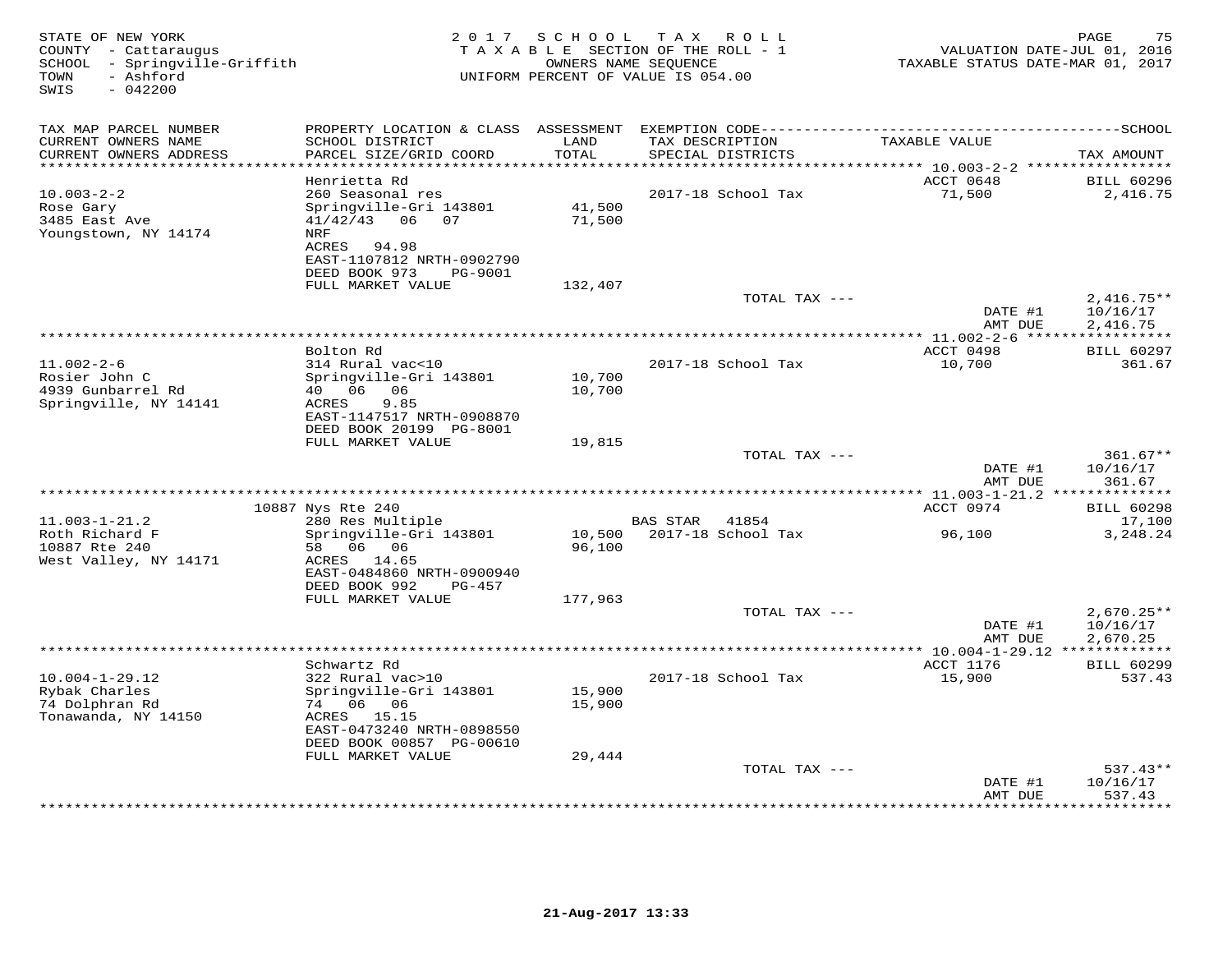STATE OF NEW YORK
COUNTY - Cattaraugus
SCHOOL - Springville-Griffith
TOWN - Ashford
SWIS - 042200

2017 SCHOOL TAX ROLL
TAXABLE SECTION OF THE ROLL - 1
OWNERS NAME SEQUENCE
UNIFORM PERCENT OF VALUE IS 054.00

VALUATION DATE-JUL 01, 2016
TAXABLE STATUS DATE-MAR 01, 2017

| TAX MAP PARCEL NUMBER / CURRENT OWNERS NAME / CURRENT OWNERS ADDRESS | PROPERTY LOCATION & CLASS / SCHOOL DISTRICT / PARCEL SIZE/GRID COORD | ASSESSMENT LAND / TOTAL | EXEMPTION CODE / TAX DESCRIPTION / SPECIAL DISTRICTS | TAXABLE VALUE | SCHOOL TAX AMOUNT |
|---|---|---|---|---|---|
| 10.003-2-2 | Henrietta Rd | | | ACCT 0648 | BILL 60296 |
| Rose Gary | 260 Seasonal res | | 2017-18 School Tax | 71,500 | 2,416.75 |
| 3485 East Ave | Springville-Gri 143801 | 41,500 | | | |
| Youngstown, NY 14174 | 41/42/43 06 07 | 71,500 | | | |
| | NRF | | | | |
| | ACRES 94.98 | | | | |
| | EAST-1107812 NRTH-0902790 | | | | |
| | DEED BOOK 973 PG-9001 | | | | |
| | FULL MARKET VALUE | 132,407 | | | |
| | | | TOTAL TAX --- | | 2,416.75** |
| | | | | DATE #1 | 10/16/17 |
| | | | | AMT DUE | 2,416.75 |
| 11.002-2-6 | Bolton Rd | | | ACCT 0498 | BILL 60297 |
| Rosier John C | 314 Rural vac<10 | | 2017-18 School Tax | 10,700 | 361.67 |
| 4939 Gunbarrel Rd | Springville-Gri 143801 | 10,700 | | | |
| Springville, NY 14141 | 40 06 06 | 10,700 | | | |
| | ACRES 9.85 | | | | |
| | EAST-1147517 NRTH-0908870 | | | | |
| | DEED BOOK 20199 PG-8001 | | | | |
| | FULL MARKET VALUE | 19,815 | | | |
| | | | TOTAL TAX --- | | 361.67** |
| | | | | DATE #1 | 10/16/17 |
| | | | | AMT DUE | 361.67 |
| 11.003-1-21.2 | 10887 Nys Rte 240 | | | ACCT 0974 | BILL 60298 |
| Roth Richard F | 280 Res Multiple | | BAS STAR 41854 | | 17,100 |
| 10887 Rte 240 | Springville-Gri 143801 | 10,500 | 2017-18 School Tax | 96,100 | 3,248.24 |
| West Valley, NY 14171 | 58 06 06 | 96,100 | | | |
| | ACRES 14.65 | | | | |
| | EAST-0484860 NRTH-0900940 | | | | |
| | DEED BOOK 992 PG-457 | | | | |
| | FULL MARKET VALUE | 177,963 | | | |
| | | | TOTAL TAX --- | | 2,670.25** |
| | | | | DATE #1 | 10/16/17 |
| | | | | AMT DUE | 2,670.25 |
| 10.004-1-29.12 | Schwartz Rd | | | ACCT 1176 | BILL 60299 |
| Rybak Charles | 322 Rural vac>10 | | 2017-18 School Tax | 15,900 | 537.43 |
| 74 Dolphran Rd | Springville-Gri 143801 | 15,900 | | | |
| Tonawanda, NY 14150 | 74 06 06 | 15,900 | | | |
| | ACRES 15.15 | | | | |
| | EAST-0473240 NRTH-0898550 | | | | |
| | DEED BOOK 00857 PG-00610 | | | | |
| | FULL MARKET VALUE | 29,444 | | | |
| | | | TOTAL TAX --- | | 537.43** |
| | | | | DATE #1 | 10/16/17 |
| | | | | AMT DUE | 537.43 |

21-Aug-2017 13:33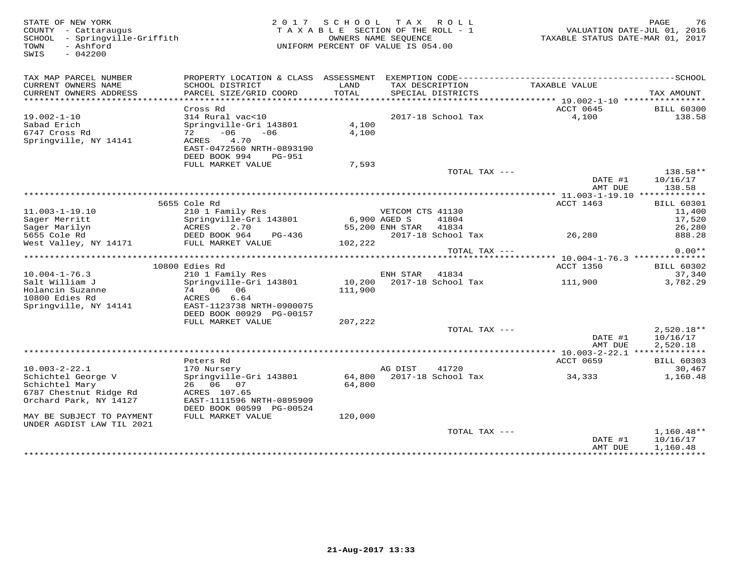STATE OF NEW YORK
COUNTY - Cattaraugus
SCHOOL - Springville-Griffith
TOWN - Ashford
SWIS - 042200

2 0 1 7 S C H O O L T A X R O L L
T A X A B L E SECTION OF THE ROLL - 1
OWNERS NAME SEQUENCE
UNIFORM PERCENT OF VALUE IS 054.00

VALUATION DATE-JUL 01, 2016
TAXABLE STATUS DATE-MAR 01, 2017

| TAX MAP PARCEL NUMBER / CURRENT OWNERS NAME / CURRENT OWNERS ADDRESS | PROPERTY LOCATION & CLASS / SCHOOL DISTRICT / PARCEL SIZE/GRID COORD | ASSESSMENT LAND / TOTAL | EXEMPTION CODE / TAX DESCRIPTION / SPECIAL DISTRICTS | TAXABLE VALUE | SCHOOL / TAX AMOUNT |
|---|---|---|---|---|---|
| | Cross Rd | | | ACCT 0645 | BILL 60300 |
| 19.002-1-10 | 314 Rural vac<10 | | 2017-18 School Tax | 4,100 | 138.58 |
| Sabad Erich | Springville-Gri 143801 | 4,100 | | | |
| 6747 Cross Rd | 72 -06 -06 | 4,100 | | | |
| Springville, NY 14141 | ACRES 4.70 | | | | |
| | EAST-0472560 NRTH-0893190 | | | | |
| | DEED BOOK 994 PG-951 | | | | |
| | FULL MARKET VALUE | 7,593 | | | |
| | | | TOTAL TAX --- | | 138.58** |
| | | | | DATE #1 | 10/16/17 |
| | | | | AMT DUE | 138.58 |
| | 5655 Cole Rd | | | ACCT 1463 | BILL 60301 |
| 11.003-1-19.10 | 210 1 Family Res | | VETCOM CTS 41130 | | 11,400 |
| Sager Merritt | Springville-Gri 143801 | 6,900 | AGED S 41804 | | 17,520 |
| Sager Marilyn | ACRES 2.70 | 55,200 | ENH STAR 41834 | | 26,280 |
| 5655 Cole Rd | DEED BOOK 964 PG-436 | | 2017-18 School Tax | 26,280 | 888.28 |
| West Valley, NY 14171 | FULL MARKET VALUE | 102,222 | | | |
| | | | TOTAL TAX --- | | 0.00** |
| | 10800 Edies Rd | | | ACCT 1350 | BILL 60302 |
| 10.004-1-76.3 | 210 1 Family Res | | ENH STAR 41834 | | 37,340 |
| Salt William J | Springville-Gri 143801 | 10,200 | 2017-18 School Tax | 111,900 | 3,782.29 |
| Holancin Suzanne | 74 06 06 | 111,900 | | | |
| 10800 Edies Rd | ACRES 6.64 | | | | |
| Springville, NY 14141 | EAST-1123738 NRTH-0900075 | | | | |
| | DEED BOOK 00929 PG-00157 | | | | |
| | FULL MARKET VALUE | 207,222 | | | |
| | | | TOTAL TAX --- | | 2,520.18** |
| | | | | DATE #1 | 10/16/17 |
| | | | | AMT DUE | 2,520.18 |
| | Peters Rd | | | ACCT 0659 | BILL 60303 |
| 10.003-2-22.1 | 170 Nursery | | AG DIST 41720 | | 30,467 |
| Schichtel George V | Springville-Gri 143801 | 64,800 | 2017-18 School Tax | 34,333 | 1,160.48 |
| Schichtel Mary | 26 06 07 | 64,800 | | | |
| 6787 Chestnut Ridge Rd | ACRES 107.65 | | | | |
| Orchard Park, NY 14127 | EAST-1111596 NRTH-0895909 | | | | |
| | DEED BOOK 00599 PG-00524 | | | | |
| MAY BE SUBJECT TO PAYMENT UNDER AGDIST LAW TIL 2021 | FULL MARKET VALUE | 120,000 | | | |
| | | | TOTAL TAX --- | | 1,160.48** |
| | | | | DATE #1 | 10/16/17 |
| | | | | AMT DUE | 1,160.48 |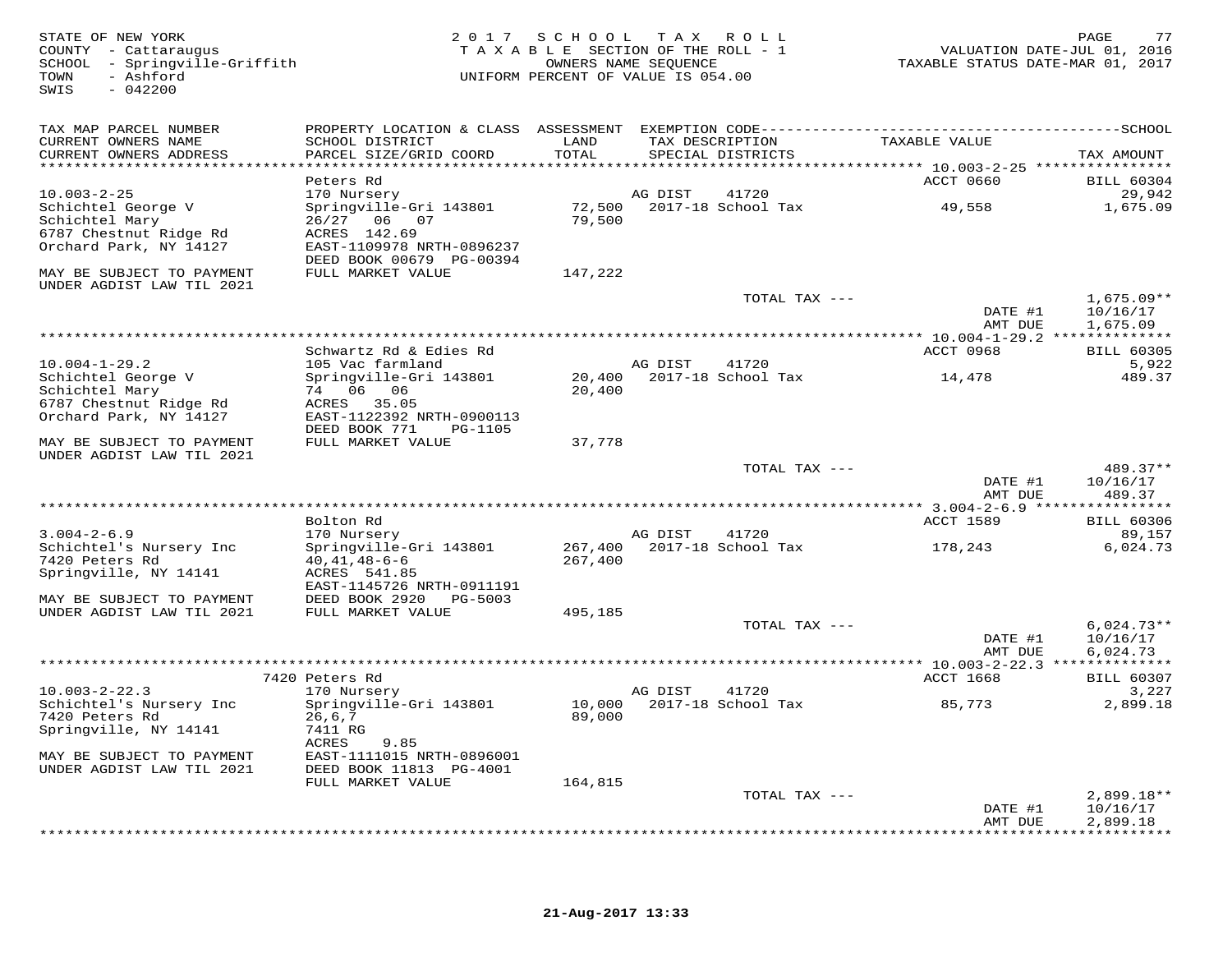STATE OF NEW YORK
COUNTY - Cattaraugus
SCHOOL - Springville-Griffith
TOWN - Ashford
SWIS - 042200

2 0 1 7 S C H O O L T A X R O L L
T A X A B L E SECTION OF THE ROLL - 1
OWNERS NAME SEQUENCE
UNIFORM PERCENT OF VALUE IS 054.00

VALUATION DATE-JUL 01, 2016
TAXABLE STATUS DATE-MAR 01, 2017

| TAX MAP PARCEL NUMBER / CURRENT OWNERS NAME / CURRENT OWNERS ADDRESS | PROPERTY LOCATION & CLASS / SCHOOL DISTRICT / PARCEL SIZE/GRID COORD | ASSESSMENT LAND / TOTAL | EXEMPTION CODE / TAX DESCRIPTION / SPECIAL DISTRICTS | TAXABLE VALUE | TAX AMOUNT |
|---|---|---|---|---|---|
| 10.003-2-25 | Peters Rd | | | ACCT 0660 | BILL 60304 |
| | 170 Nursery | | AG DIST 41720 | | 29,942 |
| Schichtel George V | Springville-Gri 143801 | 72,500 | 2017-18 School Tax | 49,558 | 1,675.09 |
| Schichtel Mary | 26/27 06 07 | 79,500 | | | |
| 6787 Chestnut Ridge Rd | ACRES 142.69 | | | | |
| Orchard Park, NY 14127 | EAST-1109978 NRTH-0896237 | | | | |
| | DEED BOOK 00679 PG-00394 | | | | |
| MAY BE SUBJECT TO PAYMENT UNDER AGDIST LAW TIL 2021 | FULL MARKET VALUE | 147,222 | | | |
| | | | TOTAL TAX --- | | 1,675.09** |
| | | | | DATE #1 | 10/16/17 |
| | | | | AMT DUE | 1,675.09 |
| 10.004-1-29.2 | Schwartz Rd & Edies Rd | | | ACCT 0968 | BILL 60305 |
| | 105 Vac farmland | | AG DIST 41720 | | 5,922 |
| Schichtel George V | Springville-Gri 143801 | 20,400 | 2017-18 School Tax | 14,478 | 489.37 |
| Schichtel Mary | 74 06 06 | 20,400 | | | |
| 6787 Chestnut Ridge Rd | ACRES 35.05 | | | | |
| Orchard Park, NY 14127 | EAST-1122392 NRTH-0900113 | | | | |
| | DEED BOOK 771 PG-1105 | | | | |
| MAY BE SUBJECT TO PAYMENT UNDER AGDIST LAW TIL 2021 | FULL MARKET VALUE | 37,778 | | | |
| | | | TOTAL TAX --- | | 489.37** |
| | | | | DATE #1 | 10/16/17 |
| | | | | AMT DUE | 489.37 |
| 3.004-2-6.9 | Bolton Rd | | | ACCT 1589 | BILL 60306 |
| | 170 Nursery | | AG DIST 41720 | | 89,157 |
| Schichtel's Nursery Inc | Springville-Gri 143801 | 267,400 | 2017-18 School Tax | 178,243 | 6,024.73 |
| 7420 Peters Rd | 40,41,48-6-6 | 267,400 | | | |
| Springville, NY 14141 | ACRES 541.85 | | | | |
| | EAST-1145726 NRTH-0911191 | | | | |
| MAY BE SUBJECT TO PAYMENT UNDER AGDIST LAW TIL 2021 | DEED BOOK 2920 PG-5003 | | | | |
| | FULL MARKET VALUE | 495,185 | | | |
| | | | TOTAL TAX --- | | 6,024.73** |
| | | | | DATE #1 | 10/16/17 |
| | | | | AMT DUE | 6,024.73 |
| 10.003-2-22.3 | 7420 Peters Rd | | | ACCT 1668 | BILL 60307 |
| | 170 Nursery | | AG DIST 41720 | | 3,227 |
| Schichtel's Nursery Inc | Springville-Gri 143801 | 10,000 | 2017-18 School Tax | 85,773 | 2,899.18 |
| 7420 Peters Rd | 26,6,7 | 89,000 | | | |
| Springville, NY 14141 | 7411 RG | | | | |
| | ACRES 9.85 | | | | |
| MAY BE SUBJECT TO PAYMENT UNDER AGDIST LAW TIL 2021 | EAST-1111015 NRTH-0896001 | | | | |
| | DEED BOOK 11813 PG-4001 | | | | |
| | FULL MARKET VALUE | 164,815 | | | |
| | | | TOTAL TAX --- | | 2,899.18** |
| | | | | DATE #1 | 10/16/17 |
| | | | | AMT DUE | 2,899.18 |

21-Aug-2017 13:33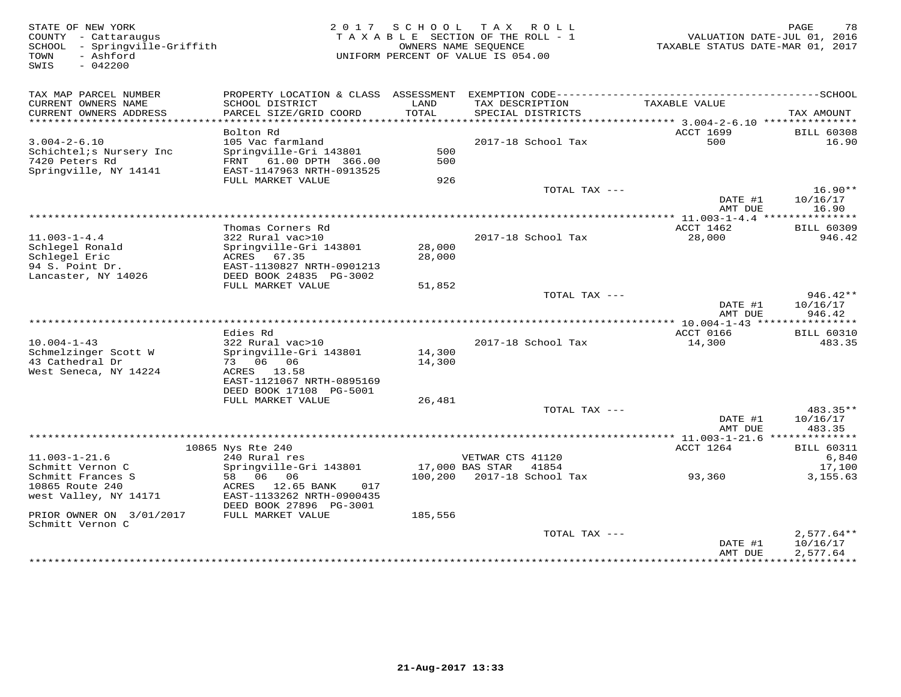STATE OF NEW YORK
COUNTY - Cattaraugus
SCHOOL - Springville-Griffith
TOWN - Ashford
SWIS - 042200

2017 SCHOOL TAX ROLL
TAXABLE SECTION OF THE ROLL - 1
OWNERS NAME SEQUENCE
UNIFORM PERCENT OF VALUE IS 054.00

VALUATION DATE-JUL 01, 2016
TAXABLE STATUS DATE-MAR 01, 2017

| TAX MAP PARCEL NUMBER / CURRENT OWNERS NAME / CURRENT OWNERS ADDRESS | PROPERTY LOCATION & CLASS / SCHOOL DISTRICT / PARCEL SIZE/GRID COORD | ASSESSMENT LAND / TOTAL | EXEMPTION CODE / TAX DESCRIPTION / SPECIAL DISTRICTS | TAXABLE VALUE | SCHOOL TAX AMOUNT |
|---|---|---|---|---|---|
| 3.004-2-6.10 | Bolton Rd | | | ACCT 1699 | BILL 60308 |
| Schichtel;s Nursery Inc | 105 Vac farmland | | | | |
| 7420 Peters Rd | Springville-Gri 143801 | 500 | 2017-18 School Tax | 500 | 16.90 |
| Springville, NY 14141 | FRNT 61.00 DPTH 366.00 | 500 | | | |
| | EAST-1147963 NRTH-0913525 | | | | |
| | FULL MARKET VALUE | 926 | | | |
| | | | TOTAL TAX --- | | 16.90** |
| | | | | DATE #1 | 10/16/17 |
| | | | | AMT DUE | 16.90 |
| 11.003-1-4.4 | Thomas Corners Rd | | | ACCT 1462 | BILL 60309 |
| Schlegel Ronald | 322 Rural vac>10 | | | | |
| Schlegel Eric | Springville-Gri 143801 | 28,000 | 2017-18 School Tax | 28,000 | 946.42 |
| 94 S. Point Dr. | ACRES 67.35 | 28,000 | | | |
| Lancaster, NY 14026 | EAST-1130827 NRTH-0901213 | | | | |
| | DEED BOOK 24835 PG-3002 | | | | |
| | FULL MARKET VALUE | 51,852 | | | |
| | | | TOTAL TAX --- | | 946.42** |
| | | | | DATE #1 | 10/16/17 |
| | | | | AMT DUE | 946.42 |
| 10.004-1-43 | Edies Rd | | | ACCT 0166 | BILL 60310 |
| Schmelzinger Scott W | 322 Rural vac>10 | | | | |
| 43 Cathedral Dr | Springville-Gri 143801 | 14,300 | 2017-18 School Tax | 14,300 | 483.35 |
| West Seneca, NY 14224 | 73 06 06 | 14,300 | | | |
| | ACRES 13.58 | | | | |
| | EAST-1121067 NRTH-0895169 | | | | |
| | DEED BOOK 17108 PG-5001 | | | | |
| | FULL MARKET VALUE | 26,481 | | | |
| | | | TOTAL TAX --- | | 483.35** |
| | | | | DATE #1 | 10/16/17 |
| | | | | AMT DUE | 483.35 |
| 11.003-1-21.6 | 10865 Nys Rte 240 | | | ACCT 1264 | BILL 60311 |
| Schmitt Vernon C | 240 Rural res | | VETWAR CTS 41120 | | 6,840 |
| Schmitt Frances S | Springville-Gri 143801 | 17,000 | BAS STAR 41854 | | 17,100 |
| 10865 Route 240 | 58 06 06 | 100,200 | 2017-18 School Tax | 93,360 | 3,155.63 |
| west Valley, NY 14171 | ACRES 12.65 BANK 017 | | | | |
| | EAST-1133262 NRTH-0900435 | | | | |
| | DEED BOOK 27896 PG-3001 | | | | |
| PRIOR OWNER ON 3/01/2017 | FULL MARKET VALUE | 185,556 | | | |
| Schmitt Vernon C | | | | | |
| | | | TOTAL TAX --- | | 2,577.64** |
| | | | | DATE #1 | 10/16/17 |
| | | | | AMT DUE | 2,577.64 |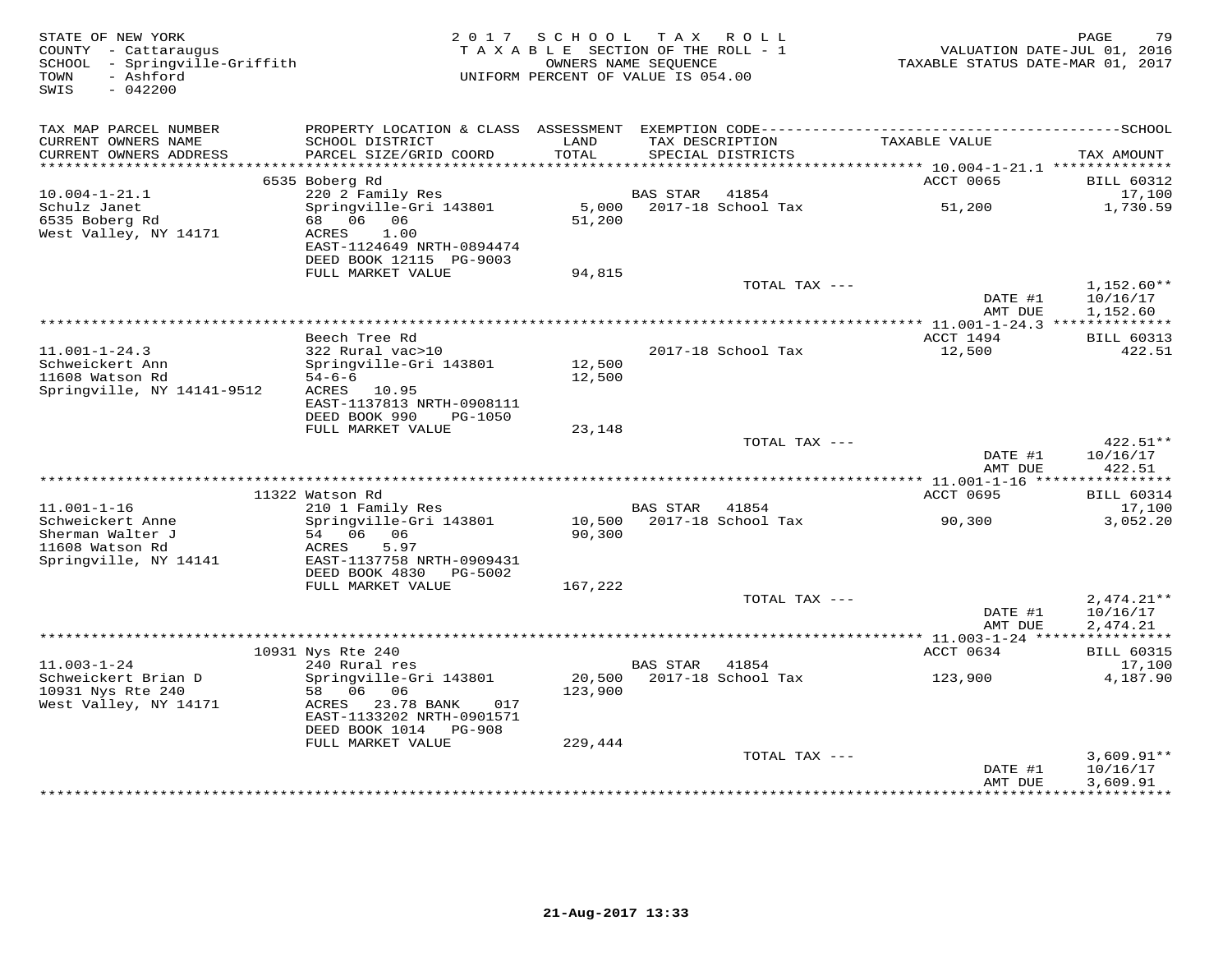STATE OF NEW YORK
COUNTY - Cattaraugus
SCHOOL - Springville-Griffith
TOWN - Ashford
SWIS - 042200

2017 SCHOOL TAX ROLL
TAXABLE SECTION OF THE ROLL - 1
OWNERS NAME SEQUENCE
UNIFORM PERCENT OF VALUE IS 054.00

VALUATION DATE-JUL 01, 2016
TAXABLE STATUS DATE-MAR 01, 2017

| TAX MAP PARCEL NUMBER / CURRENT OWNERS NAME / CURRENT OWNERS ADDRESS | PROPERTY LOCATION & CLASS / SCHOOL DISTRICT / PARCEL SIZE/GRID COORD | ASSESSMENT LAND / TOTAL | EXEMPTION CODE / TAX DESCRIPTION / SPECIAL DISTRICTS | TAXABLE VALUE | SCHOOL TAX AMOUNT |
|---|---|---|---|---|---|
| 10.004-1-21.1 | 6535 Boberg Rd | | | ACCT 0065 | BILL 60312 |
| Schulz Janet | 220 2 Family Res | | BAS STAR 41854 | | 17,100 |
| 6535 Boberg Rd | Springville-Gri 143801 | 5,000 | 2017-18 School Tax | 51,200 | 1,730.59 |
| West Valley, NY 14171 | 68 06 06 | 51,200 | | | |
| | ACRES 1.00 | | | | |
| | EAST-1124649 NRTH-0894474 | | | | |
| | DEED BOOK 12115 PG-9003 | | | | |
| | FULL MARKET VALUE | 94,815 | | | |
| | | | TOTAL TAX --- | | 1,152.60** |
| | | | | DATE #1 | 10/16/17 |
| | | | | AMT DUE | 1,152.60 |
| 11.001-1-24.3 | Beech Tree Rd | | | ACCT 1494 | BILL 60313 |
| Schweickert Ann | 322 Rural vac>10 | | 2017-18 School Tax | 12,500 | 422.51 |
| 11608 Watson Rd | Springville-Gri 143801 | 12,500 | | | |
| Springville, NY 14141-9512 | 54-6-6 | 12,500 | | | |
| | ACRES 10.95 | | | | |
| | EAST-1137813 NRTH-0908111 | | | | |
| | DEED BOOK 990 PG-1050 | | | | |
| | FULL MARKET VALUE | 23,148 | | | |
| | | | TOTAL TAX --- | | 422.51** |
| | | | | DATE #1 | 10/16/17 |
| | | | | AMT DUE | 422.51 |
| 11.001-1-16 | 11322 Watson Rd | | | ACCT 0695 | BILL 60314 |
| Schweickert Anne | 210 1 Family Res | | BAS STAR 41854 | | 17,100 |
| Sherman Walter J | Springville-Gri 143801 | 10,500 | 2017-18 School Tax | 90,300 | 3,052.20 |
| 11608 Watson Rd | 54 06 06 | 90,300 | | | |
| Springville, NY 14141 | ACRES 5.97 | | | | |
| | EAST-1137758 NRTH-0909431 | | | | |
| | DEED BOOK 4830 PG-5002 | | | | |
| | FULL MARKET VALUE | 167,222 | | | |
| | | | TOTAL TAX --- | | 2,474.21** |
| | | | | DATE #1 | 10/16/17 |
| | | | | AMT DUE | 2,474.21 |
| 11.003-1-24 | 10931 Nys Rte 240 | | | ACCT 0634 | BILL 60315 |
| Schweickert Brian D | 240 Rural res | | BAS STAR 41854 | | 17,100 |
| 10931 Nys Rte 240 | Springville-Gri 143801 | 20,500 | 2017-18 School Tax | 123,900 | 4,187.90 |
| West Valley, NY 14171 | 58 06 06 | 123,900 | | | |
| | ACRES 23.78 BANK 017 | | | | |
| | EAST-1133202 NRTH-0901571 | | | | |
| | DEED BOOK 1014 PG-908 | | | | |
| | FULL MARKET VALUE | 229,444 | | | |
| | | | TOTAL TAX --- | | 3,609.91** |
| | | | | DATE #1 | 10/16/17 |
| | | | | AMT DUE | 3,609.91 |

21-Aug-2017 13:33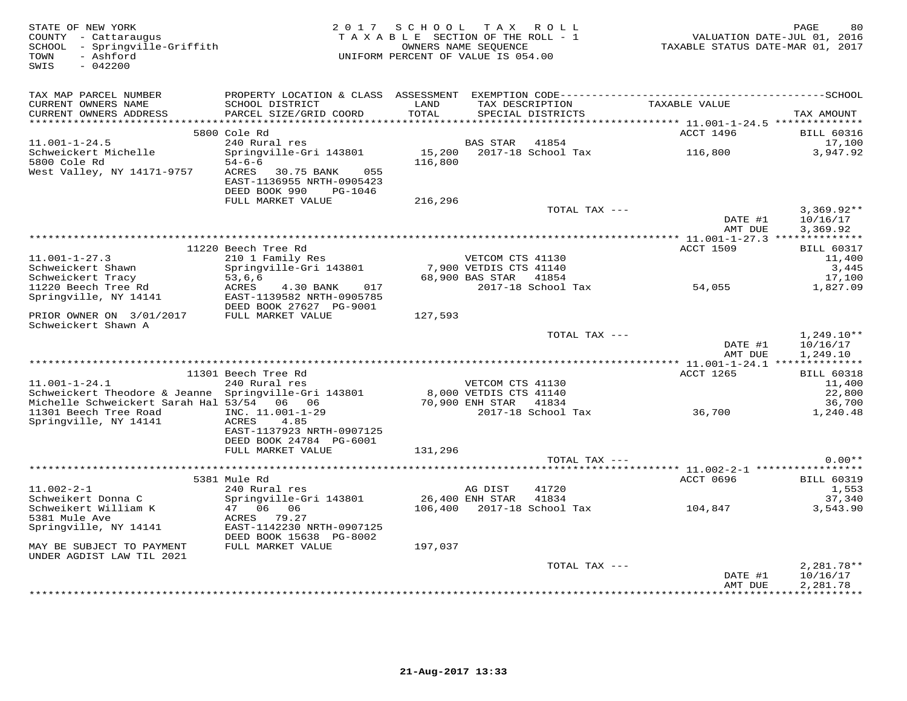STATE OF NEW YORK
COUNTY - Cattaraugus
SCHOOL - Springville-Griffith
TOWN - Ashford
SWIS - 042200

2017 SCHOOL TAX ROLL
TAXABLE SECTION OF THE ROLL - 1
OWNERS NAME SEQUENCE
UNIFORM PERCENT OF VALUE IS 054.00

VALUATION DATE-JUL 01, 2016
TAXABLE STATUS DATE-MAR 01, 2017

| TAX MAP PARCEL NUMBER / CURRENT OWNERS NAME / CURRENT OWNERS ADDRESS | PROPERTY LOCATION & CLASS / SCHOOL DISTRICT / PARCEL SIZE/GRID COORD | ASSESSMENT LAND / TOTAL | EXEMPTION CODE / TAX DESCRIPTION / SPECIAL DISTRICTS | TAXABLE VALUE | TAX AMOUNT |
|---|---|---|---|---|---|
| | 5800 Cole Rd | | | ACCT 1496 | BILL 60316 |
| 11.001-1-24.5 | 240 Rural res | | BAS STAR 41854 | | 17,100 |
| Schweickert Michelle | Springville-Gri 143801 | 15,200 | 2017-18 School Tax | 116,800 | 3,947.92 |
| 5800 Cole Rd | 54-6-6 | 116,800 | | | |
| West Valley, NY 14171-9757 | ACRES 30.75 BANK 055 | | | | |
| | EAST-1136955 NRTH-0905423 | | | | |
| | DEED BOOK 990 PG-1046 | | | | |
| | FULL MARKET VALUE | 216,296 | | | |
| | | | TOTAL TAX --- | | 3,369.92** |
| | | | | DATE #1 | 10/16/17 |
| | | | | AMT DUE | 3,369.92 |
| | 11220 Beech Tree Rd | | | ACCT 1509 | BILL 60317 |
| 11.001-1-27.3 | 210 1 Family Res | | VETCOM CTS 41130 | | 11,400 |
| Schweickert Shawn | Springville-Gri 143801 | 7,900 | VETDIS CTS 41140 | | 3,445 |
| Schweickert Tracy | 53,6,6 | 68,900 | BAS STAR 41854 | | 17,100 |
| 11220 Beech Tree Rd | ACRES 4.30 BANK 017 | | 2017-18 School Tax | 54,055 | 1,827.09 |
| Springville, NY 14141 | EAST-1139582 NRTH-0905785 | | | | |
| | DEED BOOK 27627 PG-9001 | | | | |
| PRIOR OWNER ON 3/01/2017 | FULL MARKET VALUE | 127,593 | | | |
| Schweickert Shawn A | | | | | |
| | | | TOTAL TAX --- | | 1,249.10** |
| | | | | DATE #1 | 10/16/17 |
| | | | | AMT DUE | 1,249.10 |
| | 11301 Beech Tree Rd | | | ACCT 1265 | BILL 60318 |
| 11.001-1-24.1 | 240 Rural res | | VETCOM CTS 41130 | | 11,400 |
| Schweickert Theodore & Jeanne | Springville-Gri 143801 | 8,000 | VETDIS CTS 41140 | | 22,800 |
| Michelle Schweickert Sarah Hal | 53/54 06 06 | 70,900 | ENH STAR 41834 | | 36,700 |
| 11301 Beech Tree Road | INC. 11.001-1-29 | | 2017-18 School Tax | 36,700 | 1,240.48 |
| Springville, NY 14141 | ACRES 4.85 | | | | |
| | EAST-1137923 NRTH-0907125 | | | | |
| | DEED BOOK 24784 PG-6001 | | | | |
| | FULL MARKET VALUE | 131,296 | | | |
| | | | TOTAL TAX --- | | 0.00** |
| | 5381 Mule Rd | | | ACCT 0696 | BILL 60319 |
| 11.002-2-1 | 240 Rural res | | AG DIST 41720 | | 1,553 |
| Schweikert Donna C | Springville-Gri 143801 | 26,400 | ENH STAR 41834 | | 37,340 |
| Schweikert William K | 47 06 06 | 106,400 | 2017-18 School Tax | 104,847 | 3,543.90 |
| 5381 Mule Ave | ACRES 79.27 | | | | |
| Springville, NY 14141 | EAST-1142230 NRTH-0907125 | | | | |
| | DEED BOOK 15638 PG-8002 | | | | |
| MAY BE SUBJECT TO PAYMENT | FULL MARKET VALUE | 197,037 | | | |
| UNDER AGDIST LAW TIL 2021 | | | | | |
| | | | TOTAL TAX --- | | 2,281.78** |
| | | | | DATE #1 | 10/16/17 |
| | | | | AMT DUE | 2,281.78 |

21-Aug-2017 13:33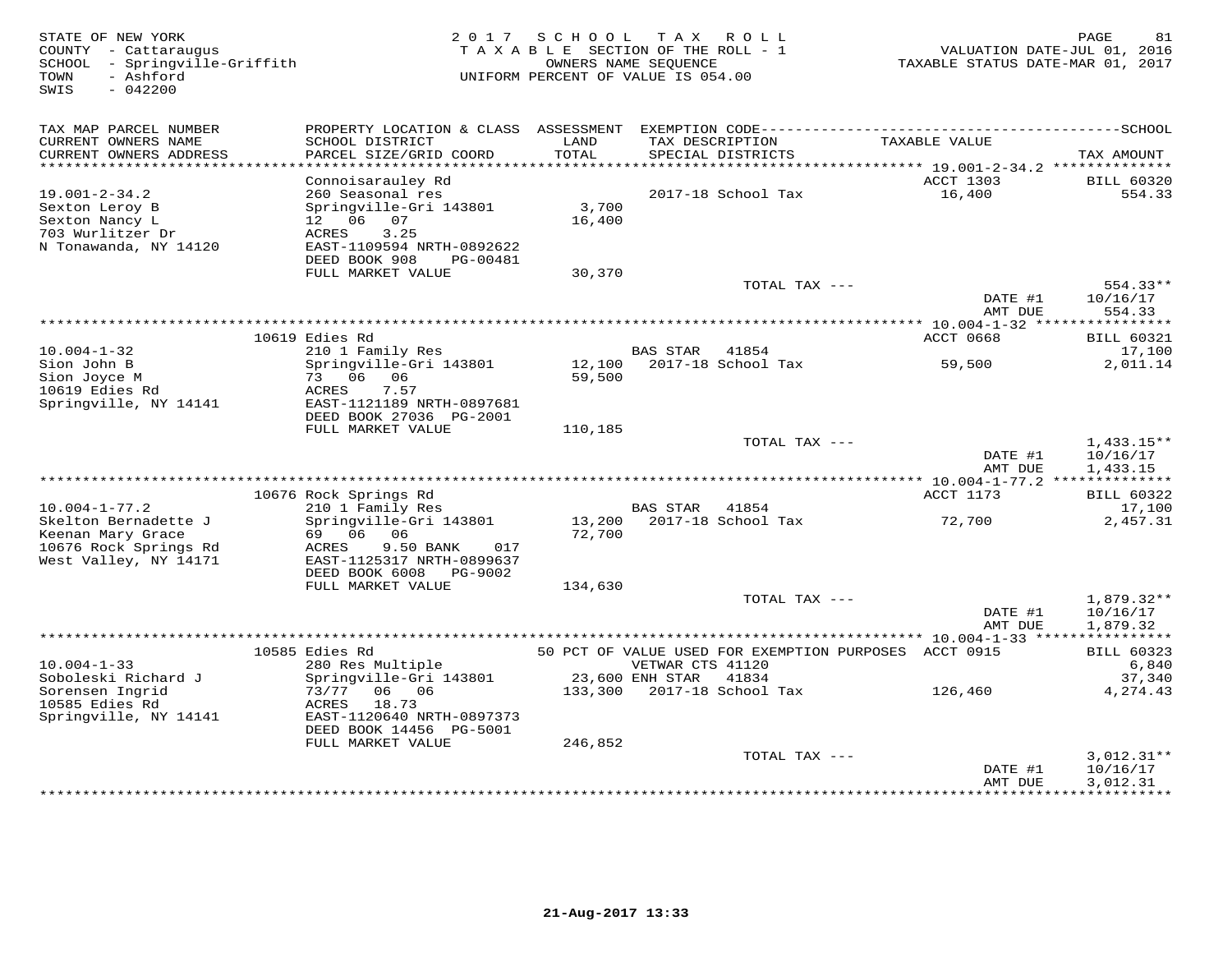STATE OF NEW YORK
COUNTY - Cattaraugus
SCHOOL - Springville-Griffith
TOWN - Ashford
SWIS - 042200

2017 SCHOOL TAX ROLL
TAXABLE SECTION OF THE ROLL - 1
OWNERS NAME SEQUENCE
UNIFORM PERCENT OF VALUE IS 054.00

VALUATION DATE-JUL 01, 2016
TAXABLE STATUS DATE-MAR 01, 2017

| TAX MAP PARCEL NUMBER / CURRENT OWNERS NAME / CURRENT OWNERS ADDRESS | PROPERTY LOCATION & CLASS / SCHOOL DISTRICT / PARCEL SIZE/GRID COORD | ASSESSMENT LAND / TOTAL | EXEMPTION CODE / TAX DESCRIPTION / SPECIAL DISTRICTS | TAXABLE VALUE | TAX AMOUNT |
|---|---|---|---|---|---|
| 19.001-2-34.2 | Connoisarauley Rd | | | ACCT 1303 | BILL 60320 |
| Sexton Leroy B | 260 Seasonal res | | 2017-18 School Tax | 16,400 | 554.33 |
| Sexton Nancy L | Springville-Gri 143801 | 3,700 | | | |
| 703 Wurlitzer Dr | 12 06 07 | 16,400 | | | |
| N Tonawanda, NY 14120 | ACRES 3.25 | | | | |
| | EAST-1109594 NRTH-0892622 | | | | |
| | DEED BOOK 908 PG-00481 | | | | |
| | FULL MARKET VALUE | 30,370 | | | |
| | | | TOTAL TAX --- | | 554.33** |
| | | | | DATE #1 | 10/16/17 |
| | | | | AMT DUE | 554.33 |
| 10.004-1-32 | 10619 Edies Rd | | | ACCT 0668 | BILL 60321 |
| Sion John B | 210 1 Family Res | | BAS STAR 41854 | | 17,100 |
| Sion Joyce M | Springville-Gri 143801 | 12,100 | 2017-18 School Tax | 59,500 | 2,011.14 |
| 10619 Edies Rd | 73 06 06 | 59,500 | | | |
| Springville, NY 14141 | ACRES 7.57 | | | | |
| | EAST-1121189 NRTH-0897681 | | | | |
| | DEED BOOK 27036 PG-2001 | | | | |
| | FULL MARKET VALUE | 110,185 | | | |
| | | | TOTAL TAX --- | | 1,433.15** |
| | | | | DATE #1 | 10/16/17 |
| | | | | AMT DUE | 1,433.15 |
| 10.004-1-77.2 | 10676 Rock Springs Rd | | | ACCT 1173 | BILL 60322 |
| Skelton Bernadette J | 210 1 Family Res | | BAS STAR 41854 | | 17,100 |
| Keenan Mary Grace | Springville-Gri 143801 | 13,200 | 2017-18 School Tax | 72,700 | 2,457.31 |
| 10676 Rock Springs Rd | 69 06 06 | 72,700 | | | |
| West Valley, NY 14171 | ACRES 9.50 BANK 017 | | | | |
| | EAST-1125317 NRTH-0899637 | | | | |
| | DEED BOOK 6008 PG-9002 | | | | |
| | FULL MARKET VALUE | 134,630 | | | |
| | | | TOTAL TAX --- | | 1,879.32** |
| | | | | DATE #1 | 10/16/17 |
| | | | | AMT DUE | 1,879.32 |
| 10.004-1-33 | 10585 Edies Rd | | 50 PCT OF VALUE USED FOR EXEMPTION PURPOSES | ACCT 0915 | BILL 60323 |
| Soboleski Richard J | 280 Res Multiple | | VETWAR CTS 41120 | | 6,840 |
| Sorensen Ingrid | Springville-Gri 143801 | 23,600 | ENH STAR 41834 | | 37,340 |
| 10585 Edies Rd | 73/77 06 06 | 133,300 | 2017-18 School Tax | 126,460 | 4,274.43 |
| Springville, NY 14141 | ACRES 18.73 | | | | |
| | EAST-1120640 NRTH-0897373 | | | | |
| | DEED BOOK 14456 PG-5001 | | | | |
| | FULL MARKET VALUE | 246,852 | | | |
| | | | TOTAL TAX --- | | 3,012.31** |
| | | | | DATE #1 | 10/16/17 |
| | | | | AMT DUE | 3,012.31 |

21-Aug-2017 13:33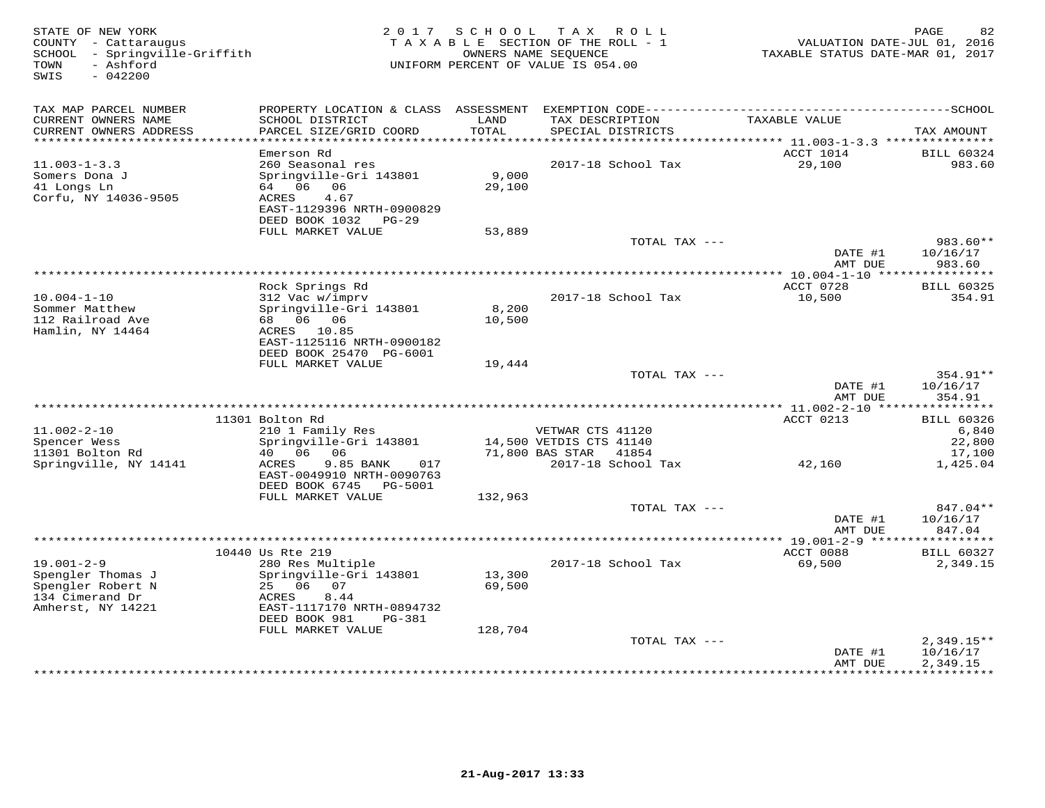STATE OF NEW YORK
COUNTY - Cattaraugus
SCHOOL - Springville-Griffith
TOWN - Ashford
SWIS - 042200

2 0 1 7 S C H O O L T A X R O L L
T A X A B L E SECTION OF THE ROLL - 1
OWNERS NAME SEQUENCE
UNIFORM PERCENT OF VALUE IS 054.00

VALUATION DATE-JUL 01, 2016
TAXABLE STATUS DATE-MAR 01, 2017

| TAX MAP PARCEL NUMBER / CURRENT OWNERS NAME / CURRENT OWNERS ADDRESS | PROPERTY LOCATION & CLASS / SCHOOL DISTRICT / PARCEL SIZE/GRID COORD | ASSESSMENT LAND / TOTAL | EXEMPTION CODE / TAX DESCRIPTION / SPECIAL DISTRICTS | TAXABLE VALUE | TAX AMOUNT |
|---|---|---|---|---|---|
| 11.003-1-3.3 | Emerson Rd | | | ACCT 1014 | BILL 60324 |
| | 260 Seasonal res | | 2017-18 School Tax | 29,100 | 983.60 |
| Somers Dona J | Springville-Gri 143801 | 9,000 | | | |
| 41 Longs Ln | 64 06 06 | 29,100 | | | |
| Corfu, NY 14036-9505 | ACRES 4.67 | | | | |
| | EAST-1129396 NRTH-0900829 | | | | |
| | DEED BOOK 1032 PG-29 | | | | |
| | FULL MARKET VALUE | 53,889 | | | |
| | | | TOTAL TAX --- | | 983.60** |
| | | | | DATE #1 | 10/16/17 |
| | | | | AMT DUE | 983.60 |
| 10.004-1-10 | Rock Springs Rd | | | ACCT 0728 | BILL 60325 |
| | 312 Vac w/imprv | | 2017-18 School Tax | 10,500 | 354.91 |
| Sommer Matthew | Springville-Gri 143801 | 8,200 | | | |
| 112 Railroad Ave | 68 06 06 | 10,500 | | | |
| Hamlin, NY 14464 | ACRES 10.85 | | | | |
| | EAST-1125116 NRTH-0900182 | | | | |
| | DEED BOOK 25470 PG-6001 | | | | |
| | FULL MARKET VALUE | 19,444 | | | |
| | | | TOTAL TAX --- | | 354.91** |
| | | | | DATE #1 | 10/16/17 |
| | | | | AMT DUE | 354.91 |
| 11.002-2-10 | 11301 Bolton Rd | | | ACCT 0213 | BILL 60326 |
| | 210 1 Family Res | | VETWAR CTS 41120 | | 6,840 |
| Spencer Wess | Springville-Gri 143801 | 14,500 | VETDIS CTS 41140 | | 22,800 |
| 11301 Bolton Rd | 40 06 06 | 71,800 | BAS STAR 41854 | | 17,100 |
| Springville, NY 14141 | ACRES 9.85 BANK 017 | | 2017-18 School Tax | 42,160 | 1,425.04 |
| | EAST-0049910 NRTH-0090763 | | | | |
| | DEED BOOK 6745 PG-5001 | | | | |
| | FULL MARKET VALUE | 132,963 | | | |
| | | | TOTAL TAX --- | | 847.04** |
| | | | | DATE #1 | 10/16/17 |
| | | | | AMT DUE | 847.04 |
| 19.001-2-9 | 10440 Us Rte 219 | | | ACCT 0088 | BILL 60327 |
| | 280 Res Multiple | | 2017-18 School Tax | 69,500 | 2,349.15 |
| Spengler Thomas J | Springville-Gri 143801 | 13,300 | | | |
| Spengler Robert N | 25 06 07 | 69,500 | | | |
| 134 Cimerand Dr | ACRES 8.44 | | | | |
| Amherst, NY 14221 | EAST-1117170 NRTH-0894732 | | | | |
| | DEED BOOK 981 PG-381 | | | | |
| | FULL MARKET VALUE | 128,704 | | | |
| | | | TOTAL TAX --- | | 2,349.15** |
| | | | | DATE #1 | 10/16/17 |
| | | | | AMT DUE | 2,349.15 |

21-Aug-2017 13:33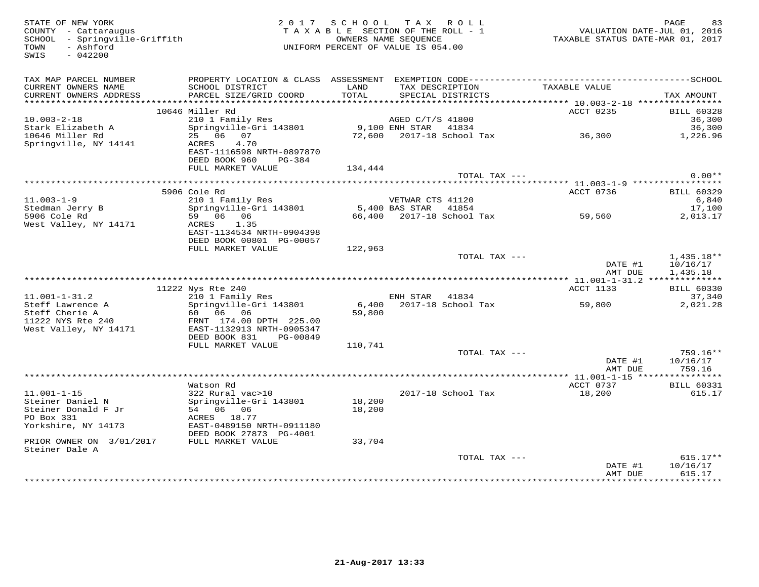STATE OF NEW YORK
COUNTY - Cattaraugus
SCHOOL - Springville-Griffith
TOWN - Ashford
SWIS - 042200

2017 SCHOOL TAX ROLL
TAXABLE SECTION OF THE ROLL - 1
OWNERS NAME SEQUENCE
UNIFORM PERCENT OF VALUE IS 054.00

VALUATION DATE-JUL 01, 2016
TAXABLE STATUS DATE-MAR 01, 2017

| TAX MAP PARCEL NUMBER / CURRENT OWNERS NAME / CURRENT OWNERS ADDRESS | PROPERTY LOCATION & CLASS / SCHOOL DISTRICT / PARCEL SIZE/GRID COORD | ASSESSMENT LAND / TOTAL | EXEMPTION CODE / TAX DESCRIPTION / SPECIAL DISTRICTS | TAXABLE VALUE | SCHOOL / TAX AMOUNT |
|---|---|---|---|---|---|
| | 10646 Miller Rd | | | ACCT 0235 | BILL 60328 |
| 10.003-2-18 | 210 1 Family Res | | AGED C/T/S 41800 | | 36,300 |
| Stark Elizabeth A | Springville-Gri 143801 | 9,100 | ENH STAR 41834 | | 36,300 |
| 10646 Miller Rd | 25 06 07 | 72,600 | 2017-18 School Tax | 36,300 | 1,226.96 |
| Springville, NY 14141 | ACRES 4.70 | | | | |
| | EAST-1116598 NRTH-0897870 | | | | |
| | DEED BOOK 960 PG-384 | | | | |
| | FULL MARKET VALUE | 134,444 | | | |
| | | | TOTAL TAX --- | | 0.00** |
| | 5906 Cole Rd | | | ACCT 0736 | BILL 60329 |
| 11.003-1-9 | 210 1 Family Res | | VETWAR CTS 41120 | | 6,840 |
| Stedman Jerry B | Springville-Gri 143801 | 5,400 | BAS STAR 41854 | | 17,100 |
| 5906 Cole Rd | 59 06 06 | 66,400 | 2017-18 School Tax | 59,560 | 2,013.17 |
| West Valley, NY 14171 | ACRES 1.35 | | | | |
| | EAST-1134534 NRTH-0904398 | | | | |
| | DEED BOOK 00801 PG-00057 | | | | |
| | FULL MARKET VALUE | 122,963 | | | |
| | | | TOTAL TAX --- | | 1,435.18** |
| | | | | DATE #1 | 10/16/17 |
| | | | | AMT DUE | 1,435.18 |
| | 11222 Nys Rte 240 | | | ACCT 1133 | BILL 60330 |
| 11.001-1-31.2 | 210 1 Family Res | | ENH STAR 41834 | | 37,340 |
| Steff Lawrence A | Springville-Gri 143801 | 6,400 | 2017-18 School Tax | 59,800 | 2,021.28 |
| Steff Cherie A | 60 06 06 | 59,800 | | | |
| 11222 NYS Rte 240 | FRNT 174.00 DPTH 225.00 | | | | |
| West Valley, NY 14171 | EAST-1132913 NRTH-0905347 | | | | |
| | DEED BOOK 831 PG-00849 | | | | |
| | FULL MARKET VALUE | 110,741 | | | |
| | | | TOTAL TAX --- | | 759.16** |
| | | | | DATE #1 | 10/16/17 |
| | | | | AMT DUE | 759.16 |
| | Watson Rd | | | ACCT 0737 | BILL 60331 |
| 11.001-1-15 | 322 Rural vac>10 | | 2017-18 School Tax | 18,200 | 615.17 |
| Steiner Daniel N | Springville-Gri 143801 | 18,200 | | | |
| Steiner Donald F Jr | 54 06 06 | 18,200 | | | |
| PO Box 331 | ACRES 18.77 | | | | |
| Yorkshire, NY 14173 | EAST-0489150 NRTH-0911180 | | | | |
| | DEED BOOK 27873 PG-4001 | | | | |
| PRIOR OWNER ON 3/01/2017 | FULL MARKET VALUE | 33,704 | | | |
| Steiner Dale A | | | | | |
| | | | TOTAL TAX --- | | 615.17** |
| | | | | DATE #1 | 10/16/17 |
| | | | | AMT DUE | 615.17 |

21-Aug-2017 13:33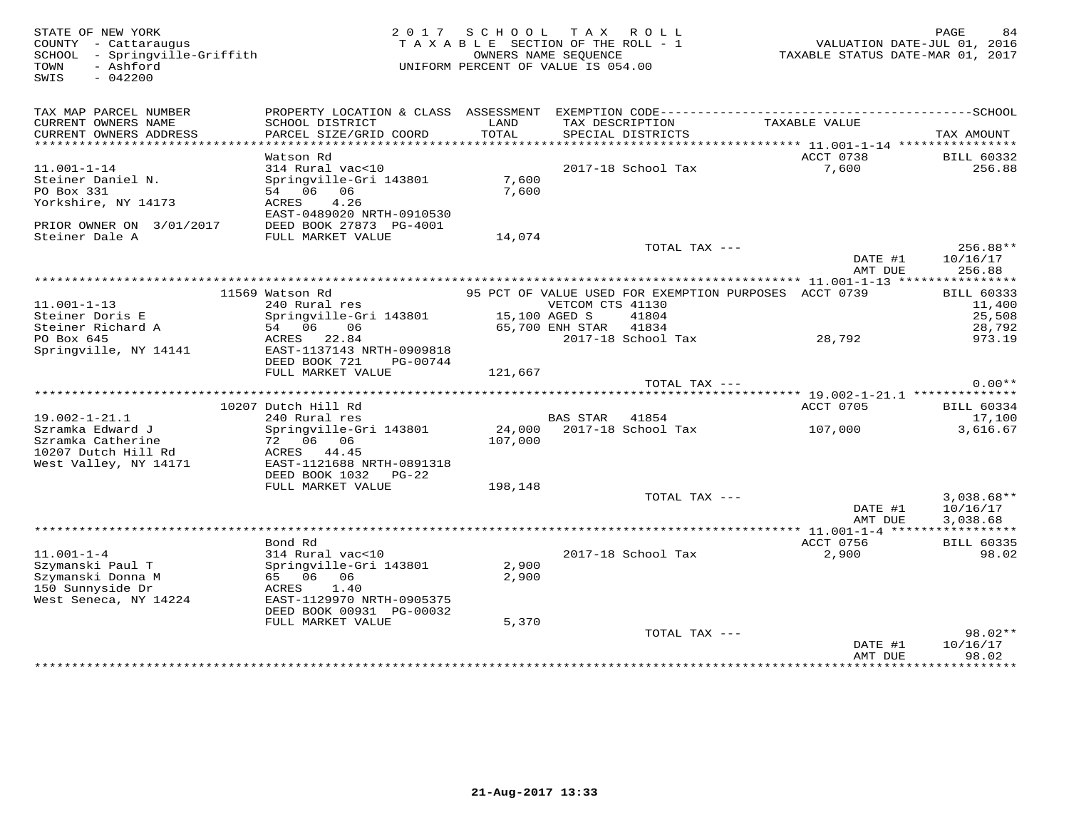STATE OF NEW YORK
COUNTY - Cattaraugus
SCHOOL - Springville-Griffith
TOWN - Ashford
SWIS - 042200

2 0 1 7 S C H O O L T A X R O L L
T A X A B L E SECTION OF THE ROLL - 1
OWNERS NAME SEQUENCE
UNIFORM PERCENT OF VALUE IS 054.00

VALUATION DATE-JUL 01, 2016
TAXABLE STATUS DATE-MAR 01, 2017

| TAX MAP PARCEL NUMBER / CURRENT OWNERS NAME / CURRENT OWNERS ADDRESS | PROPERTY LOCATION & CLASS / SCHOOL DISTRICT / PARCEL SIZE/GRID COORD | ASSESSMENT LAND / TOTAL | EXEMPTION CODE / TAX DESCRIPTION / SPECIAL DISTRICTS | TAXABLE VALUE | SCHOOL / TAX AMOUNT |
|---|---|---|---|---|---|
| **11.001-1-14** | Watson Rd | | | ACCT 0738 | BILL 60332 |
| 11.001-1-14 | 314 Rural vac<10 | | 2017-18 School Tax | 7,600 | 256.88 |
| Steiner Daniel N. | Springville-Gri 143801 | 7,600 | | | |
| PO Box 331 | 54 06 06 | 7,600 | | | |
| Yorkshire, NY 14173 | ACRES 4.26 | | | | |
| | EAST-0489020 NRTH-0910530 | | | | |
| PRIOR OWNER ON 3/01/2017 | DEED BOOK 27873 PG-4001 | | | | |
| Steiner Dale A | FULL MARKET VALUE | 14,074 | | | |
| | | | TOTAL TAX --- | | 256.88** |
| | | | | DATE #1 | 10/16/17 |
| | | | | AMT DUE | 256.88 |
| **11.001-1-13** | 11569 Watson Rd | | 95 PCT OF VALUE USED FOR EXEMPTION PURPOSES | ACCT 0739 | BILL 60333 |
| 11.001-1-13 | 240 Rural res | | VETCOM CTS 41130 | | 11,400 |
| Steiner Doris E | Springville-Gri 143801 | 15,100 | AGED S 41804 | | 25,508 |
| Steiner Richard A | 54 06 06 | 65,700 | ENH STAR 41834 | | 28,792 |
| PO Box 645 | ACRES 22.84 | | 2017-18 School Tax | 28,792 | 973.19 |
| Springville, NY 14141 | EAST-1137143 NRTH-0909818 | | | | |
| | DEED BOOK 721 PG-00744 | | | | |
| | FULL MARKET VALUE | 121,667 | | | |
| | | | TOTAL TAX --- | | 0.00** |
| **19.002-1-21.1** | 10207 Dutch Hill Rd | | | ACCT 0705 | BILL 60334 |
| 19.002-1-21.1 | 240 Rural res | | BAS STAR 41854 | | 17,100 |
| Szramka Edward J | Springville-Gri 143801 | 24,000 | 2017-18 School Tax | 107,000 | 3,616.67 |
| Szramka Catherine | 72 06 06 | 107,000 | | | |
| 10207 Dutch Hill Rd | ACRES 44.45 | | | | |
| West Valley, NY 14171 | EAST-1121688 NRTH-0891318 | | | | |
| | DEED BOOK 1032 PG-22 | | | | |
| | FULL MARKET VALUE | 198,148 | | | |
| | | | TOTAL TAX --- | | 3,038.68** |
| | | | | DATE #1 | 10/16/17 |
| | | | | AMT DUE | 3,038.68 |
| **11.001-1-4** | Bond Rd | | | ACCT 0756 | BILL 60335 |
| 11.001-1-4 | 314 Rural vac<10 | | 2017-18 School Tax | 2,900 | 98.02 |
| Szymanski Paul T | Springville-Gri 143801 | 2,900 | | | |
| Szymanski Donna M | 65 06 06 | 2,900 | | | |
| 150 Sunnyside Dr | ACRES 1.40 | | | | |
| West Seneca, NY 14224 | EAST-1129970 NRTH-0905375 | | | | |
| | DEED BOOK 00931 PG-00032 | | | | |
| | FULL MARKET VALUE | 5,370 | | | |
| | | | TOTAL TAX --- | | 98.02** |
| | | | | DATE #1 | 10/16/17 |
| | | | | AMT DUE | 98.02 |

21-Aug-2017 13:33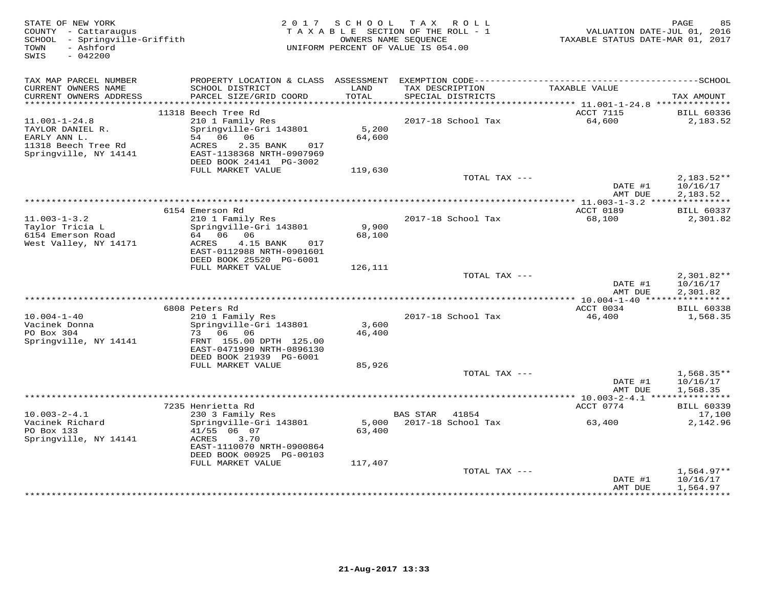STATE OF NEW YORK
COUNTY - Cattaraugus
SCHOOL - Springville-Griffith
TOWN - Ashford
SWIS - 042200

2 0 1 7 S C H O O L T A X R O L L
T A X A B L E SECTION OF THE ROLL - 1
OWNERS NAME SEQUENCE
UNIFORM PERCENT OF VALUE IS 054.00

VALUATION DATE-JUL 01, 2016
TAXABLE STATUS DATE-MAR 01, 2017

| TAX MAP PARCEL NUMBER / CURRENT OWNERS NAME / CURRENT OWNERS ADDRESS | PROPERTY LOCATION & CLASS / SCHOOL DISTRICT / PARCEL SIZE/GRID COORD | ASSESSMENT LAND / TOTAL | EXEMPTION CODE / TAX DESCRIPTION / SPECIAL DISTRICTS | TAXABLE VALUE | TAX AMOUNT |
|---|---|---|---|---|---|
| 11.001-1-24.8 | 11318 Beech Tree Rd | | | ACCT 7115 | BILL 60336 |
| TAYLOR DANIEL R. | 210 1 Family Res | | 2017-18 School Tax | 64,600 | 2,183.52 |
| EARLY ANN L. | Springville-Gri 143801 | 5,200 | | | |
| 11318 Beech Tree Rd | 54 06 06 | 64,600 | | | |
| Springville, NY 14141 | ACRES 2.35 BANK 017 | | | | |
| | EAST-1138368 NRTH-0907969 | | | | |
| | DEED BOOK 24141 PG-3002 | | | | |
| | FULL MARKET VALUE | 119,630 | | | |
| | | | TOTAL TAX --- | | 2,183.52** |
| | | | | DATE #1 | 10/16/17 |
| | | | | AMT DUE | 2,183.52 |
| 11.003-1-3.2 | 6154 Emerson Rd | | | ACCT 0189 | BILL 60337 |
| Taylor Tricia L | 210 1 Family Res | | 2017-18 School Tax | 68,100 | 2,301.82 |
| 6154 Emerson Road | Springville-Gri 143801 | 9,900 | | | |
| West Valley, NY 14171 | 64 06 06 | 68,100 | | | |
| | ACRES 4.15 BANK 017 | | | | |
| | EAST-0112988 NRTH-0901601 | | | | |
| | DEED BOOK 25520 PG-6001 | | | | |
| | FULL MARKET VALUE | 126,111 | | | |
| | | | TOTAL TAX --- | | 2,301.82** |
| | | | | DATE #1 | 10/16/17 |
| | | | | AMT DUE | 2,301.82 |
| 10.004-1-40 | 6808 Peters Rd | | | ACCT 0034 | BILL 60338 |
| Vacinek Donna | 210 1 Family Res | | 2017-18 School Tax | 46,400 | 1,568.35 |
| PO Box 304 | Springville-Gri 143801 | 3,600 | | | |
| Springville, NY 14141 | 73 06 06 | 46,400 | | | |
| | FRNT 155.00 DPTH 125.00 | | | | |
| | EAST-0471990 NRTH-0896130 | | | | |
| | DEED BOOK 21939 PG-6001 | | | | |
| | FULL MARKET VALUE | 85,926 | | | |
| | | | TOTAL TAX --- | | 1,568.35** |
| | | | | DATE #1 | 10/16/17 |
| | | | | AMT DUE | 1,568.35 |
| 10.003-2-4.1 | 7235 Henrietta Rd | | | ACCT 0774 | BILL 60339 |
| Vacinek Richard | 230 3 Family Res | | BAS STAR 41854 | | 17,100 |
| PO Box 133 | Springville-Gri 143801 | 5,000 | 2017-18 School Tax | 63,400 | 2,142.96 |
| Springville, NY 14141 | 41/55 06 07 | 63,400 | | | |
| | ACRES 3.70 | | | | |
| | EAST-1110070 NRTH-0900864 | | | | |
| | DEED BOOK 00925 PG-00103 | | | | |
| | FULL MARKET VALUE | 117,407 | | | |
| | | | TOTAL TAX --- | | 1,564.97** |
| | | | | DATE #1 | 10/16/17 |
| | | | | AMT DUE | 1,564.97 |

21-Aug-2017 13:33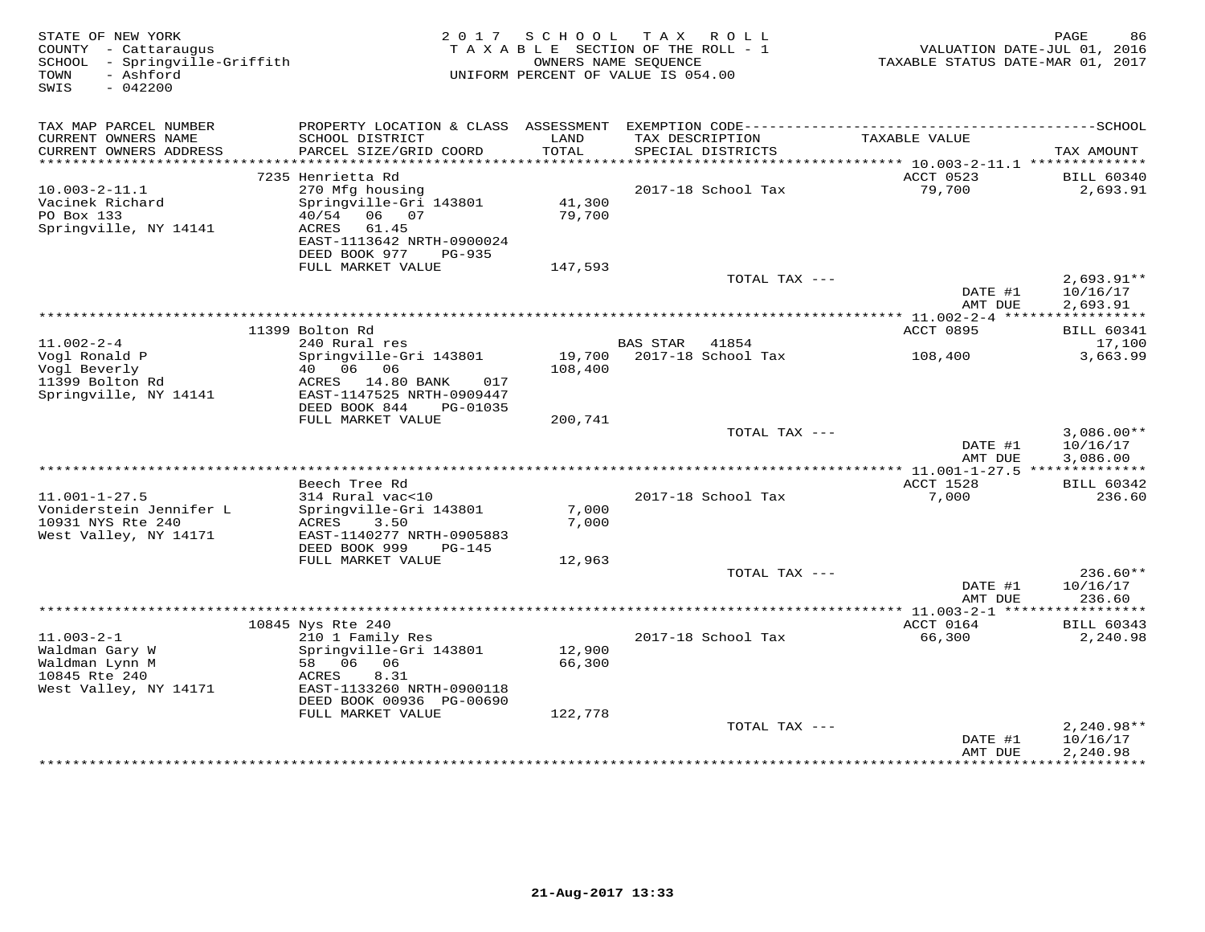STATE OF NEW YORK
COUNTY - Cattaraugus
SCHOOL - Springville-Griffith
TOWN - Ashford
SWIS - 042200

2 0 1 7 S C H O O L T A X R O L L
T A X A B L E SECTION OF THE ROLL - 1
OWNERS NAME SEQUENCE
UNIFORM PERCENT OF VALUE IS 054.00

VALUATION DATE-JUL 01, 2016
TAXABLE STATUS DATE-MAR 01, 2017

| TAX MAP PARCEL NUMBER / CURRENT OWNERS NAME / CURRENT OWNERS ADDRESS | PROPERTY LOCATION & CLASS / SCHOOL DISTRICT / PARCEL SIZE/GRID COORD | ASSESSMENT LAND / TOTAL | EXEMPTION CODE / TAX DESCRIPTION / SPECIAL DISTRICTS | TAXABLE VALUE | TAX AMOUNT |
|---|---|---|---|---|---|
| 10.003-2-11.1 | 7235 Henrietta Rd | | | ACCT 0523 | BILL 60340 |
| Vacinek Richard | 270 Mfg housing | | 2017-18 School Tax | 79,700 | 2,693.91 |
| PO Box 133 | Springville-Gri 143801 | 41,300 | | | |
| Springville, NY 14141 | 40/54 06 07 | 79,700 | | | |
| | ACRES 61.45 | | | | |
| | EAST-1113642 NRTH-0900024 | | | | |
| | DEED BOOK 977 PG-935 | | | | |
| | FULL MARKET VALUE | 147,593 | | | |
| | | | TOTAL TAX --- | | 2,693.91** |
| | | | | DATE #1 | 10/16/17 |
| | | | | AMT DUE | 2,693.91 |
| 11.002-2-4 | 11399 Bolton Rd | | | ACCT 0895 | BILL 60341 |
| Vogl Ronald P | 240 Rural res | | BAS STAR 41854 | | 17,100 |
| Vogl Beverly | Springville-Gri 143801 | 19,700 | 2017-18 School Tax | 108,400 | 3,663.99 |
| 11399 Bolton Rd | 40 06 06 | 108,400 | | | |
| Springville, NY 14141 | ACRES 14.80 BANK 017 | | | | |
| | EAST-1147525 NRTH-0909447 | | | | |
| | DEED BOOK 844 PG-01035 | | | | |
| | FULL MARKET VALUE | 200,741 | | | |
| | | | TOTAL TAX --- | | 3,086.00** |
| | | | | DATE #1 | 10/16/17 |
| | | | | AMT DUE | 3,086.00 |
| 11.001-1-27.5 | Beech Tree Rd | | | ACCT 1528 | BILL 60342 |
| Voniderstein Jennifer L | 314 Rural vac<10 | | 2017-18 School Tax | 7,000 | 236.60 |
| 10931 NYS Rte 240 | Springville-Gri 143801 | 7,000 | | | |
| West Valley, NY 14171 | ACRES 3.50 | 7,000 | | | |
| | EAST-1140277 NRTH-0905883 | | | | |
| | DEED BOOK 999 PG-145 | | | | |
| | FULL MARKET VALUE | 12,963 | | | |
| | | | TOTAL TAX --- | | 236.60** |
| | | | | DATE #1 | 10/16/17 |
| | | | | AMT DUE | 236.60 |
| 11.003-2-1 | 10845 Nys Rte 240 | | | ACCT 0164 | BILL 60343 |
| Waldman Gary W | 210 1 Family Res | | 2017-18 School Tax | 66,300 | 2,240.98 |
| Waldman Lynn M | Springville-Gri 143801 | 12,900 | | | |
| 10845 Rte 240 | 58 06 06 | 66,300 | | | |
| West Valley, NY 14171 | ACRES 8.31 | | | | |
| | EAST-1133260 NRTH-0900118 | | | | |
| | DEED BOOK 00936 PG-00690 | | | | |
| | FULL MARKET VALUE | 122,778 | | | |
| | | | TOTAL TAX --- | | 2,240.98** |
| | | | | DATE #1 | 10/16/17 |
| | | | | AMT DUE | 2,240.98 |

21-Aug-2017 13:33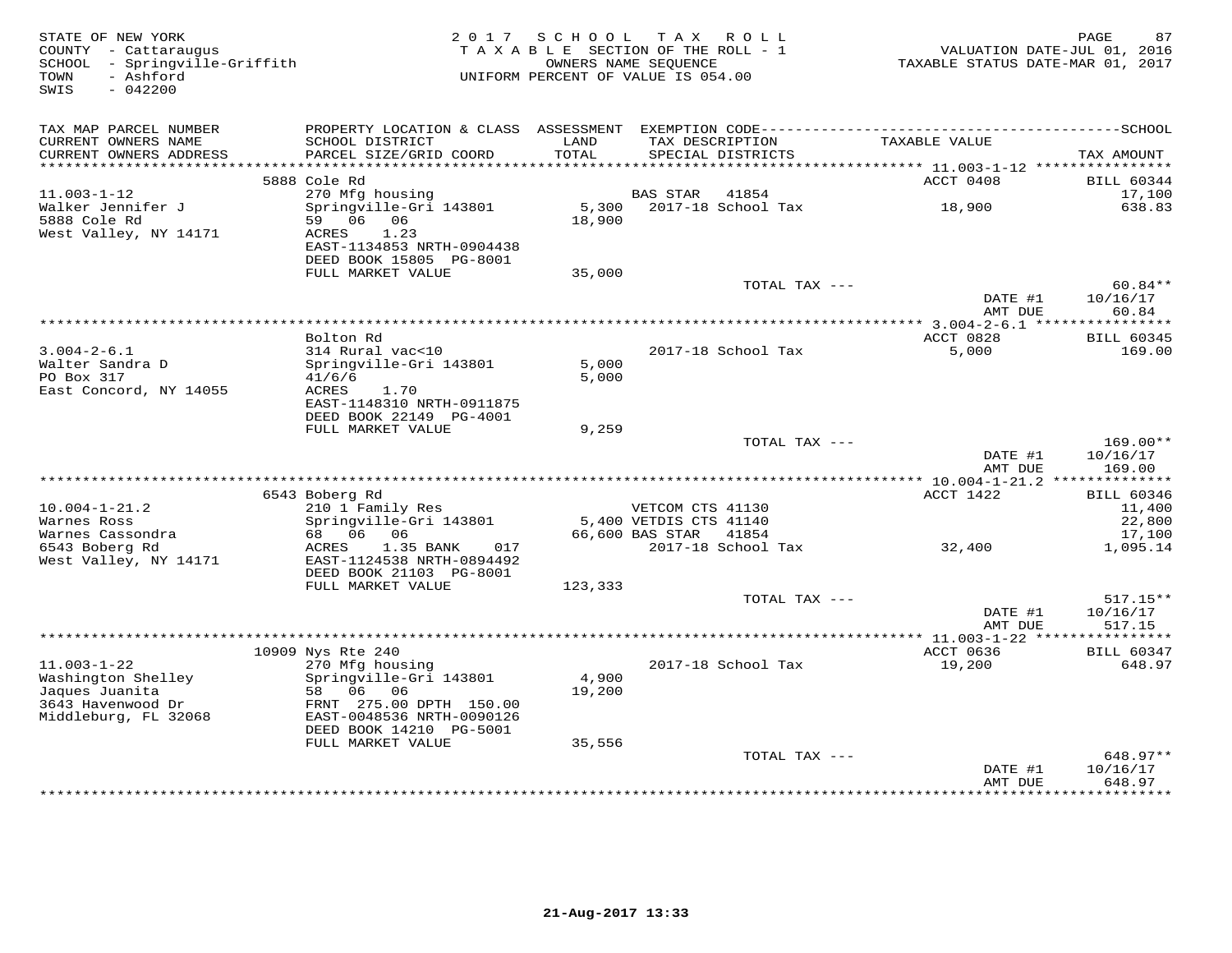STATE OF NEW YORK
COUNTY - Cattaraugus
SCHOOL - Springville-Griffith
TOWN - Ashford
SWIS - 042200

2017 SCHOOL TAX ROLL
TAXABLE SECTION OF THE ROLL - 1
OWNERS NAME SEQUENCE
UNIFORM PERCENT OF VALUE IS 054.00

VALUATION DATE-JUL 01, 2016
TAXABLE STATUS DATE-MAR 01, 2017

| TAX MAP PARCEL NUMBER / CURRENT OWNERS NAME / CURRENT OWNERS ADDRESS | PROPERTY LOCATION & CLASS / SCHOOL DISTRICT / PARCEL SIZE/GRID COORD | ASSESSMENT LAND / TOTAL | EXEMPTION CODE / TAX DESCRIPTION / SPECIAL DISTRICTS | TAXABLE VALUE | TAX AMOUNT |
|---|---|---|---|---|---|
| | 5888 Cole Rd | | | ACCT 0408 | BILL 60344 |
| 11.003-1-12 | 270 Mfg housing | | BAS STAR 41854 | | 17,100 |
| Walker Jennifer J | Springville-Gri 143801 | 5,300 | 2017-18 School Tax | 18,900 | 638.83 |
| 5888 Cole Rd | 59 06 06 | 18,900 | | | |
| West Valley, NY 14171 | ACRES 1.23 | | | | |
| | EAST-1134853 NRTH-0904438 | | | | |
| | DEED BOOK 15805 PG-8001 | | | | |
| | FULL MARKET VALUE | 35,000 | | | |
| | | | TOTAL TAX --- | | 60.84** |
| | | | | DATE #1 | 10/16/17 |
| | | | | AMT DUE | 60.84 |
| | Bolton Rd | | | ACCT 0828 | BILL 60345 |
| 3.004-2-6.1 | 314 Rural vac<10 | | 2017-18 School Tax | 5,000 | 169.00 |
| Walter Sandra D | Springville-Gri 143801 | 5,000 | | | |
| PO Box 317 | 41/6/6 | 5,000 | | | |
| East Concord, NY 14055 | ACRES 1.70 | | | | |
| | EAST-1148310 NRTH-0911875 | | | | |
| | DEED BOOK 22149 PG-4001 | | | | |
| | FULL MARKET VALUE | 9,259 | | | |
| | | | TOTAL TAX --- | | 169.00** |
| | | | | DATE #1 | 10/16/17 |
| | | | | AMT DUE | 169.00 |
| | 6543 Boberg Rd | | | ACCT 1422 | BILL 60346 |
| 10.004-1-21.2 | 210 1 Family Res | | VETCOM CTS 41130 | | 11,400 |
| Warnes Ross | Springville-Gri 143801 | 5,400 | VETDIS CTS 41140 | | 22,800 |
| Warnes Cassondra | 68 06 06 | 66,600 | BAS STAR 41854 | | 17,100 |
| 6543 Boberg Rd | ACRES 1.35 BANK 017 | | 2017-18 School Tax | 32,400 | 1,095.14 |
| West Valley, NY 14171 | EAST-1124538 NRTH-0894492 | | | | |
| | DEED BOOK 21103 PG-8001 | | | | |
| | FULL MARKET VALUE | 123,333 | | | |
| | | | TOTAL TAX --- | | 517.15** |
| | | | | DATE #1 | 10/16/17 |
| | | | | AMT DUE | 517.15 |
| | 10909 Nys Rte 240 | | | ACCT 0636 | BILL 60347 |
| 11.003-1-22 | 270 Mfg housing | | 2017-18 School Tax | 19,200 | 648.97 |
| Washington Shelley | Springville-Gri 143801 | 4,900 | | | |
| Jaques Juanita | 58 06 06 | 19,200 | | | |
| 3643 Havenwood Dr | FRNT 275.00 DPTH 150.00 | | | | |
| Middleburg, FL 32068 | EAST-0048536 NRTH-0090126 | | | | |
| | DEED BOOK 14210 PG-5001 | | | | |
| | FULL MARKET VALUE | 35,556 | | | |
| | | | TOTAL TAX --- | | 648.97** |
| | | | | DATE #1 | 10/16/17 |
| | | | | AMT DUE | 648.97 |

21-Aug-2017 13:33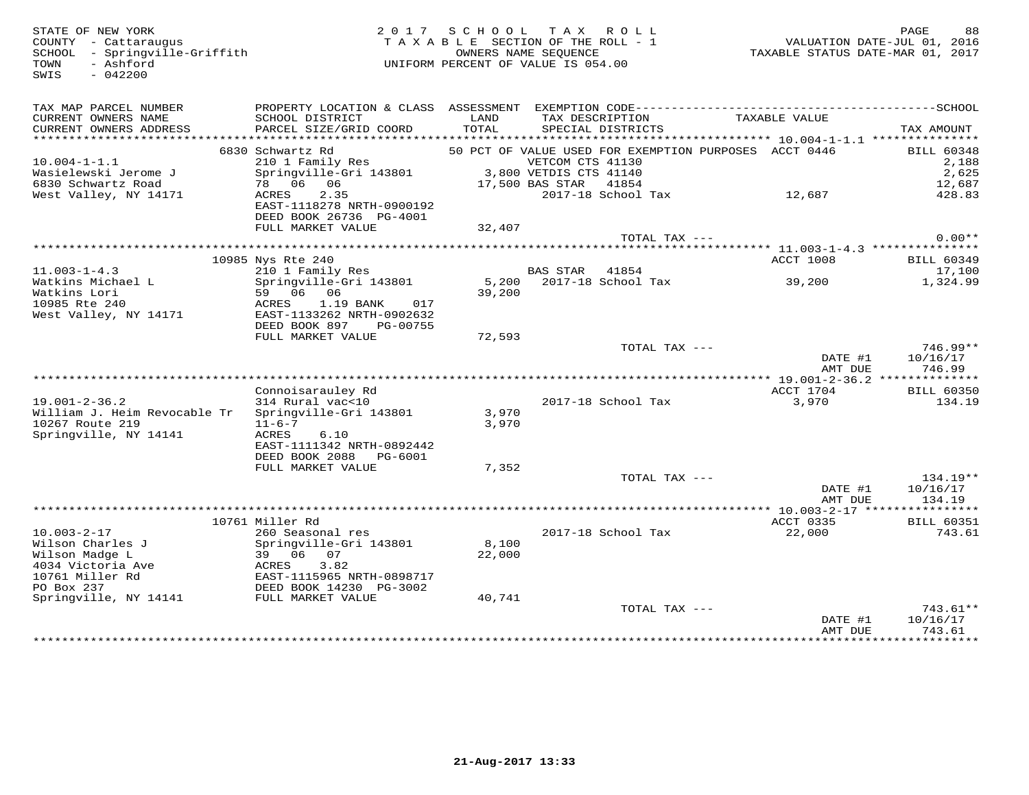STATE OF NEW YORK
COUNTY - Cattaraugus
SCHOOL - Springville-Griffith
TOWN - Ashford
SWIS - 042200

2 0 1 7 S C H O O L T A X R O L L
T A X A B L E SECTION OF THE ROLL - 1
OWNERS NAME SEQUENCE
UNIFORM PERCENT OF VALUE IS 054.00

VALUATION DATE-JUL 01, 2016
TAXABLE STATUS DATE-MAR 01, 2017

| TAX MAP PARCEL NUMBER / CURRENT OWNERS NAME / CURRENT OWNERS ADDRESS | PROPERTY LOCATION & CLASS / SCHOOL DISTRICT / PARCEL SIZE/GRID COORD | ASSESSMENT LAND / TOTAL | EXEMPTION CODE / TAX DESCRIPTION / SPECIAL DISTRICTS | TAXABLE VALUE | SCHOOL TAX AMOUNT |
|---|---|---|---|---|---|
| | 6830 Schwartz Rd | | 50 PCT OF VALUE USED FOR EXEMPTION PURPOSES | ACCT 0446 | BILL 60348 |
| 10.004-1-1.1 | 210 1 Family Res | | VETCOM CTS 41130 | | 2,188 |
| Wasielewski Jerome J | Springville-Gri 143801 | 3,800 | VETDIS CTS 41140 | | 2,625 |
| 6830 Schwartz Road | 78 06 06 | 17,500 | BAS STAR 41854 | | 12,687 |
| West Valley, NY 14171 | ACRES 2.35 | | 2017-18 School Tax | 12,687 | 428.83 |
| | EAST-1118278 NRTH-0900192 | | | | |
| | DEED BOOK 26736 PG-4001 | | | | |
| | FULL MARKET VALUE | 32,407 | | | |
| | | | TOTAL TAX --- | | 0.00** |
| | 10985 Nys Rte 240 | | | ACCT 1008 | BILL 60349 |
| 11.003-1-4.3 | 210 1 Family Res | | BAS STAR 41854 | | 17,100 |
| Watkins Michael L | Springville-Gri 143801 | 5,200 | 2017-18 School Tax | 39,200 | 1,324.99 |
| Watkins Lori | 59 06 06 | 39,200 | | | |
| 10985 Rte 240 | ACRES 1.19 BANK 017 | | | | |
| West Valley, NY 14171 | EAST-1133262 NRTH-0902632 | | | | |
| | DEED BOOK 897 PG-00755 | | | | |
| | FULL MARKET VALUE | 72,593 | | | |
| | | | TOTAL TAX --- | | 746.99** |
| | | | | DATE #1 | 10/16/17 |
| | | | | AMT DUE | 746.99 |
| | Connoisarauley Rd | | | ACCT 1704 | BILL 60350 |
| 19.001-2-36.2 | 314 Rural vac<10 | | 2017-18 School Tax | 3,970 | 134.19 |
| William J. Heim Revocable Tr | Springville-Gri 143801 | 3,970 | | | |
| 10267 Route 219 | 11-6-7 | 3,970 | | | |
| Springville, NY 14141 | ACRES 6.10 | | | | |
| | EAST-1111342 NRTH-0892442 | | | | |
| | DEED BOOK 2088 PG-6001 | | | | |
| | FULL MARKET VALUE | 7,352 | | | |
| | | | TOTAL TAX --- | | 134.19** |
| | | | | DATE #1 | 10/16/17 |
| | | | | AMT DUE | 134.19 |
| | 10761 Miller Rd | | | ACCT 0335 | BILL 60351 |
| 10.003-2-17 | 260 Seasonal res | | 2017-18 School Tax | 22,000 | 743.61 |
| Wilson Charles J | Springville-Gri 143801 | 8,100 | | | |
| Wilson Madge L | 39 06 07 | 22,000 | | | |
| 4034 Victoria Ave | ACRES 3.82 | | | | |
| 10761 Miller Rd | EAST-1115965 NRTH-0898717 | | | | |
| PO Box 237 | DEED BOOK 14230 PG-3002 | | | | |
| Springville, NY 14141 | FULL MARKET VALUE | 40,741 | | | |
| | | | TOTAL TAX --- | | 743.61** |
| | | | | DATE #1 | 10/16/17 |
| | | | | AMT DUE | 743.61 |

21-Aug-2017 13:33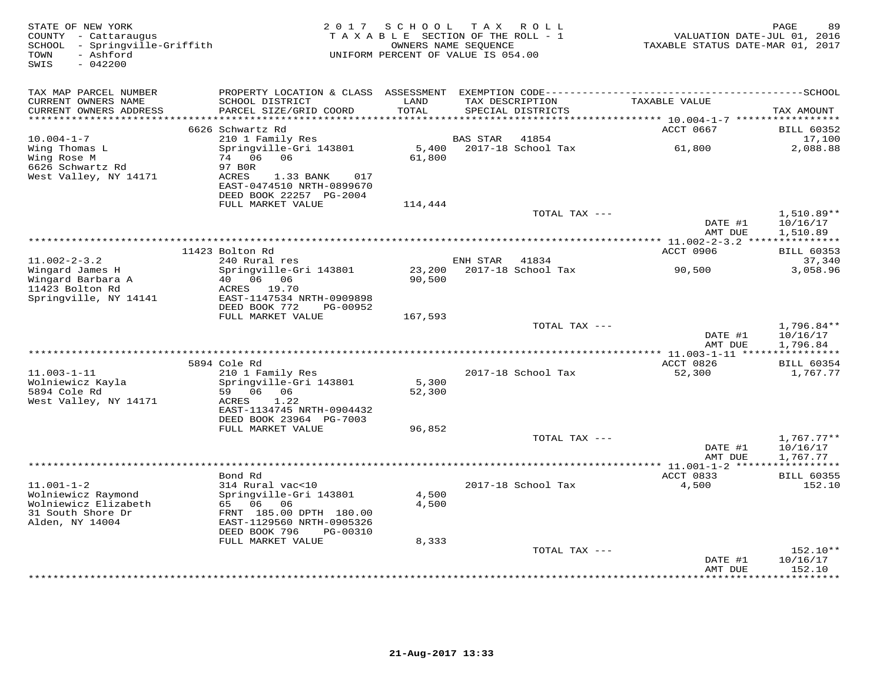STATE OF NEW YORK
COUNTY - Cattaraugus
SCHOOL - Springville-Griffith
TOWN - Ashford
SWIS - 042200

2017 SCHOOL TAX ROLL
TAXABLE SECTION OF THE ROLL - 1
OWNERS NAME SEQUENCE
UNIFORM PERCENT OF VALUE IS 054.00

VALUATION DATE-JUL 01, 2016
TAXABLE STATUS DATE-MAR 01, 2017

| TAX MAP PARCEL NUMBER / CURRENT OWNERS NAME / CURRENT OWNERS ADDRESS | PROPERTY LOCATION & CLASS / SCHOOL DISTRICT / PARCEL SIZE/GRID COORD | ASSESSMENT LAND / TOTAL | EXEMPTION CODE / TAX DESCRIPTION / SPECIAL DISTRICTS | TAXABLE VALUE | TAX AMOUNT |
|---|---|---|---|---|---|
| | 6626 Schwartz Rd | | | ACCT 0667 | BILL 60352 |
| 10.004-1-7 | 210 1 Family Res | | BAS STAR 41854 | | 17,100 |
| Wing Thomas L | Springville-Gri 143801 | 5,400 | 2017-18 School Tax | 61,800 | 2,088.88 |
| Wing Rose M | 74 06 06 | 61,800 | | | |
| 6626 Schwartz Rd | 97 B0R | | | | |
| West Valley, NY 14171 | ACRES 1.33 BANK 017 | | | | |
| | EAST-0474510 NRTH-0899670 | | | | |
| | DEED BOOK 22257 PG-2004 | | | | |
| | FULL MARKET VALUE | 114,444 | | | |
| | | | TOTAL TAX --- | | 1,510.89** |
| | | | | DATE #1 | 10/16/17 |
| | | | | AMT DUE | 1,510.89 |
| | 11423 Bolton Rd | | | ACCT 0906 | BILL 60353 |
| 11.002-2-3.2 | 240 Rural res | | ENH STAR 41834 | | 37,340 |
| Wingard James H | Springville-Gri 143801 | 23,200 | 2017-18 School Tax | 90,500 | 3,058.96 |
| Wingard Barbara A | 40 06 06 | 90,500 | | | |
| 11423 Bolton Rd | ACRES 19.70 | | | | |
| Springville, NY 14141 | EAST-1147534 NRTH-0909898 | | | | |
| | DEED BOOK 772 PG-00952 | | | | |
| | FULL MARKET VALUE | 167,593 | | | |
| | | | TOTAL TAX --- | | 1,796.84** |
| | | | | DATE #1 | 10/16/17 |
| | | | | AMT DUE | 1,796.84 |
| | 5894 Cole Rd | | | ACCT 0826 | BILL 60354 |
| 11.003-1-11 | 210 1 Family Res | | 2017-18 School Tax | 52,300 | 1,767.77 |
| Wolniewicz Kayla | Springville-Gri 143801 | 5,300 | | | |
| 5894 Cole Rd | 59 06 06 | 52,300 | | | |
| West Valley, NY 14171 | ACRES 1.22 | | | | |
| | EAST-1134745 NRTH-0904432 | | | | |
| | DEED BOOK 23964 PG-7003 | | | | |
| | FULL MARKET VALUE | 96,852 | | | |
| | | | TOTAL TAX --- | | 1,767.77** |
| | | | | DATE #1 | 10/16/17 |
| | | | | AMT DUE | 1,767.77 |
| | Bond Rd | | | ACCT 0833 | BILL 60355 |
| 11.001-1-2 | 314 Rural vac<10 | | 2017-18 School Tax | 4,500 | 152.10 |
| Wolniewicz Raymond | Springville-Gri 143801 | 4,500 | | | |
| Wolniewicz Elizabeth | 65 06 06 | 4,500 | | | |
| 31 South Shore Dr | FRNT 185.00 DPTH 180.00 | | | | |
| Alden, NY 14004 | EAST-1129560 NRTH-0905326 | | | | |
| | DEED BOOK 796 PG-00310 | | | | |
| | FULL MARKET VALUE | 8,333 | | | |
| | | | TOTAL TAX --- | | 152.10** |
| | | | | DATE #1 | 10/16/17 |
| | | | | AMT DUE | 152.10 |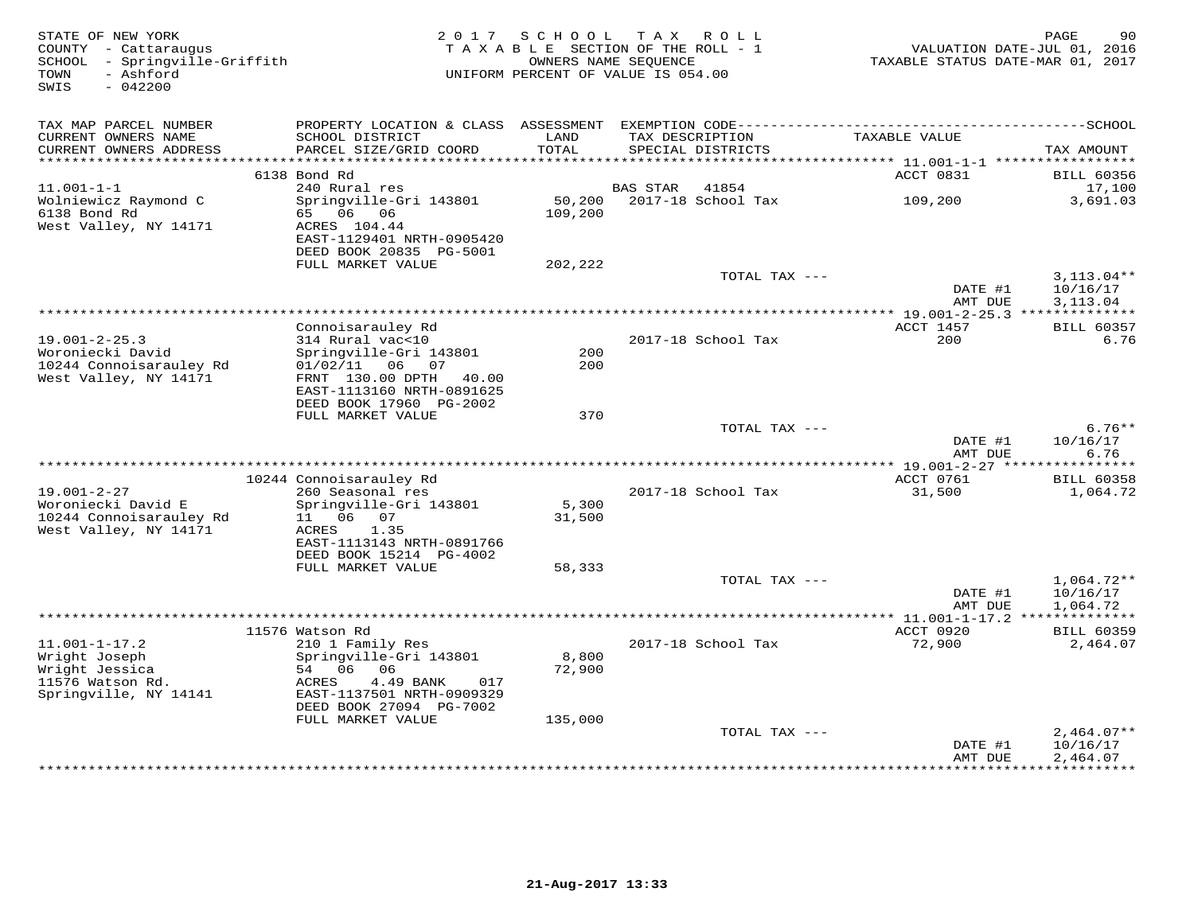STATE OF NEW YORK
COUNTY - Cattaraugus
SCHOOL - Springville-Griffith
TOWN - Ashford
SWIS - 042200

2017 SCHOOL TAX ROLL
TAXABLE SECTION OF THE ROLL - 1
OWNERS NAME SEQUENCE
UNIFORM PERCENT OF VALUE IS 054.00

VALUATION DATE-JUL 01, 2016
TAXABLE STATUS DATE-MAR 01, 2017

| TAX MAP PARCEL NUMBER / CURRENT OWNERS NAME / CURRENT OWNERS ADDRESS | PROPERTY LOCATION & CLASS / SCHOOL DISTRICT / PARCEL SIZE/GRID COORD | ASSESSMENT LAND / TOTAL | EXEMPTION CODE / TAX DESCRIPTION / SPECIAL DISTRICTS | TAXABLE VALUE | TAX AMOUNT |
|---|---|---|---|---|---|
| | 6138 Bond Rd | | | ACCT 0831 | BILL 60356 |
| 11.001-1-1 | 240 Rural res | | BAS STAR 41854 | | 17,100 |
| Wolniewicz Raymond C | Springville-Gri 143801 | 50,200 | 2017-18 School Tax | 109,200 | 3,691.03 |
| 6138 Bond Rd | 65 06 06 | 109,200 | | | |
| West Valley, NY 14171 | ACRES 104.44 | | | | |
| | EAST-1129401 NRTH-0905420 | | | | |
| | DEED BOOK 20835 PG-5001 | | | | |
| | FULL MARKET VALUE | 202,222 | | | |
| | | | TOTAL TAX --- | | 3,113.04** |
| | | | | DATE #1 | 10/16/17 |
| | | | | AMT DUE | 3,113.04 |
| | Connoisarauley Rd | | | ACCT 1457 | BILL 60357 |
| 19.001-2-25.3 | 314 Rural vac<10 | | 2017-18 School Tax | 200 | 6.76 |
| Woroniecki David | Springville-Gri 143801 | 200 | | | |
| 10244 Connoisarauley Rd | 01/02/11 06 07 | 200 | | | |
| West Valley, NY 14171 | FRNT 130.00 DPTH 40.00 | | | | |
| | EAST-1113160 NRTH-0891625 | | | | |
| | DEED BOOK 17960 PG-2002 | | | | |
| | FULL MARKET VALUE | 370 | | | |
| | | | TOTAL TAX --- | | 6.76** |
| | | | | DATE #1 | 10/16/17 |
| | | | | AMT DUE | 6.76 |
| | 10244 Connoisarauley Rd | | | ACCT 0761 | BILL 60358 |
| 19.001-2-27 | 260 Seasonal res | | 2017-18 School Tax | 31,500 | 1,064.72 |
| Woroniecki David E | Springville-Gri 143801 | 5,300 | | | |
| 10244 Connoisarauley Rd | 11 06 07 | 31,500 | | | |
| West Valley, NY 14171 | ACRES 1.35 | | | | |
| | EAST-1113143 NRTH-0891766 | | | | |
| | DEED BOOK 15214 PG-4002 | | | | |
| | FULL MARKET VALUE | 58,333 | | | |
| | | | TOTAL TAX --- | | 1,064.72** |
| | | | | DATE #1 | 10/16/17 |
| | | | | AMT DUE | 1,064.72 |
| | 11576 Watson Rd | | | ACCT 0920 | BILL 60359 |
| 11.001-1-17.2 | 210 1 Family Res | | 2017-18 School Tax | 72,900 | 2,464.07 |
| Wright Joseph | Springville-Gri 143801 | 8,800 | | | |
| Wright Jessica | 54 06 06 | 72,900 | | | |
| 11576 Watson Rd. | ACRES 4.49 BANK 017 | | | | |
| Springville, NY 14141 | EAST-1137501 NRTH-0909329 | | | | |
| | DEED BOOK 27094 PG-7002 | | | | |
| | FULL MARKET VALUE | 135,000 | | | |
| | | | TOTAL TAX --- | | 2,464.07** |
| | | | | DATE #1 | 10/16/17 |
| | | | | AMT DUE | 2,464.07 |

21-Aug-2017 13:33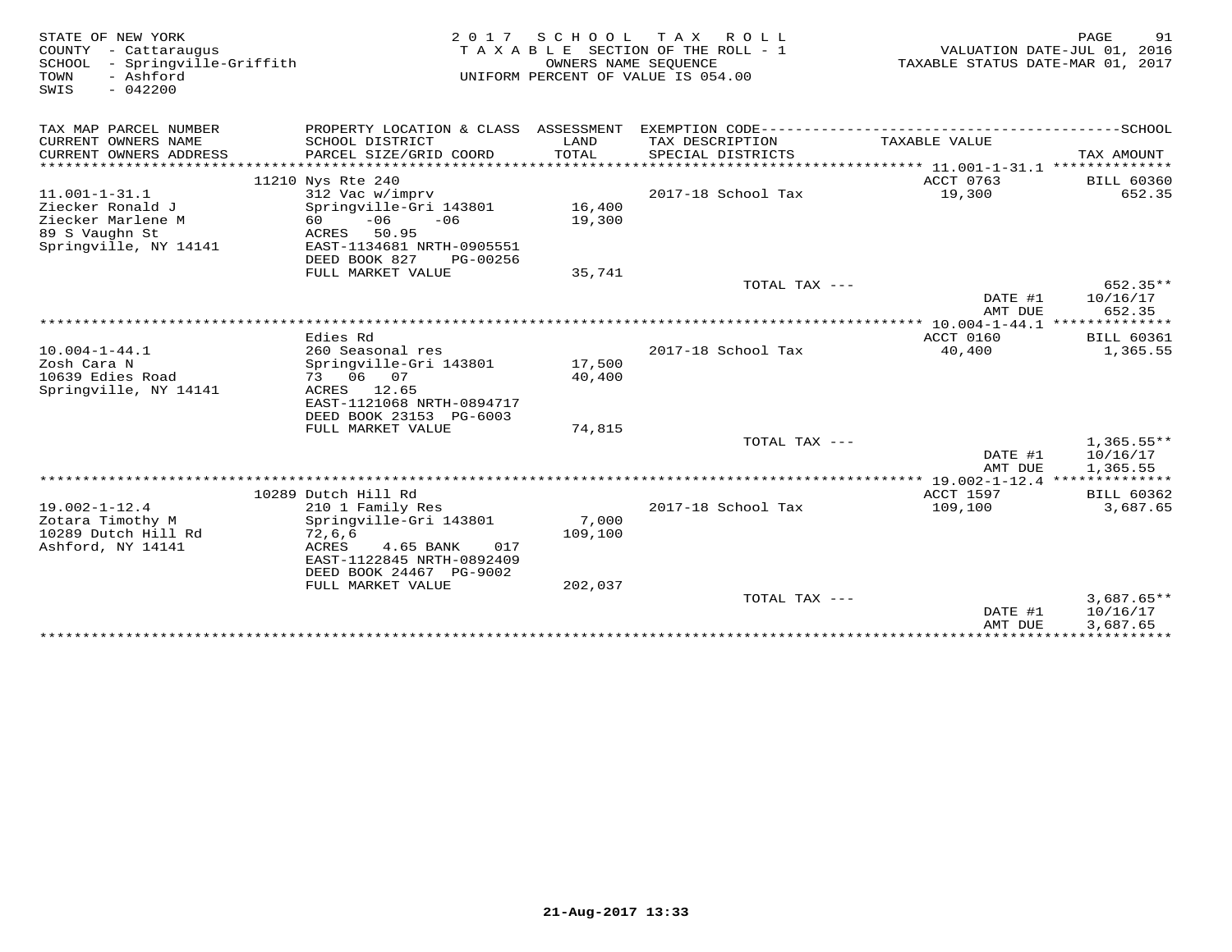STATE OF NEW YORK
COUNTY - Cattaraugus
SCHOOL - Springville-Griffith
TOWN - Ashford
SWIS - 042200

2017 SCHOOL TAX ROLL
TAXABLE SECTION OF THE ROLL - 1
OWNERS NAME SEQUENCE
UNIFORM PERCENT OF VALUE IS 054.00

VALUATION DATE-JUL 01, 2016
TAXABLE STATUS DATE-MAR 01, 2017

| TAX MAP PARCEL NUMBER / CURRENT OWNERS NAME / CURRENT OWNERS ADDRESS | PROPERTY LOCATION & CLASS / SCHOOL DISTRICT / PARCEL SIZE/GRID COORD | ASSESSMENT LAND / TOTAL | EXEMPTION CODE / TAX DESCRIPTION / SPECIAL DISTRICTS | TAXABLE VALUE | SCHOOL TAX AMOUNT |
|---|---|---|---|---|---|
| 11.001-1-31.1 | 11210 Nys Rte 240 | | | ACCT 0763 | BILL 60360 |
| Ziecker Ronald J | 312 Vac w/imprv | | | | |
| Ziecker Marlene M | Springville-Gri 143801 | 16,400 | 2017-18 School Tax | 19,300 | 652.35 |
| 89 S Vaughn St | 60 -06 -06 | 19,300 | | | |
| Springville, NY 14141 | ACRES 50.95 | | | | |
| | EAST-1134681 NRTH-0905551 | | | | |
| | DEED BOOK 827 PG-00256 | | | | |
| | FULL MARKET VALUE | 35,741 | | | |
| | | | TOTAL TAX --- | | 652.35** |
| | | | | DATE #1 | 10/16/17 |
| | | | | AMT DUE | 652.35 |
| 10.004-1-44.1 | Edies Rd | | | ACCT 0160 | BILL 60361 |
| Zosh Cara N | 260 Seasonal res | | | | |
| 10639 Edies Road | Springville-Gri 143801 | 17,500 | 2017-18 School Tax | 40,400 | 1,365.55 |
| Springville, NY 14141 | 73 06 07 | 40,400 | | | |
| | ACRES 12.65 | | | | |
| | EAST-1121068 NRTH-0894717 | | | | |
| | DEED BOOK 23153 PG-6003 | | | | |
| | FULL MARKET VALUE | 74,815 | | | |
| | | | TOTAL TAX --- | | 1,365.55** |
| | | | | DATE #1 | 10/16/17 |
| | | | | AMT DUE | 1,365.55 |
| 19.002-1-12.4 | 10289 Dutch Hill Rd | | | ACCT 1597 | BILL 60362 |
| Zotara Timothy M | 210 1 Family Res | | | | |
| 10289 Dutch Hill Rd | Springville-Gri 143801 | 7,000 | 2017-18 School Tax | 109,100 | 3,687.65 |
| Ashford, NY 14141 | 72,6,6 | 109,100 | | | |
| | ACRES 4.65 BANK 017 | | | | |
| | EAST-1122845 NRTH-0892409 | | | | |
| | DEED BOOK 24467 PG-9002 | | | | |
| | FULL MARKET VALUE | 202,037 | | | |
| | | | TOTAL TAX --- | | 3,687.65** |
| | | | | DATE #1 | 10/16/17 |
| | | | | AMT DUE | 3,687.65 |

21-Aug-2017 13:33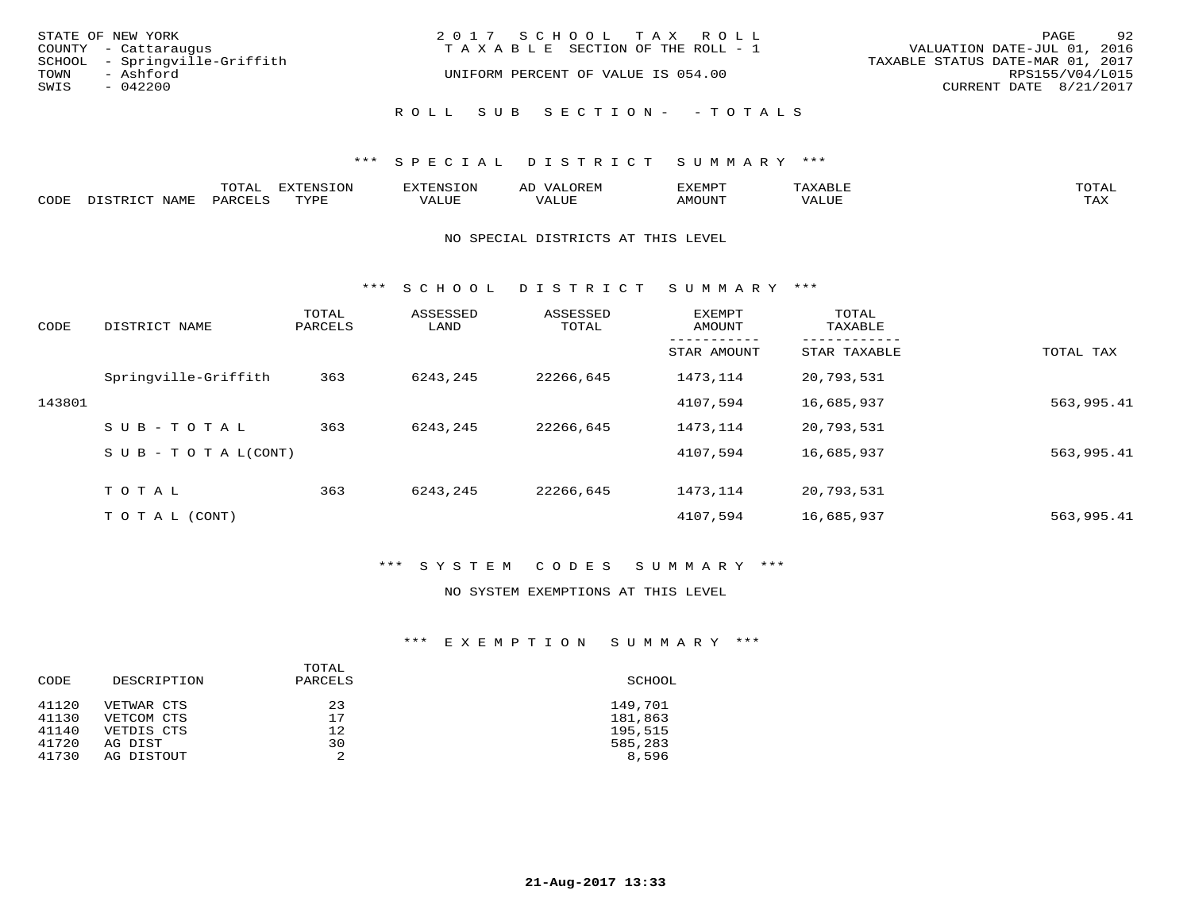STATE OF NEW YORK
COUNTY - Cattaraugus
SCHOOL - Springville-Griffith
TOWN - Ashford
SWIS - 042200

2017 SCHOOL TAX ROLL
TAXABLE SECTION OF THE ROLL - 1
UNIFORM PERCENT OF VALUE IS 054.00

VALUATION DATE-JUL 01, 2016
TAXABLE STATUS DATE-MAR 01, 2017
RPS155/V04/L015
CURRENT DATE 8/21/2017

ROLL SUB SECTION- - TOTALS

## *** SPECIAL DISTRICT SUMMARY ***

| CODE | DISTRICT NAME | TOTAL PARCELS | EXTENSION TYPE | EXTENSION VALUE | AD VALOREM VALUE | EXEMPT AMOUNT | TAXABLE VALUE | TOTAL TAX |
|---|---|---|---|---|---|---|---|---|

NO SPECIAL DISTRICTS AT THIS LEVEL

## *** SCHOOL DISTRICT SUMMARY ***

| CODE | DISTRICT NAME | TOTAL PARCELS | ASSESSED LAND | ASSESSED TOTAL | EXEMPT AMOUNT / STAR AMOUNT | TOTAL TAXABLE / STAR TAXABLE | TOTAL TAX |
|---|---|---|---|---|---|---|---|
| | Springville-Griffith | 363 | 6243,245 | 22266,645 | 1473,114 | 20,793,531 | |
| 143801 | | | | | 4107,594 | 16,685,937 | 563,995.41 |
| | SUB-TOTAL | 363 | 6243,245 | 22266,645 | 1473,114 | 20,793,531 | |
| | SUB-TOTAL(CONT) | | | | 4107,594 | 16,685,937 | 563,995.41 |
| | TOTAL | 363 | 6243,245 | 22266,645 | 1473,114 | 20,793,531 | |
| | TOTAL (CONT) | | | | 4107,594 | 16,685,937 | 563,995.41 |

## *** SYSTEM CODES SUMMARY ***

NO SYSTEM EXEMPTIONS AT THIS LEVEL

## *** EXEMPTION SUMMARY ***

| CODE | DESCRIPTION | TOTAL PARCELS | SCHOOL |
|---|---|---|---|
| 41120 | VETWAR CTS | 23 | 149,701 |
| 41130 | VETCOM CTS | 17 | 181,863 |
| 41140 | VETDIS CTS | 12 | 195,515 |
| 41720 | AG DIST | 30 | 585,283 |
| 41730 | AG DISTOUT | 2 | 8,596 |

21-Aug-2017 13:33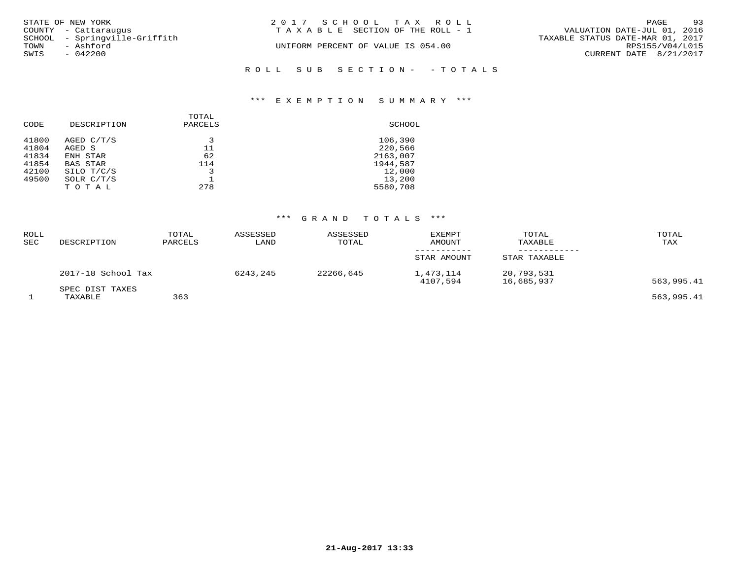STATE OF NEW YORK
COUNTY - Cattaraugus
SCHOOL - Springville-Griffith
TOWN - Ashford
SWIS - 042200

2017 SCHOOL TAX ROLL
TAXABLE SECTION OF THE ROLL - 1

UNIFORM PERCENT OF VALUE IS 054.00

VALUATION DATE-JUL 01, 2016
TAXABLE STATUS DATE-MAR 01, 2017
RPS155/V04/L015
CURRENT DATE 8/21/2017

ROLL SUB SECTION- - TOTALS

### *** EXEMPTION SUMMARY ***

| CODE | DESCRIPTION | TOTAL PARCELS | SCHOOL |
|---|---|---|---|
| 41800 | AGED C/T/S | 3 | 106,390 |
| 41804 | AGED S | 11 | 220,566 |
| 41834 | ENH STAR | 62 | 2163,007 |
| 41854 | BAS STAR | 114 | 1944,587 |
| 42100 | SILO T/C/S | 3 | 12,000 |
| 49500 | SOLR C/T/S | 1 | 13,200 |
| | TOTAL | 278 | 5580,708 |

### *** GRAND TOTALS ***

| ROLL SEC | DESCRIPTION | TOTAL PARCELS | ASSESSED LAND | ASSESSED TOTAL | EXEMPT AMOUNT / STAR AMOUNT | TOTAL TAXABLE / STAR TAXABLE | TOTAL TAX |
|---|---|---|---|---|---|---|---|
| | 2017-18 School Tax | | 6243,245 | 22266,645 | 1,473,114 | 20,793,531 | |
| | | | | | 4107,594 | 16,685,937 | 563,995.41 |
| | SPEC DIST TAXES | | | | | | |
| 1 | TAXABLE | 363 | | | | | 563,995.41 |

21-Aug-2017 13:33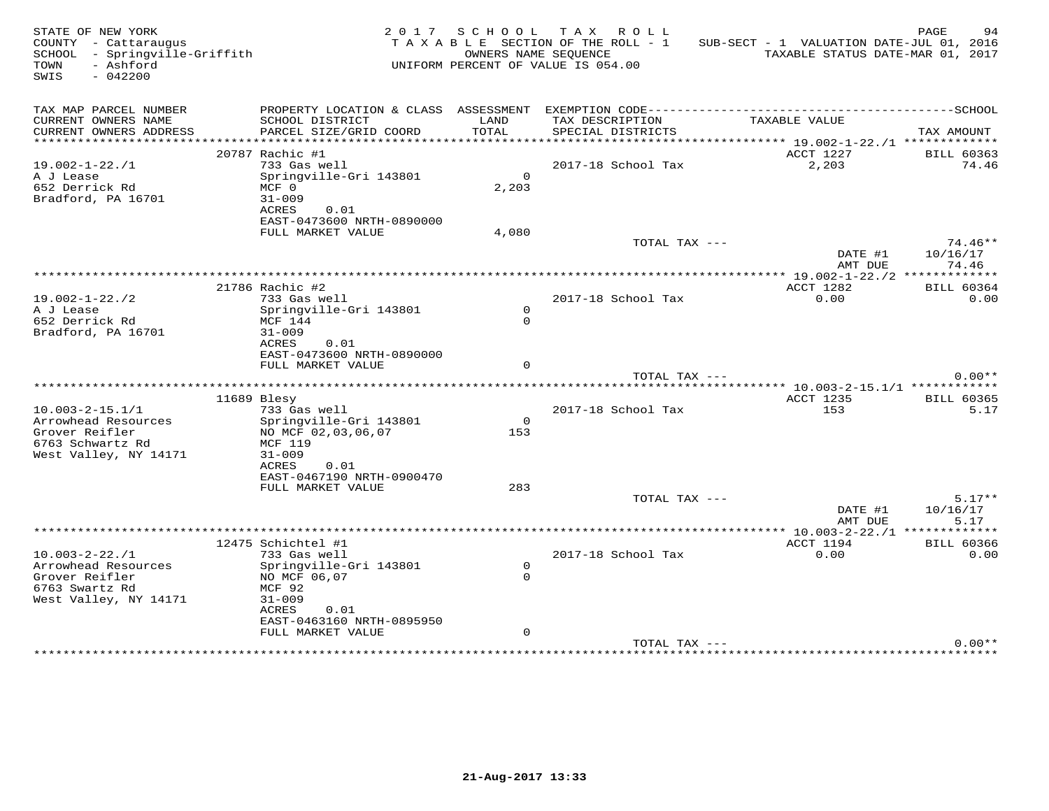STATE OF NEW YORK
COUNTY - Cattaraugus
SCHOOL - Springville-Griffith
TOWN - Ashford
SWIS - 042200

2017 SCHOOL TAX ROLL
TAXABLE SECTION OF THE ROLL - 1
OWNERS NAME SEQUENCE
UNIFORM PERCENT OF VALUE IS 054.00

SUB-SECT - 1 VALUATION DATE-JUL 01, 2016
TAXABLE STATUS DATE-MAR 01, 2017

| TAX MAP PARCEL NUMBER / CURRENT OWNERS NAME / CURRENT OWNERS ADDRESS | PROPERTY LOCATION & CLASS / SCHOOL DISTRICT / PARCEL SIZE/GRID COORD | ASSESSMENT LAND / TOTAL | EXEMPTION CODE / TAX DESCRIPTION / SPECIAL DISTRICTS | TAXABLE VALUE | TAX AMOUNT |
|---|---|---|---|---|---|
| 19.002-1-22./1 | 20787 Rachic #1 | | | ACCT 1227 | BILL 60363 |
| A J Lease | 733 Gas well | | 2017-18 School Tax | 2,203 | 74.46 |
| 652 Derrick Rd | Springville-Gri 143801 | 0 | | | |
| Bradford, PA 16701 | MCF 0 | 2,203 | | | |
| | 31-009 | | | | |
| | ACRES 0.01 | | | | |
| | EAST-0473600 NRTH-0890000 | | | | |
| | FULL MARKET VALUE | 4,080 | | | |
| | | | TOTAL TAX --- | | 74.46** |
| | | | | DATE #1 | 10/16/17 |
| | | | | AMT DUE | 74.46 |
| 19.002-1-22./2 | 21786 Rachic #2 | | | ACCT 1282 | BILL 60364 |
| A J Lease | 733 Gas well | | 2017-18 School Tax | 0.00 | 0.00 |
| 652 Derrick Rd | Springville-Gri 143801 | 0 | | | |
| Bradford, PA 16701 | MCF 144 | 0 | | | |
| | 31-009 | | | | |
| | ACRES 0.01 | | | | |
| | EAST-0473600 NRTH-0890000 | | | | |
| | FULL MARKET VALUE | 0 | | | |
| | | | TOTAL TAX --- | | 0.00** |
| 10.003-2-15.1/1 | 11689 Blesy | | | ACCT 1235 | BILL 60365 |
| Arrowhead Resources | 733 Gas well | | 2017-18 School Tax | 153 | 5.17 |
| Grover Reifler | Springville-Gri 143801 | 0 | | | |
| 6763 Schwartz Rd | NO MCF 02,03,06,07 | 153 | | | |
| West Valley, NY 14171 | MCF 119 | | | | |
| | 31-009 | | | | |
| | ACRES 0.01 | | | | |
| | EAST-0467190 NRTH-0900470 | | | | |
| | FULL MARKET VALUE | 283 | | | |
| | | | TOTAL TAX --- | | 5.17** |
| | | | | DATE #1 | 10/16/17 |
| | | | | AMT DUE | 5.17 |
| 10.003-2-22./1 | 12475 Schichtel #1 | | | ACCT 1194 | BILL 60366 |
| Arrowhead Resources | 733 Gas well | | 2017-18 School Tax | 0.00 | 0.00 |
| Grover Reifler | Springville-Gri 143801 | 0 | | | |
| 6763 Swartz Rd | NO MCF 06,07 | 0 | | | |
| West Valley, NY 14171 | MCF 92 | | | | |
| | 31-009 | | | | |
| | ACRES 0.01 | | | | |
| | EAST-0463160 NRTH-0895950 | | | | |
| | FULL MARKET VALUE | 0 | | | |
| | | | TOTAL TAX --- | | 0.00** |

21-Aug-2017 13:33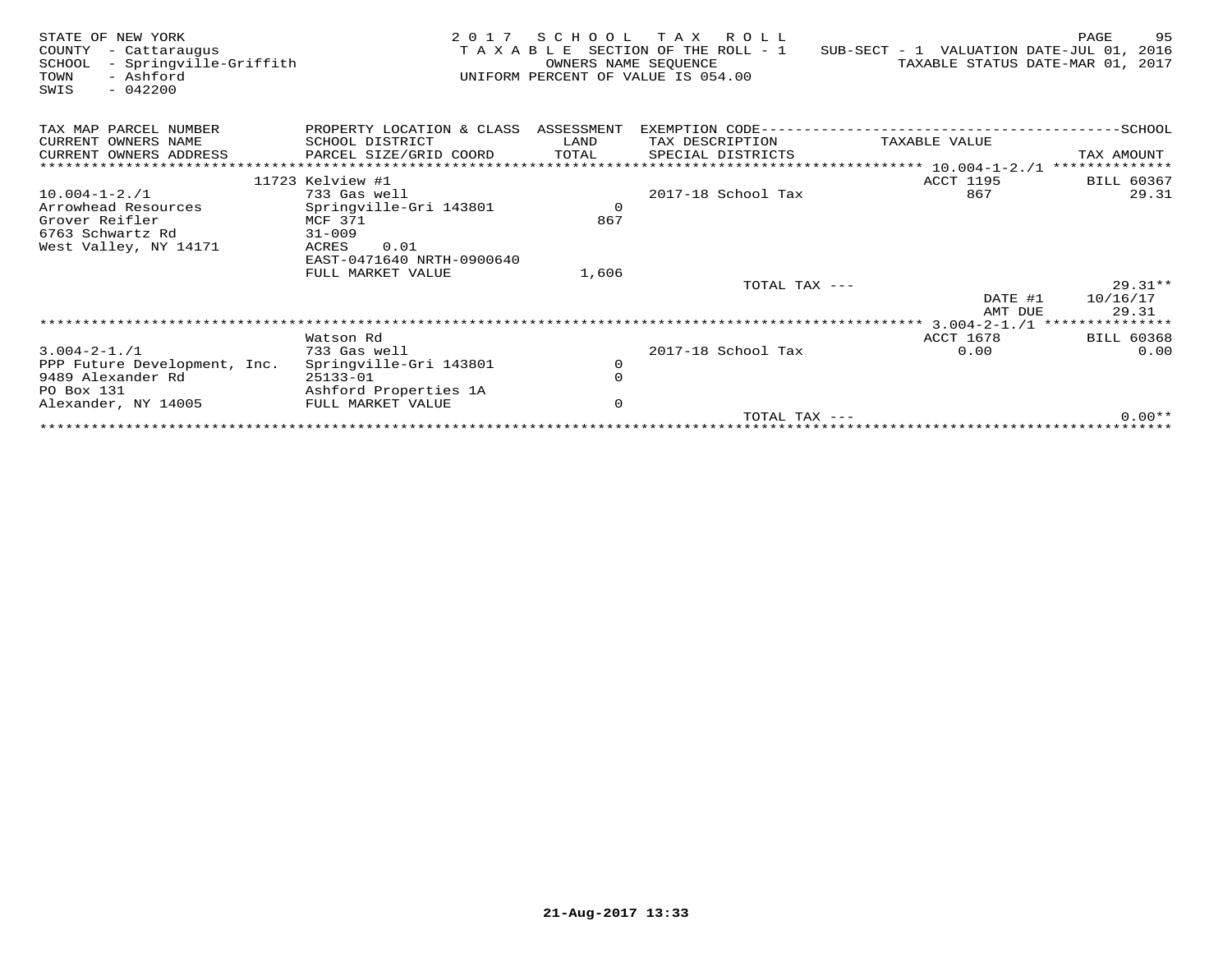STATE OF NEW YORK
COUNTY - Cattaraugus
SCHOOL - Springville-Griffith
TOWN - Ashford
SWIS - 042200

2 0 1 7 S C H O O L T A X R O L L
T A X A B L E SECTION OF THE ROLL - 1
OWNERS NAME SEQUENCE
UNIFORM PERCENT OF VALUE IS 054.00

SUB-SECT - 1 VALUATION DATE-JUL 01, 2016
TAXABLE STATUS DATE-MAR 01, 2017

| TAX MAP PARCEL NUMBER / CURRENT OWNERS NAME / CURRENT OWNERS ADDRESS | PROPERTY LOCATION & CLASS / SCHOOL DISTRICT / PARCEL SIZE/GRID COORD | ASSESSMENT LAND / TOTAL | EXEMPTION CODE / TAX DESCRIPTION / SPECIAL DISTRICTS | TAXABLE VALUE | SCHOOL TAX AMOUNT |
|---|---|---|---|---|---|
| **10.004-1-2./1** | 11723 Kelview #1 | | | ACCT 1195 | BILL 60367 |
| 10.004-1-2./1 | 733 Gas well | | 2017-18 School Tax | 867 | 29.31 |
| Arrowhead Resources | Springville-Gri 143801 | 0 | | | |
| Grover Reifler | MCF 371 | 867 | | | |
| 6763 Schwartz Rd | 31-009 | | | | |
| West Valley, NY 14171 | ACRES 0.01 | | | | |
| | EAST-0471640 NRTH-0900640 | | | | |
| | FULL MARKET VALUE | 1,606 | | | |
| | | | TOTAL TAX --- | | 29.31** |
| | | | | DATE #1 | 10/16/17 |
| | | | | AMT DUE | 29.31 |
| **3.004-2-1./1** | Watson Rd | | | ACCT 1678 | BILL 60368 |
| 3.004-2-1./1 | 733 Gas well | | 2017-18 School Tax | 0.00 | 0.00 |
| PPP Future Development, Inc. | Springville-Gri 143801 | 0 | | | |
| 9489 Alexander Rd | 25133-01 | 0 | | | |
| PO Box 131 | Ashford Properties 1A | | | | |
| Alexander, NY 14005 | FULL MARKET VALUE | 0 | | | |
| | | | TOTAL TAX --- | | 0.00** |

21-Aug-2017 13:33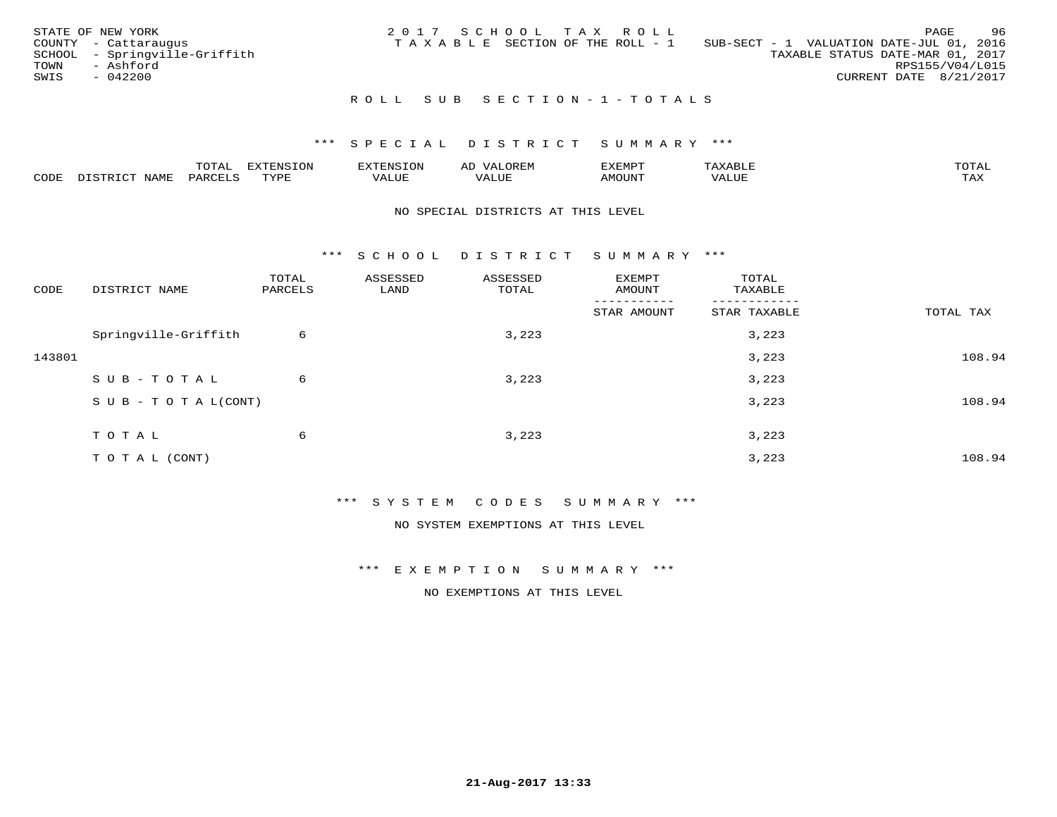STATE OF NEW YORK
COUNTY - Cattaraugus
SCHOOL - Springville-Griffith
TOWN - Ashford
SWIS - 042200

2017 SCHOOL TAX ROLL
TAXABLE SECTION OF THE ROLL - 1

SUB-SECT - 1 VALUATION DATE-JUL 01, 2016
TAXABLE STATUS DATE-MAR 01, 2017
RPS155/V04/L015
CURRENT DATE 8/21/2017

## ROLL SUB SECTION-1-TOTALS

### *** SPECIAL DISTRICT SUMMARY ***

| CODE | DISTRICT NAME | TOTAL PARCELS | EXTENSION TYPE | EXTENSION VALUE | AD VALOREM VALUE | EXEMPT AMOUNT | TAXABLE VALUE | TOTAL TAX |
|---|---|---|---|---|---|---|---|---|

NO SPECIAL DISTRICTS AT THIS LEVEL

### *** SCHOOL DISTRICT SUMMARY ***

| CODE | DISTRICT NAME | TOTAL PARCELS | ASSESSED LAND | ASSESSED TOTAL | EXEMPT AMOUNT / STAR AMOUNT | TOTAL TAXABLE / STAR TAXABLE | TOTAL TAX |
|---|---|---|---|---|---|---|---|
| | Springville-Griffith | 6 | | 3,223 | | 3,223 | |
| 143801 | | | | | | 3,223 | 108.94 |
| | SUB-TOTAL | 6 | | 3,223 | | 3,223 | |
| | SUB-TOTAL(CONT) | | | | | 3,223 | 108.94 |
| | TOTAL | 6 | | 3,223 | | 3,223 | |
| | TOTAL (CONT) | | | | | 3,223 | 108.94 |

### *** SYSTEM CODES SUMMARY ***

NO SYSTEM EXEMPTIONS AT THIS LEVEL

### *** EXEMPTION SUMMARY ***

NO EXEMPTIONS AT THIS LEVEL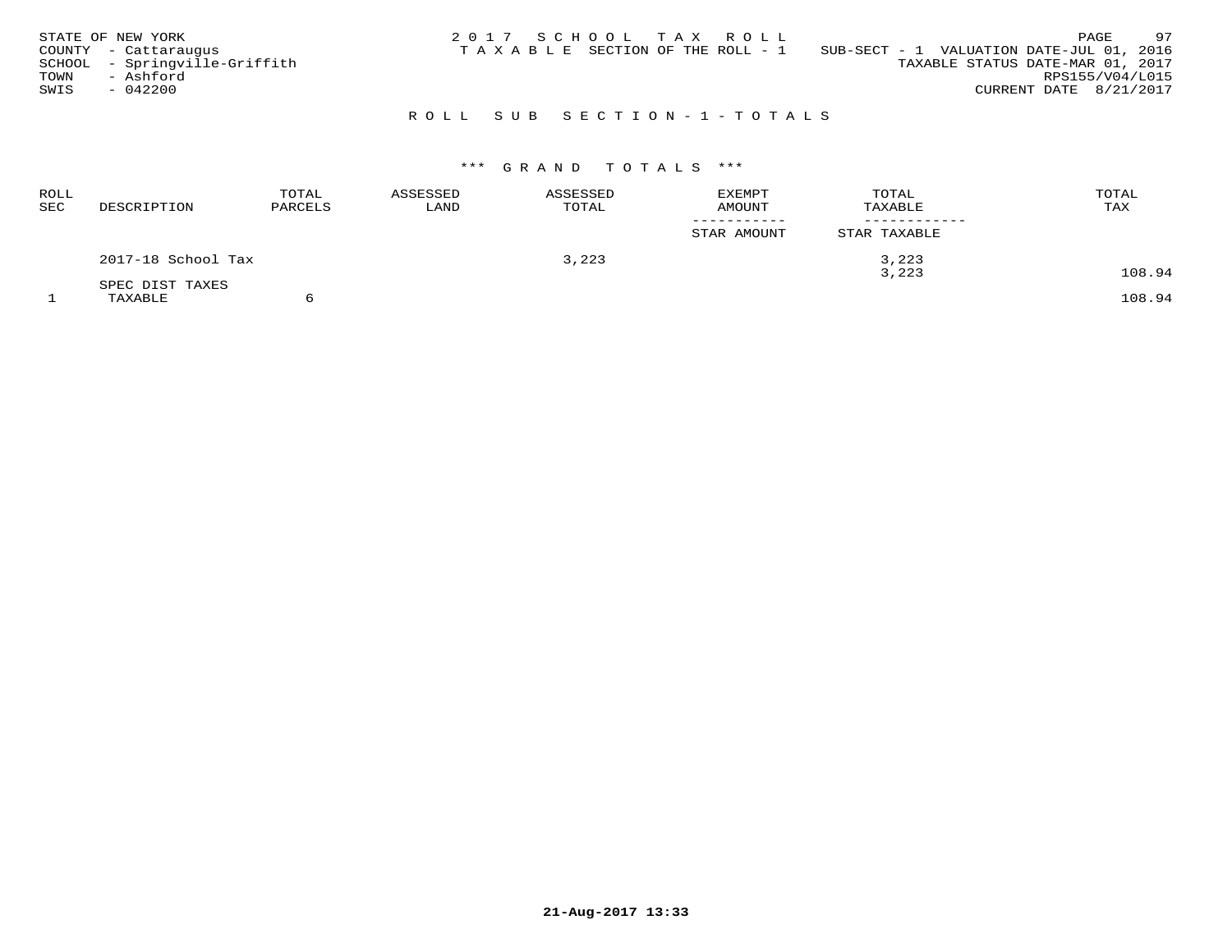STATE OF NEW YORK
COUNTY - Cattaraugus
SCHOOL - Springville-Griffith
TOWN - Ashford
SWIS - 042200

2 0 1 7 S C H O O L T A X R O L L
T A X A B L E SECTION OF THE ROLL - 1

SUB-SECT - 1 VALUATION DATE-JUL 01, 2016
TAXABLE STATUS DATE-MAR 01, 2017
RPS155/V04/L015
CURRENT DATE 8/21/2017

## R O L L S U B S E C T I O N - 1 - T O T A L S

### \*\*\* G R A N D T O T A L S \*\*\*

| ROLL SEC | DESCRIPTION | TOTAL PARCELS | ASSESSED LAND | ASSESSED TOTAL | EXEMPT AMOUNT / STAR AMOUNT | TOTAL TAXABLE / STAR TAXABLE | TOTAL TAX |
|---|---|---|---|---|---|---|---|
| | 2017-18 School Tax | | | 3,223 | | 3,223<br>3,223 | 108.94 |
| | SPEC DIST TAXES | | | | | | |
| 1 | TAXABLE | 6 | | | | | 108.94 |

21-Aug-2017 13:33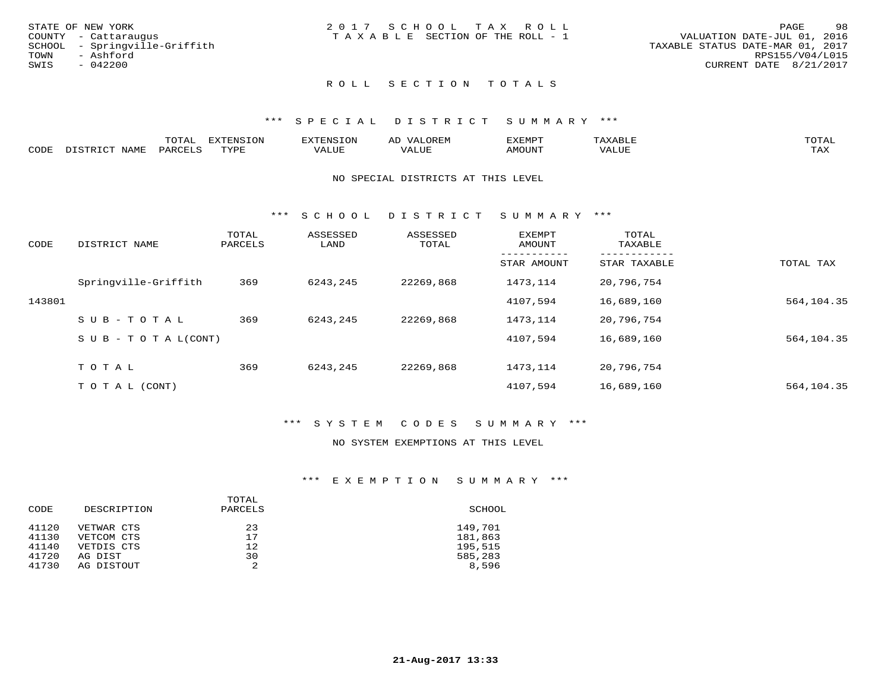STATE OF NEW YORK
COUNTY - Cattaraugus
SCHOOL - Springville-Griffith
TOWN - Ashford
SWIS - 042200

2 0 1 7 S C H O O L T A X R O L L
T A X A B L E SECTION OF THE ROLL - 1

VALUATION DATE-JUL 01, 2016
TAXABLE STATUS DATE-MAR 01, 2017
RPS155/V04/L015
CURRENT DATE 8/21/2017

## R O L L S E C T I O N T O T A L S

### *** S P E C I A L D I S T R I C T S U M M A R Y ***

| CODE | DISTRICT NAME | TOTAL PARCELS | EXTENSION TYPE | EXTENSION VALUE | AD VALOREM VALUE | EXEMPT AMOUNT | TAXABLE VALUE | TOTAL TAX |
|---|---|---|---|---|---|---|---|---|

NO SPECIAL DISTRICTS AT THIS LEVEL

### *** S C H O O L D I S T R I C T S U M M A R Y ***

| CODE | DISTRICT NAME | TOTAL PARCELS | ASSESSED LAND | ASSESSED TOTAL | EXEMPT AMOUNT / STAR AMOUNT | TOTAL TAXABLE / STAR TAXABLE | TOTAL TAX |
|---|---|---|---|---|---|---|---|
| | Springville-Griffith | 369 | 6243,245 | 22269,868 | 1473,114 | 20,796,754 | |
| 143801 | | | | | 4107,594 | 16,689,160 | 564,104.35 |
| | S U B - T O T A L | 369 | 6243,245 | 22269,868 | 1473,114 | 20,796,754 | |
| | S U B - T O T A L(CONT) | | | | 4107,594 | 16,689,160 | 564,104.35 |
| | T O T A L | 369 | 6243,245 | 22269,868 | 1473,114 | 20,796,754 | |
| | T O T A L (CONT) | | | | 4107,594 | 16,689,160 | 564,104.35 |

### *** S Y S T E M C O D E S S U M M A R Y ***

NO SYSTEM EXEMPTIONS AT THIS LEVEL

### *** E X E M P T I O N S U M M A R Y ***

| CODE | DESCRIPTION | TOTAL PARCELS | SCHOOL |
|---|---|---|---|
| 41120 | VETWAR CTS | 23 | 149,701 |
| 41130 | VETCOM CTS | 17 | 181,863 |
| 41140 | VETDIS CTS | 12 | 195,515 |
| 41720 | AG DIST | 30 | 585,283 |
| 41730 | AG DISTOUT | 2 | 8,596 |

21-Aug-2017 13:33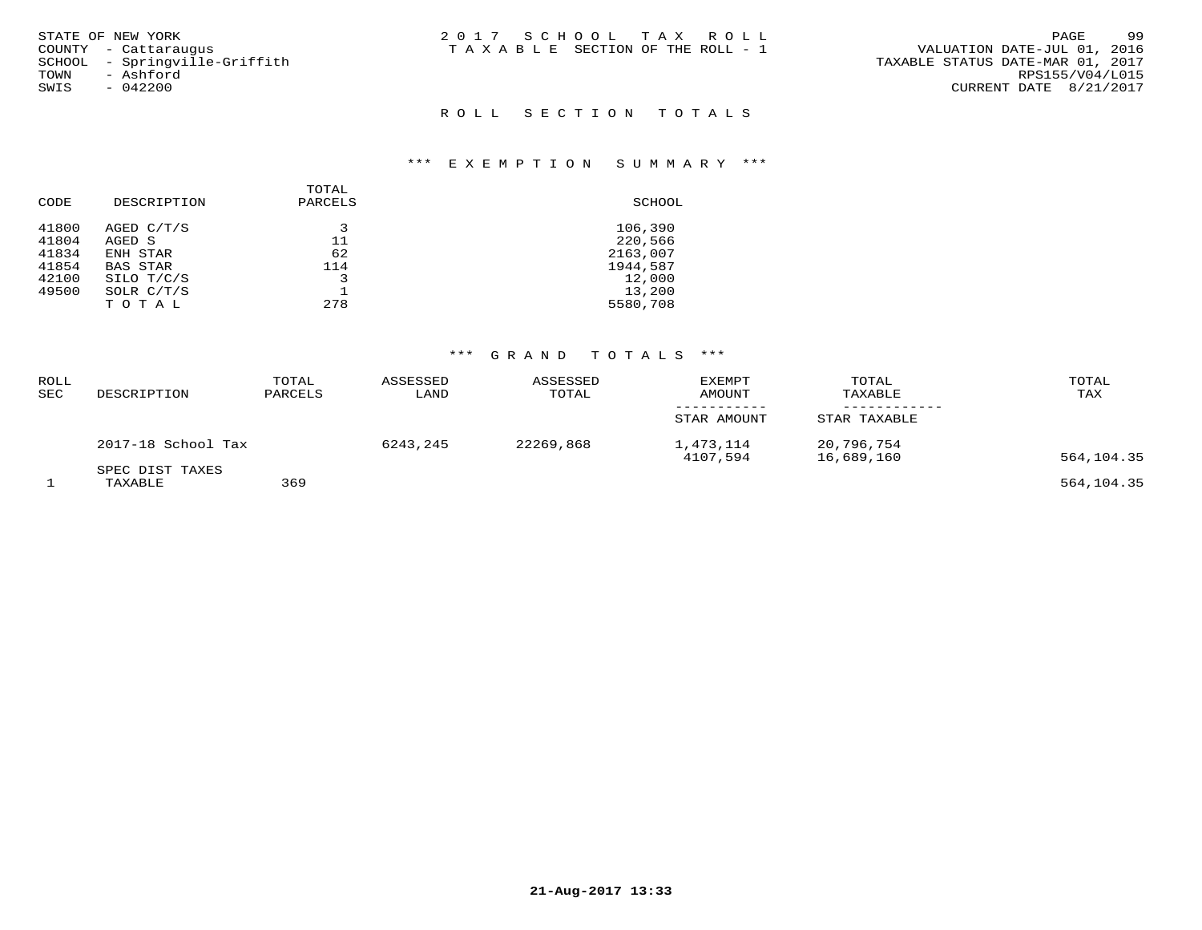STATE OF NEW YORK
COUNTY - Cattaraugus
SCHOOL - Springville-Griffith
TOWN - Ashford
SWIS - 042200

2017 SCHOOL TAX ROLL
TAXABLE SECTION OF THE ROLL - 1

VALUATION DATE-JUL 01, 2016
TAXABLE STATUS DATE-MAR 01, 2017
RPS155/V04/L015
CURRENT DATE 8/21/2017

## ROLL SECTION TOTALS

### *** EXEMPTION SUMMARY ***

| CODE | DESCRIPTION | TOTAL PARCELS | SCHOOL |
|---|---|---|---|
| 41800 | AGED C/T/S | 3 | 106,390 |
| 41804 | AGED S | 11 | 220,566 |
| 41834 | ENH STAR | 62 | 2163,007 |
| 41854 | BAS STAR | 114 | 1944,587 |
| 42100 | SILO T/C/S | 3 | 12,000 |
| 49500 | SOLR C/T/S | 1 | 13,200 |
| | T O T A L | 278 | 5580,708 |

### *** GRAND TOTALS ***

| ROLL SEC | DESCRIPTION | TOTAL PARCELS | ASSESSED LAND | ASSESSED TOTAL | EXEMPT AMOUNT / STAR AMOUNT | TOTAL TAXABLE / STAR TAXABLE | TOTAL TAX |
|---|---|---|---|---|---|---|---|
| | 2017-18 School Tax | | 6243,245 | 22269,868 | 1,473,114 | 20,796,754 | |
| | | | | | 4107,594 | 16,689,160 | 564,104.35 |
| | SPEC DIST TAXES | | | | | | |
| 1 | TAXABLE | 369 | | | | | 564,104.35 |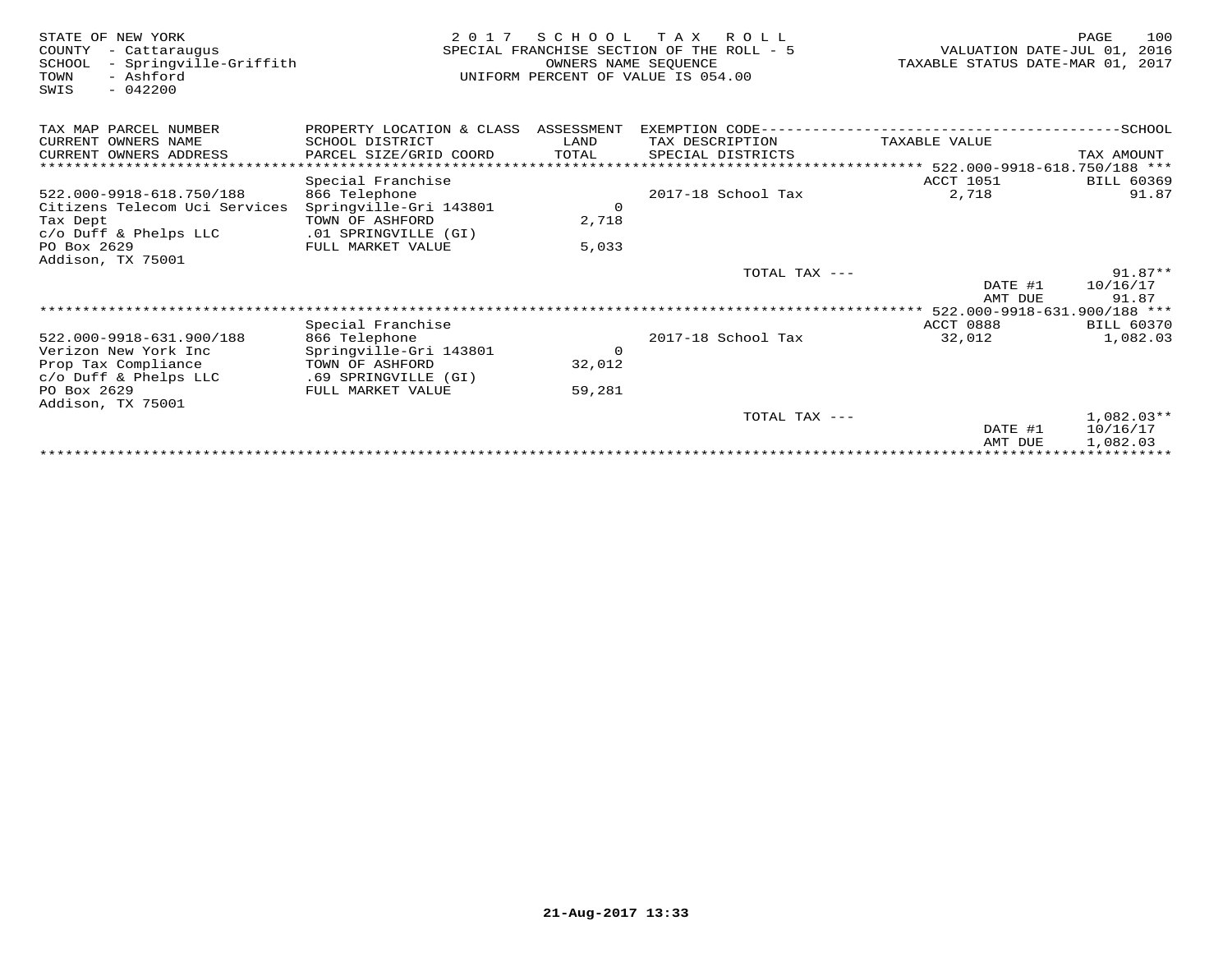STATE OF NEW YORK
COUNTY - Cattaraugus
SCHOOL - Springville-Griffith
TOWN - Ashford
SWIS - 042200

2017 SCHOOL TAX ROLL
SPECIAL FRANCHISE SECTION OF THE ROLL - 5
OWNERS NAME SEQUENCE
UNIFORM PERCENT OF VALUE IS 054.00

VALUATION DATE-JUL 01, 2016
TAXABLE STATUS DATE-MAR 01, 2017

| TAX MAP PARCEL NUMBER<br>CURRENT OWNERS NAME<br>CURRENT OWNERS ADDRESS | PROPERTY LOCATION & CLASS<br>SCHOOL DISTRICT<br>PARCEL SIZE/GRID COORD | ASSESSMENT<br>LAND<br>TOTAL | EXEMPTION CODE<br>TAX DESCRIPTION<br>SPECIAL DISTRICTS | SCHOOL<br>TAXABLE VALUE | TAX AMOUNT |
|---|---|---|---|---|---|
| | | | | 522.000-9918-618.750/188 | |
| | Special Franchise | | | ACCT 1051 | BILL 60369 |
| 522.000-9918-618.750/188 | 866 Telephone | | 2017-18 School Tax | 2,718 | 91.87 |
| Citizens Telecom Uci Services | Springville-Gri 143801 | 0 | | | |
| Tax Dept | TOWN OF ASHFORD | 2,718 | | | |
| c/o Duff & Phelps LLC | .01 SPRINGVILLE (GI) | | | | |
| PO Box 2629 | FULL MARKET VALUE | 5,033 | | | |
| Addison, TX 75001 | | | | | |
| | | | TOTAL TAX --- | | 91.87** |
| | | | | DATE #1 | 10/16/17 |
| | | | | AMT DUE | 91.87 |
| | | | | 522.000-9918-631.900/188 | |
| | Special Franchise | | | ACCT 0888 | BILL 60370 |
| 522.000-9918-631.900/188 | 866 Telephone | | 2017-18 School Tax | 32,012 | 1,082.03 |
| Verizon New York Inc | Springville-Gri 143801 | 0 | | | |
| Prop Tax Compliance | TOWN OF ASHFORD | 32,012 | | | |
| c/o Duff & Phelps LLC | .69 SPRINGVILLE (GI) | | | | |
| PO Box 2629 | FULL MARKET VALUE | 59,281 | | | |
| Addison, TX 75001 | | | | | |
| | | | TOTAL TAX --- | | 1,082.03** |
| | | | | DATE #1 | 10/16/17 |
| | | | | AMT DUE | 1,082.03 |

21-Aug-2017 13:33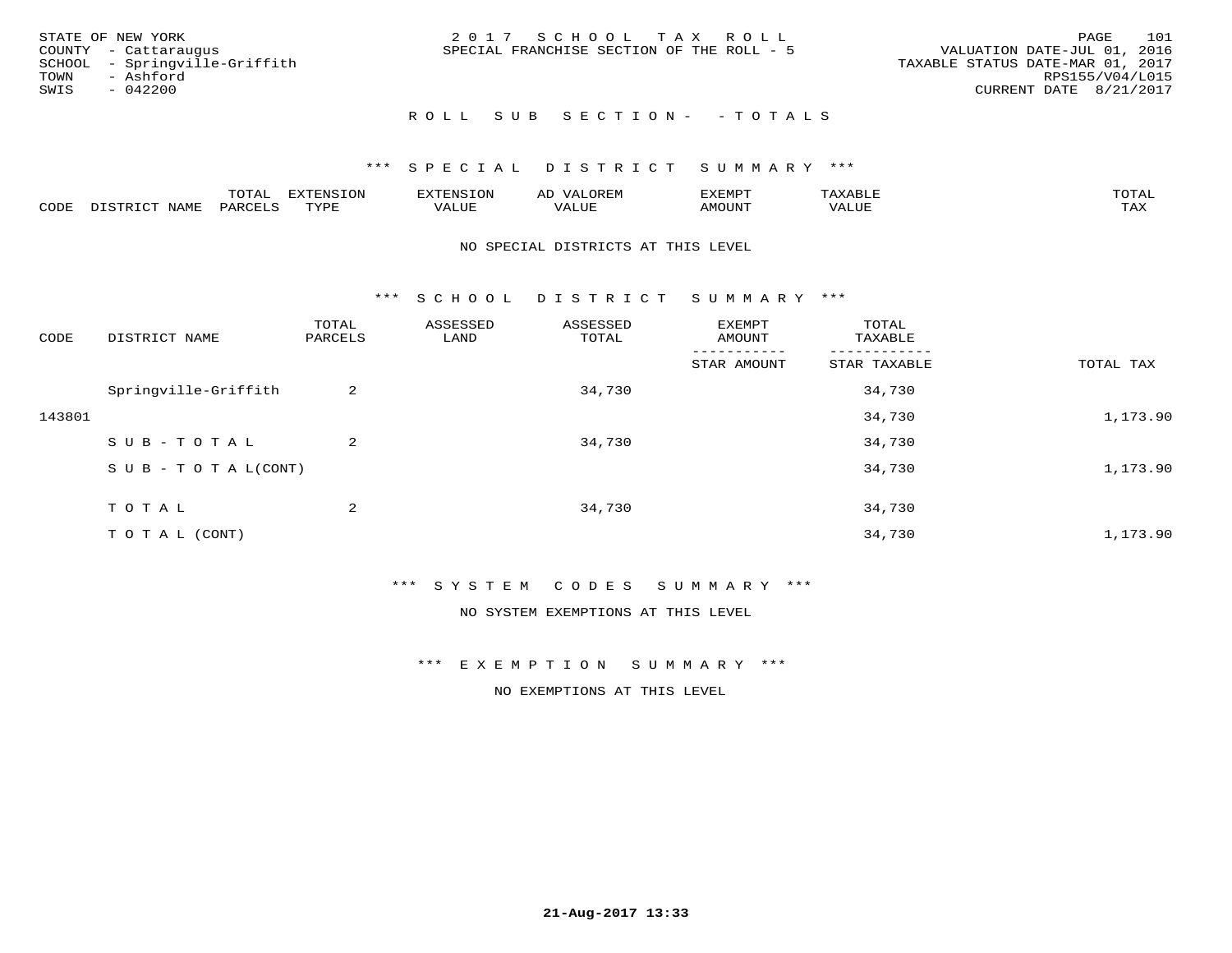STATE OF NEW YORK
COUNTY - Cattaraugus
SCHOOL - Springville-Griffith
TOWN - Ashford
SWIS - 042200

2 0 1 7 S C H O O L T A X R O L L
SPECIAL FRANCHISE SECTION OF THE ROLL - 5

VALUATION DATE-JUL 01, 2016
TAXABLE STATUS DATE-MAR 01, 2017
RPS155/V04/L015
CURRENT DATE 8/21/2017

R O L L S U B S E C T I O N - - T O T A L S

*** S P E C I A L D I S T R I C T S U M M A R Y ***

| CODE | DISTRICT NAME | TOTAL PARCELS | EXTENSION TYPE | EXTENSION VALUE | AD VALOREM VALUE | EXEMPT AMOUNT | TAXABLE VALUE | TOTAL TAX |
|---|---|---|---|---|---|---|---|---|

NO SPECIAL DISTRICTS AT THIS LEVEL

*** S C H O O L D I S T R I C T S U M M A R Y ***

| CODE | DISTRICT NAME | TOTAL PARCELS | ASSESSED LAND | ASSESSED TOTAL | EXEMPT AMOUNT / STAR AMOUNT | TOTAL TAXABLE / STAR TAXABLE | TOTAL TAX |
|---|---|---|---|---|---|---|---|
| | Springville-Griffith | 2 | | 34,730 | | 34,730 | |
| 143801 | | | | | | 34,730 | 1,173.90 |
| | S U B - T O T A L | 2 | | 34,730 | | 34,730 | |
| | S U B - T O T A L(CONT) | | | | | 34,730 | 1,173.90 |
| | T O T A L | 2 | | 34,730 | | 34,730 | |
| | T O T A L (CONT) | | | | | 34,730 | 1,173.90 |

*** S Y S T E M C O D E S S U M M A R Y ***

NO SYSTEM EXEMPTIONS AT THIS LEVEL

*** E X E M P T I O N S U M M A R Y ***

NO EXEMPTIONS AT THIS LEVEL

21-Aug-2017 13:33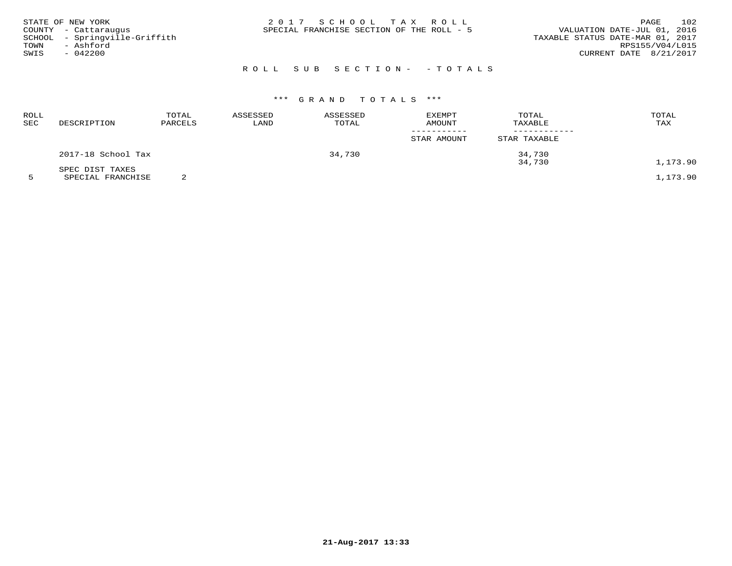STATE OF NEW YORK
COUNTY - Cattaraugus
SCHOOL - Springville-Griffith
TOWN - Ashford
SWIS - 042200

2 0 1 7 S C H O O L T A X R O L L
SPECIAL FRANCHISE SECTION OF THE ROLL - 5

VALUATION DATE-JUL 01, 2016
TAXABLE STATUS DATE-MAR 01, 2017
RPS155/V04/L015
CURRENT DATE 8/21/2017

## R O L L S U B S E C T I O N - - T O T A L S

### \*\*\* G R A N D T O T A L S \*\*\*

| ROLL SEC | DESCRIPTION | TOTAL PARCELS | ASSESSED LAND | ASSESSED TOTAL | EXEMPT AMOUNT / STAR AMOUNT | TOTAL TAXABLE / STAR TAXABLE | TOTAL TAX |
|---|---|---|---|---|---|---|---|
| | 2017-18 School Tax | | | 34,730 | | 34,730 | |
| | | | | | | 34,730 | 1,173.90 |
| | SPEC DIST TAXES | | | | | | |
| 5 | SPECIAL FRANCHISE | 2 | | | | | 1,173.90 |

21-Aug-2017 13:33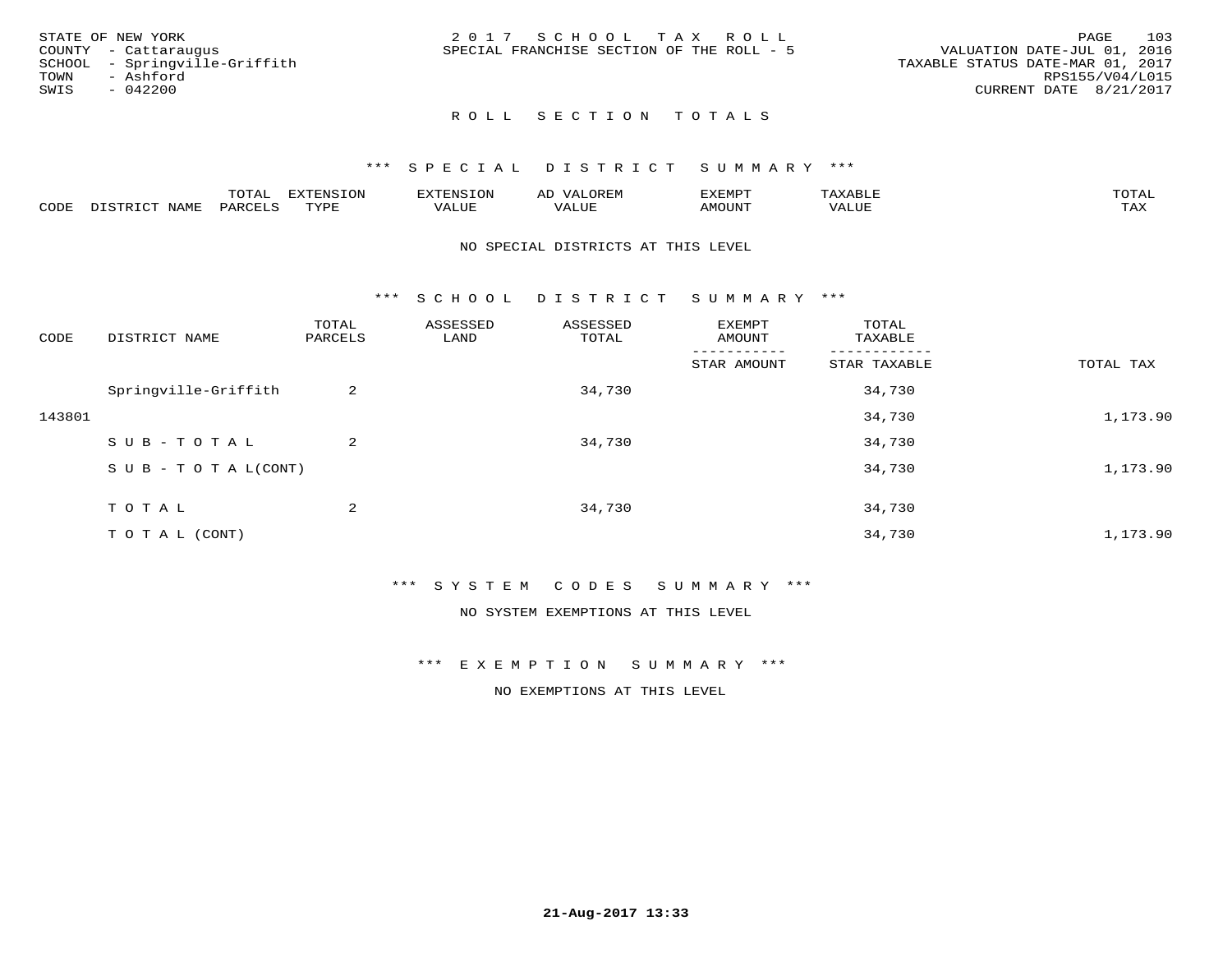STATE OF NEW YORK
COUNTY - Cattaraugus
SCHOOL - Springville-Griffith
TOWN - Ashford
SWIS - 042200

2 0 1 7 S C H O O L T A X R O L L
SPECIAL FRANCHISE SECTION OF THE ROLL - 5

VALUATION DATE-JUL 01, 2016
TAXABLE STATUS DATE-MAR 01, 2017
RPS155/V04/L015
CURRENT DATE 8/21/2017

R O L L S E C T I O N T O T A L S

*** S P E C I A L D I S T R I C T S U M M A R Y ***

| CODE | DISTRICT NAME | TOTAL PARCELS | EXTENSION TYPE | EXTENSION VALUE | AD VALOREM VALUE | EXEMPT AMOUNT | TAXABLE VALUE | TOTAL TAX |
|---|---|---|---|---|---|---|---|---|

NO SPECIAL DISTRICTS AT THIS LEVEL

*** S C H O O L D I S T R I C T S U M M A R Y ***

| CODE | DISTRICT NAME | TOTAL PARCELS | ASSESSED LAND | ASSESSED TOTAL | EXEMPT AMOUNT / STAR AMOUNT | TOTAL TAXABLE / STAR TAXABLE | TOTAL TAX |
|---|---|---|---|---|---|---|---|
| | Springville-Griffith | 2 | | 34,730 | | 34,730 | |
| 143801 | | | | | | 34,730 | 1,173.90 |
| | S U B - T O T A L | 2 | | 34,730 | | 34,730 | |
| | S U B - T O T A L(CONT) | | | | | 34,730 | 1,173.90 |
| | T O T A L | 2 | | 34,730 | | 34,730 | |
| | T O T A L (CONT) | | | | | 34,730 | 1,173.90 |

*** S Y S T E M C O D E S S U M M A R Y ***

NO SYSTEM EXEMPTIONS AT THIS LEVEL

*** E X E M P T I O N S U M M A R Y ***

NO EXEMPTIONS AT THIS LEVEL

21-Aug-2017 13:33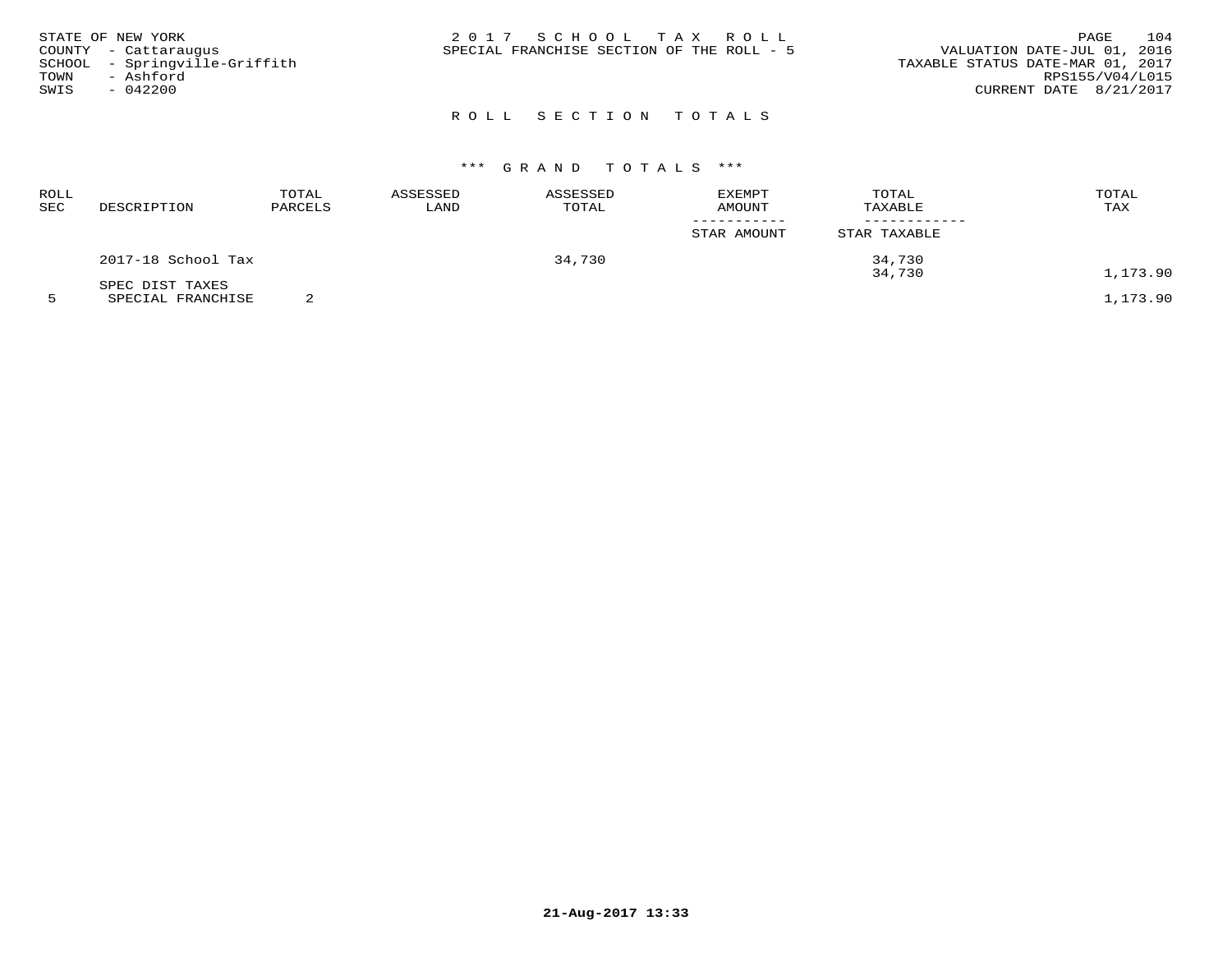STATE OF NEW YORK
COUNTY - Cattaraugus
SCHOOL - Springville-Griffith
TOWN - Ashford
SWIS - 042200

2 0 1 7 S C H O O L T A X R O L L
SPECIAL FRANCHISE SECTION OF THE ROLL - 5

VALUATION DATE-JUL 01, 2016
TAXABLE STATUS DATE-MAR 01, 2017
RPS155/V04/L015
CURRENT DATE 8/21/2017

## R O L L S E C T I O N T O T A L S

### \*\*\* G R A N D T O T A L S \*\*\*

| ROLL SEC | DESCRIPTION | TOTAL PARCELS | ASSESSED LAND | ASSESSED TOTAL | EXEMPT AMOUNT / STAR AMOUNT | TOTAL TAXABLE / STAR TAXABLE | TOTAL TAX |
|---|---|---|---|---|---|---|---|
| | 2017-18 School Tax | | | 34,730 | | 34,730<br>34,730 | 1,173.90 |
| | SPEC DIST TAXES | | | | | | |
| 5 | SPECIAL FRANCHISE | 2 | | | | | 1,173.90 |

21-Aug-2017 13:33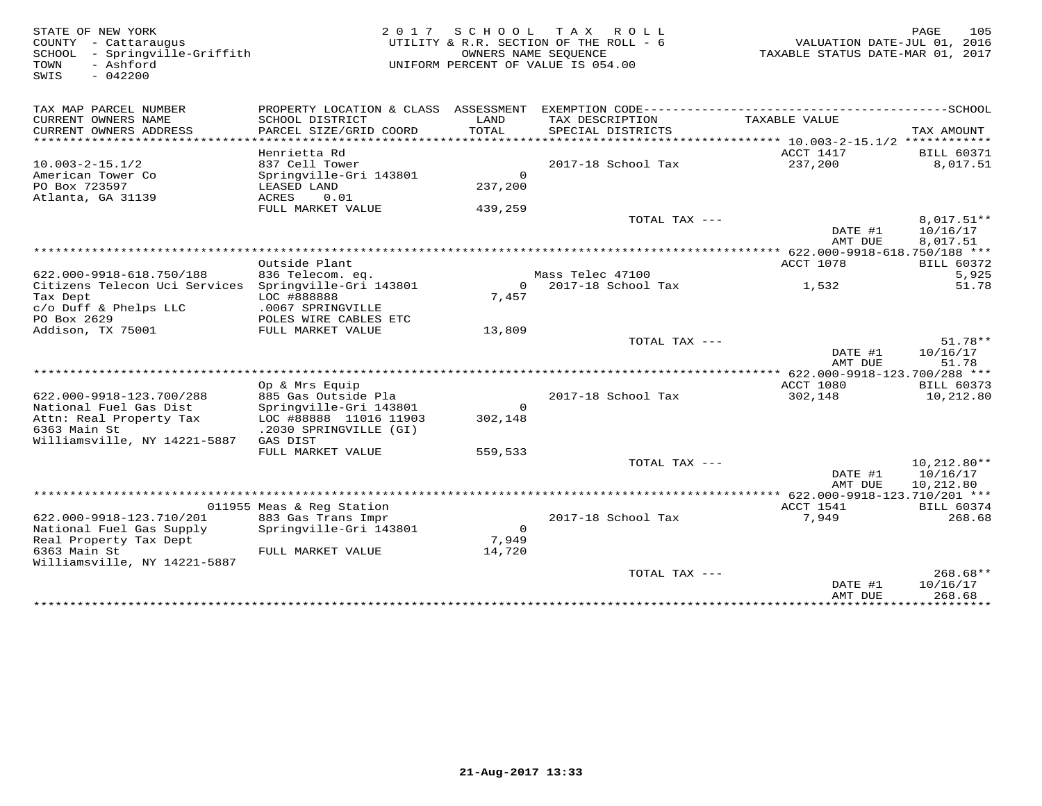STATE OF NEW YORK
COUNTY - Cattaraugus
SCHOOL - Springville-Griffith
TOWN - Ashford
SWIS - 042200

2 0 1 7 S C H O O L T A X R O L L
UTILITY & R.R. SECTION OF THE ROLL - 6
OWNERS NAME SEQUENCE
UNIFORM PERCENT OF VALUE IS 054.00

VALUATION DATE-JUL 01, 2016
TAXABLE STATUS DATE-MAR 01, 2017

| TAX MAP PARCEL NUMBER / CURRENT OWNERS NAME / CURRENT OWNERS ADDRESS | PROPERTY LOCATION & CLASS / SCHOOL DISTRICT / PARCEL SIZE/GRID COORD | ASSESSMENT LAND / TOTAL | EXEMPTION CODE / TAX DESCRIPTION / SPECIAL DISTRICTS | TAXABLE VALUE | SCHOOL TAX AMOUNT |
|---|---|---|---|---|---|
| 10.003-2-15.1/2 | Henrietta Rd | | | ACCT 1417 | BILL 60371 |
| 10.003-2-15.1/2 | 837 Cell Tower | | 2017-18 School Tax | 237,200 | 8,017.51 |
| American Tower Co | Springville-Gri 143801 | 0 | | | |
| PO Box 723597 | LEASED LAND | 237,200 | | | |
| Atlanta, GA 31139 | ACRES 0.01 | | | | |
| | FULL MARKET VALUE | 439,259 | | | |
| | | | TOTAL TAX --- | | 8,017.51** |
| | | | | DATE #1 | 10/16/17 |
| | | | | AMT DUE | 8,017.51 |
| 622.000-9918-618.750/188 | Outside Plant | | | ACCT 1078 | BILL 60372 |
| 622.000-9918-618.750/188 | 836 Telecom. eq. | | Mass Telec 47100 | | 5,925 |
| Citizens Telecon Uci Services | Springville-Gri 143801 | 0 | 2017-18 School Tax | 1,532 | 51.78 |
| Tax Dept | LOC #888888 | 7,457 | | | |
| c/o Duff & Phelps LLC | .0067 SPRINGVILLE | | | | |
| PO Box 2629 | POLES WIRE CABLES ETC | | | | |
| Addison, TX 75001 | FULL MARKET VALUE | 13,809 | | | |
| | | | TOTAL TAX --- | | 51.78** |
| | | | | DATE #1 | 10/16/17 |
| | | | | AMT DUE | 51.78 |
| 622.000-9918-123.700/288 | Op & Mrs Equip | | | ACCT 1080 | BILL 60373 |
| 622.000-9918-123.700/288 | 885 Gas Outside Pla | | 2017-18 School Tax | 302,148 | 10,212.80 |
| National Fuel Gas Dist | Springville-Gri 143801 | 0 | | | |
| Attn: Real Property Tax | LOC #88888 11016 11903 | 302,148 | | | |
| 6363 Main St | .2030 SPRINGVILLE (GI) | | | | |
| Williamsville, NY 14221-5887 | GAS DIST | | | | |
| | FULL MARKET VALUE | 559,533 | | | |
| | | | TOTAL TAX --- | | 10,212.80** |
| | | | | DATE #1 | 10/16/17 |
| | | | | AMT DUE | 10,212.80 |
| 622.000-9918-123.710/201 | 011955 Meas & Reg Station | | | ACCT 1541 | BILL 60374 |
| 622.000-9918-123.710/201 | 883 Gas Trans Impr | | 2017-18 School Tax | 7,949 | 268.68 |
| National Fuel Gas Supply | Springville-Gri 143801 | 0 | | | |
| Real Property Tax Dept | | 7,949 | | | |
| 6363 Main St | FULL MARKET VALUE | 14,720 | | | |
| Williamsville, NY 14221-5887 | | | | | |
| | | | TOTAL TAX --- | | 268.68** |
| | | | | DATE #1 | 10/16/17 |
| | | | | AMT DUE | 268.68 |

21-Aug-2017 13:33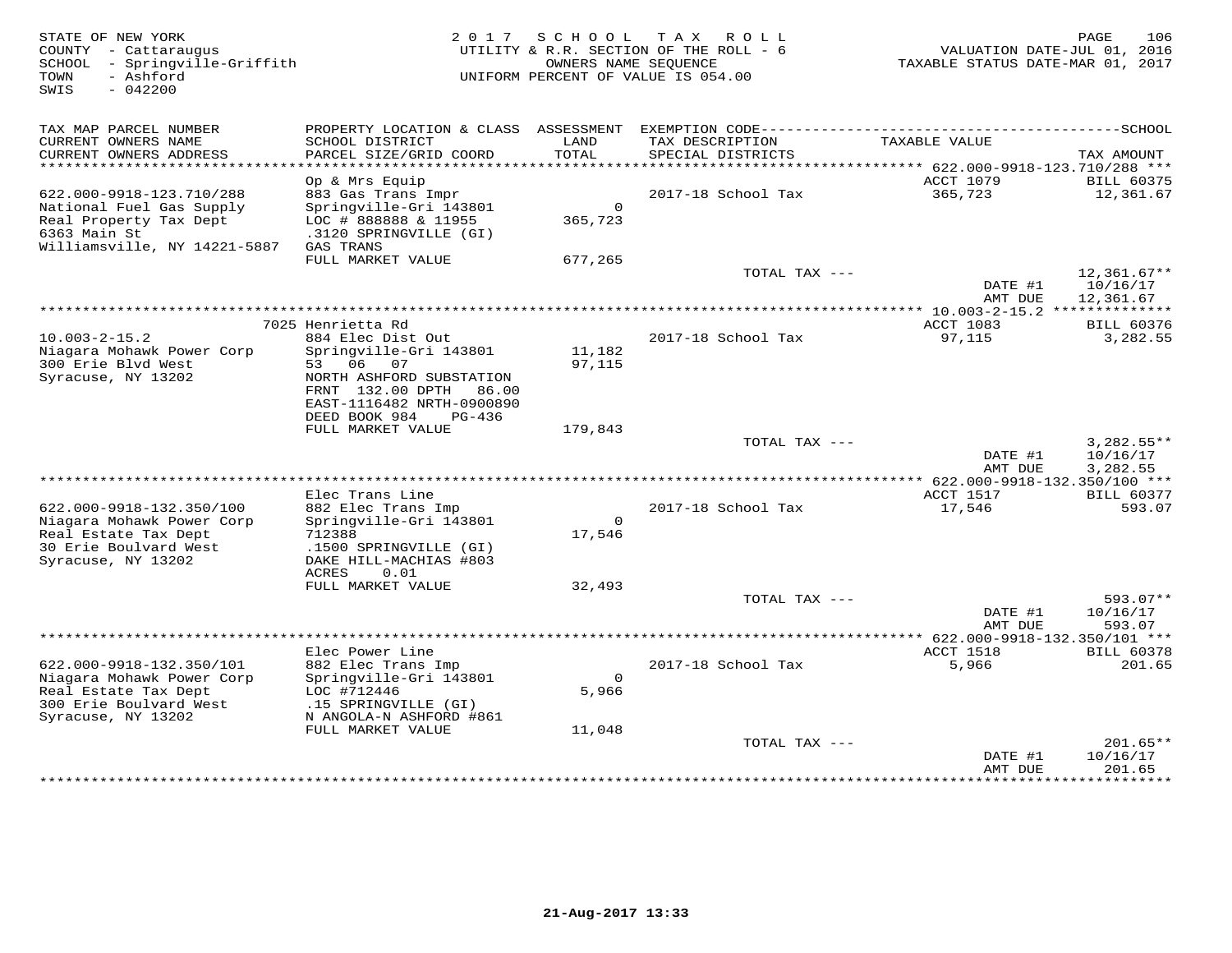STATE OF NEW YORK
COUNTY - Cattaraugus
SCHOOL - Springville-Griffith
TOWN - Ashford
SWIS - 042200

2 0 1 7 S C H O O L T A X R O L L
UTILITY & R.R. SECTION OF THE ROLL - 6
OWNERS NAME SEQUENCE
UNIFORM PERCENT OF VALUE IS 054.00

VALUATION DATE-JUL 01, 2016
TAXABLE STATUS DATE-MAR 01, 2017

| TAX MAP PARCEL NUMBER / CURRENT OWNERS NAME / CURRENT OWNERS ADDRESS | PROPERTY LOCATION & CLASS / SCHOOL DISTRICT / PARCEL SIZE/GRID COORD | ASSESSMENT LAND / TOTAL | EXEMPTION CODE / TAX DESCRIPTION / SPECIAL DISTRICTS | TAXABLE VALUE | TAX AMOUNT |
|---|---|---|---|---|---|
| **622.000-9918-123.710/288** | Op & Mrs Equip | | | ACCT 1079 | BILL 60375 |
| 622.000-9918-123.710/288 | 883 Gas Trans Impr | | 2017-18 School Tax | 365,723 | 12,361.67 |
| National Fuel Gas Supply | Springville-Gri 143801 | 0 | | | |
| Real Property Tax Dept | LOC # 888888 & 11955 | 365,723 | | | |
| 6363 Main St | .3120 SPRINGVILLE (GI) | | | | |
| Williamsville, NY 14221-5887 | GAS TRANS | | | | |
| | FULL MARKET VALUE | 677,265 | | | |
| | | | TOTAL TAX --- | | 12,361.67** |
| | | | | DATE #1 | 10/16/17 |
| | | | | AMT DUE | 12,361.67 |
| **10.003-2-15.2** | 7025 Henrietta Rd | | | ACCT 1083 | BILL 60376 |
| 10.003-2-15.2 | 884 Elec Dist Out | | 2017-18 School Tax | 97,115 | 3,282.55 |
| Niagara Mohawk Power Corp | Springville-Gri 143801 | 11,182 | | | |
| 300 Erie Blvd West | 53 06 07 | 97,115 | | | |
| Syracuse, NY 13202 | NORTH ASHFORD SUBSTATION | | | | |
| | FRNT 132.00 DPTH 86.00 | | | | |
| | EAST-1116482 NRTH-0900890 | | | | |
| | DEED BOOK 984 PG-436 | | | | |
| | FULL MARKET VALUE | 179,843 | | | |
| | | | TOTAL TAX --- | | 3,282.55** |
| | | | | DATE #1 | 10/16/17 |
| | | | | AMT DUE | 3,282.55 |
| **622.000-9918-132.350/100** | Elec Trans Line | | | ACCT 1517 | BILL 60377 |
| 622.000-9918-132.350/100 | 882 Elec Trans Imp | | 2017-18 School Tax | 17,546 | 593.07 |
| Niagara Mohawk Power Corp | Springville-Gri 143801 | 0 | | | |
| Real Estate Tax Dept | 712388 | 17,546 | | | |
| 30 Erie Boulvard West | .1500 SPRINGVILLE (GI) | | | | |
| Syracuse, NY 13202 | DAKE HILL-MACHIAS #803 | | | | |
| | ACRES 0.01 | | | | |
| | FULL MARKET VALUE | 32,493 | | | |
| | | | TOTAL TAX --- | | 593.07** |
| | | | | DATE #1 | 10/16/17 |
| | | | | AMT DUE | 593.07 |
| **622.000-9918-132.350/101** | Elec Power Line | | | ACCT 1518 | BILL 60378 |
| 622.000-9918-132.350/101 | 882 Elec Trans Imp | | 2017-18 School Tax | 5,966 | 201.65 |
| Niagara Mohawk Power Corp | Springville-Gri 143801 | 0 | | | |
| Real Estate Tax Dept | LOC #712446 | 5,966 | | | |
| 300 Erie Boulvard West | .15 SPRINGVILLE (GI) | | | | |
| Syracuse, NY 13202 | N ANGOLA-N ASHFORD #861 | | | | |
| | FULL MARKET VALUE | 11,048 | | | |
| | | | TOTAL TAX --- | | 201.65** |
| | | | | DATE #1 | 10/16/17 |
| | | | | AMT DUE | 201.65 |

21-Aug-2017 13:33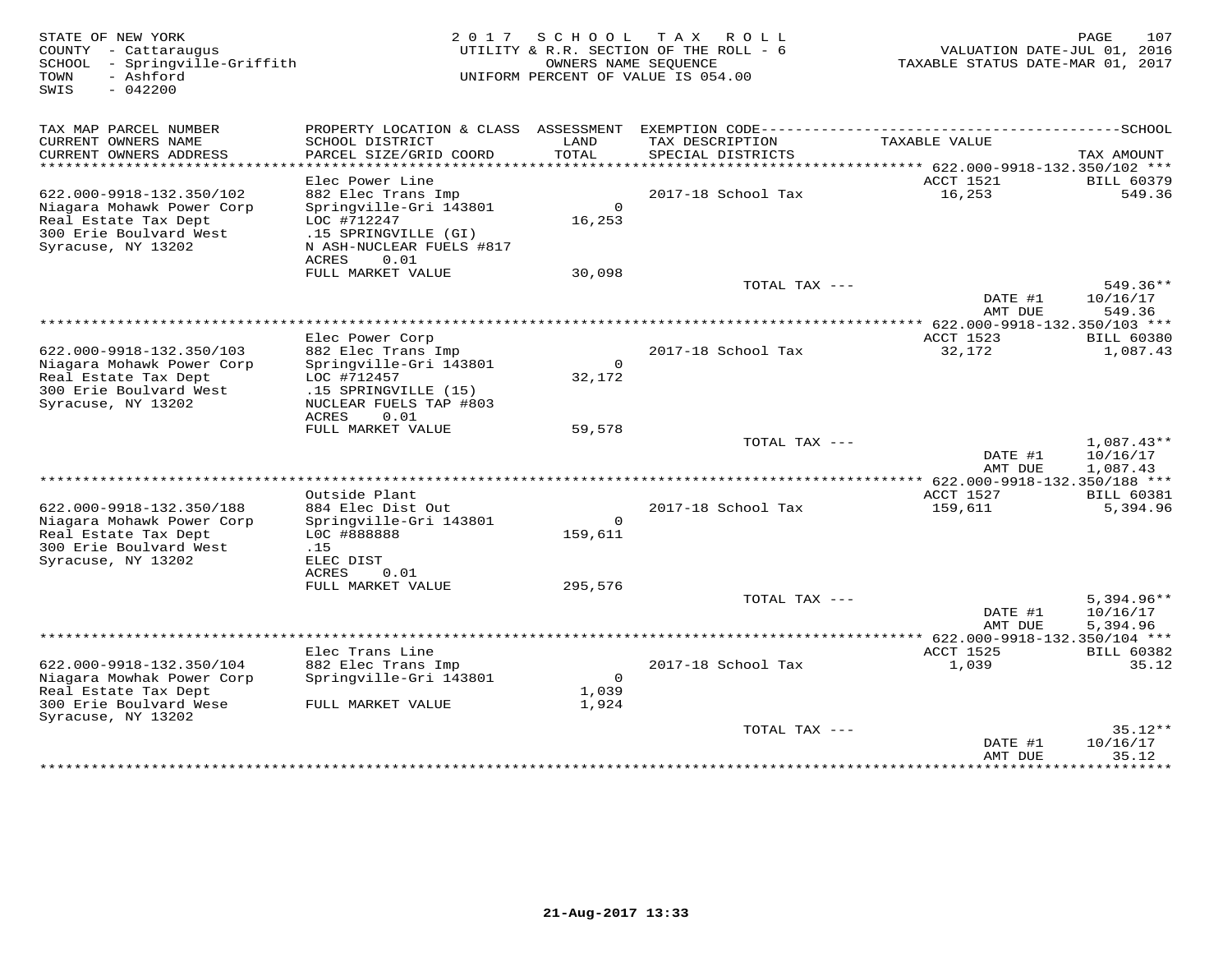STATE OF NEW YORK
COUNTY - Cattaraugus
SCHOOL - Springville-Griffith
TOWN - Ashford
SWIS - 042200

2017 SCHOOL TAX ROLL
UTILITY & R.R. SECTION OF THE ROLL - 6
OWNERS NAME SEQUENCE
UNIFORM PERCENT OF VALUE IS 054.00

VALUATION DATE-JUL 01, 2016
TAXABLE STATUS DATE-MAR 01, 2017

| TAX MAP PARCEL NUMBER / CURRENT OWNERS NAME / CURRENT OWNERS ADDRESS | PROPERTY LOCATION & CLASS / SCHOOL DISTRICT / PARCEL SIZE/GRID COORD | ASSESSMENT LAND / TOTAL | EXEMPTION CODE / TAX DESCRIPTION / SPECIAL DISTRICTS | TAXABLE VALUE | TAX AMOUNT |
|---|---|---|---|---|---|
| **622.000-9918-132.350/102** | | | | | |
| | Elec Power Line | | | ACCT 1521 | BILL 60379 |
| 622.000-9918-132.350/102 | 882 Elec Trans Imp | | 2017-18 School Tax | 16,253 | 549.36 |
| Niagara Mohawk Power Corp | Springville-Gri 143801 | 0 | | | |
| Real Estate Tax Dept | LOC #712247 | 16,253 | | | |
| 300 Erie Boulvard West | .15 SPRINGVILLE (GI) | | | | |
| Syracuse, NY 13202 | N ASH-NUCLEAR FUELS #817 | | | | |
| | ACRES 0.01 | | | | |
| | FULL MARKET VALUE | 30,098 | | | |
| | | | TOTAL TAX --- | | 549.36** |
| | | | | DATE #1 | 10/16/17 |
| | | | | AMT DUE | 549.36 |
| **622.000-9918-132.350/103** | | | | | |
| | Elec Power Corp | | | ACCT 1523 | BILL 60380 |
| 622.000-9918-132.350/103 | 882 Elec Trans Imp | | 2017-18 School Tax | 32,172 | 1,087.43 |
| Niagara Mohawk Power Corp | Springville-Gri 143801 | 0 | | | |
| Real Estate Tax Dept | LOC #712457 | 32,172 | | | |
| 300 Erie Boulvard West | .15 SPRINGVILLE (15) | | | | |
| Syracuse, NY 13202 | NUCLEAR FUELS TAP #803 | | | | |
| | ACRES 0.01 | | | | |
| | FULL MARKET VALUE | 59,578 | | | |
| | | | TOTAL TAX --- | | 1,087.43** |
| | | | | DATE #1 | 10/16/17 |
| | | | | AMT DUE | 1,087.43 |
| **622.000-9918-132.350/188** | | | | | |
| | Outside Plant | | | ACCT 1527 | BILL 60381 |
| 622.000-9918-132.350/188 | 884 Elec Dist Out | | 2017-18 School Tax | 159,611 | 5,394.96 |
| Niagara Mohawk Power Corp | Springville-Gri 143801 | 0 | | | |
| Real Estate Tax Dept | L0C #888888 | 159,611 | | | |
| 300 Erie Boulvard West | .15 | | | | |
| Syracuse, NY 13202 | ELEC DIST | | | | |
| | ACRES 0.01 | | | | |
| | FULL MARKET VALUE | 295,576 | | | |
| | | | TOTAL TAX --- | | 5,394.96** |
| | | | | DATE #1 | 10/16/17 |
| | | | | AMT DUE | 5,394.96 |
| **622.000-9918-132.350/104** | | | | | |
| | Elec Trans Line | | | ACCT 1525 | BILL 60382 |
| 622.000-9918-132.350/104 | 882 Elec Trans Imp | | 2017-18 School Tax | 1,039 | 35.12 |
| Niagara Mowhak Power Corp | Springville-Gri 143801 | 0 | | | |
| Real Estate Tax Dept | | 1,039 | | | |
| 300 Erie Boulvard Wese | FULL MARKET VALUE | 1,924 | | | |
| Syracuse, NY 13202 | | | | | |
| | | | TOTAL TAX --- | | 35.12** |
| | | | | DATE #1 | 10/16/17 |
| | | | | AMT DUE | 35.12 |

21-Aug-2017 13:33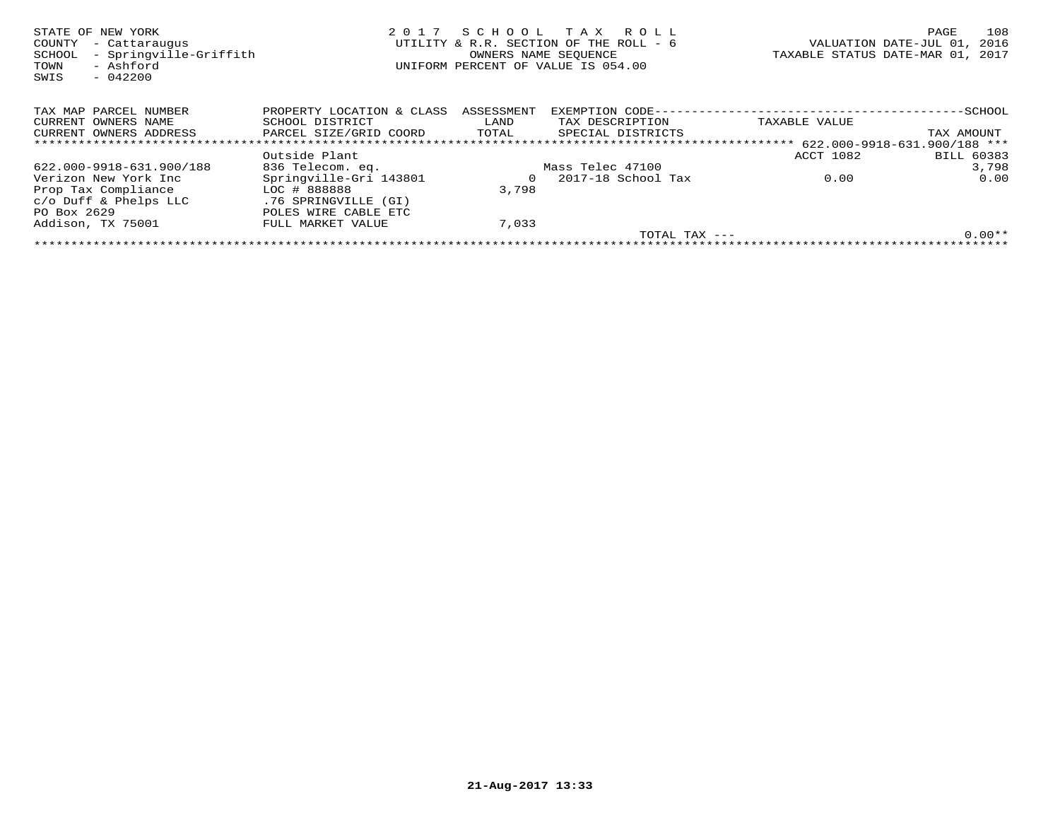STATE OF NEW YORK
COUNTY - Cattaraugus
SCHOOL - Springville-Griffith
TOWN - Ashford
SWIS - 042200

2 0 1 7 S C H O O L T A X R O L L
UTILITY & R.R. SECTION OF THE ROLL - 6
OWNERS NAME SEQUENCE
UNIFORM PERCENT OF VALUE IS 054.00

VALUATION DATE-JUL 01, 2016
TAXABLE STATUS DATE-MAR 01, 2017

| TAX MAP PARCEL NUMBER / CURRENT OWNERS NAME / CURRENT OWNERS ADDRESS | PROPERTY LOCATION & CLASS / SCHOOL DISTRICT / PARCEL SIZE/GRID COORD | ASSESSMENT LAND / TOTAL | EXEMPTION CODE / TAX DESCRIPTION / SPECIAL DISTRICTS | TAXABLE VALUE | SCHOOL TAX AMOUNT |
|---|---|---|---|---|---|
| | | | | | *** 622.000-9918-631.900/188 *** |
| | Outside Plant | | | ACCT 1082 | BILL 60383 |
| 622.000-9918-631.900/188 | 836 Telecom. eq. | | Mass Telec 47100 | | 3,798 |
| Verizon New York Inc | Springville-Gri 143801 | 0 | 2017-18 School Tax | 0.00 | 0.00 |
| Prop Tax Compliance | LOC # 888888 | 3,798 | | | |
| c/o Duff & Phelps LLC | .76 SPRINGVILLE (GI) | | | | |
| PO Box 2629 | POLES WIRE CABLE ETC | | | | |
| Addison, TX 75001 | FULL MARKET VALUE | 7,033 | | | |
| | | | TOTAL TAX --- | | 0.00** |

21-Aug-2017 13:33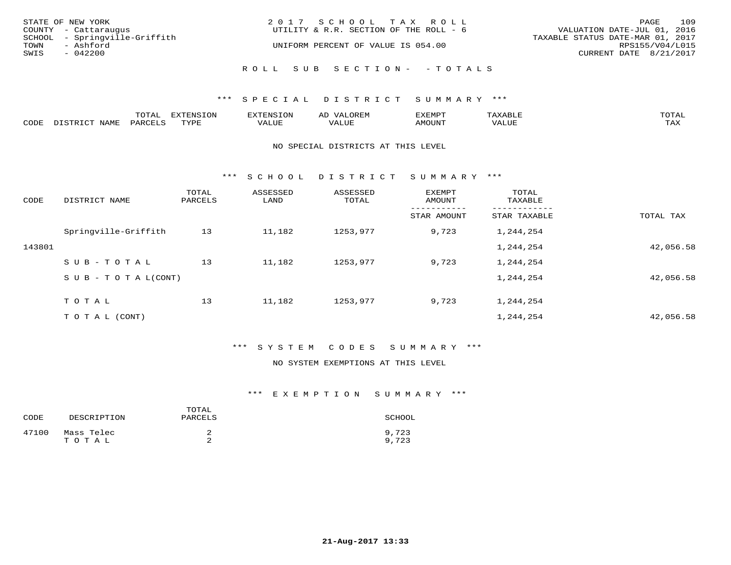STATE OF NEW YORK
COUNTY - Cattaraugus
SCHOOL - Springville-Griffith
TOWN - Ashford
SWIS - 042200

2017 SCHOOL TAX ROLL
UTILITY & R.R. SECTION OF THE ROLL - 6
UNIFORM PERCENT OF VALUE IS 054.00

VALUATION DATE-JUL 01, 2016
TAXABLE STATUS DATE-MAR 01, 2017
RPS155/V04/L015
CURRENT DATE 8/21/2017

ROLL SUB SECTION- - TOTALS

## *** SPECIAL DISTRICT SUMMARY ***

| CODE | DISTRICT NAME | TOTAL PARCELS | EXTENSION TYPE | EXTENSION VALUE | AD VALOREM VALUE | EXEMPT AMOUNT | TAXABLE VALUE | TOTAL TAX |
|---|---|---|---|---|---|---|---|---|

NO SPECIAL DISTRICTS AT THIS LEVEL

## *** SCHOOL DISTRICT SUMMARY ***

| CODE | DISTRICT NAME | TOTAL PARCELS | ASSESSED LAND | ASSESSED TOTAL | EXEMPT AMOUNT / STAR AMOUNT | TOTAL TAXABLE / STAR TAXABLE | TOTAL TAX |
|---|---|---|---|---|---|---|---|
| | Springville-Griffith | 13 | 11,182 | 1253,977 | 9,723 | 1,244,254 | |
| 143801 | | | | | | 1,244,254 | 42,056.58 |
| | SUB-TOTAL | 13 | 11,182 | 1253,977 | 9,723 | 1,244,254 | |
| | SUB-TOTAL(CONT) | | | | | 1,244,254 | 42,056.58 |
| | TOTAL | 13 | 11,182 | 1253,977 | 9,723 | 1,244,254 | |
| | TOTAL (CONT) | | | | | 1,244,254 | 42,056.58 |

## *** SYSTEM CODES SUMMARY ***

NO SYSTEM EXEMPTIONS AT THIS LEVEL

## *** EXEMPTION SUMMARY ***

| CODE | DESCRIPTION | TOTAL PARCELS | SCHOOL |
|---|---|---|---|
| 47100 | Mass Telec | 2 | 9,723 |
| | TOTAL | 2 | 9,723 |

21-Aug-2017 13:33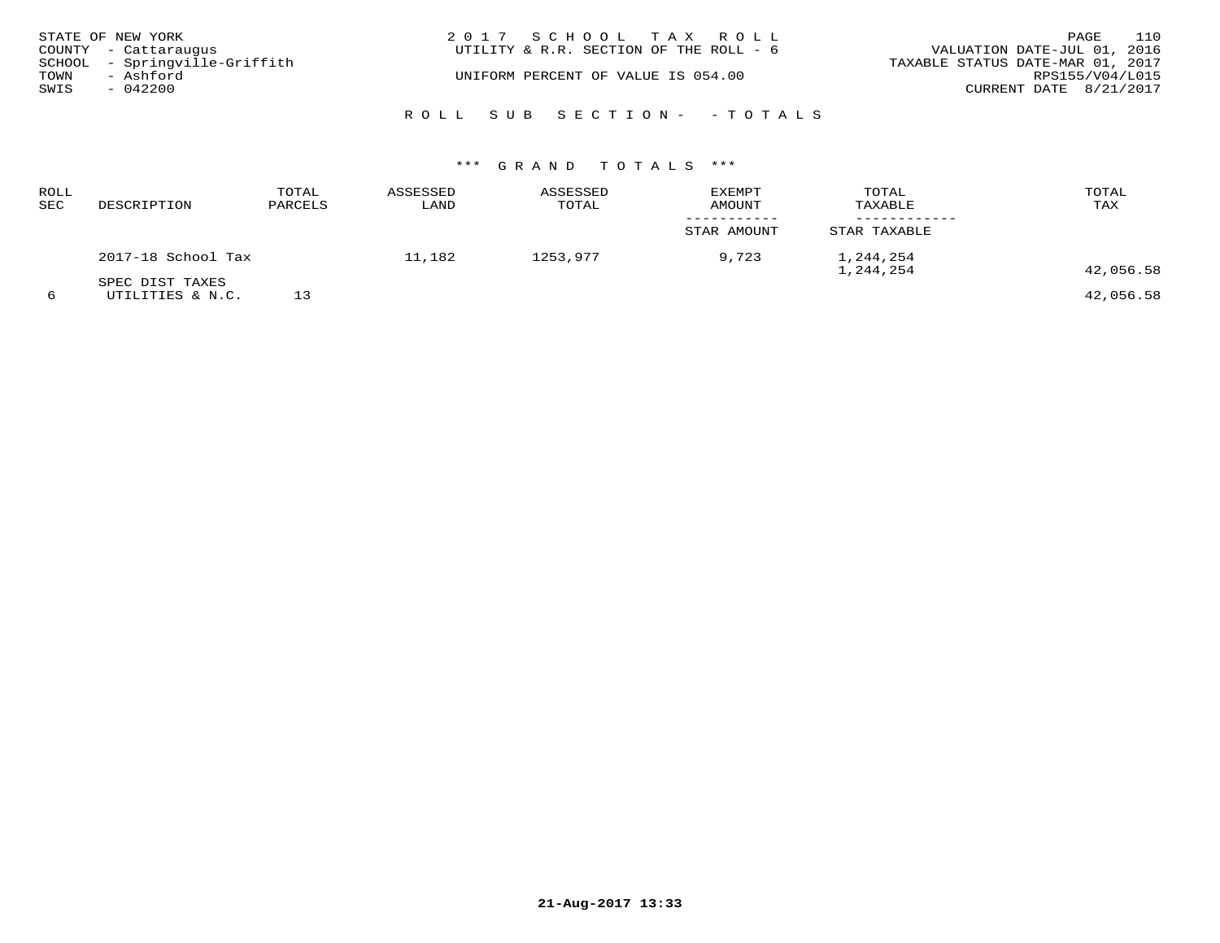STATE OF NEW YORK
COUNTY - Cattaraugus
SCHOOL - Springville-Griffith
TOWN - Ashford
SWIS - 042200

2017 SCHOOL TAX ROLL
UTILITY & R.R. SECTION OF THE ROLL - 6

UNIFORM PERCENT OF VALUE IS 054.00

VALUATION DATE-JUL 01, 2016
TAXABLE STATUS DATE-MAR 01, 2017
RPS155/V04/L015
CURRENT DATE 8/21/2017

ROLL SUB SECTION- - TOTALS

*** GRAND TOTALS ***

| ROLL SEC | DESCRIPTION | TOTAL PARCELS | ASSESSED LAND | ASSESSED TOTAL | EXEMPT AMOUNT / STAR AMOUNT | TOTAL TAXABLE / STAR TAXABLE | TOTAL TAX |
|---|---|---|---|---|---|---|---|
| | 2017-18 School Tax | | 11,182 | 1253,977 | 9,723 | 1,244,254 | |
| | | | | | | 1,244,254 | 42,056.58 |
| | SPEC DIST TAXES | | | | | | |
| 6 | UTILITIES & N.C. | 13 | | | | | 42,056.58 |

21-Aug-2017 13:33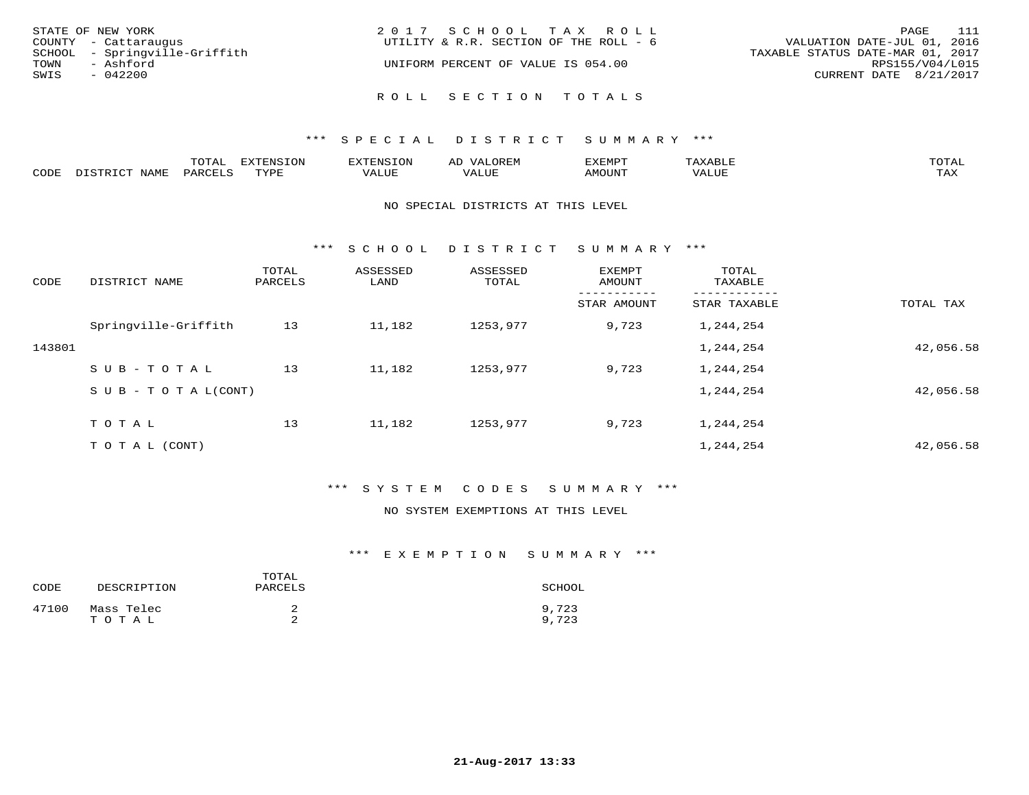STATE OF NEW YORK
COUNTY - Cattaraugus
SCHOOL - Springville-Griffith
TOWN - Ashford
SWIS - 042200

2017 SCHOOL TAX ROLL
UTILITY & R.R. SECTION OF THE ROLL - 6
UNIFORM PERCENT OF VALUE IS 054.00

VALUATION DATE-JUL 01, 2016
TAXABLE STATUS DATE-MAR 01, 2017
RPS155/V04/L015
CURRENT DATE 8/21/2017

## ROLL SECTION TOTALS

### *** SPECIAL DISTRICT SUMMARY ***

| CODE | DISTRICT NAME | TOTAL PARCELS | EXTENSION TYPE | EXTENSION VALUE | AD VALOREM VALUE | EXEMPT AMOUNT | TAXABLE VALUE | TOTAL TAX |
|---|---|---|---|---|---|---|---|---|

NO SPECIAL DISTRICTS AT THIS LEVEL

### *** SCHOOL DISTRICT SUMMARY ***

| CODE | DISTRICT NAME | TOTAL PARCELS | ASSESSED LAND | ASSESSED TOTAL | EXEMPT AMOUNT / STAR AMOUNT | TOTAL TAXABLE / STAR TAXABLE | TOTAL TAX |
|---|---|---|---|---|---|---|---|
| | Springville-Griffith | 13 | 11,182 | 1253,977 | 9,723 | 1,244,254 | |
| 143801 | | | | | | 1,244,254 | 42,056.58 |
| | SUB-TOTAL | 13 | 11,182 | 1253,977 | 9,723 | 1,244,254 | |
| | SUB-TOTAL(CONT) | | | | | 1,244,254 | 42,056.58 |
| | TOTAL | 13 | 11,182 | 1253,977 | 9,723 | 1,244,254 | |
| | TOTAL (CONT) | | | | | 1,244,254 | 42,056.58 |

### *** SYSTEM CODES SUMMARY ***

NO SYSTEM EXEMPTIONS AT THIS LEVEL

### *** EXEMPTION SUMMARY ***

| CODE | DESCRIPTION | TOTAL PARCELS | SCHOOL |
|---|---|---|---|
| 47100 | Mass Telec | 2 | 9,723 |
| | TOTAL | 2 | 9,723 |

21-Aug-2017 13:33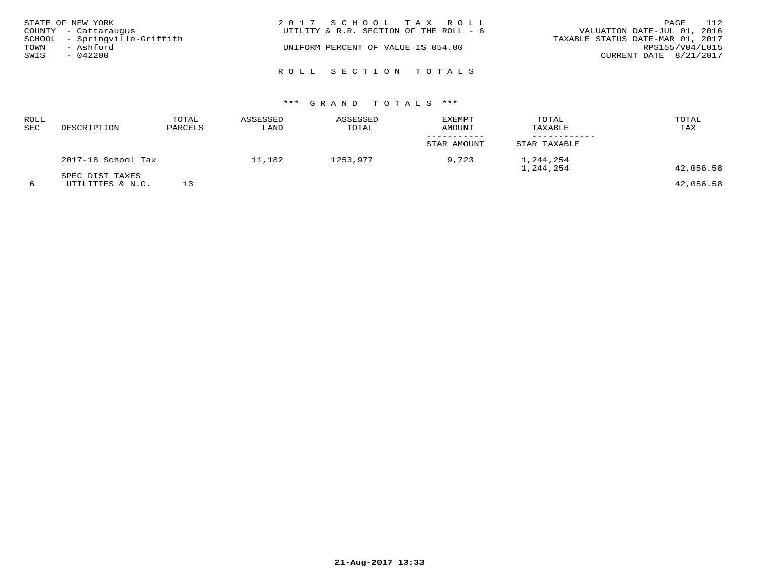STATE OF NEW YORK
COUNTY - Cattaraugus
SCHOOL - Springville-Griffith
TOWN - Ashford
SWIS - 042200

2 0 1 7 S C H O O L T A X R O L L
UTILITY & R.R. SECTION OF THE ROLL - 6

UNIFORM PERCENT OF VALUE IS 054.00

VALUATION DATE-JUL 01, 2016
TAXABLE STATUS DATE-MAR 01, 2017
RPS155/V04/L015
CURRENT DATE 8/21/2017

## R O L L S E C T I O N T O T A L S

### \*\*\* G R A N D T O T A L S \*\*\*

| ROLL SEC | DESCRIPTION | TOTAL PARCELS | ASSESSED LAND | ASSESSED TOTAL | EXEMPT AMOUNT / STAR AMOUNT | TOTAL TAXABLE / STAR TAXABLE | TOTAL TAX |
|---|---|---|---|---|---|---|---|
| | 2017-18 School Tax | | 11,182 | 1253,977 | 9,723 | 1,244,254 | |
| | | | | | | 1,244,254 | 42,056.58 |
| | SPEC DIST TAXES | | | | | | |
| 6 | UTILITIES & N.C. | 13 | | | | | 42,056.58 |

21-Aug-2017 13:33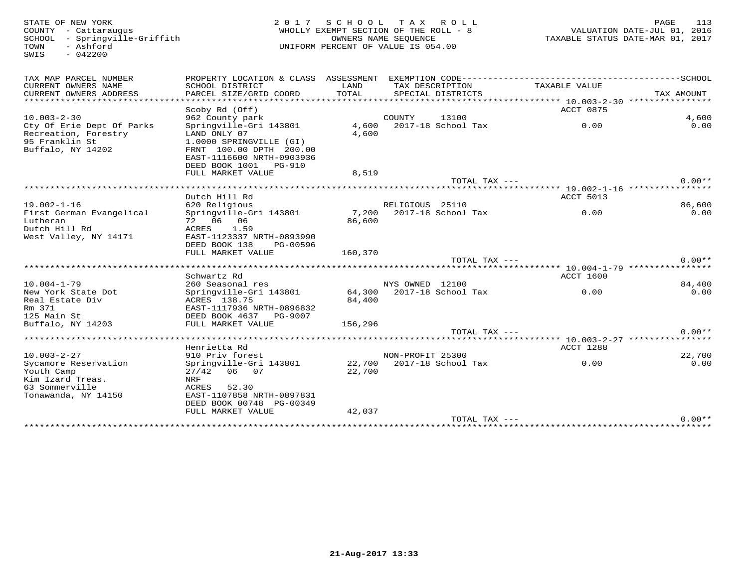STATE OF NEW YORK
COUNTY - Cattaraugus
SCHOOL - Springville-Griffith
TOWN - Ashford
SWIS - 042200

2017 SCHOOL TAX ROLL
WHOLLY EXEMPT SECTION OF THE ROLL - 8
OWNERS NAME SEQUENCE
UNIFORM PERCENT OF VALUE IS 054.00

VALUATION DATE-JUL 01, 2016
TAXABLE STATUS DATE-MAR 01, 2017

| TAX MAP PARCEL NUMBER / CURRENT OWNERS NAME / CURRENT OWNERS ADDRESS | PROPERTY LOCATION & CLASS / SCHOOL DISTRICT / PARCEL SIZE/GRID COORD | ASSESSMENT LAND / TOTAL | EXEMPTION CODE / TAX DESCRIPTION / SPECIAL DISTRICTS | TAXABLE VALUE | SCHOOL / TAX AMOUNT |
|---|---|---|---|---|---|
| 10.003-2-30 | Scoby Rd (Off) | | | ACCT 0875 | |
| 10.003-2-30 | 962 County park | | COUNTY 13100 | | 4,600 |
| Cty Of Erie Dept Of Parks | Springville-Gri 143801 | 4,600 | 2017-18 School Tax | 0.00 | 0.00 |
| Recreation, Forestry | LAND ONLY 07 | 4,600 | | | |
| 95 Franklin St | 1.0000 SPRINGVILLE (GI) | | | | |
| Buffalo, NY 14202 | FRNT 100.00 DPTH 200.00 | | | | |
| | EAST-1116600 NRTH-0903936 | | | | |
| | DEED BOOK 1001 PG-910 | | | | |
| | FULL MARKET VALUE | 8,519 | | | |
| | | | TOTAL TAX --- | | 0.00** |
| 19.002-1-16 | Dutch Hill Rd | | | ACCT 5013 | |
| 19.002-1-16 | 620 Religious | | RELIGIOUS 25110 | | 86,600 |
| First German Evangelical | Springville-Gri 143801 | 7,200 | 2017-18 School Tax | 0.00 | 0.00 |
| Lutheran | 72 06 06 | 86,600 | | | |
| Dutch Hill Rd | ACRES 1.59 | | | | |
| West Valley, NY 14171 | EAST-1123337 NRTH-0893990 | | | | |
| | DEED BOOK 138 PG-00596 | | | | |
| | FULL MARKET VALUE | 160,370 | | | |
| | | | TOTAL TAX --- | | 0.00** |
| 10.004-1-79 | Schwartz Rd | | | ACCT 1600 | |
| 10.004-1-79 | 260 Seasonal res | | NYS OWNED 12100 | | 84,400 |
| New York State Dot | Springville-Gri 143801 | 64,300 | 2017-18 School Tax | 0.00 | 0.00 |
| Real Estate Div | ACRES 138.75 | 84,400 | | | |
| Rm 371 | EAST-1117936 NRTH-0896832 | | | | |
| 125 Main St | DEED BOOK 4637 PG-9007 | | | | |
| Buffalo, NY 14203 | FULL MARKET VALUE | 156,296 | | | |
| | | | TOTAL TAX --- | | 0.00** |
| 10.003-2-27 | Henrietta Rd | | | ACCT 1288 | |
| 10.003-2-27 | 910 Priv forest | | NON-PROFIT 25300 | | 22,700 |
| Sycamore Reservation | Springville-Gri 143801 | 22,700 | 2017-18 School Tax | 0.00 | 0.00 |
| Youth Camp | 27/42 06 07 | 22,700 | | | |
| Kim Izard Treas. | NRF | | | | |
| 63 Sommerville | ACRES 52.30 | | | | |
| Tonawanda, NY 14150 | EAST-1107858 NRTH-0897831 | | | | |
| | DEED BOOK 00748 PG-00349 | | | | |
| | FULL MARKET VALUE | 42,037 | | | |
| | | | TOTAL TAX --- | | 0.00** |

21-Aug-2017 13:33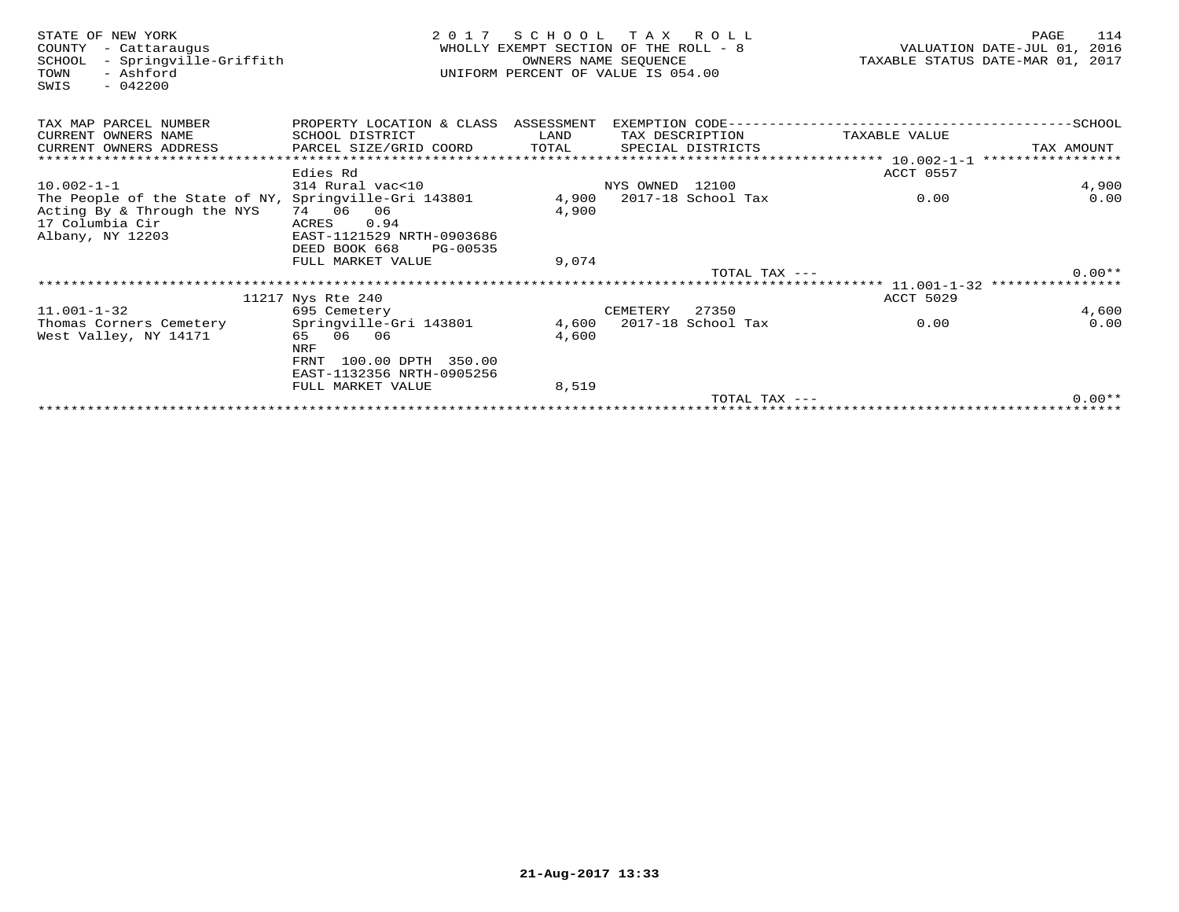STATE OF NEW YORK
COUNTY - Cattaraugus
SCHOOL - Springville-Griffith
TOWN - Ashford
SWIS - 042200

2017 SCHOOL TAX ROLL
WHOLLY EXEMPT SECTION OF THE ROLL - 8
OWNERS NAME SEQUENCE
UNIFORM PERCENT OF VALUE IS 054.00

VALUATION DATE-JUL 01, 2016
TAXABLE STATUS DATE-MAR 01, 2017

| TAX MAP PARCEL NUMBER / CURRENT OWNERS NAME / CURRENT OWNERS ADDRESS | PROPERTY LOCATION & CLASS / SCHOOL DISTRICT / PARCEL SIZE/GRID COORD | ASSESSMENT LAND / TOTAL | EXEMPTION CODE / TAX DESCRIPTION / SPECIAL DISTRICTS | TAXABLE VALUE | SCHOOL / TAX AMOUNT |
|---|---|---|---|---|---|
| **10.002-1-1** | Edies Rd | | | ACCT 0557 | |
| 10.002-1-1 | 314 Rural vac<10 | | NYS OWNED 12100 | | 4,900 |
| The People of the State of NY, | Springville-Gri 143801 | 4,900 | 2017-18 School Tax | 0.00 | 0.00 |
| Acting By & Through the NYS | 74 06 06 | 4,900 | | | |
| 17 Columbia Cir | ACRES 0.94 | | | | |
| Albany, NY 12203 | EAST-1121529 NRTH-0903686 | | | | |
| | DEED BOOK 668 PG-00535 | | | | |
| | FULL MARKET VALUE | 9,074 | | | |
| | | | TOTAL TAX --- | | 0.00** |
| **11.001-1-32** | 11217 Nys Rte 240 | | | ACCT 5029 | |
| 11.001-1-32 | 695 Cemetery | | CEMETERY 27350 | | 4,600 |
| Thomas Corners Cemetery | Springville-Gri 143801 | 4,600 | 2017-18 School Tax | 0.00 | 0.00 |
| West Valley, NY 14171 | 65 06 06 | 4,600 | | | |
| | NRF | | | | |
| | FRNT 100.00 DPTH 350.00 | | | | |
| | EAST-1132356 NRTH-0905256 | | | | |
| | FULL MARKET VALUE | 8,519 | | | |
| | | | TOTAL TAX --- | | 0.00** |

21-Aug-2017 13:33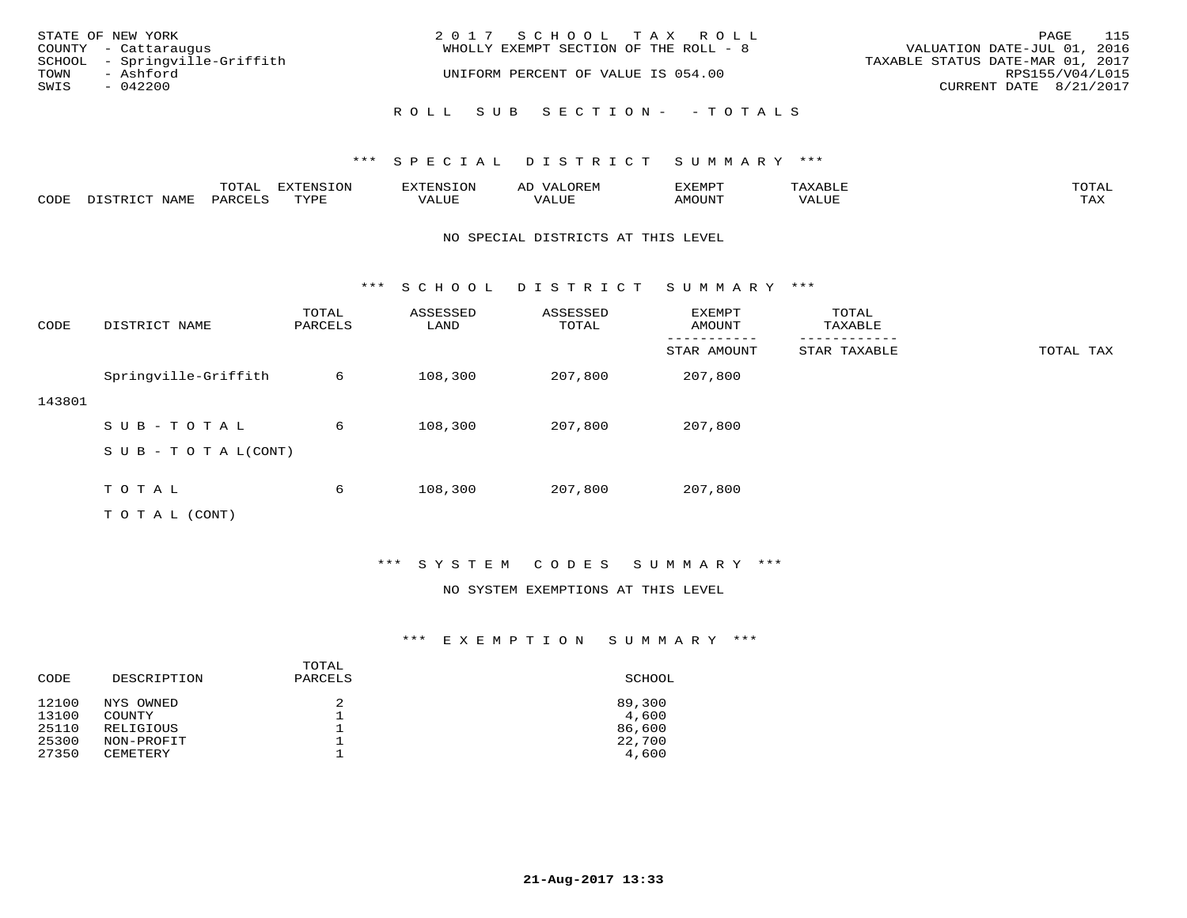STATE OF NEW YORK
COUNTY - Cattaraugus
SCHOOL - Springville-Griffith
TOWN - Ashford
SWIS - 042200

2017 SCHOOL TAX ROLL
WHOLLY EXEMPT SECTION OF THE ROLL - 8
UNIFORM PERCENT OF VALUE IS 054.00

VALUATION DATE-JUL 01, 2016
TAXABLE STATUS DATE-MAR 01, 2017
RPS155/V04/L015
CURRENT DATE 8/21/2017

ROLL SUB SECTION- - TOTALS

### *** SPECIAL DISTRICT SUMMARY ***

| CODE | DISTRICT NAME | TOTAL PARCELS | EXTENSION TYPE | EXTENSION VALUE | AD VALOREM VALUE | EXEMPT AMOUNT | TAXABLE VALUE | TOTAL TAX |
|---|---|---|---|---|---|---|---|---|

NO SPECIAL DISTRICTS AT THIS LEVEL

### *** SCHOOL DISTRICT SUMMARY ***

| CODE | DISTRICT NAME | TOTAL PARCELS | ASSESSED LAND | ASSESSED TOTAL | EXEMPT AMOUNT / STAR AMOUNT | TOTAL TAXABLE / STAR TAXABLE | TOTAL TAX |
|---|---|---|---|---|---|---|---|
| 143801 | Springville-Griffith | 6 | 108,300 | 207,800 | 207,800 | | |
| | SUB-TOTAL | 6 | 108,300 | 207,800 | 207,800 | | |
| | SUB-TOTAL(CONT) | | | | | | |
| | TOTAL | 6 | 108,300 | 207,800 | 207,800 | | |
| | TOTAL (CONT) | | | | | | |

### *** SYSTEM CODES SUMMARY ***

NO SYSTEM EXEMPTIONS AT THIS LEVEL

### *** EXEMPTION SUMMARY ***

| CODE | DESCRIPTION | TOTAL PARCELS | SCHOOL |
|---|---|---|---|
| 12100 | NYS OWNED | 2 | 89,300 |
| 13100 | COUNTY | 1 | 4,600 |
| 25110 | RELIGIOUS | 1 | 86,600 |
| 25300 | NON-PROFIT | 1 | 22,700 |
| 27350 | CEMETERY | 1 | 4,600 |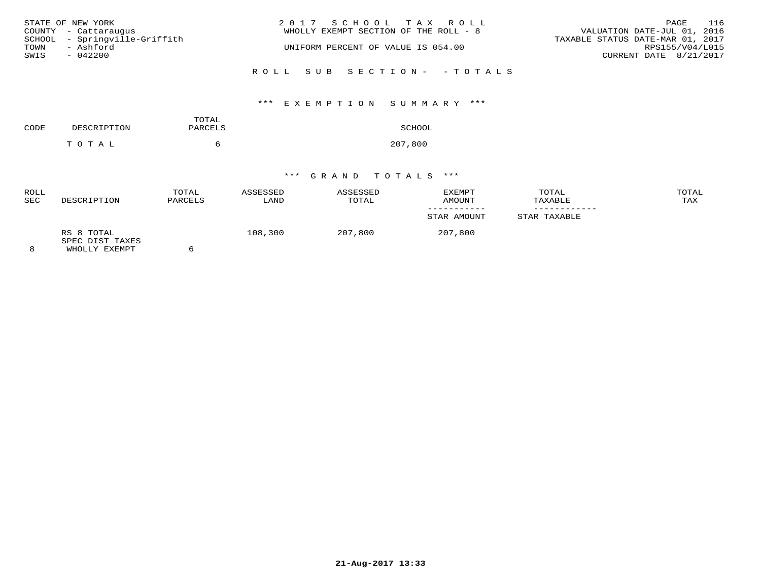STATE OF NEW YORK
COUNTY - Cattaraugus
SCHOOL - Springville-Griffith
TOWN - Ashford
SWIS - 042200

2017 SCHOOL TAX ROLL
WHOLLY EXEMPT SECTION OF THE ROLL - 8

UNIFORM PERCENT OF VALUE IS 054.00

VALUATION DATE-JUL 01, 2016
TAXABLE STATUS DATE-MAR 01, 2017
RPS155/V04/L015
CURRENT DATE 8/21/2017

ROLL SUB SECTION- - TOTALS

*** EXEMPTION SUMMARY ***

| CODE | DESCRIPTION | TOTAL PARCELS | SCHOOL |
|---|---|---|---|
| | TOTAL | 6 | 207,800 |

*** GRAND TOTALS ***

| ROLL SEC | DESCRIPTION | TOTAL PARCELS | ASSESSED LAND | ASSESSED TOTAL | EXEMPT AMOUNT / STAR AMOUNT | TOTAL TAXABLE / STAR TAXABLE | TOTAL TAX |
|---|---|---|---|---|---|---|---|
| 8 | RS 8 TOTAL SPEC DIST TAXES WHOLLY EXEMPT | 6 | 108,300 | 207,800 | 207,800 | | |

21-Aug-2017 13:33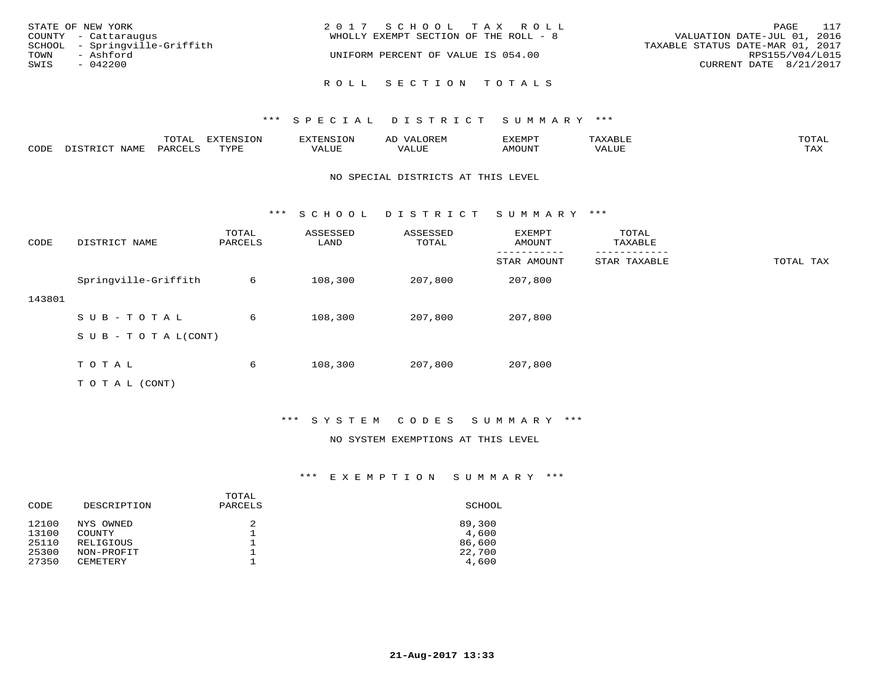STATE OF NEW YORK
COUNTY - Cattaraugus
SCHOOL - Springville-Griffith
TOWN - Ashford
SWIS - 042200

2017 SCHOOL TAX ROLL
WHOLLY EXEMPT SECTION OF THE ROLL - 8
UNIFORM PERCENT OF VALUE IS 054.00

VALUATION DATE-JUL 01, 2016
TAXABLE STATUS DATE-MAR 01, 2017
RPS155/V04/L015
CURRENT DATE 8/21/2017

## ROLL SECTION TOTALS

### *** SPECIAL DISTRICT SUMMARY ***

| CODE | DISTRICT NAME | TOTAL PARCELS | EXTENSION TYPE | EXTENSION VALUE | AD VALOREM VALUE | EXEMPT AMOUNT | TAXABLE VALUE | TOTAL TAX |
|---|---|---|---|---|---|---|---|---|

NO SPECIAL DISTRICTS AT THIS LEVEL

### *** SCHOOL DISTRICT SUMMARY ***

| CODE | DISTRICT NAME | TOTAL PARCELS | ASSESSED LAND | ASSESSED TOTAL | EXEMPT AMOUNT / STAR AMOUNT | TOTAL TAXABLE / STAR TAXABLE | TOTAL TAX |
|---|---|---|---|---|---|---|---|
| 143801 | Springville-Griffith | 6 | 108,300 | 207,800 | 207,800 | | |
| | S U B - T O T A L | 6 | 108,300 | 207,800 | 207,800 | | |
| | S U B - T O T A L(CONT) | | | | | | |
| | T O T A L | 6 | 108,300 | 207,800 | 207,800 | | |
| | T O T A L (CONT) | | | | | | |

### *** SYSTEM CODES SUMMARY ***

NO SYSTEM EXEMPTIONS AT THIS LEVEL

### *** EXEMPTION SUMMARY ***

| CODE | DESCRIPTION | TOTAL PARCELS | SCHOOL |
|---|---|---|---|
| 12100 | NYS OWNED | 2 | 89,300 |
| 13100 | COUNTY | 1 | 4,600 |
| 25110 | RELIGIOUS | 1 | 86,600 |
| 25300 | NON-PROFIT | 1 | 22,700 |
| 27350 | CEMETERY | 1 | 4,600 |

21-Aug-2017 13:33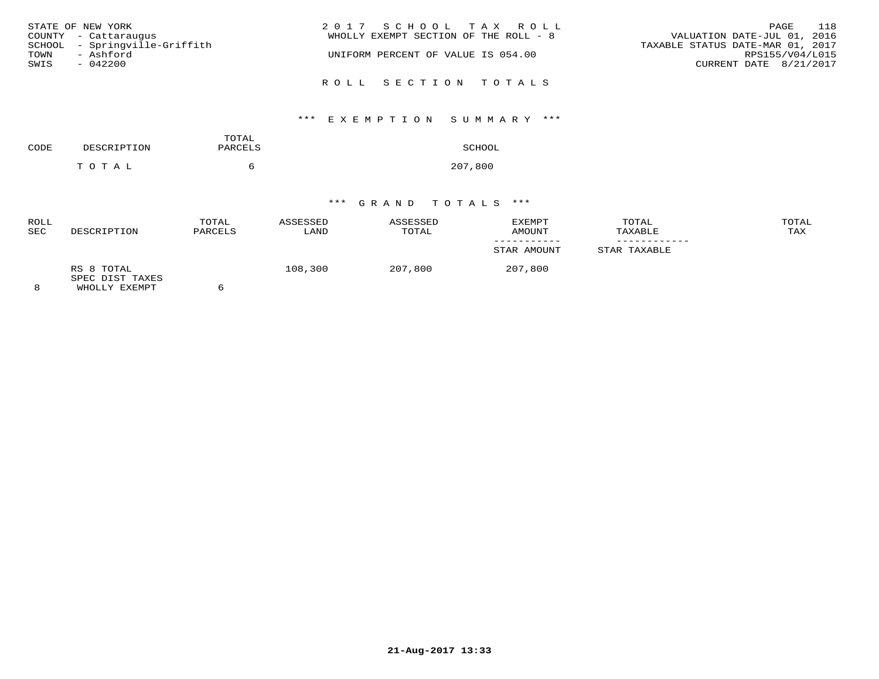STATE OF NEW YORK
COUNTY - Cattaraugus
SCHOOL - Springville-Griffith
TOWN - Ashford
SWIS - 042200

2 0 1 7 S C H O O L T A X R O L L
WHOLLY EXEMPT SECTION OF THE ROLL - 8

UNIFORM PERCENT OF VALUE IS 054.00

VALUATION DATE-JUL 01, 2016
TAXABLE STATUS DATE-MAR 01, 2017
RPS155/V04/L015
CURRENT DATE 8/21/2017

R O L L S E C T I O N T O T A L S

*** E X E M P T I O N S U M M A R Y ***

| CODE | DESCRIPTION | TOTAL PARCELS | SCHOOL |
|---|---|---|---|
| | T O T A L | 6 | 207,800 |

*** G R A N D T O T A L S ***

| ROLL SEC | DESCRIPTION | TOTAL PARCELS | ASSESSED LAND | ASSESSED TOTAL | EXEMPT AMOUNT / STAR AMOUNT | TOTAL TAXABLE / STAR TAXABLE | TOTAL TAX |
|---|---|---|---|---|---|---|---|
| 8 | RS 8 TOTAL SPEC DIST TAXES WHOLLY EXEMPT | 6 | 108,300 | 207,800 | 207,800 | | |

21-Aug-2017 13:33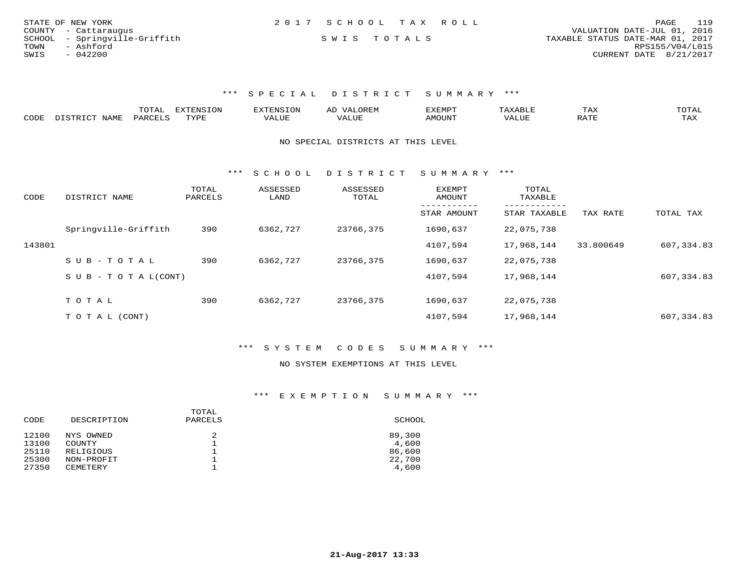STATE OF NEW YORK
COUNTY - Cattaraugus
SCHOOL - Springville-Griffith
TOWN - Ashford
SWIS - 042200

2 0 1 7 S C H O O L T A X R O L L

S W I S T O T A L S

VALUATION DATE-JUL 01, 2016
TAXABLE STATUS DATE-MAR 01, 2017
RPS155/V04/L015
CURRENT DATE 8/21/2017

## \*\*\* S P E C I A L D I S T R I C T S U M M A R Y \*\*\*

| CODE | DISTRICT NAME | TOTAL PARCELS | EXTENSION TYPE | EXTENSION VALUE | AD VALOREM VALUE | EXEMPT AMOUNT | TAXABLE VALUE | TAX RATE | TOTAL TAX |
|---|---|---|---|---|---|---|---|---|---|

NO SPECIAL DISTRICTS AT THIS LEVEL

## \*\*\* S C H O O L D I S T R I C T S U M M A R Y \*\*\*

| CODE | DISTRICT NAME | TOTAL PARCELS | ASSESSED LAND | ASSESSED TOTAL | EXEMPT AMOUNT / STAR AMOUNT | TOTAL TAXABLE / STAR TAXABLE | TAX RATE | TOTAL TAX |
|---|---|---|---|---|---|---|---|---|
| | Springville-Griffith | 390 | 6362,727 | 23766,375 | 1690,637 | 22,075,738 | | |
| 143801 | | | | | 4107,594 | 17,968,144 | 33.800649 | 607,334.83 |
| | S U B - T O T A L | 390 | 6362,727 | 23766,375 | 1690,637 | 22,075,738 | | |
| | S U B - T O T A L(CONT) | | | | 4107,594 | 17,968,144 | | 607,334.83 |
| | T O T A L | 390 | 6362,727 | 23766,375 | 1690,637 | 22,075,738 | | |
| | T O T A L (CONT) | | | | 4107,594 | 17,968,144 | | 607,334.83 |

## \*\*\* S Y S T E M C O D E S S U M M A R Y \*\*\*

NO SYSTEM EXEMPTIONS AT THIS LEVEL

## \*\*\* E X E M P T I O N S U M M A R Y \*\*\*

| CODE | DESCRIPTION | TOTAL PARCELS | SCHOOL |
|---|---|---|---|
| 12100 | NYS OWNED | 2 | 89,300 |
| 13100 | COUNTY | 1 | 4,600 |
| 25110 | RELIGIOUS | 1 | 86,600 |
| 25300 | NON-PROFIT | 1 | 22,700 |
| 27350 | CEMETERY | 1 | 4,600 |

21-Aug-2017 13:33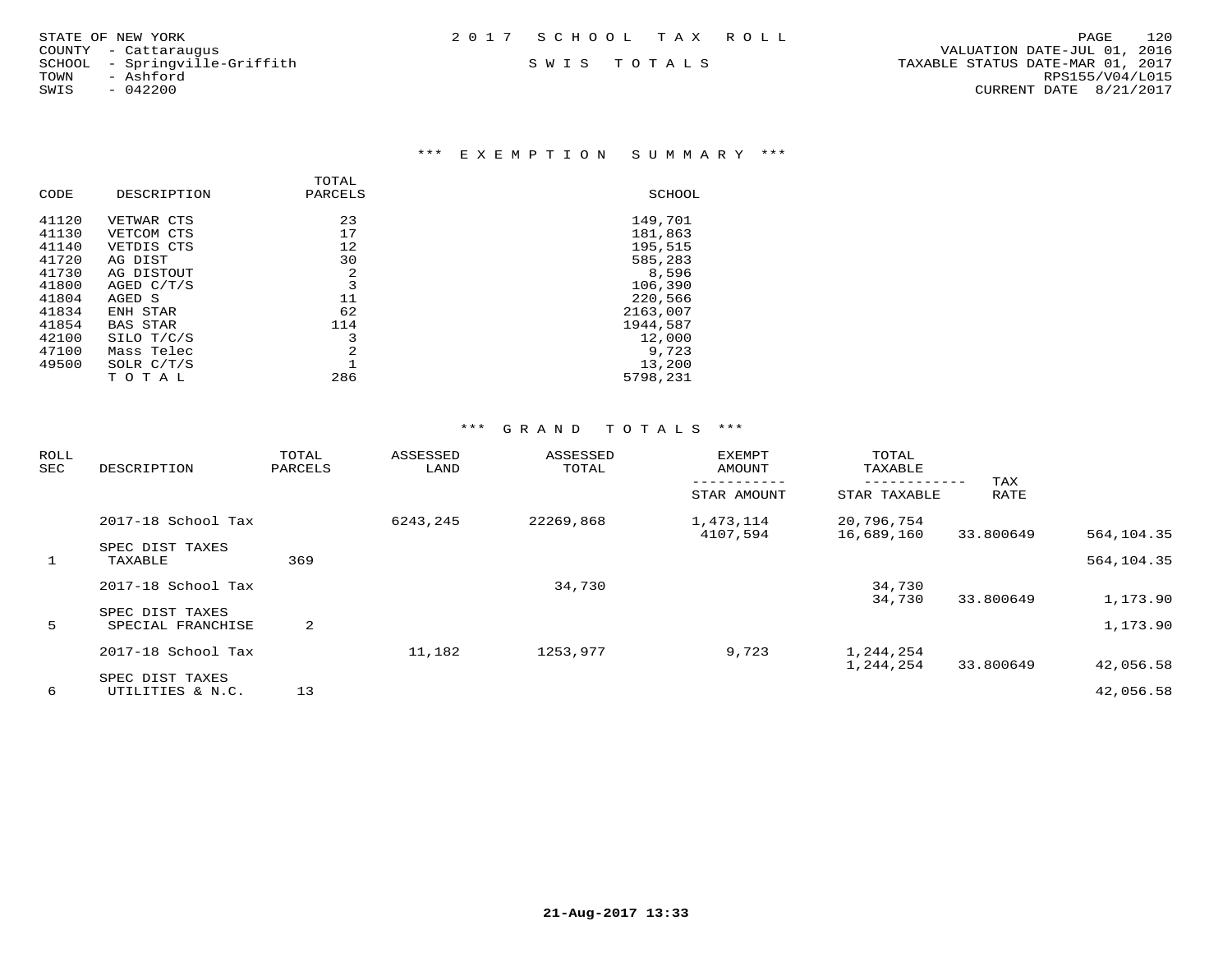STATE OF NEW YORK
COUNTY - Cattaraugus
SCHOOL - Springville-Griffith
TOWN - Ashford
SWIS - 042200

2017 SCHOOL TAX ROLL

SWIS TOTALS

VALUATION DATE-JUL 01, 2016
TAXABLE STATUS DATE-MAR 01, 2017
RPS155/V04/L015
CURRENT DATE 8/21/2017

## *** EXEMPTION SUMMARY ***

| CODE | DESCRIPTION | TOTAL PARCELS | SCHOOL |
|---|---|---|---|
| 41120 | VETWAR CTS | 23 | 149,701 |
| 41130 | VETCOM CTS | 17 | 181,863 |
| 41140 | VETDIS CTS | 12 | 195,515 |
| 41720 | AG DIST | 30 | 585,283 |
| 41730 | AG DISTOUT | 2 | 8,596 |
| 41800 | AGED C/T/S | 3 | 106,390 |
| 41804 | AGED S | 11 | 220,566 |
| 41834 | ENH STAR | 62 | 2163,007 |
| 41854 | BAS STAR | 114 | 1944,587 |
| 42100 | SILO T/C/S | 3 | 12,000 |
| 47100 | Mass Telec | 2 | 9,723 |
| 49500 | SOLR C/T/S | 1 | 13,200 |
| | TOTAL | 286 | 5798,231 |

## *** GRAND TOTALS ***

| ROLL SEC | DESCRIPTION | TOTAL PARCELS | ASSESSED LAND | ASSESSED TOTAL | EXEMPT AMOUNT / STAR AMOUNT | TOTAL TAXABLE / STAR TAXABLE | TAX RATE | |
|---|---|---|---|---|---|---|---|---|
| | 2017-18 School Tax | | 6243,245 | 22269,868 | 1,473,114 | 20,796,754 | | |
| | | | | | 4107,594 | 16,689,160 | 33.800649 | 564,104.35 |
| | SPEC DIST TAXES | | | | | | | |
| 1 | TAXABLE | 369 | | | | | | 564,104.35 |
| | 2017-18 School Tax | | | 34,730 | | 34,730 | | |
| | | | | | | 34,730 | 33.800649 | 1,173.90 |
| | SPEC DIST TAXES | | | | | | | |
| 5 | SPECIAL FRANCHISE | 2 | | | | | | 1,173.90 |
| | 2017-18 School Tax | | 11,182 | 1253,977 | 9,723 | 1,244,254 | | |
| | | | | | | 1,244,254 | 33.800649 | 42,056.58 |
| | SPEC DIST TAXES | | | | | | | |
| 6 | UTILITIES & N.C. | 13 | | | | | | 42,056.58 |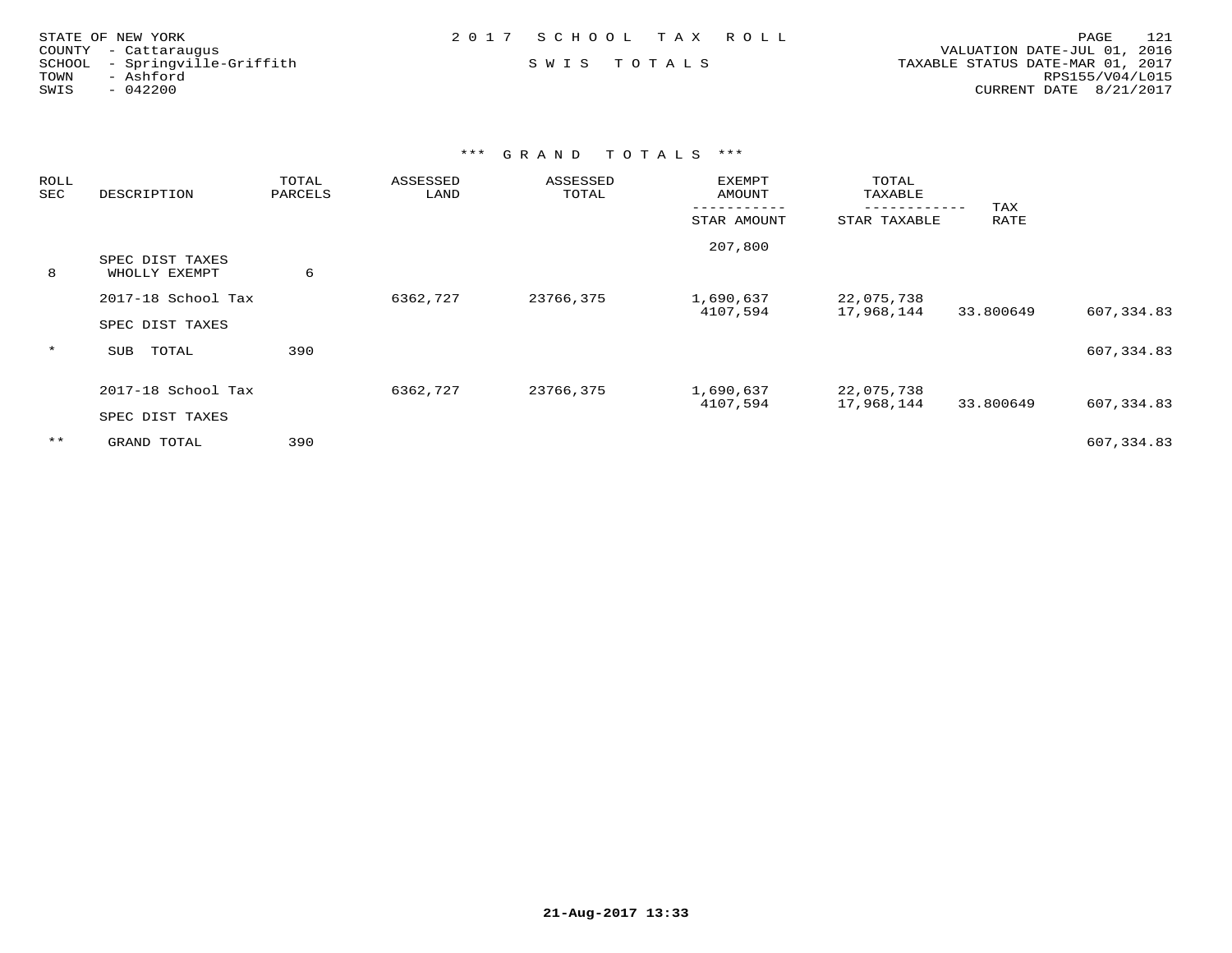STATE OF NEW YORK
COUNTY - Cattaraugus
SCHOOL - Springville-Griffith
TOWN - Ashford
SWIS - 042200

2017 SCHOOL TAX ROLL

SWIS TOTALS

VALUATION DATE-JUL 01, 2016
TAXABLE STATUS DATE-MAR 01, 2017
RPS155/V04/L015
CURRENT DATE 8/21/2017

### *** GRAND TOTALS ***

| ROLL SEC | DESCRIPTION | TOTAL PARCELS | ASSESSED LAND | ASSESSED TOTAL | EXEMPT AMOUNT / STAR AMOUNT | TOTAL TAXABLE / STAR TAXABLE | TAX RATE | |
|---|---|---|---|---|---|---|---|---|
| | | | | | 207,800 | | | |
| 8 | SPEC DIST TAXES WHOLLY EXEMPT | 6 | | | | | | |
| | 2017-18 School Tax | | 6362,727 | 23766,375 | 1,690,637 | 22,075,738 | | |
| | | | | | 4107,594 | 17,968,144 | 33.800649 | 607,334.83 |
| | SPEC DIST TAXES | | | | | | | |
| * | SUB TOTAL | 390 | | | | | | 607,334.83 |
| | 2017-18 School Tax | | 6362,727 | 23766,375 | 1,690,637 | 22,075,738 | | |
| | | | | | 4107,594 | 17,968,144 | 33.800649 | 607,334.83 |
| | SPEC DIST TAXES | | | | | | | |
| ** | GRAND TOTAL | 390 | | | | | | 607,334.83 |

21-Aug-2017 13:33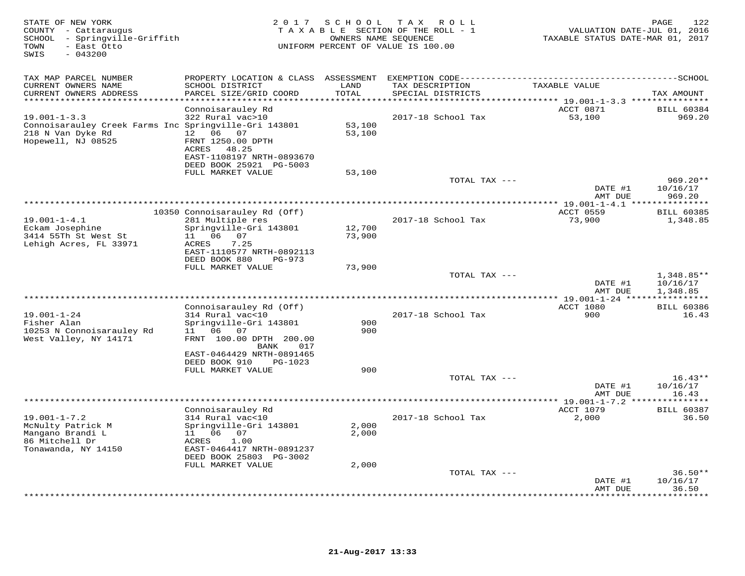STATE OF NEW YORK
COUNTY - Cattaraugus
SCHOOL - Springville-Griffith
TOWN - East Otto
SWIS - 043200

2017 SCHOOL TAX ROLL
TAXABLE SECTION OF THE ROLL - 1
OWNERS NAME SEQUENCE
UNIFORM PERCENT OF VALUE IS 100.00

VALUATION DATE-JUL 01, 2016
TAXABLE STATUS DATE-MAR 01, 2017

| TAX MAP PARCEL NUMBER / CURRENT OWNERS NAME / CURRENT OWNERS ADDRESS | PROPERTY LOCATION & CLASS / SCHOOL DISTRICT / PARCEL SIZE/GRID COORD | ASSESSMENT LAND / TOTAL | EXEMPTION CODE / TAX DESCRIPTION / SPECIAL DISTRICTS | TAXABLE VALUE | SCHOOL TAX AMOUNT |
|---|---|---|---|---|---|
| 19.001-1-3.3 | Connoisarauley Rd | | | ACCT 0871 | BILL 60384 |
| Connoisarauley Creek Farms Inc | 322 Rural vac>10 | | 2017-18 School Tax | 53,100 | 969.20 |
| 218 N Van Dyke Rd | Springville-Gri 143801 | 53,100 | | | |
| Hopewell, NJ 08525 | 12 06 07 | 53,100 | | | |
| | FRNT 1250.00 DPTH | | | | |
| | ACRES 48.25 | | | | |
| | EAST-1108197 NRTH-0893670 | | | | |
| | DEED BOOK 25921 PG-5003 | | | | |
| | FULL MARKET VALUE | 53,100 | | | |
| | | | TOTAL TAX --- | | 969.20** |
| | | | | DATE #1 | 10/16/17 |
| | | | | AMT DUE | 969.20 |
| 19.001-1-4.1 | 10350 Connoisarauley Rd (Off) | | | ACCT 0559 | BILL 60385 |
| Eckam Josephine | 281 Multiple res | | 2017-18 School Tax | 73,900 | 1,348.85 |
| 3414 55Th St West St | Springville-Gri 143801 | 12,700 | | | |
| Lehigh Acres, FL 33971 | 11 06 07 | 73,900 | | | |
| | ACRES 7.25 | | | | |
| | EAST-1110577 NRTH-0892113 | | | | |
| | DEED BOOK 880 PG-973 | | | | |
| | FULL MARKET VALUE | 73,900 | | | |
| | | | TOTAL TAX --- | | 1,348.85** |
| | | | | DATE #1 | 10/16/17 |
| | | | | AMT DUE | 1,348.85 |
| 19.001-1-24 | Connoisarauley Rd (Off) | | | ACCT 1080 | BILL 60386 |
| Fisher Alan | 314 Rural vac<10 | | 2017-18 School Tax | 900 | 16.43 |
| 10253 N Connoisarauley Rd | Springville-Gri 143801 | 900 | | | |
| West Valley, NY 14171 | 11 06 07 | 900 | | | |
| | FRNT 100.00 DPTH 200.00 | | | | |
| | BANK 017 | | | | |
| | EAST-0464429 NRTH-0891465 | | | | |
| | DEED BOOK 910 PG-1023 | | | | |
| | FULL MARKET VALUE | 900 | | | |
| | | | TOTAL TAX --- | | 16.43** |
| | | | | DATE #1 | 10/16/17 |
| | | | | AMT DUE | 16.43 |
| 19.001-1-7.2 | Connoisarauley Rd | | | ACCT 1079 | BILL 60387 |
| McNulty Patrick M | 314 Rural vac<10 | | 2017-18 School Tax | 2,000 | 36.50 |
| Mangano Brandi L | Springville-Gri 143801 | 2,000 | | | |
| 86 Mitchell Dr | 11 06 07 | 2,000 | | | |
| Tonawanda, NY 14150 | ACRES 1.00 | | | | |
| | EAST-0464417 NRTH-0891237 | | | | |
| | DEED BOOK 25803 PG-3002 | | | | |
| | FULL MARKET VALUE | 2,000 | | | |
| | | | TOTAL TAX --- | | 36.50** |
| | | | | DATE #1 | 10/16/17 |
| | | | | AMT DUE | 36.50 |

21-Aug-2017 13:33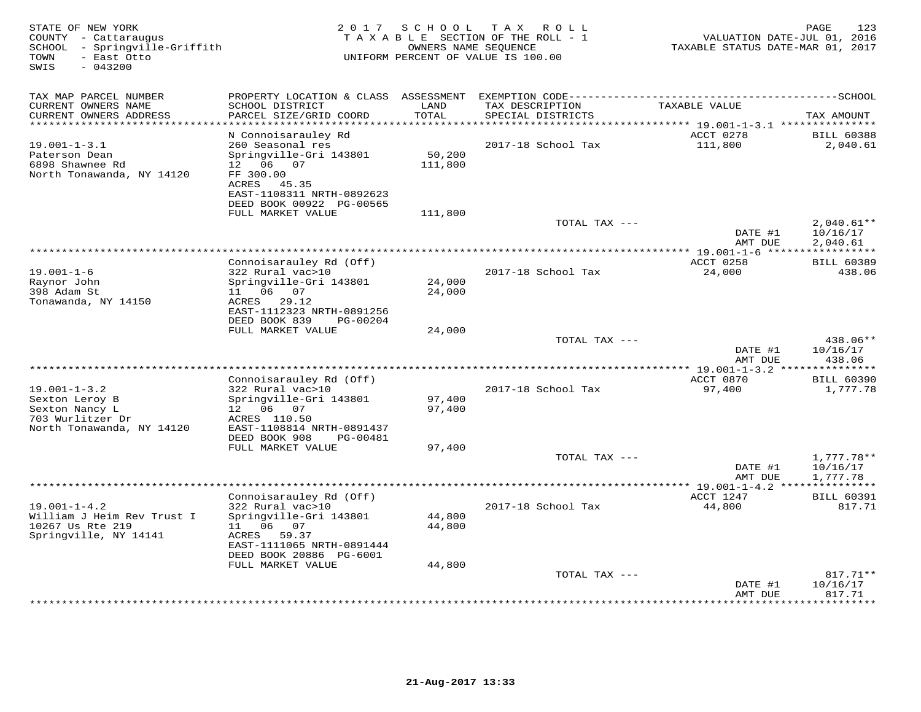STATE OF NEW YORK
COUNTY - Cattaraugus
SCHOOL - Springville-Griffith
TOWN - East Otto
SWIS - 043200

2017 SCHOOL TAX ROLL
TAXABLE SECTION OF THE ROLL - 1
OWNERS NAME SEQUENCE
UNIFORM PERCENT OF VALUE IS 100.00

VALUATION DATE-JUL 01, 2016
TAXABLE STATUS DATE-MAR 01, 2017

| TAX MAP PARCEL NUMBER / CURRENT OWNERS NAME / CURRENT OWNERS ADDRESS | PROPERTY LOCATION & CLASS / SCHOOL DISTRICT / PARCEL SIZE/GRID COORD | ASSESSMENT LAND / TOTAL | EXEMPTION CODE / TAX DESCRIPTION / SPECIAL DISTRICTS | TAXABLE VALUE | TAX AMOUNT |
|---|---|---|---|---|---|
| **19.001-1-3.1** | N Connoisarauley Rd | | | ACCT 0278 | BILL 60388 |
| Paterson Dean | 260 Seasonal res | | 2017-18 School Tax | 111,800 | 2,040.61 |
| 6898 Shawnee Rd | Springville-Gri 143801 | 50,200 | | | |
| North Tonawanda, NY 14120 | 12 06 07 | 111,800 | | | |
| | FF 300.00 | | | | |
| | ACRES 45.35 | | | | |
| | EAST-1108311 NRTH-0892623 | | | | |
| | DEED BOOK 00922 PG-00565 | | | | |
| | FULL MARKET VALUE | 111,800 | | | |
| | | | TOTAL TAX --- | | 2,040.61** |
| | | | | DATE #1 | 10/16/17 |
| | | | | AMT DUE | 2,040.61 |
| **19.001-1-6** | Connoisarauley Rd (Off) | | | ACCT 0258 | BILL 60389 |
| Raynor John | 322 Rural vac>10 | | 2017-18 School Tax | 24,000 | 438.06 |
| 398 Adam St | Springville-Gri 143801 | 24,000 | | | |
| Tonawanda, NY 14150 | 11 06 07 | 24,000 | | | |
| | ACRES 29.12 | | | | |
| | EAST-1112323 NRTH-0891256 | | | | |
| | DEED BOOK 839 PG-00204 | | | | |
| | FULL MARKET VALUE | 24,000 | | | |
| | | | TOTAL TAX --- | | 438.06** |
| | | | | DATE #1 | 10/16/17 |
| | | | | AMT DUE | 438.06 |
| **19.001-1-3.2** | Connoisarauley Rd (Off) | | | ACCT 0870 | BILL 60390 |
| Sexton Leroy B | 322 Rural vac>10 | | 2017-18 School Tax | 97,400 | 1,777.78 |
| Sexton Nancy L | Springville-Gri 143801 | 97,400 | | | |
| 703 Wurlitzer Dr | 12 06 07 | 97,400 | | | |
| North Tonawanda, NY 14120 | ACRES 110.50 | | | | |
| | EAST-1108814 NRTH-0891437 | | | | |
| | DEED BOOK 908 PG-00481 | | | | |
| | FULL MARKET VALUE | 97,400 | | | |
| | | | TOTAL TAX --- | | 1,777.78** |
| | | | | DATE #1 | 10/16/17 |
| | | | | AMT DUE | 1,777.78 |
| **19.001-1-4.2** | Connoisarauley Rd (Off) | | | ACCT 1247 | BILL 60391 |
| William J Heim Rev Trust I | 322 Rural vac>10 | | 2017-18 School Tax | 44,800 | 817.71 |
| 10267 Us Rte 219 | Springville-Gri 143801 | 44,800 | | | |
| Springville, NY 14141 | 11 06 07 | 44,800 | | | |
| | ACRES 59.37 | | | | |
| | EAST-1111065 NRTH-0891444 | | | | |
| | DEED BOOK 20886 PG-6001 | | | | |
| | FULL MARKET VALUE | 44,800 | | | |
| | | | TOTAL TAX --- | | 817.71** |
| | | | | DATE #1 | 10/16/17 |
| | | | | AMT DUE | 817.71 |

21-Aug-2017 13:33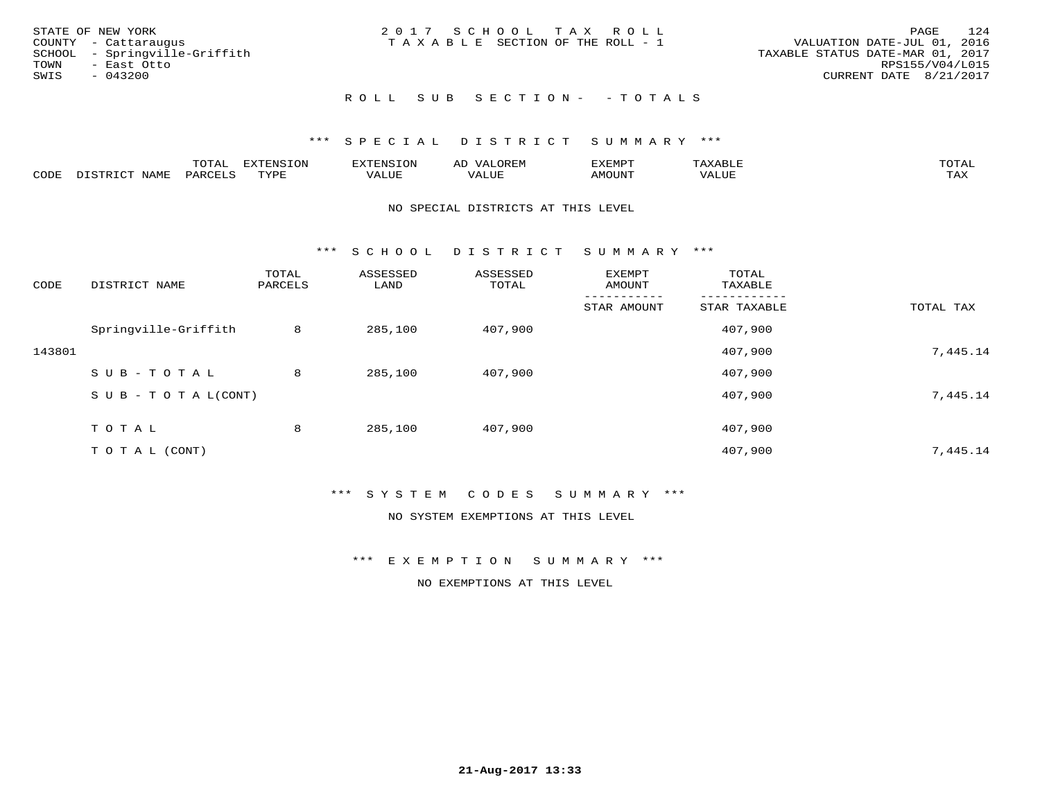STATE OF NEW YORK
COUNTY - Cattaraugus
SCHOOL - Springville-Griffith
TOWN - East Otto
SWIS - 043200

2 0 1 7 S C H O O L T A X R O L L
T A X A B L E SECTION OF THE ROLL - 1

VALUATION DATE-JUL 01, 2016
TAXABLE STATUS DATE-MAR 01, 2017
RPS155/V04/L015
CURRENT DATE 8/21/2017

R O L L S U B S E C T I O N - - T O T A L S

*** S P E C I A L D I S T R I C T S U M M A R Y ***

| CODE | DISTRICT NAME | TOTAL PARCELS | EXTENSION TYPE | EXTENSION VALUE | AD VALOREM VALUE | EXEMPT AMOUNT | TAXABLE VALUE | TOTAL TAX |
|---|---|---|---|---|---|---|---|---|

NO SPECIAL DISTRICTS AT THIS LEVEL

*** S C H O O L D I S T R I C T S U M M A R Y ***

| CODE | DISTRICT NAME | TOTAL PARCELS | ASSESSED LAND | ASSESSED TOTAL | EXEMPT AMOUNT / STAR AMOUNT | TOTAL TAXABLE / STAR TAXABLE | TOTAL TAX |
|---|---|---|---|---|---|---|---|
| | Springville-Griffith | 8 | 285,100 | 407,900 | | 407,900 | |
| 143801 | | | | | | 407,900 | 7,445.14 |
| | S U B - T O T A L | 8 | 285,100 | 407,900 | | 407,900 | |
| | S U B - T O T A L(CONT) | | | | | 407,900 | 7,445.14 |
| | T O T A L | 8 | 285,100 | 407,900 | | 407,900 | |
| | T O T A L (CONT) | | | | | 407,900 | 7,445.14 |

*** S Y S T E M C O D E S S U M M A R Y ***

NO SYSTEM EXEMPTIONS AT THIS LEVEL

*** E X E M P T I O N S U M M A R Y ***

NO EXEMPTIONS AT THIS LEVEL

21-Aug-2017 13:33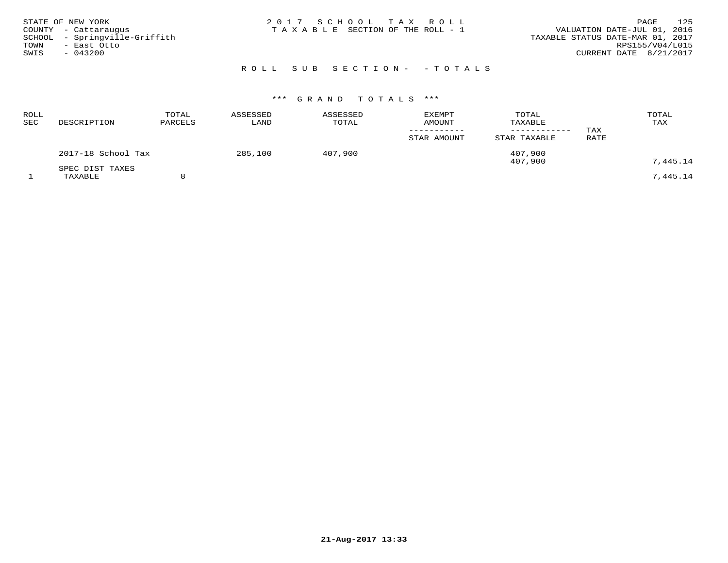STATE OF NEW YORK
COUNTY - Cattaraugus
SCHOOL - Springville-Griffith
TOWN - East Otto
SWIS - 043200

2017 SCHOOL TAX ROLL
TAXABLE SECTION OF THE ROLL - 1

VALUATION DATE-JUL 01, 2016
TAXABLE STATUS DATE-MAR 01, 2017
RPS155/V04/L015
CURRENT DATE 8/21/2017

ROLL SUB SECTION- - TOTALS

*** GRAND TOTALS ***

| ROLL SEC | DESCRIPTION | TOTAL PARCELS | ASSESSED LAND | ASSESSED TOTAL | EXEMPT AMOUNT / STAR AMOUNT | TOTAL TAXABLE / STAR TAXABLE | TAX RATE | TOTAL TAX |
|---|---|---|---|---|---|---|---|---|
| | 2017-18 School Tax | | 285,100 | 407,900 | | 407,900 | | |
| | | | | | | 407,900 | | 7,445.14 |
| | SPEC DIST TAXES | | | | | | | |
| 1 | TAXABLE | 8 | | | | | | 7,445.14 |

21-Aug-2017 13:33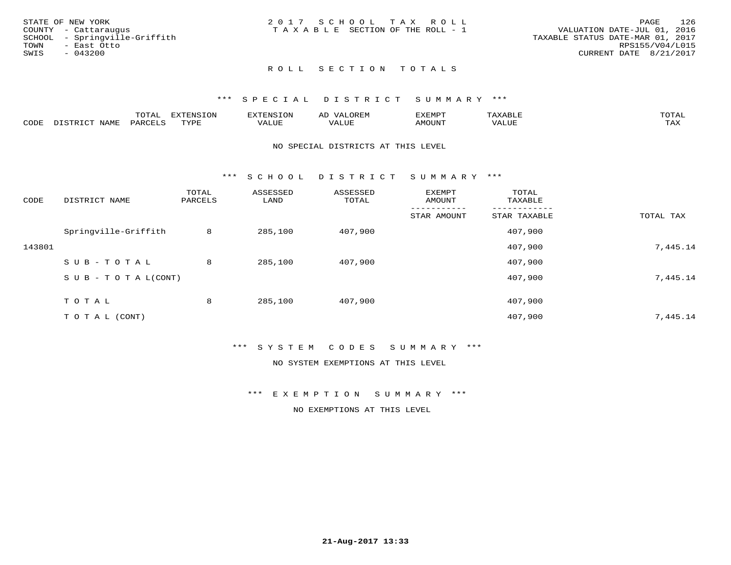STATE OF NEW YORK
COUNTY - Cattaraugus
SCHOOL - Springville-Griffith
TOWN - East Otto
SWIS - 043200

2017 SCHOOL TAX ROLL
TAXABLE SECTION OF THE ROLL - 1

VALUATION DATE-JUL 01, 2016
TAXABLE STATUS DATE-MAR 01, 2017
RPS155/V04/L015
CURRENT DATE 8/21/2017

## ROLL SECTION TOTALS

### *** SPECIAL DISTRICT SUMMARY ***

| CODE | DISTRICT NAME | TOTAL PARCELS | EXTENSION TYPE | EXTENSION VALUE | AD VALOREM VALUE | EXEMPT AMOUNT | TAXABLE VALUE | TOTAL TAX |
|---|---|---|---|---|---|---|---|---|

NO SPECIAL DISTRICTS AT THIS LEVEL

### *** SCHOOL DISTRICT SUMMARY ***

| CODE | DISTRICT NAME | TOTAL PARCELS | ASSESSED LAND | ASSESSED TOTAL | EXEMPT AMOUNT / STAR AMOUNT | TOTAL TAXABLE / STAR TAXABLE | TOTAL TAX |
|---|---|---|---|---|---|---|---|
| | Springville-Griffith | 8 | 285,100 | 407,900 | | 407,900 | |
| 143801 | | | | | | 407,900 | 7,445.14 |
| | SUB-TOTAL | 8 | 285,100 | 407,900 | | 407,900 | |
| | SUB-TOTAL(CONT) | | | | | 407,900 | 7,445.14 |
| | TOTAL | 8 | 285,100 | 407,900 | | 407,900 | |
| | TOTAL (CONT) | | | | | 407,900 | 7,445.14 |

### *** SYSTEM CODES SUMMARY ***

NO SYSTEM EXEMPTIONS AT THIS LEVEL

### *** EXEMPTION SUMMARY ***

NO EXEMPTIONS AT THIS LEVEL

21-Aug-2017 13:33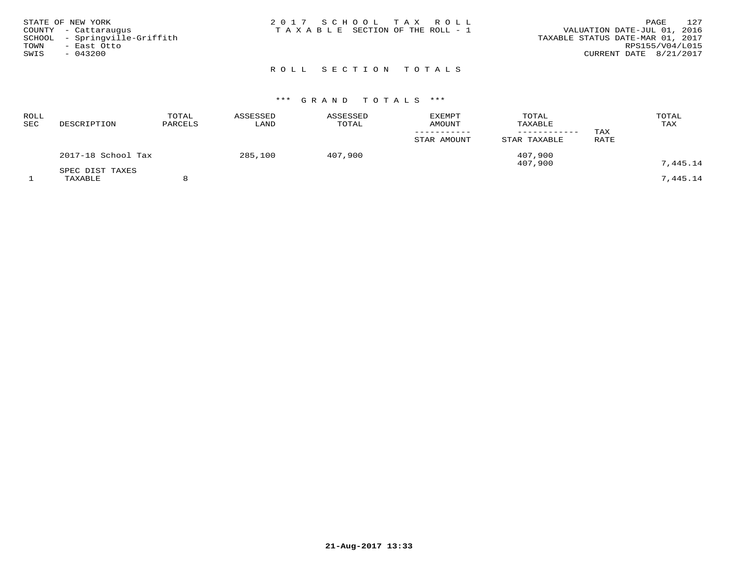STATE OF NEW YORK
COUNTY - Cattaraugus
SCHOOL - Springville-Griffith
TOWN - East Otto
SWIS - 043200

2017 SCHOOL TAX ROLL
TAXABLE SECTION OF THE ROLL - 1

VALUATION DATE-JUL 01, 2016
TAXABLE STATUS DATE-MAR 01, 2017
RPS155/V04/L015
CURRENT DATE 8/21/2017

## ROLL SECTION TOTALS

### *** GRAND TOTALS ***

| ROLL SEC | DESCRIPTION | TOTAL PARCELS | ASSESSED LAND | ASSESSED TOTAL | EXEMPT AMOUNT / STAR AMOUNT | TOTAL TAXABLE / STAR TAXABLE | TAX RATE | TOTAL TAX |
|---|---|---|---|---|---|---|---|---|
| | 2017-18 School Tax | | 285,100 | 407,900 | | 407,900 | | |
| | | | | | | 407,900 | | 7,445.14 |
| | SPEC DIST TAXES | | | | | | | |
| 1 | TAXABLE | 8 | | | | | | 7,445.14 |

21-Aug-2017 13:33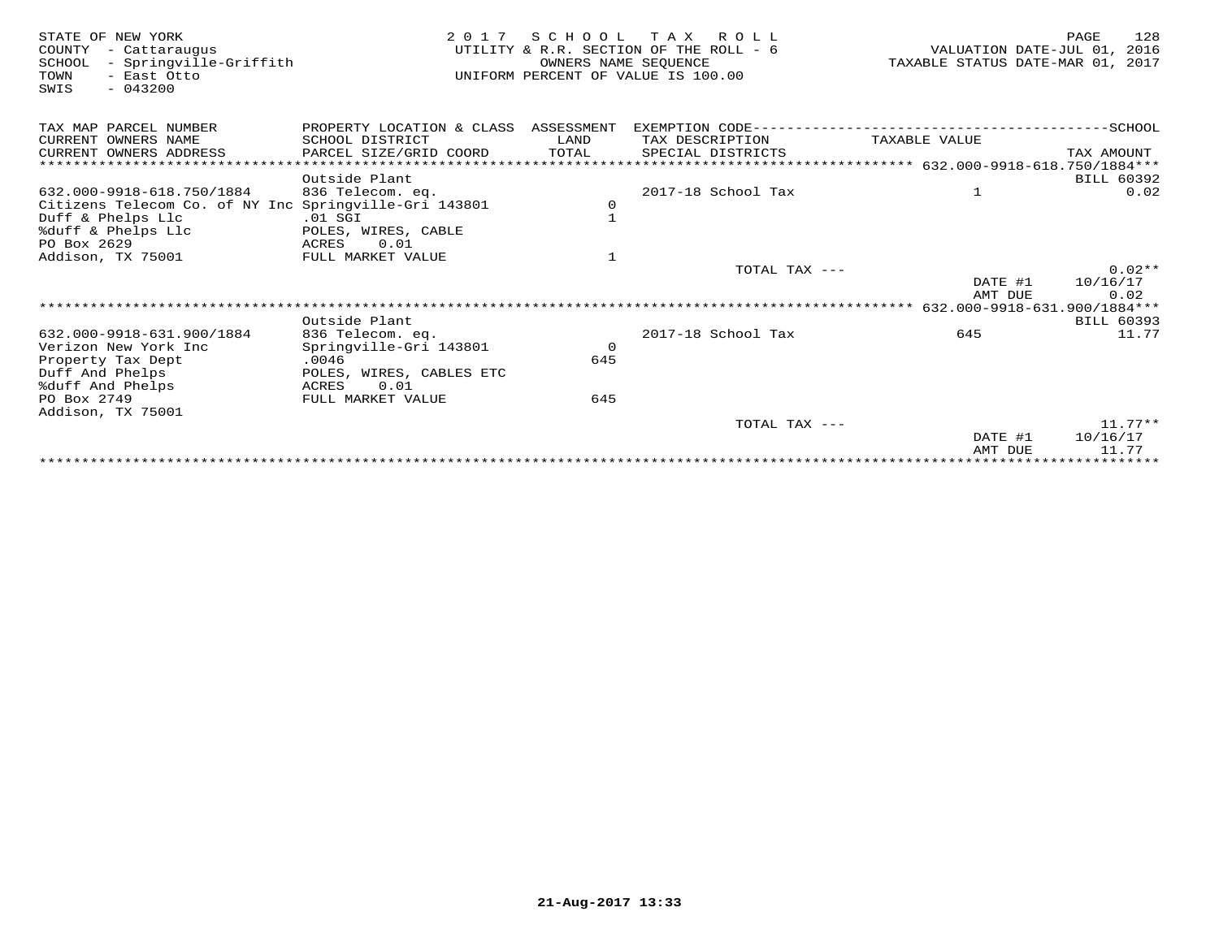STATE OF NEW YORK
COUNTY - Cattaraugus
SCHOOL - Springville-Griffith
TOWN - East Otto
SWIS - 043200

2 0 1 7 S C H O O L T A X R O L L
UTILITY & R.R. SECTION OF THE ROLL - 6
OWNERS NAME SEQUENCE
UNIFORM PERCENT OF VALUE IS 100.00

VALUATION DATE-JUL 01, 2016
TAXABLE STATUS DATE-MAR 01, 2017

| TAX MAP PARCEL NUMBER / CURRENT OWNERS NAME / CURRENT OWNERS ADDRESS | PROPERTY LOCATION & CLASS / SCHOOL DISTRICT / PARCEL SIZE/GRID COORD | ASSESSMENT LAND / TOTAL | EXEMPTION CODE / TAX DESCRIPTION / SPECIAL DISTRICTS | TAXABLE VALUE | TAX AMOUNT |
|---|---|---|---|---|---|
| 632.000-9918-618.750/1884 | | | | | |
| | Outside Plant | | | | BILL 60392 |
| 632.000-9918-618.750/1884 | 836 Telecom. eq. | | 2017-18 School Tax | 1 | 0.02 |
| Citizens Telecom Co. of NY Inc | Springville-Gri 143801 | 0 | | | |
| Duff & Phelps Llc | .01 SGI | 1 | | | |
| %duff & Phelps Llc | POLES, WIRES, CABLE | | | | |
| PO Box 2629 | ACRES 0.01 | | | | |
| Addison, TX 75001 | FULL MARKET VALUE | 1 | | | |
| | | | TOTAL TAX --- | | 0.02** |
| | | | | DATE #1 | 10/16/17 |
| | | | | AMT DUE | 0.02 |
| 632.000-9918-631.900/1884 | | | | | |
| | Outside Plant | | | | BILL 60393 |
| 632.000-9918-631.900/1884 | 836 Telecom. eq. | | 2017-18 School Tax | 645 | 11.77 |
| Verizon New York Inc | Springville-Gri 143801 | 0 | | | |
| Property Tax Dept | .0046 | 645 | | | |
| Duff And Phelps | POLES, WIRES, CABLES ETC | | | | |
| %duff And Phelps | ACRES 0.01 | | | | |
| PO Box 2749 | FULL MARKET VALUE | 645 | | | |
| Addison, TX 75001 | | | | | |
| | | | TOTAL TAX --- | | 11.77** |
| | | | | DATE #1 | 10/16/17 |
| | | | | AMT DUE | 11.77 |

21-Aug-2017 13:33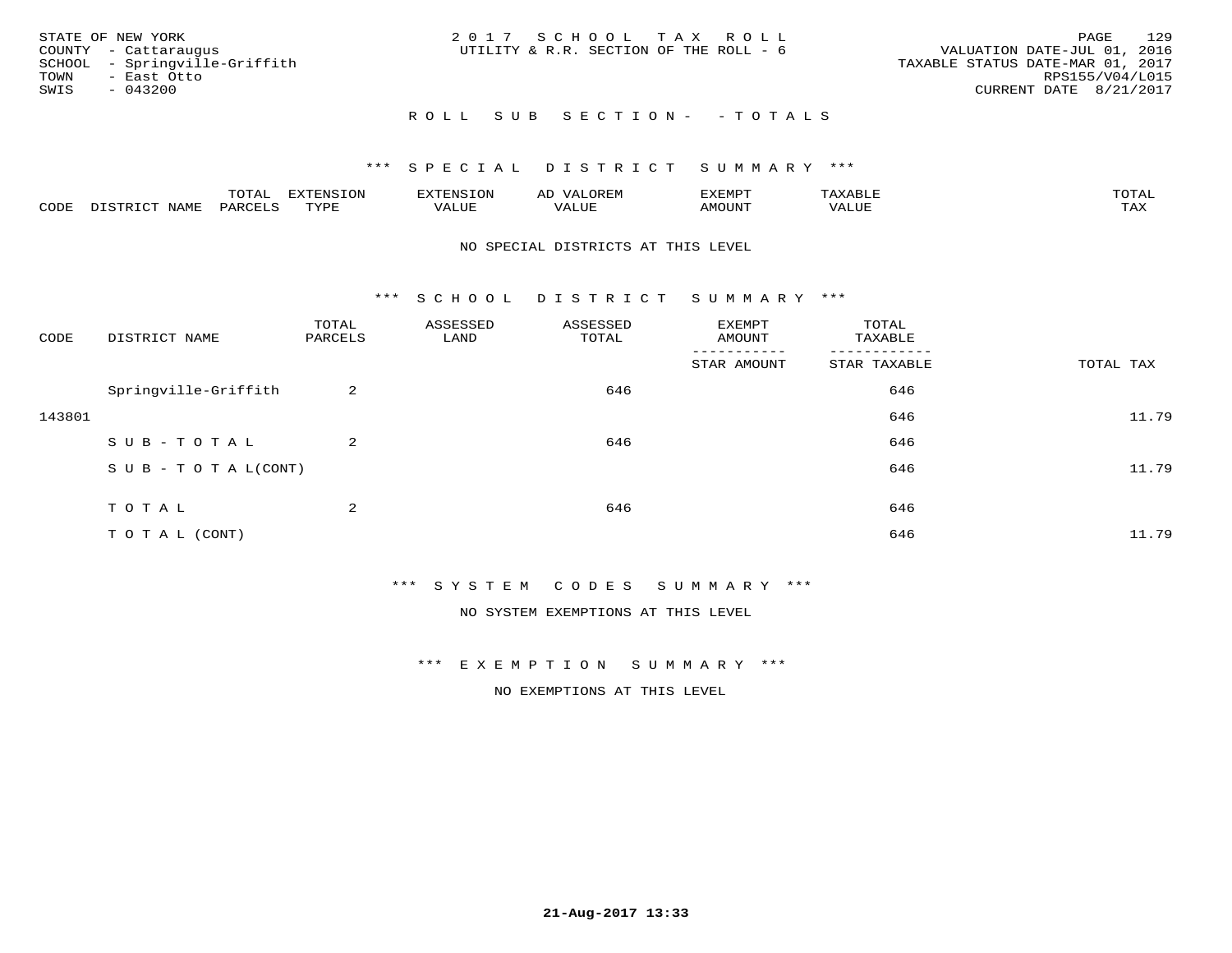STATE OF NEW YORK
COUNTY - Cattaraugus
SCHOOL - Springville-Griffith
TOWN - East Otto
SWIS - 043200

2017 SCHOOL TAX ROLL
UTILITY & R.R. SECTION OF THE ROLL - 6

VALUATION DATE-JUL 01, 2016
TAXABLE STATUS DATE-MAR 01, 2017
RPS155/V04/L015
CURRENT DATE 8/21/2017

## ROLL SUB SECTION- - TOTALS

### *** SPECIAL DISTRICT SUMMARY ***

| CODE | DISTRICT NAME | TOTAL PARCELS | EXTENSION TYPE | EXTENSION VALUE | AD VALOREM VALUE | EXEMPT AMOUNT | TAXABLE VALUE | TOTAL TAX |
|---|---|---|---|---|---|---|---|---|

NO SPECIAL DISTRICTS AT THIS LEVEL

### *** SCHOOL DISTRICT SUMMARY ***

| CODE | DISTRICT NAME | TOTAL PARCELS | ASSESSED LAND | ASSESSED TOTAL | EXEMPT AMOUNT / STAR AMOUNT | TOTAL TAXABLE / STAR TAXABLE | TOTAL TAX |
|---|---|---|---|---|---|---|---|
| | Springville-Griffith | 2 | | 646 | | 646 | |
| 143801 | | | | | | 646 | 11.79 |
| | SUB-TOTAL | 2 | | 646 | | 646 | |
| | SUB-TOTAL(CONT) | | | | | 646 | 11.79 |
| | TOTAL | 2 | | 646 | | 646 | |
| | TOTAL (CONT) | | | | | 646 | 11.79 |

### *** SYSTEM CODES SUMMARY ***

NO SYSTEM EXEMPTIONS AT THIS LEVEL

### *** EXEMPTION SUMMARY ***

NO EXEMPTIONS AT THIS LEVEL

21-Aug-2017 13:33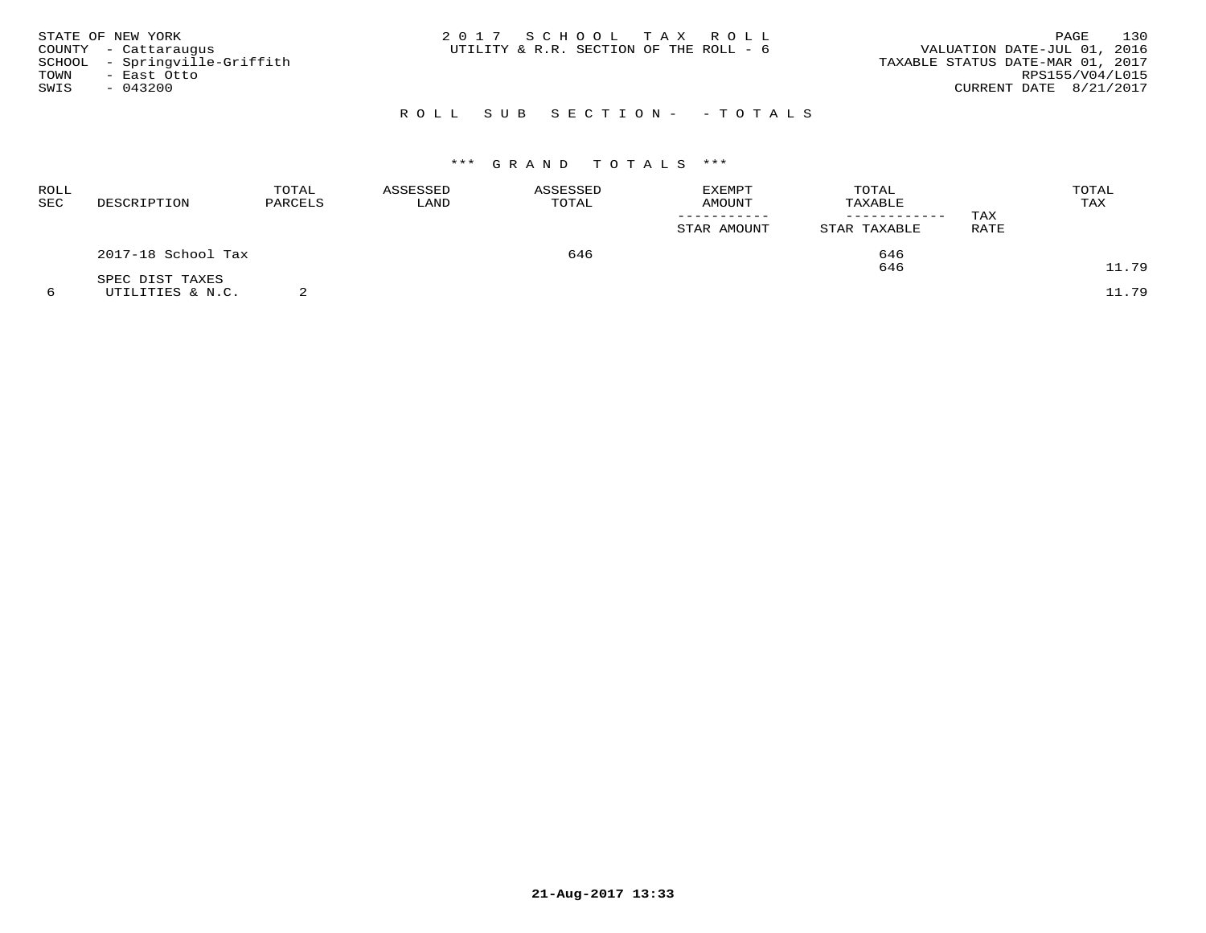STATE OF NEW YORK
COUNTY - Cattaraugus
SCHOOL - Springville-Griffith
TOWN - East Otto
SWIS - 043200

2 0 1 7 S C H O O L T A X R O L L
UTILITY & R.R. SECTION OF THE ROLL - 6

VALUATION DATE-JUL 01, 2016
TAXABLE STATUS DATE-MAR 01, 2017
RPS155/V04/L015
CURRENT DATE 8/21/2017

R O L L S U B S E C T I O N - - T O T A L S

\*\*\* G R A N D T O T A L S \*\*\*

| ROLL SEC | DESCRIPTION | TOTAL PARCELS | ASSESSED LAND | ASSESSED TOTAL | EXEMPT AMOUNT / STAR AMOUNT | TOTAL TAXABLE / STAR TAXABLE | TAX RATE | TOTAL TAX |
|---|---|---|---|---|---|---|---|---|
| | 2017-18 School Tax | | | 646 | | 646 | | |
| | | | | | | 646 | | 11.79 |
| | SPEC DIST TAXES | | | | | | | |
| 6 | UTILITIES & N.C. | 2 | | | | | | 11.79 |

21-Aug-2017 13:33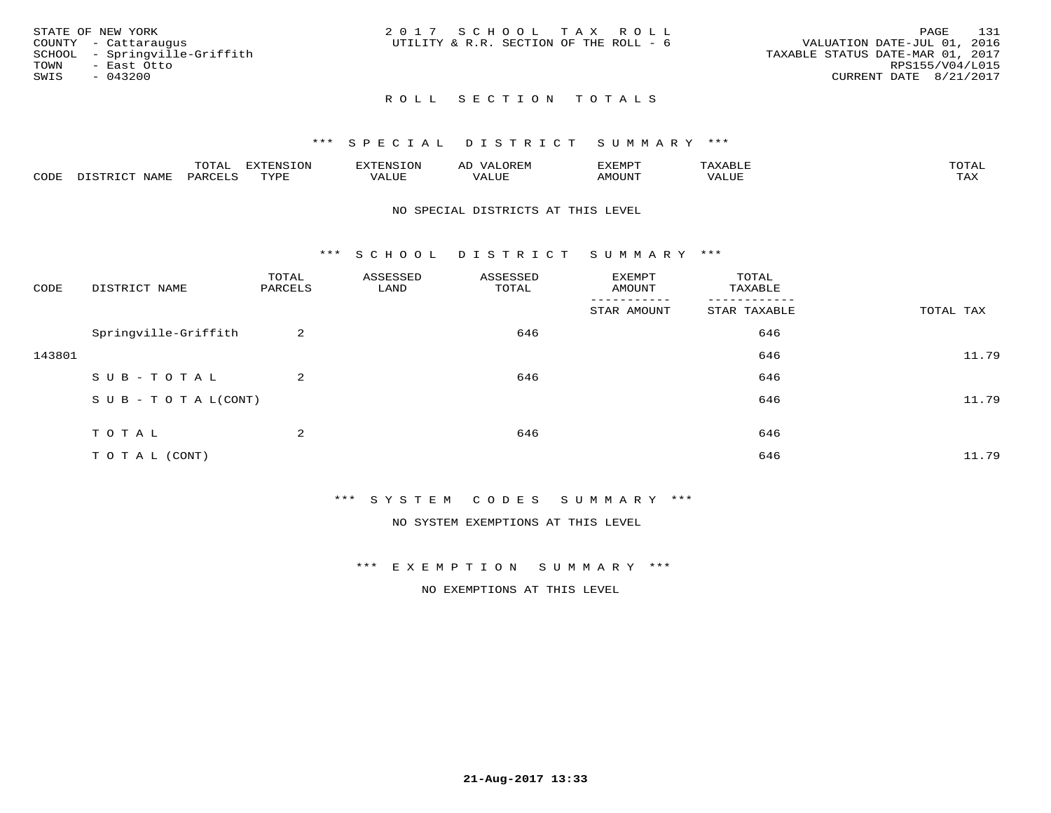STATE OF NEW YORK
COUNTY - Cattaraugus
SCHOOL - Springville-Griffith
TOWN - East Otto
SWIS - 043200

2 0 1 7 S C H O O L T A X R O L L
UTILITY & R.R. SECTION OF THE ROLL - 6

VALUATION DATE-JUL 01, 2016
TAXABLE STATUS DATE-MAR 01, 2017
RPS155/V04/L015
CURRENT DATE 8/21/2017

## R O L L S E C T I O N T O T A L S

### *** S P E C I A L D I S T R I C T S U M M A R Y ***

| CODE | DISTRICT NAME | TOTAL PARCELS | EXTENSION TYPE | EXTENSION VALUE | AD VALOREM VALUE | EXEMPT AMOUNT | TAXABLE VALUE | TOTAL TAX |
|---|---|---|---|---|---|---|---|---|

NO SPECIAL DISTRICTS AT THIS LEVEL

### *** S C H O O L D I S T R I C T S U M M A R Y ***

| CODE | DISTRICT NAME | TOTAL PARCELS | ASSESSED LAND | ASSESSED TOTAL | EXEMPT AMOUNT / STAR AMOUNT | TOTAL TAXABLE / STAR TAXABLE | TOTAL TAX |
|---|---|---|---|---|---|---|---|
| | Springville-Griffith | 2 | | 646 | | 646 | |
| 143801 | | | | | | 646 | 11.79 |
| | S U B - T O T A L | 2 | | 646 | | 646 | |
| | S U B - T O T A L(CONT) | | | | | 646 | 11.79 |
| | T O T A L | 2 | | 646 | | 646 | |
| | T O T A L (CONT) | | | | | 646 | 11.79 |

### *** S Y S T E M C O D E S S U M M A R Y ***

NO SYSTEM EXEMPTIONS AT THIS LEVEL

### *** E X E M P T I O N S U M M A R Y ***

NO EXEMPTIONS AT THIS LEVEL

21-Aug-2017 13:33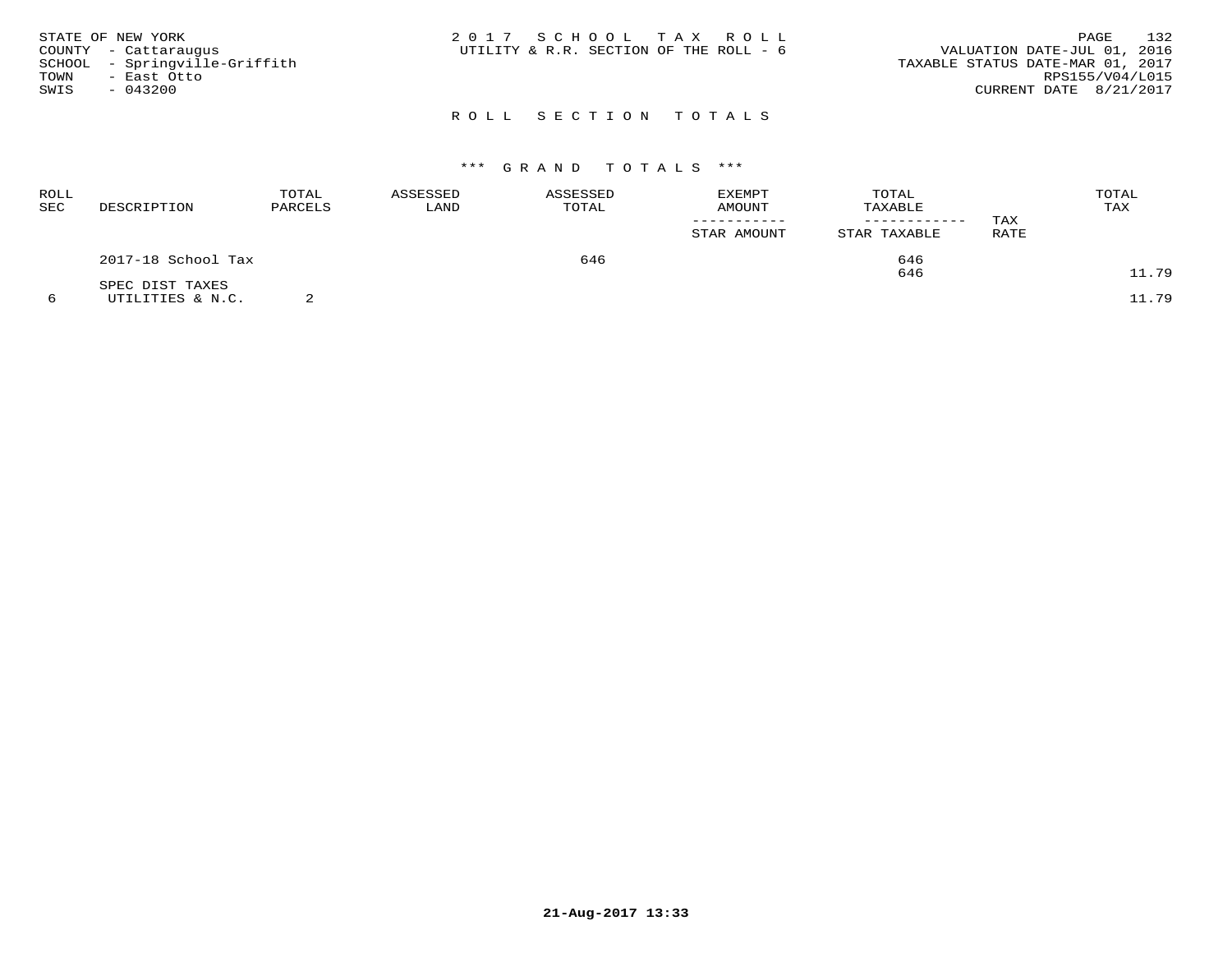STATE OF NEW YORK
COUNTY - Cattaraugus
SCHOOL - Springville-Griffith
TOWN - East Otto
SWIS - 043200

2 0 1 7 S C H O O L T A X R O L L
UTILITY & R.R. SECTION OF THE ROLL - 6

VALUATION DATE-JUL 01, 2016
TAXABLE STATUS DATE-MAR 01, 2017
RPS155/V04/L015
CURRENT DATE 8/21/2017

## R O L L S E C T I O N T O T A L S

### *** G R A N D T O T A L S ***

| ROLL SEC | DESCRIPTION | TOTAL PARCELS | ASSESSED LAND | ASSESSED TOTAL | EXEMPT AMOUNT / STAR AMOUNT | TOTAL TAXABLE / STAR TAXABLE | TAX RATE | TOTAL TAX |
|---|---|---|---|---|---|---|---|---|
| | 2017-18 School Tax | | | 646 | | 646 | | |
| | | | | | | 646 | | 11.79 |
| | SPEC DIST TAXES | | | | | | | |
| 6 | UTILITIES & N.C. | 2 | | | | | | 11.79 |

21-Aug-2017 13:33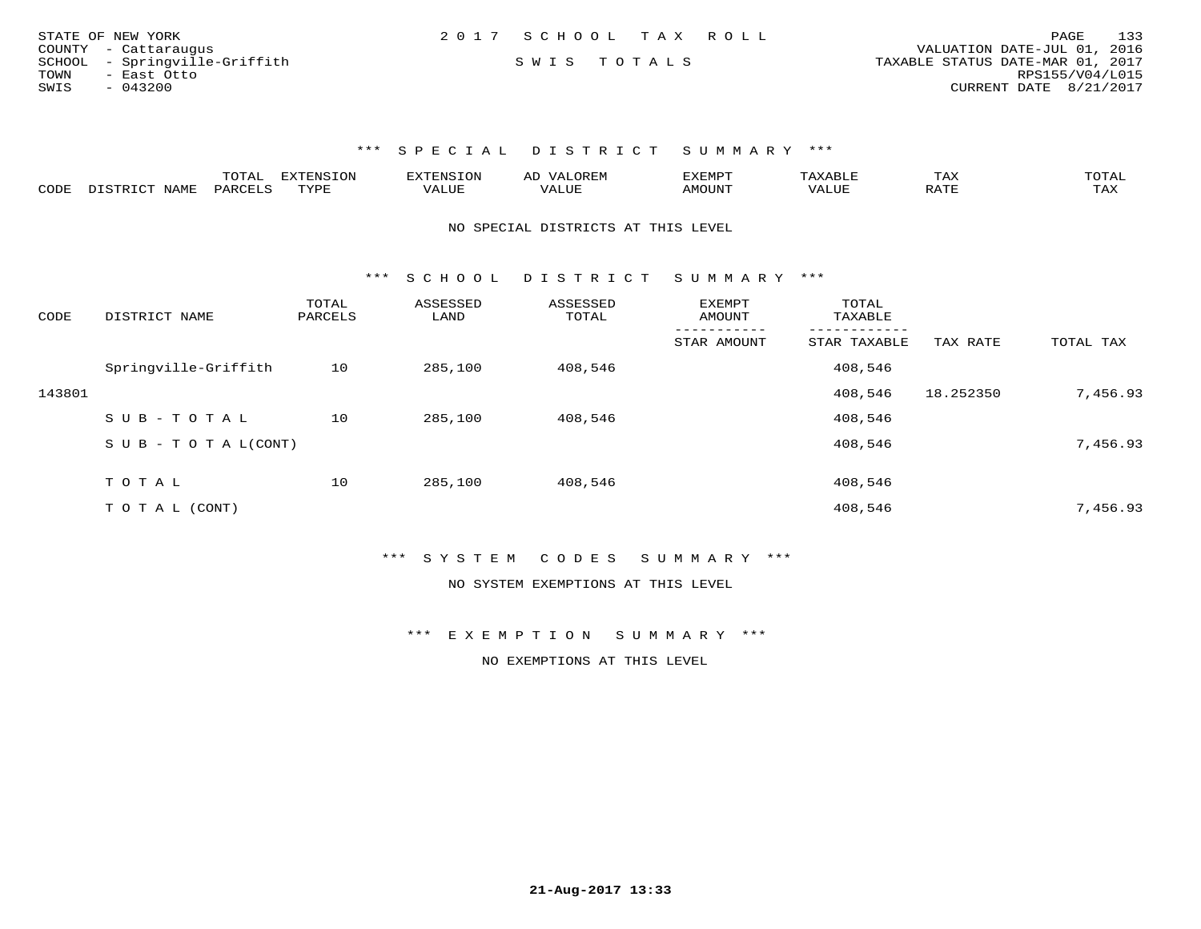STATE OF NEW YORK
COUNTY - Cattaraugus
SCHOOL - Springville-Griffith
TOWN - East Otto
SWIS - 043200

2 0 1 7 S C H O O L T A X R O L L

S W I S T O T A L S

VALUATION DATE-JUL 01, 2016
TAXABLE STATUS DATE-MAR 01, 2017
RPS155/V04/L015
CURRENT DATE 8/21/2017

### \*\*\* S P E C I A L D I S T R I C T S U M M A R Y \*\*\*

| CODE | DISTRICT NAME | TOTAL PARCELS | EXTENSION TYPE | EXTENSION VALUE | AD VALOREM VALUE | EXEMPT AMOUNT | TAXABLE VALUE | TAX RATE | TOTAL TAX |
|---|---|---|---|---|---|---|---|---|---|

NO SPECIAL DISTRICTS AT THIS LEVEL

### \*\*\* S C H O O L D I S T R I C T S U M M A R Y \*\*\*

| CODE | DISTRICT NAME | TOTAL PARCELS | ASSESSED LAND | ASSESSED TOTAL | EXEMPT AMOUNT / STAR AMOUNT | TOTAL TAXABLE / STAR TAXABLE | TAX RATE | TOTAL TAX |
|---|---|---|---|---|---|---|---|---|
| | Springville-Griffith | 10 | 285,100 | 408,546 | | 408,546 | | |
| 143801 | | | | | | 408,546 | 18.252350 | 7,456.93 |
| | S U B - T O T A L | 10 | 285,100 | 408,546 | | 408,546 | | |
| | S U B - T O T A L(CONT) | | | | | 408,546 | | 7,456.93 |
| | T O T A L | 10 | 285,100 | 408,546 | | 408,546 | | |
| | T O T A L (CONT) | | | | | 408,546 | | 7,456.93 |

### \*\*\* S Y S T E M C O D E S S U M M A R Y \*\*\*

NO SYSTEM EXEMPTIONS AT THIS LEVEL

### \*\*\* E X E M P T I O N S U M M A R Y \*\*\*

NO EXEMPTIONS AT THIS LEVEL

21-Aug-2017 13:33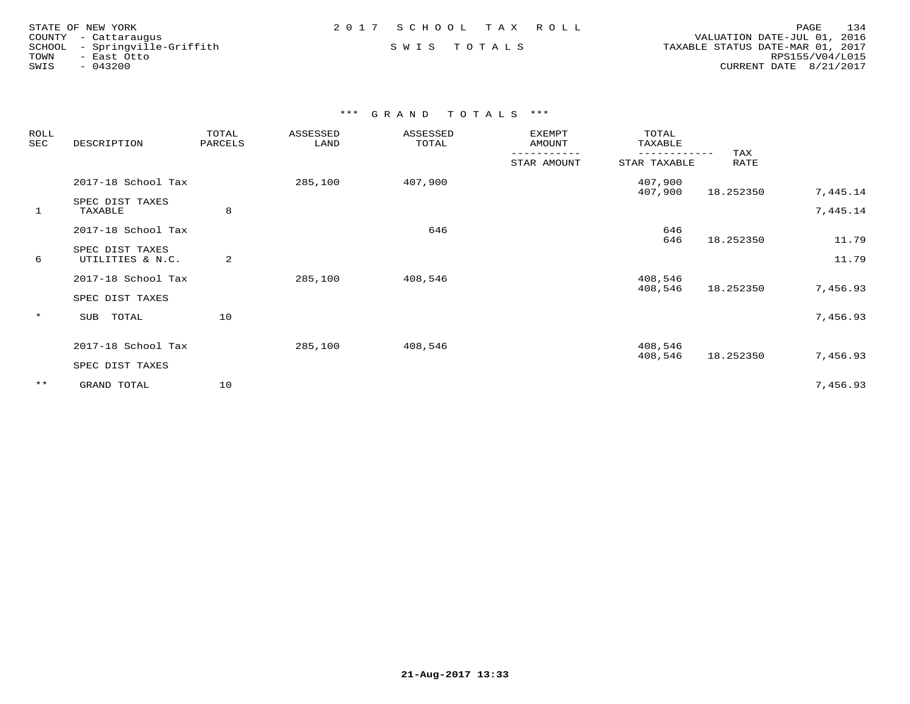STATE OF NEW YORK
COUNTY - Cattaraugus
SCHOOL - Springville-Griffith
TOWN - East Otto
SWIS - 043200

2017 SCHOOL TAX ROLL

SWIS TOTALS

VALUATION DATE-JUL 01, 2016
TAXABLE STATUS DATE-MAR 01, 2017
RPS155/V04/L015
CURRENT DATE 8/21/2017

## *** GRAND TOTALS ***

| ROLL SEC | DESCRIPTION | TOTAL PARCELS | ASSESSED LAND | ASSESSED TOTAL | EXEMPT AMOUNT / STAR AMOUNT | TOTAL TAXABLE / STAR TAXABLE | TAX RATE | |
|---|---|---|---|---|---|---|---|---|
| | 2017-18 School Tax | | 285,100 | 407,900 | | 407,900 | | |
| | | | | | | 407,900 | 18.252350 | 7,445.14 |
| | SPEC DIST TAXES | | | | | | | |
| 1 | TAXABLE | 8 | | | | | | 7,445.14 |
| | 2017-18 School Tax | | | 646 | | 646 | | |
| | | | | | | 646 | 18.252350 | 11.79 |
| | SPEC DIST TAXES | | | | | | | |
| 6 | UTILITIES & N.C. | 2 | | | | | | 11.79 |
| | 2017-18 School Tax | | 285,100 | 408,546 | | 408,546 | | |
| | | | | | | 408,546 | 18.252350 | 7,456.93 |
| | SPEC DIST TAXES | | | | | | | |
| * | SUB TOTAL | 10 | | | | | | 7,456.93 |
| | 2017-18 School Tax | | 285,100 | 408,546 | | 408,546 | | |
| | | | | | | 408,546 | 18.252350 | 7,456.93 |
| | SPEC DIST TAXES | | | | | | | |
| ** | GRAND TOTAL | 10 | | | | | | 7,456.93 |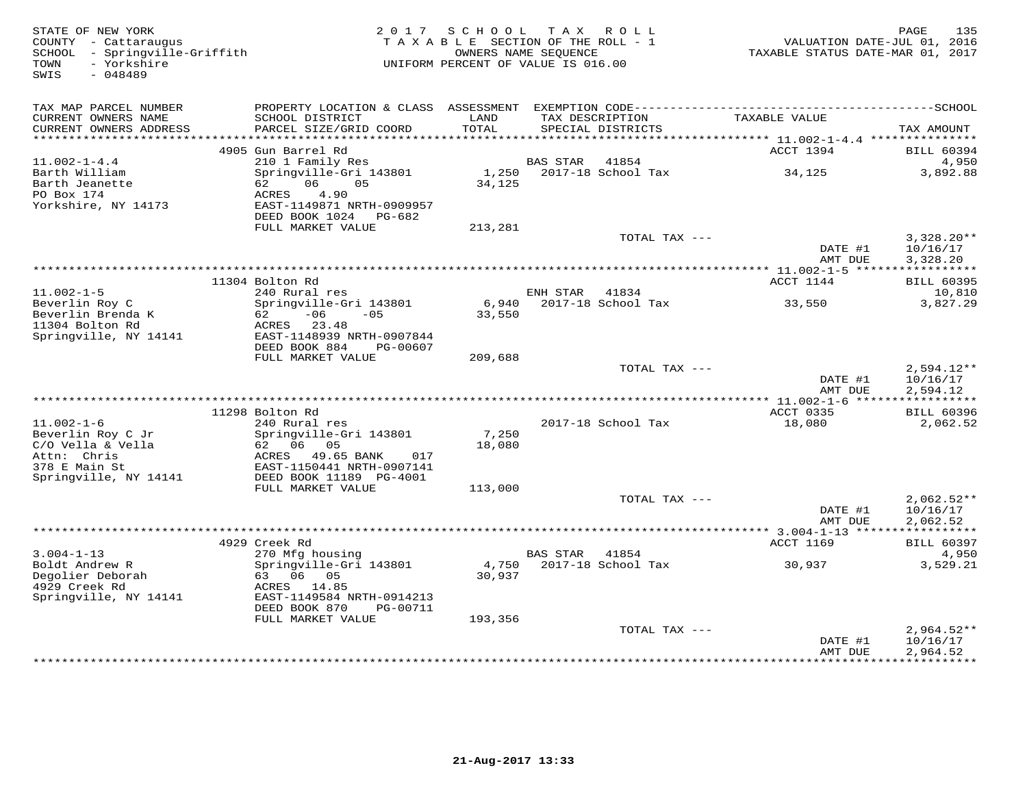STATE OF NEW YORK
COUNTY - Cattaraugus
SCHOOL - Springville-Griffith
TOWN - Yorkshire
SWIS - 048489

2017 SCHOOL TAX ROLL
TAXABLE SECTION OF THE ROLL - 1
OWNERS NAME SEQUENCE
UNIFORM PERCENT OF VALUE IS 016.00

VALUATION DATE-JUL 01, 2016
TAXABLE STATUS DATE-MAR 01, 2017

| TAX MAP PARCEL NUMBER / CURRENT OWNERS NAME / CURRENT OWNERS ADDRESS | PROPERTY LOCATION & CLASS / SCHOOL DISTRICT / PARCEL SIZE/GRID COORD | ASSESSMENT LAND / TOTAL | EXEMPTION CODE / TAX DESCRIPTION / SPECIAL DISTRICTS | TAXABLE VALUE | TAX AMOUNT |
|---|---|---|---|---|---|
| **11.002-1-4.4** | 4905 Gun Barrel Rd | | | ACCT 1394 | BILL 60394 |
| 11.002-1-4.4 | 210 1 Family Res | | BAS STAR 41854 | | 4,950 |
| Barth William | Springville-Gri 143801 | 1,250 | 2017-18 School Tax | 34,125 | 3,892.88 |
| Barth Jeanette | 62 06 05 | 34,125 | | | |
| PO Box 174 | ACRES 4.90 | | | | |
| Yorkshire, NY 14173 | EAST-1149871 NRTH-0909957 | | | | |
| | DEED BOOK 1024 PG-682 | | | | |
| | FULL MARKET VALUE | 213,281 | | | |
| | | | TOTAL TAX --- | | 3,328.20** |
| | | | | DATE #1 | 10/16/17 |
| | | | | AMT DUE | 3,328.20 |
| **11.002-1-5** | 11304 Bolton Rd | | | ACCT 1144 | BILL 60395 |
| 11.002-1-5 | 240 Rural res | | ENH STAR 41834 | | 10,810 |
| Beverlin Roy C | Springville-Gri 143801 | 6,940 | 2017-18 School Tax | 33,550 | 3,827.29 |
| Beverlin Brenda K | 62 -06 -05 | 33,550 | | | |
| 11304 Bolton Rd | ACRES 23.48 | | | | |
| Springville, NY 14141 | EAST-1148939 NRTH-0907844 | | | | |
| | DEED BOOK 884 PG-00607 | | | | |
| | FULL MARKET VALUE | 209,688 | | | |
| | | | TOTAL TAX --- | | 2,594.12** |
| | | | | DATE #1 | 10/16/17 |
| | | | | AMT DUE | 2,594.12 |
| **11.002-1-6** | 11298 Bolton Rd | | | ACCT 0335 | BILL 60396 |
| 11.002-1-6 | 240 Rural res | | 2017-18 School Tax | 18,080 | 2,062.52 |
| Beverlin Roy C Jr | Springville-Gri 143801 | 7,250 | | | |
| C/O Vella & Vella | 62 06 05 | 18,080 | | | |
| Attn: Chris | ACRES 49.65 BANK 017 | | | | |
| 378 E Main St | EAST-1150441 NRTH-0907141 | | | | |
| Springville, NY 14141 | DEED BOOK 11189 PG-4001 | | | | |
| | FULL MARKET VALUE | 113,000 | | | |
| | | | TOTAL TAX --- | | 2,062.52** |
| | | | | DATE #1 | 10/16/17 |
| | | | | AMT DUE | 2,062.52 |
| **3.004-1-13** | 4929 Creek Rd | | | ACCT 1169 | BILL 60397 |
| 3.004-1-13 | 270 Mfg housing | | BAS STAR 41854 | | 4,950 |
| Boldt Andrew R | Springville-Gri 143801 | 4,750 | 2017-18 School Tax | 30,937 | 3,529.21 |
| Degolier Deborah | 63 06 05 | 30,937 | | | |
| 4929 Creek Rd | ACRES 14.85 | | | | |
| Springville, NY 14141 | EAST-1149584 NRTH-0914213 | | | | |
| | DEED BOOK 870 PG-00711 | | | | |
| | FULL MARKET VALUE | 193,356 | | | |
| | | | TOTAL TAX --- | | 2,964.52** |
| | | | | DATE #1 | 10/16/17 |
| | | | | AMT DUE | 2,964.52 |

21-Aug-2017 13:33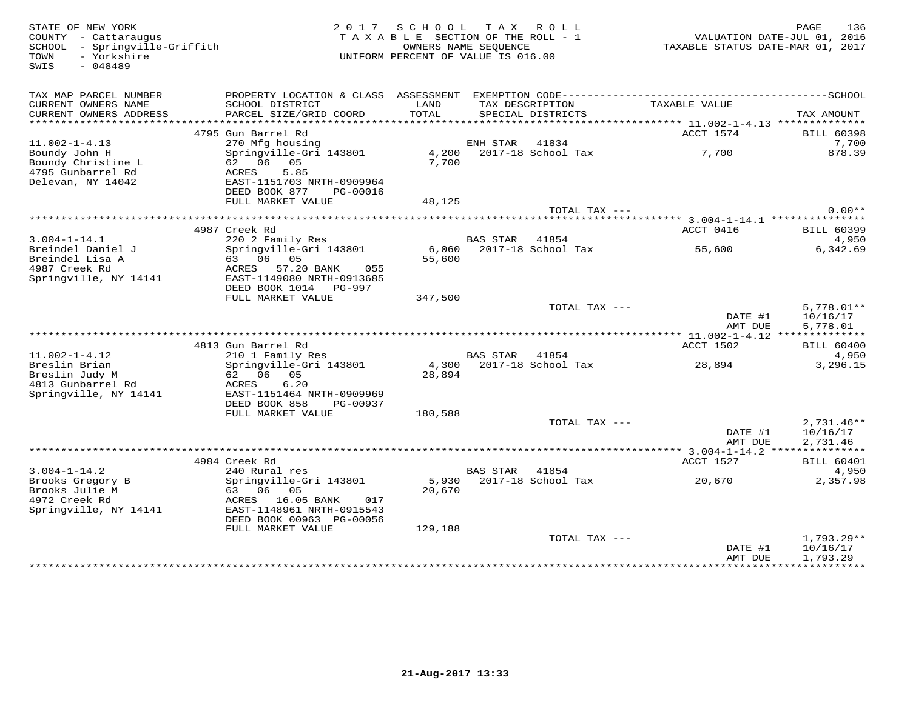STATE OF NEW YORK
COUNTY - Cattaraugus
SCHOOL - Springville-Griffith
TOWN - Yorkshire
SWIS - 048489

2 0 1 7 S C H O O L T A X R O L L
T A X A B L E SECTION OF THE ROLL - 1
OWNERS NAME SEQUENCE
UNIFORM PERCENT OF VALUE IS 016.00

VALUATION DATE-JUL 01, 2016
TAXABLE STATUS DATE-MAR 01, 2017

| TAX MAP PARCEL NUMBER / CURRENT OWNERS NAME / CURRENT OWNERS ADDRESS | PROPERTY LOCATION & CLASS / SCHOOL DISTRICT / PARCEL SIZE/GRID COORD | ASSESSMENT LAND / TOTAL | EXEMPTION CODE / TAX DESCRIPTION / SPECIAL DISTRICTS | TAXABLE VALUE | SCHOOL / TAX AMOUNT |
|---|---|---|---|---|---|
| 11.002-1-4.13 | 4795 Gun Barrel Rd | | | ACCT 1574 | BILL 60398 |
| | 270 Mfg housing | | ENH STAR 41834 | | 7,700 |
| Boundy John H | Springville-Gri 143801 | 4,200 | 2017-18 School Tax | 7,700 | 878.39 |
| Boundy Christine L | 62 06 05 | 7,700 | | | |
| 4795 Gunbarrel Rd | ACRES 5.85 | | | | |
| Delevan, NY 14042 | EAST-1151703 NRTH-0909964 | | | | |
| | DEED BOOK 877 PG-00016 | | | | |
| | FULL MARKET VALUE | 48,125 | | | |
| | | | TOTAL TAX --- | | 0.00** |
| 3.004-1-14.1 | 4987 Creek Rd | | | ACCT 0416 | BILL 60399 |
| | 220 2 Family Res | | BAS STAR 41854 | | 4,950 |
| Breindel Daniel J | Springville-Gri 143801 | 6,060 | 2017-18 School Tax | 55,600 | 6,342.69 |
| Breindel Lisa A | 63 06 05 | 55,600 | | | |
| 4987 Creek Rd | ACRES 57.20 BANK 055 | | | | |
| Springville, NY 14141 | EAST-1149080 NRTH-0913685 | | | | |
| | DEED BOOK 1014 PG-997 | | | | |
| | FULL MARKET VALUE | 347,500 | | | |
| | | | TOTAL TAX --- | | 5,778.01** |
| | | | | DATE #1 | 10/16/17 |
| | | | | AMT DUE | 5,778.01 |
| 11.002-1-4.12 | 4813 Gun Barrel Rd | | | ACCT 1502 | BILL 60400 |
| | 210 1 Family Res | | BAS STAR 41854 | | 4,950 |
| Breslin Brian | Springville-Gri 143801 | 4,300 | 2017-18 School Tax | 28,894 | 3,296.15 |
| Breslin Judy M | 62 06 05 | 28,894 | | | |
| 4813 Gunbarrel Rd | ACRES 6.20 | | | | |
| Springville, NY 14141 | EAST-1151464 NRTH-0909969 | | | | |
| | DEED BOOK 858 PG-00937 | | | | |
| | FULL MARKET VALUE | 180,588 | | | |
| | | | TOTAL TAX --- | | 2,731.46** |
| | | | | DATE #1 | 10/16/17 |
| | | | | AMT DUE | 2,731.46 |
| 3.004-1-14.2 | 4984 Creek Rd | | | ACCT 1527 | BILL 60401 |
| | 240 Rural res | | BAS STAR 41854 | | 4,950 |
| Brooks Gregory B | Springville-Gri 143801 | 5,930 | 2017-18 School Tax | 20,670 | 2,357.98 |
| Brooks Julie M | 63 06 05 | 20,670 | | | |
| 4972 Creek Rd | ACRES 16.05 BANK 017 | | | | |
| Springville, NY 14141 | EAST-1148961 NRTH-0915543 | | | | |
| | DEED BOOK 00963 PG-00056 | | | | |
| | FULL MARKET VALUE | 129,188 | | | |
| | | | TOTAL TAX --- | | 1,793.29** |
| | | | | DATE #1 | 10/16/17 |
| | | | | AMT DUE | 1,793.29 |

21-Aug-2017 13:33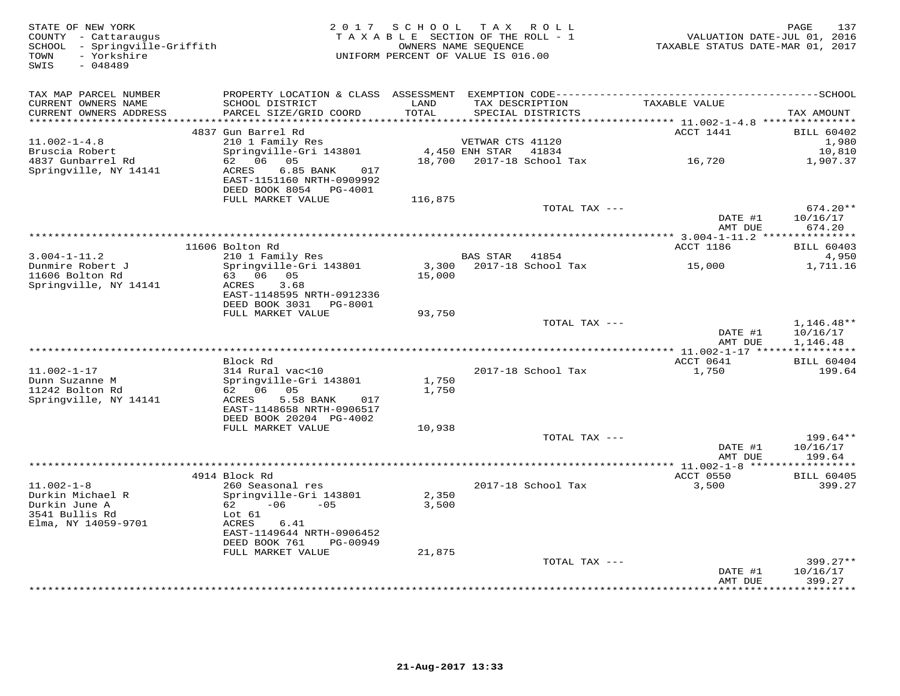STATE OF NEW YORK
COUNTY - Cattaraugus
SCHOOL - Springville-Griffith
TOWN - Yorkshire
SWIS - 048489

2017 SCHOOL TAX ROLL
TAXABLE SECTION OF THE ROLL - 1
OWNERS NAME SEQUENCE
UNIFORM PERCENT OF VALUE IS 016.00

VALUATION DATE-JUL 01, 2016
TAXABLE STATUS DATE-MAR 01, 2017

| TAX MAP PARCEL NUMBER / CURRENT OWNERS NAME / CURRENT OWNERS ADDRESS | PROPERTY LOCATION & CLASS / SCHOOL DISTRICT / PARCEL SIZE/GRID COORD | ASSESSMENT LAND / TOTAL | EXEMPTION CODE / TAX DESCRIPTION / SPECIAL DISTRICTS | TAXABLE VALUE | TAX AMOUNT |
|---|---|---|---|---|---|
| | 4837 Gun Barrel Rd | | | ACCT 1441 | BILL 60402 |
| 11.002-1-4.8 | 210 1 Family Res | | VETWAR CTS 41120 | | 1,980 |
| Bruscia Robert | Springville-Gri 143801 | 4,450 | ENH STAR 41834 | | 10,810 |
| 4837 Gunbarrel Rd | 62 06 05 | 18,700 | 2017-18 School Tax | 16,720 | 1,907.37 |
| Springville, NY 14141 | ACRES 6.85 BANK 017 | | | | |
| | EAST-1151160 NRTH-0909992 | | | | |
| | DEED BOOK 8054 PG-4001 | | | | |
| | FULL MARKET VALUE | 116,875 | | | |
| | | | TOTAL TAX --- | | 674.20** |
| | | | | DATE #1 | 10/16/17 |
| | | | | AMT DUE | 674.20 |
| | 11606 Bolton Rd | | | ACCT 1186 | BILL 60403 |
| 3.004-1-11.2 | 210 1 Family Res | | BAS STAR 41854 | | 4,950 |
| Dunmire Robert J | Springville-Gri 143801 | 3,300 | 2017-18 School Tax | 15,000 | 1,711.16 |
| 11606 Bolton Rd | 63 06 05 | 15,000 | | | |
| Springville, NY 14141 | ACRES 3.68 | | | | |
| | EAST-1148595 NRTH-0912336 | | | | |
| | DEED BOOK 3031 PG-8001 | | | | |
| | FULL MARKET VALUE | 93,750 | | | |
| | | | TOTAL TAX --- | | 1,146.48** |
| | | | | DATE #1 | 10/16/17 |
| | | | | AMT DUE | 1,146.48 |
| | Block Rd | | | ACCT 0641 | BILL 60404 |
| 11.002-1-17 | 314 Rural vac<10 | | 2017-18 School Tax | 1,750 | 199.64 |
| Dunn Suzanne M | Springville-Gri 143801 | 1,750 | | | |
| 11242 Bolton Rd | 62 06 05 | 1,750 | | | |
| Springville, NY 14141 | ACRES 5.58 BANK 017 | | | | |
| | EAST-1148658 NRTH-0906517 | | | | |
| | DEED BOOK 20204 PG-4002 | | | | |
| | FULL MARKET VALUE | 10,938 | | | |
| | | | TOTAL TAX --- | | 199.64** |
| | | | | DATE #1 | 10/16/17 |
| | | | | AMT DUE | 199.64 |
| | 4914 Block Rd | | | ACCT 0550 | BILL 60405 |
| 11.002-1-8 | 260 Seasonal res | | 2017-18 School Tax | 3,500 | 399.27 |
| Durkin Michael R | Springville-Gri 143801 | 2,350 | | | |
| Durkin June A | 62 -06 -05 | 3,500 | | | |
| 3541 Bullis Rd | Lot 61 | | | | |
| Elma, NY 14059-9701 | ACRES 6.41 | | | | |
| | EAST-1149644 NRTH-0906452 | | | | |
| | DEED BOOK 761 PG-00949 | | | | |
| | FULL MARKET VALUE | 21,875 | | | |
| | | | TOTAL TAX --- | | 399.27** |
| | | | | DATE #1 | 10/16/17 |
| | | | | AMT DUE | 399.27 |

21-Aug-2017 13:33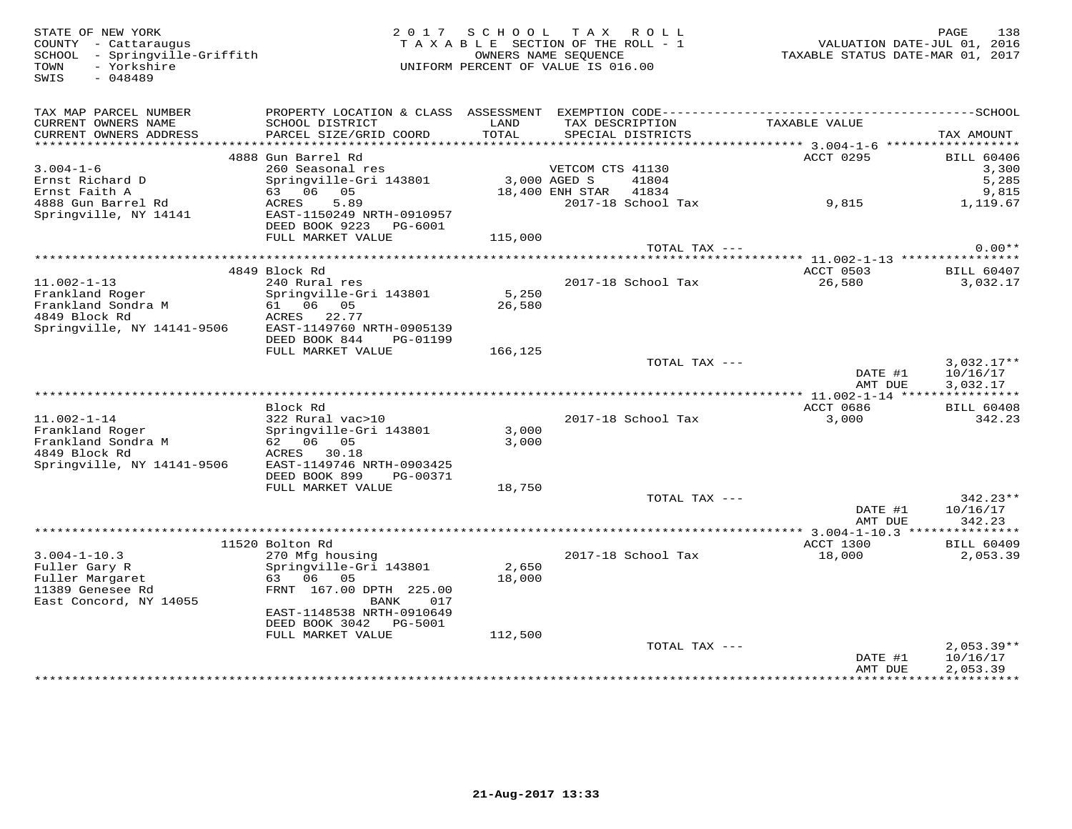STATE OF NEW YORK
COUNTY - Cattaraugus
SCHOOL - Springville-Griffith
TOWN - Yorkshire
SWIS - 048489

2017 SCHOOL TAX ROLL
TAXABLE SECTION OF THE ROLL - 1
OWNERS NAME SEQUENCE
UNIFORM PERCENT OF VALUE IS 016.00

VALUATION DATE-JUL 01, 2016
TAXABLE STATUS DATE-MAR 01, 2017

| TAX MAP PARCEL NUMBER / CURRENT OWNERS NAME / CURRENT OWNERS ADDRESS | PROPERTY LOCATION & CLASS / SCHOOL DISTRICT / PARCEL SIZE/GRID COORD | ASSESSMENT LAND / TOTAL | EXEMPTION CODE / TAX DESCRIPTION / SPECIAL DISTRICTS | TAXABLE VALUE | TAX AMOUNT |
|---|---|---|---|---|---|
| | 4888 Gun Barrel Rd | | | ACCT 0295 | BILL 60406 |
| 3.004-1-6 | 260 Seasonal res | | VETCOM CTS 41130 | | 3,300 |
| Ernst Richard D | Springville-Gri 143801 | 3,000 | AGED S 41804 | | 5,285 |
| Ernst Faith A | 63 06 05 | 18,400 | ENH STAR 41834 | | 9,815 |
| 4888 Gun Barrel Rd | ACRES 5.89 | | 2017-18 School Tax | 9,815 | 1,119.67 |
| Springville, NY 14141 | EAST-1150249 NRTH-0910957 | | | | |
| | DEED BOOK 9223 PG-6001 | | | | |
| | FULL MARKET VALUE | 115,000 | | | |
| | | | TOTAL TAX --- | | 0.00** |
| | 4849 Block Rd | | | ACCT 0503 | BILL 60407 |
| 11.002-1-13 | 240 Rural res | | 2017-18 School Tax | 26,580 | 3,032.17 |
| Frankland Roger | Springville-Gri 143801 | 5,250 | | | |
| Frankland Sondra M | 61 06 05 | 26,580 | | | |
| 4849 Block Rd | ACRES 22.77 | | | | |
| Springville, NY 14141-9506 | EAST-1149760 NRTH-0905139 | | | | |
| | DEED BOOK 844 PG-01199 | | | | |
| | FULL MARKET VALUE | 166,125 | | | |
| | | | TOTAL TAX --- | | 3,032.17** |
| | | | | DATE #1 | 10/16/17 |
| | | | | AMT DUE | 3,032.17 |
| | Block Rd | | | ACCT 0686 | BILL 60408 |
| 11.002-1-14 | 322 Rural vac>10 | | 2017-18 School Tax | 3,000 | 342.23 |
| Frankland Roger | Springville-Gri 143801 | 3,000 | | | |
| Frankland Sondra M | 62 06 05 | 3,000 | | | |
| 4849 Block Rd | ACRES 30.18 | | | | |
| Springville, NY 14141-9506 | EAST-1149746 NRTH-0903425 | | | | |
| | DEED BOOK 899 PG-00371 | | | | |
| | FULL MARKET VALUE | 18,750 | | | |
| | | | TOTAL TAX --- | | 342.23** |
| | | | | DATE #1 | 10/16/17 |
| | | | | AMT DUE | 342.23 |
| | 11520 Bolton Rd | | | ACCT 1300 | BILL 60409 |
| 3.004-1-10.3 | 270 Mfg housing | | 2017-18 School Tax | 18,000 | 2,053.39 |
| Fuller Gary R | Springville-Gri 143801 | 2,650 | | | |
| Fuller Margaret | 63 06 05 | 18,000 | | | |
| 11389 Genesee Rd | FRNT 167.00 DPTH 225.00 | | | | |
| East Concord, NY 14055 | BANK 017 | | | | |
| | EAST-1148538 NRTH-0910649 | | | | |
| | DEED BOOK 3042 PG-5001 | | | | |
| | FULL MARKET VALUE | 112,500 | | | |
| | | | TOTAL TAX --- | | 2,053.39** |
| | | | | DATE #1 | 10/16/17 |
| | | | | AMT DUE | 2,053.39 |

21-Aug-2017 13:33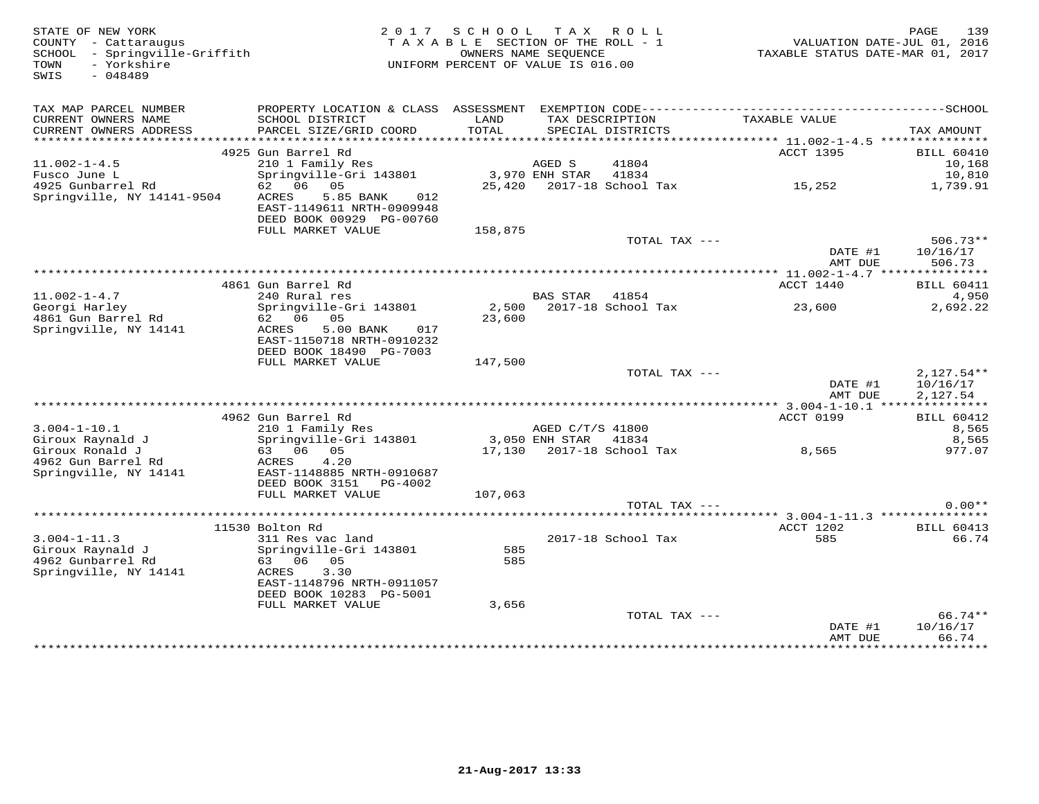STATE OF NEW YORK
COUNTY - Cattaraugus
SCHOOL - Springville-Griffith
TOWN - Yorkshire
SWIS - 048489

2017 SCHOOL TAX ROLL
TAXABLE SECTION OF THE ROLL - 1
OWNERS NAME SEQUENCE
UNIFORM PERCENT OF VALUE IS 016.00

VALUATION DATE-JUL 01, 2016
TAXABLE STATUS DATE-MAR 01, 2017

| TAX MAP PARCEL NUMBER / CURRENT OWNERS NAME / CURRENT OWNERS ADDRESS | PROPERTY LOCATION & CLASS / SCHOOL DISTRICT / PARCEL SIZE/GRID COORD | ASSESSMENT LAND / TOTAL | EXEMPTION CODE / TAX DESCRIPTION / SPECIAL DISTRICTS | TAXABLE VALUE | TAX AMOUNT |
|---|---|---|---|---|---|
| | 4925 Gun Barrel Rd | | | ACCT 1395 | BILL 60410 |
| 11.002-1-4.5 | 210 1 Family Res | | AGED S 41804 | | 10,168 |
| Fusco June L | Springville-Gri 143801 | 3,970 | ENH STAR 41834 | | 10,810 |
| 4925 Gunbarrel Rd | 62 06 05 | 25,420 | 2017-18 School Tax | 15,252 | 1,739.91 |
| Springville, NY 14141-9504 | ACRES 5.85 BANK 012 | | | | |
| | EAST-1149611 NRTH-0909948 | | | | |
| | DEED BOOK 00929 PG-00760 | | | | |
| | FULL MARKET VALUE | 158,875 | | | |
| | | | TOTAL TAX --- | | 506.73** |
| | | | | DATE #1 | 10/16/17 |
| | | | | AMT DUE | 506.73 |
| | 4861 Gun Barrel Rd | | | ACCT 1440 | BILL 60411 |
| 11.002-1-4.7 | 240 Rural res | | BAS STAR 41854 | | 4,950 |
| Georgi Harley | Springville-Gri 143801 | 2,500 | 2017-18 School Tax | 23,600 | 2,692.22 |
| 4861 Gun Barrel Rd | 62 06 05 | 23,600 | | | |
| Springville, NY 14141 | ACRES 5.00 BANK 017 | | | | |
| | EAST-1150718 NRTH-0910232 | | | | |
| | DEED BOOK 18490 PG-7003 | | | | |
| | FULL MARKET VALUE | 147,500 | | | |
| | | | TOTAL TAX --- | | 2,127.54** |
| | | | | DATE #1 | 10/16/17 |
| | | | | AMT DUE | 2,127.54 |
| | 4962 Gun Barrel Rd | | | ACCT 0199 | BILL 60412 |
| 3.004-1-10.1 | 210 1 Family Res | | AGED C/T/S 41800 | | 8,565 |
| Giroux Raynald J | Springville-Gri 143801 | 3,050 | ENH STAR 41834 | | 8,565 |
| Giroux Ronald J | 63 06 05 | 17,130 | 2017-18 School Tax | 8,565 | 977.07 |
| 4962 Gun Barrel Rd | ACRES 4.20 | | | | |
| Springville, NY 14141 | EAST-1148885 NRTH-0910687 | | | | |
| | DEED BOOK 3151 PG-4002 | | | | |
| | FULL MARKET VALUE | 107,063 | | | |
| | | | TOTAL TAX --- | | 0.00** |
| | 11530 Bolton Rd | | | ACCT 1202 | BILL 60413 |
| 3.004-1-11.3 | 311 Res vac land | | 2017-18 School Tax | 585 | 66.74 |
| Giroux Raynald J | Springville-Gri 143801 | 585 | | | |
| 4962 Gunbarrel Rd | 63 06 05 | 585 | | | |
| Springville, NY 14141 | ACRES 3.30 | | | | |
| | EAST-1148796 NRTH-0911057 | | | | |
| | DEED BOOK 10283 PG-5001 | | | | |
| | FULL MARKET VALUE | 3,656 | | | |
| | | | TOTAL TAX --- | | 66.74** |
| | | | | DATE #1 | 10/16/17 |
| | | | | AMT DUE | 66.74 |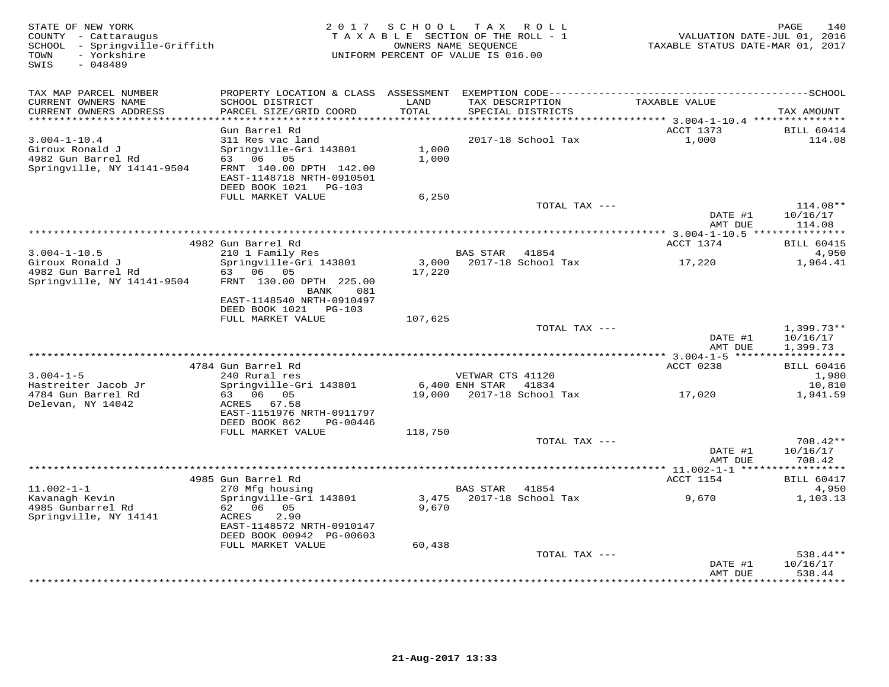STATE OF NEW YORK
COUNTY - Cattaraugus
SCHOOL - Springville-Griffith
TOWN - Yorkshire
SWIS - 048489

2 0 1 7 S C H O O L T A X R O L L
T A X A B L E SECTION OF THE ROLL - 1
OWNERS NAME SEQUENCE
UNIFORM PERCENT OF VALUE IS 016.00

VALUATION DATE-JUL 01, 2016
TAXABLE STATUS DATE-MAR 01, 2017

| TAX MAP PARCEL NUMBER / CURRENT OWNERS NAME / CURRENT OWNERS ADDRESS | PROPERTY LOCATION & CLASS / SCHOOL DISTRICT / PARCEL SIZE/GRID COORD | ASSESSMENT LAND / TOTAL | EXEMPTION CODE / TAX DESCRIPTION / SPECIAL DISTRICTS | TAXABLE VALUE | SCHOOL TAX AMOUNT |
|---|---|---|---|---|---|
| | Gun Barrel Rd | | | ACCT 1373 | BILL 60414 |
| 3.004-1-10.4 | 311 Res vac land | | 2017-18 School Tax | 1,000 | 114.08 |
| Giroux Ronald J | Springville-Gri 143801 | 1,000 | | | |
| 4982 Gun Barrel Rd | 63 06 05 | 1,000 | | | |
| Springville, NY 14141-9504 | FRNT 140.00 DPTH 142.00 | | | | |
| | EAST-1148718 NRTH-0910501 | | | | |
| | DEED BOOK 1021 PG-103 | | | | |
| | FULL MARKET VALUE | 6,250 | | | |
| | | | TOTAL TAX --- | | 114.08** |
| | | | | DATE #1 | 10/16/17 |
| | | | | AMT DUE | 114.08 |
| | 4982 Gun Barrel Rd | | | ACCT 1374 | BILL 60415 |
| 3.004-1-10.5 | 210 1 Family Res | | BAS STAR 41854 | | 4,950 |
| Giroux Ronald J | Springville-Gri 143801 | 3,000 | 2017-18 School Tax | 17,220 | 1,964.41 |
| 4982 Gun Barrel Rd | 63 06 05 | 17,220 | | | |
| Springville, NY 14141-9504 | FRNT 130.00 DPTH 225.00 | | | | |
| | BANK 081 | | | | |
| | EAST-1148540 NRTH-0910497 | | | | |
| | DEED BOOK 1021 PG-103 | | | | |
| | FULL MARKET VALUE | 107,625 | | | |
| | | | TOTAL TAX --- | | 1,399.73** |
| | | | | DATE #1 | 10/16/17 |
| | | | | AMT DUE | 1,399.73 |
| | 4784 Gun Barrel Rd | | | ACCT 0238 | BILL 60416 |
| 3.004-1-5 | 240 Rural res | | VETWAR CTS 41120 | | 1,980 |
| Hastreiter Jacob Jr | Springville-Gri 143801 | 6,400 | ENH STAR 41834 | | 10,810 |
| 4784 Gun Barrel Rd | 63 06 05 | 19,000 | 2017-18 School Tax | 17,020 | 1,941.59 |
| Delevan, NY 14042 | ACRES 67.58 | | | | |
| | EAST-1151976 NRTH-0911797 | | | | |
| | DEED BOOK 862 PG-00446 | | | | |
| | FULL MARKET VALUE | 118,750 | | | |
| | | | TOTAL TAX --- | | 708.42** |
| | | | | DATE #1 | 10/16/17 |
| | | | | AMT DUE | 708.42 |
| | 4985 Gun Barrel Rd | | | ACCT 1154 | BILL 60417 |
| 11.002-1-1 | 270 Mfg housing | | BAS STAR 41854 | | 4,950 |
| Kavanagh Kevin | Springville-Gri 143801 | 3,475 | 2017-18 School Tax | 9,670 | 1,103.13 |
| 4985 Gunbarrel Rd | 62 06 05 | 9,670 | | | |
| Springville, NY 14141 | ACRES 2.90 | | | | |
| | EAST-1148572 NRTH-0910147 | | | | |
| | DEED BOOK 00942 PG-00603 | | | | |
| | FULL MARKET VALUE | 60,438 | | | |
| | | | TOTAL TAX --- | | 538.44** |
| | | | | DATE #1 | 10/16/17 |
| | | | | AMT DUE | 538.44 |

21-Aug-2017 13:33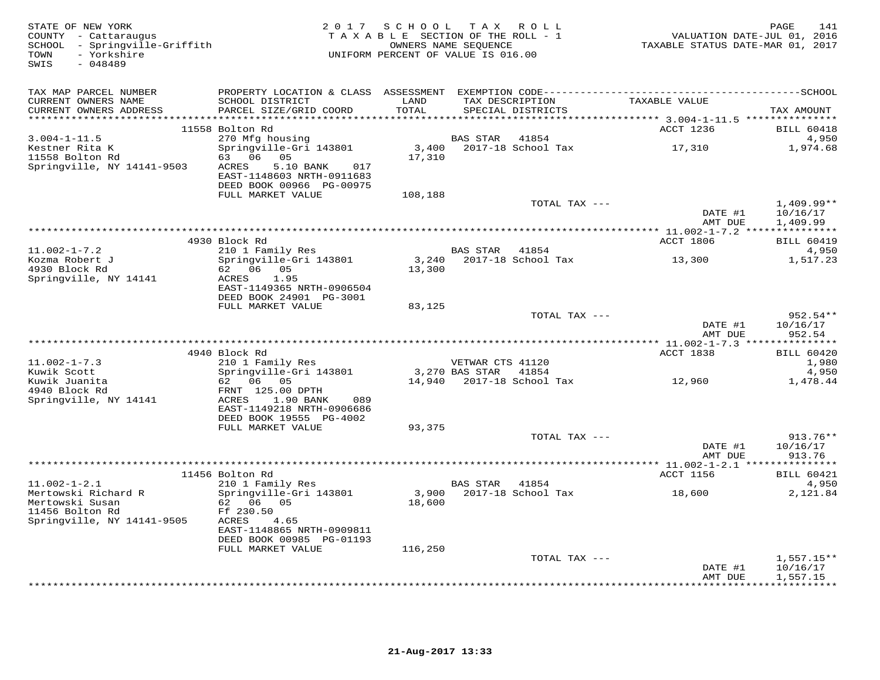STATE OF NEW YORK
COUNTY - Cattaraugus
SCHOOL - Springville-Griffith
TOWN - Yorkshire
SWIS - 048489

2 0 1 7 S C H O O L T A X R O L L
T A X A B L E SECTION OF THE ROLL - 1
OWNERS NAME SEQUENCE
UNIFORM PERCENT OF VALUE IS 016.00

VALUATION DATE-JUL 01, 2016
TAXABLE STATUS DATE-MAR 01, 2017

| TAX MAP PARCEL NUMBER / CURRENT OWNERS NAME / CURRENT OWNERS ADDRESS | PROPERTY LOCATION & CLASS / SCHOOL DISTRICT / PARCEL SIZE/GRID COORD | ASSESSMENT LAND / TOTAL | EXEMPTION CODE / TAX DESCRIPTION / SPECIAL DISTRICTS | TAXABLE VALUE | SCHOOL / TAX AMOUNT |
|---|---|---|---|---|---|
| 3.004-1-11.5 | 11558 Bolton Rd | | | ACCT 1236 | BILL 60418 |
| | 270 Mfg housing | | BAS STAR 41854 | | 4,950 |
| Kestner Rita K | Springville-Gri 143801 | 3,400 | 2017-18 School Tax | 17,310 | 1,974.68 |
| 11558 Bolton Rd | 63 06 05 | 17,310 | | | |
| Springville, NY 14141-9503 | ACRES 5.10 BANK 017 | | | | |
| | EAST-1148603 NRTH-0911683 | | | | |
| | DEED BOOK 00966 PG-00975 | | | | |
| | FULL MARKET VALUE | 108,188 | | | |
| | | | TOTAL TAX --- | | 1,409.99** |
| | | | | DATE #1 | 10/16/17 |
| | | | | AMT DUE | 1,409.99 |
| 11.002-1-7.2 | 4930 Block Rd | | | ACCT 1806 | BILL 60419 |
| | 210 1 Family Res | | BAS STAR 41854 | | 4,950 |
| Kozma Robert J | Springville-Gri 143801 | 3,240 | 2017-18 School Tax | 13,300 | 1,517.23 |
| 4930 Block Rd | 62 06 05 | 13,300 | | | |
| Springville, NY 14141 | ACRES 1.95 | | | | |
| | EAST-1149365 NRTH-0906504 | | | | |
| | DEED BOOK 24901 PG-3001 | | | | |
| | FULL MARKET VALUE | 83,125 | | | |
| | | | TOTAL TAX --- | | 952.54** |
| | | | | DATE #1 | 10/16/17 |
| | | | | AMT DUE | 952.54 |
| 11.002-1-7.3 | 4940 Block Rd | | | ACCT 1838 | BILL 60420 |
| | 210 1 Family Res | | VETWAR CTS 41120 | | 1,980 |
| Kuwik Scott | Springville-Gri 143801 | 3,270 | BAS STAR 41854 | | 4,950 |
| Kuwik Juanita | 62 06 05 | 14,940 | 2017-18 School Tax | 12,960 | 1,478.44 |
| 4940 Block Rd | FRNT 125.00 DPTH | | | | |
| Springville, NY 14141 | ACRES 1.90 BANK 089 | | | | |
| | EAST-1149218 NRTH-0906686 | | | | |
| | DEED BOOK 19555 PG-4002 | | | | |
| | FULL MARKET VALUE | 93,375 | | | |
| | | | TOTAL TAX --- | | 913.76** |
| | | | | DATE #1 | 10/16/17 |
| | | | | AMT DUE | 913.76 |
| 11.002-1-2.1 | 11456 Bolton Rd | | | ACCT 1156 | BILL 60421 |
| | 210 1 Family Res | | BAS STAR 41854 | | 4,950 |
| Mertowski Richard R | Springville-Gri 143801 | 3,900 | 2017-18 School Tax | 18,600 | 2,121.84 |
| Mertowski Susan | 62 06 05 | 18,600 | | | |
| 11456 Bolton Rd | Ff 230.50 | | | | |
| Springville, NY 14141-9505 | ACRES 4.65 | | | | |
| | EAST-1148865 NRTH-0909811 | | | | |
| | DEED BOOK 00985 PG-01193 | | | | |
| | FULL MARKET VALUE | 116,250 | | | |
| | | | TOTAL TAX --- | | 1,557.15** |
| | | | | DATE #1 | 10/16/17 |
| | | | | AMT DUE | 1,557.15 |

21-Aug-2017 13:33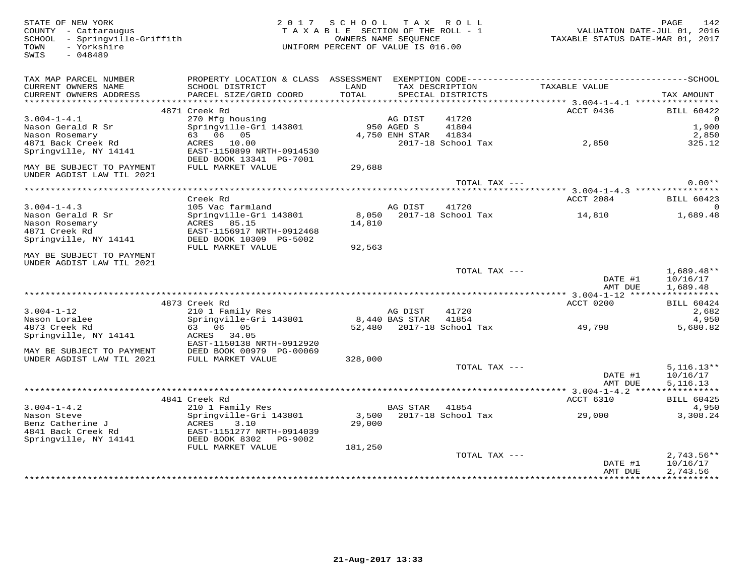STATE OF NEW YORK
COUNTY - Cattaraugus
SCHOOL - Springville-Griffith
TOWN - Yorkshire
SWIS - 048489

2017 SCHOOL TAX ROLL
TAXABLE SECTION OF THE ROLL - 1
OWNERS NAME SEQUENCE
UNIFORM PERCENT OF VALUE IS 016.00

VALUATION DATE-JUL 01, 2016
TAXABLE STATUS DATE-MAR 01, 2017

| TAX MAP PARCEL NUMBER / CURRENT OWNERS NAME / CURRENT OWNERS ADDRESS | PROPERTY LOCATION & CLASS / SCHOOL DISTRICT / PARCEL SIZE/GRID COORD | ASSESSMENT LAND / TOTAL | EXEMPTION CODE / TAX DESCRIPTION / SPECIAL DISTRICTS | | TAXABLE VALUE | TAX AMOUNT |
|---|---|---|---|---|---|---|
| **3.004-1-4.1** | 4871 Creek Rd | | | | ACCT 0436 | BILL 60422 |
| 3.004-1-4.1 | 270 Mfg housing | | AG DIST | 41720 | | 0 |
| Nason Gerald R Sr | Springville-Gri 143801 | 950 | AGED S | 41804 | | 1,900 |
| Nason Rosemary | 63 06 05 | 4,750 | ENH STAR | 41834 | | 2,850 |
| 4871 Back Creek Rd | ACRES 10.00 | | 2017-18 School Tax | | 2,850 | 325.12 |
| Springville, NY 14141 | EAST-1150899 NRTH-0914530 | | | | | |
| | DEED BOOK 13341 PG-7001 | | | | | |
| MAY BE SUBJECT TO PAYMENT | FULL MARKET VALUE | 29,688 | | | | |
| UNDER AGDIST LAW TIL 2021 | | | | | | |
| | | | TOTAL TAX --- | | | 0.00** |
| **3.004-1-4.3** | Creek Rd | | | | ACCT 2084 | BILL 60423 |
| 3.004-1-4.3 | 105 Vac farmland | | AG DIST | 41720 | | 0 |
| Nason Gerald R Sr | Springville-Gri 143801 | 8,050 | 2017-18 School Tax | | 14,810 | 1,689.48 |
| Nason Rosemary | ACRES 85.15 | 14,810 | | | | |
| 4871 Creek Rd | EAST-1156917 NRTH-0912468 | | | | | |
| Springville, NY 14141 | DEED BOOK 10309 PG-5002 | | | | | |
| | FULL MARKET VALUE | 92,563 | | | | |
| MAY BE SUBJECT TO PAYMENT | | | | | | |
| UNDER AGDIST LAW TIL 2021 | | | | | | |
| | | | TOTAL TAX --- | | | 1,689.48** |
| | | | | | DATE #1 | 10/16/17 |
| | | | | | AMT DUE | 1,689.48 |
| **3.004-1-12** | 4873 Creek Rd | | | | ACCT 0200 | BILL 60424 |
| 3.004-1-12 | 210 1 Family Res | | AG DIST | 41720 | | 2,682 |
| Nason Loralee | Springville-Gri 143801 | 8,440 | BAS STAR | 41854 | | 4,950 |
| 4873 Creek Rd | 63 06 05 | 52,480 | 2017-18 School Tax | | 49,798 | 5,680.82 |
| Springville, NY 14141 | ACRES 34.05 | | | | | |
| | EAST-1150138 NRTH-0912920 | | | | | |
| MAY BE SUBJECT TO PAYMENT | DEED BOOK 00979 PG-00069 | | | | | |
| UNDER AGDIST LAW TIL 2021 | FULL MARKET VALUE | 328,000 | | | | |
| | | | TOTAL TAX --- | | | 5,116.13** |
| | | | | | DATE #1 | 10/16/17 |
| | | | | | AMT DUE | 5,116.13 |
| **3.004-1-4.2** | 4841 Creek Rd | | | | ACCT 6310 | BILL 60425 |
| 3.004-1-4.2 | 210 1 Family Res | | BAS STAR | 41854 | | 4,950 |
| Nason Steve | Springville-Gri 143801 | 3,500 | 2017-18 School Tax | | 29,000 | 3,308.24 |
| Benz Catherine J | ACRES 3.10 | 29,000 | | | | |
| 4841 Back Creek Rd | EAST-1151277 NRTH-0914039 | | | | | |
| Springville, NY 14141 | DEED BOOK 8302 PG-9002 | | | | | |
| | FULL MARKET VALUE | 181,250 | | | | |
| | | | TOTAL TAX --- | | | 2,743.56** |
| | | | | | DATE #1 | 10/16/17 |
| | | | | | AMT DUE | 2,743.56 |

21-Aug-2017 13:33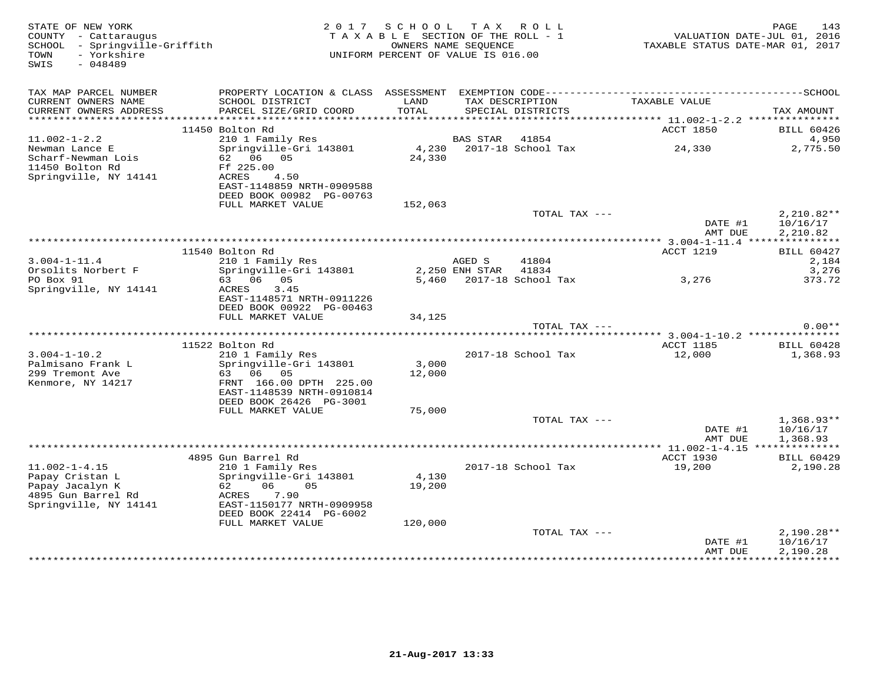STATE OF NEW YORK
COUNTY - Cattaraugus
SCHOOL - Springville-Griffith
TOWN - Yorkshire
SWIS - 048489

2017 SCHOOL TAX ROLL
TAXABLE SECTION OF THE ROLL - 1
OWNERS NAME SEQUENCE
UNIFORM PERCENT OF VALUE IS 016.00

VALUATION DATE-JUL 01, 2016
TAXABLE STATUS DATE-MAR 01, 2017

| TAX MAP PARCEL NUMBER / CURRENT OWNERS NAME / CURRENT OWNERS ADDRESS | PROPERTY LOCATION & CLASS / SCHOOL DISTRICT / PARCEL SIZE/GRID COORD | ASSESSMENT LAND / TOTAL | EXEMPTION CODE / TAX DESCRIPTION / SPECIAL DISTRICTS | TAXABLE VALUE | TAX AMOUNT |
|---|---|---|---|---|---|
| 11.002-1-2.2 | 11450 Bolton Rd | | | ACCT 1850 | BILL 60426 |
| Newman Lance E | 210 1 Family Res | | BAS STAR 41854 | | 4,950 |
| Scharf-Newman Lois | Springville-Gri 143801 | 4,230 | 2017-18 School Tax | 24,330 | 2,775.50 |
| 11450 Bolton Rd | 62 06 05 | 24,330 | | | |
| Springville, NY 14141 | Ff 225.00 | | | | |
| | ACRES 4.50 | | | | |
| | EAST-1148859 NRTH-0909588 | | | | |
| | DEED BOOK 00982 PG-00763 | | | | |
| | FULL MARKET VALUE | 152,063 | | | |
| | | | TOTAL TAX --- | | 2,210.82** |
| | | | | DATE #1 | 10/16/17 |
| | | | | AMT DUE | 2,210.82 |
| 3.004-1-11.4 | 11540 Bolton Rd | | | ACCT 1219 | BILL 60427 |
| Orsolits Norbert F | 210 1 Family Res | | AGED S 41804 | | 2,184 |
| PO Box 91 | Springville-Gri 143801 | 2,250 | ENH STAR 41834 | | 3,276 |
| Springville, NY 14141 | 63 06 05 | 5,460 | 2017-18 School Tax | 3,276 | 373.72 |
| | ACRES 3.45 | | | | |
| | EAST-1148571 NRTH-0911226 | | | | |
| | DEED BOOK 00922 PG-00463 | | | | |
| | FULL MARKET VALUE | 34,125 | | | |
| | | | TOTAL TAX --- | | 0.00** |
| 3.004-1-10.2 | 11522 Bolton Rd | | | ACCT 1185 | BILL 60428 |
| Palmisano Frank L | 210 1 Family Res | | 2017-18 School Tax | 12,000 | 1,368.93 |
| 299 Tremont Ave | Springville-Gri 143801 | 3,000 | | | |
| Kenmore, NY 14217 | 63 06 05 | 12,000 | | | |
| | FRNT 166.00 DPTH 225.00 | | | | |
| | EAST-1148539 NRTH-0910814 | | | | |
| | DEED BOOK 26426 PG-3001 | | | | |
| | FULL MARKET VALUE | 75,000 | | | |
| | | | TOTAL TAX --- | | 1,368.93** |
| | | | | DATE #1 | 10/16/17 |
| | | | | AMT DUE | 1,368.93 |
| 11.002-1-4.15 | 4895 Gun Barrel Rd | | | ACCT 1930 | BILL 60429 |
| Papay Cristan L | 210 1 Family Res | | 2017-18 School Tax | 19,200 | 2,190.28 |
| Papay Jacalyn K | Springville-Gri 143801 | 4,130 | | | |
| 4895 Gun Barrel Rd | 62 06 05 | 19,200 | | | |
| Springville, NY 14141 | ACRES 7.90 | | | | |
| | EAST-1150177 NRTH-0909958 | | | | |
| | DEED BOOK 22414 PG-6002 | | | | |
| | FULL MARKET VALUE | 120,000 | | | |
| | | | TOTAL TAX --- | | 2,190.28** |
| | | | | DATE #1 | 10/16/17 |
| | | | | AMT DUE | 2,190.28 |

21-Aug-2017 13:33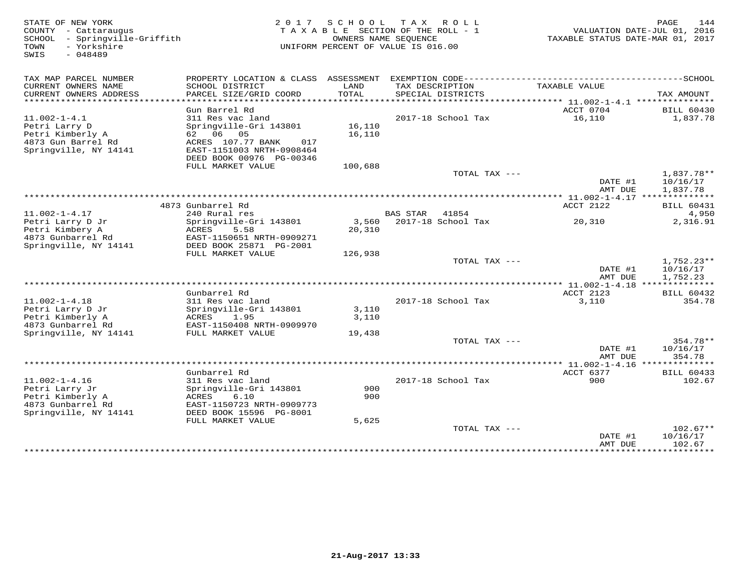STATE OF NEW YORK
COUNTY - Cattaraugus
SCHOOL - Springville-Griffith
TOWN - Yorkshire
SWIS - 048489

2 0 1 7 S C H O O L T A X R O L L
T A X A B L E SECTION OF THE ROLL - 1
OWNERS NAME SEQUENCE
UNIFORM PERCENT OF VALUE IS 016.00

VALUATION DATE-JUL 01, 2016
TAXABLE STATUS DATE-MAR 01, 2017

| TAX MAP PARCEL NUMBER / CURRENT OWNERS NAME / CURRENT OWNERS ADDRESS | PROPERTY LOCATION & CLASS / SCHOOL DISTRICT / PARCEL SIZE/GRID COORD | ASSESSMENT LAND / TOTAL | EXEMPTION CODE / TAX DESCRIPTION / SPECIAL DISTRICTS | TAXABLE VALUE | TAX AMOUNT |
|---|---|---|---|---|---|
| | Gun Barrel Rd | | | ACCT 0704 | BILL 60430 |
| 11.002-1-4.1 | 311 Res vac land | | 2017-18 School Tax | 16,110 | 1,837.78 |
| Petri Larry D | Springville-Gri 143801 | 16,110 | | | |
| Petri Kimberly A | 62 06 05 | 16,110 | | | |
| 4873 Gun Barrel Rd | ACRES 107.77 BANK 017 | | | | |
| Springville, NY 14141 | EAST-1151003 NRTH-0908464 | | | | |
| | DEED BOOK 00976 PG-00346 | | | | |
| | FULL MARKET VALUE | 100,688 | | | |
| | | | TOTAL TAX --- | | 1,837.78** |
| | | | | DATE #1 | 10/16/17 |
| | | | | AMT DUE | 1,837.78 |
| | 4873 Gunbarrel Rd | | | ACCT 2122 | BILL 60431 |
| 11.002-1-4.17 | 240 Rural res | | BAS STAR 41854 | | 4,950 |
| Petri Larry D Jr | Springville-Gri 143801 | 3,560 | 2017-18 School Tax | 20,310 | 2,316.91 |
| Petri Kimbery A | ACRES 5.58 | 20,310 | | | |
| 4873 Gunbarrel Rd | EAST-1150651 NRTH-0909271 | | | | |
| Springville, NY 14141 | DEED BOOK 25871 PG-2001 | | | | |
| | FULL MARKET VALUE | 126,938 | | | |
| | | | TOTAL TAX --- | | 1,752.23** |
| | | | | DATE #1 | 10/16/17 |
| | | | | AMT DUE | 1,752.23 |
| | Gunbarrel Rd | | | ACCT 2123 | BILL 60432 |
| 11.002-1-4.18 | 311 Res vac land | | 2017-18 School Tax | 3,110 | 354.78 |
| Petri Larry D Jr | Springville-Gri 143801 | 3,110 | | | |
| Petri Kimberly A | ACRES 1.95 | 3,110 | | | |
| 4873 Gunbarrel Rd | EAST-1150408 NRTH-0909970 | | | | |
| Springville, NY 14141 | FULL MARKET VALUE | 19,438 | | | |
| | | | TOTAL TAX --- | | 354.78** |
| | | | | DATE #1 | 10/16/17 |
| | | | | AMT DUE | 354.78 |
| | Gunbarrel Rd | | | ACCT 6377 | BILL 60433 |
| 11.002-1-4.16 | 311 Res vac land | | 2017-18 School Tax | 900 | 102.67 |
| Petri Larry Jr | Springville-Gri 143801 | 900 | | | |
| Petri Kimberly A | ACRES 6.10 | 900 | | | |
| 4873 Gunbarrel Rd | EAST-1150723 NRTH-0909773 | | | | |
| Springville, NY 14141 | DEED BOOK 15596 PG-8001 | | | | |
| | FULL MARKET VALUE | 5,625 | | | |
| | | | TOTAL TAX --- | | 102.67** |
| | | | | DATE #1 | 10/16/17 |
| | | | | AMT DUE | 102.67 |

21-Aug-2017 13:33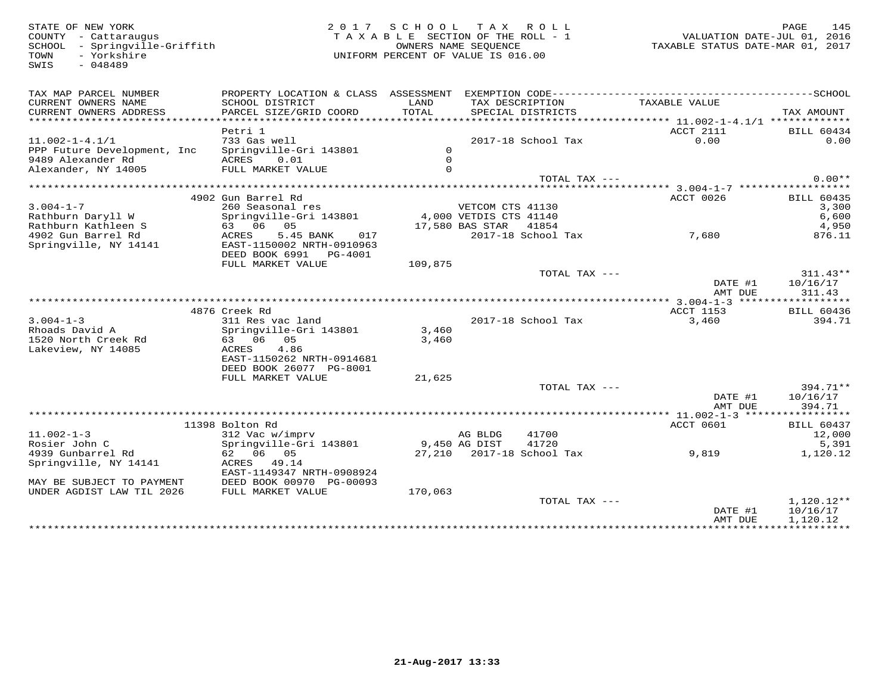STATE OF NEW YORK
COUNTY - Cattaraugus
SCHOOL - Springville-Griffith
TOWN - Yorkshire
SWIS - 048489

2017 SCHOOL TAX ROLL
TAXABLE SECTION OF THE ROLL - 1
OWNERS NAME SEQUENCE
UNIFORM PERCENT OF VALUE IS 016.00

VALUATION DATE-JUL 01, 2016
TAXABLE STATUS DATE-MAR 01, 2017

| TAX MAP PARCEL NUMBER / CURRENT OWNERS NAME / CURRENT OWNERS ADDRESS | PROPERTY LOCATION & CLASS / SCHOOL DISTRICT / PARCEL SIZE/GRID COORD | ASSESSMENT LAND / TOTAL | EXEMPTION CODE / TAX DESCRIPTION / SPECIAL DISTRICTS | TAXABLE VALUE | SCHOOL / TAX AMOUNT |
|---|---|---|---|---|---|
| 11.002-1-4.1/1 | Petri 1 | | | ACCT 2111 | BILL 60434 |
| PPP Future Development, Inc | 733 Gas well | | 2017-18 School Tax | 0.00 | 0.00 |
| 9489 Alexander Rd | Springville-Gri 143801 | 0 | | | |
| Alexander, NY 14005 | ACRES 0.01 | 0 | | | |
| | FULL MARKET VALUE | 0 | | | |
| | | | TOTAL TAX --- | | 0.00** |
| 3.004-1-7 | 4902 Gun Barrel Rd | | | ACCT 0026 | BILL 60435 |
| Rathburn Daryll W | 260 Seasonal res | | VETCOM CTS 41130 | | 3,300 |
| Rathburn Kathleen S | Springville-Gri 143801 | 4,000 | VETDIS CTS 41140 | | 6,600 |
| 4902 Gun Barrel Rd | 63 06 05 | 17,580 | BAS STAR 41854 | | 4,950 |
| Springville, NY 14141 | ACRES 5.45 BANK 017 | | 2017-18 School Tax | 7,680 | 876.11 |
| | EAST-1150002 NRTH-0910963 | | | | |
| | DEED BOOK 6991 PG-4001 | | | | |
| | FULL MARKET VALUE | 109,875 | | | |
| | | | TOTAL TAX --- | | 311.43** |
| | | | | DATE #1 | 10/16/17 |
| | | | | AMT DUE | 311.43 |
| 3.004-1-3 | 4876 Creek Rd | | | ACCT 1153 | BILL 60436 |
| Rhoads David A | 311 Res vac land | | 2017-18 School Tax | 3,460 | 394.71 |
| 1520 North Creek Rd | Springville-Gri 143801 | 3,460 | | | |
| Lakeview, NY 14085 | 63 06 05 | 3,460 | | | |
| | ACRES 4.86 | | | | |
| | EAST-1150262 NRTH-0914681 | | | | |
| | DEED BOOK 26077 PG-8001 | | | | |
| | FULL MARKET VALUE | 21,625 | | | |
| | | | TOTAL TAX --- | | 394.71** |
| | | | | DATE #1 | 10/16/17 |
| | | | | AMT DUE | 394.71 |
| 11.002-1-3 | 11398 Bolton Rd | | | ACCT 0601 | BILL 60437 |
| Rosier John C | 312 Vac w/imprv | | AG BLDG 41700 | | 12,000 |
| 4939 Gunbarrel Rd | Springville-Gri 143801 | 9,450 | AG DIST 41720 | | 5,391 |
| Springville, NY 14141 | 62 06 05 | 27,210 | 2017-18 School Tax | 9,819 | 1,120.12 |
| | ACRES 49.14 | | | | |
| | EAST-1149347 NRTH-0908924 | | | | |
| MAY BE SUBJECT TO PAYMENT | DEED BOOK 00970 PG-00093 | | | | |
| UNDER AGDIST LAW TIL 2026 | FULL MARKET VALUE | 170,063 | | | |
| | | | TOTAL TAX --- | | 1,120.12** |
| | | | | DATE #1 | 10/16/17 |
| | | | | AMT DUE | 1,120.12 |

21-Aug-2017 13:33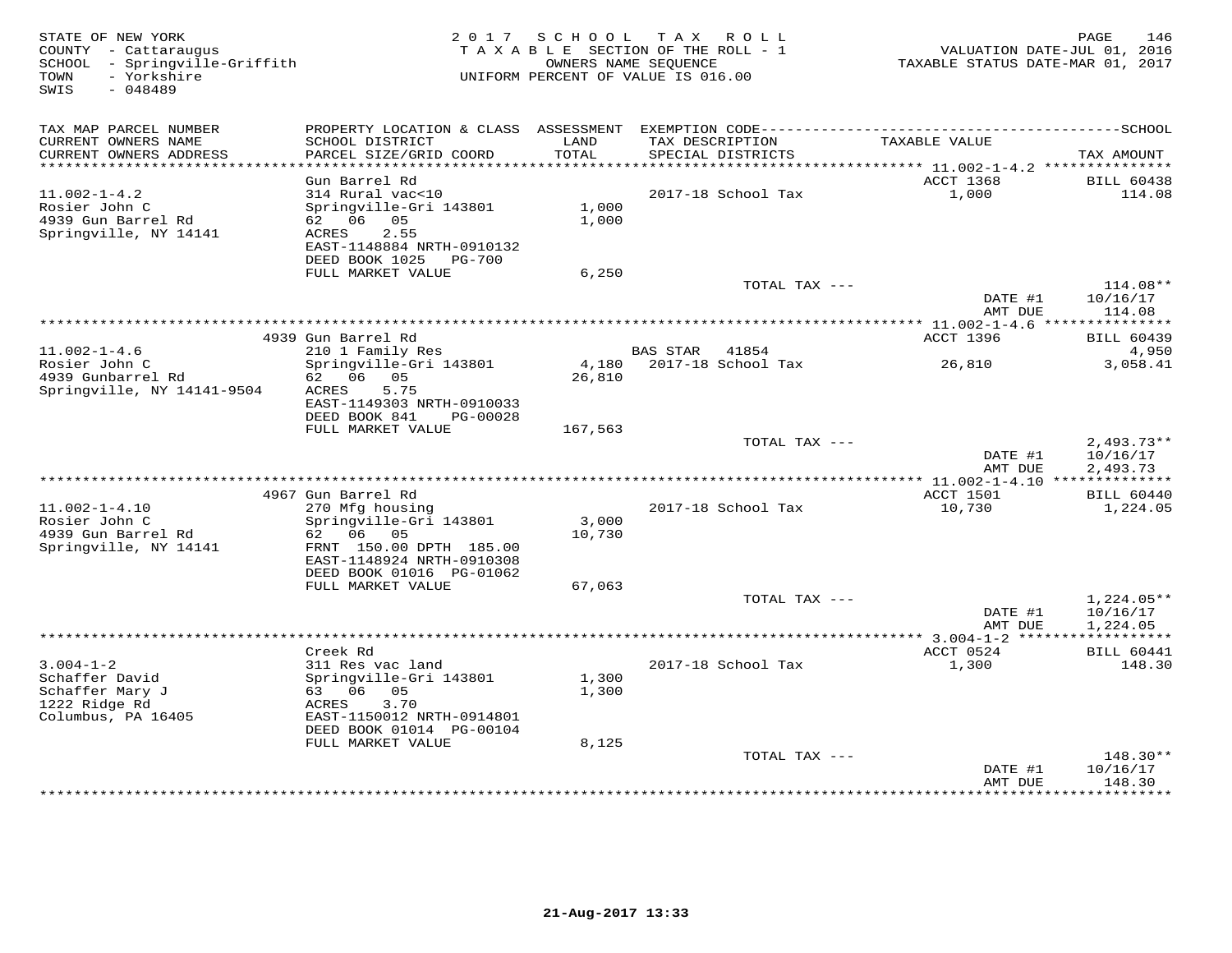STATE OF NEW YORK
COUNTY - Cattaraugus
SCHOOL - Springville-Griffith
TOWN - Yorkshire
SWIS - 048489

2017 SCHOOL TAX ROLL
TAXABLE SECTION OF THE ROLL - 1
OWNERS NAME SEQUENCE
UNIFORM PERCENT OF VALUE IS 016.00

VALUATION DATE-JUL 01, 2016
TAXABLE STATUS DATE-MAR 01, 2017

| TAX MAP PARCEL NUMBER / CURRENT OWNERS NAME / CURRENT OWNERS ADDRESS | PROPERTY LOCATION & CLASS / SCHOOL DISTRICT / PARCEL SIZE/GRID COORD | ASSESSMENT LAND / TOTAL | EXEMPTION CODE / TAX DESCRIPTION / SPECIAL DISTRICTS | TAXABLE VALUE | TAX AMOUNT |
|---|---|---|---|---|---|
| 11.002-1-4.2 | Gun Barrel Rd | | | ACCT 1368 | BILL 60438 |
| | 314 Rural vac<10 | | 2017-18 School Tax | 1,000 | 114.08 |
| Rosier John C | Springville-Gri 143801 | 1,000 | | | |
| 4939 Gun Barrel Rd | 62 06 05 | 1,000 | | | |
| Springville, NY 14141 | ACRES 2.55 | | | | |
| | EAST-1148884 NRTH-0910132 | | | | |
| | DEED BOOK 1025 PG-700 | | | | |
| | FULL MARKET VALUE | 6,250 | | | |
| | | | TOTAL TAX --- | | 114.08** |
| | | | | DATE #1 | 10/16/17 |
| | | | | AMT DUE | 114.08 |
| 11.002-1-4.6 | 4939 Gun Barrel Rd | | | ACCT 1396 | BILL 60439 |
| | 210 1 Family Res | | BAS STAR 41854 | | 4,950 |
| Rosier John C | Springville-Gri 143801 | 4,180 | 2017-18 School Tax | 26,810 | 3,058.41 |
| 4939 Gunbarrel Rd | 62 06 05 | 26,810 | | | |
| Springville, NY 14141-9504 | ACRES 5.75 | | | | |
| | EAST-1149303 NRTH-0910033 | | | | |
| | DEED BOOK 841 PG-00028 | | | | |
| | FULL MARKET VALUE | 167,563 | | | |
| | | | TOTAL TAX --- | | 2,493.73** |
| | | | | DATE #1 | 10/16/17 |
| | | | | AMT DUE | 2,493.73 |
| 11.002-1-4.10 | 4967 Gun Barrel Rd | | | ACCT 1501 | BILL 60440 |
| | 270 Mfg housing | | 2017-18 School Tax | 10,730 | 1,224.05 |
| Rosier John C | Springville-Gri 143801 | 3,000 | | | |
| 4939 Gun Barrel Rd | 62 06 05 | 10,730 | | | |
| Springville, NY 14141 | FRNT 150.00 DPTH 185.00 | | | | |
| | EAST-1148924 NRTH-0910308 | | | | |
| | DEED BOOK 01016 PG-01062 | | | | |
| | FULL MARKET VALUE | 67,063 | | | |
| | | | TOTAL TAX --- | | 1,224.05** |
| | | | | DATE #1 | 10/16/17 |
| | | | | AMT DUE | 1,224.05 |
| 3.004-1-2 | Creek Rd | | | ACCT 0524 | BILL 60441 |
| | 311 Res vac land | | 2017-18 School Tax | 1,300 | 148.30 |
| Schaffer David | Springville-Gri 143801 | 1,300 | | | |
| Schaffer Mary J | 63 06 05 | 1,300 | | | |
| 1222 Ridge Rd | ACRES 3.70 | | | | |
| Columbus, PA 16405 | EAST-1150012 NRTH-0914801 | | | | |
| | DEED BOOK 01014 PG-00104 | | | | |
| | FULL MARKET VALUE | 8,125 | | | |
| | | | TOTAL TAX --- | | 148.30** |
| | | | | DATE #1 | 10/16/17 |
| | | | | AMT DUE | 148.30 |

21-Aug-2017 13:33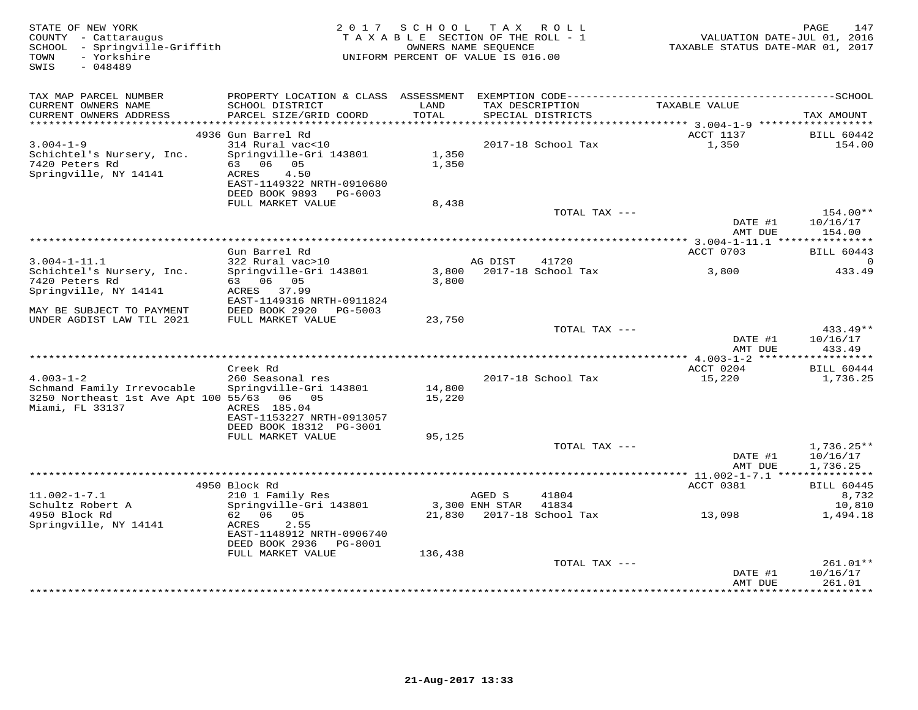STATE OF NEW YORK
COUNTY - Cattaraugus
SCHOOL - Springville-Griffith
TOWN - Yorkshire
SWIS - 048489

2 0 1 7 S C H O O L T A X R O L L
T A X A B L E SECTION OF THE ROLL - 1
OWNERS NAME SEQUENCE
UNIFORM PERCENT OF VALUE IS 016.00

VALUATION DATE-JUL 01, 2016
TAXABLE STATUS DATE-MAR 01, 2017

| TAX MAP PARCEL NUMBER / CURRENT OWNERS NAME / CURRENT OWNERS ADDRESS | PROPERTY LOCATION & CLASS / SCHOOL DISTRICT / PARCEL SIZE/GRID COORD | ASSESSMENT LAND / TOTAL | EXEMPTION CODE / TAX DESCRIPTION / SPECIAL DISTRICTS | TAXABLE VALUE | TAX AMOUNT |
|---|---|---|---|---|---|
| | 4936 Gun Barrel Rd | | | ACCT 1137 | BILL 60442 |
| 3.004-1-9 | 314 Rural vac<10 | | 2017-18 School Tax | 1,350 | 154.00 |
| Schichtel's Nursery, Inc. | Springville-Gri 143801 | 1,350 | | | |
| 7420 Peters Rd | 63 06 05 | 1,350 | | | |
| Springville, NY 14141 | ACRES 4.50 | | | | |
| | EAST-1149322 NRTH-0910680 | | | | |
| | DEED BOOK 9893 PG-6003 | | | | |
| | FULL MARKET VALUE | 8,438 | | | |
| | | | TOTAL TAX --- | | 154.00** |
| | | | | DATE #1 | 10/16/17 |
| | | | | AMT DUE | 154.00 |
| | Gun Barrel Rd | | | ACCT 0703 | BILL 60443 |
| 3.004-1-11.1 | 322 Rural vac>10 | | AG DIST 41720 | | 0 |
| Schichtel's Nursery, Inc. | Springville-Gri 143801 | 3,800 | 2017-18 School Tax | 3,800 | 433.49 |
| 7420 Peters Rd | 63 06 05 | 3,800 | | | |
| Springville, NY 14141 | ACRES 37.99 | | | | |
| | EAST-1149316 NRTH-0911824 | | | | |
| MAY BE SUBJECT TO PAYMENT | DEED BOOK 2920 PG-5003 | | | | |
| UNDER AGDIST LAW TIL 2021 | FULL MARKET VALUE | 23,750 | | | |
| | | | TOTAL TAX --- | | 433.49** |
| | | | | DATE #1 | 10/16/17 |
| | | | | AMT DUE | 433.49 |
| | Creek Rd | | | ACCT 0204 | BILL 60444 |
| 4.003-1-2 | 260 Seasonal res | | 2017-18 School Tax | 15,220 | 1,736.25 |
| Schmand Family Irrevocable | Springville-Gri 143801 | 14,800 | | | |
| 3250 Northeast 1st Ave Apt 100 | 55/63 06 05 | 15,220 | | | |
| Miami, FL 33137 | ACRES 185.04 | | | | |
| | EAST-1153227 NRTH-0913057 | | | | |
| | DEED BOOK 18312 PG-3001 | | | | |
| | FULL MARKET VALUE | 95,125 | | | |
| | | | TOTAL TAX --- | | 1,736.25** |
| | | | | DATE #1 | 10/16/17 |
| | | | | AMT DUE | 1,736.25 |
| | 4950 Block Rd | | | ACCT 0381 | BILL 60445 |
| 11.002-1-7.1 | 210 1 Family Res | | AGED S 41804 | | 8,732 |
| Schultz Robert A | Springville-Gri 143801 | 3,300 | ENH STAR 41834 | | 10,810 |
| 4950 Block Rd | 62 06 05 | 21,830 | 2017-18 School Tax | 13,098 | 1,494.18 |
| Springville, NY 14141 | ACRES 2.55 | | | | |
| | EAST-1148912 NRTH-0906740 | | | | |
| | DEED BOOK 2936 PG-8001 | | | | |
| | FULL MARKET VALUE | 136,438 | | | |
| | | | TOTAL TAX --- | | 261.01** |
| | | | | DATE #1 | 10/16/17 |
| | | | | AMT DUE | 261.01 |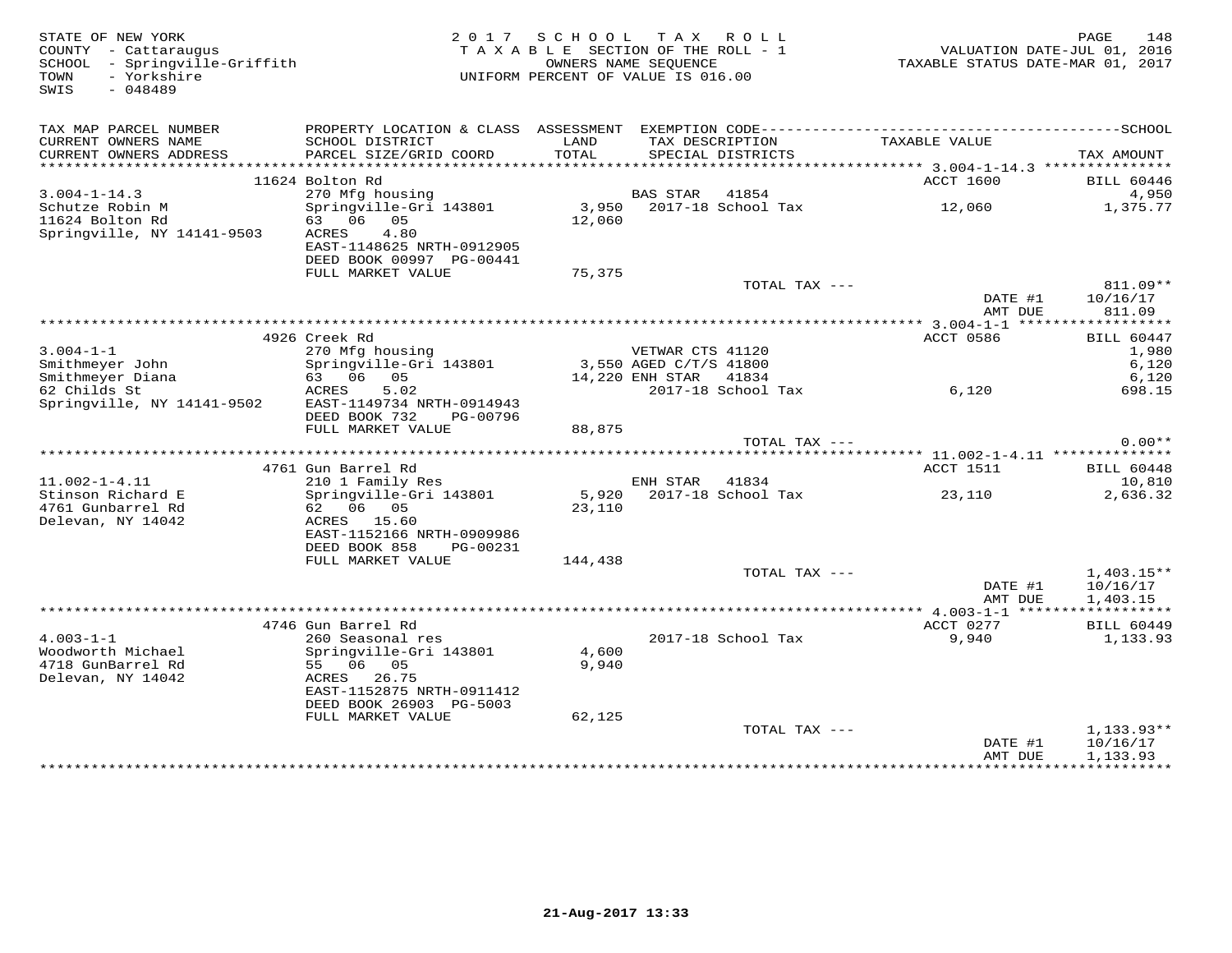STATE OF NEW YORK
COUNTY - Cattaraugus
SCHOOL - Springville-Griffith
TOWN - Yorkshire
SWIS - 048489

2 0 1 7 S C H O O L T A X R O L L
T A X A B L E SECTION OF THE ROLL - 1
OWNERS NAME SEQUENCE
UNIFORM PERCENT OF VALUE IS 016.00

VALUATION DATE-JUL 01, 2016
TAXABLE STATUS DATE-MAR 01, 2017

| TAX MAP PARCEL NUMBER / CURRENT OWNERS NAME / CURRENT OWNERS ADDRESS | PROPERTY LOCATION & CLASS / SCHOOL DISTRICT / PARCEL SIZE/GRID COORD | ASSESSMENT LAND / TOTAL | EXEMPTION CODE / TAX DESCRIPTION / SPECIAL DISTRICTS | TAXABLE VALUE | TAX AMOUNT |
|---|---|---|---|---|---|
| 3.004-1-14.3 | 11624 Bolton Rd | | | ACCT 1600 | BILL 60446 |
| | 270 Mfg housing | | BAS STAR 41854 | | 4,950 |
| Schutze Robin M | Springville-Gri 143801 | 3,950 | 2017-18 School Tax | 12,060 | 1,375.77 |
| 11624 Bolton Rd | 63 06 05 | 12,060 | | | |
| Springville, NY 14141-9503 | ACRES 4.80 | | | | |
| | EAST-1148625 NRTH-0912905 | | | | |
| | DEED BOOK 00997 PG-00441 | | | | |
| | FULL MARKET VALUE | 75,375 | | | |
| | | | TOTAL TAX --- | | 811.09** |
| | | | | DATE #1 | 10/16/17 |
| | | | | AMT DUE | 811.09 |
| 3.004-1-1 | 4926 Creek Rd | | | ACCT 0586 | BILL 60447 |
| | 270 Mfg housing | | VETWAR CTS 41120 | | 1,980 |
| Smithmeyer John | Springville-Gri 143801 | 3,550 | AGED C/T/S 41800 | | 6,120 |
| Smithmeyer Diana | 63 06 05 | 14,220 | ENH STAR 41834 | | 6,120 |
| 62 Childs St | ACRES 5.02 | | 2017-18 School Tax | 6,120 | 698.15 |
| Springville, NY 14141-9502 | EAST-1149734 NRTH-0914943 | | | | |
| | DEED BOOK 732 PG-00796 | | | | |
| | FULL MARKET VALUE | 88,875 | | | |
| | | | TOTAL TAX --- | | 0.00** |
| 11.002-1-4.11 | 4761 Gun Barrel Rd | | | ACCT 1511 | BILL 60448 |
| | 210 1 Family Res | | ENH STAR 41834 | | 10,810 |
| Stinson Richard E | Springville-Gri 143801 | 5,920 | 2017-18 School Tax | 23,110 | 2,636.32 |
| 4761 Gunbarrel Rd | 62 06 05 | 23,110 | | | |
| Delevan, NY 14042 | ACRES 15.60 | | | | |
| | EAST-1152166 NRTH-0909986 | | | | |
| | DEED BOOK 858 PG-00231 | | | | |
| | FULL MARKET VALUE | 144,438 | | | |
| | | | TOTAL TAX --- | | 1,403.15** |
| | | | | DATE #1 | 10/16/17 |
| | | | | AMT DUE | 1,403.15 |
| 4.003-1-1 | 4746 Gun Barrel Rd | | | ACCT 0277 | BILL 60449 |
| | 260 Seasonal res | | 2017-18 School Tax | 9,940 | 1,133.93 |
| Woodworth Michael | Springville-Gri 143801 | 4,600 | | | |
| 4718 GunBarrel Rd | 55 06 05 | 9,940 | | | |
| Delevan, NY 14042 | ACRES 26.75 | | | | |
| | EAST-1152875 NRTH-0911412 | | | | |
| | DEED BOOK 26903 PG-5003 | | | | |
| | FULL MARKET VALUE | 62,125 | | | |
| | | | TOTAL TAX --- | | 1,133.93** |
| | | | | DATE #1 | 10/16/17 |
| | | | | AMT DUE | 1,133.93 |

21-Aug-2017 13:33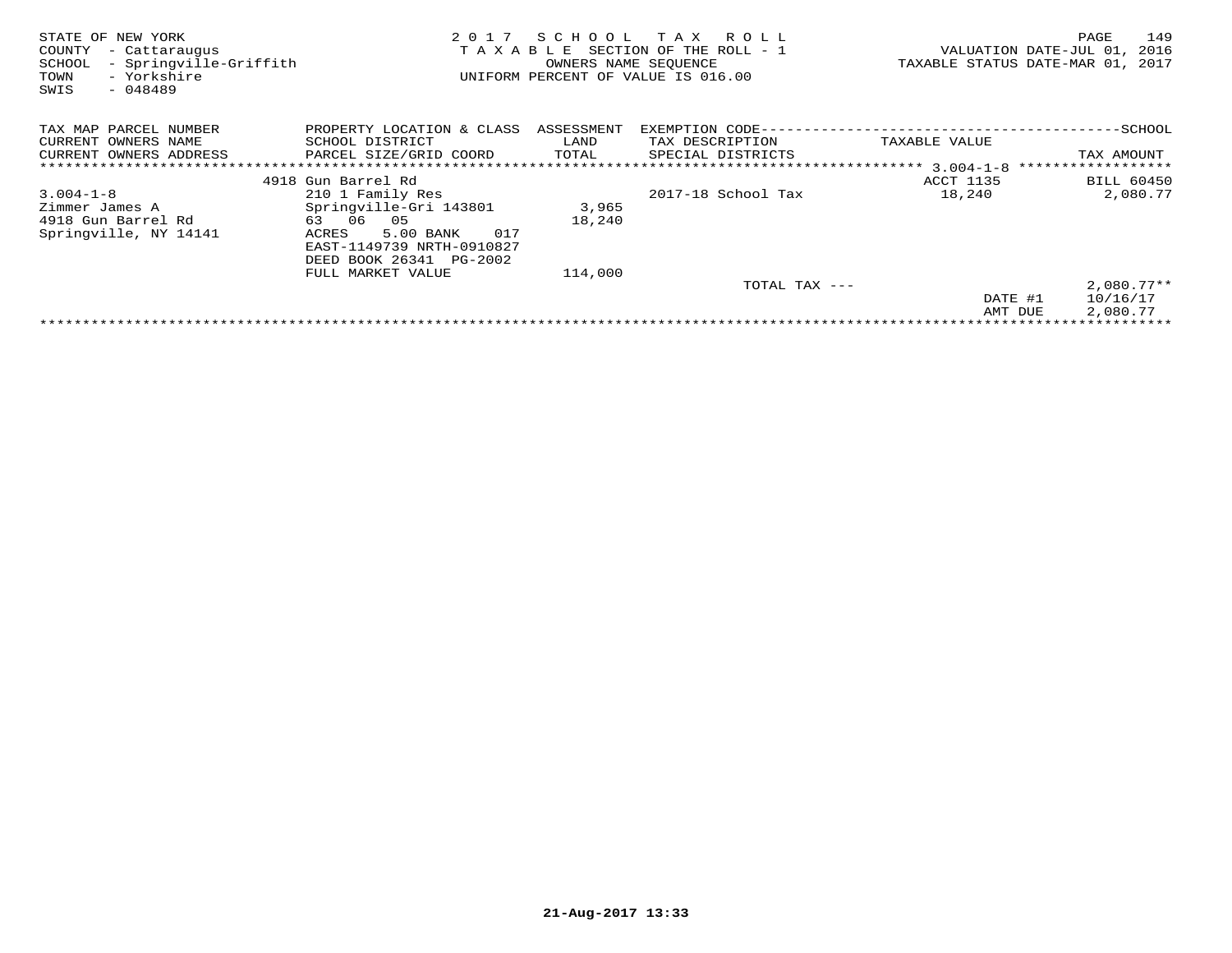STATE OF NEW YORK
COUNTY - Cattaraugus
SCHOOL - Springville-Griffith
TOWN - Yorkshire
SWIS - 048489

2 0 1 7 S C H O O L T A X R O L L
T A X A B L E SECTION OF THE ROLL - 1
OWNERS NAME SEQUENCE
UNIFORM PERCENT OF VALUE IS 016.00

VALUATION DATE-JUL 01, 2016
TAXABLE STATUS DATE-MAR 01, 2017

| TAX MAP PARCEL NUMBER<br>CURRENT OWNERS NAME<br>CURRENT OWNERS ADDRESS | PROPERTY LOCATION & CLASS<br>SCHOOL DISTRICT<br>PARCEL SIZE/GRID COORD | ASSESSMENT<br>LAND<br>TOTAL | EXEMPTION CODE<br>TAX DESCRIPTION<br>SPECIAL DISTRICTS | TAXABLE VALUE | SCHOOL<br>TAX AMOUNT |
|---|---|---|---|---|---|
| | 4918 Gun Barrel Rd | | | ACCT 1135 | BILL 60450 |
| 3.004-1-8 | 210 1 Family Res | | 2017-18 School Tax | 18,240 | 2,080.77 |
| Zimmer James A | Springville-Gri 143801 | 3,965 | | | |
| 4918 Gun Barrel Rd | 63 06 05 | 18,240 | | | |
| Springville, NY 14141 | ACRES 5.00 BANK 017 | | | | |
| | EAST-1149739 NRTH-0910827 | | | | |
| | DEED BOOK 26341 PG-2002 | | | | |
| | FULL MARKET VALUE | 114,000 | | | |
| | | | TOTAL TAX --- | | 2,080.77** |
| | | | | DATE #1 | 10/16/17 |
| | | | | AMT DUE | 2,080.77 |

21-Aug-2017 13:33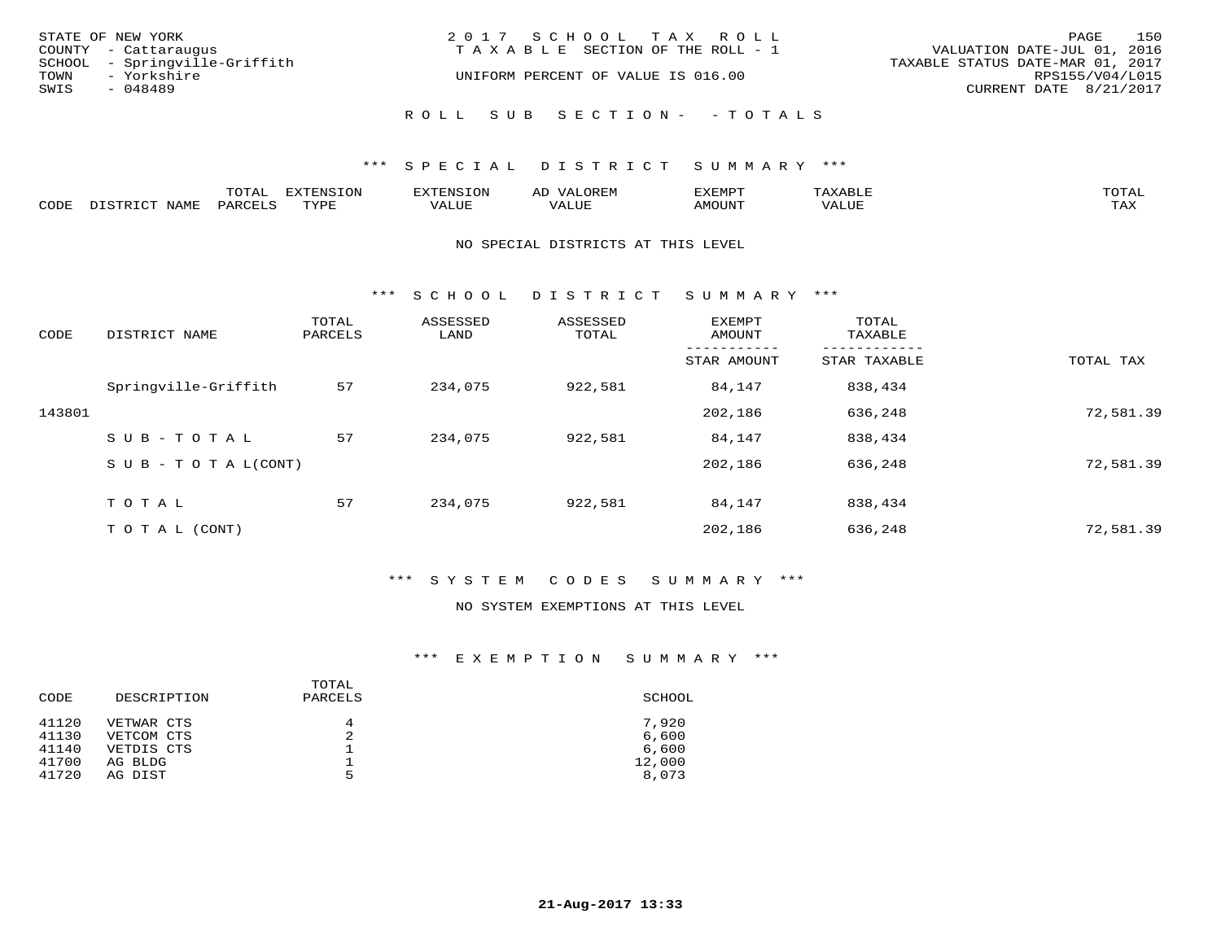STATE OF NEW YORK
COUNTY - Cattaraugus
SCHOOL - Springville-Griffith
TOWN - Yorkshire
SWIS - 048489

2017 SCHOOL TAX ROLL
TAXABLE SECTION OF THE ROLL - 1
UNIFORM PERCENT OF VALUE IS 016.00

VALUATION DATE-JUL 01, 2016
TAXABLE STATUS DATE-MAR 01, 2017
RPS155/V04/L015
CURRENT DATE 8/21/2017

ROLL SUB SECTION- - TOTALS

### *** SPECIAL DISTRICT SUMMARY ***

| CODE | DISTRICT NAME | TOTAL PARCELS | EXTENSION TYPE | EXTENSION VALUE | AD VALOREM VALUE | EXEMPT AMOUNT | TAXABLE VALUE | TOTAL TAX |
|---|---|---|---|---|---|---|---|---|

NO SPECIAL DISTRICTS AT THIS LEVEL

### *** SCHOOL DISTRICT SUMMARY ***

| CODE | DISTRICT NAME | TOTAL PARCELS | ASSESSED LAND | ASSESSED TOTAL | EXEMPT AMOUNT / STAR AMOUNT | TOTAL TAXABLE / STAR TAXABLE | TOTAL TAX |
|---|---|---|---|---|---|---|---|
| | Springville-Griffith | 57 | 234,075 | 922,581 | 84,147 | 838,434 | |
| 143801 | | | | | 202,186 | 636,248 | 72,581.39 |
| | SUB-TOTAL | 57 | 234,075 | 922,581 | 84,147 | 838,434 | |
| | SUB-TOTAL(CONT) | | | | 202,186 | 636,248 | 72,581.39 |
| | TOTAL | 57 | 234,075 | 922,581 | 84,147 | 838,434 | |
| | TOTAL (CONT) | | | | 202,186 | 636,248 | 72,581.39 |

### *** SYSTEM CODES SUMMARY ***

NO SYSTEM EXEMPTIONS AT THIS LEVEL

### *** EXEMPTION SUMMARY ***

| CODE | DESCRIPTION | TOTAL PARCELS | SCHOOL |
|---|---|---|---|
| 41120 | VETWAR CTS | 4 | 7,920 |
| 41130 | VETCOM CTS | 2 | 6,600 |
| 41140 | VETDIS CTS | 1 | 6,600 |
| 41700 | AG BLDG | 1 | 12,000 |
| 41720 | AG DIST | 5 | 8,073 |

21-Aug-2017 13:33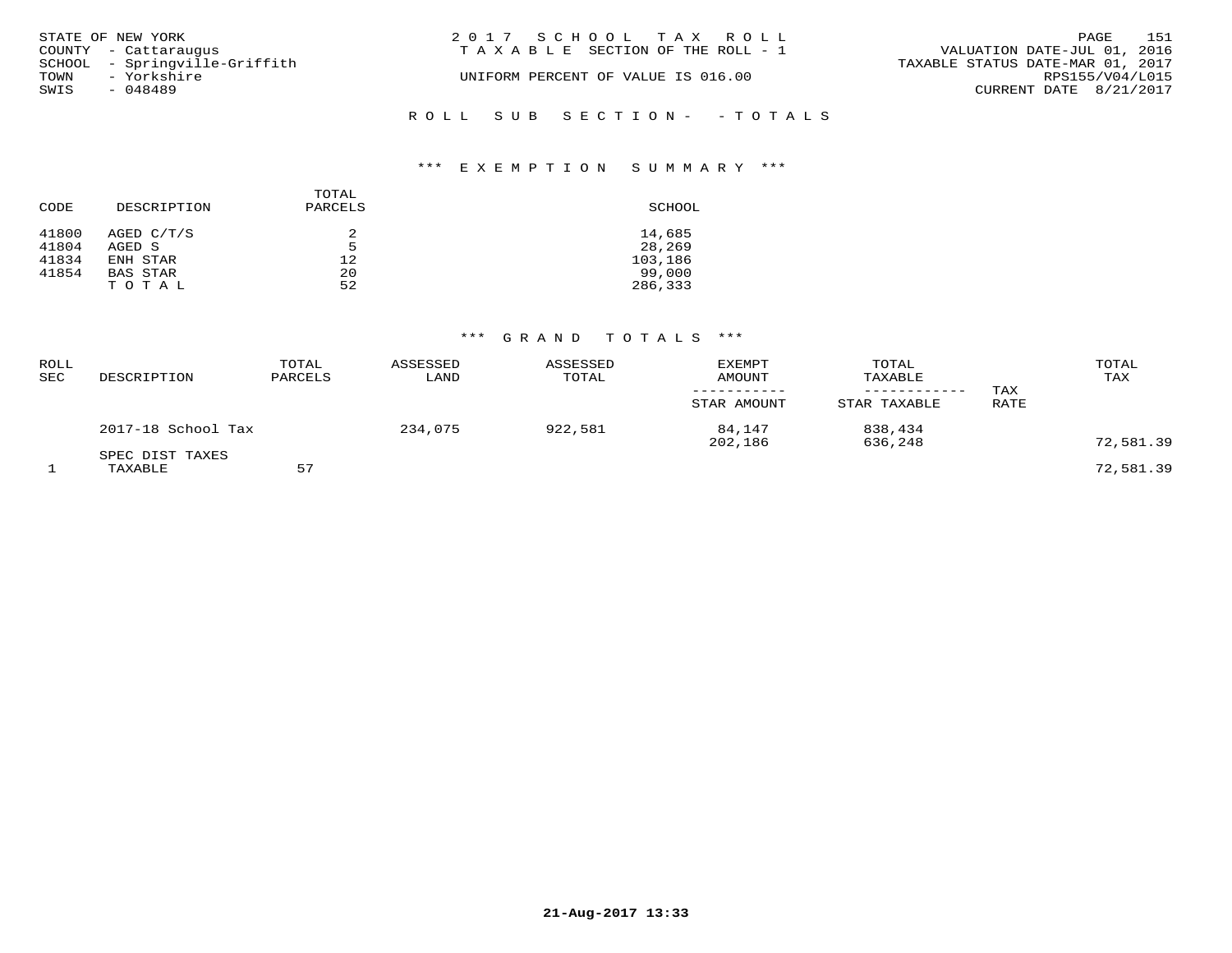STATE OF NEW YORK
COUNTY - Cattaraugus
SCHOOL - Springville-Griffith
TOWN - Yorkshire
SWIS - 048489

2017 SCHOOL TAX ROLL
TAXABLE SECTION OF THE ROLL - 1
UNIFORM PERCENT OF VALUE IS 016.00

VALUATION DATE-JUL 01, 2016
TAXABLE STATUS DATE-MAR 01, 2017
RPS155/V04/L015
CURRENT DATE 8/21/2017

## ROLL SUB SECTION- - TOTALS

### *** EXEMPTION SUMMARY ***

| CODE | DESCRIPTION | TOTAL PARCELS | SCHOOL |
|---|---|---|---|
| 41800 | AGED C/T/S | 2 | 14,685 |
| 41804 | AGED S | 5 | 28,269 |
| 41834 | ENH STAR | 12 | 103,186 |
| 41854 | BAS STAR | 20 | 99,000 |
| | T O T A L | 52 | 286,333 |

### *** GRAND TOTALS ***

| ROLL SEC | DESCRIPTION | TOTAL PARCELS | ASSESSED LAND | ASSESSED TOTAL | EXEMPT AMOUNT / STAR AMOUNT | TOTAL TAXABLE / STAR TAXABLE | TAX RATE | TOTAL TAX |
|---|---|---|---|---|---|---|---|---|
| | 2017-18 School Tax | | 234,075 | 922,581 | 84,147 | 838,434 | | |
| | | | | | 202,186 | 636,248 | | 72,581.39 |
| | SPEC DIST TAXES | | | | | | | |
| 1 | TAXABLE | 57 | | | | | | 72,581.39 |

21-Aug-2017 13:33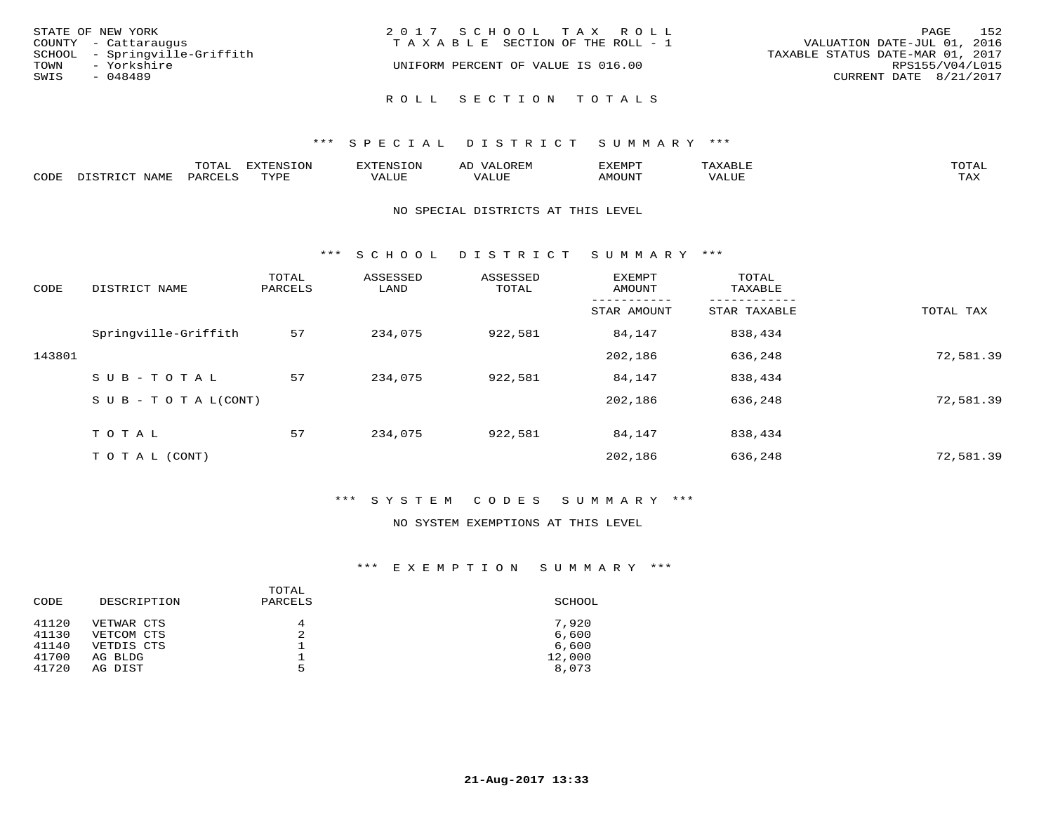STATE OF NEW YORK
COUNTY - Cattaraugus
SCHOOL - Springville-Griffith
TOWN - Yorkshire
SWIS - 048489

2017 SCHOOL TAX ROLL
TAXABLE SECTION OF THE ROLL - 1
UNIFORM PERCENT OF VALUE IS 016.00

VALUATION DATE-JUL 01, 2016
TAXABLE STATUS DATE-MAR 01, 2017
RPS155/V04/L015
CURRENT DATE 8/21/2017

## ROLL SECTION TOTALS

### *** SPECIAL DISTRICT SUMMARY ***

| CODE | DISTRICT NAME | TOTAL PARCELS | EXTENSION TYPE | EXTENSION VALUE | AD VALOREM VALUE | EXEMPT AMOUNT | TAXABLE VALUE | TOTAL TAX |
|---|---|---|---|---|---|---|---|---|

NO SPECIAL DISTRICTS AT THIS LEVEL

### *** SCHOOL DISTRICT SUMMARY ***

| CODE | DISTRICT NAME | TOTAL PARCELS | ASSESSED LAND | ASSESSED TOTAL | EXEMPT AMOUNT / STAR AMOUNT | TOTAL TAXABLE / STAR TAXABLE | TOTAL TAX |
|---|---|---|---|---|---|---|---|
| | Springville-Griffith | 57 | 234,075 | 922,581 | 84,147 | 838,434 | |
| 143801 | | | | | 202,186 | 636,248 | 72,581.39 |
| | SUB-TOTAL | 57 | 234,075 | 922,581 | 84,147 | 838,434 | |
| | SUB-TOTAL(CONT) | | | | 202,186 | 636,248 | 72,581.39 |
| | TOTAL | 57 | 234,075 | 922,581 | 84,147 | 838,434 | |
| | TOTAL (CONT) | | | | 202,186 | 636,248 | 72,581.39 |

### *** SYSTEM CODES SUMMARY ***

NO SYSTEM EXEMPTIONS AT THIS LEVEL

### *** EXEMPTION SUMMARY ***

| CODE | DESCRIPTION | TOTAL PARCELS | SCHOOL |
|---|---|---|---|
| 41120 | VETWAR CTS | 4 | 7,920 |
| 41130 | VETCOM CTS | 2 | 6,600 |
| 41140 | VETDIS CTS | 1 | 6,600 |
| 41700 | AG BLDG | 1 | 12,000 |
| 41720 | AG DIST | 5 | 8,073 |

21-Aug-2017 13:33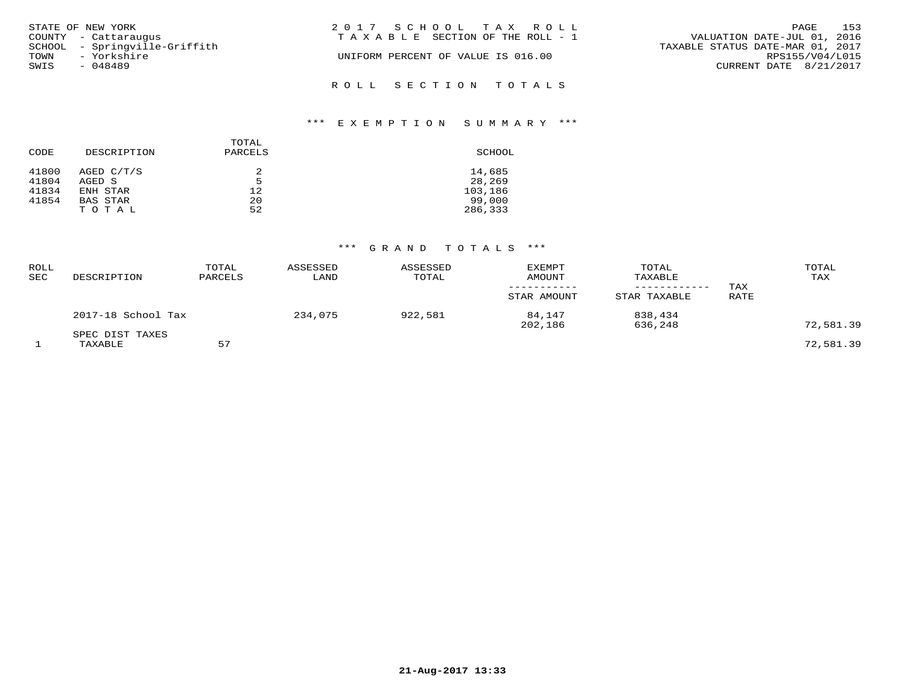STATE OF NEW YORK
COUNTY - Cattaraugus
SCHOOL - Springville-Griffith
TOWN - Yorkshire
SWIS - 048489

2 0 1 7 S C H O O L T A X R O L L
T A X A B L E SECTION OF THE ROLL - 1

UNIFORM PERCENT OF VALUE IS 016.00

VALUATION DATE-JUL 01, 2016
TAXABLE STATUS DATE-MAR 01, 2017
RPS155/V04/L015
CURRENT DATE 8/21/2017

R O L L S E C T I O N T O T A L S

### \*\*\* E X E M P T I O N S U M M A R Y \*\*\*

| CODE | DESCRIPTION | TOTAL PARCELS | SCHOOL |
|---|---|---|---|
| 41800 | AGED C/T/S | 2 | 14,685 |
| 41804 | AGED S | 5 | 28,269 |
| 41834 | ENH STAR | 12 | 103,186 |
| 41854 | BAS STAR | 20 | 99,000 |
| | T O T A L | 52 | 286,333 |

### \*\*\* G R A N D T O T A L S \*\*\*

| ROLL SEC | DESCRIPTION | TOTAL PARCELS | ASSESSED LAND | ASSESSED TOTAL | EXEMPT AMOUNT / STAR AMOUNT | TOTAL TAXABLE / STAR TAXABLE | TAX RATE | TOTAL TAX |
|---|---|---|---|---|---|---|---|---|
| | 2017-18 School Tax | | 234,075 | 922,581 | 84,147 | 838,434 | | |
| | | | | | 202,186 | 636,248 | | 72,581.39 |
| | SPEC DIST TAXES | | | | | | | |
| 1 | TAXABLE | 57 | | | | | | 72,581.39 |

21-Aug-2017 13:33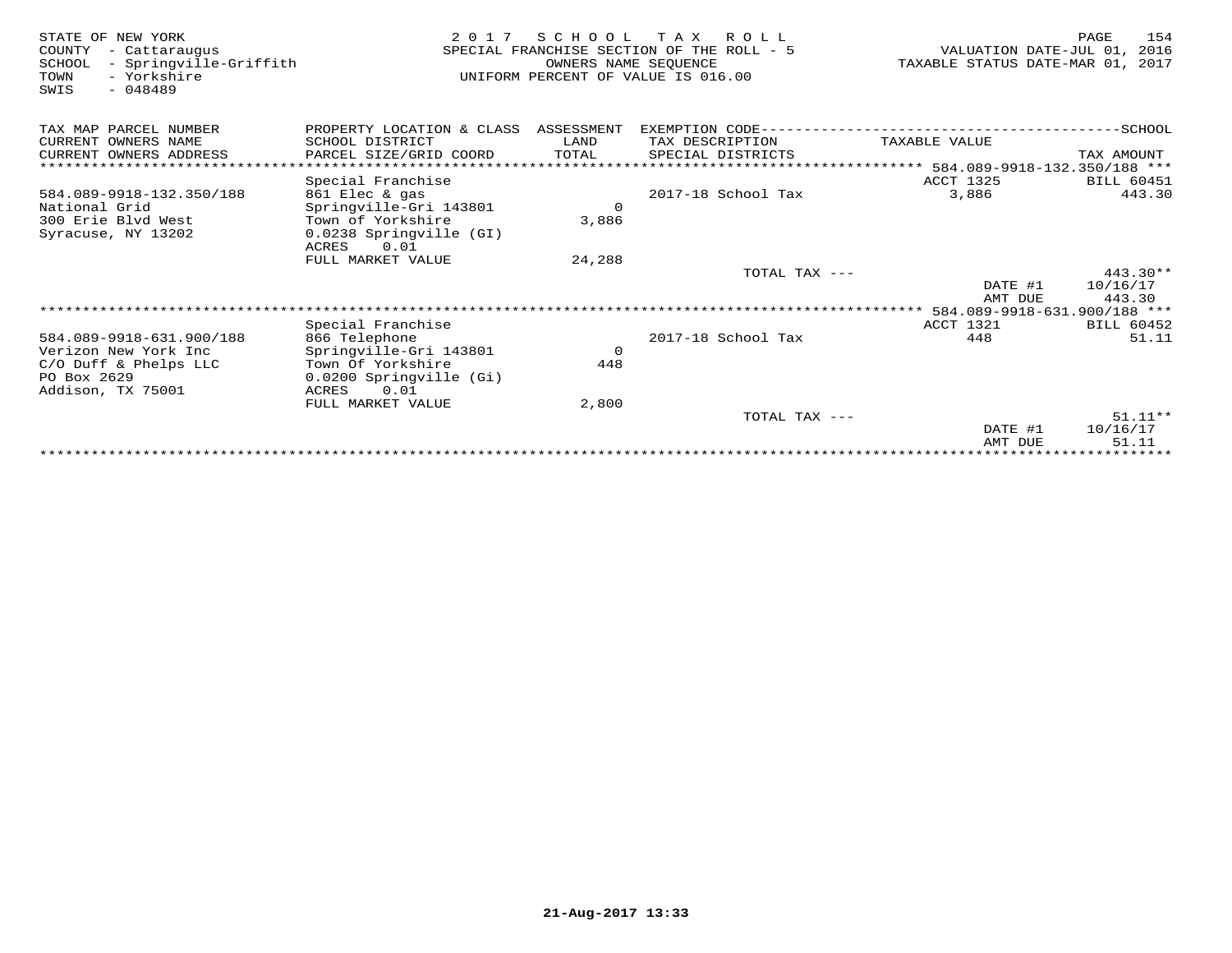STATE OF NEW YORK
COUNTY - Cattaraugus
SCHOOL - Springville-Griffith
TOWN - Yorkshire
SWIS - 048489

2 0 1 7 S C H O O L T A X R O L L
SPECIAL FRANCHISE SECTION OF THE ROLL - 5
OWNERS NAME SEQUENCE
UNIFORM PERCENT OF VALUE IS 016.00

VALUATION DATE-JUL 01, 2016
TAXABLE STATUS DATE-MAR 01, 2017

| TAX MAP PARCEL NUMBER / CURRENT OWNERS NAME / CURRENT OWNERS ADDRESS | PROPERTY LOCATION & CLASS / SCHOOL DISTRICT / PARCEL SIZE/GRID COORD | ASSESSMENT LAND / TOTAL | EXEMPTION CODE / TAX DESCRIPTION / SPECIAL DISTRICTS | TAXABLE VALUE | SCHOOL TAX AMOUNT |
|---|---|---|---|---|---|
| | | | | | 584.089-9918-132.350/188 |
| | Special Franchise | | | ACCT 1325 | BILL 60451 |
| 584.089-9918-132.350/188 | 861 Elec & gas | | 2017-18 School Tax | 3,886 | 443.30 |
| National Grid | Springville-Gri 143801 | 0 | | | |
| 300 Erie Blvd West | Town of Yorkshire | 3,886 | | | |
| Syracuse, NY 13202 | 0.0238 Springville (GI) | | | | |
| | ACRES 0.01 | | | | |
| | FULL MARKET VALUE | 24,288 | | | |
| | | | TOTAL TAX --- | | 443.30** |
| | | | | DATE #1 | 10/16/17 |
| | | | | AMT DUE | 443.30 |
| | | | | | 584.089-9918-631.900/188 |
| | Special Franchise | | | ACCT 1321 | BILL 60452 |
| 584.089-9918-631.900/188 | 866 Telephone | | 2017-18 School Tax | 448 | 51.11 |
| Verizon New York Inc | Springville-Gri 143801 | 0 | | | |
| C/O Duff & Phelps LLC | Town Of Yorkshire | 448 | | | |
| PO Box 2629 | 0.0200 Springville (Gi) | | | | |
| Addison, TX 75001 | ACRES 0.01 | | | | |
| | FULL MARKET VALUE | 2,800 | | | |
| | | | TOTAL TAX --- | | 51.11** |
| | | | | DATE #1 | 10/16/17 |
| | | | | AMT DUE | 51.11 |

21-Aug-2017 13:33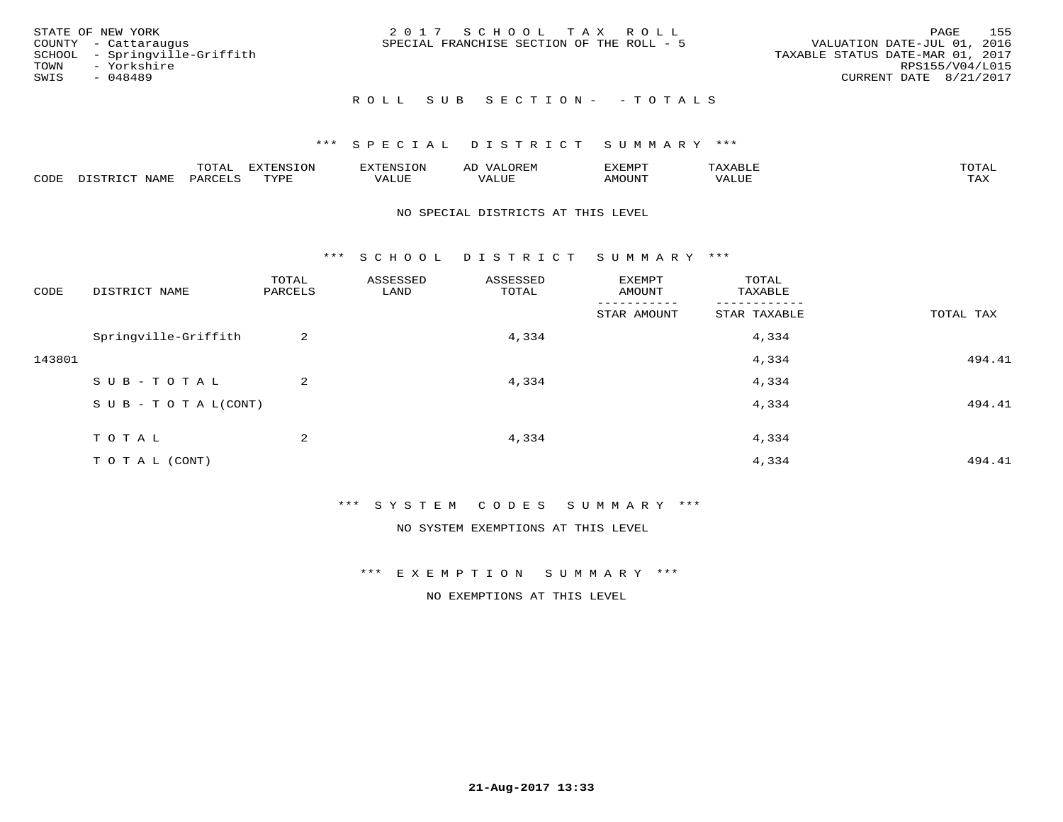STATE OF NEW YORK
COUNTY - Cattaraugus
SCHOOL - Springville-Griffith
TOWN - Yorkshire
SWIS - 048489

2017 SCHOOL TAX ROLL
SPECIAL FRANCHISE SECTION OF THE ROLL - 5

VALUATION DATE-JUL 01, 2016
TAXABLE STATUS DATE-MAR 01, 2017
RPS155/V04/L015
CURRENT DATE 8/21/2017

## ROLL SUB SECTION - - TOTALS

### *** SPECIAL DISTRICT SUMMARY ***

| CODE | DISTRICT NAME | TOTAL PARCELS | EXTENSION TYPE | EXTENSION VALUE | AD VALOREM VALUE | EXEMPT AMOUNT | TAXABLE VALUE | TOTAL TAX |
|---|---|---|---|---|---|---|---|---|

NO SPECIAL DISTRICTS AT THIS LEVEL

### *** SCHOOL DISTRICT SUMMARY ***

| CODE | DISTRICT NAME | TOTAL PARCELS | ASSESSED LAND | ASSESSED TOTAL | EXEMPT AMOUNT / STAR AMOUNT | TOTAL TAXABLE / STAR TAXABLE | TOTAL TAX |
|---|---|---|---|---|---|---|---|
| | Springville-Griffith | 2 | | 4,334 | | 4,334 | |
| 143801 | | | | | | 4,334 | 494.41 |
| | SUB-TOTAL | 2 | | 4,334 | | 4,334 | |
| | SUB-TOTAL(CONT) | | | | | 4,334 | 494.41 |
| | TOTAL | 2 | | 4,334 | | 4,334 | |
| | TOTAL (CONT) | | | | | 4,334 | 494.41 |

### *** SYSTEM CODES SUMMARY ***

NO SYSTEM EXEMPTIONS AT THIS LEVEL

### *** EXEMPTION SUMMARY ***

NO EXEMPTIONS AT THIS LEVEL

21-Aug-2017 13:33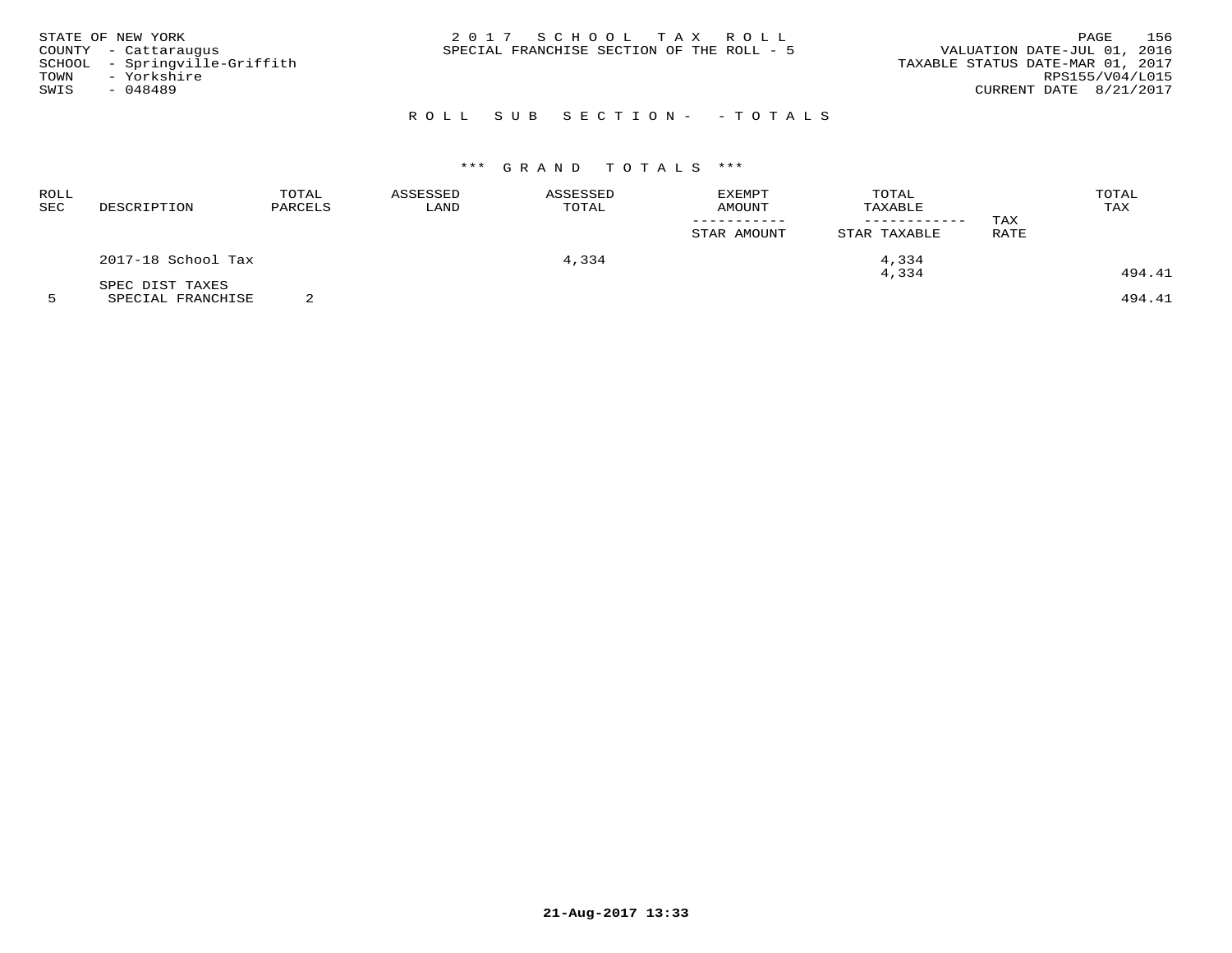STATE OF NEW YORK
COUNTY - Cattaraugus
SCHOOL - Springville-Griffith
TOWN - Yorkshire
SWIS - 048489

2017 SCHOOL TAX ROLL
SPECIAL FRANCHISE SECTION OF THE ROLL - 5

VALUATION DATE-JUL 01, 2016
TAXABLE STATUS DATE-MAR 01, 2017
RPS155/V04/L015
CURRENT DATE 8/21/2017

## ROLL SUB SECTION- - TOTALS

### *** GRAND TOTALS ***

| ROLL SEC | DESCRIPTION | TOTAL PARCELS | ASSESSED LAND | ASSESSED TOTAL | EXEMPT AMOUNT / STAR AMOUNT | TOTAL TAXABLE / STAR TAXABLE | TAX RATE | TOTAL TAX |
|---|---|---|---|---|---|---|---|---|
| | 2017-18 School Tax | | | 4,334 | | 4,334 | | |
| | | | | | | 4,334 | | 494.41 |
| | SPEC DIST TAXES | | | | | | | |
| 5 | SPECIAL FRANCHISE | 2 | | | | | | 494.41 |

21-Aug-2017 13:33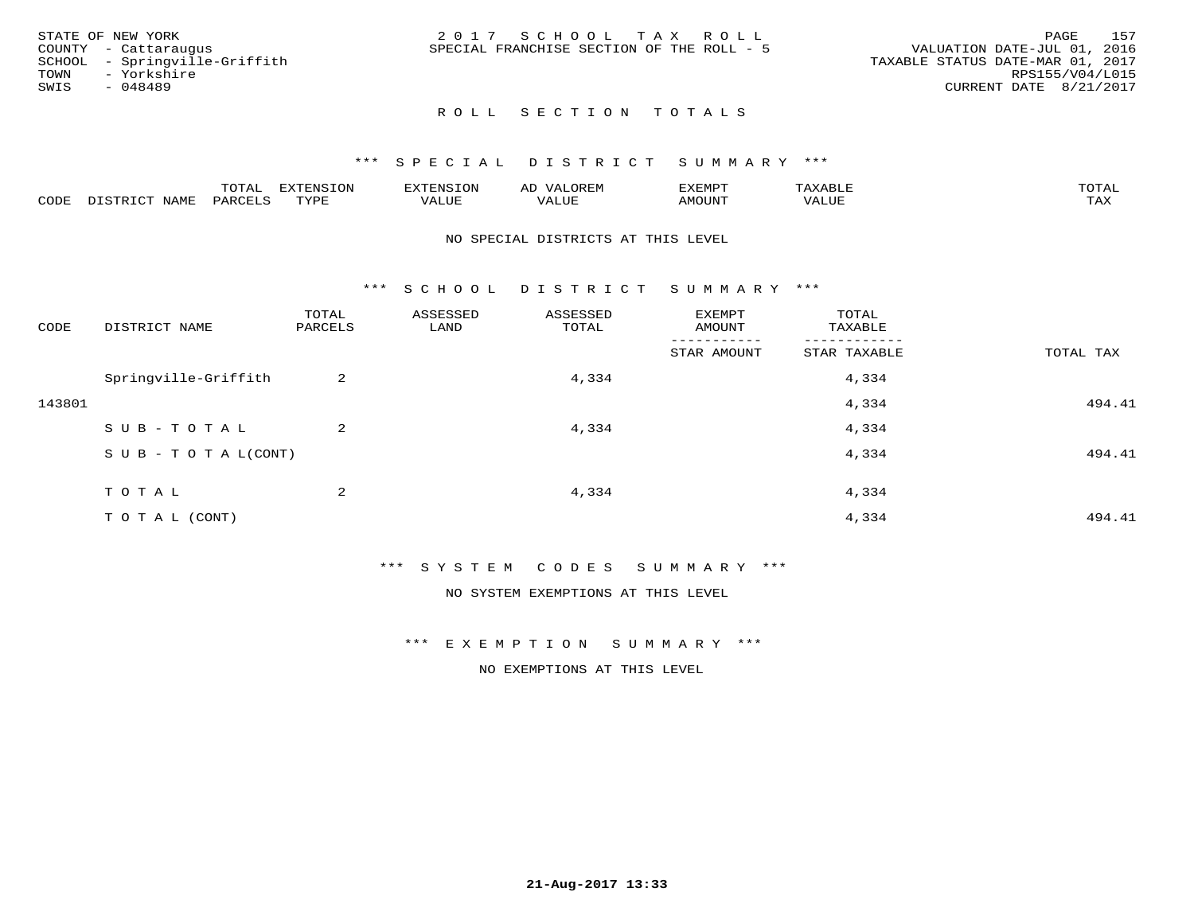STATE OF NEW YORK
COUNTY - Cattaraugus
SCHOOL - Springville-Griffith
TOWN - Yorkshire
SWIS - 048489

2 0 1 7 S C H O O L T A X R O L L
SPECIAL FRANCHISE SECTION OF THE ROLL - 5

VALUATION DATE-JUL 01, 2016
TAXABLE STATUS DATE-MAR 01, 2017
RPS155/V04/L015
CURRENT DATE 8/21/2017

## R O L L S E C T I O N T O T A L S

### *** S P E C I A L D I S T R I C T S U M M A R Y ***

| CODE | DISTRICT NAME | TOTAL PARCELS | EXTENSION TYPE | EXTENSION VALUE | AD VALOREM VALUE | EXEMPT AMOUNT | TAXABLE VALUE | TOTAL TAX |
|---|---|---|---|---|---|---|---|---|

NO SPECIAL DISTRICTS AT THIS LEVEL

### *** S C H O O L D I S T R I C T S U M M A R Y ***

| CODE | DISTRICT NAME | TOTAL PARCELS | ASSESSED LAND | ASSESSED TOTAL | EXEMPT AMOUNT / STAR AMOUNT | TOTAL TAXABLE / STAR TAXABLE | TOTAL TAX |
|---|---|---|---|---|---|---|---|
| | Springville-Griffith | 2 | | 4,334 | | 4,334 | |
| 143801 | | | | | | 4,334 | 494.41 |
| | S U B - T O T A L | 2 | | 4,334 | | 4,334 | |
| | S U B - T O T A L(CONT) | | | | | 4,334 | 494.41 |
| | T O T A L | 2 | | 4,334 | | 4,334 | |
| | T O T A L (CONT) | | | | | 4,334 | 494.41 |

### *** S Y S T E M C O D E S S U M M A R Y ***

NO SYSTEM EXEMPTIONS AT THIS LEVEL

### *** E X E M P T I O N S U M M A R Y ***

NO EXEMPTIONS AT THIS LEVEL

21-Aug-2017 13:33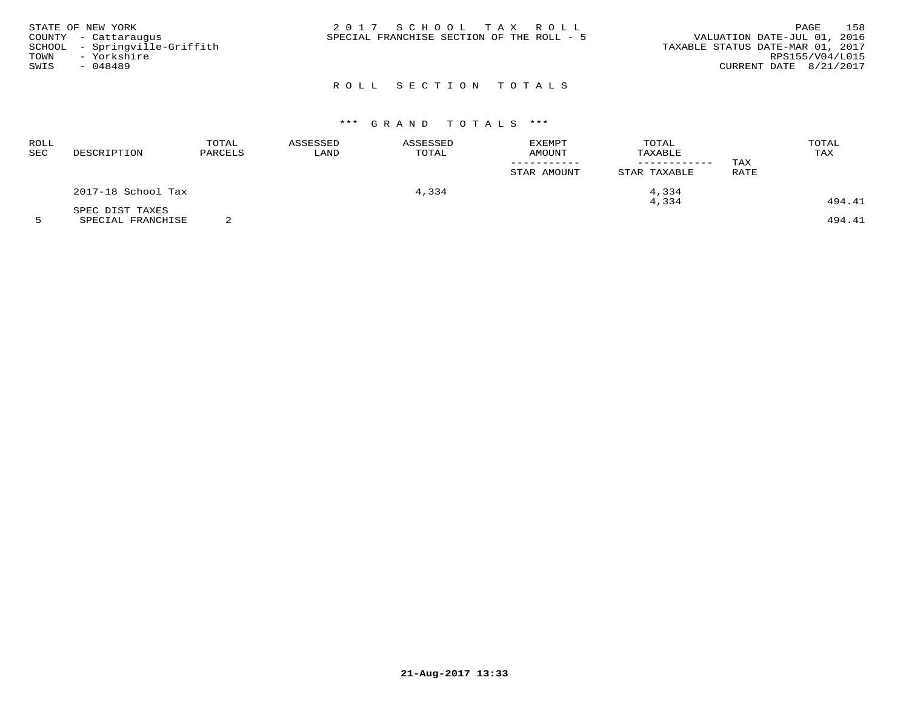STATE OF NEW YORK
COUNTY - Cattaraugus
SCHOOL - Springville-Griffith
TOWN - Yorkshire
SWIS - 048489

2017 SCHOOL TAX ROLL
SPECIAL FRANCHISE SECTION OF THE ROLL - 5

VALUATION DATE-JUL 01, 2016
TAXABLE STATUS DATE-MAR 01, 2017
RPS155/V04/L015
CURRENT DATE 8/21/2017

## ROLL SECTION TOTALS

### *** GRAND TOTALS ***

| ROLL SEC | DESCRIPTION | TOTAL PARCELS | ASSESSED LAND | ASSESSED TOTAL | EXEMPT AMOUNT / STAR AMOUNT | TOTAL TAXABLE / STAR TAXABLE | TAX RATE | TOTAL TAX |
|---|---|---|---|---|---|---|---|---|
| | 2017-18 School Tax | | | 4,334 | | 4,334 | | |
| | | | | | | 4,334 | | 494.41 |
| | SPEC DIST TAXES | | | | | | | |
| 5 | SPECIAL FRANCHISE | 2 | | | | | | 494.41 |

21-Aug-2017 13:33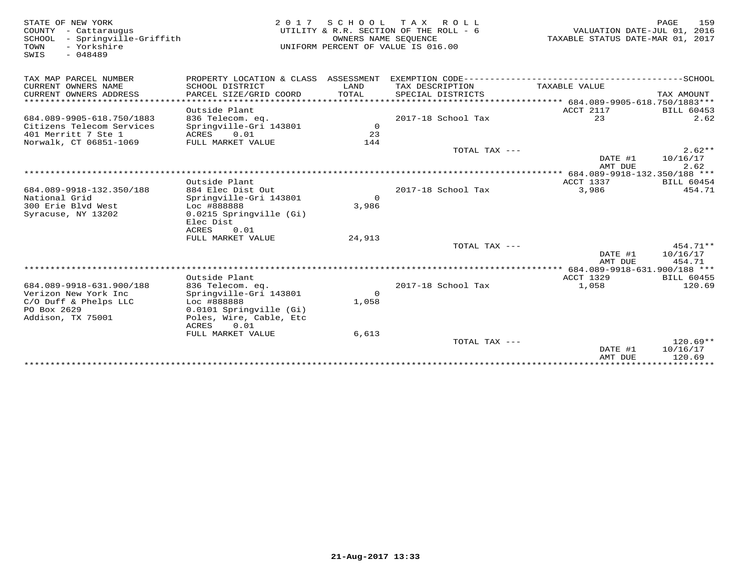STATE OF NEW YORK
COUNTY - Cattaraugus
SCHOOL - Springville-Griffith
TOWN - Yorkshire
SWIS - 048489

2 0 1 7 S C H O O L T A X R O L L
UTILITY & R.R. SECTION OF THE ROLL - 6
OWNERS NAME SEQUENCE
UNIFORM PERCENT OF VALUE IS 016.00

VALUATION DATE-JUL 01, 2016
TAXABLE STATUS DATE-MAR 01, 2017

| TAX MAP PARCEL NUMBER / CURRENT OWNERS NAME / CURRENT OWNERS ADDRESS | PROPERTY LOCATION & CLASS / SCHOOL DISTRICT / PARCEL SIZE/GRID COORD | ASSESSMENT LAND / TOTAL | EXEMPTION CODE / TAX DESCRIPTION / SPECIAL DISTRICTS | TAXABLE VALUE | SCHOOL TAX AMOUNT |
|---|---|---|---|---|---|
| **684.089-9905-618.750/1883** | Outside Plant | | | ACCT 2117 | BILL 60453 |
| 684.089-9905-618.750/1883 | 836 Telecom. eq. | | 2017-18 School Tax | 23 | 2.62 |
| Citizens Telecom Services | Springville-Gri 143801 | 0 | | | |
| 401 Merritt 7 Ste 1 | ACRES 0.01 | 23 | | | |
| Norwalk, CT 06851-1069 | FULL MARKET VALUE | 144 | | | |
| | | | TOTAL TAX --- | | 2.62** |
| | | | | DATE #1 | 10/16/17 |
| | | | | AMT DUE | 2.62 |
| **684.089-9918-132.350/188** | Outside Plant | | | ACCT 1337 | BILL 60454 |
| 684.089-9918-132.350/188 | 884 Elec Dist Out | | 2017-18 School Tax | 3,986 | 454.71 |
| National Grid | Springville-Gri 143801 | 0 | | | |
| 300 Erie Blvd West | Loc #888888 | 3,986 | | | |
| Syracuse, NY 13202 | 0.0215 Springville (Gi) | | | | |
| | Elec Dist | | | | |
| | ACRES 0.01 | | | | |
| | FULL MARKET VALUE | 24,913 | | | |
| | | | TOTAL TAX --- | | 454.71** |
| | | | | DATE #1 | 10/16/17 |
| | | | | AMT DUE | 454.71 |
| **684.089-9918-631.900/188** | Outside Plant | | | ACCT 1329 | BILL 60455 |
| 684.089-9918-631.900/188 | 836 Telecom. eq. | | 2017-18 School Tax | 1,058 | 120.69 |
| Verizon New York Inc | Springville-Gri 143801 | 0 | | | |
| C/O Duff & Phelps LLC | Loc #888888 | 1,058 | | | |
| PO Box 2629 | 0.0101 Springville (Gi) | | | | |
| Addison, TX 75001 | Poles, Wire, Cable, Etc | | | | |
| | ACRES 0.01 | | | | |
| | FULL MARKET VALUE | 6,613 | | | |
| | | | TOTAL TAX --- | | 120.69** |
| | | | | DATE #1 | 10/16/17 |
| | | | | AMT DUE | 120.69 |

21-Aug-2017 13:33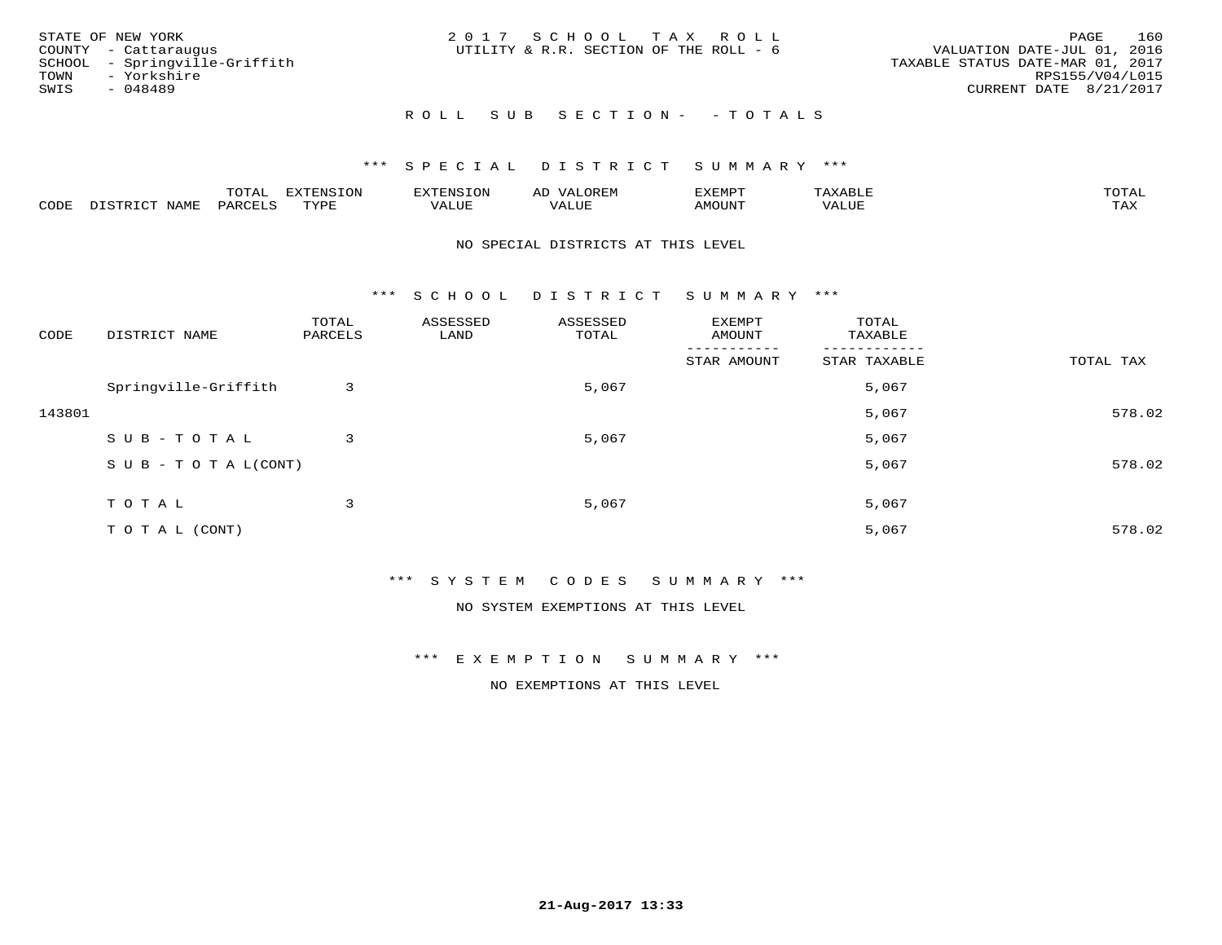STATE OF NEW YORK
COUNTY - Cattaraugus
SCHOOL - Springville-Griffith
TOWN - Yorkshire
SWIS - 048489

2017 SCHOOL TAX ROLL
UTILITY & R.R. SECTION OF THE ROLL - 6

VALUATION DATE-JUL 01, 2016
TAXABLE STATUS DATE-MAR 01, 2017
RPS155/V04/L015
CURRENT DATE 8/21/2017

ROLL SUB SECTION - - TOTALS

*** SPECIAL DISTRICT SUMMARY ***

| CODE | DISTRICT NAME | TOTAL PARCELS | EXTENSION TYPE | EXTENSION VALUE | AD VALOREM VALUE | EXEMPT AMOUNT | TAXABLE VALUE | TOTAL TAX |
|---|---|---|---|---|---|---|---|---|

NO SPECIAL DISTRICTS AT THIS LEVEL

*** SCHOOL DISTRICT SUMMARY ***

| CODE | DISTRICT NAME | TOTAL PARCELS | ASSESSED LAND | ASSESSED TOTAL | EXEMPT AMOUNT / STAR AMOUNT | TOTAL TAXABLE / STAR TAXABLE | TOTAL TAX |
|---|---|---|---|---|---|---|---|
| | Springville-Griffith | 3 | | 5,067 | | 5,067 | |
| 143801 | | | | | | 5,067 | 578.02 |
| | SUB-TOTAL | 3 | | 5,067 | | 5,067 | |
| | SUB-TOTAL(CONT) | | | | | 5,067 | 578.02 |
| | TOTAL | 3 | | 5,067 | | 5,067 | |
| | TOTAL (CONT) | | | | | 5,067 | 578.02 |

*** SYSTEM CODES SUMMARY ***

NO SYSTEM EXEMPTIONS AT THIS LEVEL

*** EXEMPTION SUMMARY ***

NO EXEMPTIONS AT THIS LEVEL

21-Aug-2017 13:33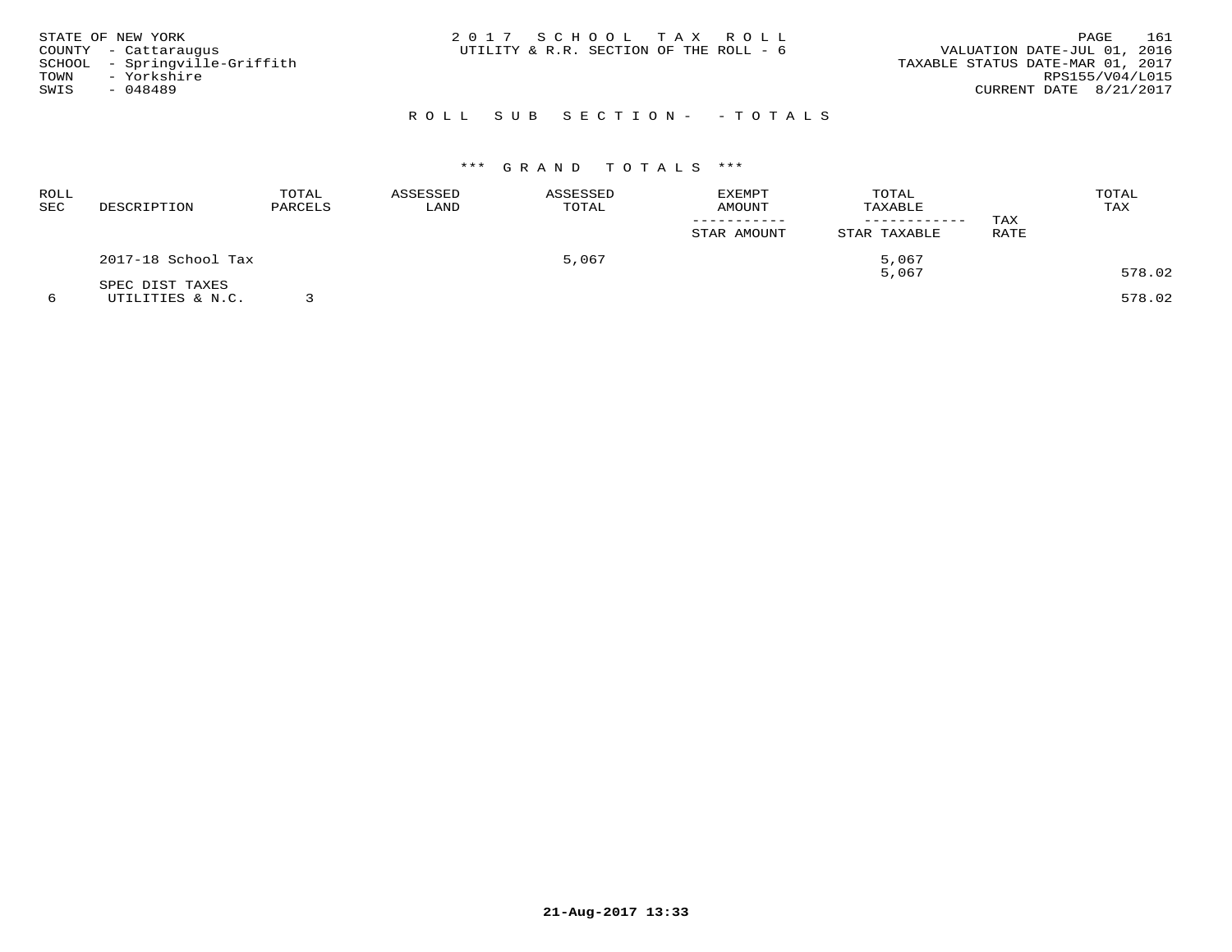STATE OF NEW YORK
COUNTY - Cattaraugus
SCHOOL - Springville-Griffith
TOWN - Yorkshire
SWIS - 048489

2 0 1 7 S C H O O L T A X R O L L
UTILITY & R.R. SECTION OF THE ROLL - 6

VALUATION DATE-JUL 01, 2016
TAXABLE STATUS DATE-MAR 01, 2017
RPS155/V04/L015
CURRENT DATE 8/21/2017

R O L L S U B S E C T I O N - - T O T A L S

\*\*\* G R A N D T O T A L S \*\*\*

| ROLL SEC | DESCRIPTION | TOTAL PARCELS | ASSESSED LAND | ASSESSED TOTAL | EXEMPT AMOUNT / STAR AMOUNT | TOTAL TAXABLE / STAR TAXABLE | TAX RATE | TOTAL TAX |
|---|---|---|---|---|---|---|---|---|
| | 2017-18 School Tax | | | 5,067 | | 5,067 | | |
| | | | | | | 5,067 | | 578.02 |
| | SPEC DIST TAXES | | | | | | | |
| 6 | UTILITIES & N.C. | 3 | | | | | | 578.02 |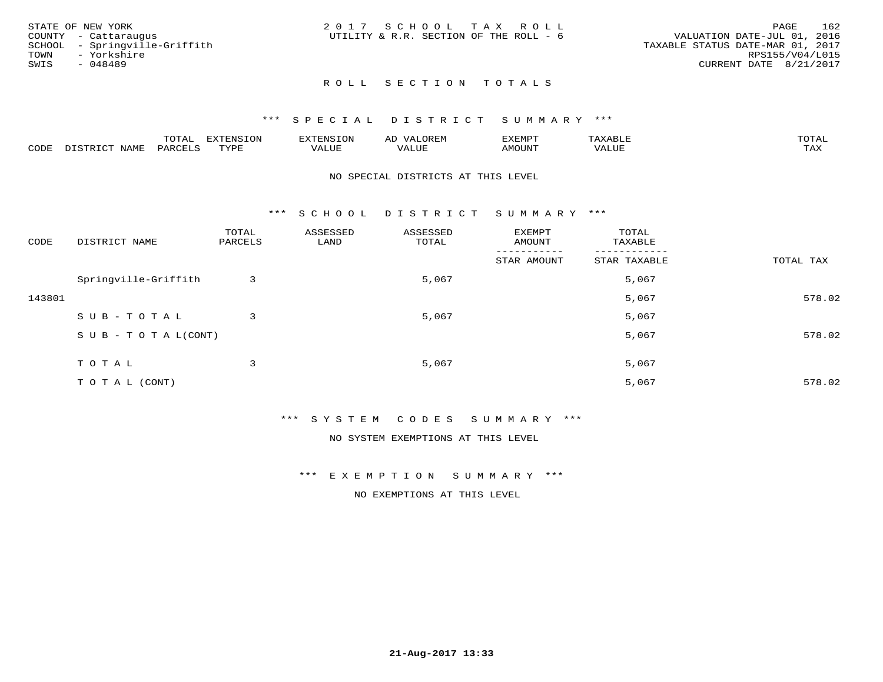STATE OF NEW YORK
COUNTY - Cattaraugus
SCHOOL - Springville-Griffith
TOWN - Yorkshire
SWIS - 048489

2017 SCHOOL TAX ROLL
UTILITY & R.R. SECTION OF THE ROLL - 6

VALUATION DATE-JUL 01, 2016
TAXABLE STATUS DATE-MAR 01, 2017
RPS155/V04/L015
CURRENT DATE 8/21/2017

## ROLL SECTION TOTALS

### *** SPECIAL DISTRICT SUMMARY ***

| CODE | DISTRICT NAME | TOTAL PARCELS | EXTENSION TYPE | EXTENSION VALUE | AD VALOREM VALUE | EXEMPT AMOUNT | TAXABLE VALUE | TOTAL TAX |
|---|---|---|---|---|---|---|---|---|

NO SPECIAL DISTRICTS AT THIS LEVEL

### *** SCHOOL DISTRICT SUMMARY ***

| CODE | DISTRICT NAME | TOTAL PARCELS | ASSESSED LAND | ASSESSED TOTAL | EXEMPT AMOUNT / STAR AMOUNT | TOTAL TAXABLE / STAR TAXABLE | TOTAL TAX |
|---|---|---|---|---|---|---|---|
| | Springville-Griffith | 3 | | 5,067 | | 5,067 | |
| 143801 | | | | | | 5,067 | 578.02 |
| | SUB-TOTAL | 3 | | 5,067 | | 5,067 | |
| | SUB-TOTAL(CONT) | | | | | 5,067 | 578.02 |
| | TOTAL | 3 | | 5,067 | | 5,067 | |
| | TOTAL (CONT) | | | | | 5,067 | 578.02 |

### *** SYSTEM CODES SUMMARY ***

NO SYSTEM EXEMPTIONS AT THIS LEVEL

### *** EXEMPTION SUMMARY ***

NO EXEMPTIONS AT THIS LEVEL

21-Aug-2017 13:33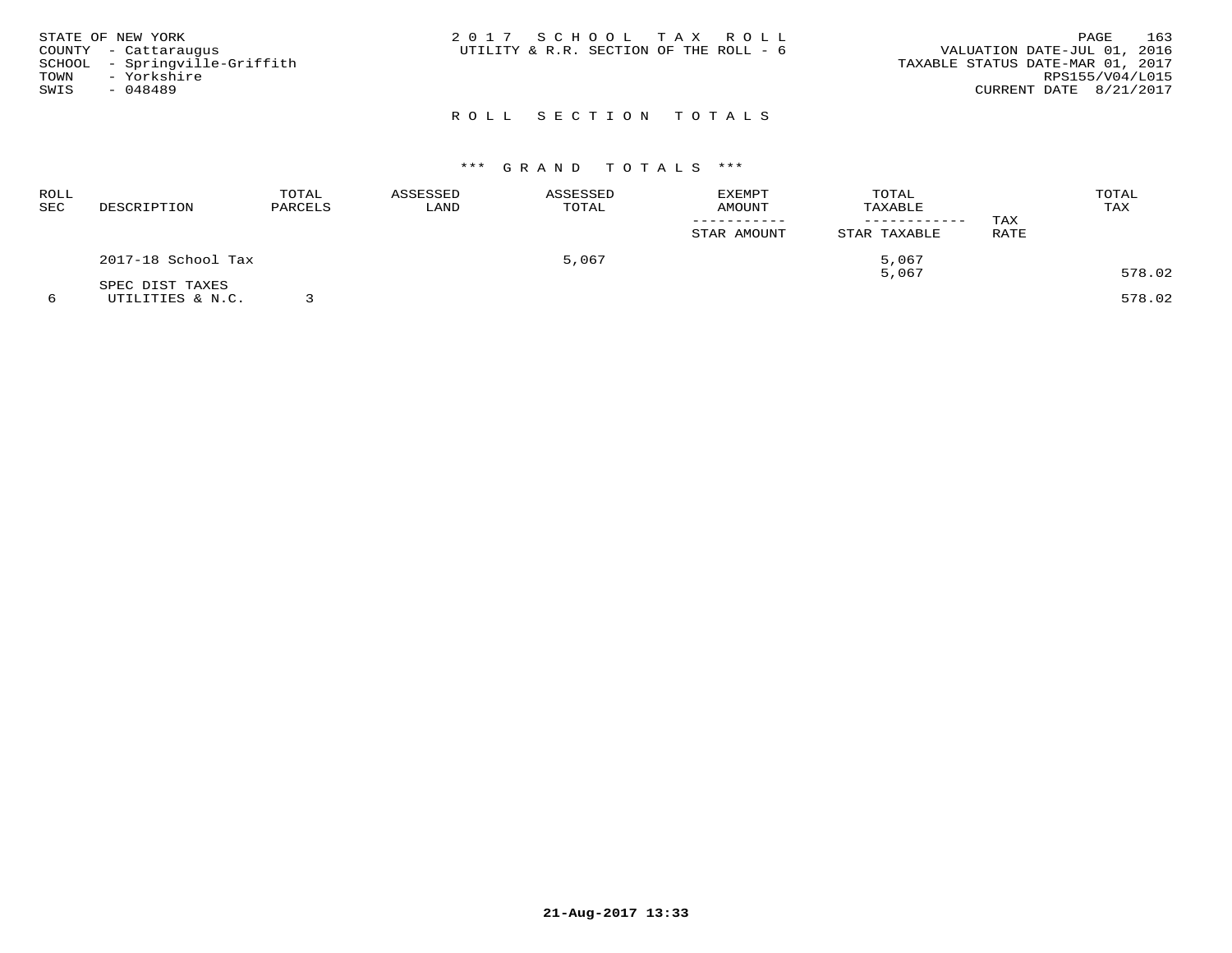STATE OF NEW YORK
COUNTY - Cattaraugus
SCHOOL - Springville-Griffith
TOWN - Yorkshire
SWIS - 048489

# 2017 SCHOOL TAX ROLL

UTILITY & R.R. SECTION OF THE ROLL - 6

VALUATION DATE-JUL 01, 2016
TAXABLE STATUS DATE-MAR 01, 2017
RPS155/V04/L015
CURRENT DATE 8/21/2017

## ROLL SECTION TOTALS

### *** GRAND TOTALS ***

| ROLL SEC | DESCRIPTION | TOTAL PARCELS | ASSESSED LAND | ASSESSED TOTAL | EXEMPT AMOUNT / STAR AMOUNT | TOTAL TAXABLE / STAR TAXABLE | TAX RATE | TOTAL TAX |
|---|---|---|---|---|---|---|---|---|
| | 2017-18 School Tax | | | 5,067 | | 5,067<br>5,067 | | 578.02 |
| | SPEC DIST TAXES | | | | | | | |
| 6 | UTILITIES & N.C. | 3 | | | | | | 578.02 |

21-Aug-2017 13:33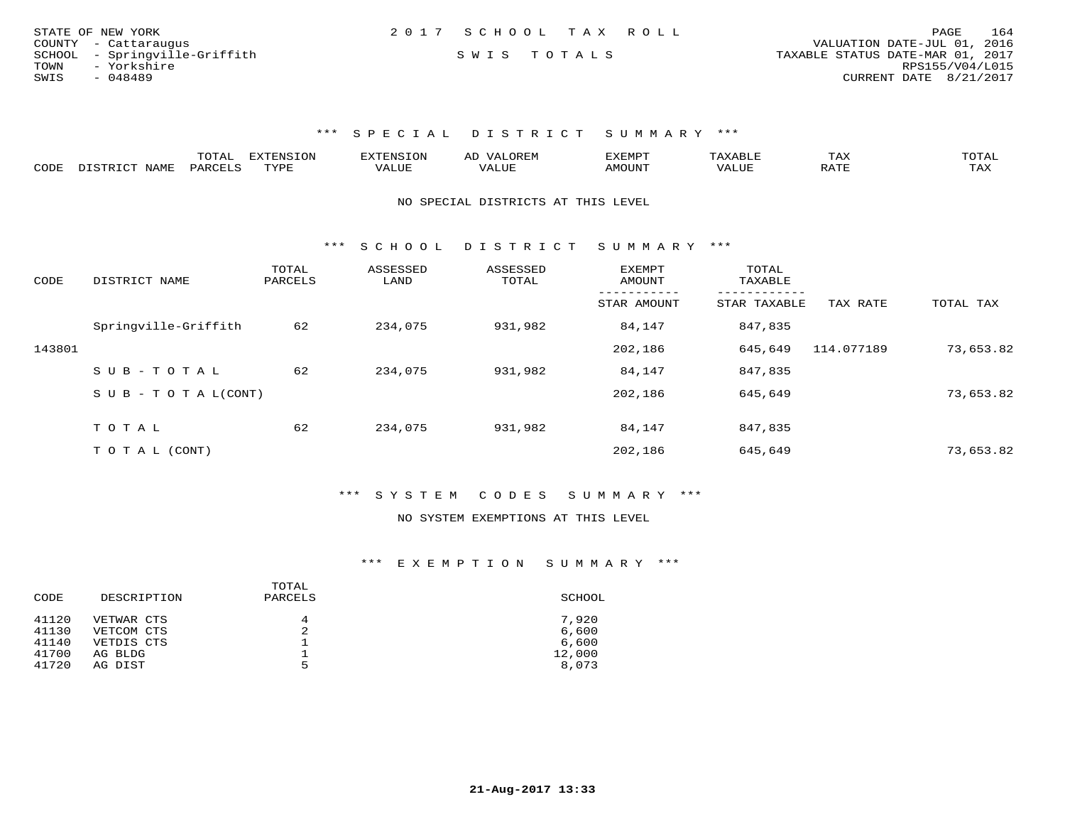STATE OF NEW YORK
COUNTY - Cattaraugus
SCHOOL - Springville-Griffith
TOWN - Yorkshire
SWIS - 048489

2 0 1 7 S C H O O L T A X R O L L

S W I S T O T A L S

VALUATION DATE-JUL 01, 2016
TAXABLE STATUS DATE-MAR 01, 2017
RPS155/V04/L015
CURRENT DATE 8/21/2017

### *** S P E C I A L D I S T R I C T S U M M A R Y ***

| CODE | DISTRICT NAME | TOTAL PARCELS | EXTENSION TYPE | EXTENSION VALUE | AD VALOREM VALUE | EXEMPT AMOUNT | TAXABLE VALUE | TAX RATE | TOTAL TAX |
|---|---|---|---|---|---|---|---|---|---|

NO SPECIAL DISTRICTS AT THIS LEVEL

### *** S C H O O L D I S T R I C T S U M M A R Y ***

| CODE | DISTRICT NAME | TOTAL PARCELS | ASSESSED LAND | ASSESSED TOTAL | EXEMPT AMOUNT / STAR AMOUNT | TOTAL TAXABLE / STAR TAXABLE | TAX RATE | TOTAL TAX |
|---|---|---|---|---|---|---|---|---|
| | Springville-Griffith | 62 | 234,075 | 931,982 | 84,147 | 847,835 | | |
| 143801 | | | | | 202,186 | 645,649 | 114.077189 | 73,653.82 |
| | S U B - T O T A L | 62 | 234,075 | 931,982 | 84,147 | 847,835 | | |
| | S U B - T O T A L(CONT) | | | | 202,186 | 645,649 | | 73,653.82 |
| | T O T A L | 62 | 234,075 | 931,982 | 84,147 | 847,835 | | |
| | T O T A L (CONT) | | | | 202,186 | 645,649 | | 73,653.82 |

### *** S Y S T E M C O D E S S U M M A R Y ***

NO SYSTEM EXEMPTIONS AT THIS LEVEL

### *** E X E M P T I O N S U M M A R Y ***

| CODE | DESCRIPTION | TOTAL PARCELS | SCHOOL |
|---|---|---|---|
| 41120 | VETWAR CTS | 4 | 7,920 |
| 41130 | VETCOM CTS | 2 | 6,600 |
| 41140 | VETDIS CTS | 1 | 6,600 |
| 41700 | AG BLDG | 1 | 12,000 |
| 41720 | AG DIST | 5 | 8,073 |

**21-Aug-2017 13:33**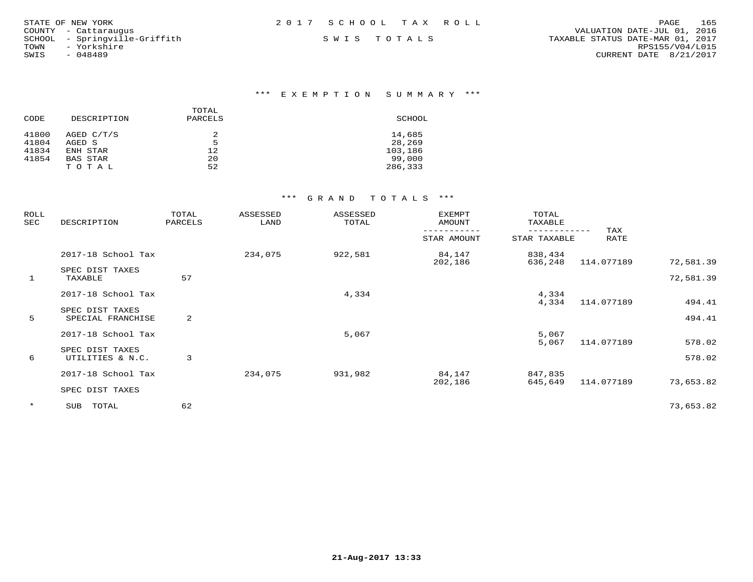STATE OF NEW YORK
COUNTY - Cattaraugus
SCHOOL - Springville-Griffith
TOWN - Yorkshire
SWIS - 048489

2 0 1 7 S C H O O L T A X R O L L

S W I S T O T A L S

VALUATION DATE-JUL 01, 2016
TAXABLE STATUS DATE-MAR 01, 2017
RPS155/V04/L015
CURRENT DATE 8/21/2017

## *** E X E M P T I O N S U M M A R Y ***

| CODE | DESCRIPTION | TOTAL PARCELS | SCHOOL |
|---|---|---|---|
| 41800 | AGED C/T/S | 2 | 14,685 |
| 41804 | AGED S | 5 | 28,269 |
| 41834 | ENH STAR | 12 | 103,186 |
| 41854 | BAS STAR | 20 | 99,000 |
| | T O T A L | 52 | 286,333 |

## *** G R A N D T O T A L S ***

| ROLL SEC | DESCRIPTION | TOTAL PARCELS | ASSESSED LAND | ASSESSED TOTAL | EXEMPT AMOUNT / STAR AMOUNT | TOTAL TAXABLE / STAR TAXABLE | TAX RATE | |
|---|---|---|---|---|---|---|---|---|
| | 2017-18 School Tax | | 234,075 | 922,581 | 84,147 | 838,434 | | |
| | | | | | 202,186 | 636,248 | 114.077189 | 72,581.39 |
| | SPEC DIST TAXES | | | | | | | |
| 1 | TAXABLE | 57 | | | | | | 72,581.39 |
| | 2017-18 School Tax | | | 4,334 | | 4,334 | | |
| | | | | | | 4,334 | 114.077189 | 494.41 |
| | SPEC DIST TAXES | | | | | | | |
| 5 | SPECIAL FRANCHISE | 2 | | | | | | 494.41 |
| | 2017-18 School Tax | | | 5,067 | | 5,067 | | |
| | | | | | | 5,067 | 114.077189 | 578.02 |
| | SPEC DIST TAXES | | | | | | | |
| 6 | UTILITIES & N.C. | 3 | | | | | | 578.02 |
| | 2017-18 School Tax | | 234,075 | 931,982 | 84,147 | 847,835 | | |
| | | | | | 202,186 | 645,649 | 114.077189 | 73,653.82 |
| | SPEC DIST TAXES | | | | | | | |
| * | SUB TOTAL | 62 | | | | | | 73,653.82 |

21-Aug-2017 13:33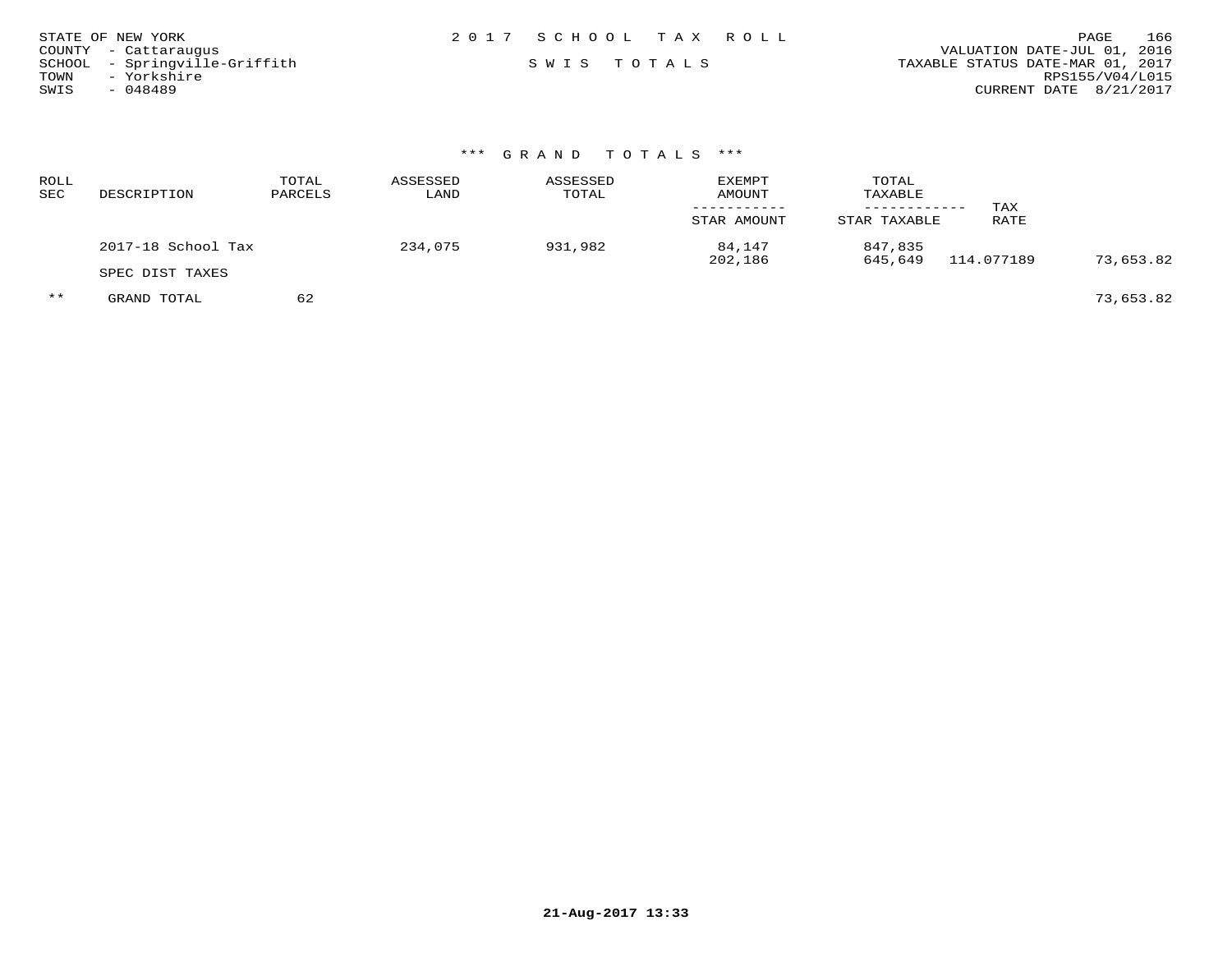STATE OF NEW YORK
COUNTY - Cattaraugus
SCHOOL - Springville-Griffith
TOWN - Yorkshire
SWIS - 048489

2 0 1 7 S C H O O L T A X R O L L

S W I S T O T A L S

VALUATION DATE-JUL 01, 2016
TAXABLE STATUS DATE-MAR 01, 2017
RPS155/V04/L015
CURRENT DATE 8/21/2017

*** G R A N D T O T A L S ***

| ROLL SEC | DESCRIPTION | TOTAL PARCELS | ASSESSED LAND | ASSESSED TOTAL | EXEMPT AMOUNT / STAR AMOUNT | TOTAL TAXABLE / STAR TAXABLE | TAX RATE | |
|---|---|---|---|---|---|---|---|---|
| | 2017-18 School Tax | | 234,075 | 931,982 | 84,147 | 847,835 | | |
| | | | | | 202,186 | 645,649 | 114.077189 | 73,653.82 |
| | SPEC DIST TAXES | | | | | | | |
| ** | GRAND TOTAL | 62 | | | | | | 73,653.82 |

21-Aug-2017 13:33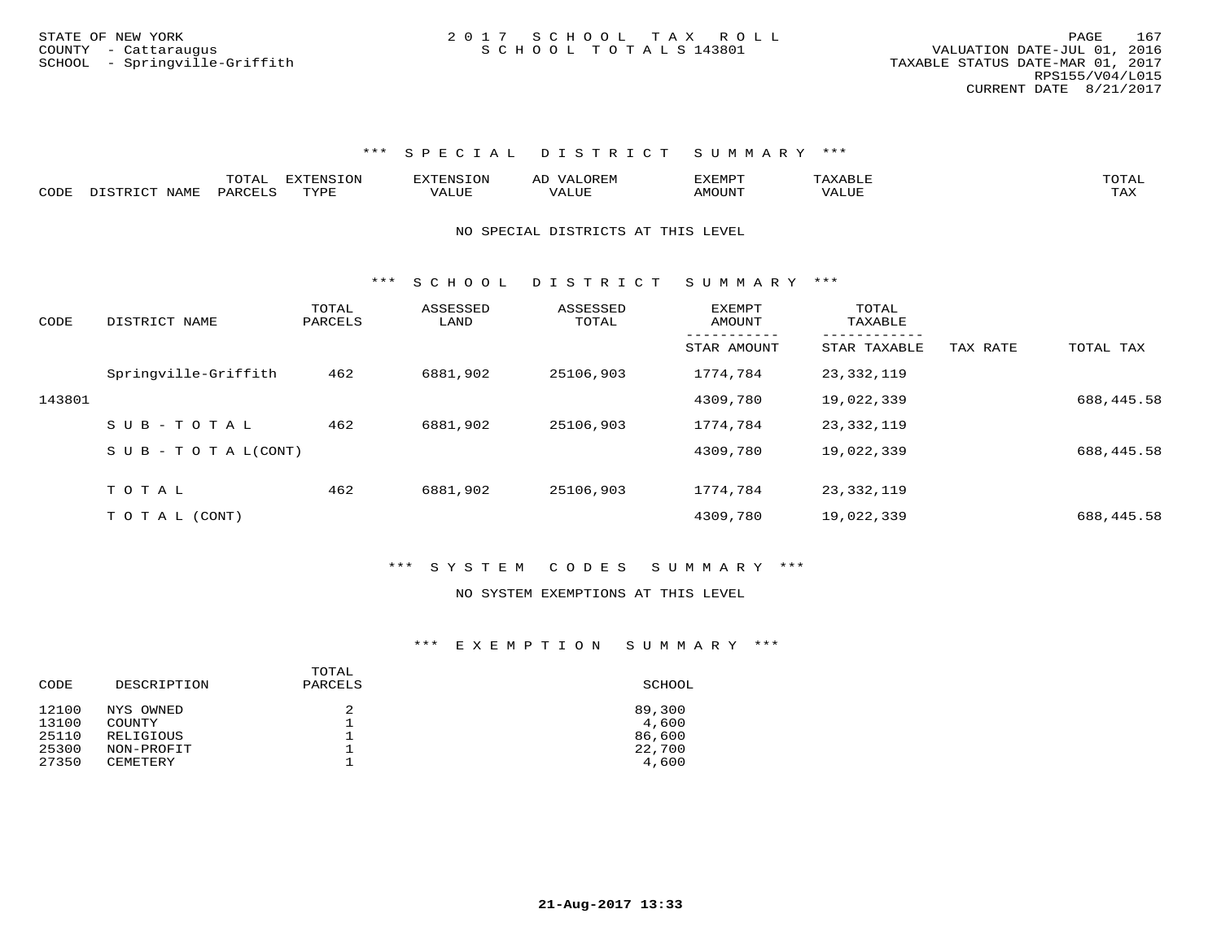STATE OF NEW YORK
COUNTY - Cattaraugus
SCHOOL - Springville-Griffith

2 0 1 7 S C H O O L T A X R O L L
S C H O O L T O T A L S 143801

VALUATION DATE-JUL 01, 2016
TAXABLE STATUS DATE-MAR 01, 2017
RPS155/V04/L015
CURRENT DATE 8/21/2017

### *** S P E C I A L D I S T R I C T S U M M A R Y ***

| CODE | DISTRICT NAME | TOTAL PARCELS | EXTENSION TYPE | EXTENSION VALUE | AD VALOREM VALUE | EXEMPT AMOUNT | TAXABLE VALUE | TOTAL TAX |
|---|---|---|---|---|---|---|---|---|

NO SPECIAL DISTRICTS AT THIS LEVEL

### *** S C H O O L D I S T R I C T S U M M A R Y ***

| CODE | DISTRICT NAME | TOTAL PARCELS | ASSESSED LAND | ASSESSED TOTAL | EXEMPT AMOUNT / STAR AMOUNT | TOTAL TAXABLE / STAR TAXABLE | TAX RATE | TOTAL TAX |
|---|---|---|---|---|---|---|---|---|
| | Springville-Griffith | 462 | 6881,902 | 25106,903 | 1774,784 | 23,332,119 | | |
| 143801 | | | | | 4309,780 | 19,022,339 | | 688,445.58 |
| | S U B - T O T A L | 462 | 6881,902 | 25106,903 | 1774,784 | 23,332,119 | | |
| | S U B - T O T A L(CONT) | | | | 4309,780 | 19,022,339 | | 688,445.58 |
| | T O T A L | 462 | 6881,902 | 25106,903 | 1774,784 | 23,332,119 | | |
| | T O T A L (CONT) | | | | 4309,780 | 19,022,339 | | 688,445.58 |

### *** S Y S T E M C O D E S S U M M A R Y ***

NO SYSTEM EXEMPTIONS AT THIS LEVEL

### *** E X E M P T I O N S U M M A R Y ***

| CODE | DESCRIPTION | TOTAL PARCELS | SCHOOL |
|---|---|---|---|
| 12100 | NYS OWNED | 2 | 89,300 |
| 13100 | COUNTY | 1 | 4,600 |
| 25110 | RELIGIOUS | 1 | 86,600 |
| 25300 | NON-PROFIT | 1 | 22,700 |
| 27350 | CEMETERY | 1 | 4,600 |

21-Aug-2017 13:33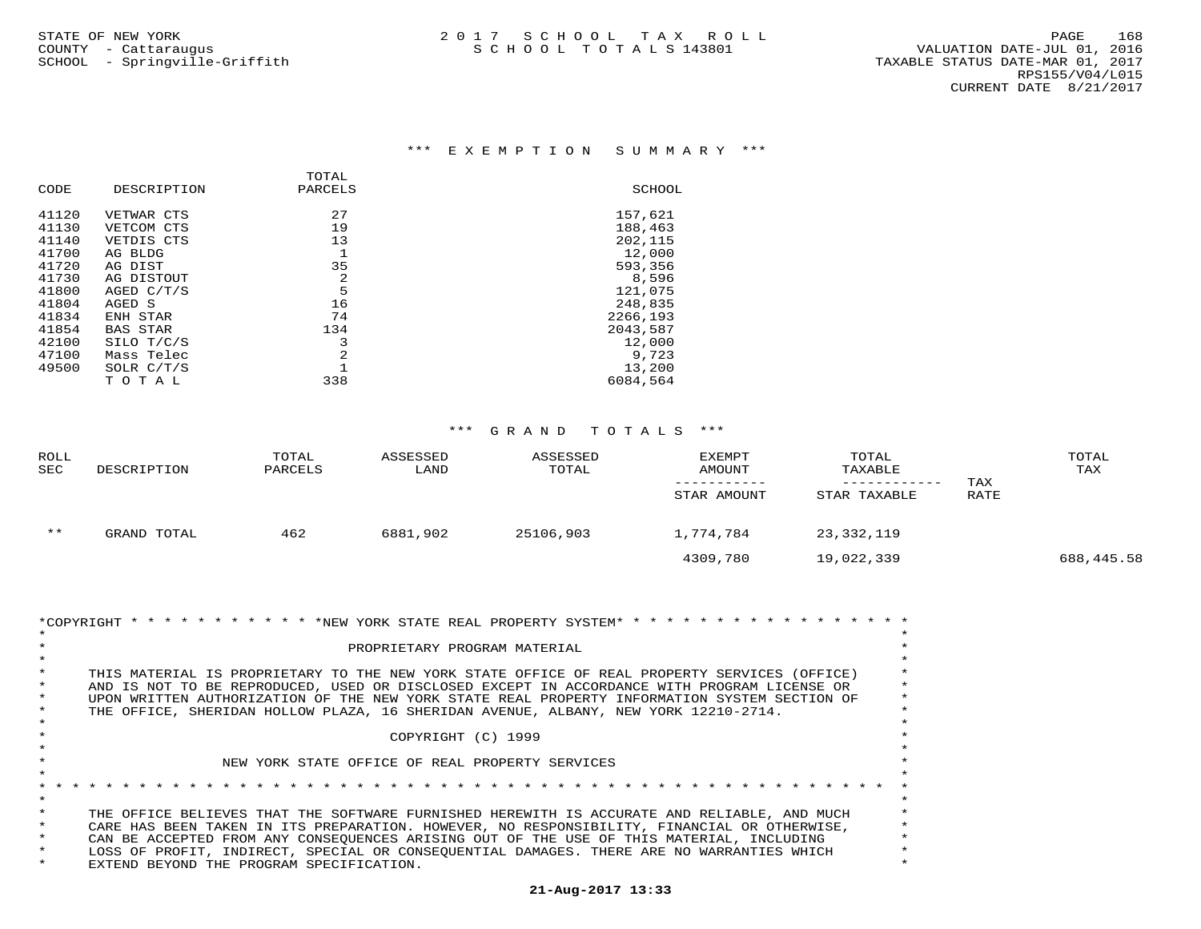STATE OF NEW YORK
COUNTY - Cattaraugus
SCHOOL - Springville-Griffith

2 0 1 7 S C H O O L T A X R O L L
S C H O O L T O T A L S 143801

VALUATION DATE-JUL 01, 2016
TAXABLE STATUS DATE-MAR 01, 2017
RPS155/V04/L015
CURRENT DATE 8/21/2017

## *** E X E M P T I O N S U M M A R Y ***

| CODE | DESCRIPTION | TOTAL PARCELS | SCHOOL |
|---|---|---|---|
| 41120 | VETWAR CTS | 27 | 157,621 |
| 41130 | VETCOM CTS | 19 | 188,463 |
| 41140 | VETDIS CTS | 13 | 202,115 |
| 41700 | AG BLDG | 1 | 12,000 |
| 41720 | AG DIST | 35 | 593,356 |
| 41730 | AG DISTOUT | 2 | 8,596 |
| 41800 | AGED C/T/S | 5 | 121,075 |
| 41804 | AGED S | 16 | 248,835 |
| 41834 | ENH STAR | 74 | 2266,193 |
| 41854 | BAS STAR | 134 | 2043,587 |
| 42100 | SILO T/C/S | 3 | 12,000 |
| 47100 | Mass Telec | 2 | 9,723 |
| 49500 | SOLR C/T/S | 1 | 13,200 |
| | T O T A L | 338 | 6084,564 |

## *** G R A N D T O T A L S ***

| ROLL SEC | DESCRIPTION | TOTAL PARCELS | ASSESSED LAND | ASSESSED TOTAL | EXEMPT AMOUNT / STAR AMOUNT | TOTAL TAXABLE / STAR TAXABLE | TAX RATE | TOTAL TAX |
|---|---|---|---|---|---|---|---|---|
| ** | GRAND TOTAL | 462 | 6881,902 | 25106,903 | 1,774,784 | 23,332,119 | | |
| | | | | | 4309,780 | 19,022,339 | | 688,445.58 |

```
*COPYRIGHT * * * * * * * * * * * *NEW YORK STATE REAL PROPERTY SYSTEM* * * * * * * * * * * * * * * * * *
*                                                                                                        *
*                                     PROPRIETARY PROGRAM MATERIAL                                       *
*                                                                                                        *
*     THIS MATERIAL IS PROPRIETARY TO THE NEW YORK STATE OFFICE OF REAL PROPERTY SERVICES (OFFICE)       *
*     AND IS NOT TO BE REPRODUCED, USED OR DISCLOSED EXCEPT IN ACCORDANCE WITH PROGRAM LICENSE OR        *
*     UPON WRITTEN AUTHORIZATION OF THE NEW YORK STATE REAL PROPERTY INFORMATION SYSTEM SECTION OF       *
*     THE OFFICE, SHERIDAN HOLLOW PLAZA, 16 SHERIDAN AVENUE, ALBANY, NEW YORK 12210-2714.                *
*                                                                                                        *
*                                         COPYRIGHT (C) 1999                                             *
*                                                                                                        *
*                            NEW YORK STATE OFFICE OF REAL PROPERTY SERVICES                             *
*                                                                                                        *
* * * * * * * * * * * * * * * * * * * * * * * * * * * * * * * * * * * * * * * * * * * * * * * * * * * *
*                                                                                                        *
*     THE OFFICE BELIEVES THAT THE SOFTWARE FURNISHED HEREWITH IS ACCURATE AND RELIABLE, AND MUCH        *
*     CARE HAS BEEN TAKEN IN ITS PREPARATION. HOWEVER, NO RESPONSIBILITY, FINANCIAL OR OTHERWISE,        *
*     CAN BE ACCEPTED FROM ANY CONSEQUENCES ARISING OUT OF THE USE OF THIS MATERIAL, INCLUDING           *
*     LOSS OF PROFIT, INDIRECT, SPECIAL OR CONSEQUENTIAL DAMAGES. THERE ARE NO WARRANTIES WHICH          *
*     EXTEND BEYOND THE PROGRAM SPECIFICATION.                                                           *
```

21-Aug-2017 13:33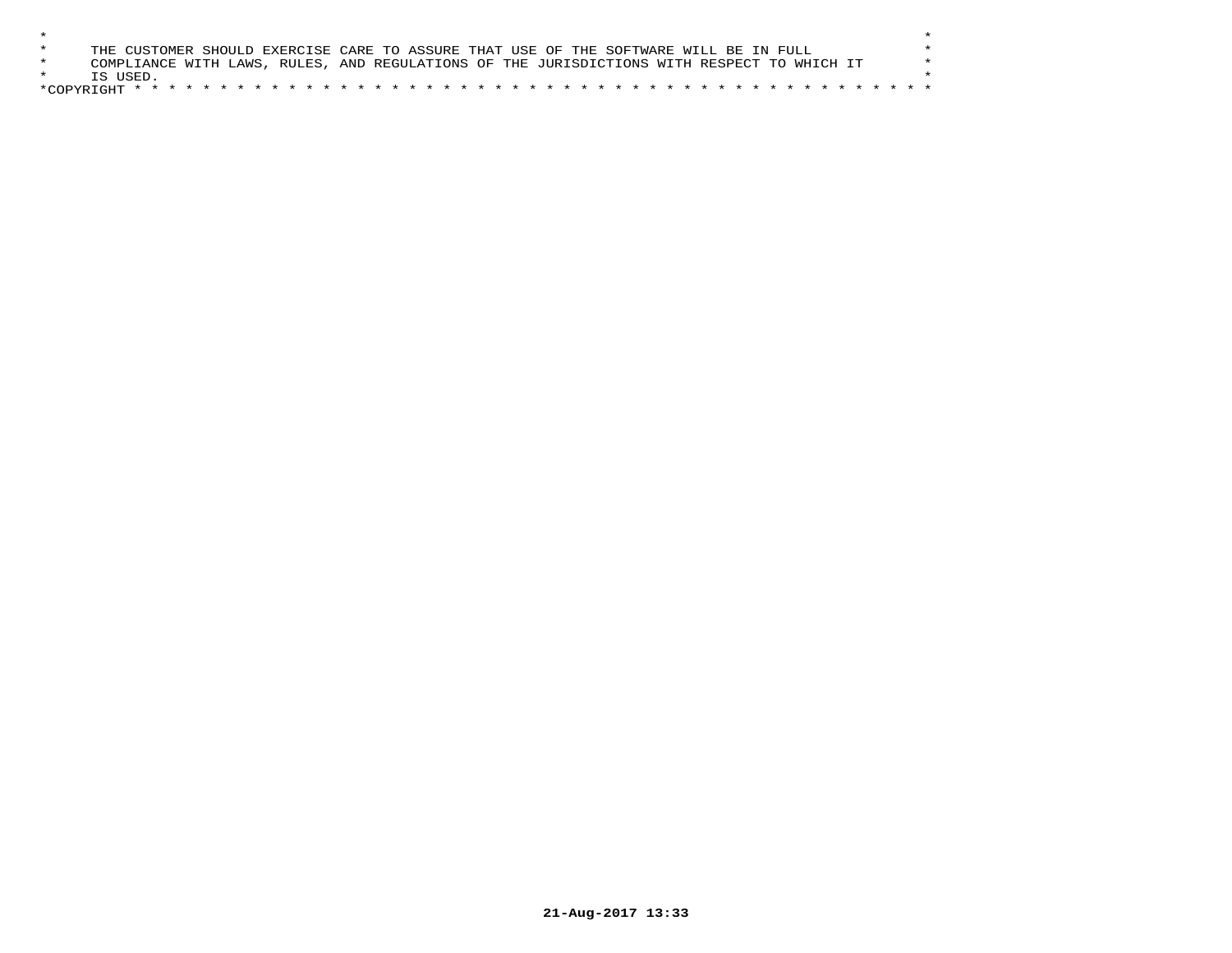```
*                                                                                              *
*     THE CUSTOMER SHOULD EXERCISE CARE TO ASSURE THAT USE OF THE SOFTWARE WILL BE IN FULL     *
*     COMPLIANCE WITH LAWS, RULES, AND REGULATIONS OF THE JURISDICTIONS WITH RESPECT TO WHICH IT *
*     IS USED.                                                                                 *
*COPYRIGHT * * * * * * * * * * * * * * * * * * * * * * * * * * * * * * * * * * * * * * * * * * * *
```

**21-Aug-2017 13:33**